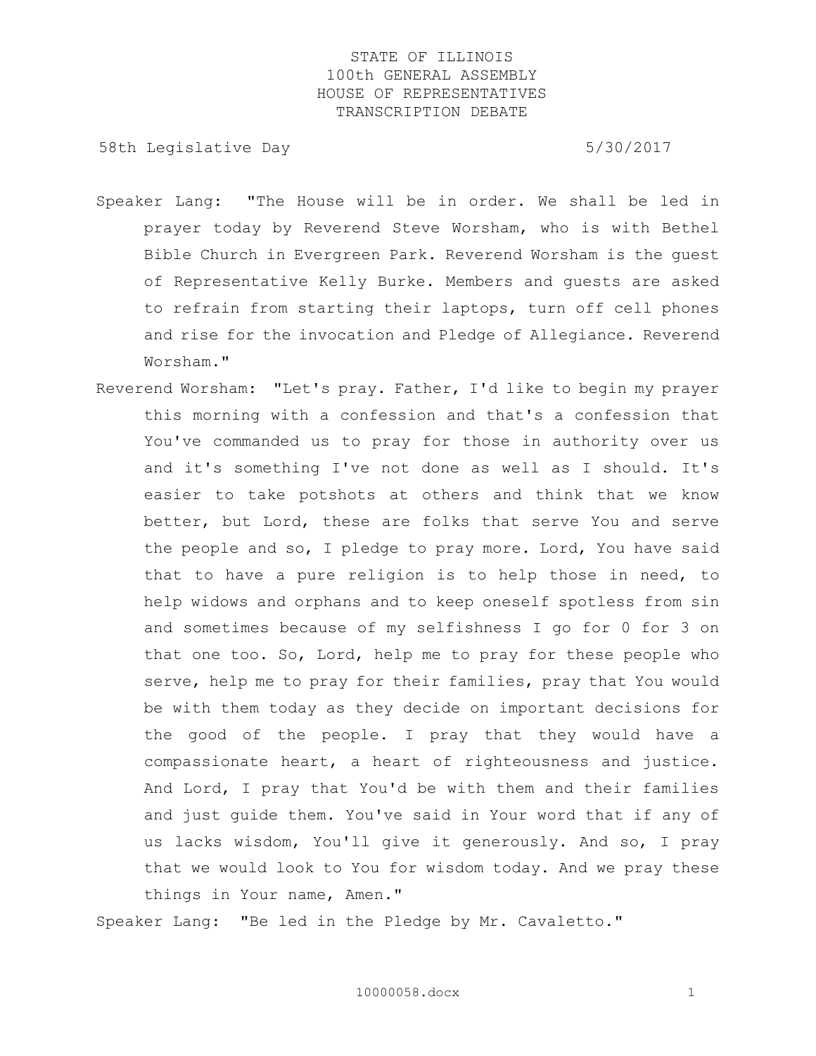STATE OF ILLINOIS
100th GENERAL ASSEMBLY
HOUSE OF REPRESENTATIVES
TRANSCRIPTION DEBATE

58th Legislative Day 5/30/2017

Speaker Lang: "The House will be in order. We shall be led in prayer today by Reverend Steve Worsham, who is with Bethel Bible Church in Evergreen Park. Reverend Worsham is the guest of Representative Kelly Burke. Members and guests are asked to refrain from starting their laptops, turn off cell phones and rise for the invocation and Pledge of Allegiance. Reverend Worsham."

Reverend Worsham: "Let's pray. Father, I'd like to begin my prayer this morning with a confession and that's a confession that You've commanded us to pray for those in authority over us and it's something I've not done as well as I should. It's easier to take potshots at others and think that we know better, but Lord, these are folks that serve You and serve the people and so, I pledge to pray more. Lord, You have said that to have a pure religion is to help those in need, to help widows and orphans and to keep oneself spotless from sin and sometimes because of my selfishness I go for 0 for 3 on that one too. So, Lord, help me to pray for these people who serve, help me to pray for their families, pray that You would be with them today as they decide on important decisions for the good of the people. I pray that they would have a compassionate heart, a heart of righteousness and justice. And Lord, I pray that You'd be with them and their families and just guide them. You've said in Your word that if any of us lacks wisdom, You'll give it generously. And so, I pray that we would look to You for wisdom today. And we pray these things in Your name, Amen."

Speaker Lang: "Be led in the Pledge by Mr. Cavaletto."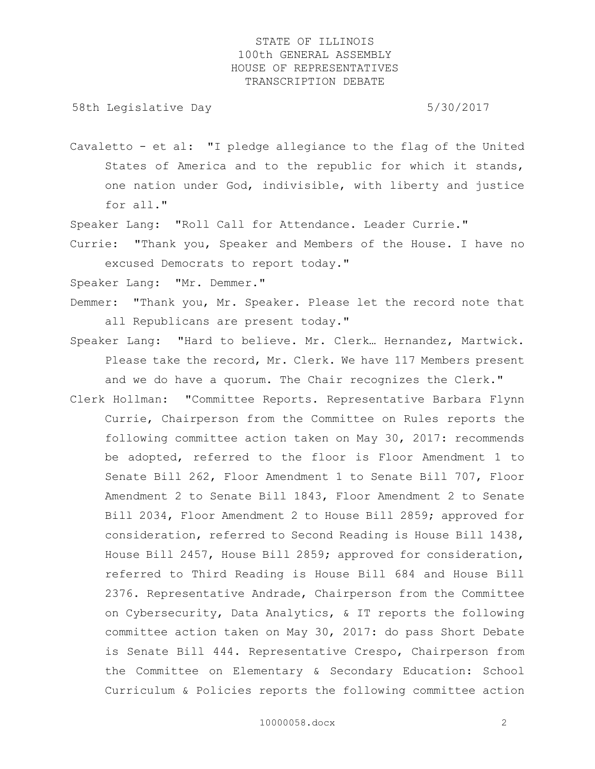Cavaletto - et al: "I pledge allegiance to the flag of the United States of America and to the republic for which it stands, one nation under God, indivisible, with liberty and justice for all."

Speaker Lang: "Roll Call for Attendance. Leader Currie."

Currie: "Thank you, Speaker and Members of the House. I have no excused Democrats to report today."

Speaker Lang: "Mr. Demmer."

Demmer: "Thank you, Mr. Speaker. Please let the record note that all Republicans are present today."

Speaker Lang: "Hard to believe. Mr. Clerk… Hernandez, Martwick. Please take the record, Mr. Clerk. We have 117 Members present and we do have a quorum. The Chair recognizes the Clerk."

Clerk Hollman: "Committee Reports. Representative Barbara Flynn Currie, Chairperson from the Committee on Rules reports the following committee action taken on May 30, 2017: recommends be adopted, referred to the floor is Floor Amendment 1 to Senate Bill 262, Floor Amendment 1 to Senate Bill 707, Floor Amendment 2 to Senate Bill 1843, Floor Amendment 2 to Senate Bill 2034, Floor Amendment 2 to House Bill 2859; approved for consideration, referred to Second Reading is House Bill 1438, House Bill 2457, House Bill 2859; approved for consideration, referred to Third Reading is House Bill 684 and House Bill 2376. Representative Andrade, Chairperson from the Committee on Cybersecurity, Data Analytics, & IT reports the following committee action taken on May 30, 2017: do pass Short Debate is Senate Bill 444. Representative Crespo, Chairperson from the Committee on Elementary & Secondary Education: School Curriculum & Policies reports the following committee action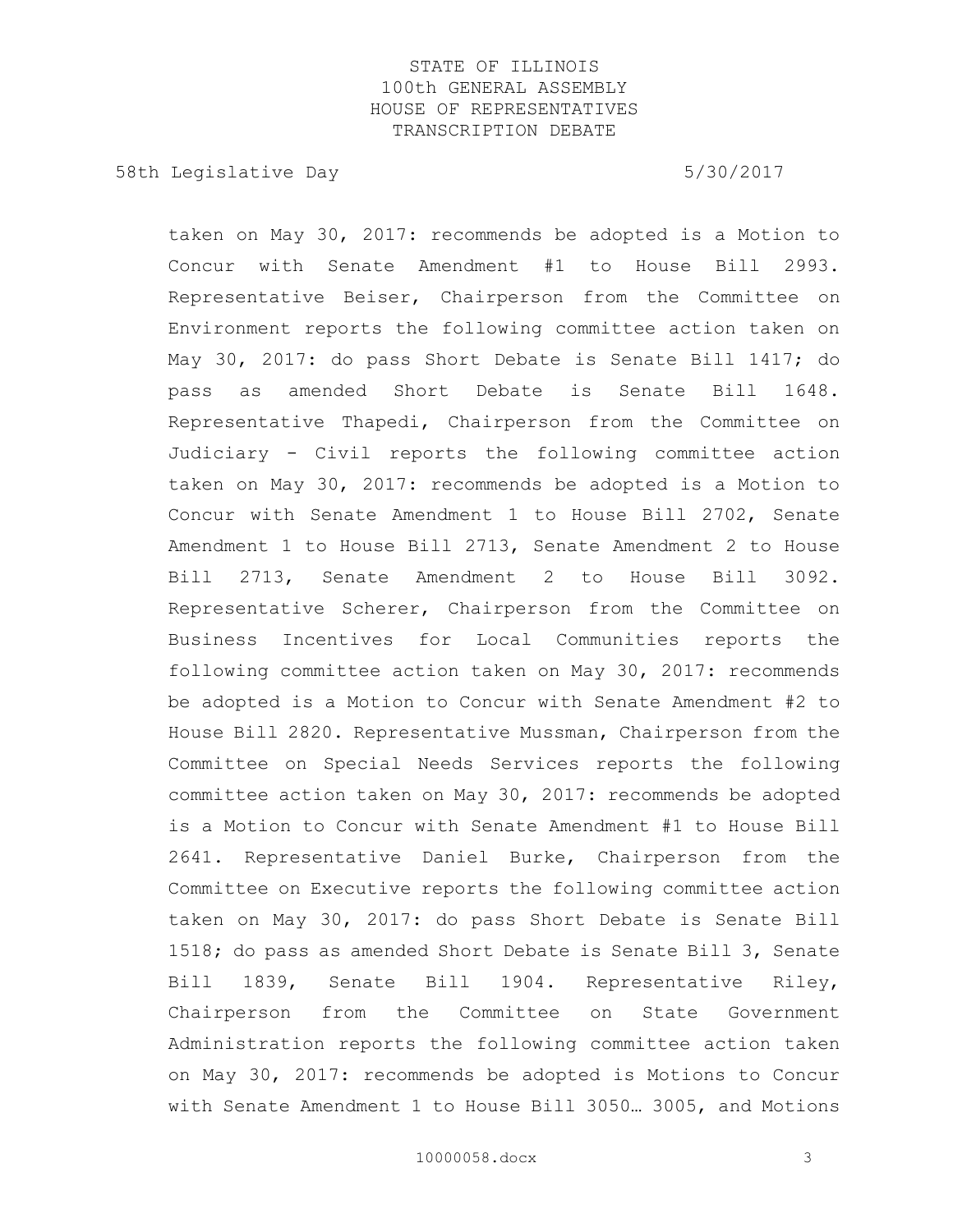taken on May 30, 2017: recommends be adopted is a Motion to Concur with Senate Amendment #1 to House Bill 2993. Representative Beiser, Chairperson from the Committee on Environment reports the following committee action taken on May 30, 2017: do pass Short Debate is Senate Bill 1417; do pass as amended Short Debate is Senate Bill 1648. Representative Thapedi, Chairperson from the Committee on Judiciary - Civil reports the following committee action taken on May 30, 2017: recommends be adopted is a Motion to Concur with Senate Amendment 1 to House Bill 2702, Senate Amendment 1 to House Bill 2713, Senate Amendment 2 to House Bill 2713, Senate Amendment 2 to House Bill 3092. Representative Scherer, Chairperson from the Committee on Business Incentives for Local Communities reports the following committee action taken on May 30, 2017: recommends be adopted is a Motion to Concur with Senate Amendment #2 to House Bill 2820. Representative Mussman, Chairperson from the Committee on Special Needs Services reports the following committee action taken on May 30, 2017: recommends be adopted is a Motion to Concur with Senate Amendment #1 to House Bill 2641. Representative Daniel Burke, Chairperson from the Committee on Executive reports the following committee action taken on May 30, 2017: do pass Short Debate is Senate Bill 1518; do pass as amended Short Debate is Senate Bill 3, Senate Bill 1839, Senate Bill 1904. Representative Riley, Chairperson from the Committee on State Government Administration reports the following committee action taken on May 30, 2017: recommends be adopted is Motions to Concur with Senate Amendment 1 to House Bill 3050… 3005, and Motions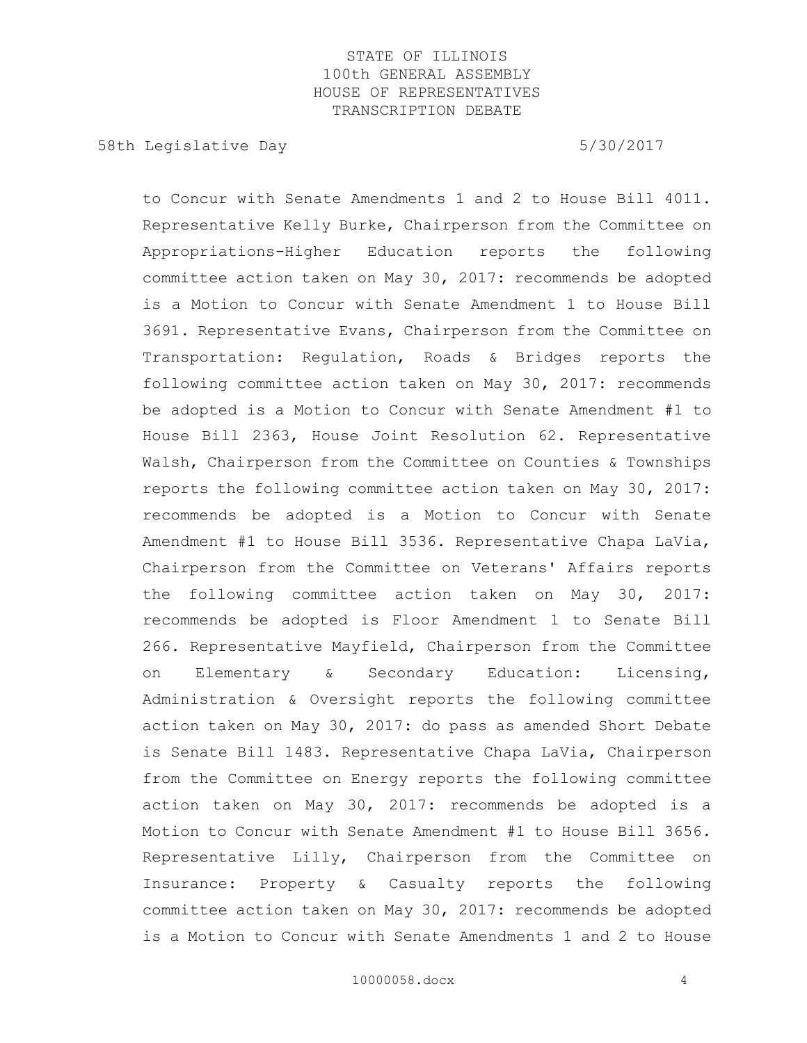to Concur with Senate Amendments 1 and 2 to House Bill 4011. Representative Kelly Burke, Chairperson from the Committee on Appropriations-Higher Education reports the following committee action taken on May 30, 2017: recommends be adopted is a Motion to Concur with Senate Amendment 1 to House Bill 3691. Representative Evans, Chairperson from the Committee on Transportation: Regulation, Roads & Bridges reports the following committee action taken on May 30, 2017: recommends be adopted is a Motion to Concur with Senate Amendment #1 to House Bill 2363, House Joint Resolution 62. Representative Walsh, Chairperson from the Committee on Counties & Townships reports the following committee action taken on May 30, 2017: recommends be adopted is a Motion to Concur with Senate Amendment #1 to House Bill 3536. Representative Chapa LaVia, Chairperson from the Committee on Veterans' Affairs reports the following committee action taken on May 30, 2017: recommends be adopted is Floor Amendment 1 to Senate Bill 266. Representative Mayfield, Chairperson from the Committee on Elementary & Secondary Education: Licensing, Administration & Oversight reports the following committee action taken on May 30, 2017: do pass as amended Short Debate is Senate Bill 1483. Representative Chapa LaVia, Chairperson from the Committee on Energy reports the following committee action taken on May 30, 2017: recommends be adopted is a Motion to Concur with Senate Amendment #1 to House Bill 3656. Representative Lilly, Chairperson from the Committee on Insurance: Property & Casualty reports the following committee action taken on May 30, 2017: recommends be adopted is a Motion to Concur with Senate Amendments 1 and 2 to House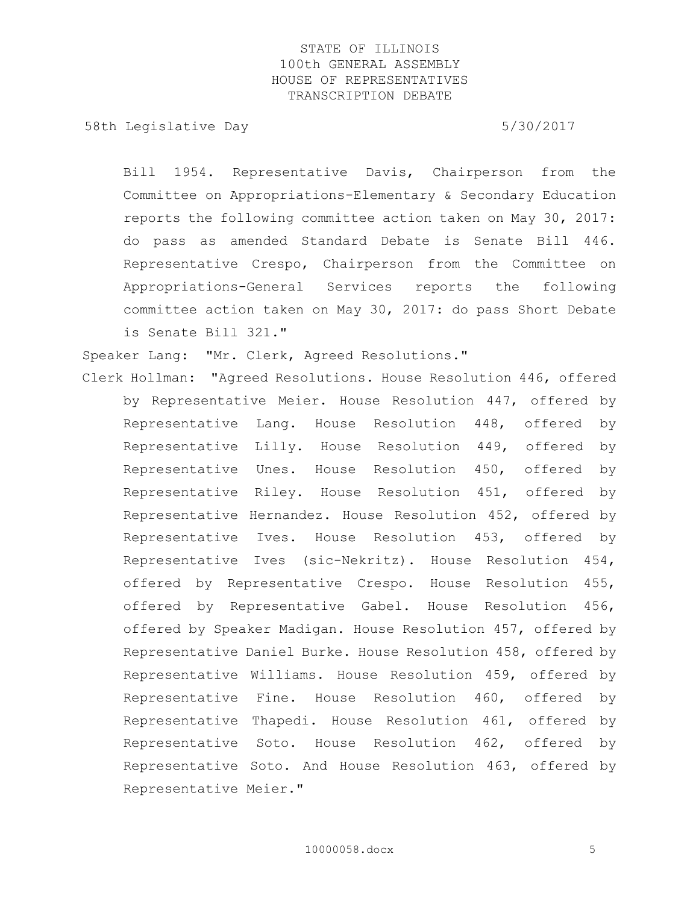Bill 1954. Representative Davis, Chairperson from the Committee on Appropriations-Elementary & Secondary Education reports the following committee action taken on May 30, 2017: do pass as amended Standard Debate is Senate Bill 446. Representative Crespo, Chairperson from the Committee on Appropriations-General Services reports the following committee action taken on May 30, 2017: do pass Short Debate is Senate Bill 321."

Speaker Lang: "Mr. Clerk, Agreed Resolutions."

Clerk Hollman: "Agreed Resolutions. House Resolution 446, offered by Representative Meier. House Resolution 447, offered by Representative Lang. House Resolution 448, offered by Representative Lilly. House Resolution 449, offered by Representative Unes. House Resolution 450, offered by Representative Riley. House Resolution 451, offered by Representative Hernandez. House Resolution 452, offered by Representative Ives. House Resolution 453, offered by Representative Ives (sic-Nekritz). House Resolution 454, offered by Representative Crespo. House Resolution 455, offered by Representative Gabel. House Resolution 456, offered by Speaker Madigan. House Resolution 457, offered by Representative Daniel Burke. House Resolution 458, offered by Representative Williams. House Resolution 459, offered by Representative Fine. House Resolution 460, offered by Representative Thapedi. House Resolution 461, offered by Representative Soto. House Resolution 462, offered by Representative Soto. And House Resolution 463, offered by Representative Meier."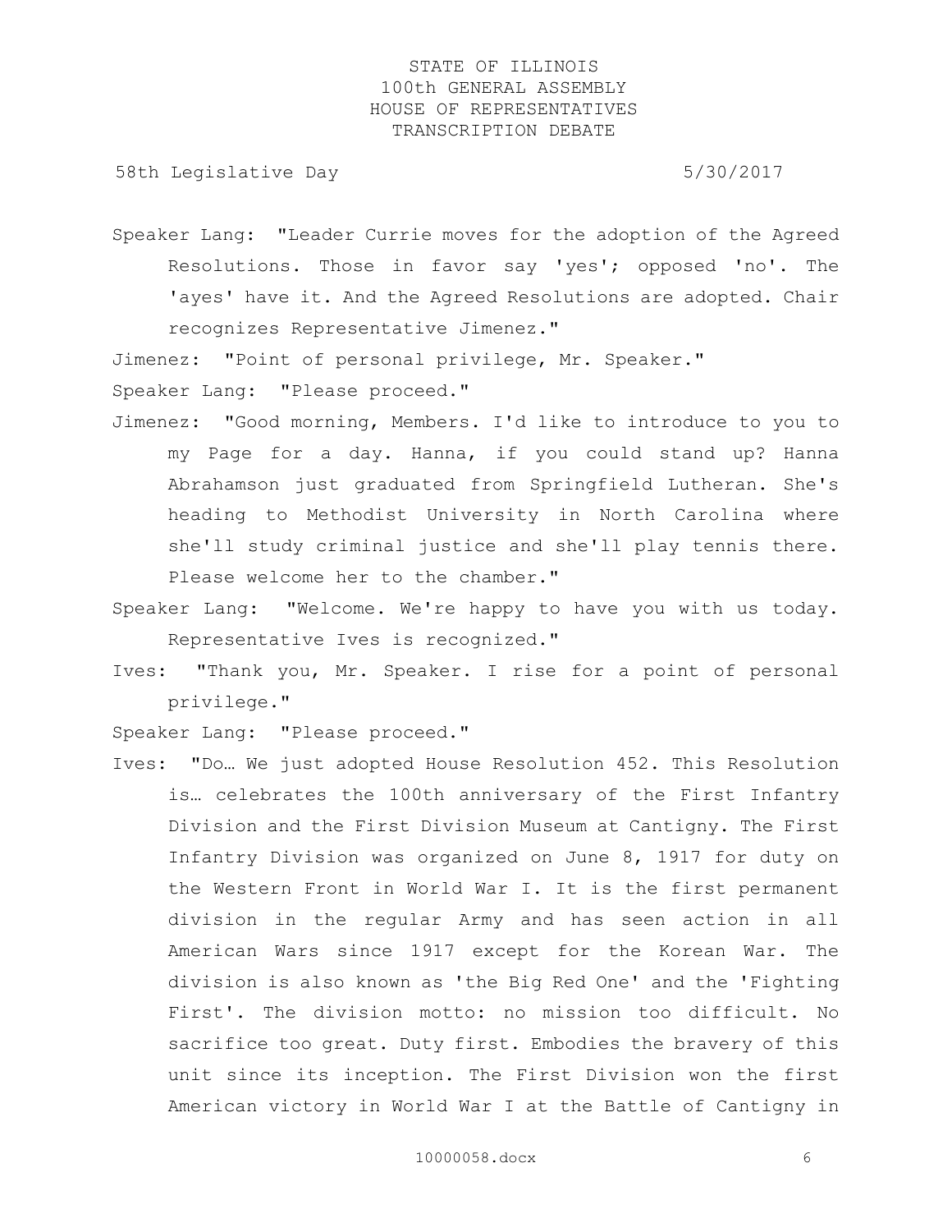Speaker Lang: "Leader Currie moves for the adoption of the Agreed Resolutions. Those in favor say 'yes'; opposed 'no'. The 'ayes' have it. And the Agreed Resolutions are adopted. Chair recognizes Representative Jimenez."

Jimenez: "Point of personal privilege, Mr. Speaker."

Speaker Lang: "Please proceed."

Jimenez: "Good morning, Members. I'd like to introduce to you to my Page for a day. Hanna, if you could stand up? Hanna Abrahamson just graduated from Springfield Lutheran. She's heading to Methodist University in North Carolina where she'll study criminal justice and she'll play tennis there. Please welcome her to the chamber."

Speaker Lang: "Welcome. We're happy to have you with us today. Representative Ives is recognized."

Ives: "Thank you, Mr. Speaker. I rise for a point of personal privilege."

Speaker Lang: "Please proceed."

Ives: "Do… We just adopted House Resolution 452. This Resolution is… celebrates the 100th anniversary of the First Infantry Division and the First Division Museum at Cantigny. The First Infantry Division was organized on June 8, 1917 for duty on the Western Front in World War I. It is the first permanent division in the regular Army and has seen action in all American Wars since 1917 except for the Korean War. The division is also known as 'the Big Red One' and the 'Fighting First'. The division motto: no mission too difficult. No sacrifice too great. Duty first. Embodies the bravery of this unit since its inception. The First Division won the first American victory in World War I at the Battle of Cantigny in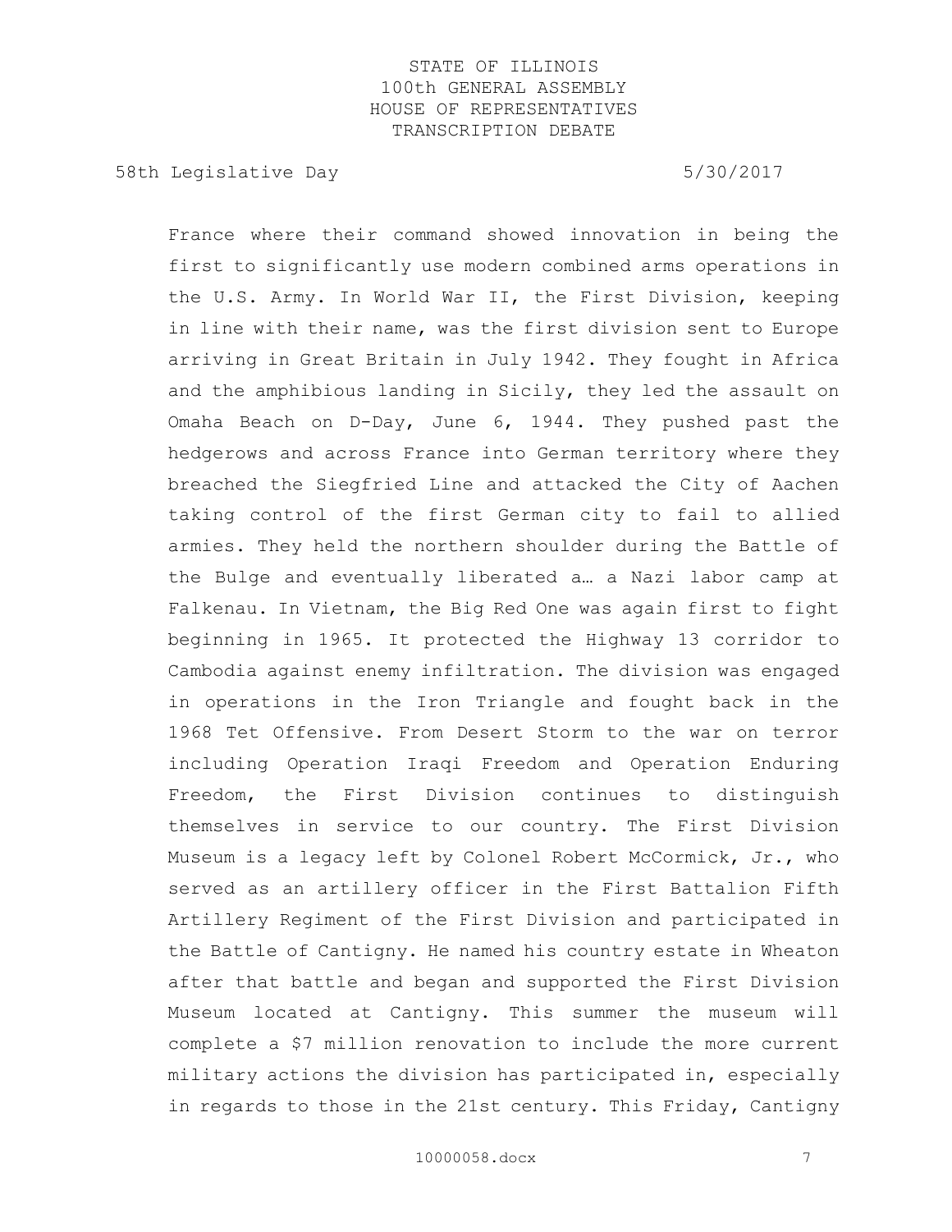France where their command showed innovation in being the first to significantly use modern combined arms operations in the U.S. Army. In World War II, the First Division, keeping in line with their name, was the first division sent to Europe arriving in Great Britain in July 1942. They fought in Africa and the amphibious landing in Sicily, they led the assault on Omaha Beach on D-Day, June 6, 1944. They pushed past the hedgerows and across France into German territory where they breached the Siegfried Line and attacked the City of Aachen taking control of the first German city to fail to allied armies. They held the northern shoulder during the Battle of the Bulge and eventually liberated a… a Nazi labor camp at Falkenau. In Vietnam, the Big Red One was again first to fight beginning in 1965. It protected the Highway 13 corridor to Cambodia against enemy infiltration. The division was engaged in operations in the Iron Triangle and fought back in the 1968 Tet Offensive. From Desert Storm to the war on terror including Operation Iraqi Freedom and Operation Enduring Freedom, the First Division continues to distinguish themselves in service to our country. The First Division Museum is a legacy left by Colonel Robert McCormick, Jr., who served as an artillery officer in the First Battalion Fifth Artillery Regiment of the First Division and participated in the Battle of Cantigny. He named his country estate in Wheaton after that battle and began and supported the First Division Museum located at Cantigny. This summer the museum will complete a $7 million renovation to include the more current military actions the division has participated in, especially in regards to those in the 21st century. This Friday, Cantigny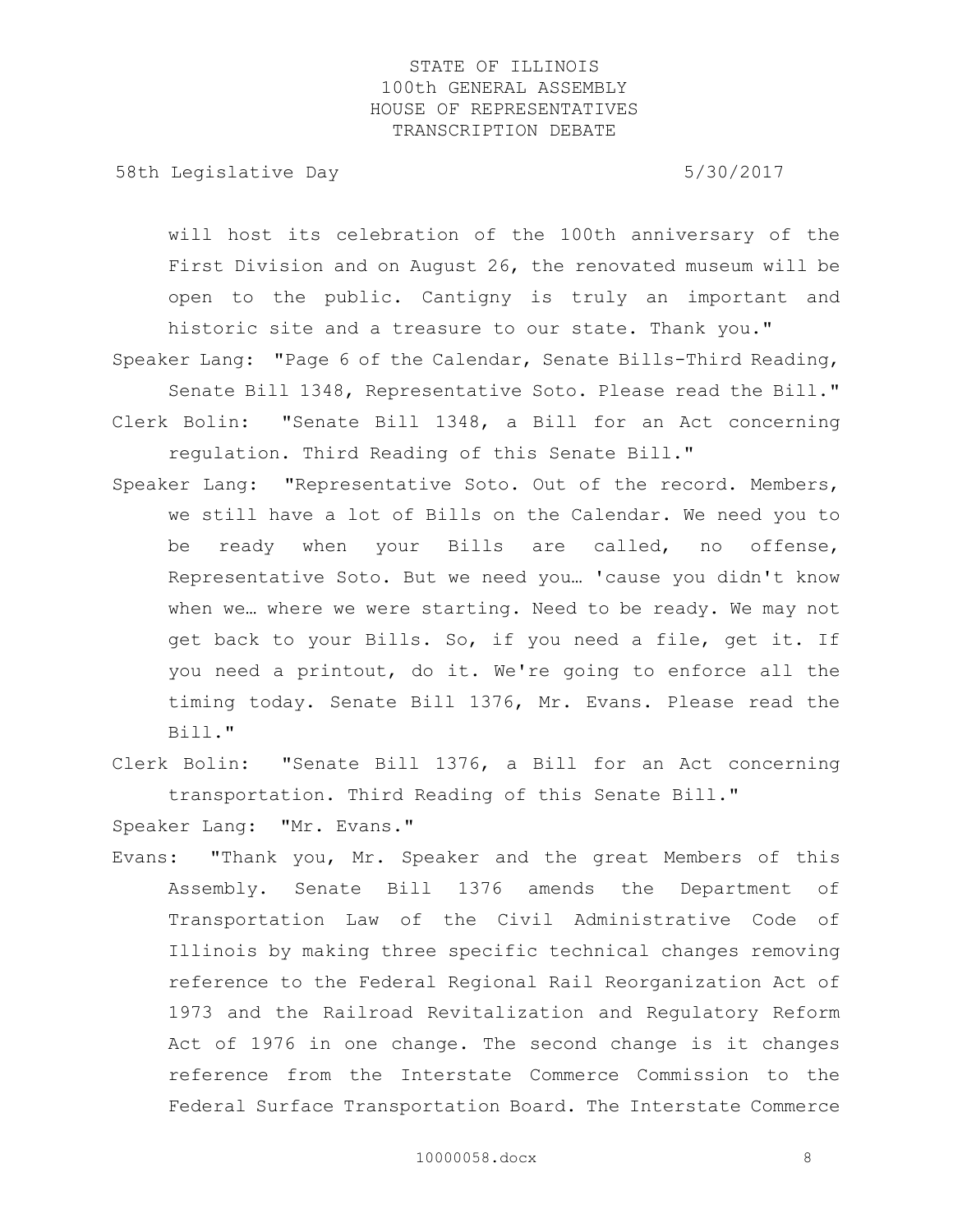will host its celebration of the 100th anniversary of the First Division and on August 26, the renovated museum will be open to the public. Cantigny is truly an important and historic site and a treasure to our state. Thank you."

Speaker Lang: "Page 6 of the Calendar, Senate Bills-Third Reading, Senate Bill 1348, Representative Soto. Please read the Bill."

Clerk Bolin: "Senate Bill 1348, a Bill for an Act concerning regulation. Third Reading of this Senate Bill."

Speaker Lang: "Representative Soto. Out of the record. Members, we still have a lot of Bills on the Calendar. We need you to be ready when your Bills are called, no offense, Representative Soto. But we need you… 'cause you didn't know when we… where we were starting. Need to be ready. We may not get back to your Bills. So, if you need a file, get it. If you need a printout, do it. We're going to enforce all the timing today. Senate Bill 1376, Mr. Evans. Please read the Bill."

Clerk Bolin: "Senate Bill 1376, a Bill for an Act concerning transportation. Third Reading of this Senate Bill."

Speaker Lang: "Mr. Evans."

Evans: "Thank you, Mr. Speaker and the great Members of this Assembly. Senate Bill 1376 amends the Department of Transportation Law of the Civil Administrative Code of Illinois by making three specific technical changes removing reference to the Federal Regional Rail Reorganization Act of 1973 and the Railroad Revitalization and Regulatory Reform Act of 1976 in one change. The second change is it changes reference from the Interstate Commerce Commission to the Federal Surface Transportation Board. The Interstate Commerce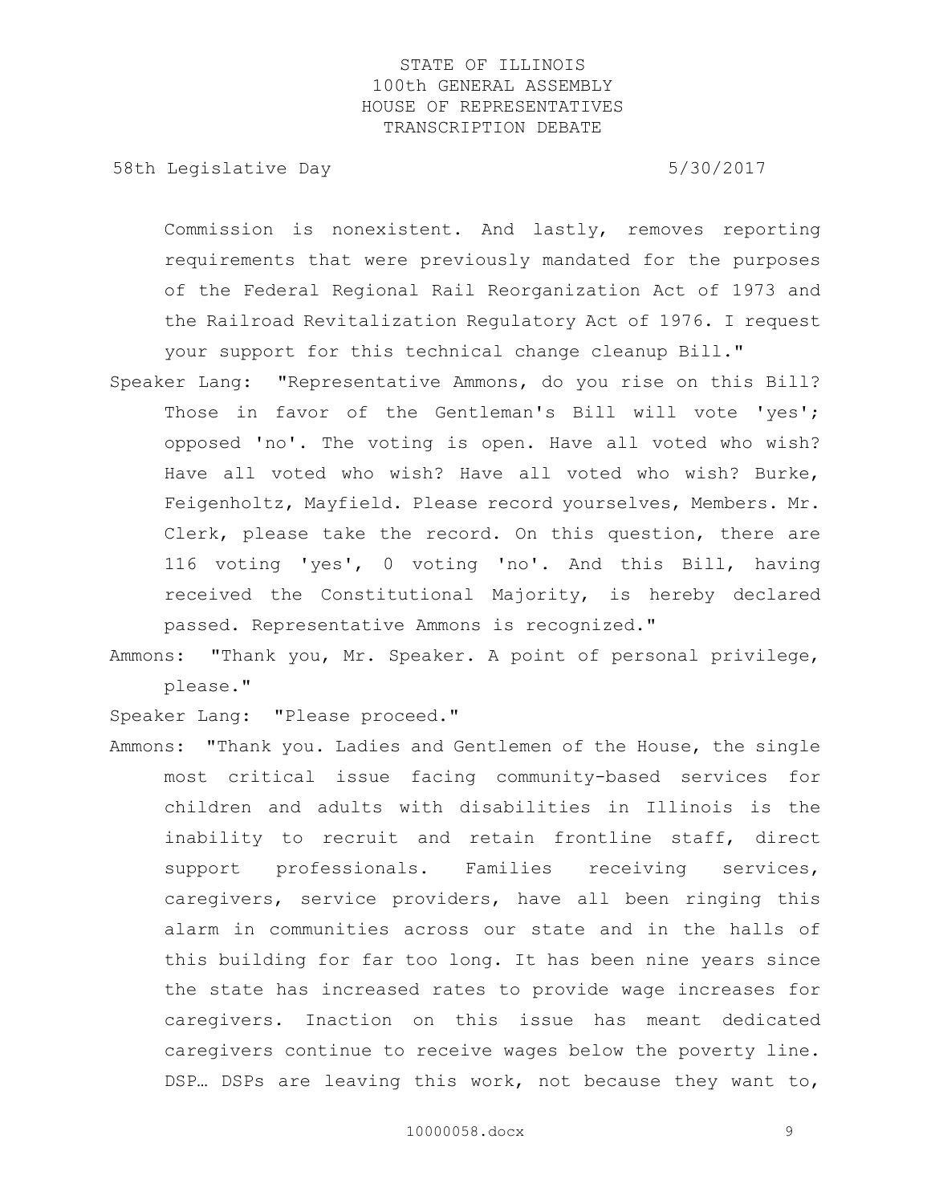Commission is nonexistent. And lastly, removes reporting requirements that were previously mandated for the purposes of the Federal Regional Rail Reorganization Act of 1973 and the Railroad Revitalization Regulatory Act of 1976. I request your support for this technical change cleanup Bill."

Speaker Lang: "Representative Ammons, do you rise on this Bill? Those in favor of the Gentleman's Bill will vote 'yes'; opposed 'no'. The voting is open. Have all voted who wish? Have all voted who wish? Have all voted who wish? Burke, Feigenholtz, Mayfield. Please record yourselves, Members. Mr. Clerk, please take the record. On this question, there are 116 voting 'yes', 0 voting 'no'. And this Bill, having received the Constitutional Majority, is hereby declared passed. Representative Ammons is recognized."

Ammons: "Thank you, Mr. Speaker. A point of personal privilege, please."

Speaker Lang: "Please proceed."

Ammons: "Thank you. Ladies and Gentlemen of the House, the single most critical issue facing community-based services for children and adults with disabilities in Illinois is the inability to recruit and retain frontline staff, direct support professionals. Families receiving services, caregivers, service providers, have all been ringing this alarm in communities across our state and in the halls of this building for far too long. It has been nine years since the state has increased rates to provide wage increases for caregivers. Inaction on this issue has meant dedicated caregivers continue to receive wages below the poverty line. DSP… DSPs are leaving this work, not because they want to,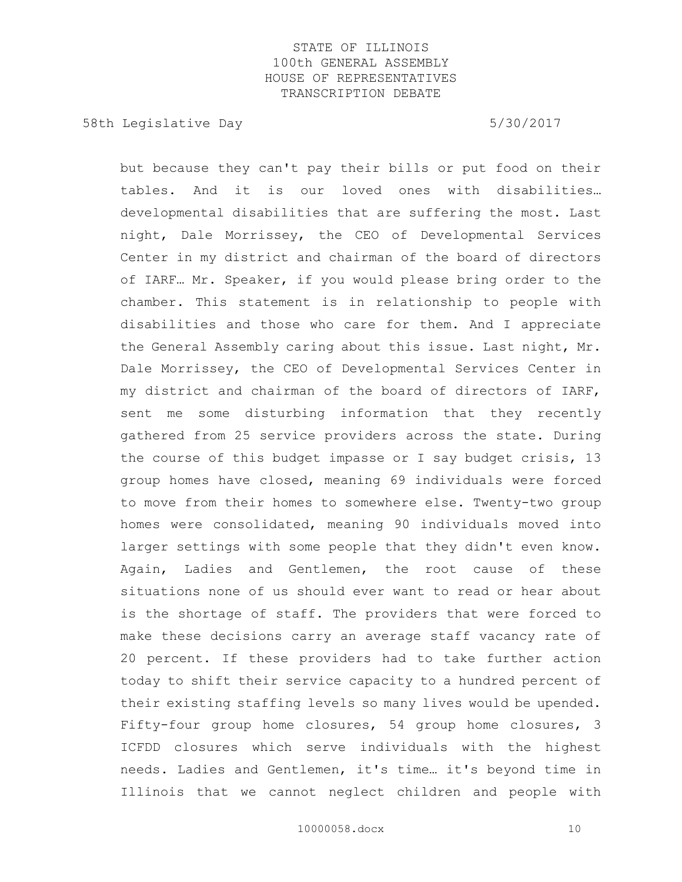but because they can't pay their bills or put food on their tables. And it is our loved ones with disabilities… developmental disabilities that are suffering the most. Last night, Dale Morrissey, the CEO of Developmental Services Center in my district and chairman of the board of directors of IARF… Mr. Speaker, if you would please bring order to the chamber. This statement is in relationship to people with disabilities and those who care for them. And I appreciate the General Assembly caring about this issue. Last night, Mr. Dale Morrissey, the CEO of Developmental Services Center in my district and chairman of the board of directors of IARF, sent me some disturbing information that they recently gathered from 25 service providers across the state. During the course of this budget impasse or I say budget crisis, 13 group homes have closed, meaning 69 individuals were forced to move from their homes to somewhere else. Twenty-two group homes were consolidated, meaning 90 individuals moved into larger settings with some people that they didn't even know. Again, Ladies and Gentlemen, the root cause of these situations none of us should ever want to read or hear about is the shortage of staff. The providers that were forced to make these decisions carry an average staff vacancy rate of 20 percent. If these providers had to take further action today to shift their service capacity to a hundred percent of their existing staffing levels so many lives would be upended. Fifty-four group home closures, 54 group home closures, 3 ICFDD closures which serve individuals with the highest needs. Ladies and Gentlemen, it's time… it's beyond time in Illinois that we cannot neglect children and people with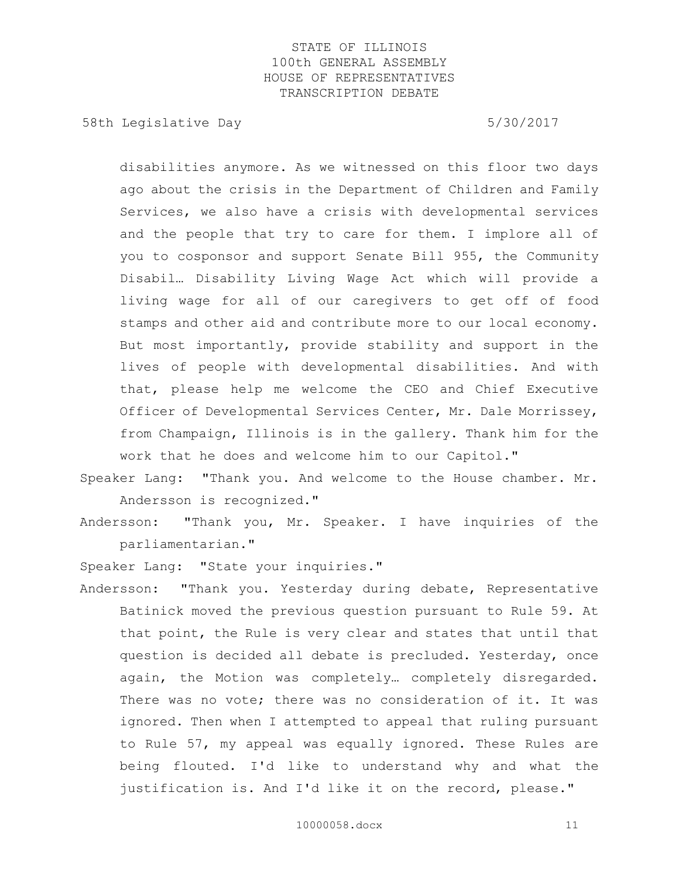disabilities anymore. As we witnessed on this floor two days ago about the crisis in the Department of Children and Family Services, we also have a crisis with developmental services and the people that try to care for them. I implore all of you to cosponsor and support Senate Bill 955, the Community Disabil… Disability Living Wage Act which will provide a living wage for all of our caregivers to get off of food stamps and other aid and contribute more to our local economy. But most importantly, provide stability and support in the lives of people with developmental disabilities. And with that, please help me welcome the CEO and Chief Executive Officer of Developmental Services Center, Mr. Dale Morrissey, from Champaign, Illinois is in the gallery. Thank him for the work that he does and welcome him to our Capitol."

Speaker Lang: "Thank you. And welcome to the House chamber. Mr. Andersson is recognized."

Andersson: "Thank you, Mr. Speaker. I have inquiries of the parliamentarian."

Speaker Lang: "State your inquiries."

Andersson: "Thank you. Yesterday during debate, Representative Batinick moved the previous question pursuant to Rule 59. At that point, the Rule is very clear and states that until that question is decided all debate is precluded. Yesterday, once again, the Motion was completely… completely disregarded. There was no vote; there was no consideration of it. It was ignored. Then when I attempted to appeal that ruling pursuant to Rule 57, my appeal was equally ignored. These Rules are being flouted. I'd like to understand why and what the justification is. And I'd like it on the record, please."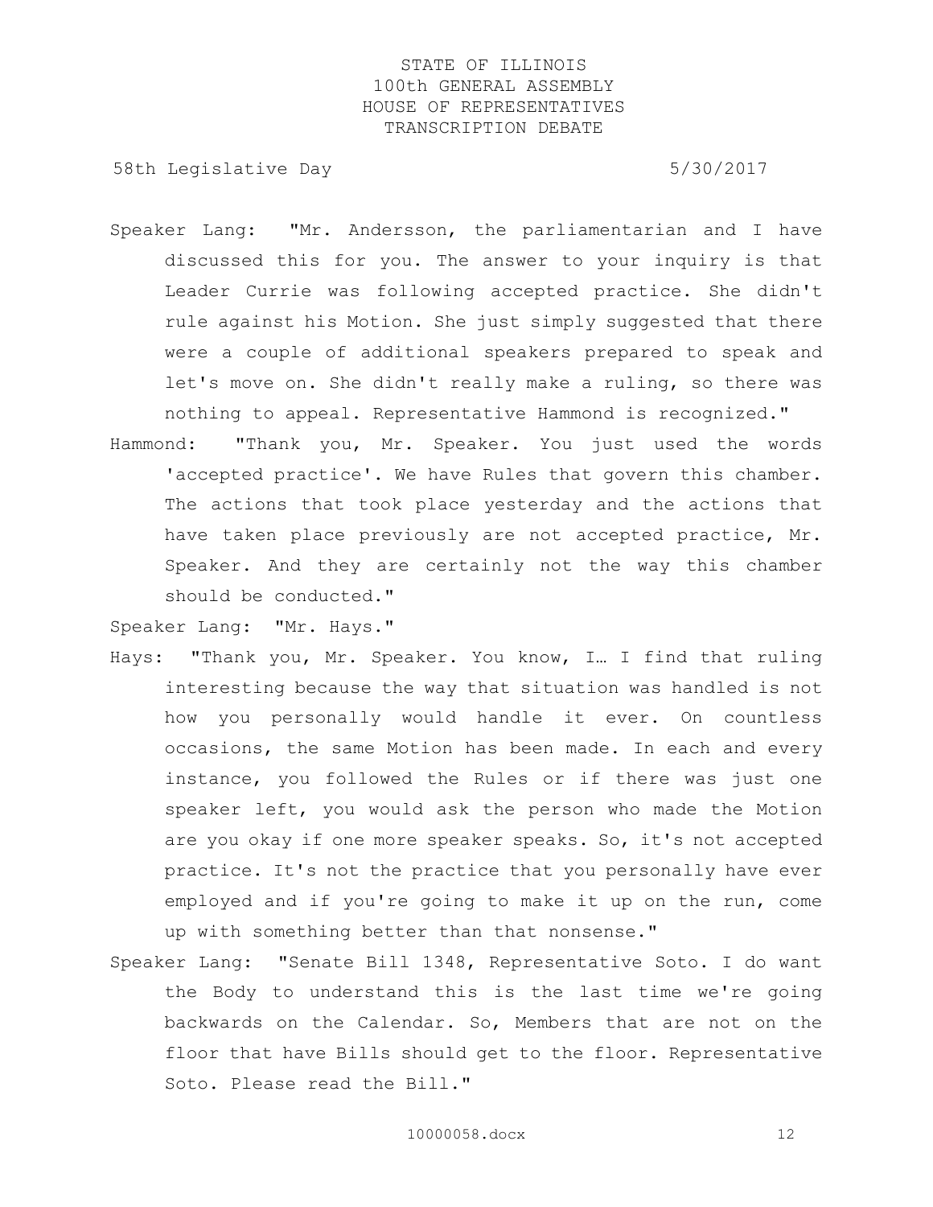Speaker Lang: "Mr. Andersson, the parliamentarian and I have discussed this for you. The answer to your inquiry is that Leader Currie was following accepted practice. She didn't rule against his Motion. She just simply suggested that there were a couple of additional speakers prepared to speak and let's move on. She didn't really make a ruling, so there was nothing to appeal. Representative Hammond is recognized."

Hammond: "Thank you, Mr. Speaker. You just used the words 'accepted practice'. We have Rules that govern this chamber. The actions that took place yesterday and the actions that have taken place previously are not accepted practice, Mr. Speaker. And they are certainly not the way this chamber should be conducted."

Speaker Lang: "Mr. Hays."

Hays: "Thank you, Mr. Speaker. You know, I… I find that ruling interesting because the way that situation was handled is not how you personally would handle it ever. On countless occasions, the same Motion has been made. In each and every instance, you followed the Rules or if there was just one speaker left, you would ask the person who made the Motion are you okay if one more speaker speaks. So, it's not accepted practice. It's not the practice that you personally have ever employed and if you're going to make it up on the run, come up with something better than that nonsense."

Speaker Lang: "Senate Bill 1348, Representative Soto. I do want the Body to understand this is the last time we're going backwards on the Calendar. So, Members that are not on the floor that have Bills should get to the floor. Representative Soto. Please read the Bill."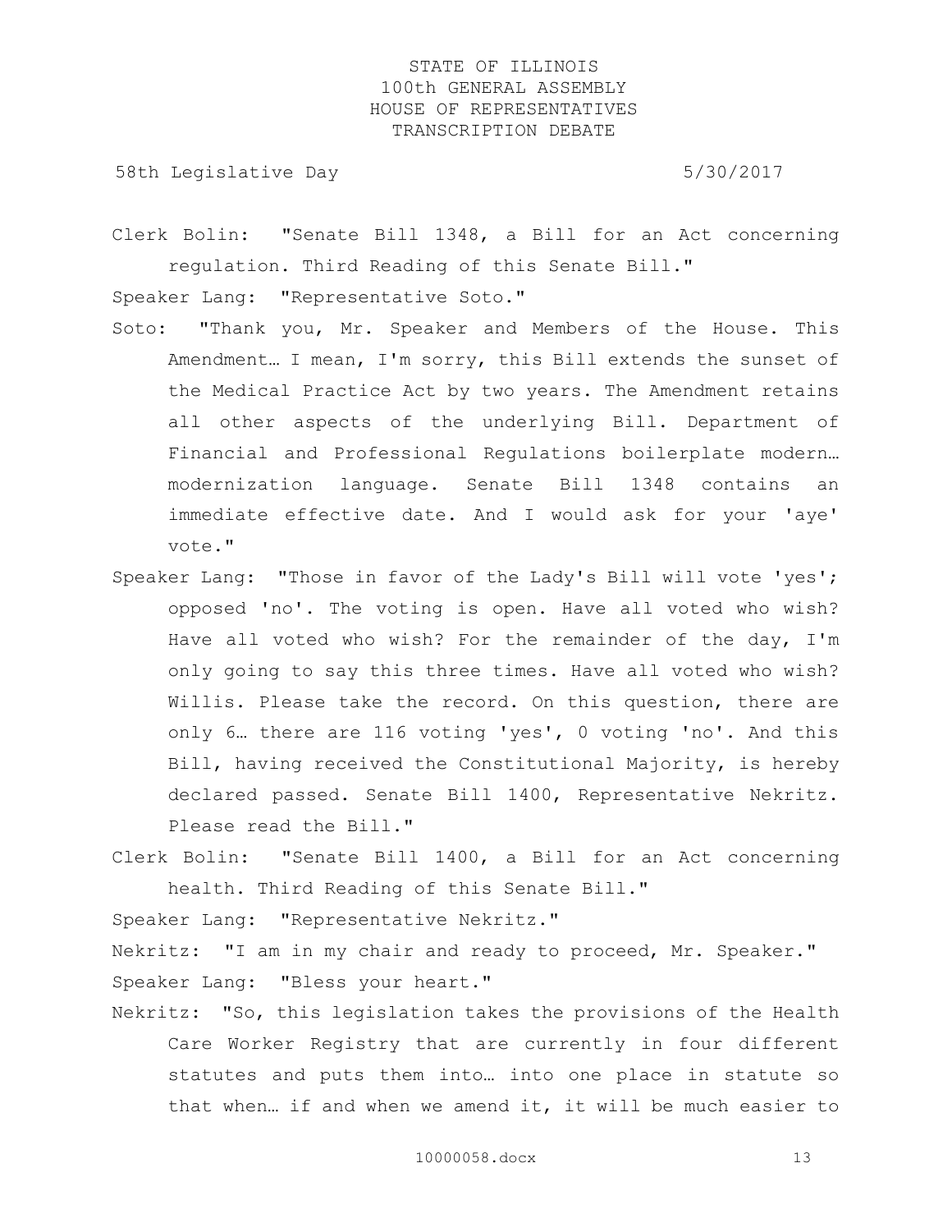Clerk Bolin: "Senate Bill 1348, a Bill for an Act concerning regulation. Third Reading of this Senate Bill."

Speaker Lang: "Representative Soto."

Soto: "Thank you, Mr. Speaker and Members of the House. This Amendment… I mean, I'm sorry, this Bill extends the sunset of the Medical Practice Act by two years. The Amendment retains all other aspects of the underlying Bill. Department of Financial and Professional Regulations boilerplate modern… modernization language. Senate Bill 1348 contains an immediate effective date. And I would ask for your 'aye' vote."

Speaker Lang: "Those in favor of the Lady's Bill will vote 'yes'; opposed 'no'. The voting is open. Have all voted who wish? Have all voted who wish? For the remainder of the day, I'm only going to say this three times. Have all voted who wish? Willis. Please take the record. On this question, there are only 6… there are 116 voting 'yes', 0 voting 'no'. And this Bill, having received the Constitutional Majority, is hereby declared passed. Senate Bill 1400, Representative Nekritz. Please read the Bill."

Clerk Bolin: "Senate Bill 1400, a Bill for an Act concerning health. Third Reading of this Senate Bill."

Speaker Lang: "Representative Nekritz."

Nekritz: "I am in my chair and ready to proceed, Mr. Speaker."

Speaker Lang: "Bless your heart."

Nekritz: "So, this legislation takes the provisions of the Health Care Worker Registry that are currently in four different statutes and puts them into… into one place in statute so that when… if and when we amend it, it will be much easier to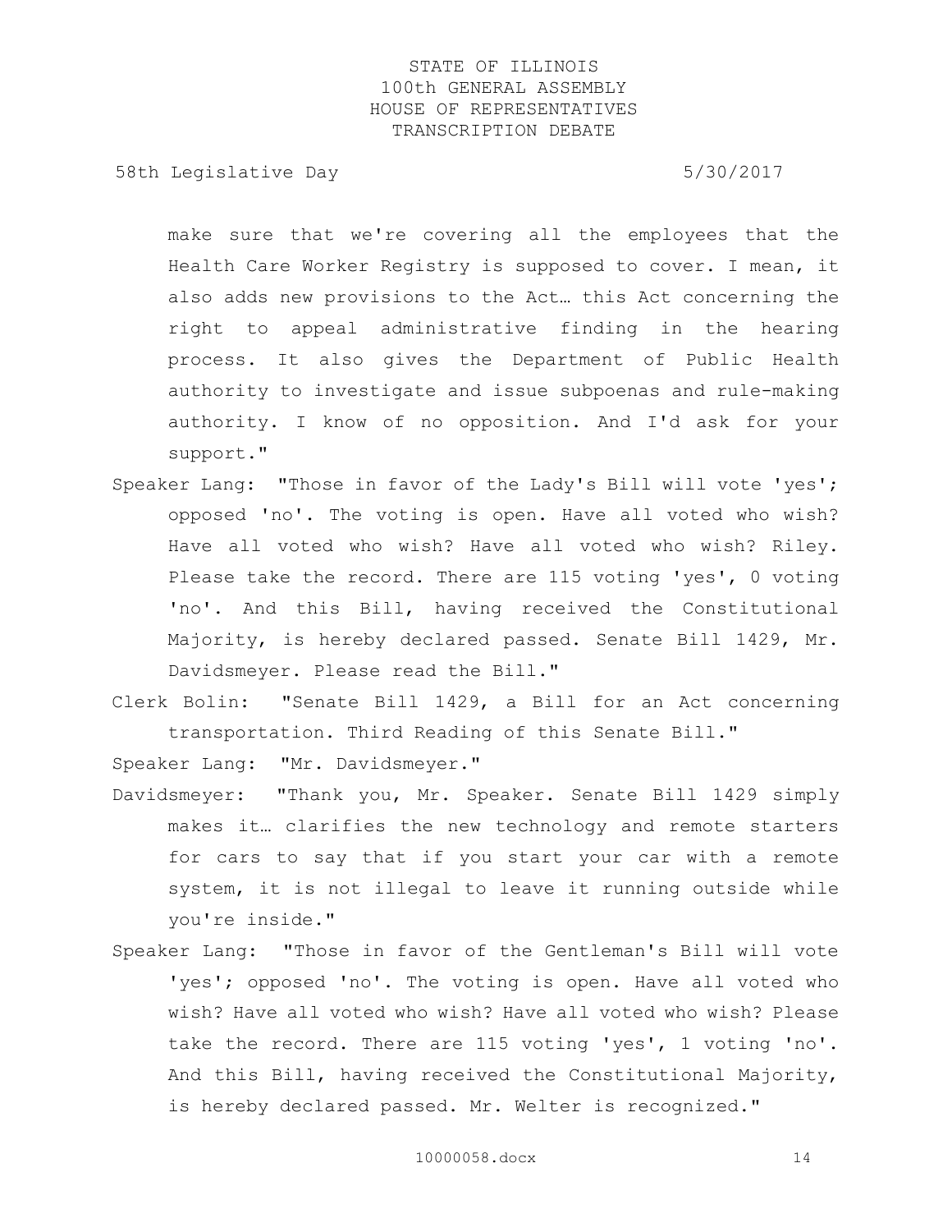make sure that we're covering all the employees that the Health Care Worker Registry is supposed to cover. I mean, it also adds new provisions to the Act… this Act concerning the right to appeal administrative finding in the hearing process. It also gives the Department of Public Health authority to investigate and issue subpoenas and rule-making authority. I know of no opposition. And I'd ask for your support."

Speaker Lang: "Those in favor of the Lady's Bill will vote 'yes'; opposed 'no'. The voting is open. Have all voted who wish? Have all voted who wish? Have all voted who wish? Riley. Please take the record. There are 115 voting 'yes', 0 voting 'no'. And this Bill, having received the Constitutional Majority, is hereby declared passed. Senate Bill 1429, Mr. Davidsmeyer. Please read the Bill."

Clerk Bolin: "Senate Bill 1429, a Bill for an Act concerning transportation. Third Reading of this Senate Bill."

Speaker Lang: "Mr. Davidsmeyer."

Davidsmeyer: "Thank you, Mr. Speaker. Senate Bill 1429 simply makes it… clarifies the new technology and remote starters for cars to say that if you start your car with a remote system, it is not illegal to leave it running outside while you're inside."

Speaker Lang: "Those in favor of the Gentleman's Bill will vote 'yes'; opposed 'no'. The voting is open. Have all voted who wish? Have all voted who wish? Have all voted who wish? Please take the record. There are 115 voting 'yes', 1 voting 'no'. And this Bill, having received the Constitutional Majority, is hereby declared passed. Mr. Welter is recognized."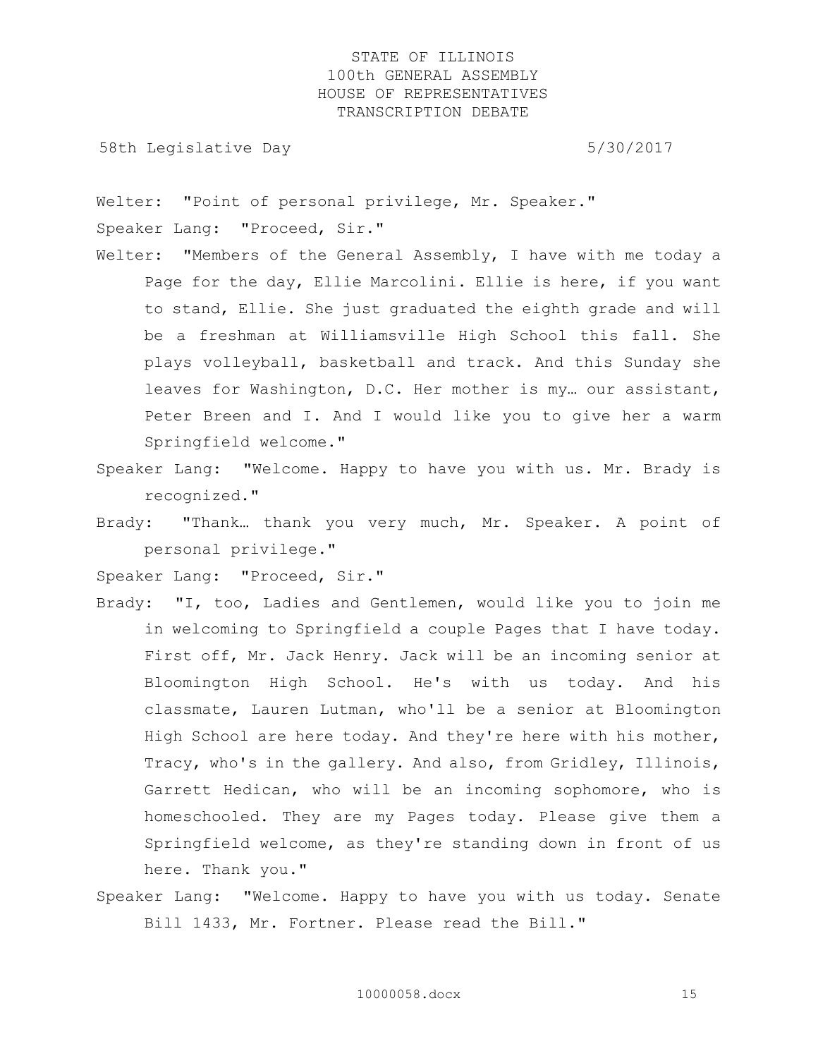Welter: "Point of personal privilege, Mr. Speaker."

Speaker Lang: "Proceed, Sir."

Welter: "Members of the General Assembly, I have with me today a Page for the day, Ellie Marcolini. Ellie is here, if you want to stand, Ellie. She just graduated the eighth grade and will be a freshman at Williamsville High School this fall. She plays volleyball, basketball and track. And this Sunday she leaves for Washington, D.C. Her mother is my… our assistant, Peter Breen and I. And I would like you to give her a warm Springfield welcome."

Speaker Lang: "Welcome. Happy to have you with us. Mr. Brady is recognized."

Brady: "Thank… thank you very much, Mr. Speaker. A point of personal privilege."

Speaker Lang: "Proceed, Sir."

Brady: "I, too, Ladies and Gentlemen, would like you to join me in welcoming to Springfield a couple Pages that I have today. First off, Mr. Jack Henry. Jack will be an incoming senior at Bloomington High School. He's with us today. And his classmate, Lauren Lutman, who'll be a senior at Bloomington High School are here today. And they're here with his mother, Tracy, who's in the gallery. And also, from Gridley, Illinois, Garrett Hedican, who will be an incoming sophomore, who is homeschooled. They are my Pages today. Please give them a Springfield welcome, as they're standing down in front of us here. Thank you."

Speaker Lang: "Welcome. Happy to have you with us today. Senate Bill 1433, Mr. Fortner. Please read the Bill."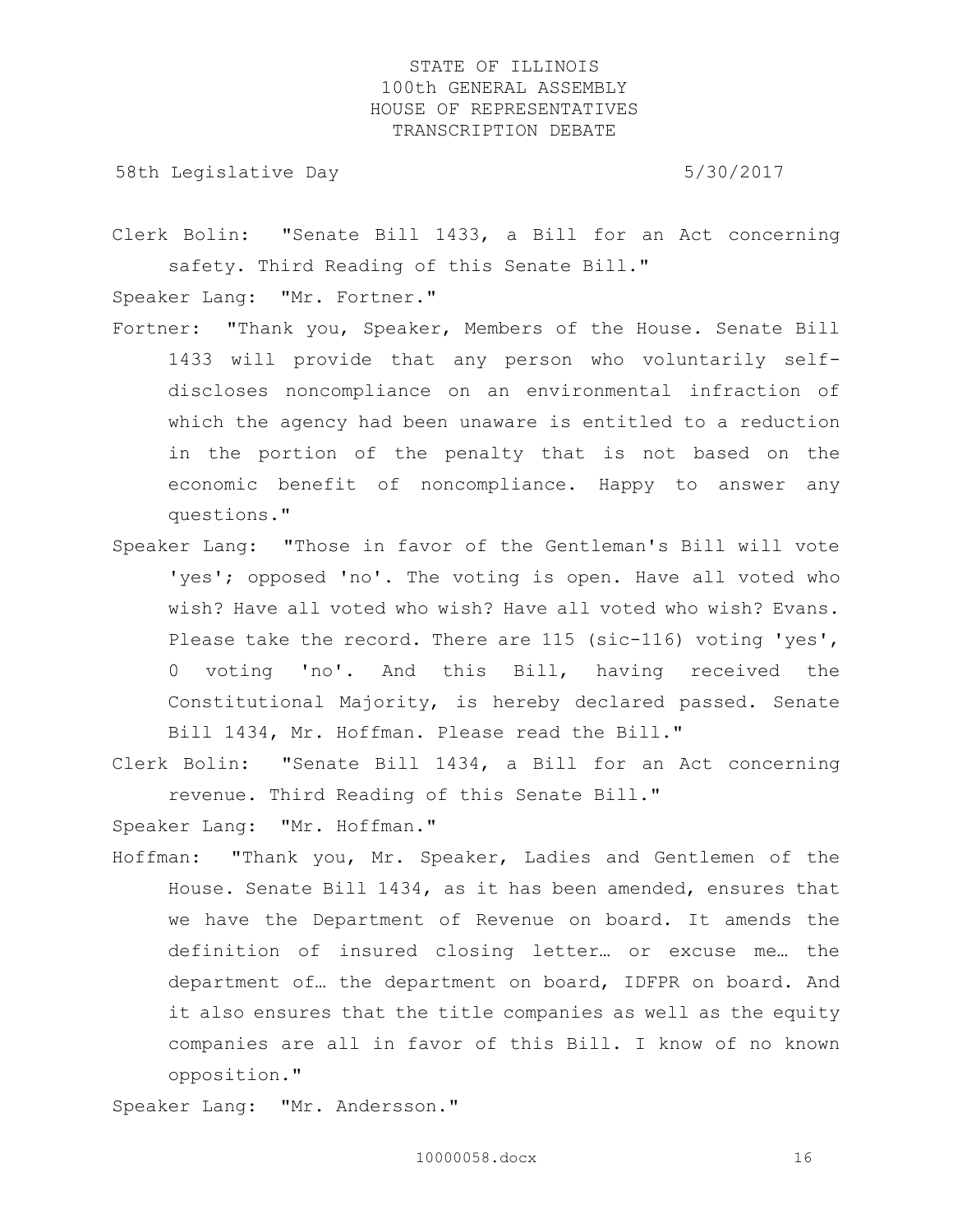Clerk Bolin: "Senate Bill 1433, a Bill for an Act concerning safety. Third Reading of this Senate Bill."

Speaker Lang: "Mr. Fortner."

Fortner: "Thank you, Speaker, Members of the House. Senate Bill 1433 will provide that any person who voluntarily self-discloses noncompliance on an environmental infraction of which the agency had been unaware is entitled to a reduction in the portion of the penalty that is not based on the economic benefit of noncompliance. Happy to answer any questions."

Speaker Lang: "Those in favor of the Gentleman's Bill will vote 'yes'; opposed 'no'. The voting is open. Have all voted who wish? Have all voted who wish? Have all voted who wish? Evans. Please take the record. There are 115 (sic-116) voting 'yes', 0 voting 'no'. And this Bill, having received the Constitutional Majority, is hereby declared passed. Senate Bill 1434, Mr. Hoffman. Please read the Bill."

Clerk Bolin: "Senate Bill 1434, a Bill for an Act concerning revenue. Third Reading of this Senate Bill."

Speaker Lang: "Mr. Hoffman."

Hoffman: "Thank you, Mr. Speaker, Ladies and Gentlemen of the House. Senate Bill 1434, as it has been amended, ensures that we have the Department of Revenue on board. It amends the definition of insured closing letter… or excuse me… the department of… the department on board, IDFPR on board. And it also ensures that the title companies as well as the equity companies are all in favor of this Bill. I know of no known opposition."

Speaker Lang: "Mr. Andersson."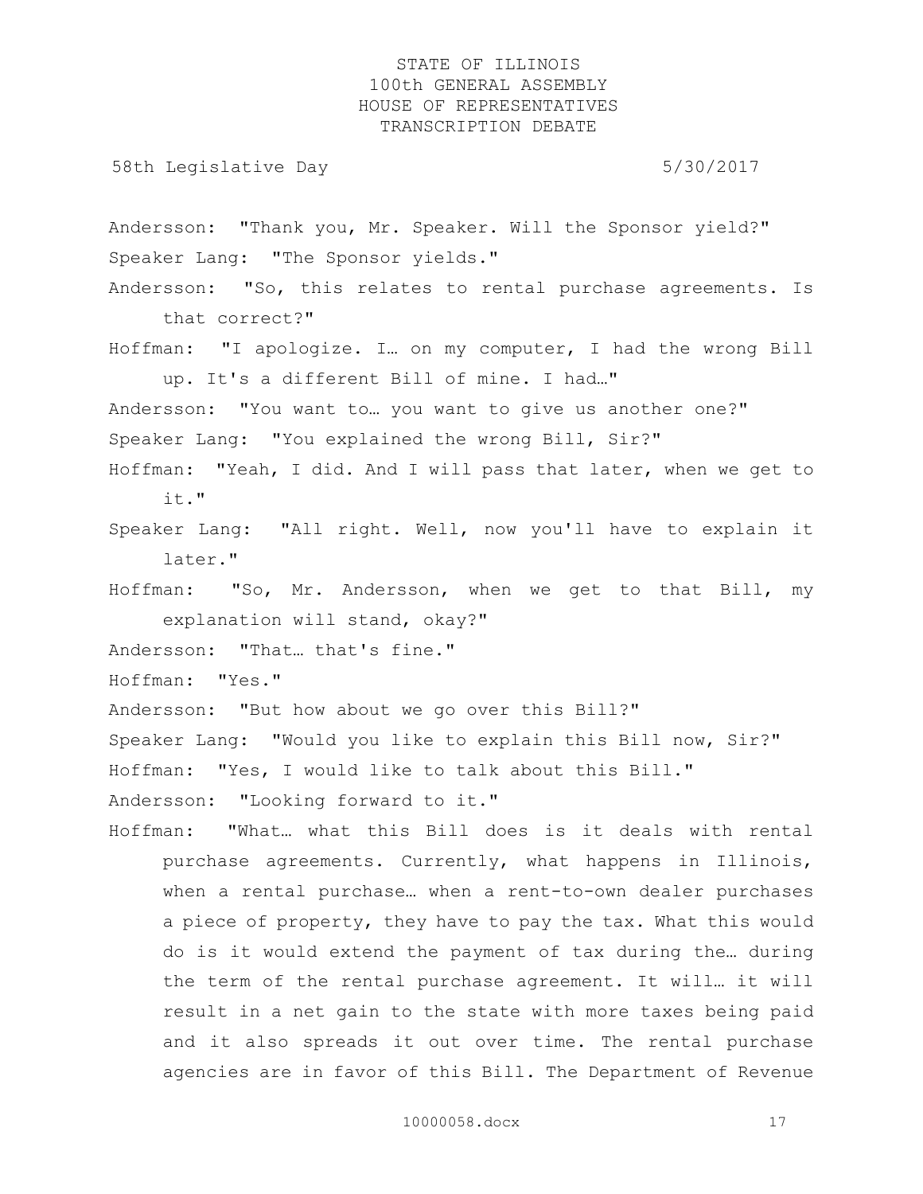Andersson: "Thank you, Mr. Speaker. Will the Sponsor yield?"

Speaker Lang: "The Sponsor yields."

Andersson: "So, this relates to rental purchase agreements. Is that correct?"

Hoffman: "I apologize. I… on my computer, I had the wrong Bill up. It's a different Bill of mine. I had…"

Andersson: "You want to… you want to give us another one?"

Speaker Lang: "You explained the wrong Bill, Sir?"

Hoffman: "Yeah, I did. And I will pass that later, when we get to it."

Speaker Lang: "All right. Well, now you'll have to explain it later."

Hoffman: "So, Mr. Andersson, when we get to that Bill, my explanation will stand, okay?"

Andersson: "That… that's fine."

Hoffman: "Yes."

Andersson: "But how about we go over this Bill?"

Speaker Lang: "Would you like to explain this Bill now, Sir?"

Hoffman: "Yes, I would like to talk about this Bill."

Andersson: "Looking forward to it."

Hoffman: "What… what this Bill does is it deals with rental purchase agreements. Currently, what happens in Illinois, when a rental purchase… when a rent-to-own dealer purchases a piece of property, they have to pay the tax. What this would do is it would extend the payment of tax during the… during the term of the rental purchase agreement. It will… it will result in a net gain to the state with more taxes being paid and it also spreads it out over time. The rental purchase agencies are in favor of this Bill. The Department of Revenue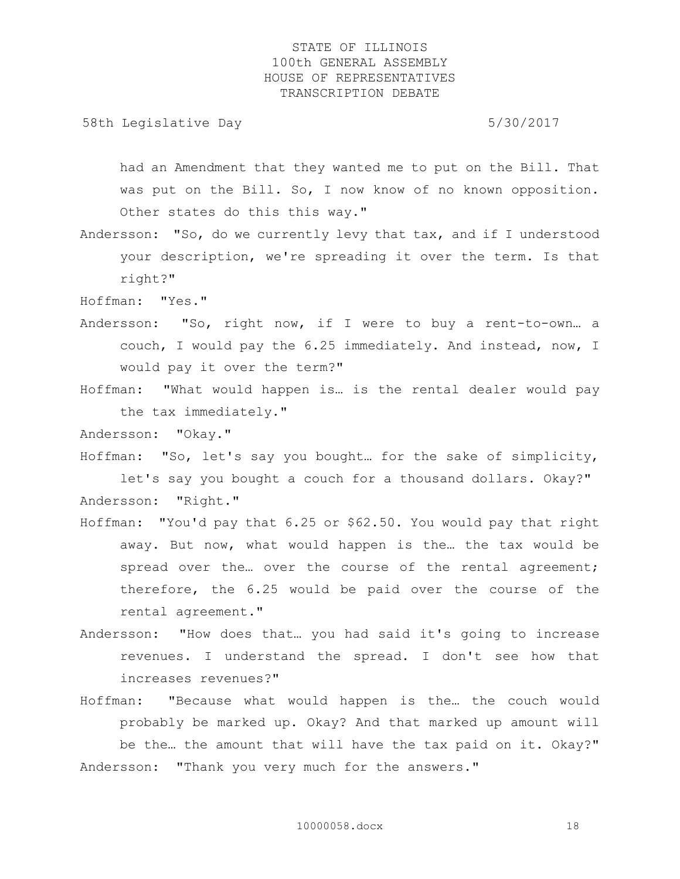had an Amendment that they wanted me to put on the Bill. That was put on the Bill. So, I now know of no known opposition. Other states do this this way."

Andersson: "So, do we currently levy that tax, and if I understood your description, we're spreading it over the term. Is that right?"

Hoffman: "Yes."

Andersson: "So, right now, if I were to buy a rent-to-own… a couch, I would pay the 6.25 immediately. And instead, now, I would pay it over the term?"

Hoffman: "What would happen is… is the rental dealer would pay the tax immediately."

Andersson: "Okay."

Hoffman: "So, let's say you bought… for the sake of simplicity, let's say you bought a couch for a thousand dollars. Okay?"

Andersson: "Right."

Hoffman: "You'd pay that 6.25 or $62.50. You would pay that right away. But now, what would happen is the… the tax would be spread over the… over the course of the rental agreement; therefore, the 6.25 would be paid over the course of the rental agreement."

Andersson: "How does that… you had said it's going to increase revenues. I understand the spread. I don't see how that increases revenues?"

Hoffman: "Because what would happen is the… the couch would probably be marked up. Okay? And that marked up amount will be the… the amount that will have the tax paid on it. Okay?"

Andersson: "Thank you very much for the answers."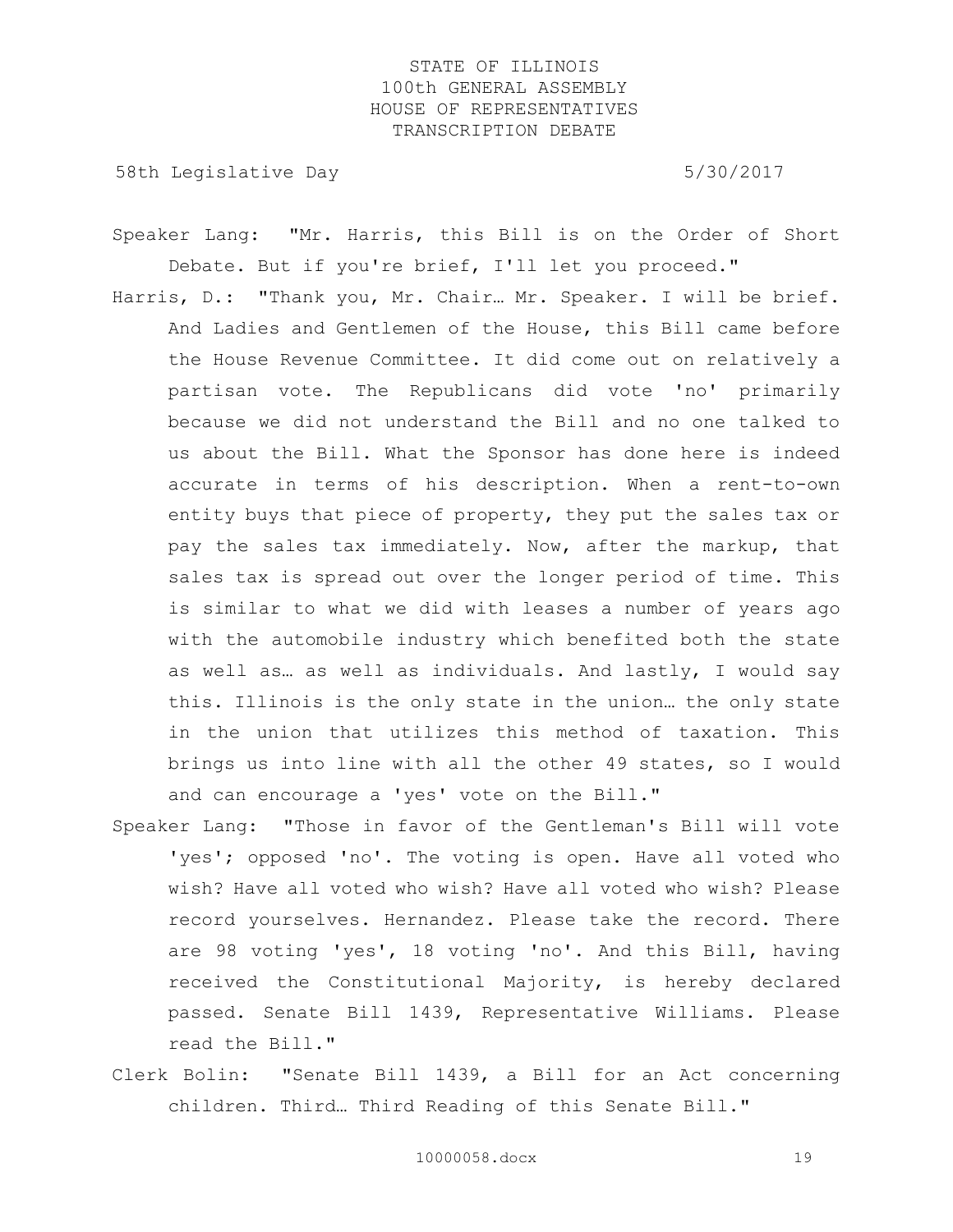Speaker Lang: "Mr. Harris, this Bill is on the Order of Short Debate. But if you're brief, I'll let you proceed."

Harris, D.: "Thank you, Mr. Chair… Mr. Speaker. I will be brief. And Ladies and Gentlemen of the House, this Bill came before the House Revenue Committee. It did come out on relatively a partisan vote. The Republicans did vote 'no' primarily because we did not understand the Bill and no one talked to us about the Bill. What the Sponsor has done here is indeed accurate in terms of his description. When a rent-to-own entity buys that piece of property, they put the sales tax or pay the sales tax immediately. Now, after the markup, that sales tax is spread out over the longer period of time. This is similar to what we did with leases a number of years ago with the automobile industry which benefited both the state as well as… as well as individuals. And lastly, I would say this. Illinois is the only state in the union… the only state in the union that utilizes this method of taxation. This brings us into line with all the other 49 states, so I would and can encourage a 'yes' vote on the Bill."

Speaker Lang: "Those in favor of the Gentleman's Bill will vote 'yes'; opposed 'no'. The voting is open. Have all voted who wish? Have all voted who wish? Have all voted who wish? Please record yourselves. Hernandez. Please take the record. There are 98 voting 'yes', 18 voting 'no'. And this Bill, having received the Constitutional Majority, is hereby declared passed. Senate Bill 1439, Representative Williams. Please read the Bill."

Clerk Bolin: "Senate Bill 1439, a Bill for an Act concerning children. Third… Third Reading of this Senate Bill."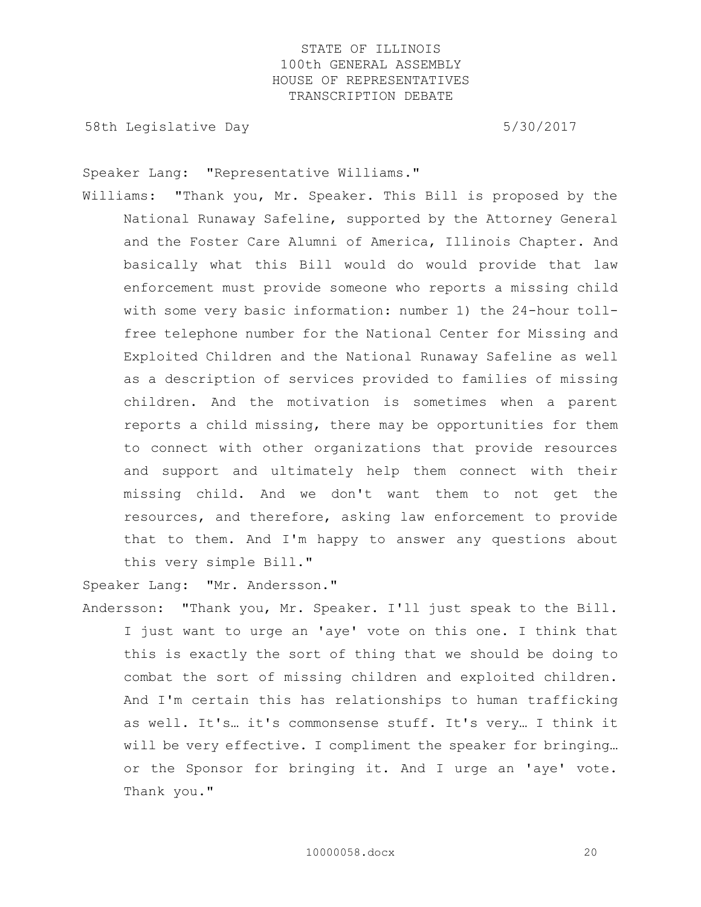Speaker Lang: "Representative Williams."

Williams: "Thank you, Mr. Speaker. This Bill is proposed by the National Runaway Safeline, supported by the Attorney General and the Foster Care Alumni of America, Illinois Chapter. And basically what this Bill would do would provide that law enforcement must provide someone who reports a missing child with some very basic information: number 1) the 24-hour toll-free telephone number for the National Center for Missing and Exploited Children and the National Runaway Safeline as well as a description of services provided to families of missing children. And the motivation is sometimes when a parent reports a child missing, there may be opportunities for them to connect with other organizations that provide resources and support and ultimately help them connect with their missing child. And we don't want them to not get the resources, and therefore, asking law enforcement to provide that to them. And I'm happy to answer any questions about this very simple Bill."

Speaker Lang: "Mr. Andersson."

Andersson: "Thank you, Mr. Speaker. I'll just speak to the Bill. I just want to urge an 'aye' vote on this one. I think that this is exactly the sort of thing that we should be doing to combat the sort of missing children and exploited children. And I'm certain this has relationships to human trafficking as well. It's… it's commonsense stuff. It's very… I think it will be very effective. I compliment the speaker for bringing… or the Sponsor for bringing it. And I urge an 'aye' vote. Thank you."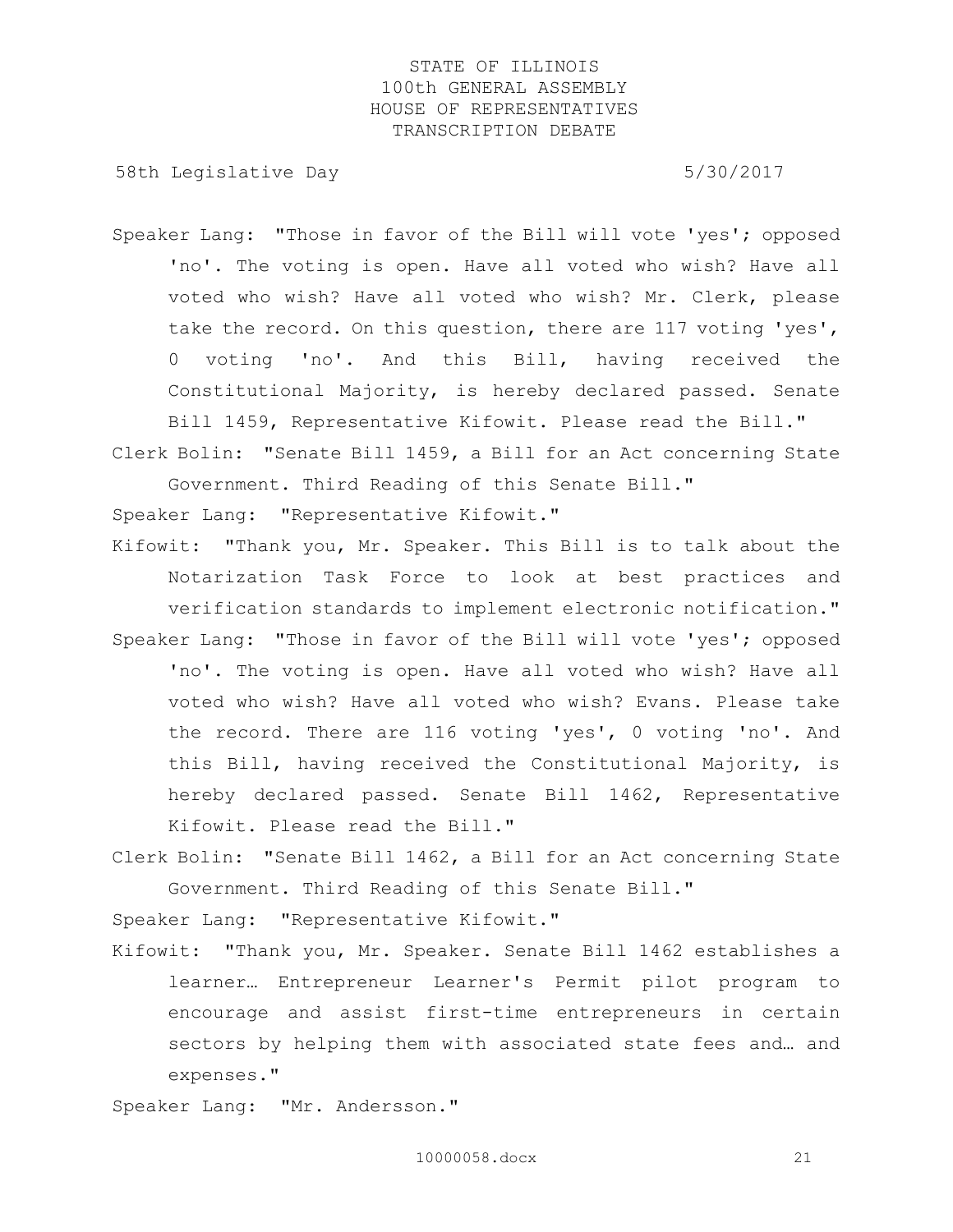Speaker Lang: "Those in favor of the Bill will vote 'yes'; opposed 'no'. The voting is open. Have all voted who wish? Have all voted who wish? Have all voted who wish? Mr. Clerk, please take the record. On this question, there are 117 voting 'yes', 0 voting 'no'. And this Bill, having received the Constitutional Majority, is hereby declared passed. Senate Bill 1459, Representative Kifowit. Please read the Bill."

Clerk Bolin: "Senate Bill 1459, a Bill for an Act concerning State Government. Third Reading of this Senate Bill."

Speaker Lang: "Representative Kifowit."

Kifowit: "Thank you, Mr. Speaker. This Bill is to talk about the Notarization Task Force to look at best practices and verification standards to implement electronic notification."

Speaker Lang: "Those in favor of the Bill will vote 'yes'; opposed 'no'. The voting is open. Have all voted who wish? Have all voted who wish? Have all voted who wish? Evans. Please take the record. There are 116 voting 'yes', 0 voting 'no'. And this Bill, having received the Constitutional Majority, is hereby declared passed. Senate Bill 1462, Representative Kifowit. Please read the Bill."

Clerk Bolin: "Senate Bill 1462, a Bill for an Act concerning State Government. Third Reading of this Senate Bill."

Speaker Lang: "Representative Kifowit."

Kifowit: "Thank you, Mr. Speaker. Senate Bill 1462 establishes a learner… Entrepreneur Learner's Permit pilot program to encourage and assist first-time entrepreneurs in certain sectors by helping them with associated state fees and… and expenses."

Speaker Lang: "Mr. Andersson."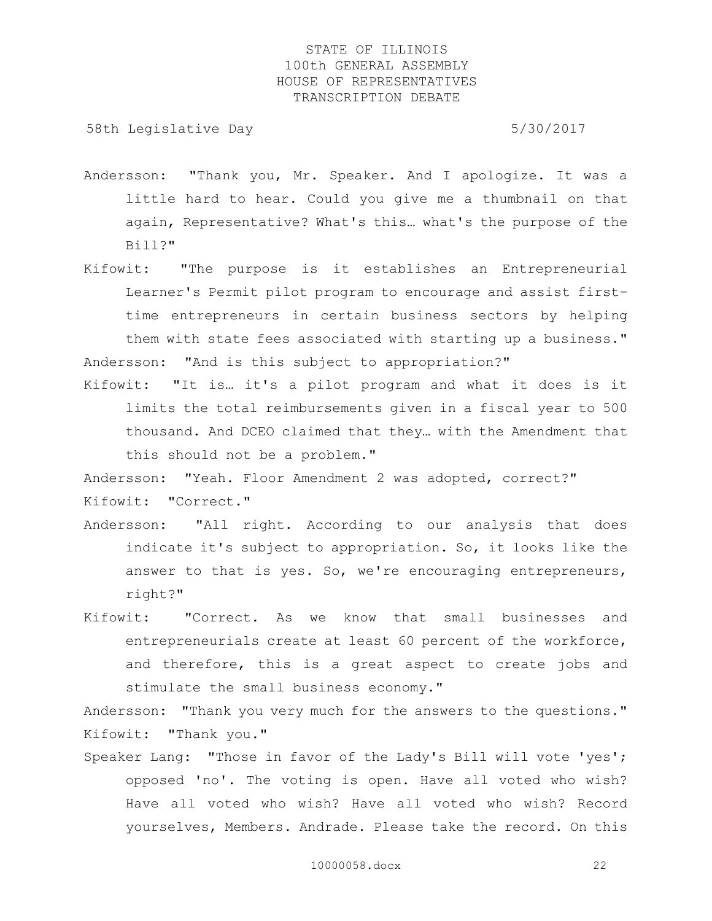Andersson: "Thank you, Mr. Speaker. And I apologize. It was a little hard to hear. Could you give me a thumbnail on that again, Representative? What's this… what's the purpose of the Bill?"

Kifowit: "The purpose is it establishes an Entrepreneurial Learner's Permit pilot program to encourage and assist first-time entrepreneurs in certain business sectors by helping them with state fees associated with starting up a business."

Andersson: "And is this subject to appropriation?"

Kifowit: "It is… it's a pilot program and what it does is it limits the total reimbursements given in a fiscal year to 500 thousand. And DCEO claimed that they… with the Amendment that this should not be a problem."

Andersson: "Yeah. Floor Amendment 2 was adopted, correct?"

Kifowit: "Correct."

Andersson: "All right. According to our analysis that does indicate it's subject to appropriation. So, it looks like the answer to that is yes. So, we're encouraging entrepreneurs, right?"

Kifowit: "Correct. As we know that small businesses and entrepreneurials create at least 60 percent of the workforce, and therefore, this is a great aspect to create jobs and stimulate the small business economy."

Andersson: "Thank you very much for the answers to the questions."

Kifowit: "Thank you."

Speaker Lang: "Those in favor of the Lady's Bill will vote 'yes'; opposed 'no'. The voting is open. Have all voted who wish? Have all voted who wish? Have all voted who wish? Record yourselves, Members. Andrade. Please take the record. On this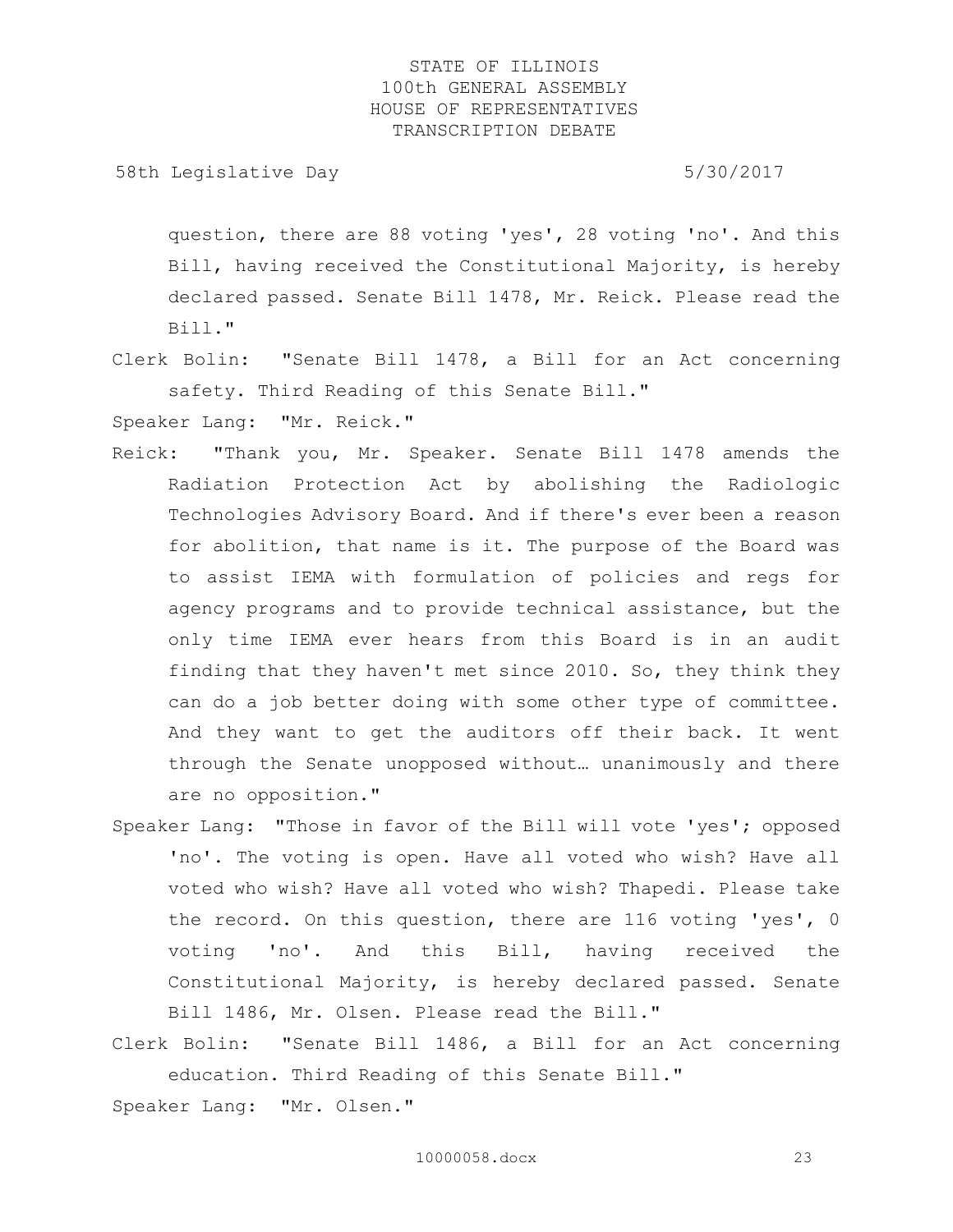question, there are 88 voting 'yes', 28 voting 'no'. And this Bill, having received the Constitutional Majority, is hereby declared passed. Senate Bill 1478, Mr. Reick. Please read the Bill."

Clerk Bolin: "Senate Bill 1478, a Bill for an Act concerning safety. Third Reading of this Senate Bill."

Speaker Lang: "Mr. Reick."

Reick: "Thank you, Mr. Speaker. Senate Bill 1478 amends the Radiation Protection Act by abolishing the Radiologic Technologies Advisory Board. And if there's ever been a reason for abolition, that name is it. The purpose of the Board was to assist IEMA with formulation of policies and regs for agency programs and to provide technical assistance, but the only time IEMA ever hears from this Board is in an audit finding that they haven't met since 2010. So, they think they can do a job better doing with some other type of committee. And they want to get the auditors off their back. It went through the Senate unopposed without… unanimously and there are no opposition."

Speaker Lang: "Those in favor of the Bill will vote 'yes'; opposed 'no'. The voting is open. Have all voted who wish? Have all voted who wish? Have all voted who wish? Thapedi. Please take the record. On this question, there are 116 voting 'yes', 0 voting 'no'. And this Bill, having received the Constitutional Majority, is hereby declared passed. Senate Bill 1486, Mr. Olsen. Please read the Bill."

Clerk Bolin: "Senate Bill 1486, a Bill for an Act concerning education. Third Reading of this Senate Bill."

Speaker Lang: "Mr. Olsen."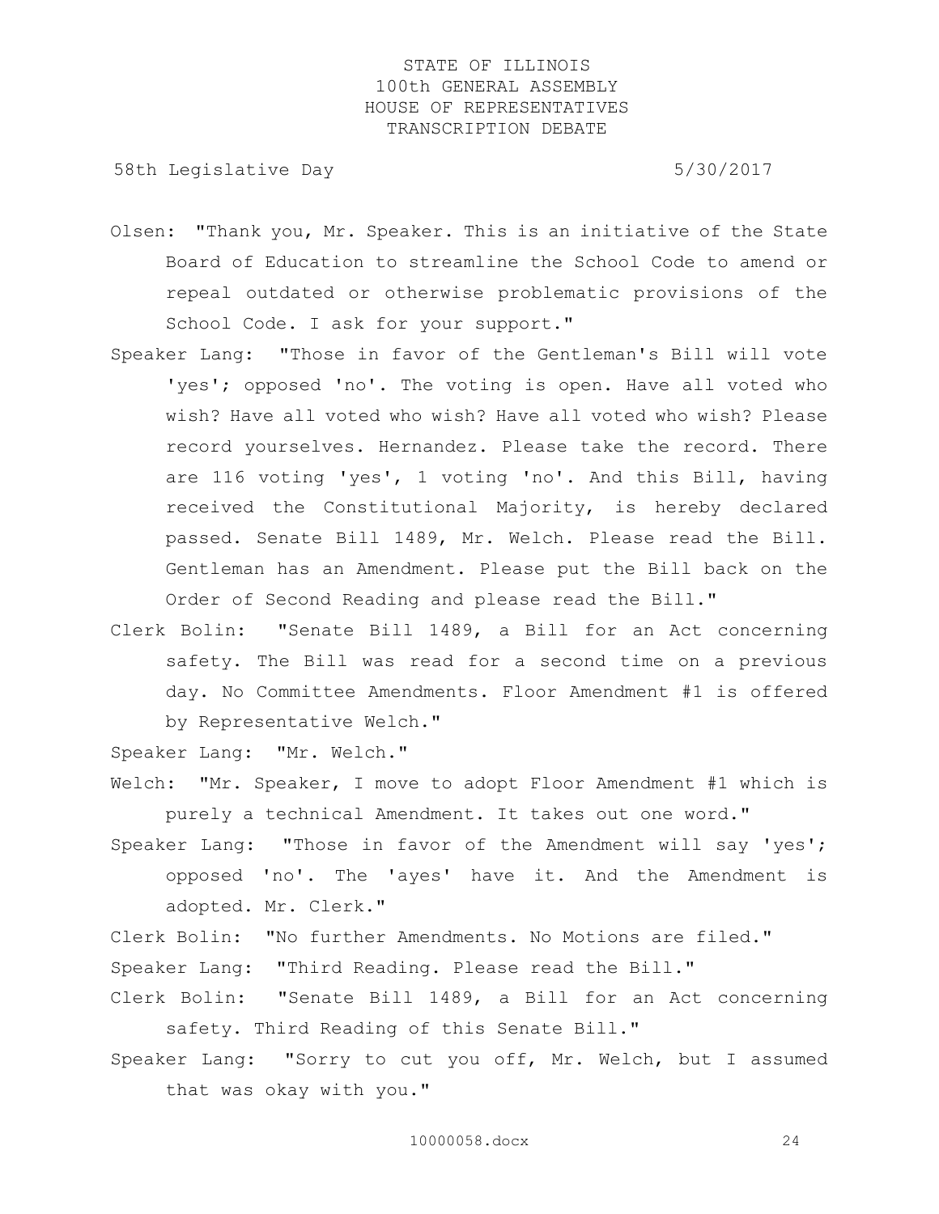Olsen: "Thank you, Mr. Speaker. This is an initiative of the State Board of Education to streamline the School Code to amend or repeal outdated or otherwise problematic provisions of the School Code. I ask for your support."

Speaker Lang: "Those in favor of the Gentleman's Bill will vote 'yes'; opposed 'no'. The voting is open. Have all voted who wish? Have all voted who wish? Have all voted who wish? Please record yourselves. Hernandez. Please take the record. There are 116 voting 'yes', 1 voting 'no'. And this Bill, having received the Constitutional Majority, is hereby declared passed. Senate Bill 1489, Mr. Welch. Please read the Bill. Gentleman has an Amendment. Please put the Bill back on the Order of Second Reading and please read the Bill."

Clerk Bolin: "Senate Bill 1489, a Bill for an Act concerning safety. The Bill was read for a second time on a previous day. No Committee Amendments. Floor Amendment #1 is offered by Representative Welch."

Speaker Lang: "Mr. Welch."

Welch: "Mr. Speaker, I move to adopt Floor Amendment #1 which is purely a technical Amendment. It takes out one word."

Speaker Lang: "Those in favor of the Amendment will say 'yes'; opposed 'no'. The 'ayes' have it. And the Amendment is adopted. Mr. Clerk."

Clerk Bolin: "No further Amendments. No Motions are filed."

Speaker Lang: "Third Reading. Please read the Bill."

Clerk Bolin: "Senate Bill 1489, a Bill for an Act concerning safety. Third Reading of this Senate Bill."

Speaker Lang: "Sorry to cut you off, Mr. Welch, but I assumed that was okay with you."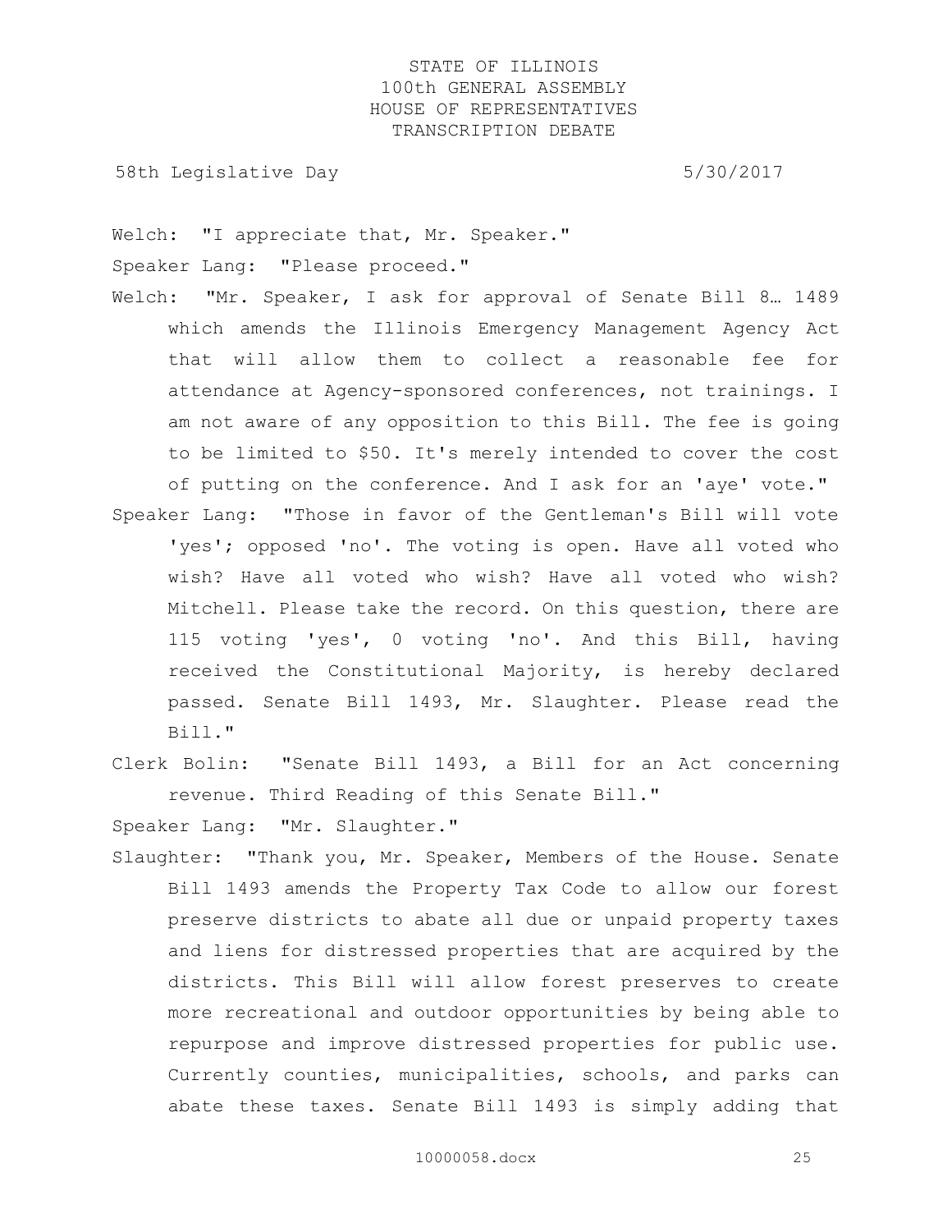Welch: "I appreciate that, Mr. Speaker."

Speaker Lang: "Please proceed."

Welch: "Mr. Speaker, I ask for approval of Senate Bill 8… 1489 which amends the Illinois Emergency Management Agency Act that will allow them to collect a reasonable fee for attendance at Agency-sponsored conferences, not trainings. I am not aware of any opposition to this Bill. The fee is going to be limited to $50. It's merely intended to cover the cost of putting on the conference. And I ask for an 'aye' vote."

Speaker Lang: "Those in favor of the Gentleman's Bill will vote 'yes'; opposed 'no'. The voting is open. Have all voted who wish? Have all voted who wish? Have all voted who wish? Mitchell. Please take the record. On this question, there are 115 voting 'yes', 0 voting 'no'. And this Bill, having received the Constitutional Majority, is hereby declared passed. Senate Bill 1493, Mr. Slaughter. Please read the Bill."

Clerk Bolin: "Senate Bill 1493, a Bill for an Act concerning revenue. Third Reading of this Senate Bill."

Speaker Lang: "Mr. Slaughter."

Slaughter: "Thank you, Mr. Speaker, Members of the House. Senate Bill 1493 amends the Property Tax Code to allow our forest preserve districts to abate all due or unpaid property taxes and liens for distressed properties that are acquired by the districts. This Bill will allow forest preserves to create more recreational and outdoor opportunities by being able to repurpose and improve distressed properties for public use. Currently counties, municipalities, schools, and parks can abate these taxes. Senate Bill 1493 is simply adding that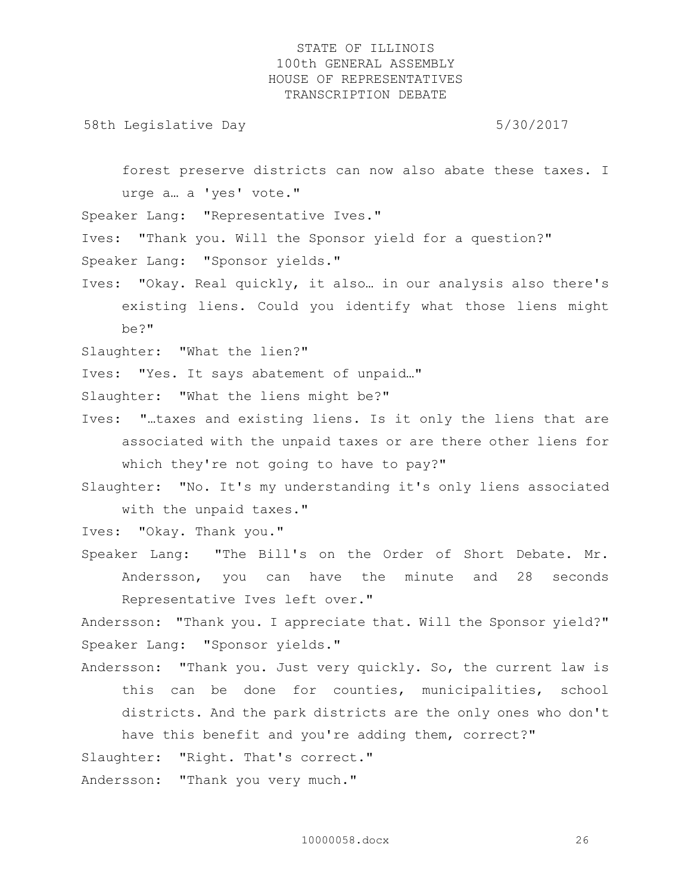forest preserve districts can now also abate these taxes. I urge a… a 'yes' vote."

Speaker Lang: "Representative Ives."

Ives: "Thank you. Will the Sponsor yield for a question?"

Speaker Lang: "Sponsor yields."

Ives: "Okay. Real quickly, it also… in our analysis also there's existing liens. Could you identify what those liens might be?"

Slaughter: "What the lien?"

Ives: "Yes. It says abatement of unpaid…"

Slaughter: "What the liens might be?"

Ives: "…taxes and existing liens. Is it only the liens that are associated with the unpaid taxes or are there other liens for which they're not going to have to pay?"

Slaughter: "No. It's my understanding it's only liens associated with the unpaid taxes."

Ives: "Okay. Thank you."

Speaker Lang: "The Bill's on the Order of Short Debate. Mr. Andersson, you can have the minute and 28 seconds Representative Ives left over."

Andersson: "Thank you. I appreciate that. Will the Sponsor yield?"

Speaker Lang: "Sponsor yields."

Andersson: "Thank you. Just very quickly. So, the current law is this can be done for counties, municipalities, school districts. And the park districts are the only ones who don't have this benefit and you're adding them, correct?"

Slaughter: "Right. That's correct."

Andersson: "Thank you very much."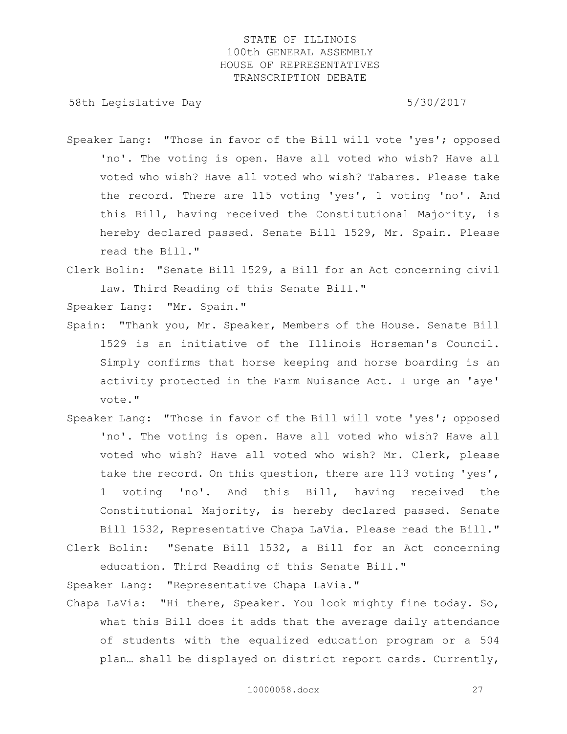Speaker Lang: "Those in favor of the Bill will vote 'yes'; opposed 'no'. The voting is open. Have all voted who wish? Have all voted who wish? Have all voted who wish? Tabares. Please take the record. There are 115 voting 'yes', 1 voting 'no'. And this Bill, having received the Constitutional Majority, is hereby declared passed. Senate Bill 1529, Mr. Spain. Please read the Bill."

Clerk Bolin: "Senate Bill 1529, a Bill for an Act concerning civil law. Third Reading of this Senate Bill."

Speaker Lang: "Mr. Spain."

Spain: "Thank you, Mr. Speaker, Members of the House. Senate Bill 1529 is an initiative of the Illinois Horseman's Council. Simply confirms that horse keeping and horse boarding is an activity protected in the Farm Nuisance Act. I urge an 'aye' vote."

Speaker Lang: "Those in favor of the Bill will vote 'yes'; opposed 'no'. The voting is open. Have all voted who wish? Have all voted who wish? Have all voted who wish? Mr. Clerk, please take the record. On this question, there are 113 voting 'yes', 1 voting 'no'. And this Bill, having received the Constitutional Majority, is hereby declared passed. Senate Bill 1532, Representative Chapa LaVia. Please read the Bill."

Clerk Bolin: "Senate Bill 1532, a Bill for an Act concerning education. Third Reading of this Senate Bill."

Speaker Lang: "Representative Chapa LaVia."

Chapa LaVia: "Hi there, Speaker. You look mighty fine today. So, what this Bill does it adds that the average daily attendance of students with the equalized education program or a 504 plan… shall be displayed on district report cards. Currently,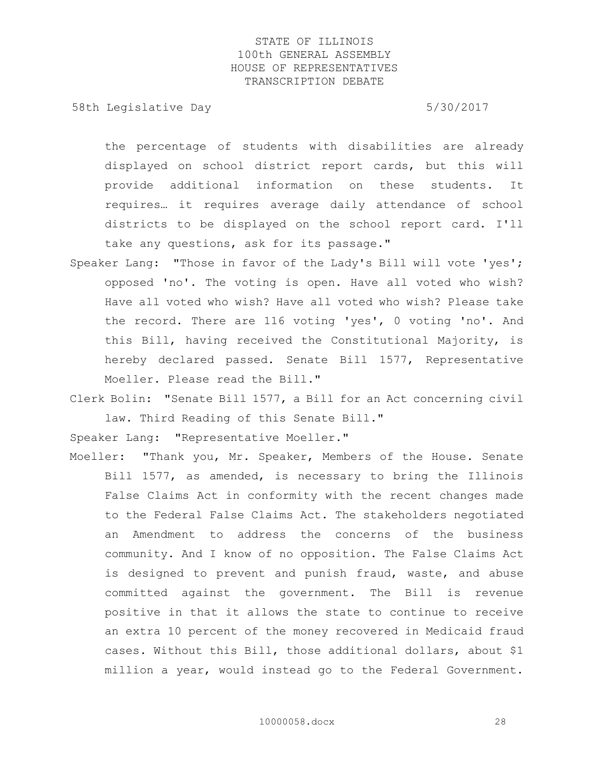the percentage of students with disabilities are already displayed on school district report cards, but this will provide additional information on these students. It requires… it requires average daily attendance of school districts to be displayed on the school report card. I'll take any questions, ask for its passage."

Speaker Lang: "Those in favor of the Lady's Bill will vote 'yes'; opposed 'no'. The voting is open. Have all voted who wish? Have all voted who wish? Have all voted who wish? Please take the record. There are 116 voting 'yes', 0 voting 'no'. And this Bill, having received the Constitutional Majority, is hereby declared passed. Senate Bill 1577, Representative Moeller. Please read the Bill."

Clerk Bolin: "Senate Bill 1577, a Bill for an Act concerning civil law. Third Reading of this Senate Bill."

Speaker Lang: "Representative Moeller."

Moeller: "Thank you, Mr. Speaker, Members of the House. Senate Bill 1577, as amended, is necessary to bring the Illinois False Claims Act in conformity with the recent changes made to the Federal False Claims Act. The stakeholders negotiated an Amendment to address the concerns of the business community. And I know of no opposition. The False Claims Act is designed to prevent and punish fraud, waste, and abuse committed against the government. The Bill is revenue positive in that it allows the state to continue to receive an extra 10 percent of the money recovered in Medicaid fraud cases. Without this Bill, those additional dollars, about $1 million a year, would instead go to the Federal Government.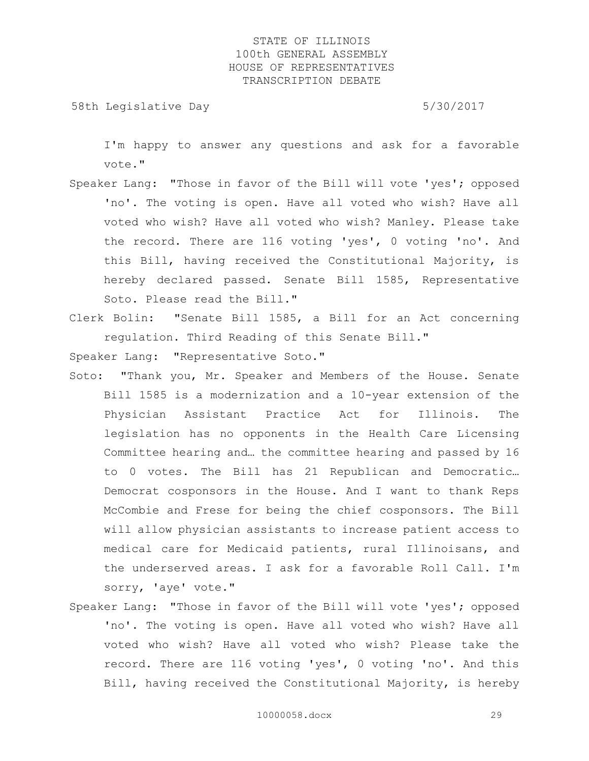I'm happy to answer any questions and ask for a favorable vote."

Speaker Lang: "Those in favor of the Bill will vote 'yes'; opposed 'no'. The voting is open. Have all voted who wish? Have all voted who wish? Have all voted who wish? Manley. Please take the record. There are 116 voting 'yes', 0 voting 'no'. And this Bill, having received the Constitutional Majority, is hereby declared passed. Senate Bill 1585, Representative Soto. Please read the Bill."

Clerk Bolin: "Senate Bill 1585, a Bill for an Act concerning regulation. Third Reading of this Senate Bill."

Speaker Lang: "Representative Soto."

Soto: "Thank you, Mr. Speaker and Members of the House. Senate Bill 1585 is a modernization and a 10-year extension of the Physician Assistant Practice Act for Illinois. The legislation has no opponents in the Health Care Licensing Committee hearing and… the committee hearing and passed by 16 to 0 votes. The Bill has 21 Republican and Democratic… Democrat cosponsors in the House. And I want to thank Reps McCombie and Frese for being the chief cosponsors. The Bill will allow physician assistants to increase patient access to medical care for Medicaid patients, rural Illinoisans, and the underserved areas. I ask for a favorable Roll Call. I'm sorry, 'aye' vote."

Speaker Lang: "Those in favor of the Bill will vote 'yes'; opposed 'no'. The voting is open. Have all voted who wish? Have all voted who wish? Have all voted who wish? Please take the record. There are 116 voting 'yes', 0 voting 'no'. And this Bill, having received the Constitutional Majority, is hereby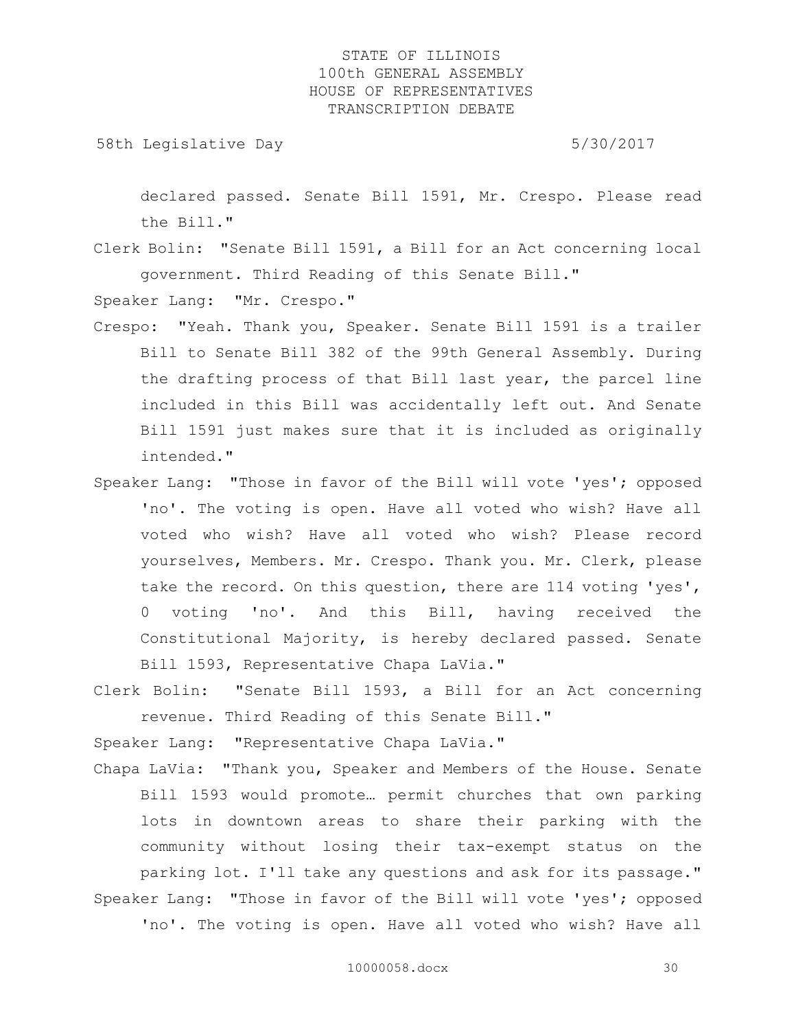declared passed. Senate Bill 1591, Mr. Crespo. Please read the Bill."

Clerk Bolin: "Senate Bill 1591, a Bill for an Act concerning local government. Third Reading of this Senate Bill."

Speaker Lang: "Mr. Crespo."

Crespo: "Yeah. Thank you, Speaker. Senate Bill 1591 is a trailer Bill to Senate Bill 382 of the 99th General Assembly. During the drafting process of that Bill last year, the parcel line included in this Bill was accidentally left out. And Senate Bill 1591 just makes sure that it is included as originally intended."

Speaker Lang: "Those in favor of the Bill will vote 'yes'; opposed 'no'. The voting is open. Have all voted who wish? Have all voted who wish? Have all voted who wish? Please record yourselves, Members. Mr. Crespo. Thank you. Mr. Clerk, please take the record. On this question, there are 114 voting 'yes', 0 voting 'no'. And this Bill, having received the Constitutional Majority, is hereby declared passed. Senate Bill 1593, Representative Chapa LaVia."

Clerk Bolin: "Senate Bill 1593, a Bill for an Act concerning revenue. Third Reading of this Senate Bill."

Speaker Lang: "Representative Chapa LaVia."

Chapa LaVia: "Thank you, Speaker and Members of the House. Senate Bill 1593 would promote… permit churches that own parking lots in downtown areas to share their parking with the community without losing their tax-exempt status on the parking lot. I'll take any questions and ask for its passage."

Speaker Lang: "Those in favor of the Bill will vote 'yes'; opposed 'no'. The voting is open. Have all voted who wish? Have all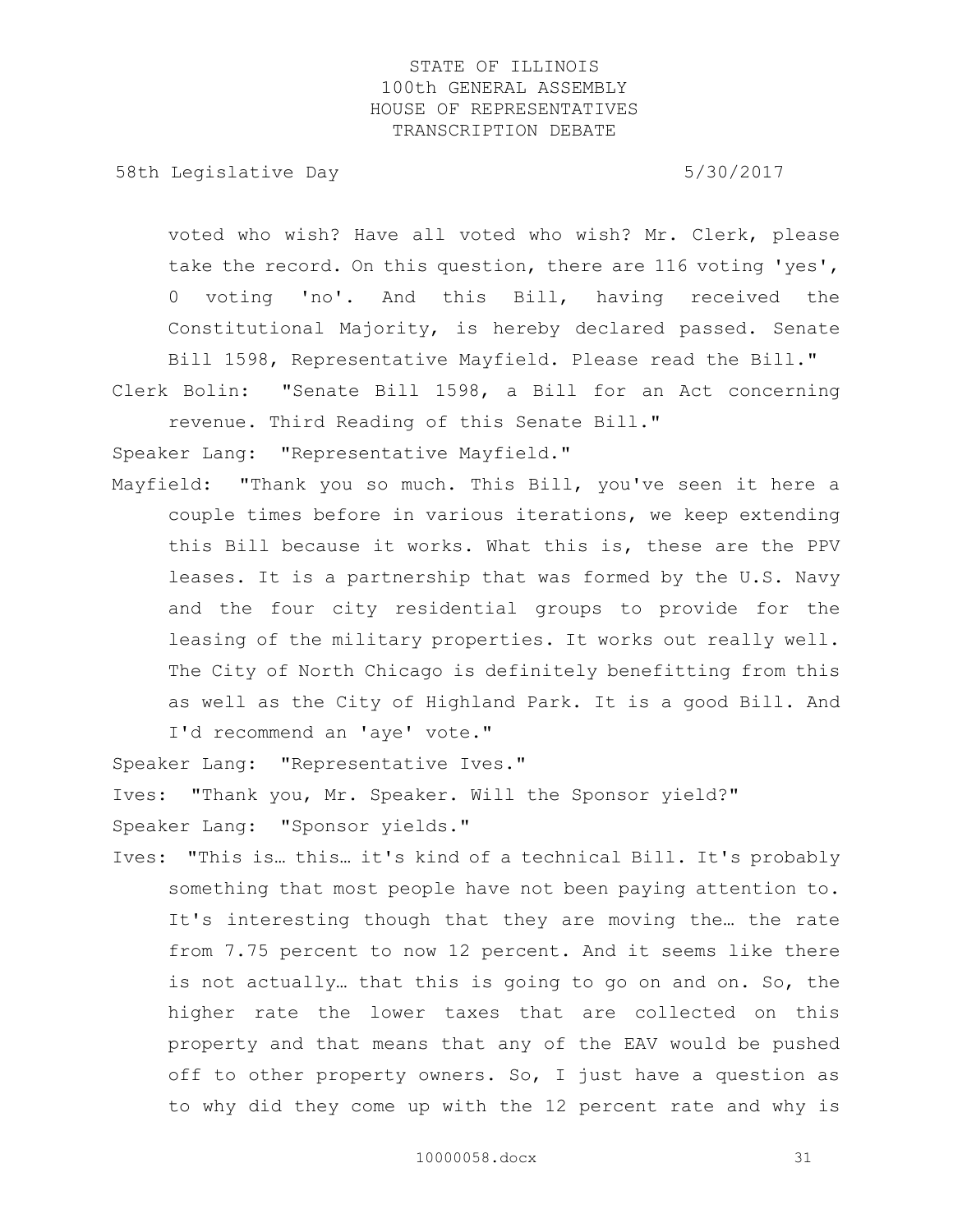voted who wish? Have all voted who wish? Mr. Clerk, please take the record. On this question, there are 116 voting 'yes', 0 voting 'no'. And this Bill, having received the Constitutional Majority, is hereby declared passed. Senate Bill 1598, Representative Mayfield. Please read the Bill."

Clerk Bolin: "Senate Bill 1598, a Bill for an Act concerning revenue. Third Reading of this Senate Bill."

Speaker Lang: "Representative Mayfield."

Mayfield: "Thank you so much. This Bill, you've seen it here a couple times before in various iterations, we keep extending this Bill because it works. What this is, these are the PPV leases. It is a partnership that was formed by the U.S. Navy and the four city residential groups to provide for the leasing of the military properties. It works out really well. The City of North Chicago is definitely benefitting from this as well as the City of Highland Park. It is a good Bill. And I'd recommend an 'aye' vote."

Speaker Lang: "Representative Ives."

Ives: "Thank you, Mr. Speaker. Will the Sponsor yield?"

Speaker Lang: "Sponsor yields."

Ives: "This is… this… it's kind of a technical Bill. It's probably something that most people have not been paying attention to. It's interesting though that they are moving the… the rate from 7.75 percent to now 12 percent. And it seems like there is not actually… that this is going to go on and on. So, the higher rate the lower taxes that are collected on this property and that means that any of the EAV would be pushed off to other property owners. So, I just have a question as to why did they come up with the 12 percent rate and why is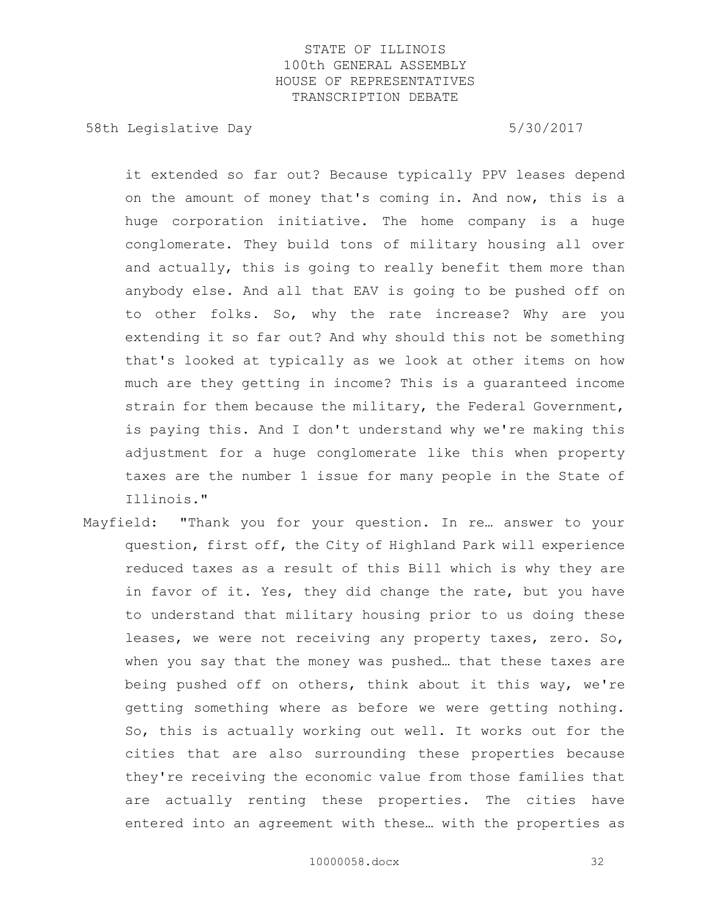it extended so far out? Because typically PPV leases depend on the amount of money that's coming in. And now, this is a huge corporation initiative. The home company is a huge conglomerate. They build tons of military housing all over and actually, this is going to really benefit them more than anybody else. And all that EAV is going to be pushed off on to other folks. So, why the rate increase? Why are you extending it so far out? And why should this not be something that's looked at typically as we look at other items on how much are they getting in income? This is a guaranteed income strain for them because the military, the Federal Government, is paying this. And I don't understand why we're making this adjustment for a huge conglomerate like this when property taxes are the number 1 issue for many people in the State of Illinois."

Mayfield: "Thank you for your question. In re… answer to your question, first off, the City of Highland Park will experience reduced taxes as a result of this Bill which is why they are in favor of it. Yes, they did change the rate, but you have to understand that military housing prior to us doing these leases, we were not receiving any property taxes, zero. So, when you say that the money was pushed… that these taxes are being pushed off on others, think about it this way, we're getting something where as before we were getting nothing. So, this is actually working out well. It works out for the cities that are also surrounding these properties because they're receiving the economic value from those families that are actually renting these properties. The cities have entered into an agreement with these… with the properties as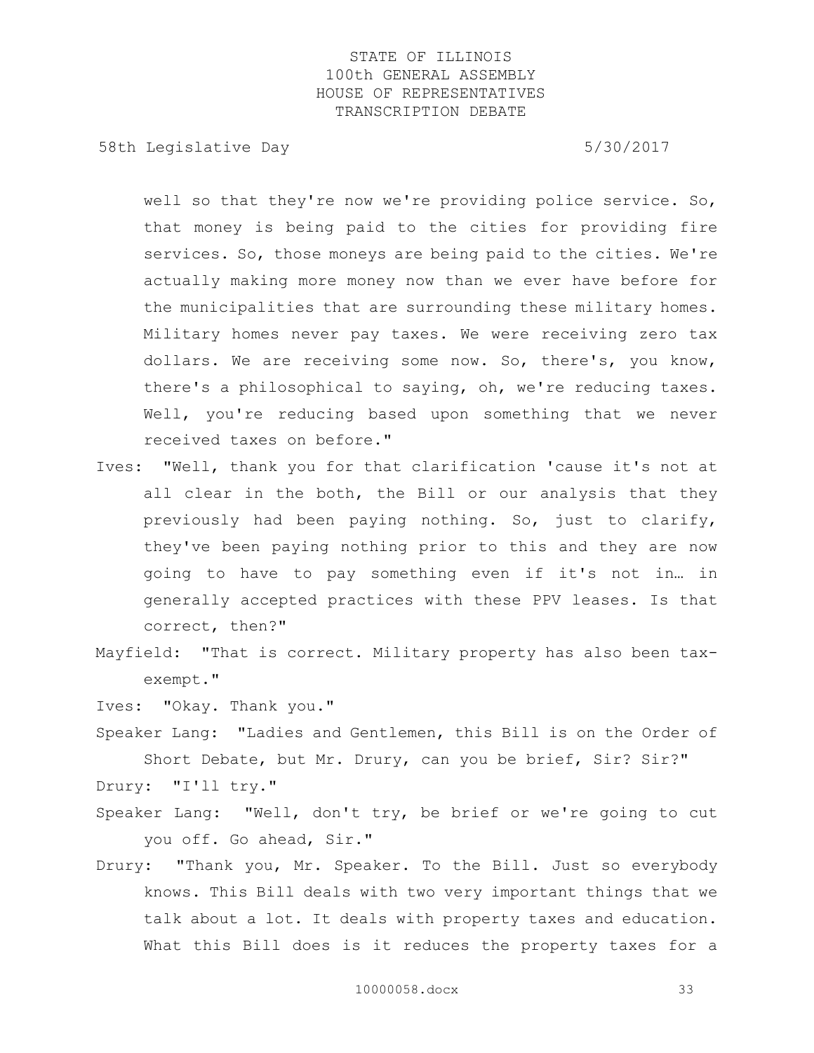well so that they're now we're providing police service. So, that money is being paid to the cities for providing fire services. So, those moneys are being paid to the cities. We're actually making more money now than we ever have before for the municipalities that are surrounding these military homes. Military homes never pay taxes. We were receiving zero tax dollars. We are receiving some now. So, there's, you know, there's a philosophical to saying, oh, we're reducing taxes. Well, you're reducing based upon something that we never received taxes on before."

Ives: "Well, thank you for that clarification 'cause it's not at all clear in the both, the Bill or our analysis that they previously had been paying nothing. So, just to clarify, they've been paying nothing prior to this and they are now going to have to pay something even if it's not in… in generally accepted practices with these PPV leases. Is that correct, then?"

Mayfield: "That is correct. Military property has also been tax-exempt."

Ives: "Okay. Thank you."

Speaker Lang: "Ladies and Gentlemen, this Bill is on the Order of Short Debate, but Mr. Drury, can you be brief, Sir? Sir?"

Drury: "I'll try."

Speaker Lang: "Well, don't try, be brief or we're going to cut you off. Go ahead, Sir."

Drury: "Thank you, Mr. Speaker. To the Bill. Just so everybody knows. This Bill deals with two very important things that we talk about a lot. It deals with property taxes and education. What this Bill does is it reduces the property taxes for a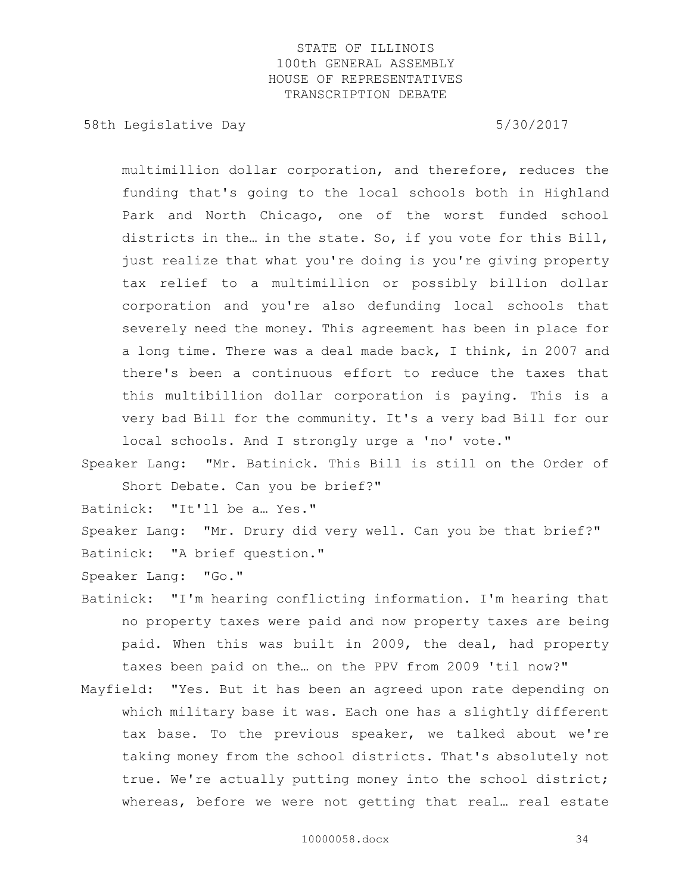multimillion dollar corporation, and therefore, reduces the funding that's going to the local schools both in Highland Park and North Chicago, one of the worst funded school districts in the… in the state. So, if you vote for this Bill, just realize that what you're doing is you're giving property tax relief to a multimillion or possibly billion dollar corporation and you're also defunding local schools that severely need the money. This agreement has been in place for a long time. There was a deal made back, I think, in 2007 and there's been a continuous effort to reduce the taxes that this multibillion dollar corporation is paying. This is a very bad Bill for the community. It's a very bad Bill for our local schools. And I strongly urge a 'no' vote."

Speaker Lang: "Mr. Batinick. This Bill is still on the Order of Short Debate. Can you be brief?"

Batinick: "It'll be a… Yes."

Speaker Lang: "Mr. Drury did very well. Can you be that brief?"

Batinick: "A brief question."

Speaker Lang: "Go."

Batinick: "I'm hearing conflicting information. I'm hearing that no property taxes were paid and now property taxes are being paid. When this was built in 2009, the deal, had property taxes been paid on the… on the PPV from 2009 'til now?"

Mayfield: "Yes. But it has been an agreed upon rate depending on which military base it was. Each one has a slightly different tax base. To the previous speaker, we talked about we're taking money from the school districts. That's absolutely not true. We're actually putting money into the school district; whereas, before we were not getting that real… real estate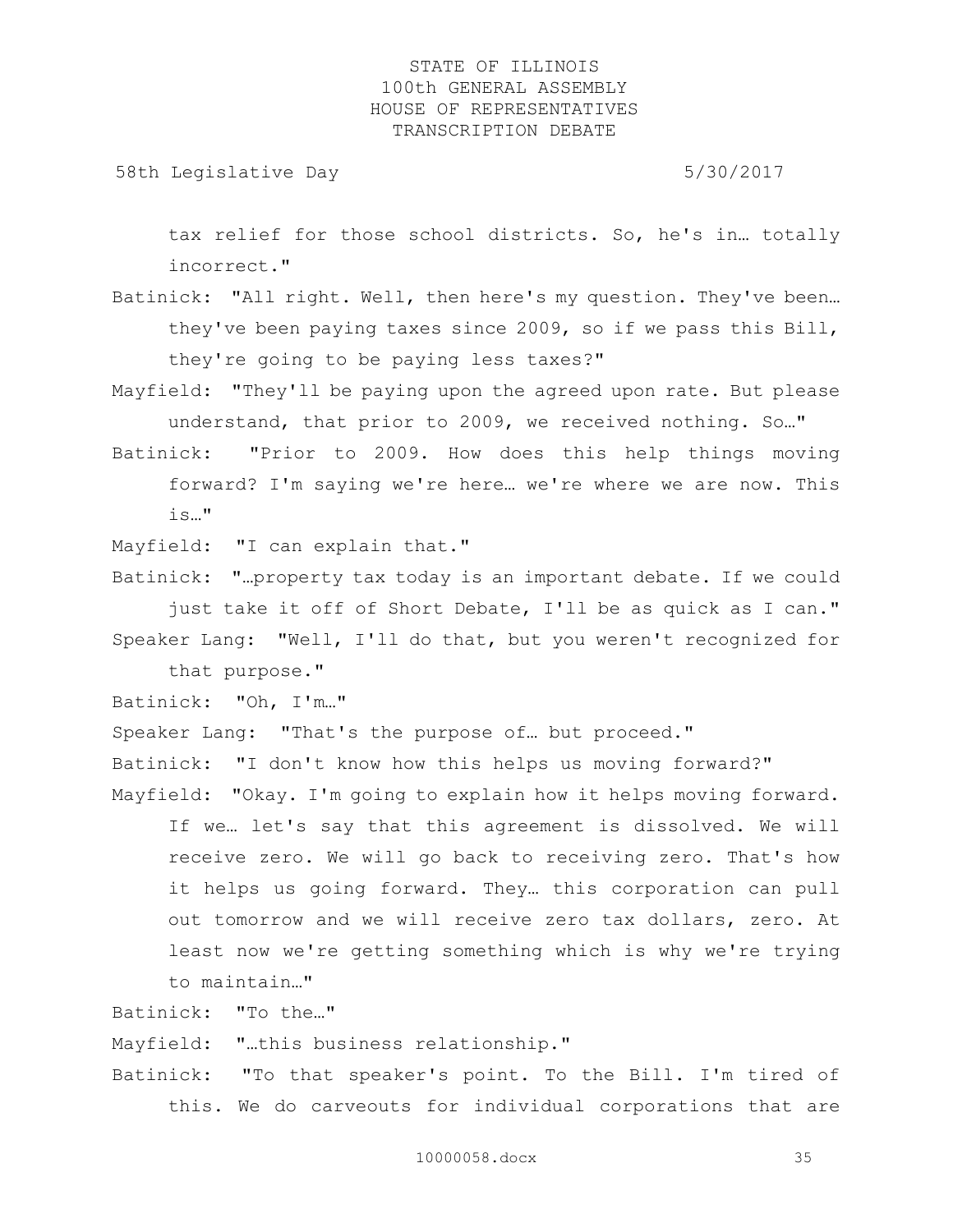tax relief for those school districts. So, he's in… totally incorrect."

Batinick: "All right. Well, then here's my question. They've been… they've been paying taxes since 2009, so if we pass this Bill, they're going to be paying less taxes?"

Mayfield: "They'll be paying upon the agreed upon rate. But please understand, that prior to 2009, we received nothing. So…"

Batinick: "Prior to 2009. How does this help things moving forward? I'm saying we're here… we're where we are now. This is…"

Mayfield: "I can explain that."

Batinick: "…property tax today is an important debate. If we could just take it off of Short Debate, I'll be as quick as I can."

Speaker Lang: "Well, I'll do that, but you weren't recognized for that purpose."

Batinick: "Oh, I'm…"

Speaker Lang: "That's the purpose of… but proceed."

Batinick: "I don't know how this helps us moving forward?"

Mayfield: "Okay. I'm going to explain how it helps moving forward. If we… let's say that this agreement is dissolved. We will receive zero. We will go back to receiving zero. That's how it helps us going forward. They… this corporation can pull out tomorrow and we will receive zero tax dollars, zero. At least now we're getting something which is why we're trying to maintain…"

Batinick: "To the…"

Mayfield: "…this business relationship."

Batinick: "To that speaker's point. To the Bill. I'm tired of this. We do carveouts for individual corporations that are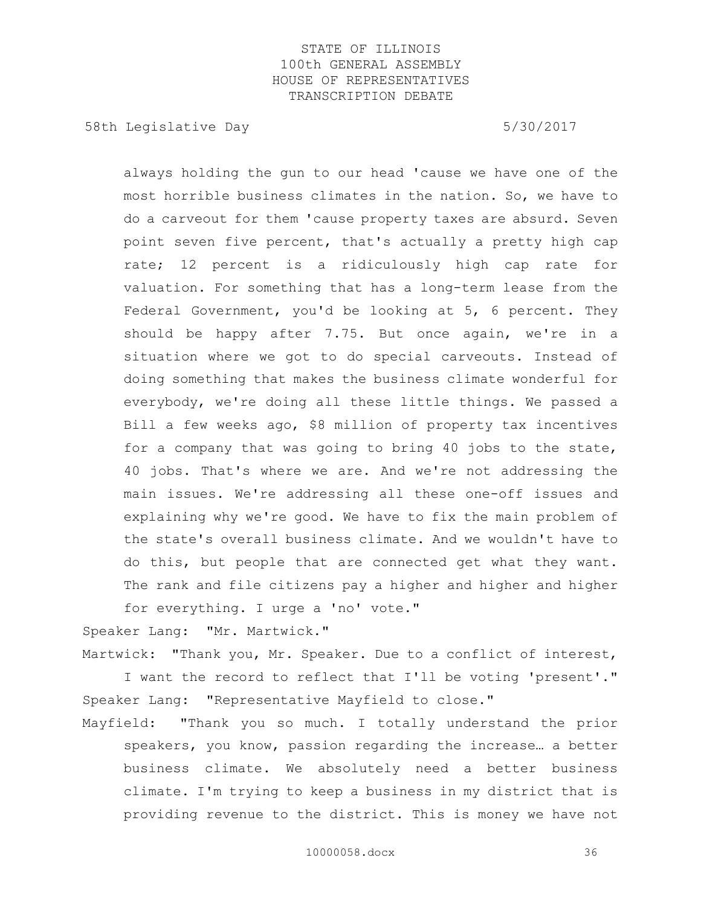always holding the gun to our head 'cause we have one of the most horrible business climates in the nation. So, we have to do a carveout for them 'cause property taxes are absurd. Seven point seven five percent, that's actually a pretty high cap rate; 12 percent is a ridiculously high cap rate for valuation. For something that has a long-term lease from the Federal Government, you'd be looking at 5, 6 percent. They should be happy after 7.75. But once again, we're in a situation where we got to do special carveouts. Instead of doing something that makes the business climate wonderful for everybody, we're doing all these little things. We passed a Bill a few weeks ago, $8 million of property tax incentives for a company that was going to bring 40 jobs to the state, 40 jobs. That's where we are. And we're not addressing the main issues. We're addressing all these one-off issues and explaining why we're good. We have to fix the main problem of the state's overall business climate. And we wouldn't have to do this, but people that are connected get what they want. The rank and file citizens pay a higher and higher and higher for everything. I urge a 'no' vote."

Speaker Lang: "Mr. Martwick."

Martwick: "Thank you, Mr. Speaker. Due to a conflict of interest, I want the record to reflect that I'll be voting 'present'."

Speaker Lang: "Representative Mayfield to close."

Mayfield: "Thank you so much. I totally understand the prior speakers, you know, passion regarding the increase… a better business climate. We absolutely need a better business climate. I'm trying to keep a business in my district that is providing revenue to the district. This is money we have not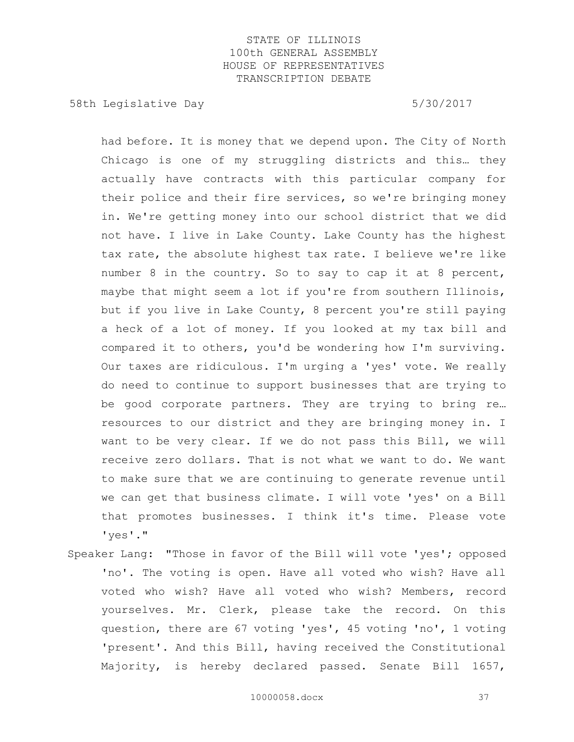had before. It is money that we depend upon. The City of North Chicago is one of my struggling districts and this… they actually have contracts with this particular company for their police and their fire services, so we're bringing money in. We're getting money into our school district that we did not have. I live in Lake County. Lake County has the highest tax rate, the absolute highest tax rate. I believe we're like number 8 in the country. So to say to cap it at 8 percent, maybe that might seem a lot if you're from southern Illinois, but if you live in Lake County, 8 percent you're still paying a heck of a lot of money. If you looked at my tax bill and compared it to others, you'd be wondering how I'm surviving. Our taxes are ridiculous. I'm urging a 'yes' vote. We really do need to continue to support businesses that are trying to be good corporate partners. They are trying to bring re… resources to our district and they are bringing money in. I want to be very clear. If we do not pass this Bill, we will receive zero dollars. That is not what we want to do. We want to make sure that we are continuing to generate revenue until we can get that business climate. I will vote 'yes' on a Bill that promotes businesses. I think it's time. Please vote 'yes'."

Speaker Lang: "Those in favor of the Bill will vote 'yes'; opposed 'no'. The voting is open. Have all voted who wish? Have all voted who wish? Have all voted who wish? Members, record yourselves. Mr. Clerk, please take the record. On this question, there are 67 voting 'yes', 45 voting 'no', 1 voting 'present'. And this Bill, having received the Constitutional Majority, is hereby declared passed. Senate Bill 1657,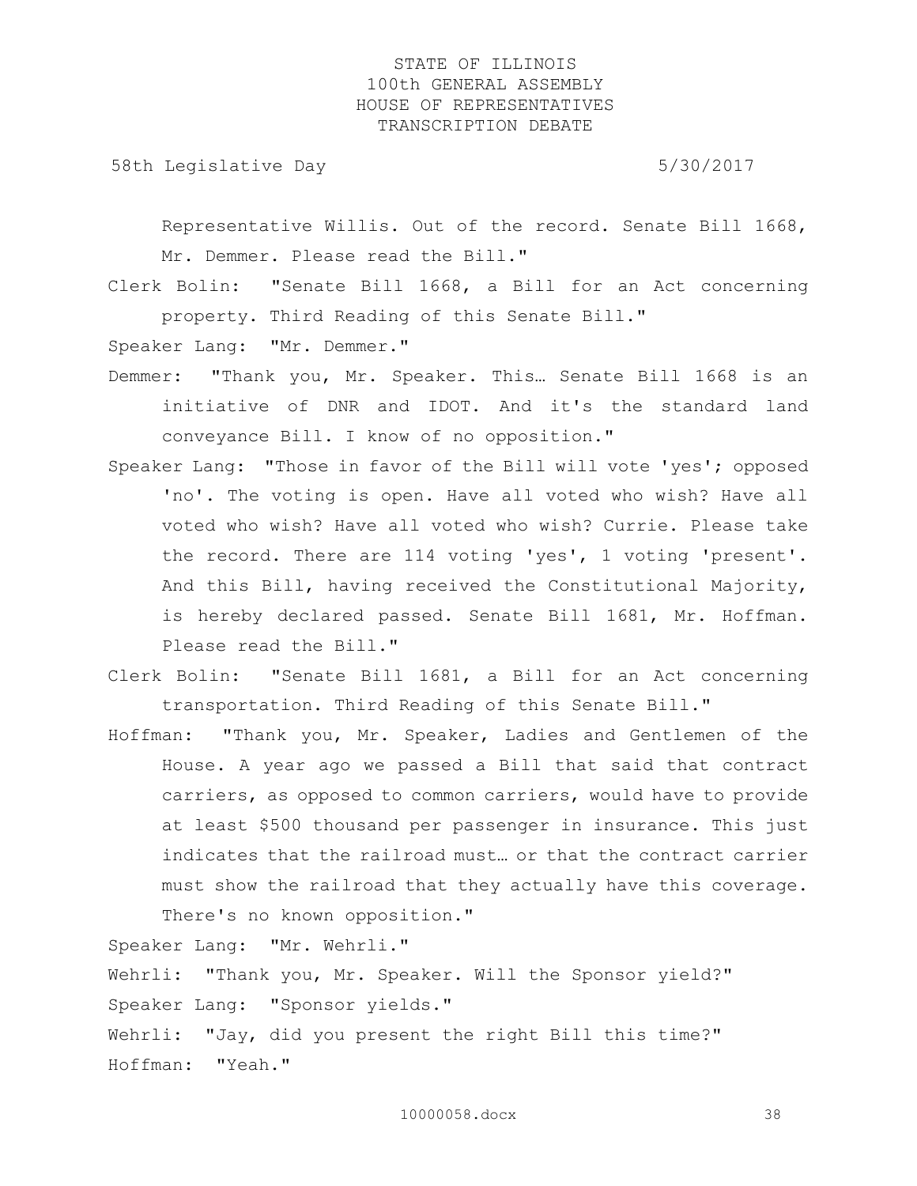Representative Willis. Out of the record. Senate Bill 1668, Mr. Demmer. Please read the Bill."

Clerk Bolin: "Senate Bill 1668, a Bill for an Act concerning property. Third Reading of this Senate Bill."

Speaker Lang: "Mr. Demmer."

Demmer: "Thank you, Mr. Speaker. This… Senate Bill 1668 is an initiative of DNR and IDOT. And it's the standard land conveyance Bill. I know of no opposition."

Speaker Lang: "Those in favor of the Bill will vote 'yes'; opposed 'no'. The voting is open. Have all voted who wish? Have all voted who wish? Have all voted who wish? Currie. Please take the record. There are 114 voting 'yes', 1 voting 'present'. And this Bill, having received the Constitutional Majority, is hereby declared passed. Senate Bill 1681, Mr. Hoffman. Please read the Bill."

Clerk Bolin: "Senate Bill 1681, a Bill for an Act concerning transportation. Third Reading of this Senate Bill."

Hoffman: "Thank you, Mr. Speaker, Ladies and Gentlemen of the House. A year ago we passed a Bill that said that contract carriers, as opposed to common carriers, would have to provide at least $500 thousand per passenger in insurance. This just indicates that the railroad must… or that the contract carrier must show the railroad that they actually have this coverage. There's no known opposition."

Speaker Lang: "Mr. Wehrli."

Wehrli: "Thank you, Mr. Speaker. Will the Sponsor yield?"

Speaker Lang: "Sponsor yields."

Wehrli: "Jay, did you present the right Bill this time?"

Hoffman: "Yeah."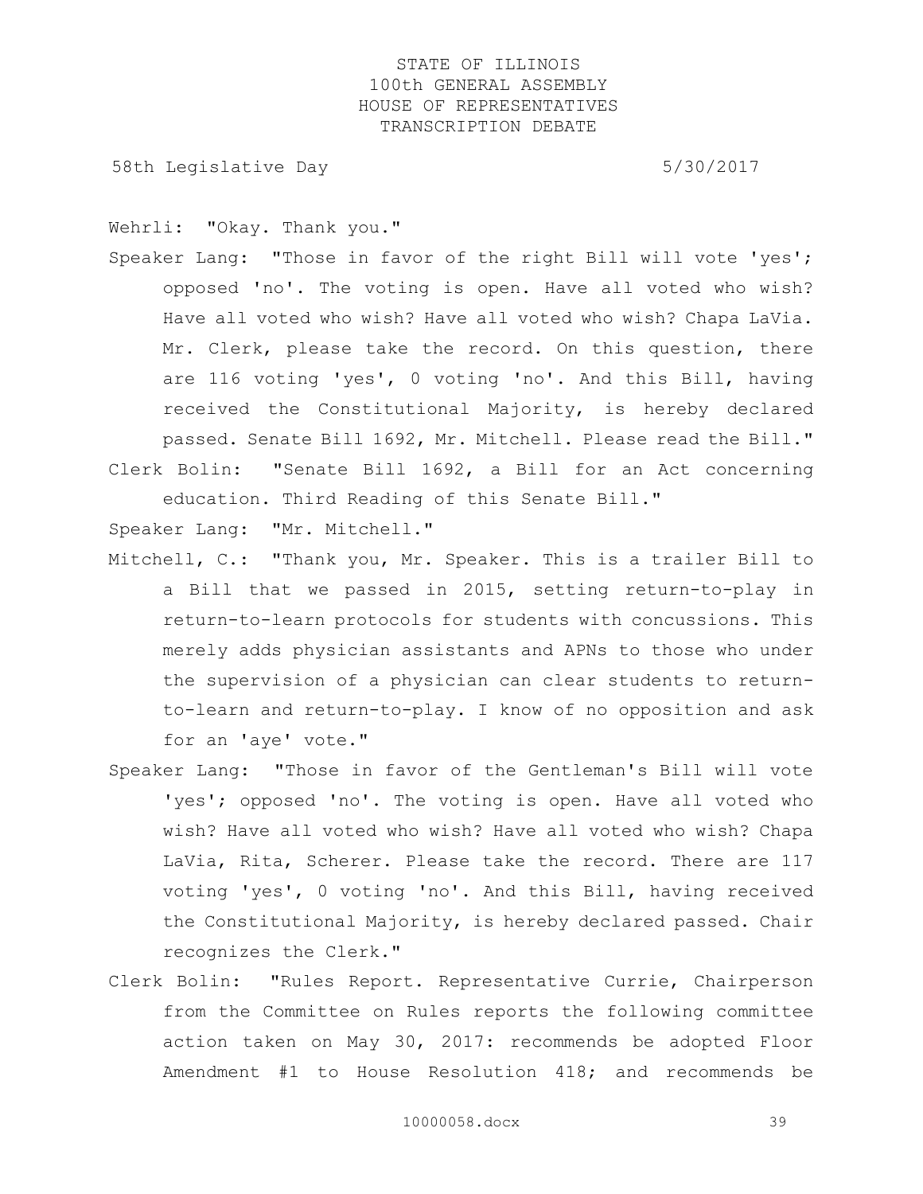Wehrli: "Okay. Thank you."

Speaker Lang: "Those in favor of the right Bill will vote 'yes'; opposed 'no'. The voting is open. Have all voted who wish? Have all voted who wish? Have all voted who wish? Chapa LaVia. Mr. Clerk, please take the record. On this question, there are 116 voting 'yes', 0 voting 'no'. And this Bill, having received the Constitutional Majority, is hereby declared passed. Senate Bill 1692, Mr. Mitchell. Please read the Bill."

Clerk Bolin: "Senate Bill 1692, a Bill for an Act concerning education. Third Reading of this Senate Bill."

Speaker Lang: "Mr. Mitchell."

Mitchell, C.: "Thank you, Mr. Speaker. This is a trailer Bill to a Bill that we passed in 2015, setting return-to-play in return-to-learn protocols for students with concussions. This merely adds physician assistants and APNs to those who under the supervision of a physician can clear students to return-to-learn and return-to-play. I know of no opposition and ask for an 'aye' vote."

Speaker Lang: "Those in favor of the Gentleman's Bill will vote 'yes'; opposed 'no'. The voting is open. Have all voted who wish? Have all voted who wish? Have all voted who wish? Chapa LaVia, Rita, Scherer. Please take the record. There are 117 voting 'yes', 0 voting 'no'. And this Bill, having received the Constitutional Majority, is hereby declared passed. Chair recognizes the Clerk."

Clerk Bolin: "Rules Report. Representative Currie, Chairperson from the Committee on Rules reports the following committee action taken on May 30, 2017: recommends be adopted Floor Amendment #1 to House Resolution 418; and recommends be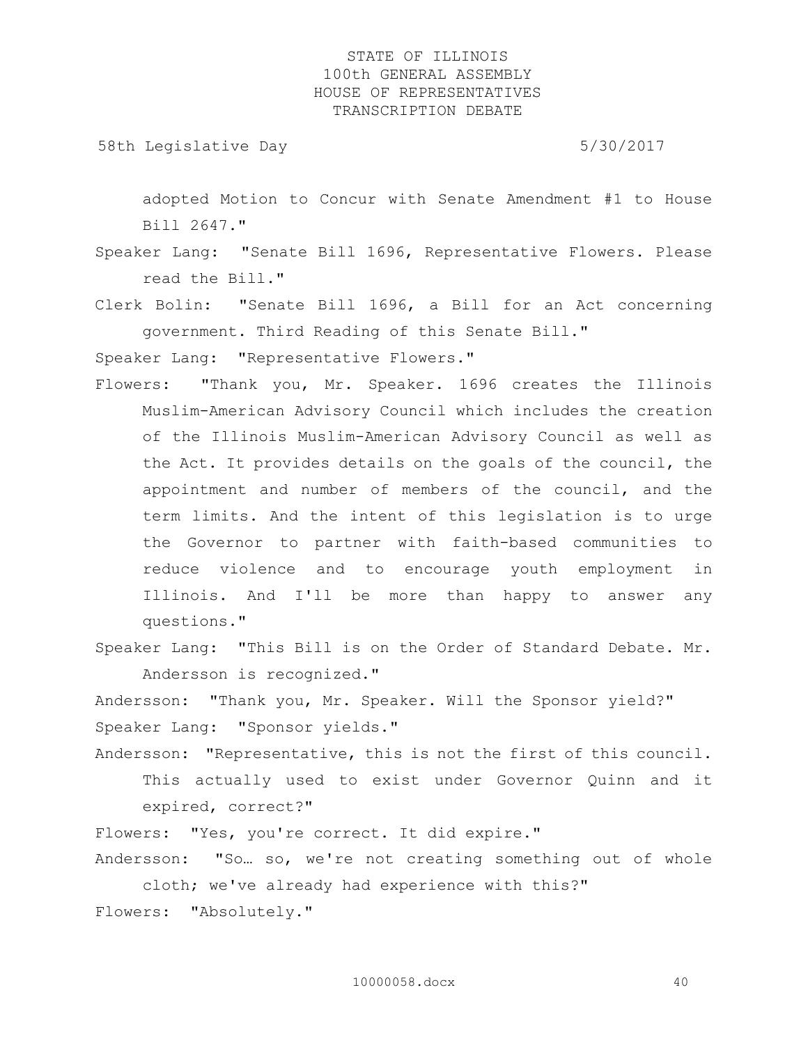adopted Motion to Concur with Senate Amendment #1 to House Bill 2647."

Speaker Lang: "Senate Bill 1696, Representative Flowers. Please read the Bill."

Clerk Bolin: "Senate Bill 1696, a Bill for an Act concerning government. Third Reading of this Senate Bill."

Speaker Lang: "Representative Flowers."

Flowers: "Thank you, Mr. Speaker. 1696 creates the Illinois Muslim-American Advisory Council which includes the creation of the Illinois Muslim-American Advisory Council as well as the Act. It provides details on the goals of the council, the appointment and number of members of the council, and the term limits. And the intent of this legislation is to urge the Governor to partner with faith-based communities to reduce violence and to encourage youth employment in Illinois. And I'll be more than happy to answer any questions."

Speaker Lang: "This Bill is on the Order of Standard Debate. Mr. Andersson is recognized."

Andersson: "Thank you, Mr. Speaker. Will the Sponsor yield?"

Speaker Lang: "Sponsor yields."

Andersson: "Representative, this is not the first of this council. This actually used to exist under Governor Quinn and it expired, correct?"

Flowers: "Yes, you're correct. It did expire."

Andersson: "So… so, we're not creating something out of whole cloth; we've already had experience with this?"

Flowers: "Absolutely."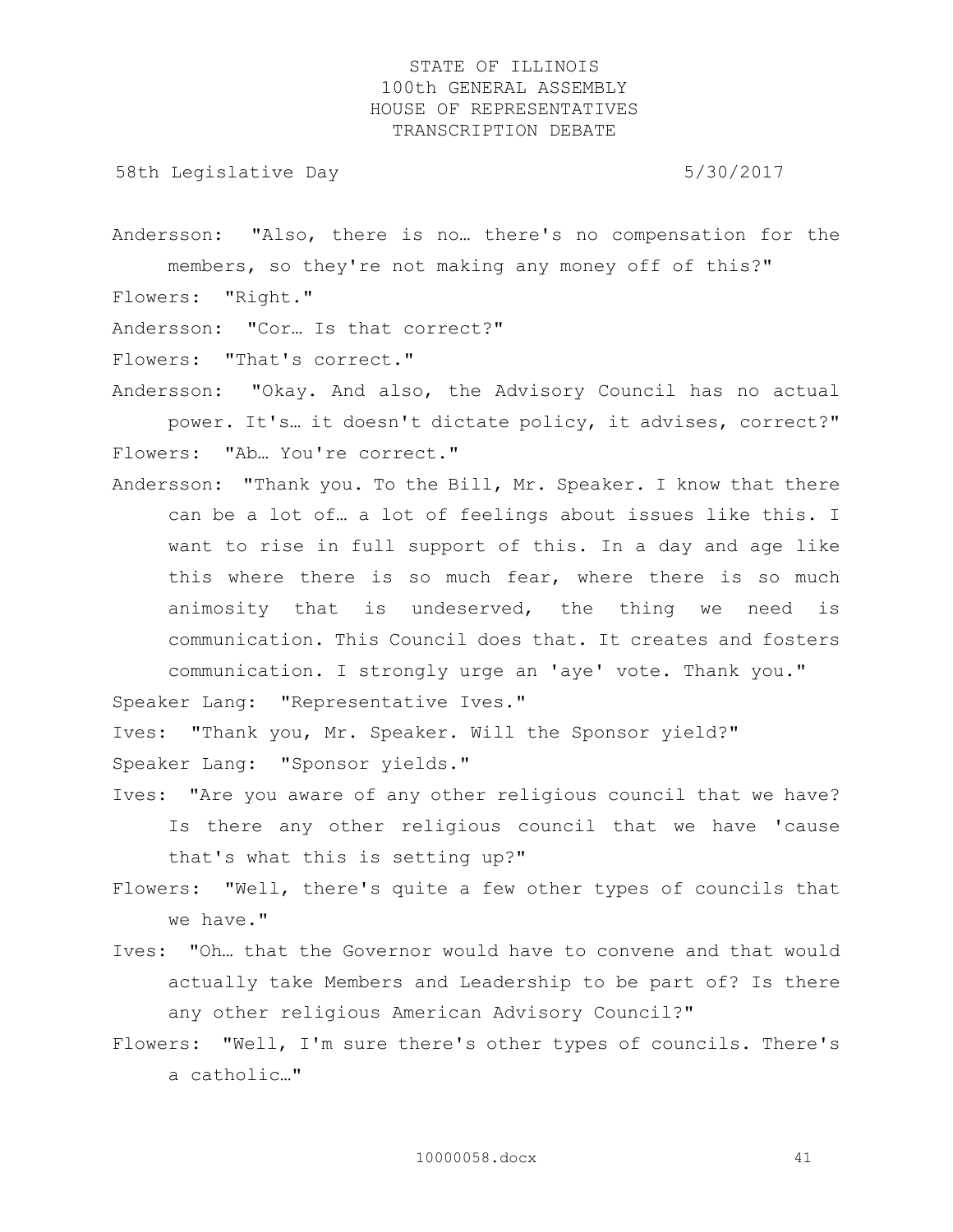Andersson: "Also, there is no… there's no compensation for the members, so they're not making any money off of this?"

Flowers: "Right."

Andersson: "Cor… Is that correct?"

Flowers: "That's correct."

Andersson: "Okay. And also, the Advisory Council has no actual power. It's… it doesn't dictate policy, it advises, correct?"

Flowers: "Ab… You're correct."

Andersson: "Thank you. To the Bill, Mr. Speaker. I know that there can be a lot of… a lot of feelings about issues like this. I want to rise in full support of this. In a day and age like this where there is so much fear, where there is so much animosity that is undeserved, the thing we need is communication. This Council does that. It creates and fosters communication. I strongly urge an 'aye' vote. Thank you."

Speaker Lang: "Representative Ives."

Ives: "Thank you, Mr. Speaker. Will the Sponsor yield?"

Speaker Lang: "Sponsor yields."

Ives: "Are you aware of any other religious council that we have? Is there any other religious council that we have 'cause that's what this is setting up?"

Flowers: "Well, there's quite a few other types of councils that we have."

Ives: "Oh… that the Governor would have to convene and that would actually take Members and Leadership to be part of? Is there any other religious American Advisory Council?"

Flowers: "Well, I'm sure there's other types of councils. There's a catholic…"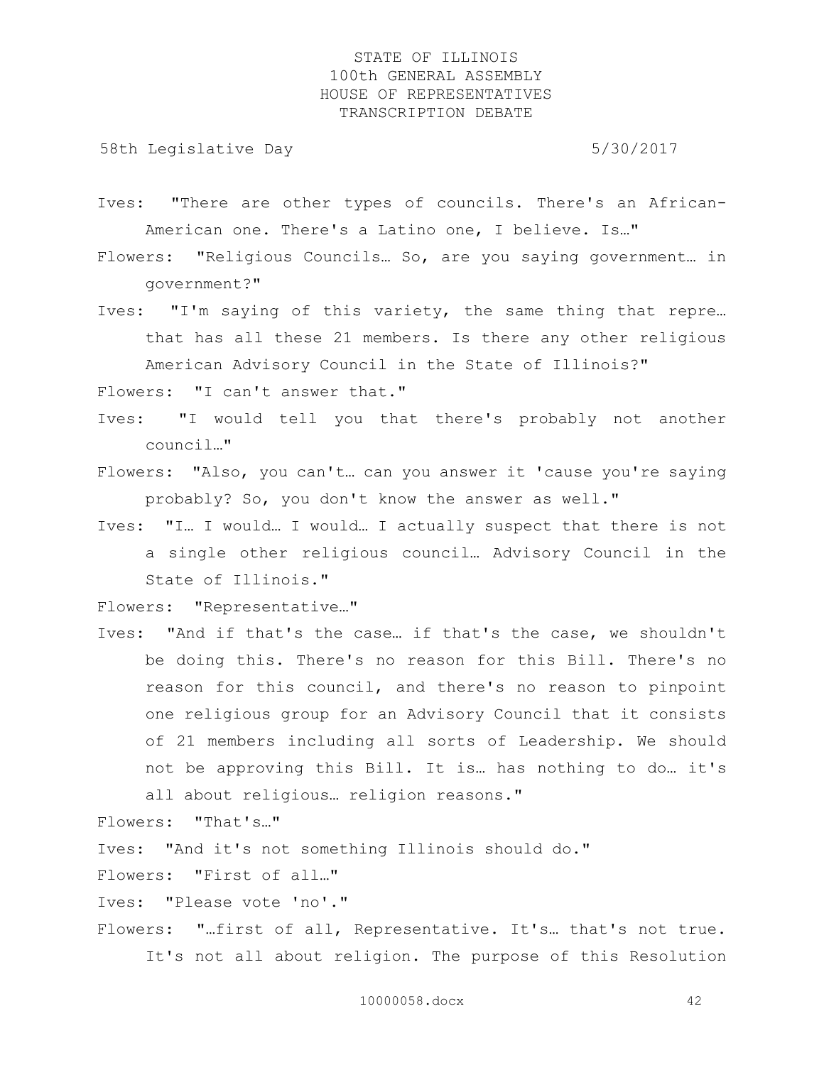Ives: "There are other types of councils. There's an African-American one. There's a Latino one, I believe. Is…"

Flowers: "Religious Councils… So, are you saying government… in government?"

Ives: "I'm saying of this variety, the same thing that repre… that has all these 21 members. Is there any other religious American Advisory Council in the State of Illinois?"

Flowers: "I can't answer that."

Ives: "I would tell you that there's probably not another council…"

Flowers: "Also, you can't… can you answer it 'cause you're saying probably? So, you don't know the answer as well."

Ives: "I… I would… I would… I actually suspect that there is not a single other religious council… Advisory Council in the State of Illinois."

Flowers: "Representative…"

Ives: "And if that's the case… if that's the case, we shouldn't be doing this. There's no reason for this Bill. There's no reason for this council, and there's no reason to pinpoint one religious group for an Advisory Council that it consists of 21 members including all sorts of Leadership. We should not be approving this Bill. It is… has nothing to do… it's all about religious… religion reasons."

Flowers: "That's…"

Ives: "And it's not something Illinois should do."

Flowers: "First of all…"

Ives: "Please vote 'no'."

Flowers: "…first of all, Representative. It's… that's not true. It's not all about religion. The purpose of this Resolution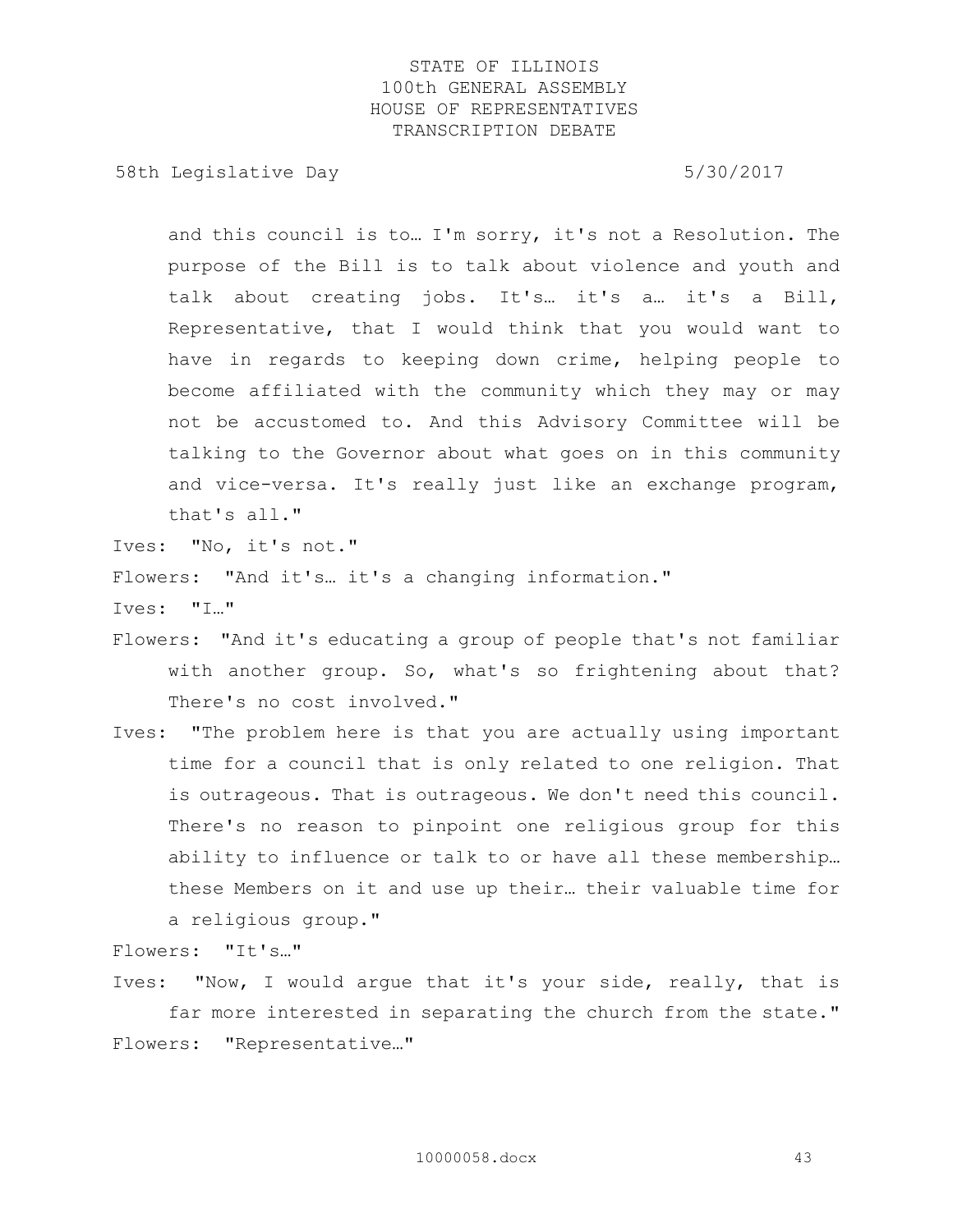and this council is to… I'm sorry, it's not a Resolution. The purpose of the Bill is to talk about violence and youth and talk about creating jobs. It's… it's a… it's a Bill, Representative, that I would think that you would want to have in regards to keeping down crime, helping people to become affiliated with the community which they may or may not be accustomed to. And this Advisory Committee will be talking to the Governor about what goes on in this community and vice-versa. It's really just like an exchange program, that's all."

Ives: "No, it's not."

Flowers: "And it's… it's a changing information."

Ives: "I…"

Flowers: "And it's educating a group of people that's not familiar with another group. So, what's so frightening about that? There's no cost involved."

Ives: "The problem here is that you are actually using important time for a council that is only related to one religion. That is outrageous. That is outrageous. We don't need this council. There's no reason to pinpoint one religious group for this ability to influence or talk to or have all these membership… these Members on it and use up their… their valuable time for a religious group."

Flowers: "It's…"

Ives: "Now, I would argue that it's your side, really, that is far more interested in separating the church from the state."

Flowers: "Representative…"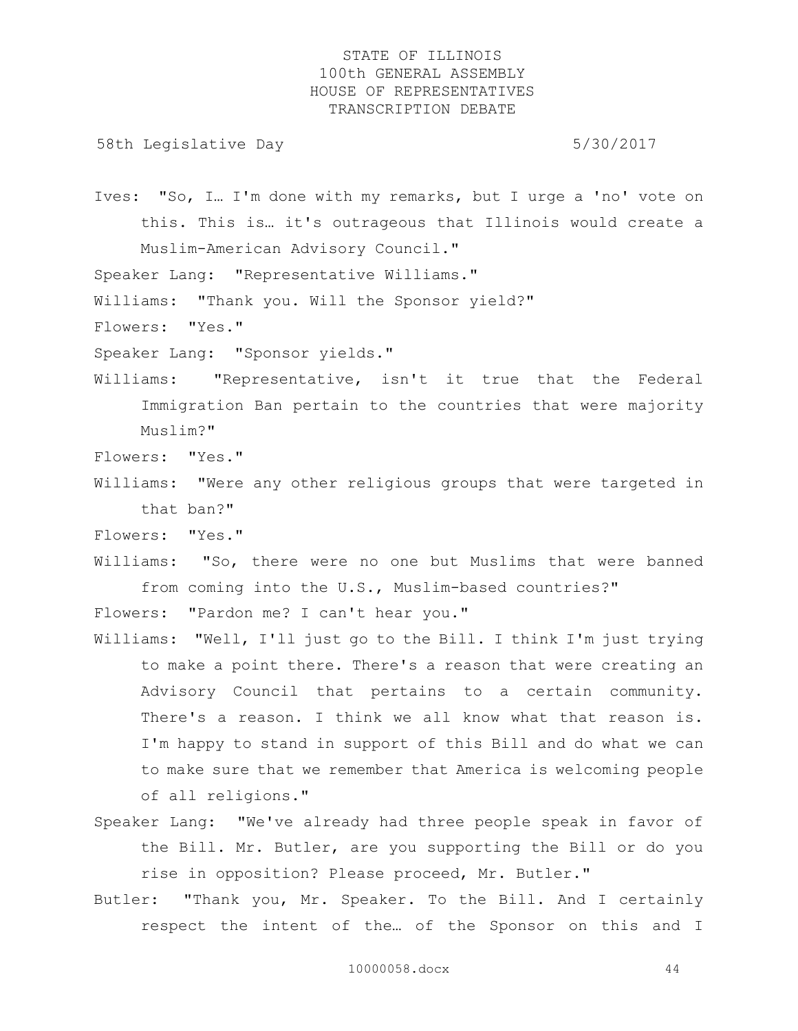Ives: "So, I… I'm done with my remarks, but I urge a 'no' vote on this. This is… it's outrageous that Illinois would create a Muslim-American Advisory Council."

Speaker Lang: "Representative Williams."

Williams: "Thank you. Will the Sponsor yield?"

Flowers: "Yes."

Speaker Lang: "Sponsor yields."

Williams: "Representative, isn't it true that the Federal Immigration Ban pertain to the countries that were majority Muslim?"

Flowers: "Yes."

Williams: "Were any other religious groups that were targeted in that ban?"

Flowers: "Yes."

Williams: "So, there were no one but Muslims that were banned from coming into the U.S., Muslim-based countries?"

Flowers: "Pardon me? I can't hear you."

Williams: "Well, I'll just go to the Bill. I think I'm just trying to make a point there. There's a reason that were creating an Advisory Council that pertains to a certain community. There's a reason. I think we all know what that reason is. I'm happy to stand in support of this Bill and do what we can to make sure that we remember that America is welcoming people of all religions."

Speaker Lang: "We've already had three people speak in favor of the Bill. Mr. Butler, are you supporting the Bill or do you rise in opposition? Please proceed, Mr. Butler."

Butler: "Thank you, Mr. Speaker. To the Bill. And I certainly respect the intent of the… of the Sponsor on this and I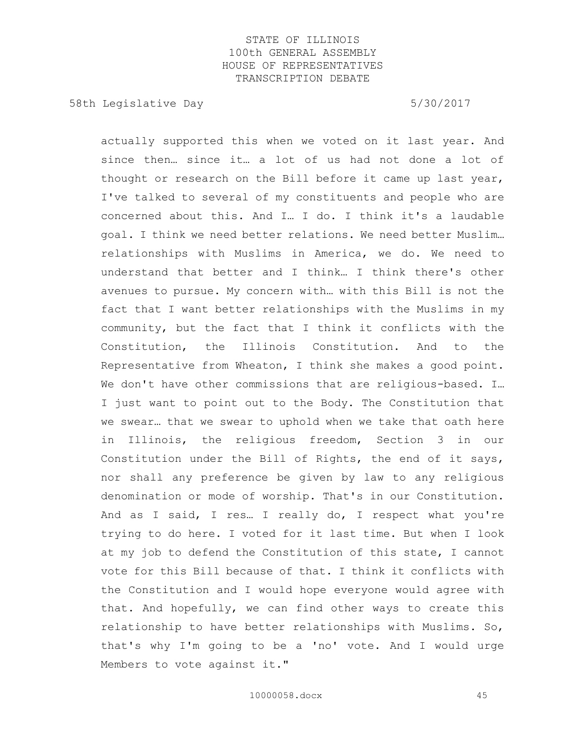actually supported this when we voted on it last year. And since then… since it… a lot of us had not done a lot of thought or research on the Bill before it came up last year, I've talked to several of my constituents and people who are concerned about this. And I… I do. I think it's a laudable goal. I think we need better relations. We need better Muslim… relationships with Muslims in America, we do. We need to understand that better and I think… I think there's other avenues to pursue. My concern with… with this Bill is not the fact that I want better relationships with the Muslims in my community, but the fact that I think it conflicts with the Constitution, the Illinois Constitution. And to the Representative from Wheaton, I think she makes a good point. We don't have other commissions that are religious-based. I… I just want to point out to the Body. The Constitution that we swear… that we swear to uphold when we take that oath here in Illinois, the religious freedom, Section 3 in our Constitution under the Bill of Rights, the end of it says, nor shall any preference be given by law to any religious denomination or mode of worship. That's in our Constitution. And as I said, I res… I really do, I respect what you're trying to do here. I voted for it last time. But when I look at my job to defend the Constitution of this state, I cannot vote for this Bill because of that. I think it conflicts with the Constitution and I would hope everyone would agree with that. And hopefully, we can find other ways to create this relationship to have better relationships with Muslims. So, that's why I'm going to be a 'no' vote. And I would urge Members to vote against it."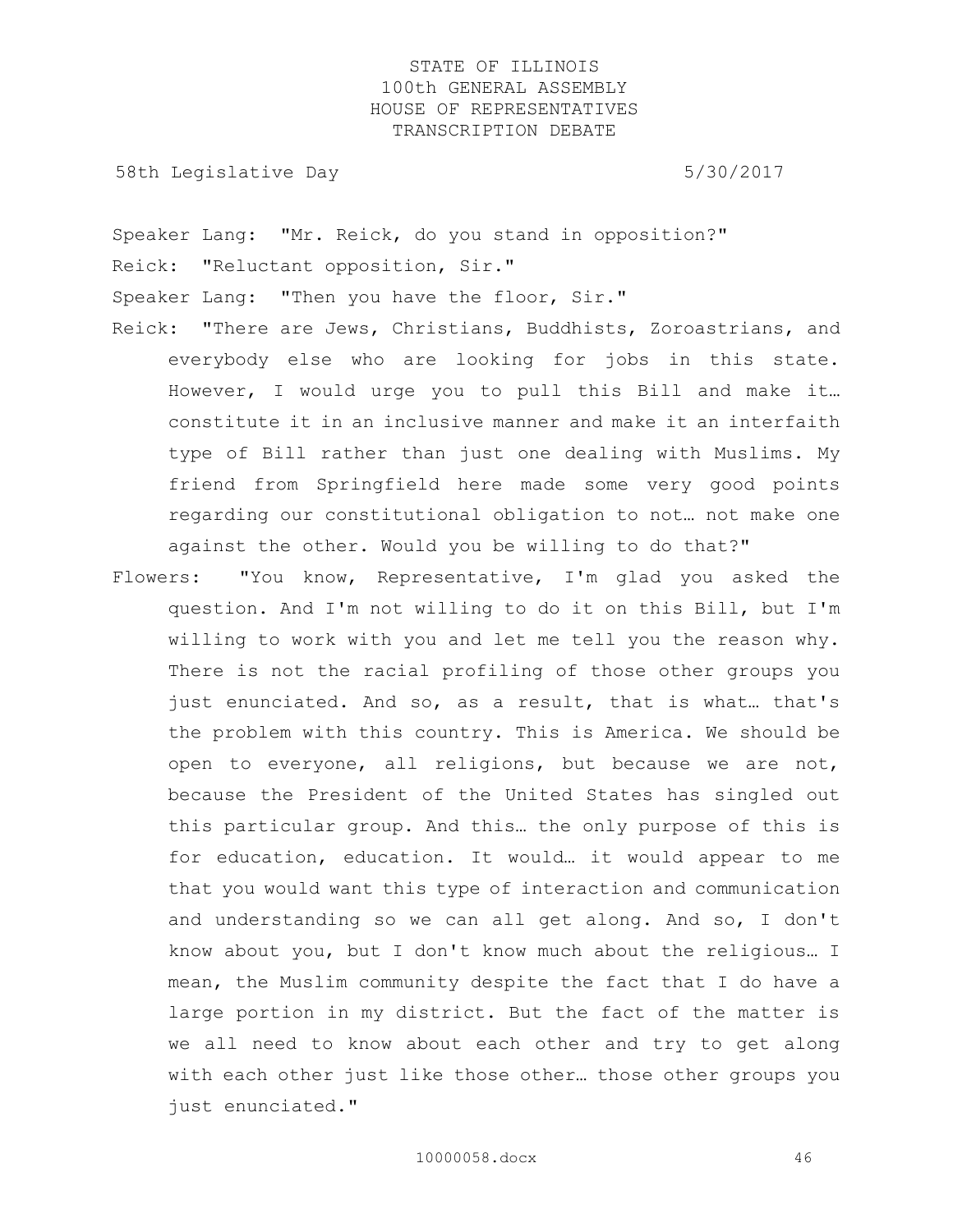Speaker Lang: "Mr. Reick, do you stand in opposition?"

Reick: "Reluctant opposition, Sir."

Speaker Lang: "Then you have the floor, Sir."

Reick: "There are Jews, Christians, Buddhists, Zoroastrians, and everybody else who are looking for jobs in this state. However, I would urge you to pull this Bill and make it… constitute it in an inclusive manner and make it an interfaith type of Bill rather than just one dealing with Muslims. My friend from Springfield here made some very good points regarding our constitutional obligation to not… not make one against the other. Would you be willing to do that?"

Flowers: "You know, Representative, I'm glad you asked the question. And I'm not willing to do it on this Bill, but I'm willing to work with you and let me tell you the reason why. There is not the racial profiling of those other groups you just enunciated. And so, as a result, that is what… that's the problem with this country. This is America. We should be open to everyone, all religions, but because we are not, because the President of the United States has singled out this particular group. And this… the only purpose of this is for education, education. It would… it would appear to me that you would want this type of interaction and communication and understanding so we can all get along. And so, I don't know about you, but I don't know much about the religious… I mean, the Muslim community despite the fact that I do have a large portion in my district. But the fact of the matter is we all need to know about each other and try to get along with each other just like those other… those other groups you just enunciated."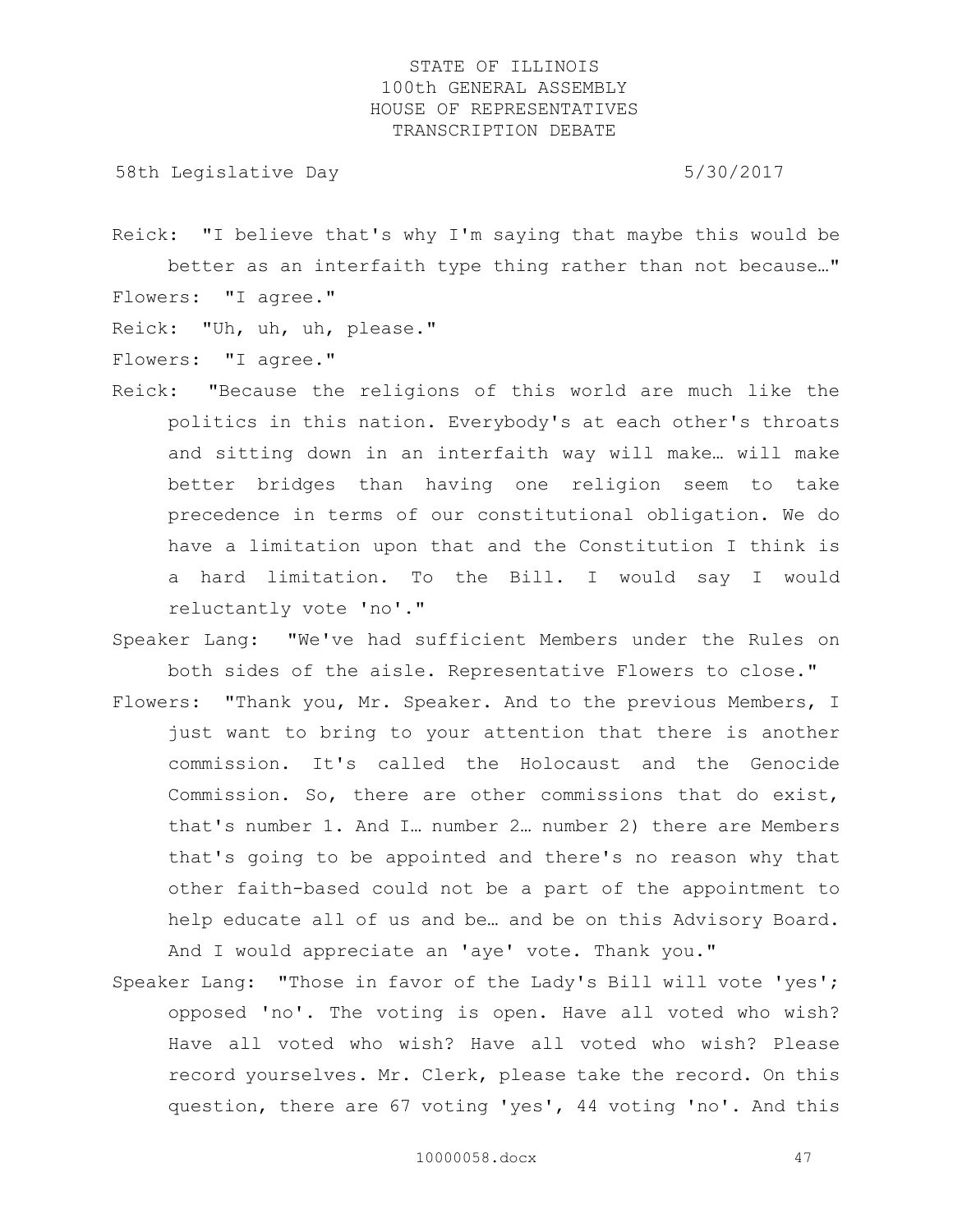Reick: "I believe that's why I'm saying that maybe this would be better as an interfaith type thing rather than not because…"

Flowers: "I agree."

Reick: "Uh, uh, uh, please."

Flowers: "I agree."

Reick: "Because the religions of this world are much like the politics in this nation. Everybody's at each other's throats and sitting down in an interfaith way will make… will make better bridges than having one religion seem to take precedence in terms of our constitutional obligation. We do have a limitation upon that and the Constitution I think is a hard limitation. To the Bill. I would say I would reluctantly vote 'no'."

Speaker Lang: "We've had sufficient Members under the Rules on both sides of the aisle. Representative Flowers to close."

Flowers: "Thank you, Mr. Speaker. And to the previous Members, I just want to bring to your attention that there is another commission. It's called the Holocaust and the Genocide Commission. So, there are other commissions that do exist, that's number 1. And I… number 2… number 2) there are Members that's going to be appointed and there's no reason why that other faith-based could not be a part of the appointment to help educate all of us and be… and be on this Advisory Board. And I would appreciate an 'aye' vote. Thank you."

Speaker Lang: "Those in favor of the Lady's Bill will vote 'yes'; opposed 'no'. The voting is open. Have all voted who wish? Have all voted who wish? Have all voted who wish? Please record yourselves. Mr. Clerk, please take the record. On this question, there are 67 voting 'yes', 44 voting 'no'. And this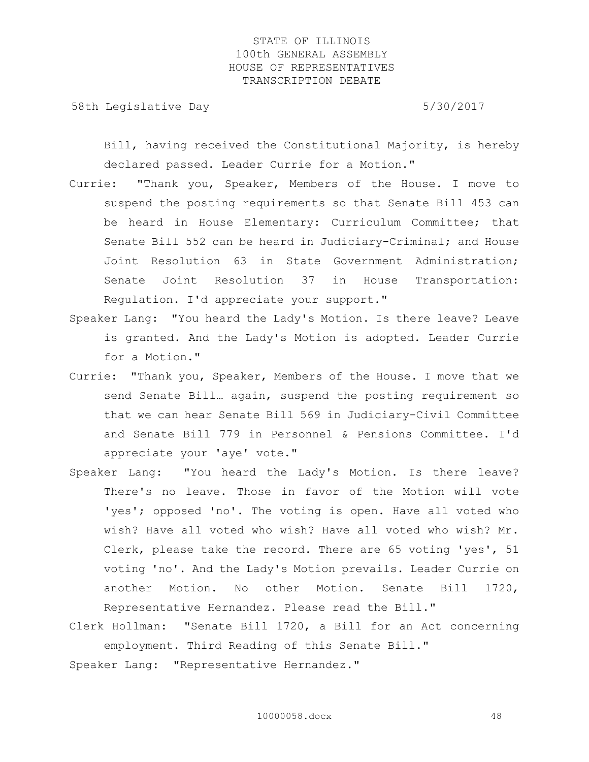Bill, having received the Constitutional Majority, is hereby declared passed. Leader Currie for a Motion."

Currie: "Thank you, Speaker, Members of the House. I move to suspend the posting requirements so that Senate Bill 453 can be heard in House Elementary: Curriculum Committee; that Senate Bill 552 can be heard in Judiciary-Criminal; and House Joint Resolution 63 in State Government Administration; Senate Joint Resolution 37 in House Transportation: Regulation. I'd appreciate your support."

Speaker Lang: "You heard the Lady's Motion. Is there leave? Leave is granted. And the Lady's Motion is adopted. Leader Currie for a Motion."

Currie: "Thank you, Speaker, Members of the House. I move that we send Senate Bill… again, suspend the posting requirement so that we can hear Senate Bill 569 in Judiciary-Civil Committee and Senate Bill 779 in Personnel & Pensions Committee. I'd appreciate your 'aye' vote."

Speaker Lang: "You heard the Lady's Motion. Is there leave? There's no leave. Those in favor of the Motion will vote 'yes'; opposed 'no'. The voting is open. Have all voted who wish? Have all voted who wish? Have all voted who wish? Mr. Clerk, please take the record. There are 65 voting 'yes', 51 voting 'no'. And the Lady's Motion prevails. Leader Currie on another Motion. No other Motion. Senate Bill 1720, Representative Hernandez. Please read the Bill."

Clerk Hollman: "Senate Bill 1720, a Bill for an Act concerning employment. Third Reading of this Senate Bill."

Speaker Lang: "Representative Hernandez."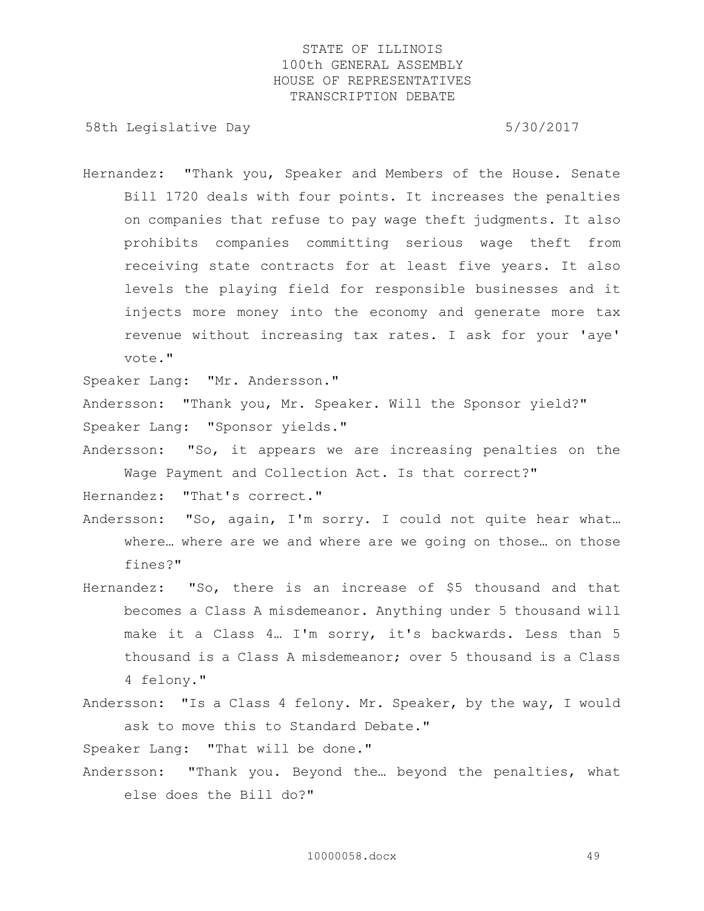Hernandez: "Thank you, Speaker and Members of the House. Senate Bill 1720 deals with four points. It increases the penalties on companies that refuse to pay wage theft judgments. It also prohibits companies committing serious wage theft from receiving state contracts for at least five years. It also levels the playing field for responsible businesses and it injects more money into the economy and generate more tax revenue without increasing tax rates. I ask for your 'aye' vote."

Speaker Lang: "Mr. Andersson."

Andersson: "Thank you, Mr. Speaker. Will the Sponsor yield?"

Speaker Lang: "Sponsor yields."

Andersson: "So, it appears we are increasing penalties on the Wage Payment and Collection Act. Is that correct?"

Hernandez: "That's correct."

Andersson: "So, again, I'm sorry. I could not quite hear what… where… where are we and where are we going on those… on those fines?"

Hernandez: "So, there is an increase of $5 thousand and that becomes a Class A misdemeanor. Anything under 5 thousand will make it a Class 4… I'm sorry, it's backwards. Less than 5 thousand is a Class A misdemeanor; over 5 thousand is a Class 4 felony."

Andersson: "Is a Class 4 felony. Mr. Speaker, by the way, I would ask to move this to Standard Debate."

Speaker Lang: "That will be done."

Andersson: "Thank you. Beyond the… beyond the penalties, what else does the Bill do?"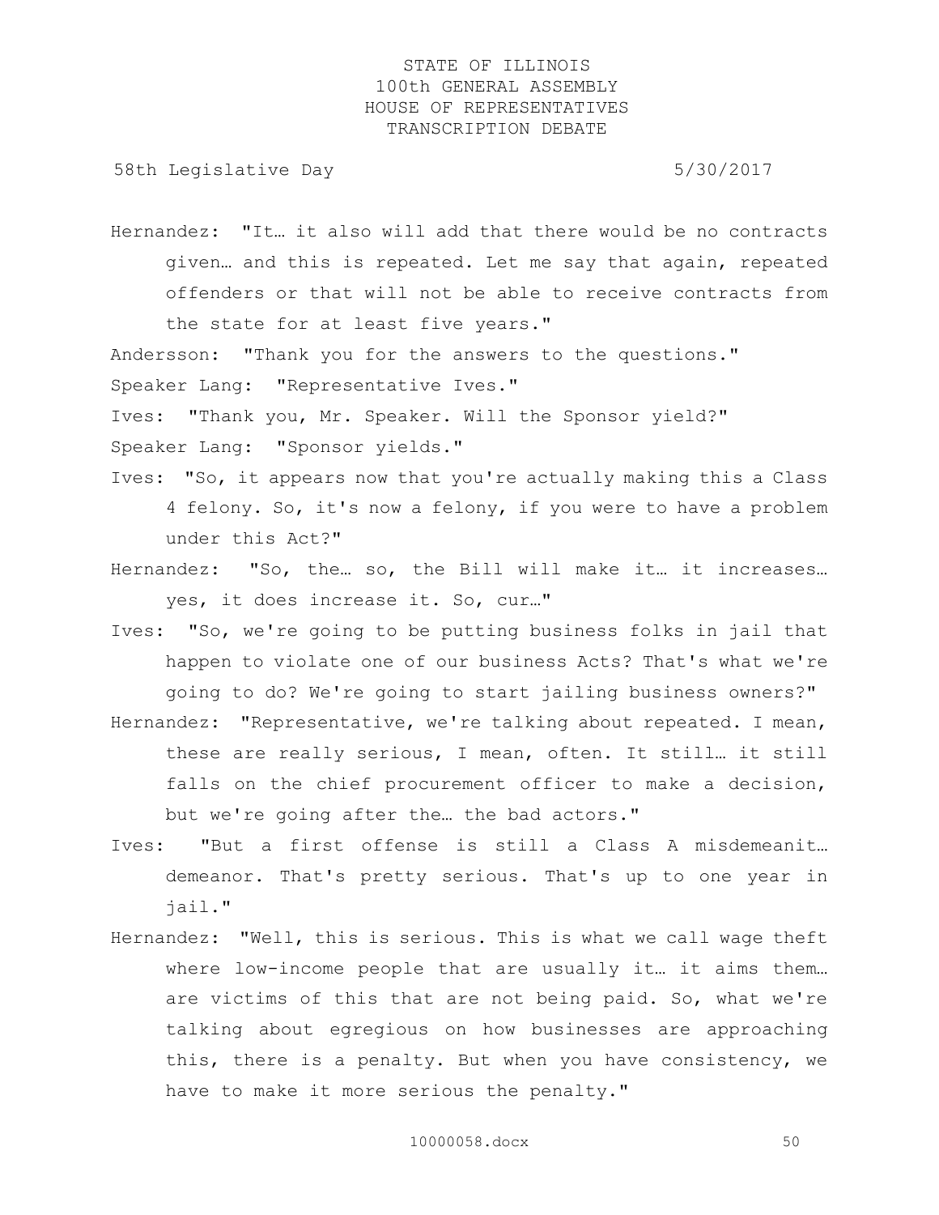Hernandez: "It… it also will add that there would be no contracts given… and this is repeated. Let me say that again, repeated offenders or that will not be able to receive contracts from the state for at least five years."

Andersson: "Thank you for the answers to the questions."

Speaker Lang: "Representative Ives."

Ives: "Thank you, Mr. Speaker. Will the Sponsor yield?"

Speaker Lang: "Sponsor yields."

Ives: "So, it appears now that you're actually making this a Class 4 felony. So, it's now a felony, if you were to have a problem under this Act?"

Hernandez: "So, the… so, the Bill will make it… it increases… yes, it does increase it. So, cur…"

Ives: "So, we're going to be putting business folks in jail that happen to violate one of our business Acts? That's what we're going to do? We're going to start jailing business owners?"

Hernandez: "Representative, we're talking about repeated. I mean, these are really serious, I mean, often. It still… it still falls on the chief procurement officer to make a decision, but we're going after the… the bad actors."

Ives: "But a first offense is still a Class A misdemeanit… demeanor. That's pretty serious. That's up to one year in jail."

Hernandez: "Well, this is serious. This is what we call wage theft where low-income people that are usually it… it aims them… are victims of this that are not being paid. So, what we're talking about egregious on how businesses are approaching this, there is a penalty. But when you have consistency, we have to make it more serious the penalty."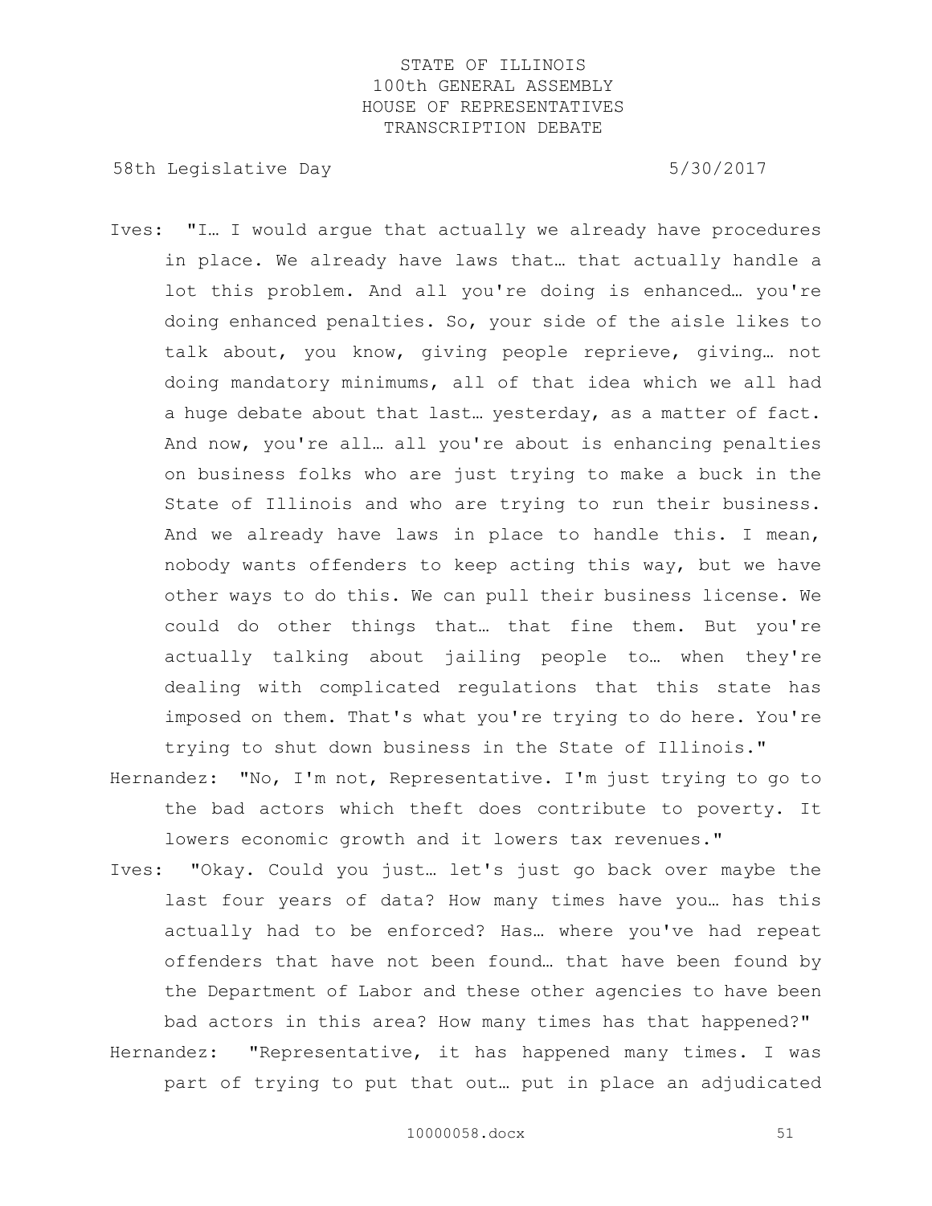Ives: "I… I would argue that actually we already have procedures in place. We already have laws that… that actually handle a lot this problem. And all you're doing is enhanced… you're doing enhanced penalties. So, your side of the aisle likes to talk about, you know, giving people reprieve, giving… not doing mandatory minimums, all of that idea which we all had a huge debate about that last… yesterday, as a matter of fact. And now, you're all… all you're about is enhancing penalties on business folks who are just trying to make a buck in the State of Illinois and who are trying to run their business. And we already have laws in place to handle this. I mean, nobody wants offenders to keep acting this way, but we have other ways to do this. We can pull their business license. We could do other things that… that fine them. But you're actually talking about jailing people to… when they're dealing with complicated regulations that this state has imposed on them. That's what you're trying to do here. You're trying to shut down business in the State of Illinois."

Hernandez: "No, I'm not, Representative. I'm just trying to go to the bad actors which theft does contribute to poverty. It lowers economic growth and it lowers tax revenues."

Ives: "Okay. Could you just… let's just go back over maybe the last four years of data? How many times have you… has this actually had to be enforced? Has… where you've had repeat offenders that have not been found… that have been found by the Department of Labor and these other agencies to have been bad actors in this area? How many times has that happened?"

Hernandez: "Representative, it has happened many times. I was part of trying to put that out… put in place an adjudicated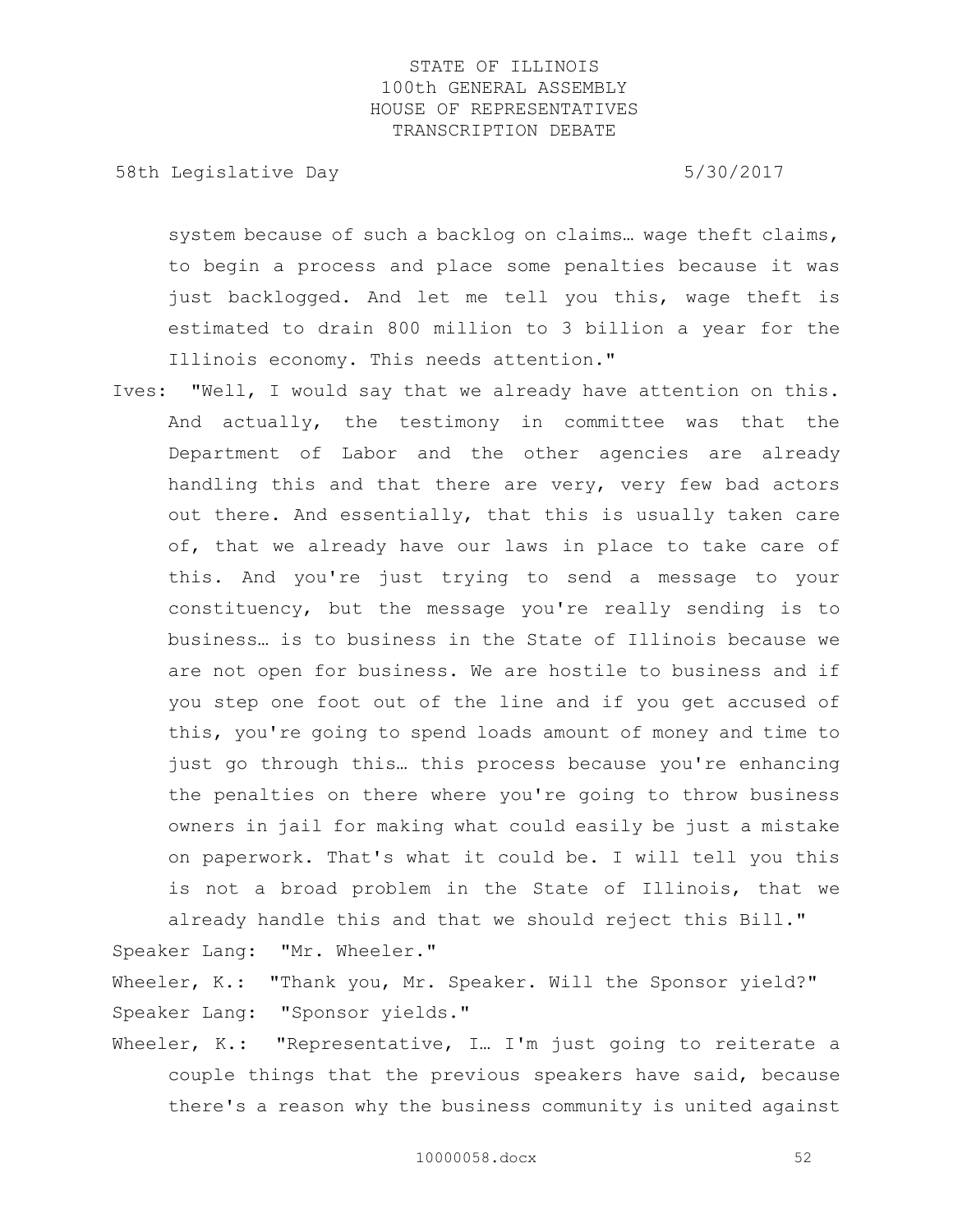system because of such a backlog on claims… wage theft claims, to begin a process and place some penalties because it was just backlogged. And let me tell you this, wage theft is estimated to drain 800 million to 3 billion a year for the Illinois economy. This needs attention."

Ives: "Well, I would say that we already have attention on this. And actually, the testimony in committee was that the Department of Labor and the other agencies are already handling this and that there are very, very few bad actors out there. And essentially, that this is usually taken care of, that we already have our laws in place to take care of this. And you're just trying to send a message to your constituency, but the message you're really sending is to business… is to business in the State of Illinois because we are not open for business. We are hostile to business and if you step one foot out of the line and if you get accused of this, you're going to spend loads amount of money and time to just go through this… this process because you're enhancing the penalties on there where you're going to throw business owners in jail for making what could easily be just a mistake on paperwork. That's what it could be. I will tell you this is not a broad problem in the State of Illinois, that we already handle this and that we should reject this Bill."

Speaker Lang: "Mr. Wheeler."

Wheeler, K.: "Thank you, Mr. Speaker. Will the Sponsor yield?"

Speaker Lang: "Sponsor yields."

Wheeler, K.: "Representative, I… I'm just going to reiterate a couple things that the previous speakers have said, because there's a reason why the business community is united against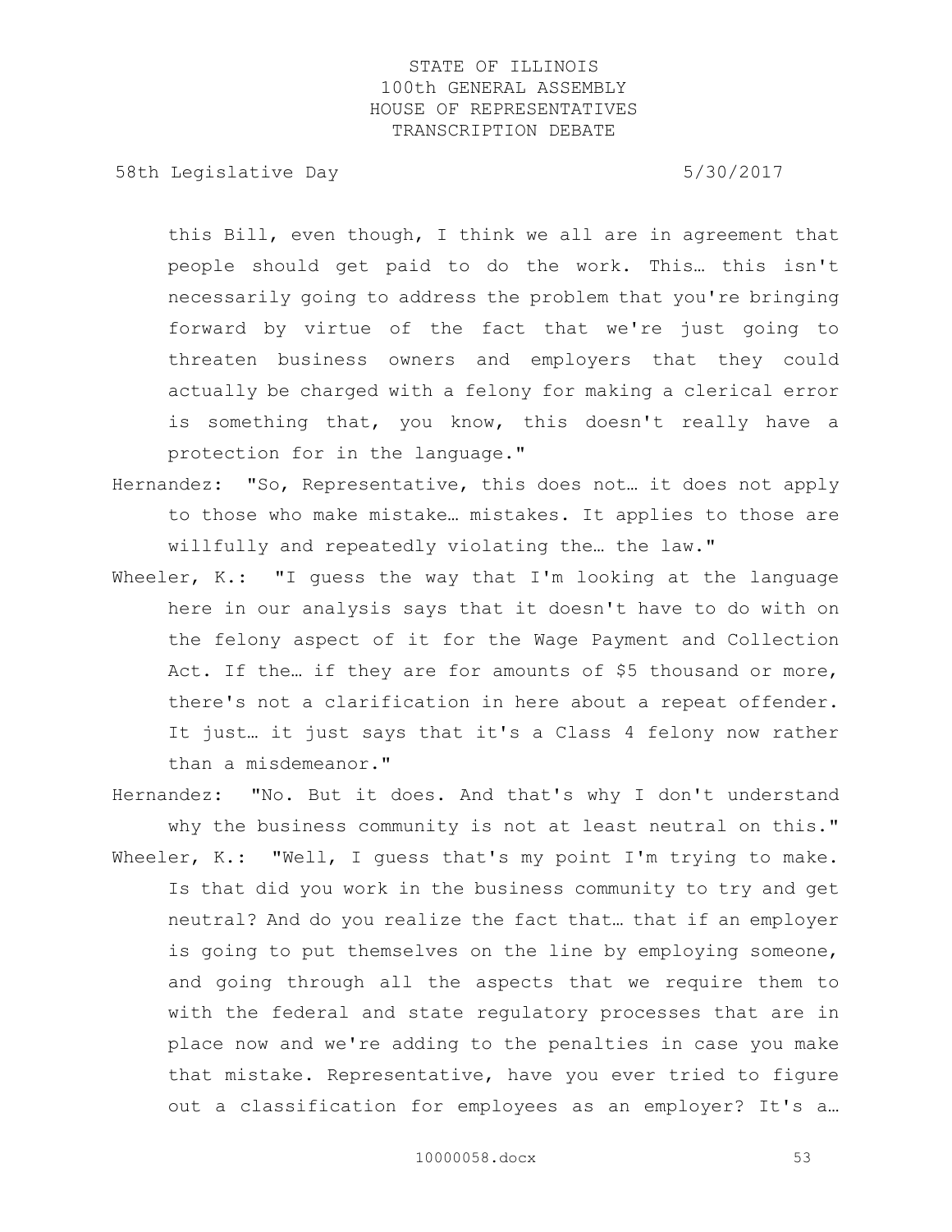this Bill, even though, I think we all are in agreement that people should get paid to do the work. This… this isn't necessarily going to address the problem that you're bringing forward by virtue of the fact that we're just going to threaten business owners and employers that they could actually be charged with a felony for making a clerical error is something that, you know, this doesn't really have a protection for in the language."

Hernandez: "So, Representative, this does not… it does not apply to those who make mistake… mistakes. It applies to those are willfully and repeatedly violating the… the law."

Wheeler, K.: "I guess the way that I'm looking at the language here in our analysis says that it doesn't have to do with on the felony aspect of it for the Wage Payment and Collection Act. If the… if they are for amounts of $5 thousand or more, there's not a clarification in here about a repeat offender. It just… it just says that it's a Class 4 felony now rather than a misdemeanor."

Hernandez: "No. But it does. And that's why I don't understand why the business community is not at least neutral on this."

Wheeler, K.: "Well, I guess that's my point I'm trying to make. Is that did you work in the business community to try and get neutral? And do you realize the fact that… that if an employer is going to put themselves on the line by employing someone, and going through all the aspects that we require them to with the federal and state regulatory processes that are in place now and we're adding to the penalties in case you make that mistake. Representative, have you ever tried to figure out a classification for employees as an employer? It's a…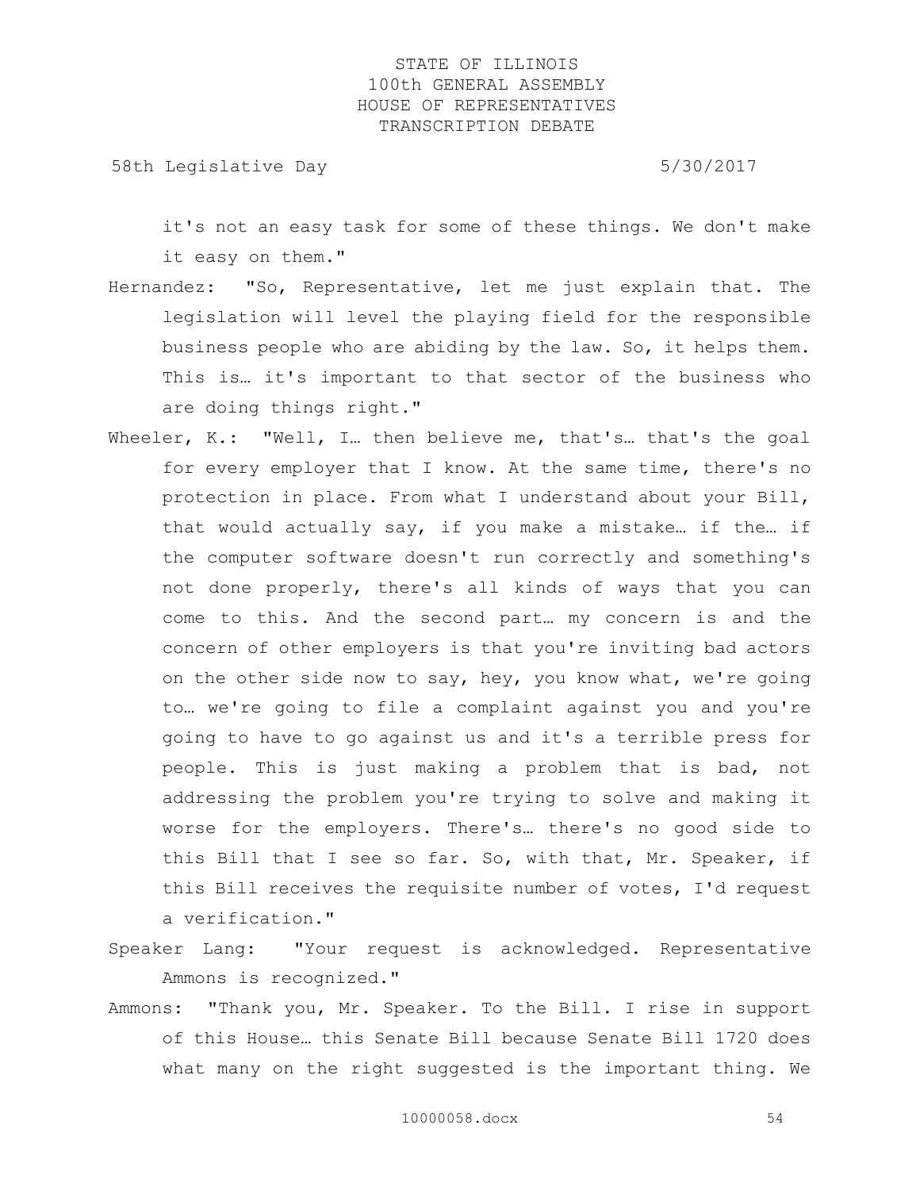it's not an easy task for some of these things. We don't make it easy on them."

Hernandez: "So, Representative, let me just explain that. The legislation will level the playing field for the responsible business people who are abiding by the law. So, it helps them. This is… it's important to that sector of the business who are doing things right."

Wheeler, K.: "Well, I… then believe me, that's… that's the goal for every employer that I know. At the same time, there's no protection in place. From what I understand about your Bill, that would actually say, if you make a mistake… if the… if the computer software doesn't run correctly and something's not done properly, there's all kinds of ways that you can come to this. And the second part… my concern is and the concern of other employers is that you're inviting bad actors on the other side now to say, hey, you know what, we're going to… we're going to file a complaint against you and you're going to have to go against us and it's a terrible press for people. This is just making a problem that is bad, not addressing the problem you're trying to solve and making it worse for the employers. There's… there's no good side to this Bill that I see so far. So, with that, Mr. Speaker, if this Bill receives the requisite number of votes, I'd request a verification."

Speaker Lang: "Your request is acknowledged. Representative Ammons is recognized."

Ammons: "Thank you, Mr. Speaker. To the Bill. I rise in support of this House… this Senate Bill because Senate Bill 1720 does what many on the right suggested is the important thing. We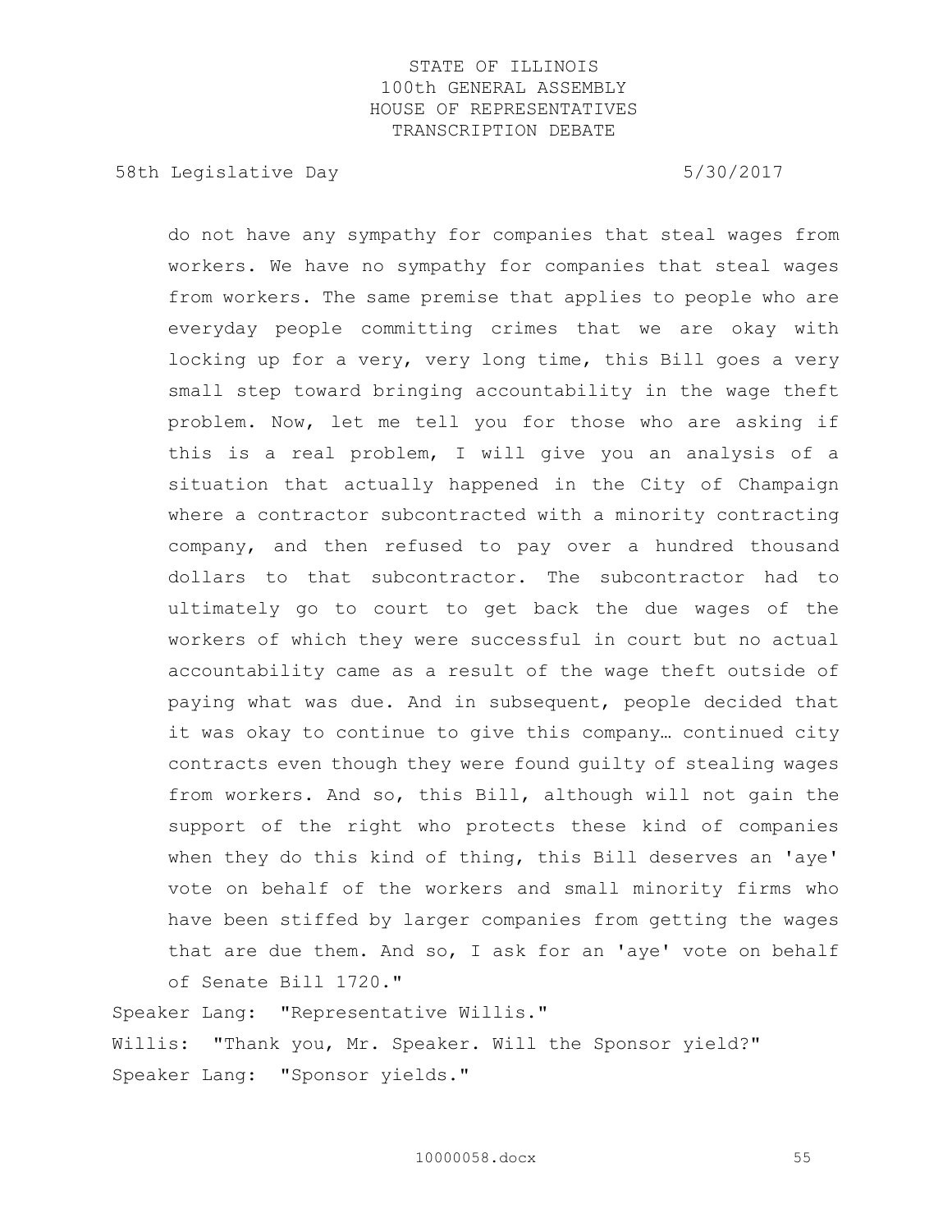do not have any sympathy for companies that steal wages from workers. We have no sympathy for companies that steal wages from workers. The same premise that applies to people who are everyday people committing crimes that we are okay with locking up for a very, very long time, this Bill goes a very small step toward bringing accountability in the wage theft problem. Now, let me tell you for those who are asking if this is a real problem, I will give you an analysis of a situation that actually happened in the City of Champaign where a contractor subcontracted with a minority contracting company, and then refused to pay over a hundred thousand dollars to that subcontractor. The subcontractor had to ultimately go to court to get back the due wages of the workers of which they were successful in court but no actual accountability came as a result of the wage theft outside of paying what was due. And in subsequent, people decided that it was okay to continue to give this company… continued city contracts even though they were found guilty of stealing wages from workers. And so, this Bill, although will not gain the support of the right who protects these kind of companies when they do this kind of thing, this Bill deserves an 'aye' vote on behalf of the workers and small minority firms who have been stiffed by larger companies from getting the wages that are due them. And so, I ask for an 'aye' vote on behalf of Senate Bill 1720."

Speaker Lang: "Representative Willis."

Willis: "Thank you, Mr. Speaker. Will the Sponsor yield?"

Speaker Lang: "Sponsor yields."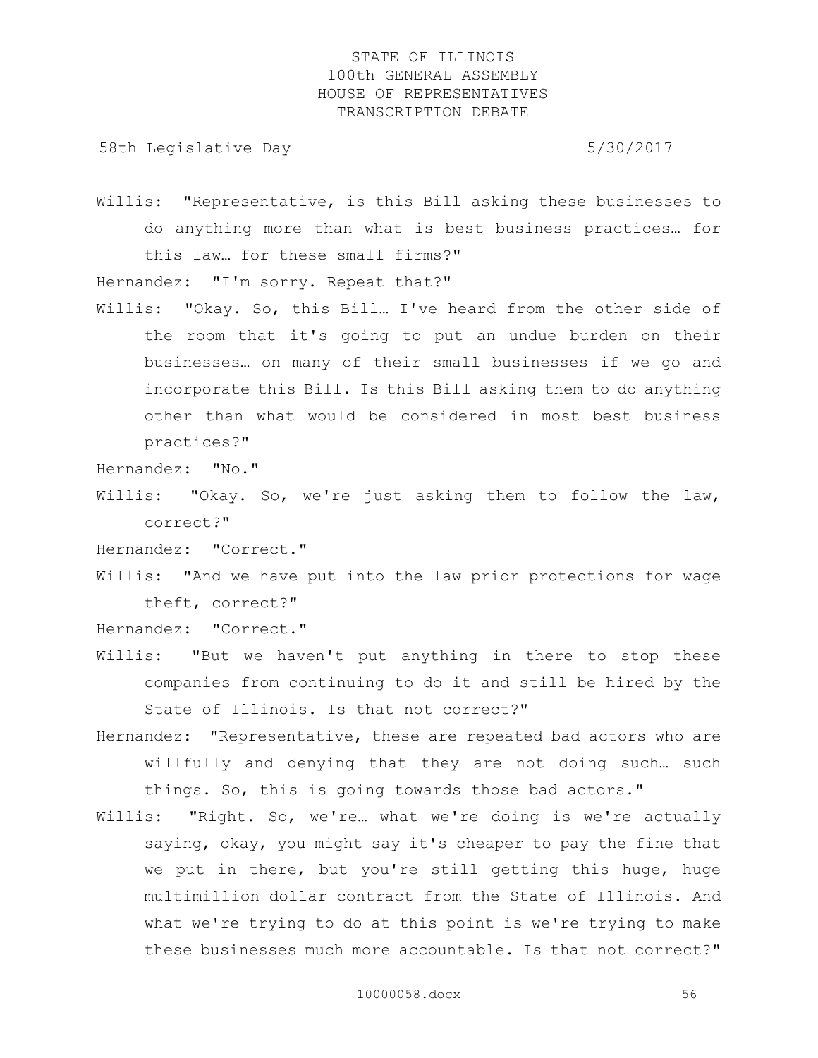Willis: "Representative, is this Bill asking these businesses to do anything more than what is best business practices… for this law… for these small firms?"

Hernandez: "I'm sorry. Repeat that?"

Willis: "Okay. So, this Bill… I've heard from the other side of the room that it's going to put an undue burden on their businesses… on many of their small businesses if we go and incorporate this Bill. Is this Bill asking them to do anything other than what would be considered in most best business practices?"

Hernandez: "No."

Willis: "Okay. So, we're just asking them to follow the law, correct?"

Hernandez: "Correct."

Willis: "And we have put into the law prior protections for wage theft, correct?"

Hernandez: "Correct."

Willis: "But we haven't put anything in there to stop these companies from continuing to do it and still be hired by the State of Illinois. Is that not correct?"

Hernandez: "Representative, these are repeated bad actors who are willfully and denying that they are not doing such… such things. So, this is going towards those bad actors."

Willis: "Right. So, we're… what we're doing is we're actually saying, okay, you might say it's cheaper to pay the fine that we put in there, but you're still getting this huge, huge multimillion dollar contract from the State of Illinois. And what we're trying to do at this point is we're trying to make these businesses much more accountable. Is that not correct?"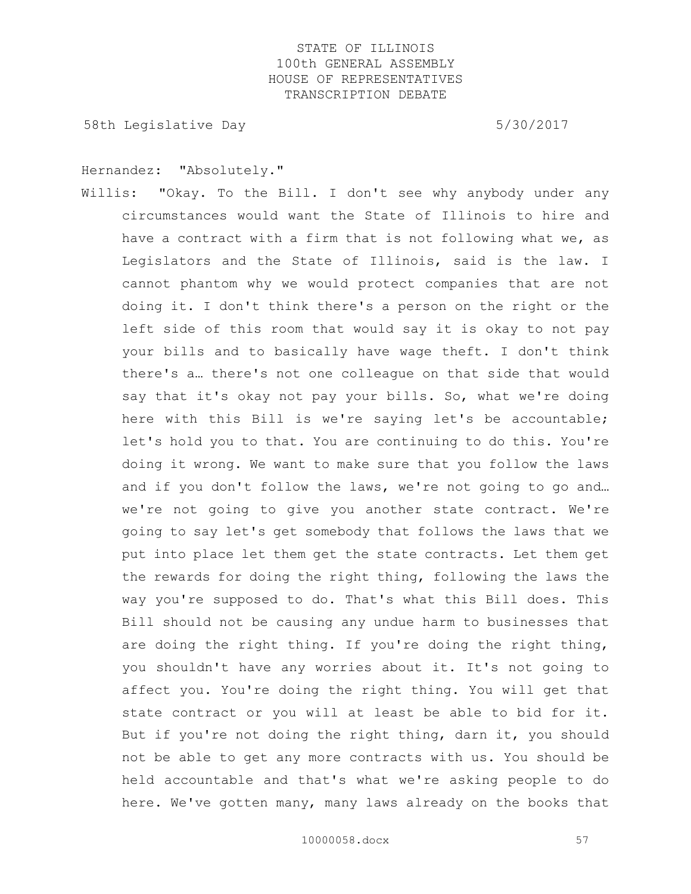Hernandez: "Absolutely."

Willis: "Okay. To the Bill. I don't see why anybody under any circumstances would want the State of Illinois to hire and have a contract with a firm that is not following what we, as Legislators and the State of Illinois, said is the law. I cannot phantom why we would protect companies that are not doing it. I don't think there's a person on the right or the left side of this room that would say it is okay to not pay your bills and to basically have wage theft. I don't think there's a… there's not one colleague on that side that would say that it's okay not pay your bills. So, what we're doing here with this Bill is we're saying let's be accountable; let's hold you to that. You are continuing to do this. You're doing it wrong. We want to make sure that you follow the laws and if you don't follow the laws, we're not going to go and… we're not going to give you another state contract. We're going to say let's get somebody that follows the laws that we put into place let them get the state contracts. Let them get the rewards for doing the right thing, following the laws the way you're supposed to do. That's what this Bill does. This Bill should not be causing any undue harm to businesses that are doing the right thing. If you're doing the right thing, you shouldn't have any worries about it. It's not going to affect you. You're doing the right thing. You will get that state contract or you will at least be able to bid for it. But if you're not doing the right thing, darn it, you should not be able to get any more contracts with us. You should be held accountable and that's what we're asking people to do here. We've gotten many, many laws already on the books that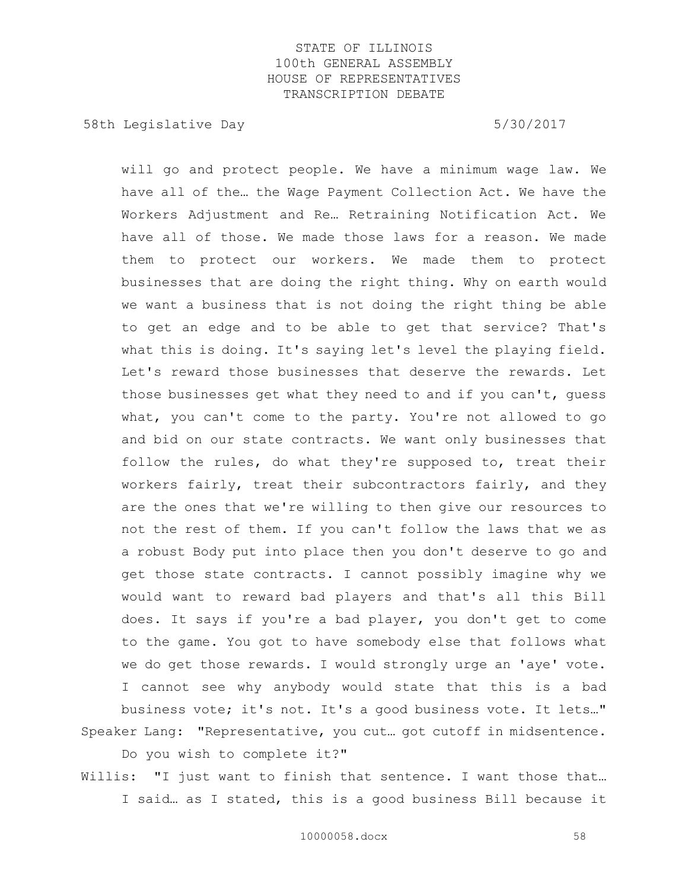will go and protect people. We have a minimum wage law. We have all of the… the Wage Payment Collection Act. We have the Workers Adjustment and Re… Retraining Notification Act. We have all of those. We made those laws for a reason. We made them to protect our workers. We made them to protect businesses that are doing the right thing. Why on earth would we want a business that is not doing the right thing be able to get an edge and to be able to get that service? That's what this is doing. It's saying let's level the playing field. Let's reward those businesses that deserve the rewards. Let those businesses get what they need to and if you can't, guess what, you can't come to the party. You're not allowed to go and bid on our state contracts. We want only businesses that follow the rules, do what they're supposed to, treat their workers fairly, treat their subcontractors fairly, and they are the ones that we're willing to then give our resources to not the rest of them. If you can't follow the laws that we as a robust Body put into place then you don't deserve to go and get those state contracts. I cannot possibly imagine why we would want to reward bad players and that's all this Bill does. It says if you're a bad player, you don't get to come to the game. You got to have somebody else that follows what we do get those rewards. I would strongly urge an 'aye' vote. I cannot see why anybody would state that this is a bad business vote; it's not. It's a good business vote. It lets…"

Speaker Lang: "Representative, you cut… got cutoff in midsentence. Do you wish to complete it?"

Willis: "I just want to finish that sentence. I want those that… I said… as I stated, this is a good business Bill because it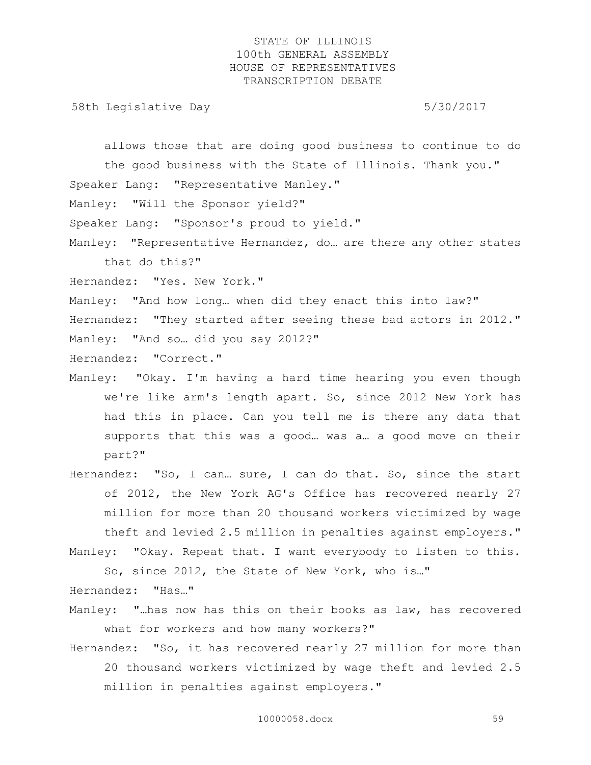allows those that are doing good business to continue to do the good business with the State of Illinois. Thank you."

Speaker Lang: "Representative Manley."

Manley: "Will the Sponsor yield?"

Speaker Lang: "Sponsor's proud to yield."

Manley: "Representative Hernandez, do… are there any other states that do this?"

Hernandez: "Yes. New York."

Manley: "And how long… when did they enact this into law?"

Hernandez: "They started after seeing these bad actors in 2012."

Manley: "And so… did you say 2012?"

Hernandez: "Correct."

Manley: "Okay. I'm having a hard time hearing you even though we're like arm's length apart. So, since 2012 New York has had this in place. Can you tell me is there any data that supports that this was a good… was a… a good move on their part?"

Hernandez: "So, I can… sure, I can do that. So, since the start of 2012, the New York AG's Office has recovered nearly 27 million for more than 20 thousand workers victimized by wage theft and levied 2.5 million in penalties against employers."

Manley: "Okay. Repeat that. I want everybody to listen to this. So, since 2012, the State of New York, who is…"

Hernandez: "Has…"

Manley: "…has now has this on their books as law, has recovered what for workers and how many workers?"

Hernandez: "So, it has recovered nearly 27 million for more than 20 thousand workers victimized by wage theft and levied 2.5 million in penalties against employers."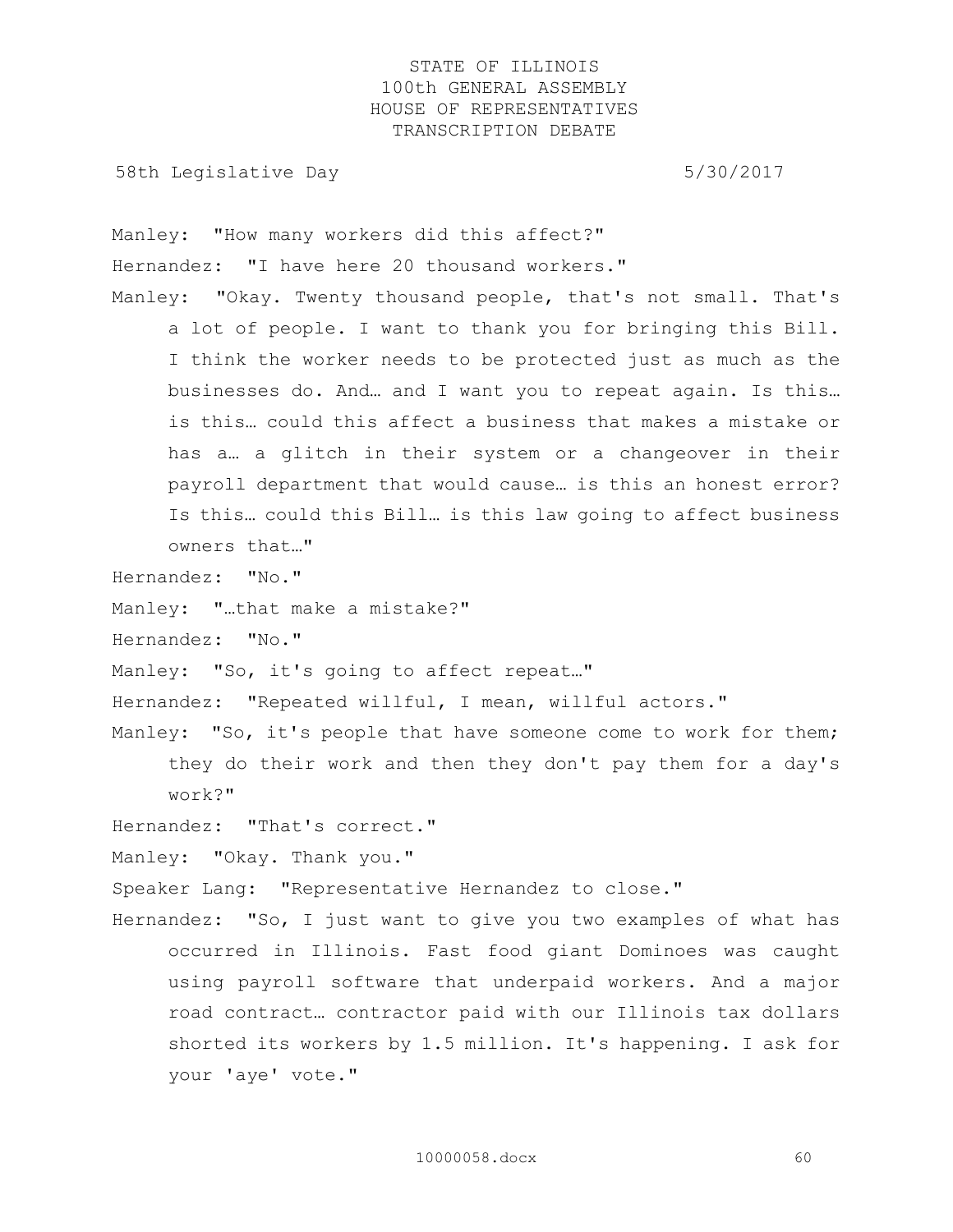Manley: "How many workers did this affect?"

Hernandez: "I have here 20 thousand workers."

Manley: "Okay. Twenty thousand people, that's not small. That's a lot of people. I want to thank you for bringing this Bill. I think the worker needs to be protected just as much as the businesses do. And… and I want you to repeat again. Is this… is this… could this affect a business that makes a mistake or has a… a glitch in their system or a changeover in their payroll department that would cause… is this an honest error? Is this… could this Bill… is this law going to affect business owners that…"

Hernandez: "No."

Manley: "…that make a mistake?"

Hernandez: "No."

Manley: "So, it's going to affect repeat…"

Hernandez: "Repeated willful, I mean, willful actors."

Manley: "So, it's people that have someone come to work for them; they do their work and then they don't pay them for a day's work?"

Hernandez: "That's correct."

Manley: "Okay. Thank you."

Speaker Lang: "Representative Hernandez to close."

Hernandez: "So, I just want to give you two examples of what has occurred in Illinois. Fast food giant Dominoes was caught using payroll software that underpaid workers. And a major road contract… contractor paid with our Illinois tax dollars shorted its workers by 1.5 million. It's happening. I ask for your 'aye' vote."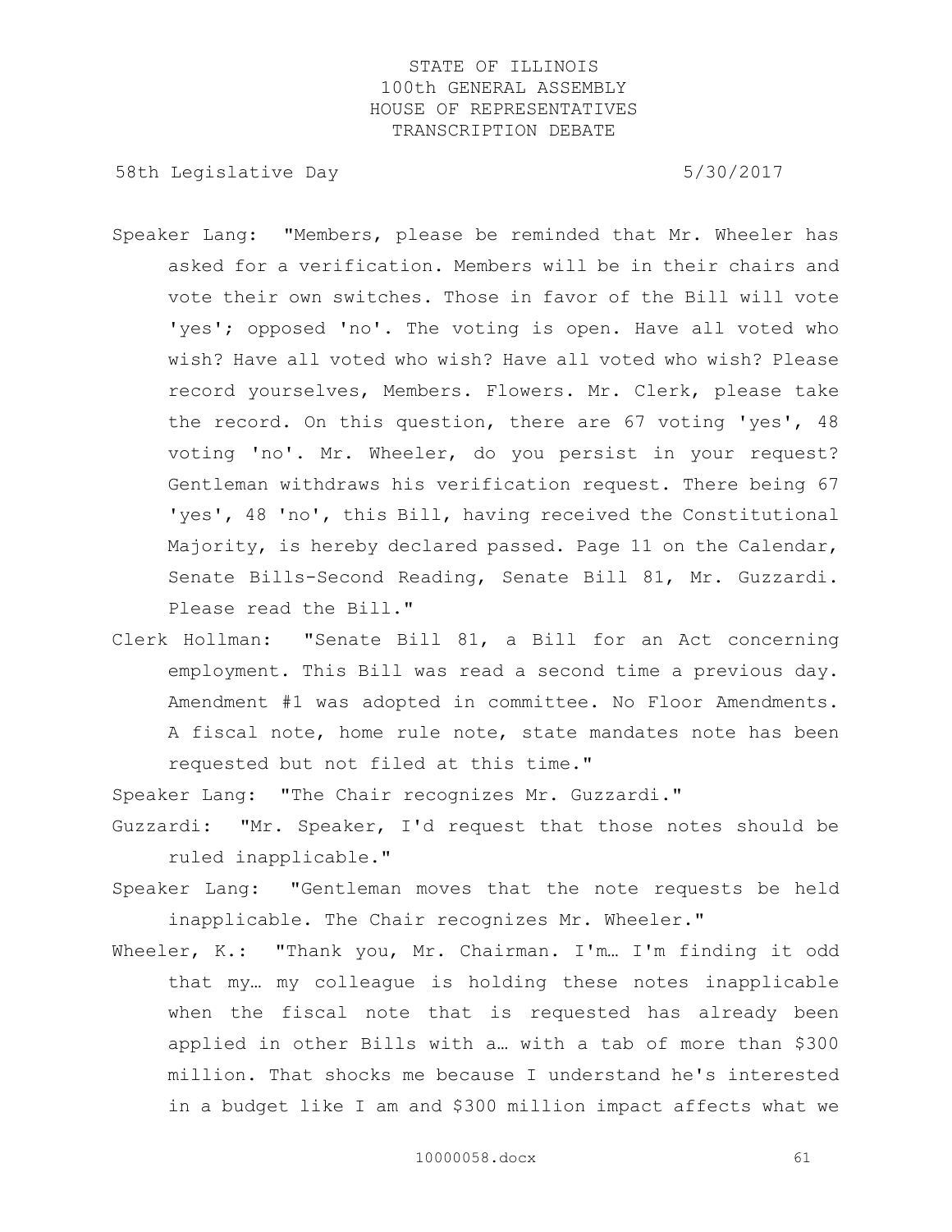Speaker Lang: "Members, please be reminded that Mr. Wheeler has asked for a verification. Members will be in their chairs and vote their own switches. Those in favor of the Bill will vote 'yes'; opposed 'no'. The voting is open. Have all voted who wish? Have all voted who wish? Have all voted who wish? Please record yourselves, Members. Flowers. Mr. Clerk, please take the record. On this question, there are 67 voting 'yes', 48 voting 'no'. Mr. Wheeler, do you persist in your request? Gentleman withdraws his verification request. There being 67 'yes', 48 'no', this Bill, having received the Constitutional Majority, is hereby declared passed. Page 11 on the Calendar, Senate Bills-Second Reading, Senate Bill 81, Mr. Guzzardi. Please read the Bill."

Clerk Hollman: "Senate Bill 81, a Bill for an Act concerning employment. This Bill was read a second time a previous day. Amendment #1 was adopted in committee. No Floor Amendments. A fiscal note, home rule note, state mandates note has been requested but not filed at this time."

Speaker Lang: "The Chair recognizes Mr. Guzzardi."

Guzzardi: "Mr. Speaker, I'd request that those notes should be ruled inapplicable."

Speaker Lang: "Gentleman moves that the note requests be held inapplicable. The Chair recognizes Mr. Wheeler."

Wheeler, K.: "Thank you, Mr. Chairman. I'm… I'm finding it odd that my… my colleague is holding these notes inapplicable when the fiscal note that is requested has already been applied in other Bills with a… with a tab of more than $300 million. That shocks me because I understand he's interested in a budget like I am and $300 million impact affects what we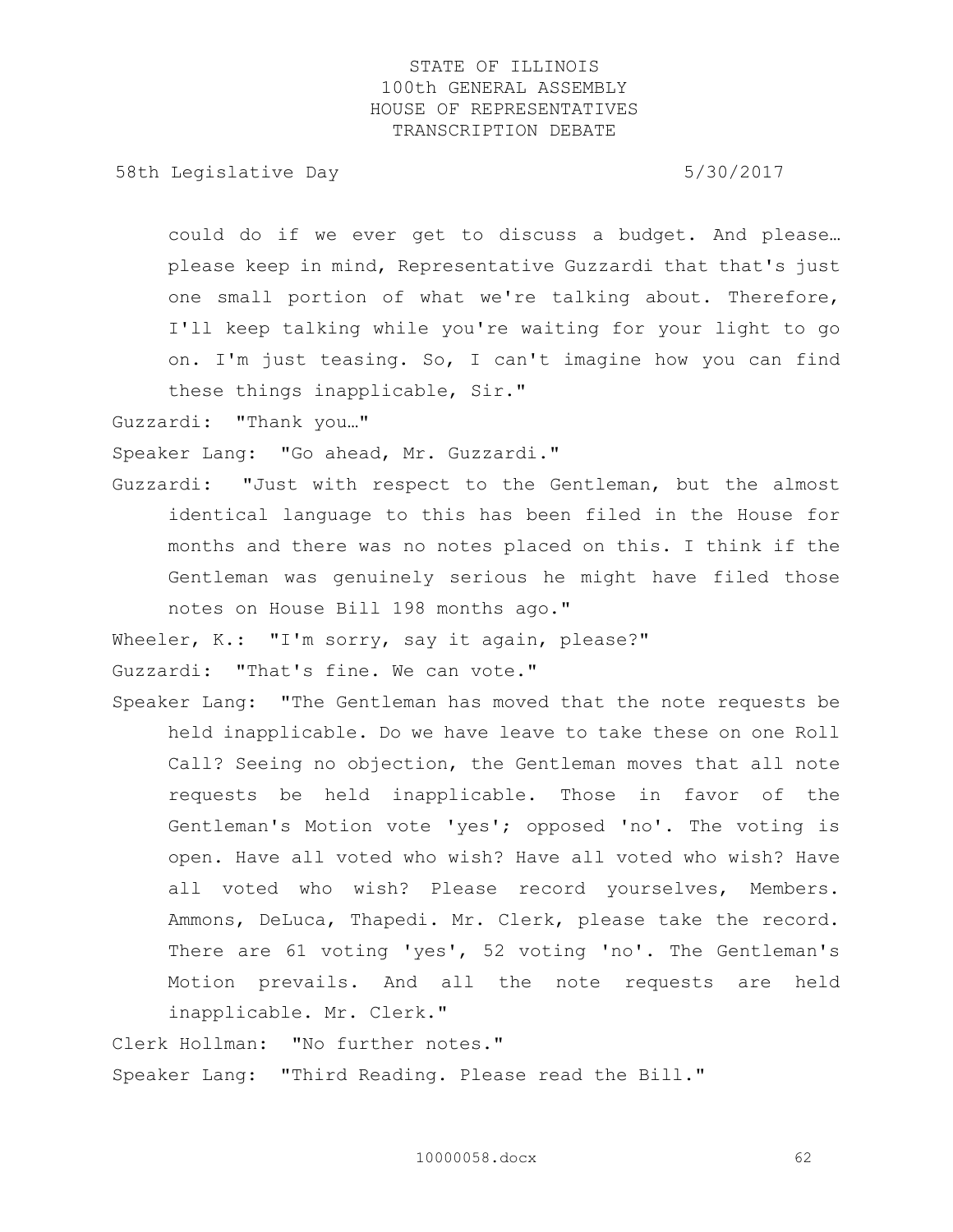could do if we ever get to discuss a budget. And please… please keep in mind, Representative Guzzardi that that's just one small portion of what we're talking about. Therefore, I'll keep talking while you're waiting for your light to go on. I'm just teasing. So, I can't imagine how you can find these things inapplicable, Sir."

Guzzardi: "Thank you…"

Speaker Lang: "Go ahead, Mr. Guzzardi."

Guzzardi: "Just with respect to the Gentleman, but the almost identical language to this has been filed in the House for months and there was no notes placed on this. I think if the Gentleman was genuinely serious he might have filed those notes on House Bill 198 months ago."

Wheeler, K.: "I'm sorry, say it again, please?"

Guzzardi: "That's fine. We can vote."

Speaker Lang: "The Gentleman has moved that the note requests be held inapplicable. Do we have leave to take these on one Roll Call? Seeing no objection, the Gentleman moves that all note requests be held inapplicable. Those in favor of the Gentleman's Motion vote 'yes'; opposed 'no'. The voting is open. Have all voted who wish? Have all voted who wish? Have all voted who wish? Please record yourselves, Members. Ammons, DeLuca, Thapedi. Mr. Clerk, please take the record. There are 61 voting 'yes', 52 voting 'no'. The Gentleman's Motion prevails. And all the note requests are held inapplicable. Mr. Clerk."

Clerk Hollman: "No further notes."

Speaker Lang: "Third Reading. Please read the Bill."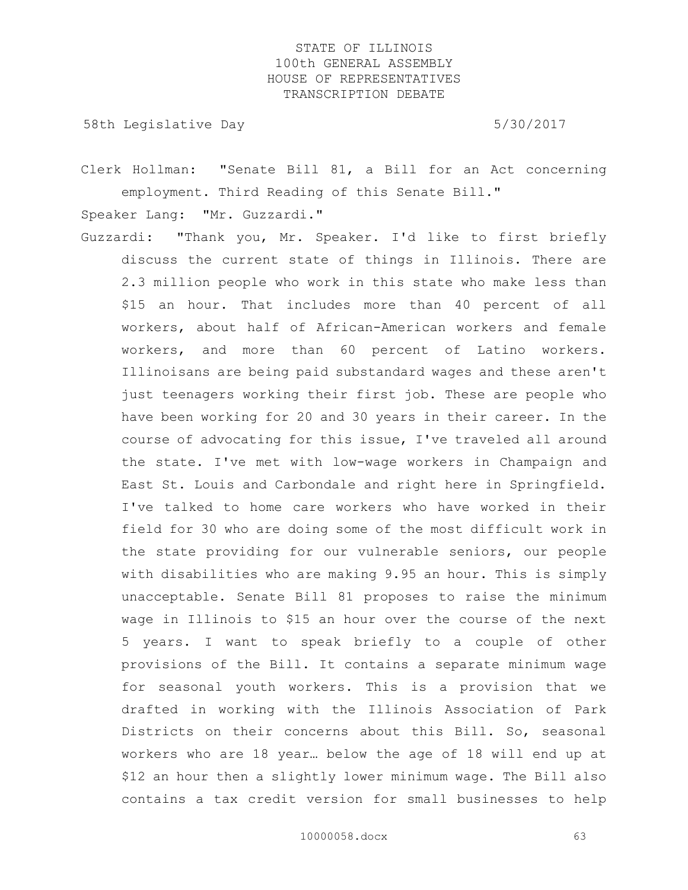Clerk Hollman: "Senate Bill 81, a Bill for an Act concerning employment. Third Reading of this Senate Bill."

Speaker Lang: "Mr. Guzzardi."

Guzzardi: "Thank you, Mr. Speaker. I'd like to first briefly discuss the current state of things in Illinois. There are 2.3 million people who work in this state who make less than $15 an hour. That includes more than 40 percent of all workers, about half of African-American workers and female workers, and more than 60 percent of Latino workers. Illinoisans are being paid substandard wages and these aren't just teenagers working their first job. These are people who have been working for 20 and 30 years in their career. In the course of advocating for this issue, I've traveled all around the state. I've met with low-wage workers in Champaign and East St. Louis and Carbondale and right here in Springfield. I've talked to home care workers who have worked in their field for 30 who are doing some of the most difficult work in the state providing for our vulnerable seniors, our people with disabilities who are making 9.95 an hour. This is simply unacceptable. Senate Bill 81 proposes to raise the minimum wage in Illinois to $15 an hour over the course of the next 5 years. I want to speak briefly to a couple of other provisions of the Bill. It contains a separate minimum wage for seasonal youth workers. This is a provision that we drafted in working with the Illinois Association of Park Districts on their concerns about this Bill. So, seasonal workers who are 18 year… below the age of 18 will end up at $12 an hour then a slightly lower minimum wage. The Bill also contains a tax credit version for small businesses to help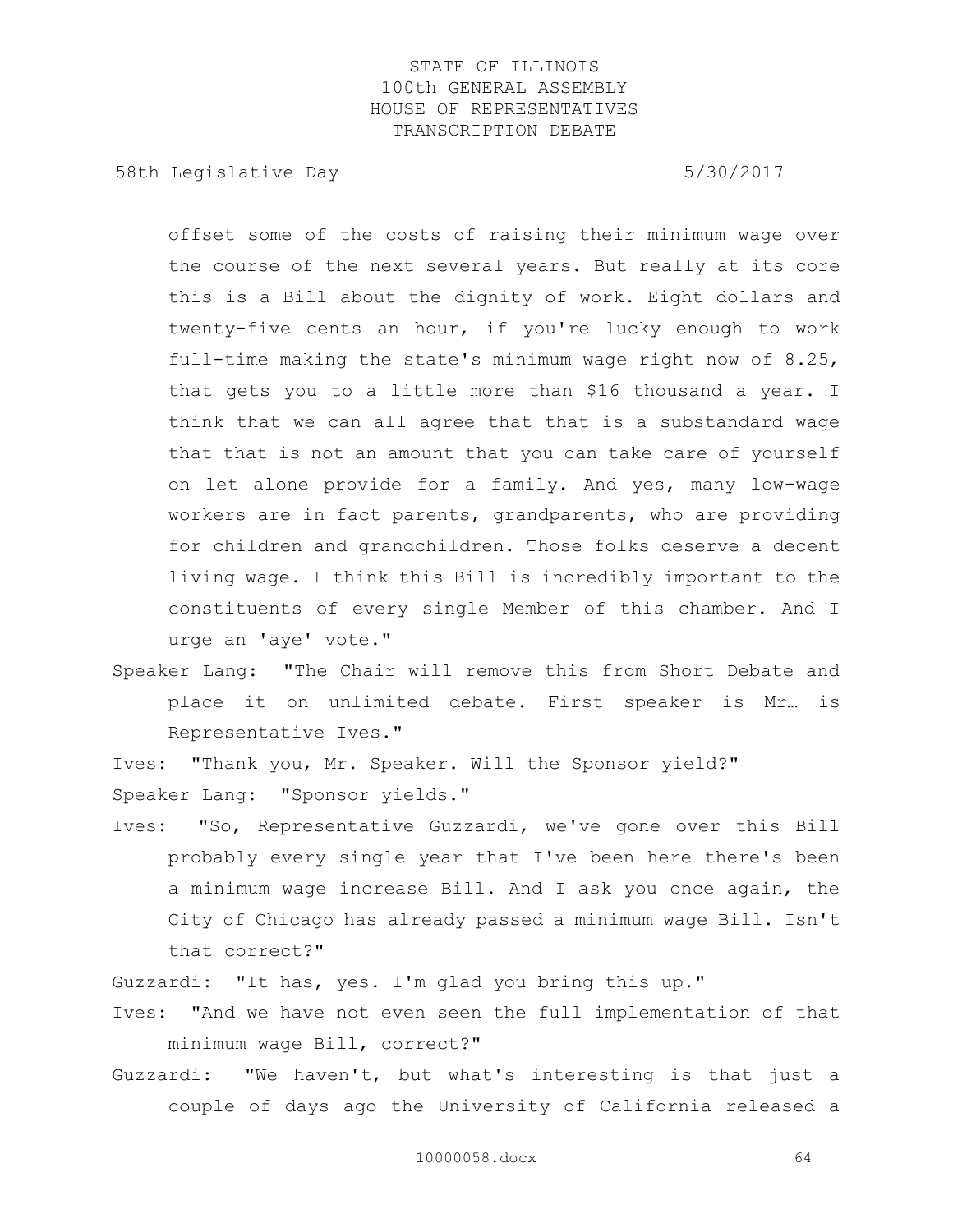offset some of the costs of raising their minimum wage over the course of the next several years. But really at its core this is a Bill about the dignity of work. Eight dollars and twenty-five cents an hour, if you're lucky enough to work full-time making the state's minimum wage right now of 8.25, that gets you to a little more than $16 thousand a year. I think that we can all agree that that is a substandard wage that that is not an amount that you can take care of yourself on let alone provide for a family. And yes, many low-wage workers are in fact parents, grandparents, who are providing for children and grandchildren. Those folks deserve a decent living wage. I think this Bill is incredibly important to the constituents of every single Member of this chamber. And I urge an 'aye' vote."

Speaker Lang: "The Chair will remove this from Short Debate and place it on unlimited debate. First speaker is Mr… is Representative Ives."

Ives: "Thank you, Mr. Speaker. Will the Sponsor yield?"

Speaker Lang: "Sponsor yields."

Ives: "So, Representative Guzzardi, we've gone over this Bill probably every single year that I've been here there's been a minimum wage increase Bill. And I ask you once again, the City of Chicago has already passed a minimum wage Bill. Isn't that correct?"

Guzzardi: "It has, yes. I'm glad you bring this up."

Ives: "And we have not even seen the full implementation of that minimum wage Bill, correct?"

Guzzardi: "We haven't, but what's interesting is that just a couple of days ago the University of California released a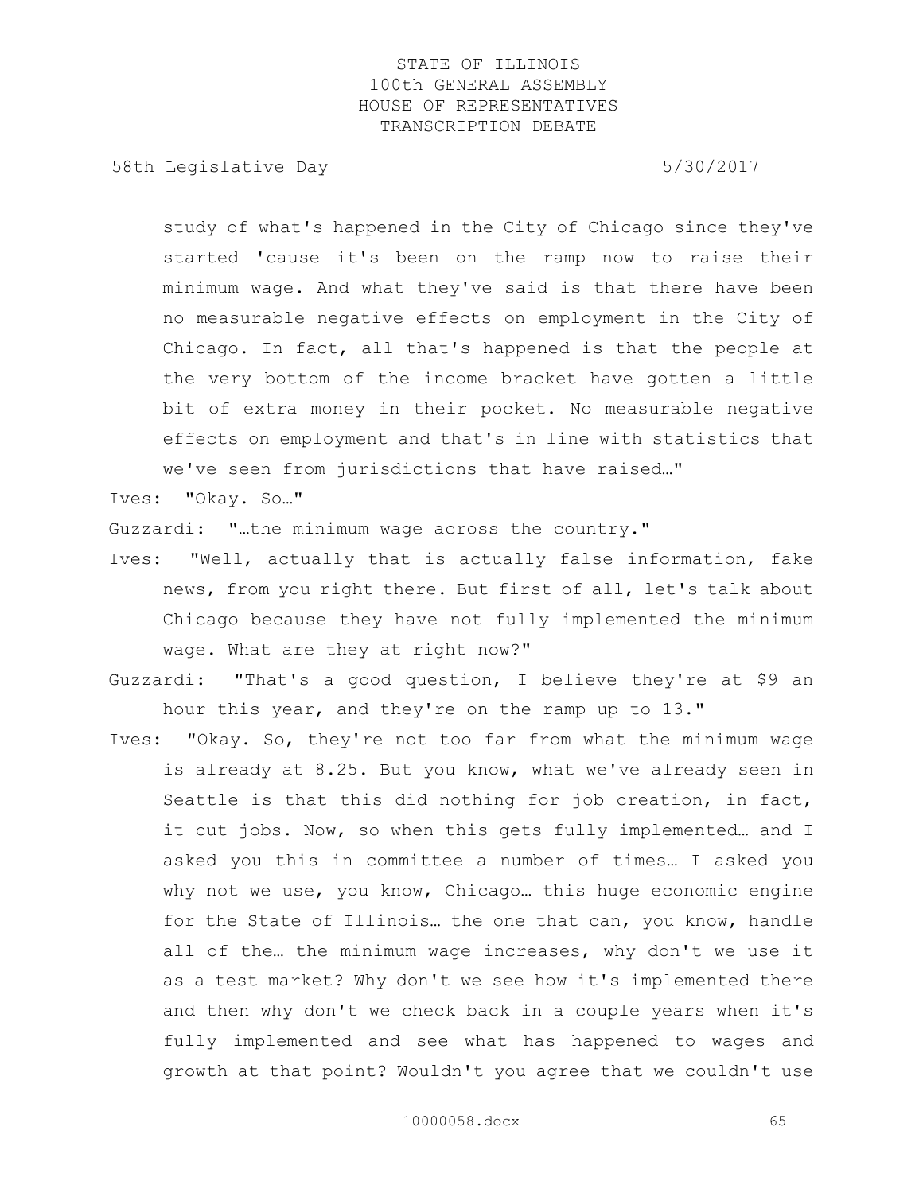study of what's happened in the City of Chicago since they've started 'cause it's been on the ramp now to raise their minimum wage. And what they've said is that there have been no measurable negative effects on employment in the City of Chicago. In fact, all that's happened is that the people at the very bottom of the income bracket have gotten a little bit of extra money in their pocket. No measurable negative effects on employment and that's in line with statistics that we've seen from jurisdictions that have raised…"

Ives: "Okay. So…"

Guzzardi: "…the minimum wage across the country."

Ives: "Well, actually that is actually false information, fake news, from you right there. But first of all, let's talk about Chicago because they have not fully implemented the minimum wage. What are they at right now?"

Guzzardi: "That's a good question, I believe they're at $9 an hour this year, and they're on the ramp up to 13."

Ives: "Okay. So, they're not too far from what the minimum wage is already at 8.25. But you know, what we've already seen in Seattle is that this did nothing for job creation, in fact, it cut jobs. Now, so when this gets fully implemented… and I asked you this in committee a number of times… I asked you why not we use, you know, Chicago… this huge economic engine for the State of Illinois… the one that can, you know, handle all of the… the minimum wage increases, why don't we use it as a test market? Why don't we see how it's implemented there and then why don't we check back in a couple years when it's fully implemented and see what has happened to wages and growth at that point? Wouldn't you agree that we couldn't use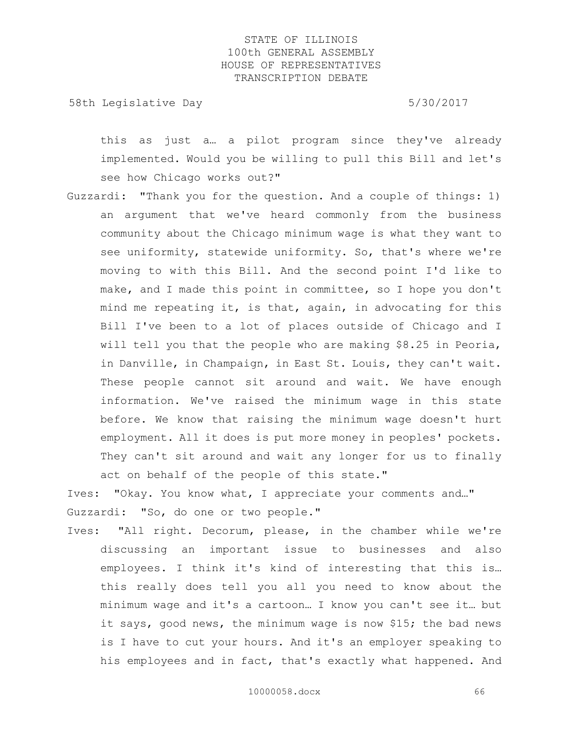this as just a… a pilot program since they've already implemented. Would you be willing to pull this Bill and let's see how Chicago works out?"

Guzzardi: "Thank you for the question. And a couple of things: 1) an argument that we've heard commonly from the business community about the Chicago minimum wage is what they want to see uniformity, statewide uniformity. So, that's where we're moving to with this Bill. And the second point I'd like to make, and I made this point in committee, so I hope you don't mind me repeating it, is that, again, in advocating for this Bill I've been to a lot of places outside of Chicago and I will tell you that the people who are making $8.25 in Peoria, in Danville, in Champaign, in East St. Louis, they can't wait. These people cannot sit around and wait. We have enough information. We've raised the minimum wage in this state before. We know that raising the minimum wage doesn't hurt employment. All it does is put more money in peoples' pockets. They can't sit around and wait any longer for us to finally act on behalf of the people of this state."

Ives: "Okay. You know what, I appreciate your comments and…"

Guzzardi: "So, do one or two people."

Ives: "All right. Decorum, please, in the chamber while we're discussing an important issue to businesses and also employees. I think it's kind of interesting that this is… this really does tell you all you need to know about the minimum wage and it's a cartoon… I know you can't see it… but it says, good news, the minimum wage is now $15; the bad news is I have to cut your hours. And it's an employer speaking to his employees and in fact, that's exactly what happened. And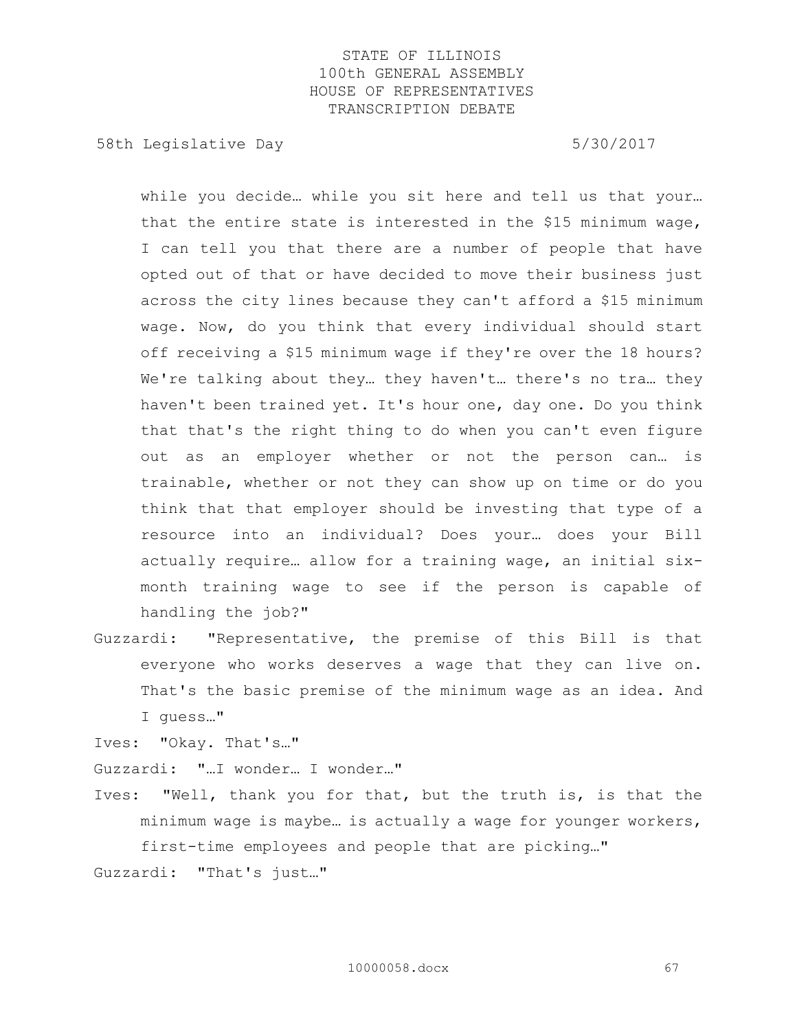while you decide… while you sit here and tell us that your… that the entire state is interested in the $15 minimum wage, I can tell you that there are a number of people that have opted out of that or have decided to move their business just across the city lines because they can't afford a $15 minimum wage. Now, do you think that every individual should start off receiving a $15 minimum wage if they're over the 18 hours? We're talking about they… they haven't… there's no tra… they haven't been trained yet. It's hour one, day one. Do you think that that's the right thing to do when you can't even figure out as an employer whether or not the person can… is trainable, whether or not they can show up on time or do you think that that employer should be investing that type of a resource into an individual? Does your… does your Bill actually require… allow for a training wage, an initial six-month training wage to see if the person is capable of handling the job?"

Guzzardi: "Representative, the premise of this Bill is that everyone who works deserves a wage that they can live on. That's the basic premise of the minimum wage as an idea. And I guess…"

Ives: "Okay. That's…"

Guzzardi: "…I wonder… I wonder…"

Ives: "Well, thank you for that, but the truth is, is that the minimum wage is maybe… is actually a wage for younger workers, first-time employees and people that are picking…"

Guzzardi: "That's just…"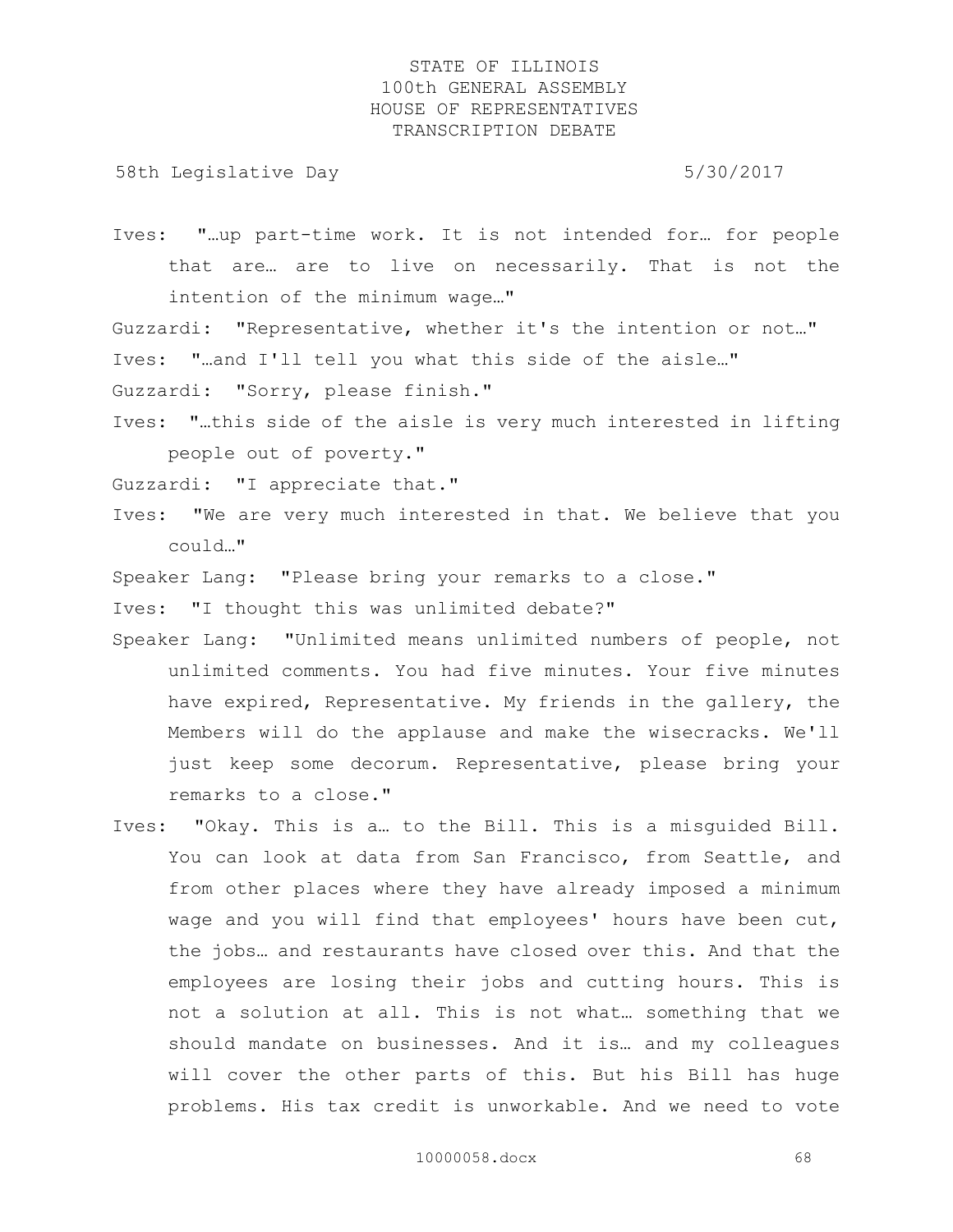Ives: "…up part-time work. It is not intended for… for people that are… are to live on necessarily. That is not the intention of the minimum wage…"

Guzzardi: "Representative, whether it's the intention or not…"

Ives: "…and I'll tell you what this side of the aisle…"

Guzzardi: "Sorry, please finish."

Ives: "…this side of the aisle is very much interested in lifting people out of poverty."

Guzzardi: "I appreciate that."

Ives: "We are very much interested in that. We believe that you could…"

Speaker Lang: "Please bring your remarks to a close."

Ives: "I thought this was unlimited debate?"

Speaker Lang: "Unlimited means unlimited numbers of people, not unlimited comments. You had five minutes. Your five minutes have expired, Representative. My friends in the gallery, the Members will do the applause and make the wisecracks. We'll just keep some decorum. Representative, please bring your remarks to a close."

Ives: "Okay. This is a… to the Bill. This is a misguided Bill. You can look at data from San Francisco, from Seattle, and from other places where they have already imposed a minimum wage and you will find that employees' hours have been cut, the jobs… and restaurants have closed over this. And that the employees are losing their jobs and cutting hours. This is not a solution at all. This is not what… something that we should mandate on businesses. And it is… and my colleagues will cover the other parts of this. But his Bill has huge problems. His tax credit is unworkable. And we need to vote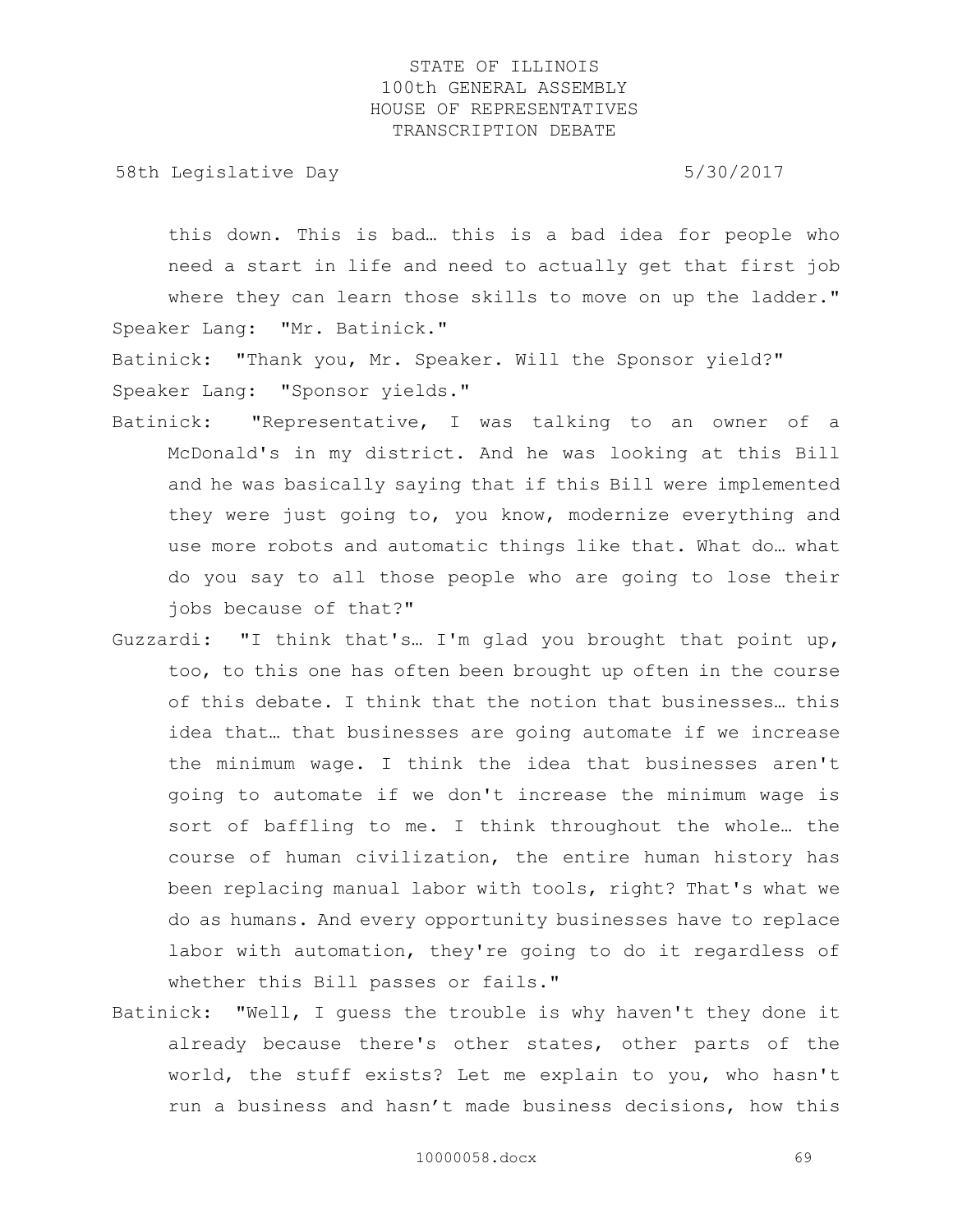this down. This is bad… this is a bad idea for people who need a start in life and need to actually get that first job where they can learn those skills to move on up the ladder."

Speaker Lang: "Mr. Batinick."

Batinick: "Thank you, Mr. Speaker. Will the Sponsor yield?"

Speaker Lang: "Sponsor yields."

Batinick: "Representative, I was talking to an owner of a McDonald's in my district. And he was looking at this Bill and he was basically saying that if this Bill were implemented they were just going to, you know, modernize everything and use more robots and automatic things like that. What do… what do you say to all those people who are going to lose their jobs because of that?"

Guzzardi: "I think that's… I'm glad you brought that point up, too, to this one has often been brought up often in the course of this debate. I think that the notion that businesses… this idea that… that businesses are going automate if we increase the minimum wage. I think the idea that businesses aren't going to automate if we don't increase the minimum wage is sort of baffling to me. I think throughout the whole… the course of human civilization, the entire human history has been replacing manual labor with tools, right? That's what we do as humans. And every opportunity businesses have to replace labor with automation, they're going to do it regardless of whether this Bill passes or fails."

Batinick: "Well, I guess the trouble is why haven't they done it already because there's other states, other parts of the world, the stuff exists? Let me explain to you, who hasn't run a business and hasn't made business decisions, how this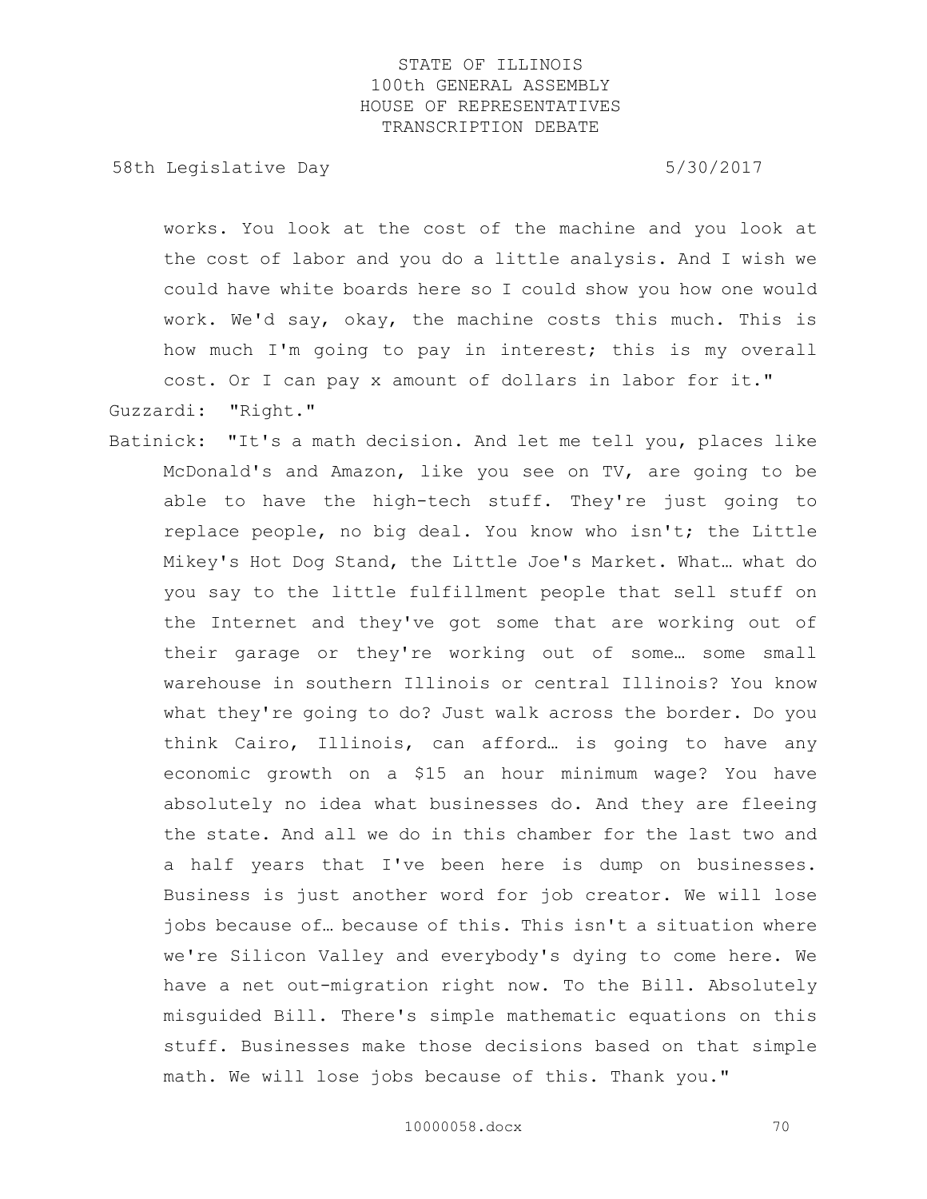works. You look at the cost of the machine and you look at the cost of labor and you do a little analysis. And I wish we could have white boards here so I could show you how one would work. We'd say, okay, the machine costs this much. This is how much I'm going to pay in interest; this is my overall cost. Or I can pay x amount of dollars in labor for it."

Guzzardi: "Right."

Batinick: "It's a math decision. And let me tell you, places like McDonald's and Amazon, like you see on TV, are going to be able to have the high-tech stuff. They're just going to replace people, no big deal. You know who isn't; the Little Mikey's Hot Dog Stand, the Little Joe's Market. What… what do you say to the little fulfillment people that sell stuff on the Internet and they've got some that are working out of their garage or they're working out of some… some small warehouse in southern Illinois or central Illinois? You know what they're going to do? Just walk across the border. Do you think Cairo, Illinois, can afford… is going to have any economic growth on a $15 an hour minimum wage? You have absolutely no idea what businesses do. And they are fleeing the state. And all we do in this chamber for the last two and a half years that I've been here is dump on businesses. Business is just another word for job creator. We will lose jobs because of… because of this. This isn't a situation where we're Silicon Valley and everybody's dying to come here. We have a net out-migration right now. To the Bill. Absolutely misguided Bill. There's simple mathematic equations on this stuff. Businesses make those decisions based on that simple math. We will lose jobs because of this. Thank you."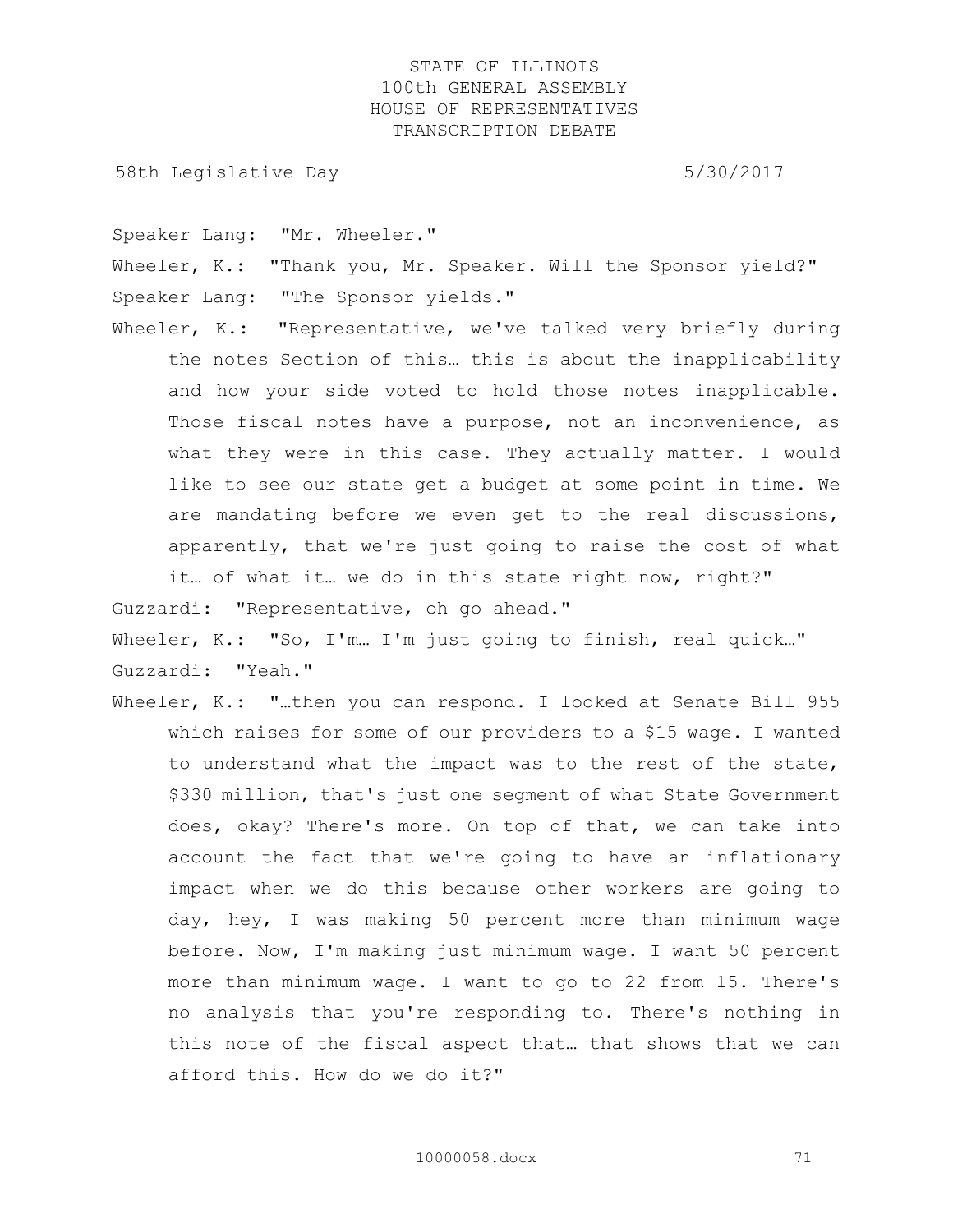Speaker Lang: "Mr. Wheeler."

Wheeler, K.: "Thank you, Mr. Speaker. Will the Sponsor yield?"

Speaker Lang: "The Sponsor yields."

Wheeler, K.: "Representative, we've talked very briefly during the notes Section of this… this is about the inapplicability and how your side voted to hold those notes inapplicable. Those fiscal notes have a purpose, not an inconvenience, as what they were in this case. They actually matter. I would like to see our state get a budget at some point in time. We are mandating before we even get to the real discussions, apparently, that we're just going to raise the cost of what it… of what it… we do in this state right now, right?"

Guzzardi: "Representative, oh go ahead."

Wheeler, K.: "So, I'm… I'm just going to finish, real quick…"

Guzzardi: "Yeah."

Wheeler, K.: "…then you can respond. I looked at Senate Bill 955 which raises for some of our providers to a $15 wage. I wanted to understand what the impact was to the rest of the state, $330 million, that's just one segment of what State Government does, okay? There's more. On top of that, we can take into account the fact that we're going to have an inflationary impact when we do this because other workers are going to day, hey, I was making 50 percent more than minimum wage before. Now, I'm making just minimum wage. I want 50 percent more than minimum wage. I want to go to 22 from 15. There's no analysis that you're responding to. There's nothing in this note of the fiscal aspect that… that shows that we can afford this. How do we do it?"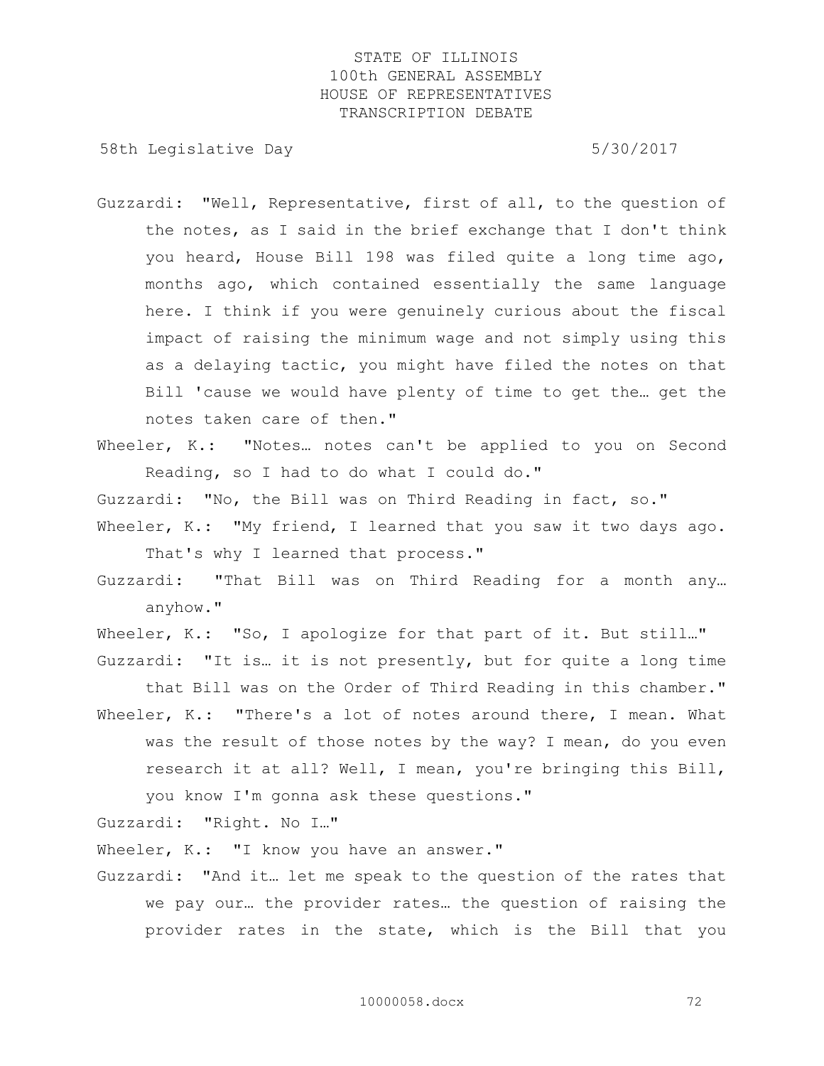Guzzardi: "Well, Representative, first of all, to the question of the notes, as I said in the brief exchange that I don't think you heard, House Bill 198 was filed quite a long time ago, months ago, which contained essentially the same language here. I think if you were genuinely curious about the fiscal impact of raising the minimum wage and not simply using this as a delaying tactic, you might have filed the notes on that Bill 'cause we would have plenty of time to get the… get the notes taken care of then."

Wheeler, K.: "Notes… notes can't be applied to you on Second Reading, so I had to do what I could do."

Guzzardi: "No, the Bill was on Third Reading in fact, so."

Wheeler, K.: "My friend, I learned that you saw it two days ago. That's why I learned that process."

Guzzardi: "That Bill was on Third Reading for a month any… anyhow."

Wheeler, K.: "So, I apologize for that part of it. But still…"

Guzzardi: "It is… it is not presently, but for quite a long time that Bill was on the Order of Third Reading in this chamber."

Wheeler, K.: "There's a lot of notes around there, I mean. What was the result of those notes by the way? I mean, do you even research it at all? Well, I mean, you're bringing this Bill, you know I'm gonna ask these questions."

Guzzardi: "Right. No I…"

Wheeler, K.: "I know you have an answer."

Guzzardi: "And it… let me speak to the question of the rates that we pay our… the provider rates… the question of raising the provider rates in the state, which is the Bill that you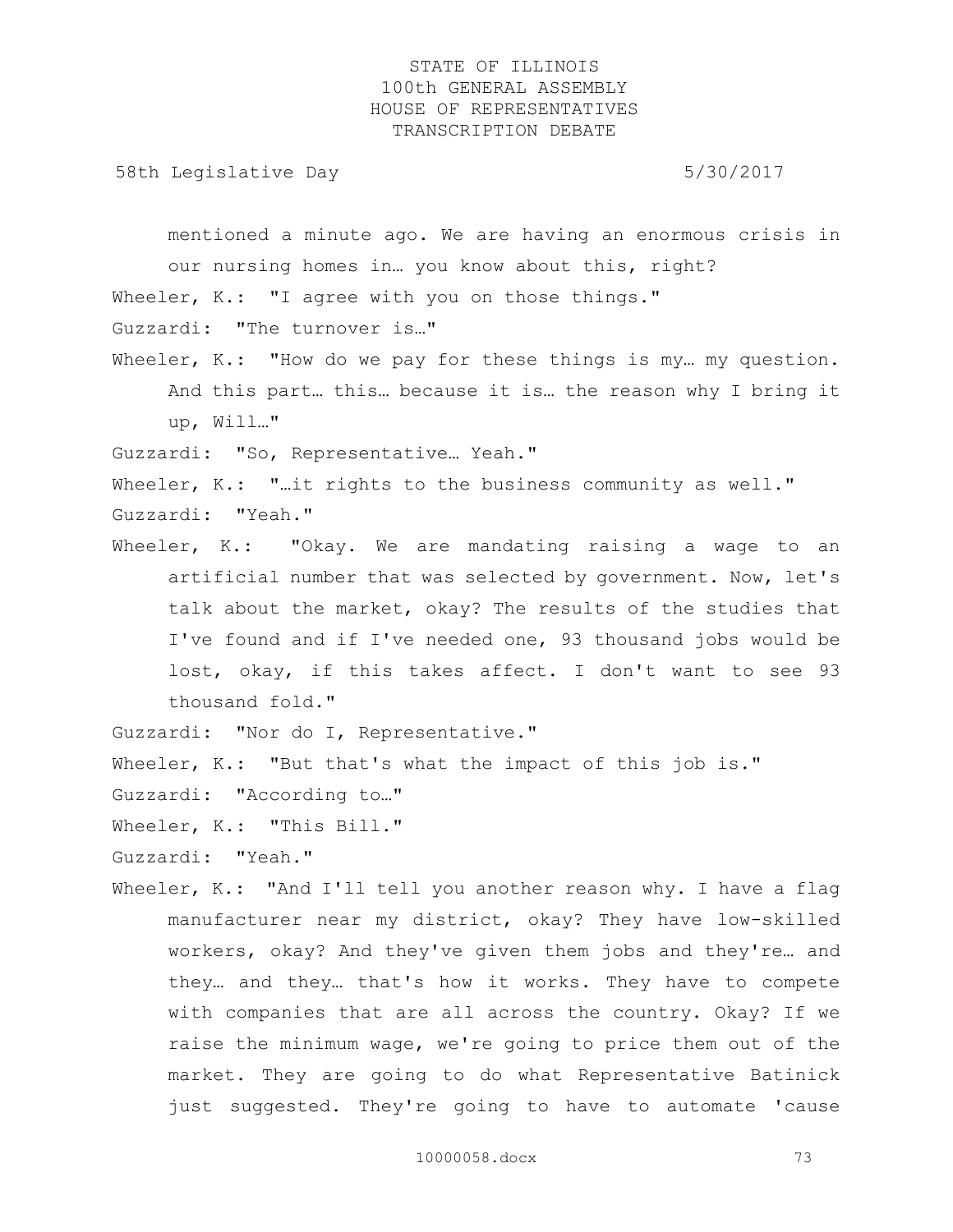mentioned a minute ago. We are having an enormous crisis in our nursing homes in… you know about this, right?

Wheeler, K.: "I agree with you on those things."

Guzzardi: "The turnover is…"

Wheeler, K.: "How do we pay for these things is my… my question. And this part… this… because it is… the reason why I bring it up, Will…"

Guzzardi: "So, Representative… Yeah."

Wheeler, K.: "…it rights to the business community as well."

Guzzardi: "Yeah."

Wheeler, K.: "Okay. We are mandating raising a wage to an artificial number that was selected by government. Now, let's talk about the market, okay? The results of the studies that I've found and if I've needed one, 93 thousand jobs would be lost, okay, if this takes affect. I don't want to see 93 thousand fold."

Guzzardi: "Nor do I, Representative."

Wheeler, K.: "But that's what the impact of this job is."

Guzzardi: "According to…"

Wheeler, K.: "This Bill."

Guzzardi: "Yeah."

Wheeler, K.: "And I'll tell you another reason why. I have a flag manufacturer near my district, okay? They have low-skilled workers, okay? And they've given them jobs and they're… and they… and they… that's how it works. They have to compete with companies that are all across the country. Okay? If we raise the minimum wage, we're going to price them out of the market. They are going to do what Representative Batinick just suggested. They're going to have to automate 'cause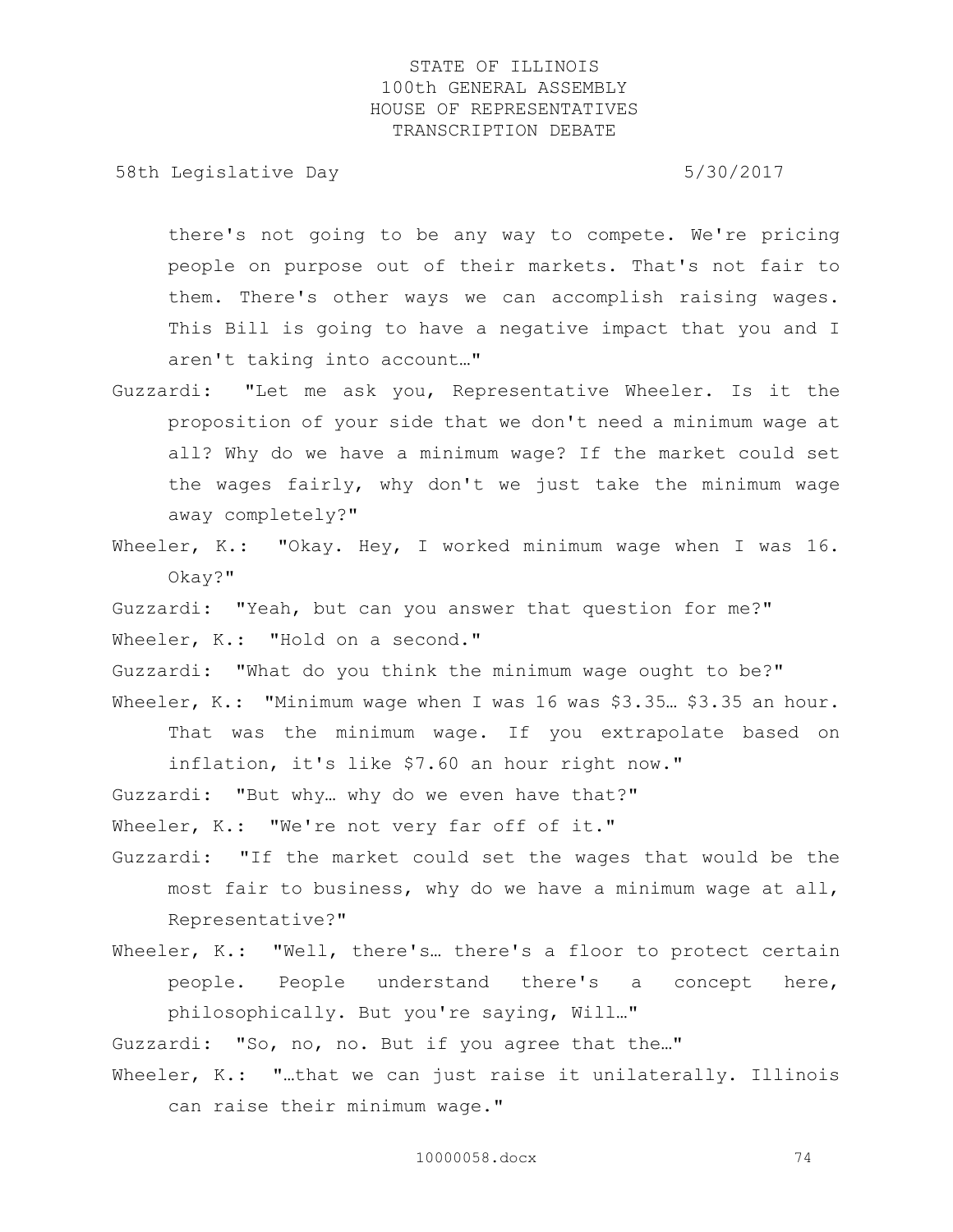there's not going to be any way to compete. We're pricing people on purpose out of their markets. That's not fair to them. There's other ways we can accomplish raising wages. This Bill is going to have a negative impact that you and I aren't taking into account…"

Guzzardi: "Let me ask you, Representative Wheeler. Is it the proposition of your side that we don't need a minimum wage at all? Why do we have a minimum wage? If the market could set the wages fairly, why don't we just take the minimum wage away completely?"

Wheeler, K.: "Okay. Hey, I worked minimum wage when I was 16. Okay?"

Guzzardi: "Yeah, but can you answer that question for me?"

Wheeler, K.: "Hold on a second."

Guzzardi: "What do you think the minimum wage ought to be?"

Wheeler, K.: "Minimum wage when I was 16 was $3.35… $3.35 an hour. That was the minimum wage. If you extrapolate based on inflation, it's like $7.60 an hour right now."

Guzzardi: "But why… why do we even have that?"

Wheeler, K.: "We're not very far off of it."

Guzzardi: "If the market could set the wages that would be the most fair to business, why do we have a minimum wage at all, Representative?"

Wheeler, K.: "Well, there's… there's a floor to protect certain people. People understand there's a concept here, philosophically. But you're saying, Will…"

Guzzardi: "So, no, no. But if you agree that the…"

Wheeler, K.: "…that we can just raise it unilaterally. Illinois can raise their minimum wage."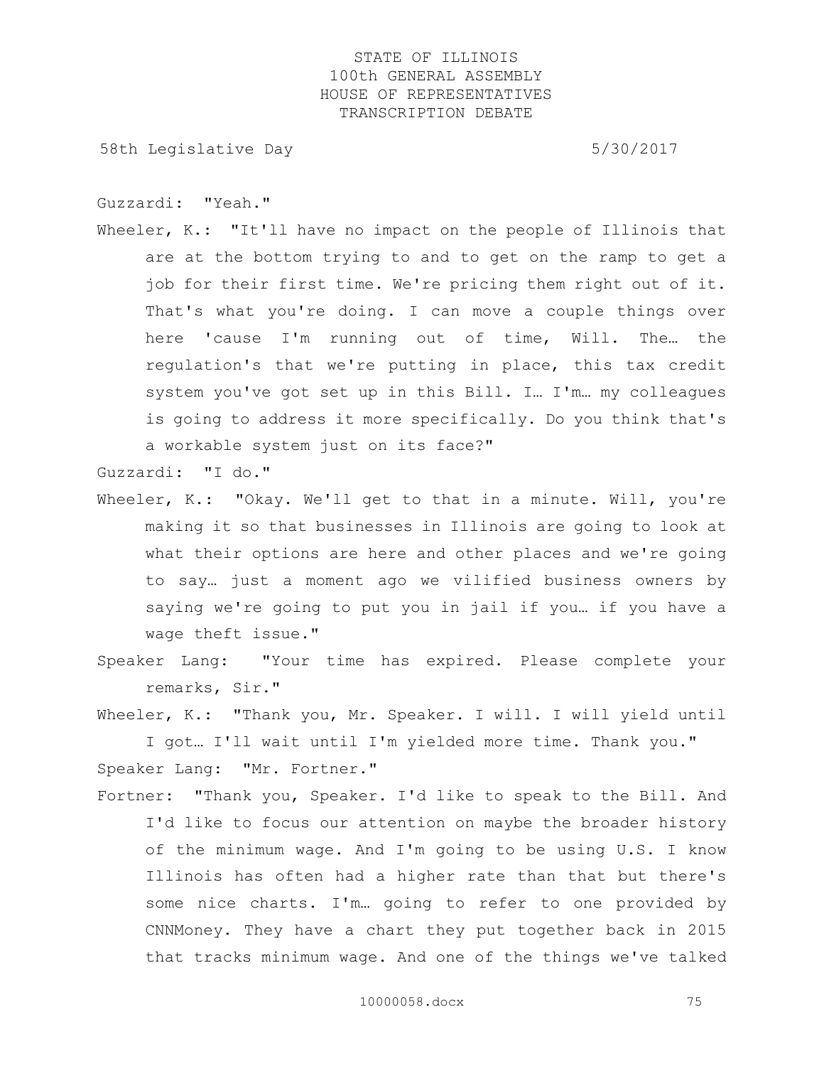Guzzardi: "Yeah."

Wheeler, K.: "It'll have no impact on the people of Illinois that are at the bottom trying to and to get on the ramp to get a job for their first time. We're pricing them right out of it. That's what you're doing. I can move a couple things over here 'cause I'm running out of time, Will. The… the regulation's that we're putting in place, this tax credit system you've got set up in this Bill. I… I'm… my colleagues is going to address it more specifically. Do you think that's a workable system just on its face?"

Guzzardi: "I do."

Wheeler, K.: "Okay. We'll get to that in a minute. Will, you're making it so that businesses in Illinois are going to look at what their options are here and other places and we're going to say… just a moment ago we vilified business owners by saying we're going to put you in jail if you… if you have a wage theft issue."

Speaker Lang: "Your time has expired. Please complete your remarks, Sir."

Wheeler, K.: "Thank you, Mr. Speaker. I will. I will yield until I got… I'll wait until I'm yielded more time. Thank you."

Speaker Lang: "Mr. Fortner."

Fortner: "Thank you, Speaker. I'd like to speak to the Bill. And I'd like to focus our attention on maybe the broader history of the minimum wage. And I'm going to be using U.S. I know Illinois has often had a higher rate than that but there's some nice charts. I'm… going to refer to one provided by CNNMoney. They have a chart they put together back in 2015 that tracks minimum wage. And one of the things we've talked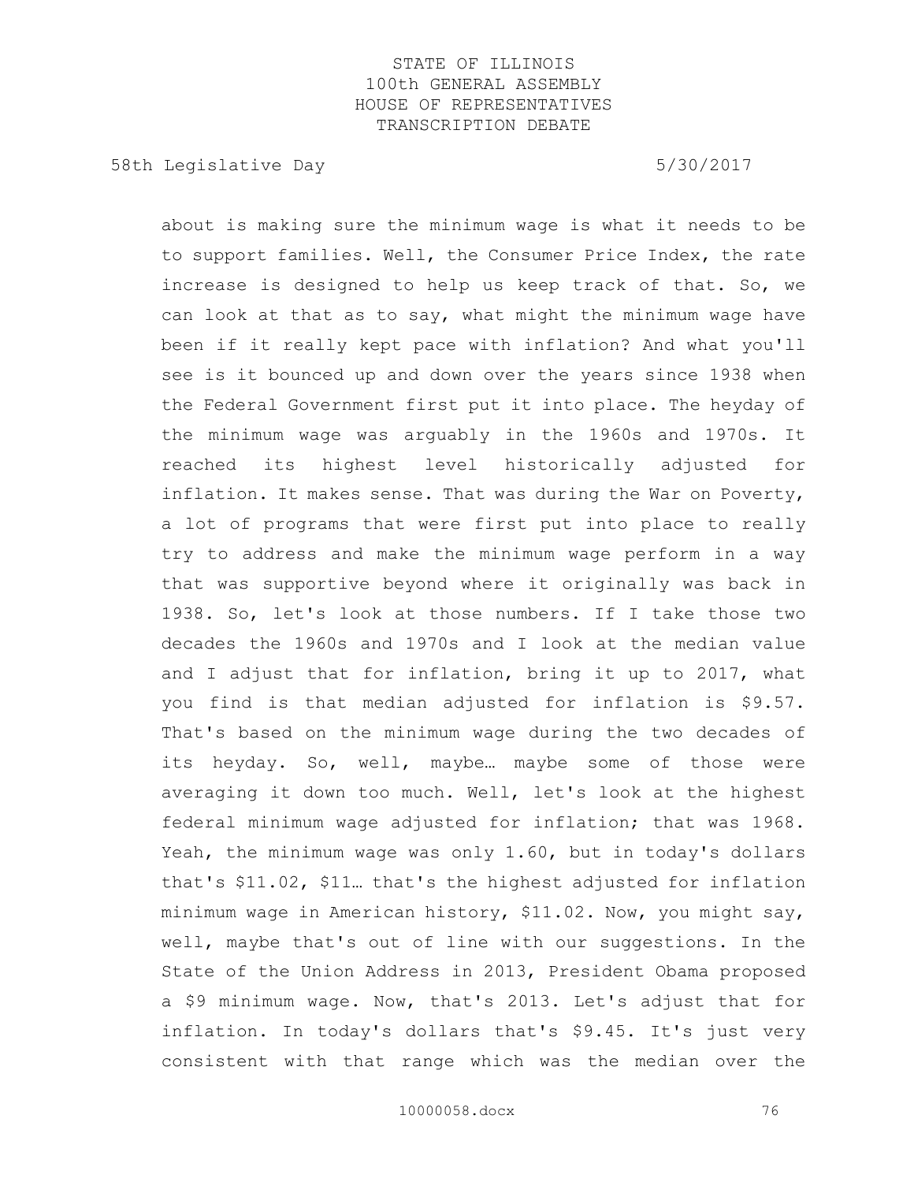about is making sure the minimum wage is what it needs to be to support families. Well, the Consumer Price Index, the rate increase is designed to help us keep track of that. So, we can look at that as to say, what might the minimum wage have been if it really kept pace with inflation? And what you'll see is it bounced up and down over the years since 1938 when the Federal Government first put it into place. The heyday of the minimum wage was arguably in the 1960s and 1970s. It reached its highest level historically adjusted for inflation. It makes sense. That was during the War on Poverty, a lot of programs that were first put into place to really try to address and make the minimum wage perform in a way that was supportive beyond where it originally was back in 1938. So, let's look at those numbers. If I take those two decades the 1960s and 1970s and I look at the median value and I adjust that for inflation, bring it up to 2017, what you find is that median adjusted for inflation is $9.57. That's based on the minimum wage during the two decades of its heyday. So, well, maybe… maybe some of those were averaging it down too much. Well, let's look at the highest federal minimum wage adjusted for inflation; that was 1968. Yeah, the minimum wage was only 1.60, but in today's dollars that's $11.02, $11… that's the highest adjusted for inflation minimum wage in American history, $11.02. Now, you might say, well, maybe that's out of line with our suggestions. In the State of the Union Address in 2013, President Obama proposed a $9 minimum wage. Now, that's 2013. Let's adjust that for inflation. In today's dollars that's $9.45. It's just very consistent with that range which was the median over the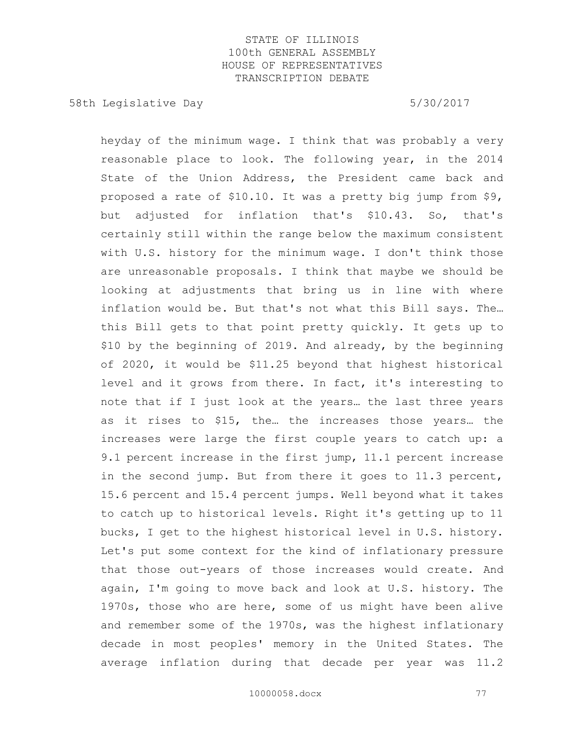heyday of the minimum wage. I think that was probably a very reasonable place to look. The following year, in the 2014 State of the Union Address, the President came back and proposed a rate of $10.10. It was a pretty big jump from $9, but adjusted for inflation that's $10.43. So, that's certainly still within the range below the maximum consistent with U.S. history for the minimum wage. I don't think those are unreasonable proposals. I think that maybe we should be looking at adjustments that bring us in line with where inflation would be. But that's not what this Bill says. The… this Bill gets to that point pretty quickly. It gets up to $10 by the beginning of 2019. And already, by the beginning of 2020, it would be $11.25 beyond that highest historical level and it grows from there. In fact, it's interesting to note that if I just look at the years… the last three years as it rises to $15, the… the increases those years… the increases were large the first couple years to catch up: a 9.1 percent increase in the first jump, 11.1 percent increase in the second jump. But from there it goes to 11.3 percent, 15.6 percent and 15.4 percent jumps. Well beyond what it takes to catch up to historical levels. Right it's getting up to 11 bucks, I get to the highest historical level in U.S. history. Let's put some context for the kind of inflationary pressure that those out-years of those increases would create. And again, I'm going to move back and look at U.S. history. The 1970s, those who are here, some of us might have been alive and remember some of the 1970s, was the highest inflationary decade in most peoples' memory in the United States. The average inflation during that decade per year was 11.2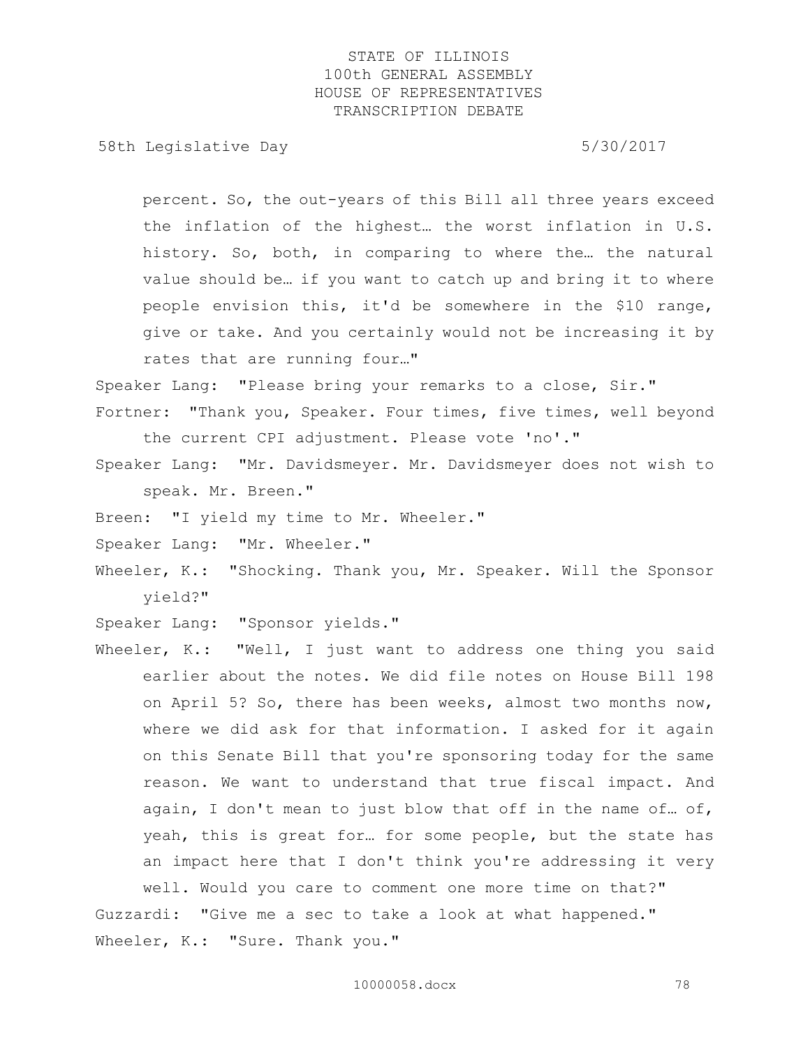percent. So, the out-years of this Bill all three years exceed the inflation of the highest… the worst inflation in U.S. history. So, both, in comparing to where the… the natural value should be… if you want to catch up and bring it to where people envision this, it'd be somewhere in the $10 range, give or take. And you certainly would not be increasing it by rates that are running four…"

Speaker Lang: "Please bring your remarks to a close, Sir."

Fortner: "Thank you, Speaker. Four times, five times, well beyond the current CPI adjustment. Please vote 'no'."

Speaker Lang: "Mr. Davidsmeyer. Mr. Davidsmeyer does not wish to speak. Mr. Breen."

Breen: "I yield my time to Mr. Wheeler."

Speaker Lang: "Mr. Wheeler."

Wheeler, K.: "Shocking. Thank you, Mr. Speaker. Will the Sponsor yield?"

Speaker Lang: "Sponsor yields."

Wheeler, K.: "Well, I just want to address one thing you said earlier about the notes. We did file notes on House Bill 198 on April 5? So, there has been weeks, almost two months now, where we did ask for that information. I asked for it again on this Senate Bill that you're sponsoring today for the same reason. We want to understand that true fiscal impact. And again, I don't mean to just blow that off in the name of… of, yeah, this is great for… for some people, but the state has an impact here that I don't think you're addressing it very well. Would you care to comment one more time on that?"

Guzzardi: "Give me a sec to take a look at what happened."

Wheeler, K.: "Sure. Thank you."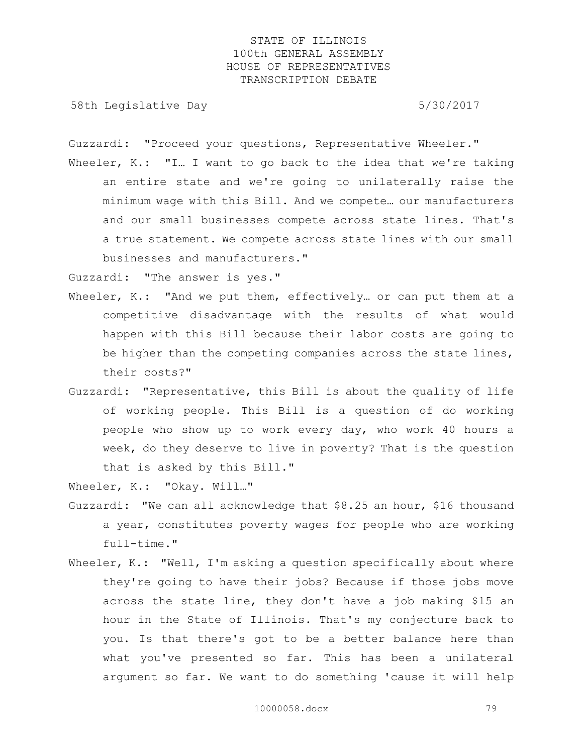Guzzardi: "Proceed your questions, Representative Wheeler."

Wheeler, K.: "I… I want to go back to the idea that we're taking an entire state and we're going to unilaterally raise the minimum wage with this Bill. And we compete… our manufacturers and our small businesses compete across state lines. That's a true statement. We compete across state lines with our small businesses and manufacturers."

Guzzardi: "The answer is yes."

Wheeler, K.: "And we put them, effectively… or can put them at a competitive disadvantage with the results of what would happen with this Bill because their labor costs are going to be higher than the competing companies across the state lines, their costs?"

Guzzardi: "Representative, this Bill is about the quality of life of working people. This Bill is a question of do working people who show up to work every day, who work 40 hours a week, do they deserve to live in poverty? That is the question that is asked by this Bill."

Wheeler, K.: "Okay. Will…"

Guzzardi: "We can all acknowledge that $8.25 an hour, $16 thousand a year, constitutes poverty wages for people who are working full-time."

Wheeler, K.: "Well, I'm asking a question specifically about where they're going to have their jobs? Because if those jobs move across the state line, they don't have a job making $15 an hour in the State of Illinois. That's my conjecture back to you. Is that there's got to be a better balance here than what you've presented so far. This has been a unilateral argument so far. We want to do something 'cause it will help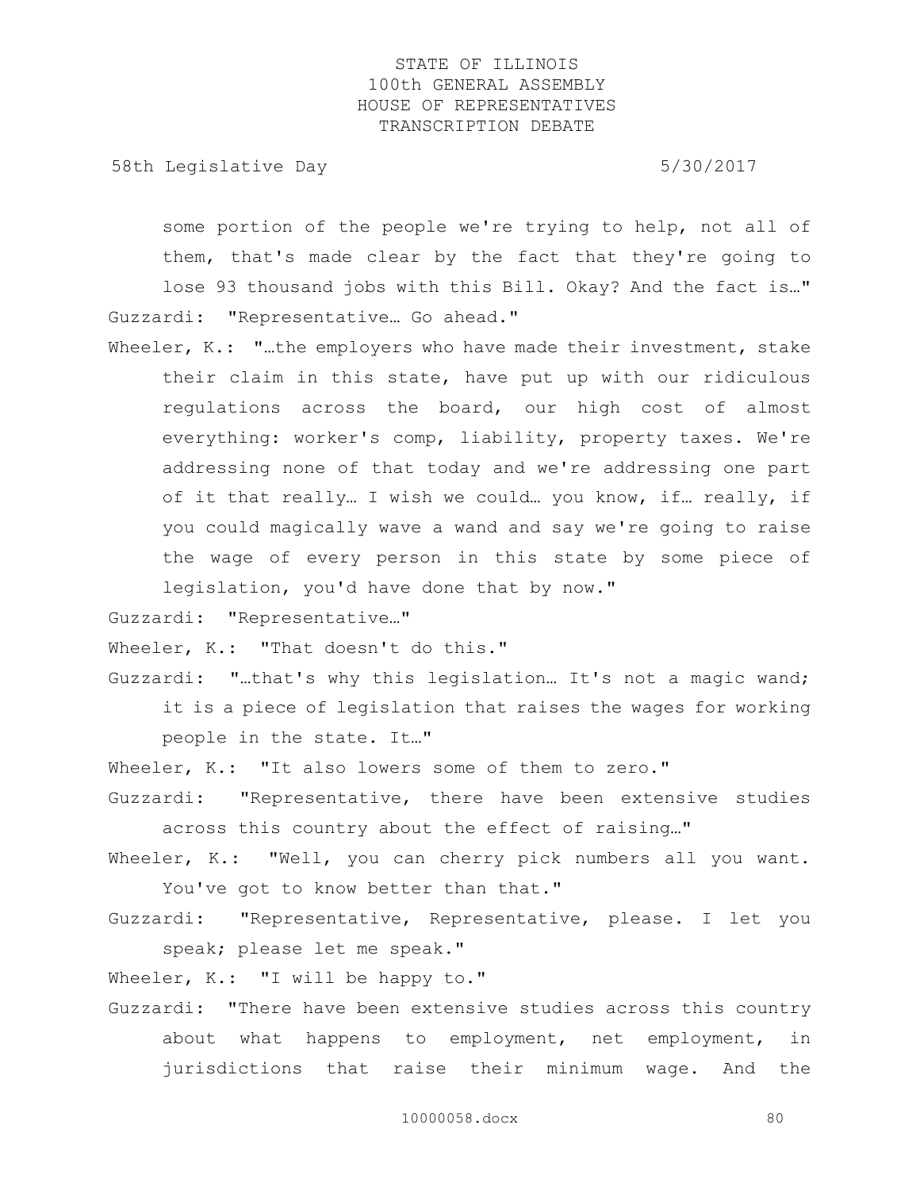some portion of the people we're trying to help, not all of them, that's made clear by the fact that they're going to lose 93 thousand jobs with this Bill. Okay? And the fact is…"

Guzzardi: "Representative… Go ahead."

Wheeler, K.: "…the employers who have made their investment, stake their claim in this state, have put up with our ridiculous regulations across the board, our high cost of almost everything: worker's comp, liability, property taxes. We're addressing none of that today and we're addressing one part of it that really… I wish we could… you know, if… really, if you could magically wave a wand and say we're going to raise the wage of every person in this state by some piece of legislation, you'd have done that by now."

Guzzardi: "Representative…"

Wheeler, K.: "That doesn't do this."

Guzzardi: "…that's why this legislation… It's not a magic wand; it is a piece of legislation that raises the wages for working people in the state. It…"

Wheeler, K.: "It also lowers some of them to zero."

Guzzardi: "Representative, there have been extensive studies across this country about the effect of raising…"

Wheeler, K.: "Well, you can cherry pick numbers all you want. You've got to know better than that."

Guzzardi: "Representative, Representative, please. I let you speak; please let me speak."

Wheeler, K.: "I will be happy to."

Guzzardi: "There have been extensive studies across this country about what happens to employment, net employment, in jurisdictions that raise their minimum wage. And the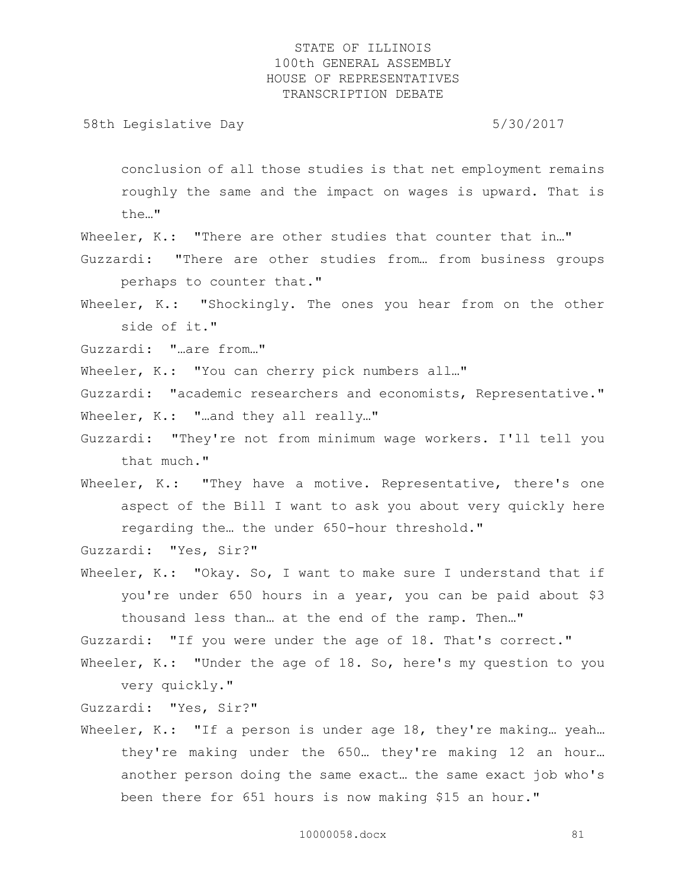conclusion of all those studies is that net employment remains roughly the same and the impact on wages is upward. That is the…"

Wheeler, K.: "There are other studies that counter that in…"

Guzzardi: "There are other studies from… from business groups perhaps to counter that."

Wheeler, K.: "Shockingly. The ones you hear from on the other side of it."

Guzzardi: "…are from…"

Wheeler, K.: "You can cherry pick numbers all…"

Guzzardi: "academic researchers and economists, Representative."

Wheeler, K.: "…and they all really…"

Guzzardi: "They're not from minimum wage workers. I'll tell you that much."

Wheeler, K.: "They have a motive. Representative, there's one aspect of the Bill I want to ask you about very quickly here regarding the… the under 650-hour threshold."

Guzzardi: "Yes, Sir?"

Wheeler, K.: "Okay. So, I want to make sure I understand that if you're under 650 hours in a year, you can be paid about $3 thousand less than… at the end of the ramp. Then…"

Guzzardi: "If you were under the age of 18. That's correct."

Wheeler, K.: "Under the age of 18. So, here's my question to you very quickly."

Guzzardi: "Yes, Sir?"

Wheeler, K.: "If a person is under age 18, they're making… yeah… they're making under the 650… they're making 12 an hour… another person doing the same exact… the same exact job who's been there for 651 hours is now making $15 an hour."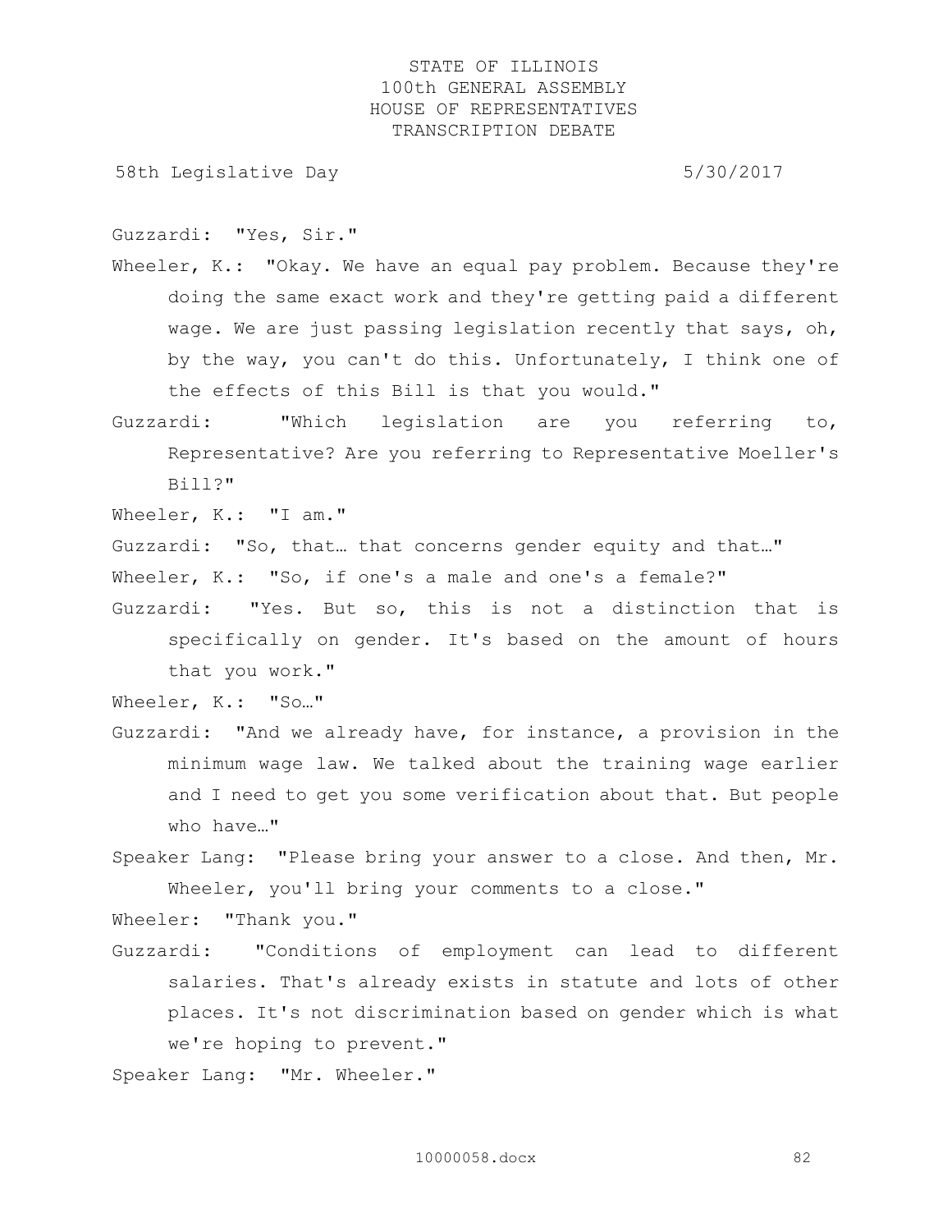Guzzardi: "Yes, Sir."

Wheeler, K.: "Okay. We have an equal pay problem. Because they're doing the same exact work and they're getting paid a different wage. We are just passing legislation recently that says, oh, by the way, you can't do this. Unfortunately, I think one of the effects of this Bill is that you would."

Guzzardi: "Which legislation are you referring to, Representative? Are you referring to Representative Moeller's Bill?"

Wheeler, K.: "I am."

Guzzardi: "So, that… that concerns gender equity and that…"

Wheeler, K.: "So, if one's a male and one's a female?"

Guzzardi: "Yes. But so, this is not a distinction that is specifically on gender. It's based on the amount of hours that you work."

Wheeler, K.: "So…"

Guzzardi: "And we already have, for instance, a provision in the minimum wage law. We talked about the training wage earlier and I need to get you some verification about that. But people who have…"

Speaker Lang: "Please bring your answer to a close. And then, Mr. Wheeler, you'll bring your comments to a close."

Wheeler: "Thank you."

Guzzardi: "Conditions of employment can lead to different salaries. That's already exists in statute and lots of other places. It's not discrimination based on gender which is what we're hoping to prevent."

Speaker Lang: "Mr. Wheeler."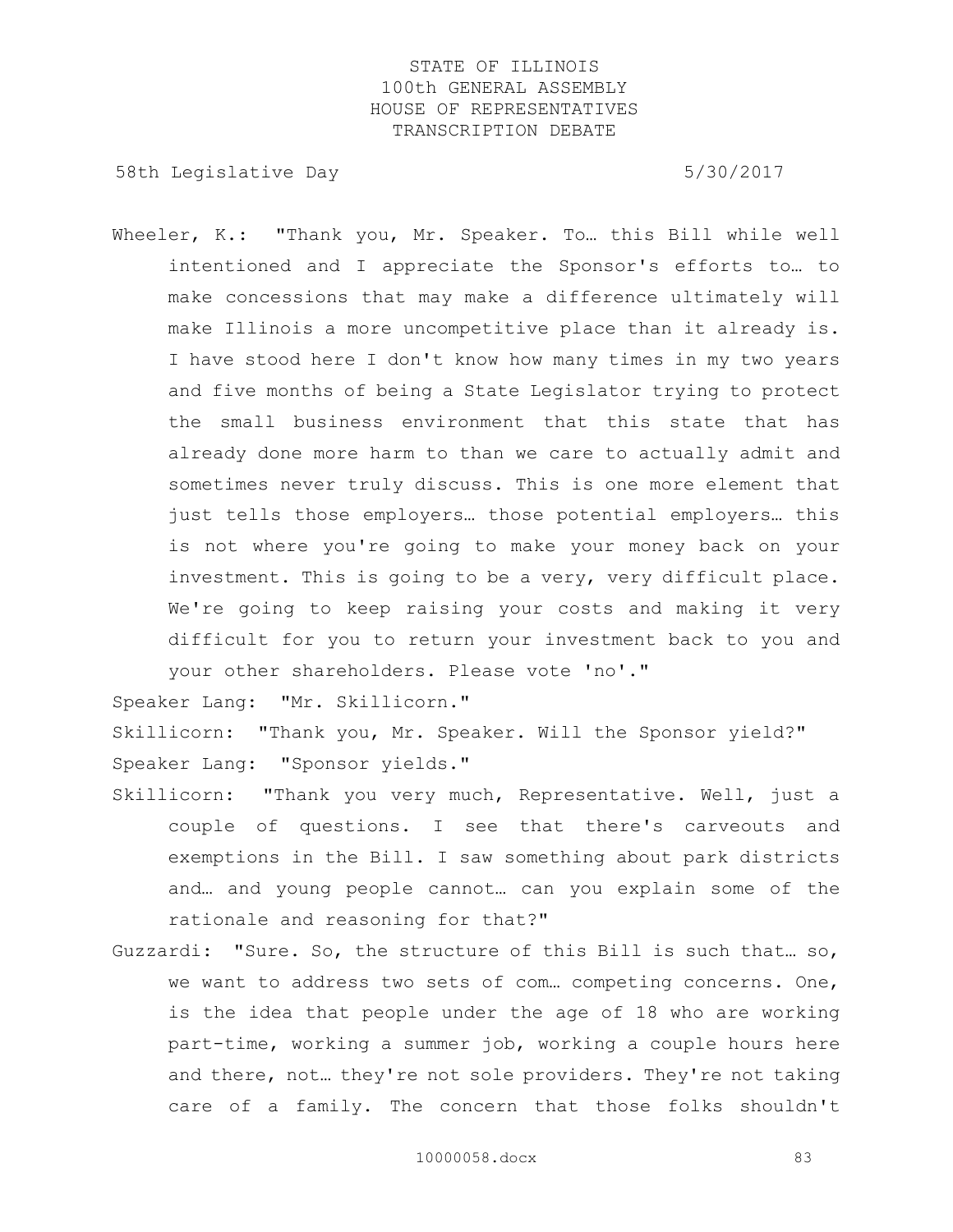Wheeler, K.: "Thank you, Mr. Speaker. To… this Bill while well intentioned and I appreciate the Sponsor's efforts to… to make concessions that may make a difference ultimately will make Illinois a more uncompetitive place than it already is. I have stood here I don't know how many times in my two years and five months of being a State Legislator trying to protect the small business environment that this state that has already done more harm to than we care to actually admit and sometimes never truly discuss. This is one more element that just tells those employers… those potential employers… this is not where you're going to make your money back on your investment. This is going to be a very, very difficult place. We're going to keep raising your costs and making it very difficult for you to return your investment back to you and your other shareholders. Please vote 'no'."

Speaker Lang: "Mr. Skillicorn."

Skillicorn: "Thank you, Mr. Speaker. Will the Sponsor yield?"

Speaker Lang: "Sponsor yields."

Skillicorn: "Thank you very much, Representative. Well, just a couple of questions. I see that there's carveouts and exemptions in the Bill. I saw something about park districts and… and young people cannot… can you explain some of the rationale and reasoning for that?"

Guzzardi: "Sure. So, the structure of this Bill is such that… so, we want to address two sets of com… competing concerns. One, is the idea that people under the age of 18 who are working part-time, working a summer job, working a couple hours here and there, not… they're not sole providers. They're not taking care of a family. The concern that those folks shouldn't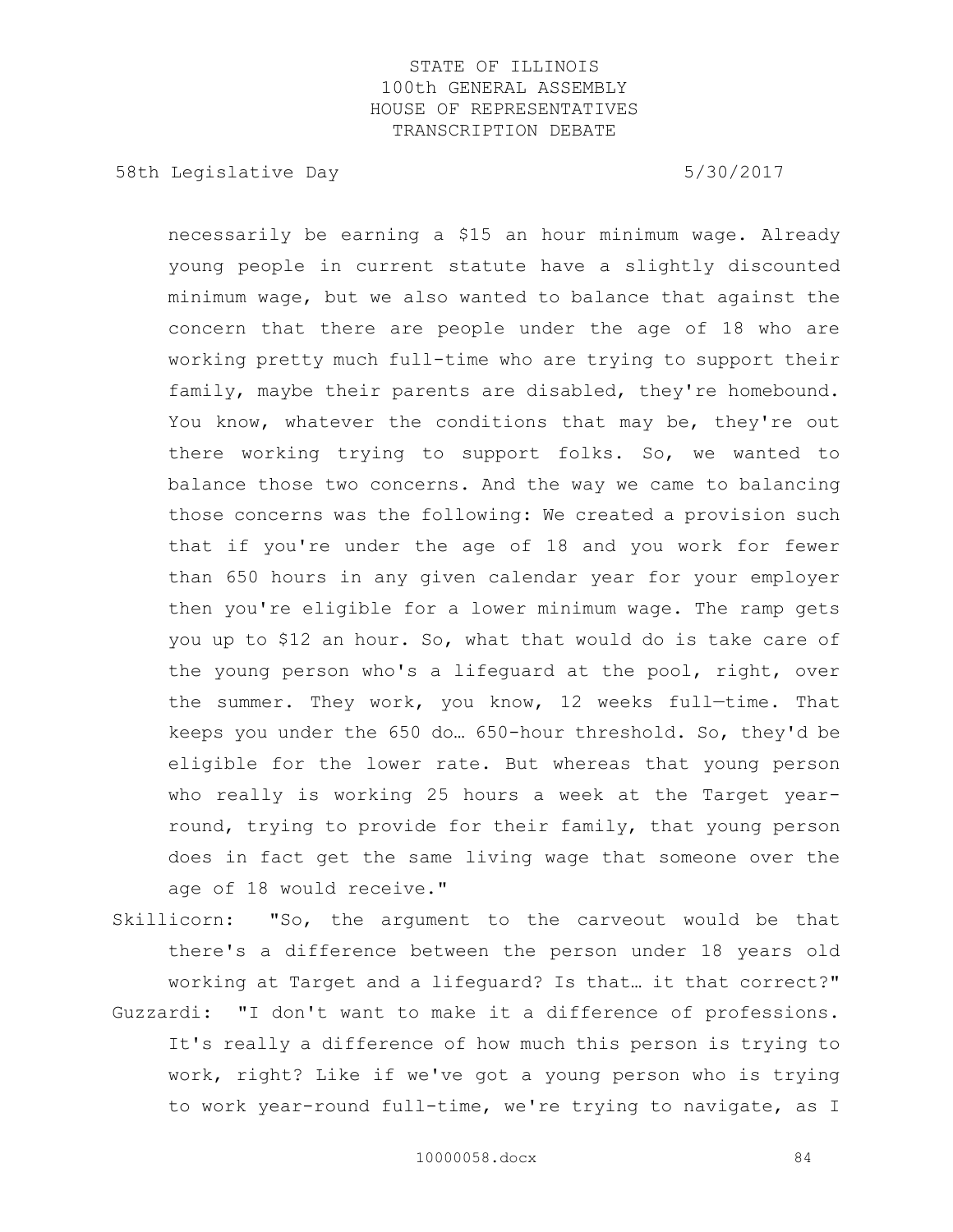necessarily be earning a $15 an hour minimum wage. Already young people in current statute have a slightly discounted minimum wage, but we also wanted to balance that against the concern that there are people under the age of 18 who are working pretty much full-time who are trying to support their family, maybe their parents are disabled, they're homebound. You know, whatever the conditions that may be, they're out there working trying to support folks. So, we wanted to balance those two concerns. And the way we came to balancing those concerns was the following: We created a provision such that if you're under the age of 18 and you work for fewer than 650 hours in any given calendar year for your employer then you're eligible for a lower minimum wage. The ramp gets you up to $12 an hour. So, what that would do is take care of the young person who's a lifeguard at the pool, right, over the summer. They work, you know, 12 weeks full—time. That keeps you under the 650 do… 650-hour threshold. So, they'd be eligible for the lower rate. But whereas that young person who really is working 25 hours a week at the Target year-round, trying to provide for their family, that young person does in fact get the same living wage that someone over the age of 18 would receive."

Skillicorn: "So, the argument to the carveout would be that there's a difference between the person under 18 years old working at Target and a lifeguard? Is that… it that correct?"

Guzzardi: "I don't want to make it a difference of professions. It's really a difference of how much this person is trying to work, right? Like if we've got a young person who is trying to work year-round full-time, we're trying to navigate, as I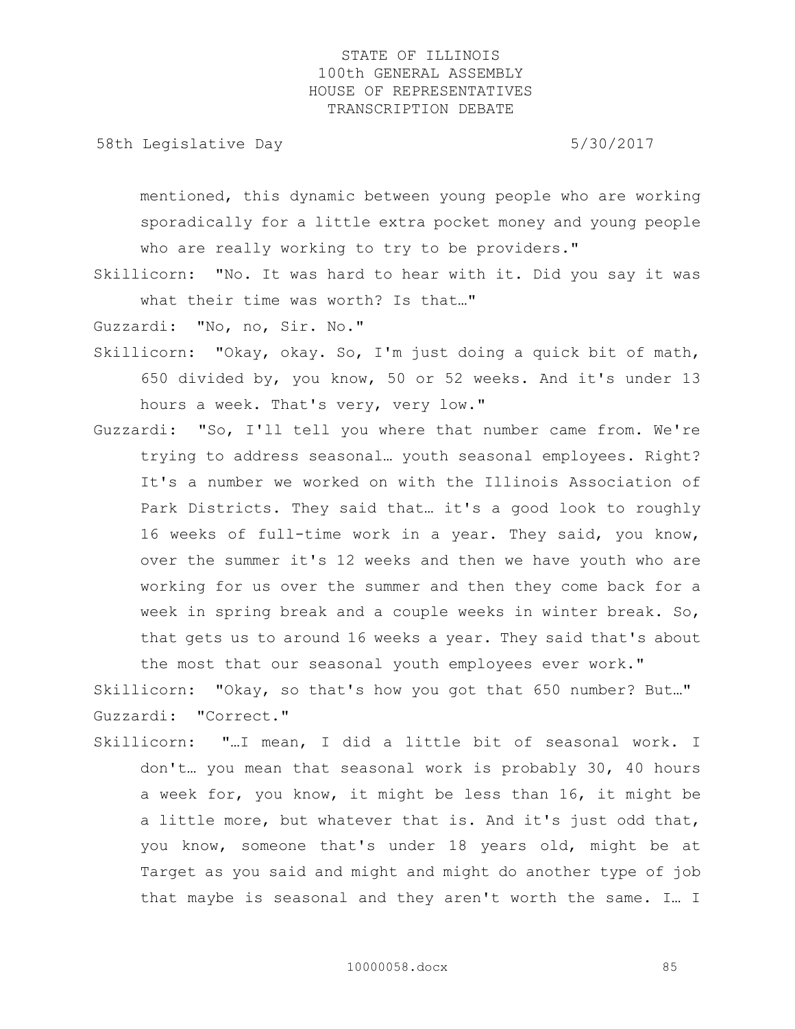mentioned, this dynamic between young people who are working sporadically for a little extra pocket money and young people who are really working to try to be providers."

Skillicorn: "No. It was hard to hear with it. Did you say it was what their time was worth? Is that…"

Guzzardi: "No, no, Sir. No."

Skillicorn: "Okay, okay. So, I'm just doing a quick bit of math, 650 divided by, you know, 50 or 52 weeks. And it's under 13 hours a week. That's very, very low."

Guzzardi: "So, I'll tell you where that number came from. We're trying to address seasonal… youth seasonal employees. Right? It's a number we worked on with the Illinois Association of Park Districts. They said that… it's a good look to roughly 16 weeks of full-time work in a year. They said, you know, over the summer it's 12 weeks and then we have youth who are working for us over the summer and then they come back for a week in spring break and a couple weeks in winter break. So, that gets us to around 16 weeks a year. They said that's about the most that our seasonal youth employees ever work."

Skillicorn: "Okay, so that's how you got that 650 number? But…"

Guzzardi: "Correct."

Skillicorn: "…I mean, I did a little bit of seasonal work. I don't… you mean that seasonal work is probably 30, 40 hours a week for, you know, it might be less than 16, it might be a little more, but whatever that is. And it's just odd that, you know, someone that's under 18 years old, might be at Target as you said and might and might do another type of job that maybe is seasonal and they aren't worth the same. I… I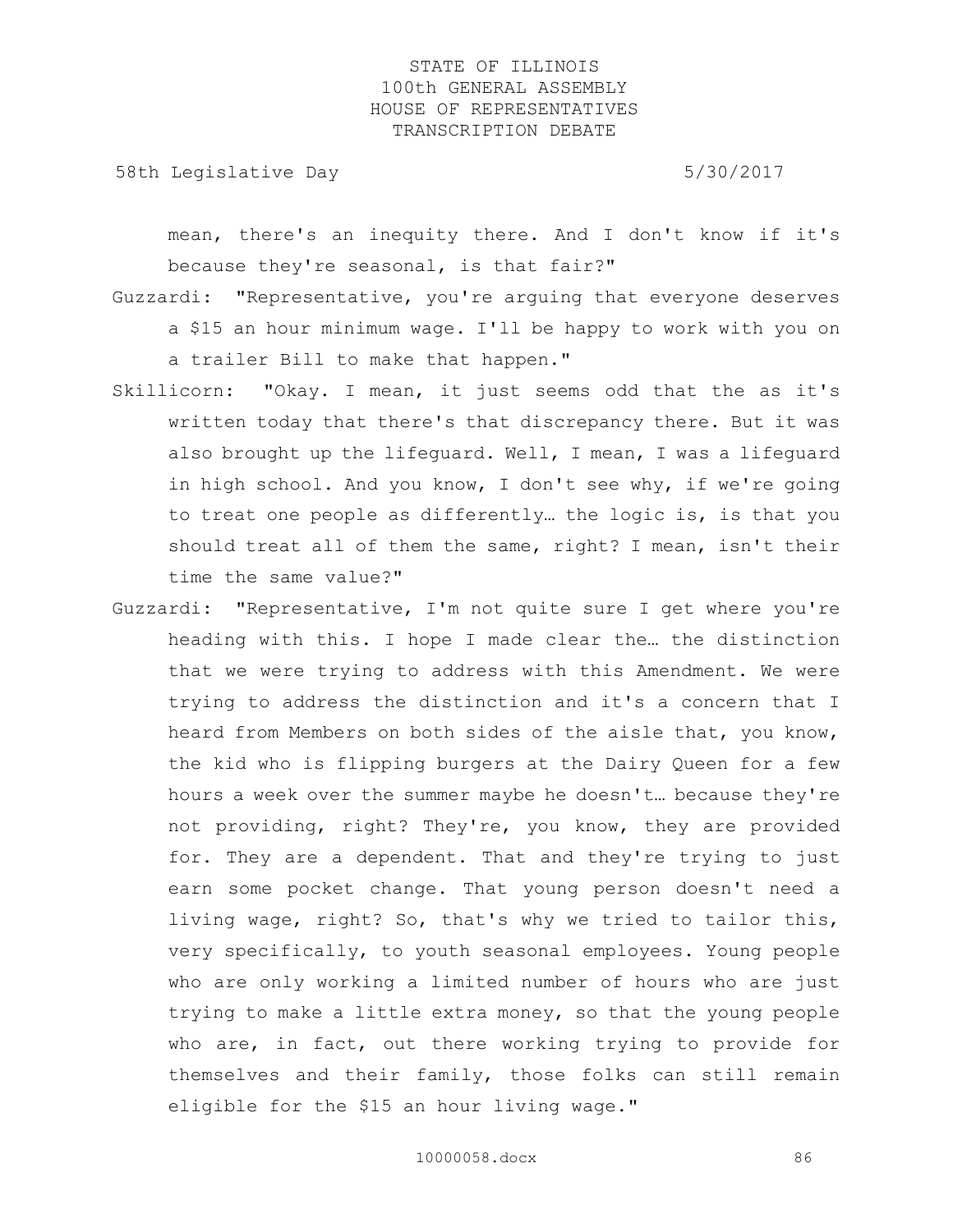mean, there's an inequity there. And I don't know if it's because they're seasonal, is that fair?"

Guzzardi: "Representative, you're arguing that everyone deserves a $15 an hour minimum wage. I'll be happy to work with you on a trailer Bill to make that happen."

Skillicorn: "Okay. I mean, it just seems odd that the as it's written today that there's that discrepancy there. But it was also brought up the lifeguard. Well, I mean, I was a lifeguard in high school. And you know, I don't see why, if we're going to treat one people as differently… the logic is, is that you should treat all of them the same, right? I mean, isn't their time the same value?"

Guzzardi: "Representative, I'm not quite sure I get where you're heading with this. I hope I made clear the… the distinction that we were trying to address with this Amendment. We were trying to address the distinction and it's a concern that I heard from Members on both sides of the aisle that, you know, the kid who is flipping burgers at the Dairy Queen for a few hours a week over the summer maybe he doesn't… because they're not providing, right? They're, you know, they are provided for. They are a dependent. That and they're trying to just earn some pocket change. That young person doesn't need a living wage, right? So, that's why we tried to tailor this, very specifically, to youth seasonal employees. Young people who are only working a limited number of hours who are just trying to make a little extra money, so that the young people who are, in fact, out there working trying to provide for themselves and their family, those folks can still remain eligible for the $15 an hour living wage."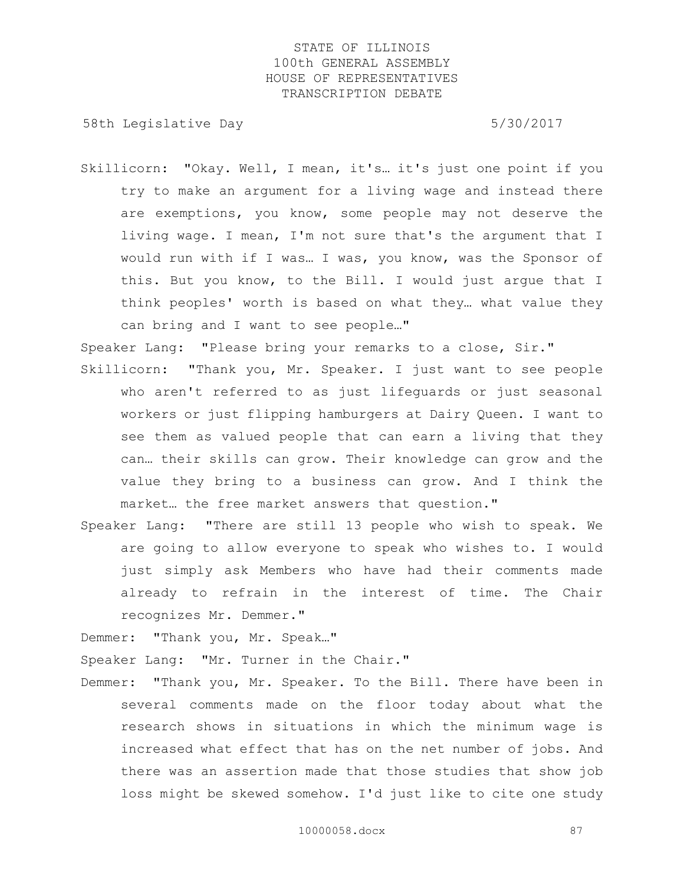Skillicorn: "Okay. Well, I mean, it's… it's just one point if you try to make an argument for a living wage and instead there are exemptions, you know, some people may not deserve the living wage. I mean, I'm not sure that's the argument that I would run with if I was… I was, you know, was the Sponsor of this. But you know, to the Bill. I would just argue that I think peoples' worth is based on what they… what value they can bring and I want to see people…"

Speaker Lang: "Please bring your remarks to a close, Sir."

Skillicorn: "Thank you, Mr. Speaker. I just want to see people who aren't referred to as just lifeguards or just seasonal workers or just flipping hamburgers at Dairy Queen. I want to see them as valued people that can earn a living that they can… their skills can grow. Their knowledge can grow and the value they bring to a business can grow. And I think the market… the free market answers that question."

Speaker Lang: "There are still 13 people who wish to speak. We are going to allow everyone to speak who wishes to. I would just simply ask Members who have had their comments made already to refrain in the interest of time. The Chair recognizes Mr. Demmer."

Demmer: "Thank you, Mr. Speak…"

Speaker Lang: "Mr. Turner in the Chair."

Demmer: "Thank you, Mr. Speaker. To the Bill. There have been in several comments made on the floor today about what the research shows in situations in which the minimum wage is increased what effect that has on the net number of jobs. And there was an assertion made that those studies that show job loss might be skewed somehow. I'd just like to cite one study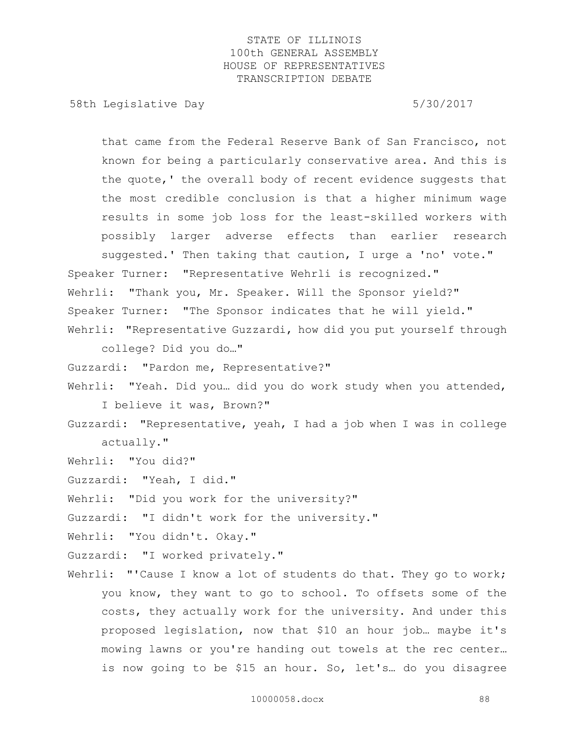that came from the Federal Reserve Bank of San Francisco, not known for being a particularly conservative area. And this is the quote,' the overall body of recent evidence suggests that the most credible conclusion is that a higher minimum wage results in some job loss for the least-skilled workers with possibly larger adverse effects than earlier research suggested.' Then taking that caution, I urge a 'no' vote."

Speaker Turner: "Representative Wehrli is recognized."

Wehrli: "Thank you, Mr. Speaker. Will the Sponsor yield?"

Speaker Turner: "The Sponsor indicates that he will yield."

Wehrli: "Representative Guzzardi, how did you put yourself through college? Did you do…"

Guzzardi: "Pardon me, Representative?"

Wehrli: "Yeah. Did you… did you do work study when you attended, I believe it was, Brown?"

Guzzardi: "Representative, yeah, I had a job when I was in college actually."

Wehrli: "You did?"

Guzzardi: "Yeah, I did."

Wehrli: "Did you work for the university?"

Guzzardi: "I didn't work for the university."

Wehrli: "You didn't. Okay."

Guzzardi: "I worked privately."

Wehrli: "'Cause I know a lot of students do that. They go to work; you know, they want to go to school. To offsets some of the costs, they actually work for the university. And under this proposed legislation, now that $10 an hour job… maybe it's mowing lawns or you're handing out towels at the rec center… is now going to be $15 an hour. So, let's… do you disagree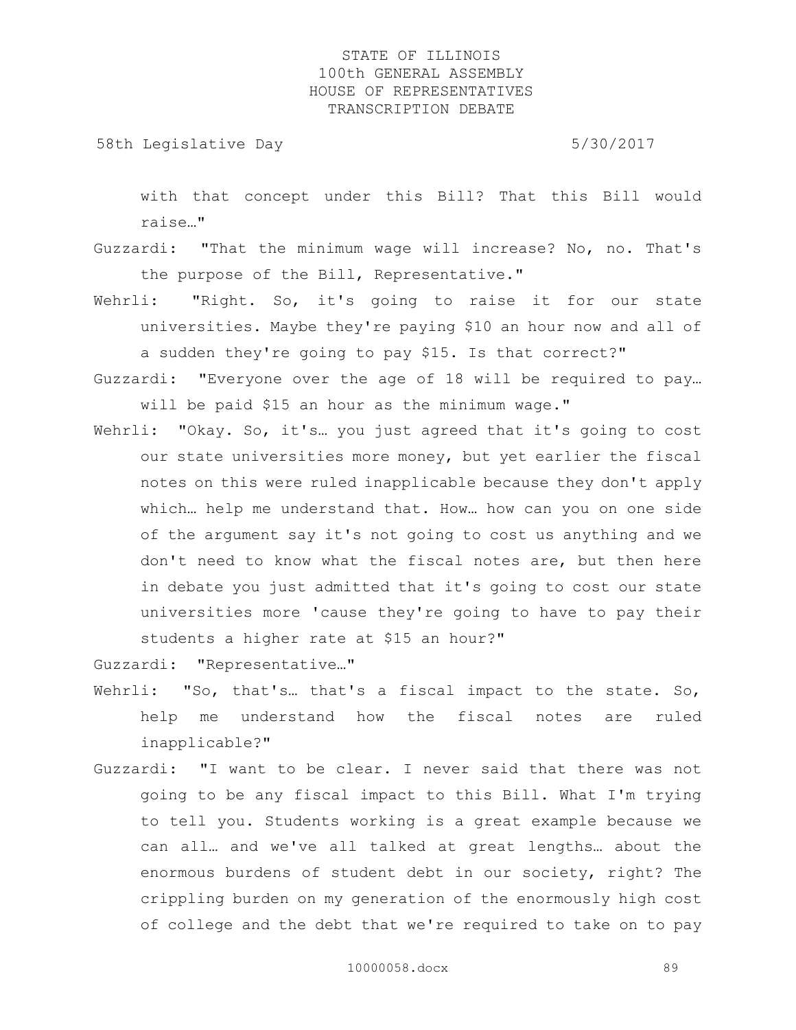with that concept under this Bill? That this Bill would raise…"

Guzzardi: "That the minimum wage will increase? No, no. That's the purpose of the Bill, Representative."

Wehrli: "Right. So, it's going to raise it for our state universities. Maybe they're paying $10 an hour now and all of a sudden they're going to pay $15. Is that correct?"

Guzzardi: "Everyone over the age of 18 will be required to pay… will be paid $15 an hour as the minimum wage."

Wehrli: "Okay. So, it's… you just agreed that it's going to cost our state universities more money, but yet earlier the fiscal notes on this were ruled inapplicable because they don't apply which… help me understand that. How… how can you on one side of the argument say it's not going to cost us anything and we don't need to know what the fiscal notes are, but then here in debate you just admitted that it's going to cost our state universities more 'cause they're going to have to pay their students a higher rate at $15 an hour?"

Guzzardi: "Representative…"

Wehrli: "So, that's… that's a fiscal impact to the state. So, help me understand how the fiscal notes are ruled inapplicable?"

Guzzardi: "I want to be clear. I never said that there was not going to be any fiscal impact to this Bill. What I'm trying to tell you. Students working is a great example because we can all… and we've all talked at great lengths… about the enormous burdens of student debt in our society, right? The crippling burden on my generation of the enormously high cost of college and the debt that we're required to take on to pay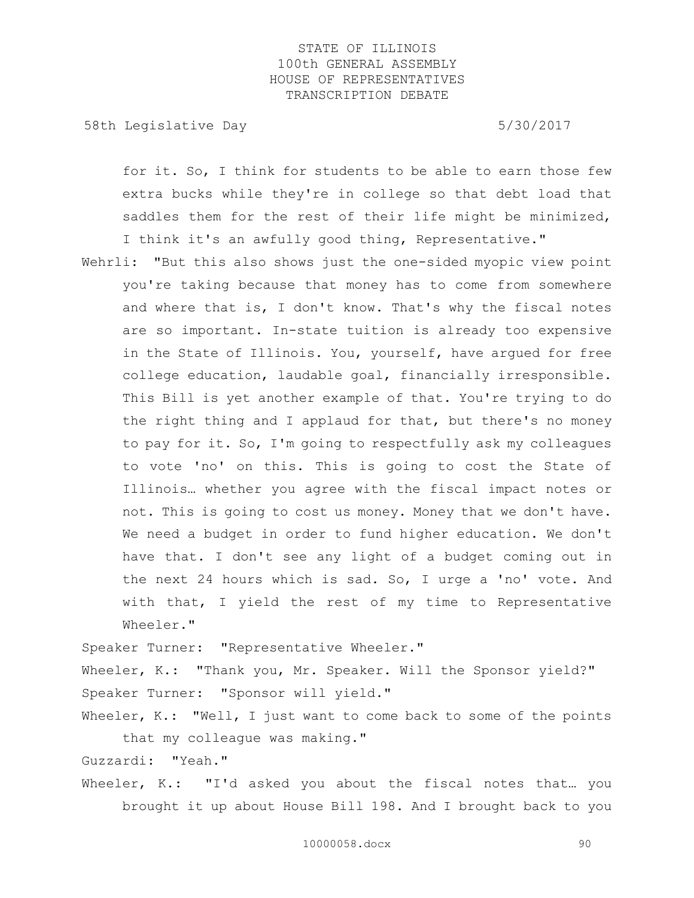for it. So, I think for students to be able to earn those few extra bucks while they're in college so that debt load that saddles them for the rest of their life might be minimized, I think it's an awfully good thing, Representative."

Wehrli: "But this also shows just the one-sided myopic view point you're taking because that money has to come from somewhere and where that is, I don't know. That's why the fiscal notes are so important. In-state tuition is already too expensive in the State of Illinois. You, yourself, have argued for free college education, laudable goal, financially irresponsible. This Bill is yet another example of that. You're trying to do the right thing and I applaud for that, but there's no money to pay for it. So, I'm going to respectfully ask my colleagues to vote 'no' on this. This is going to cost the State of Illinois… whether you agree with the fiscal impact notes or not. This is going to cost us money. Money that we don't have. We need a budget in order to fund higher education. We don't have that. I don't see any light of a budget coming out in the next 24 hours which is sad. So, I urge a 'no' vote. And with that, I yield the rest of my time to Representative Wheeler."

Speaker Turner: "Representative Wheeler."

Wheeler, K.: "Thank you, Mr. Speaker. Will the Sponsor yield?"

Speaker Turner: "Sponsor will yield."

Wheeler, K.: "Well, I just want to come back to some of the points that my colleague was making."

Guzzardi: "Yeah."

Wheeler, K.: "I'd asked you about the fiscal notes that… you brought it up about House Bill 198. And I brought back to you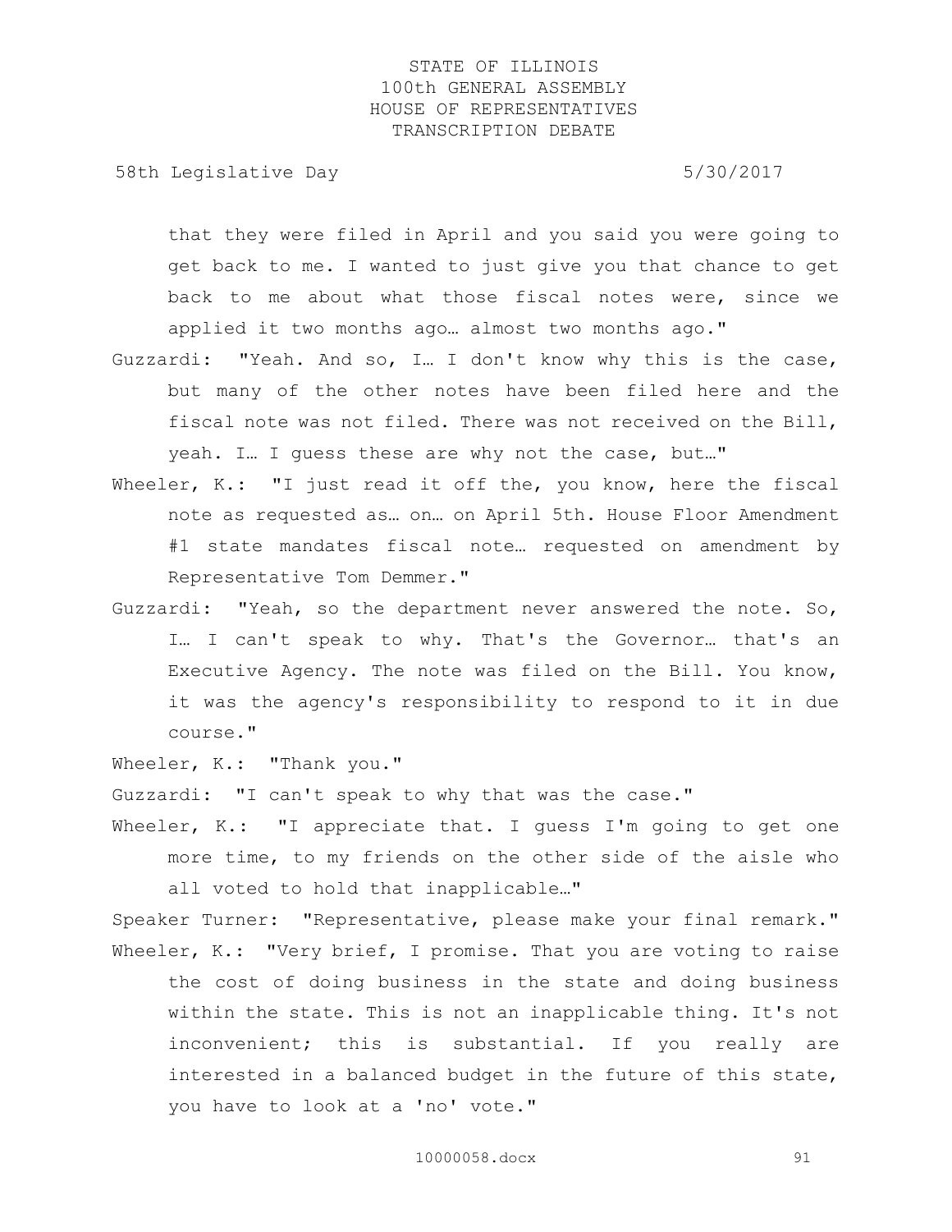that they were filed in April and you said you were going to get back to me. I wanted to just give you that chance to get back to me about what those fiscal notes were, since we applied it two months ago… almost two months ago."

Guzzardi: "Yeah. And so, I… I don't know why this is the case, but many of the other notes have been filed here and the fiscal note was not filed. There was not received on the Bill, yeah. I… I guess these are why not the case, but…"

Wheeler, K.: "I just read it off the, you know, here the fiscal note as requested as… on… on April 5th. House Floor Amendment #1 state mandates fiscal note… requested on amendment by Representative Tom Demmer."

Guzzardi: "Yeah, so the department never answered the note. So, I… I can't speak to why. That's the Governor… that's an Executive Agency. The note was filed on the Bill. You know, it was the agency's responsibility to respond to it in due course."

Wheeler, K.: "Thank you."

Guzzardi: "I can't speak to why that was the case."

Wheeler, K.: "I appreciate that. I guess I'm going to get one more time, to my friends on the other side of the aisle who all voted to hold that inapplicable…"

Speaker Turner: "Representative, please make your final remark."

Wheeler, K.: "Very brief, I promise. That you are voting to raise the cost of doing business in the state and doing business within the state. This is not an inapplicable thing. It's not inconvenient; this is substantial. If you really are interested in a balanced budget in the future of this state, you have to look at a 'no' vote."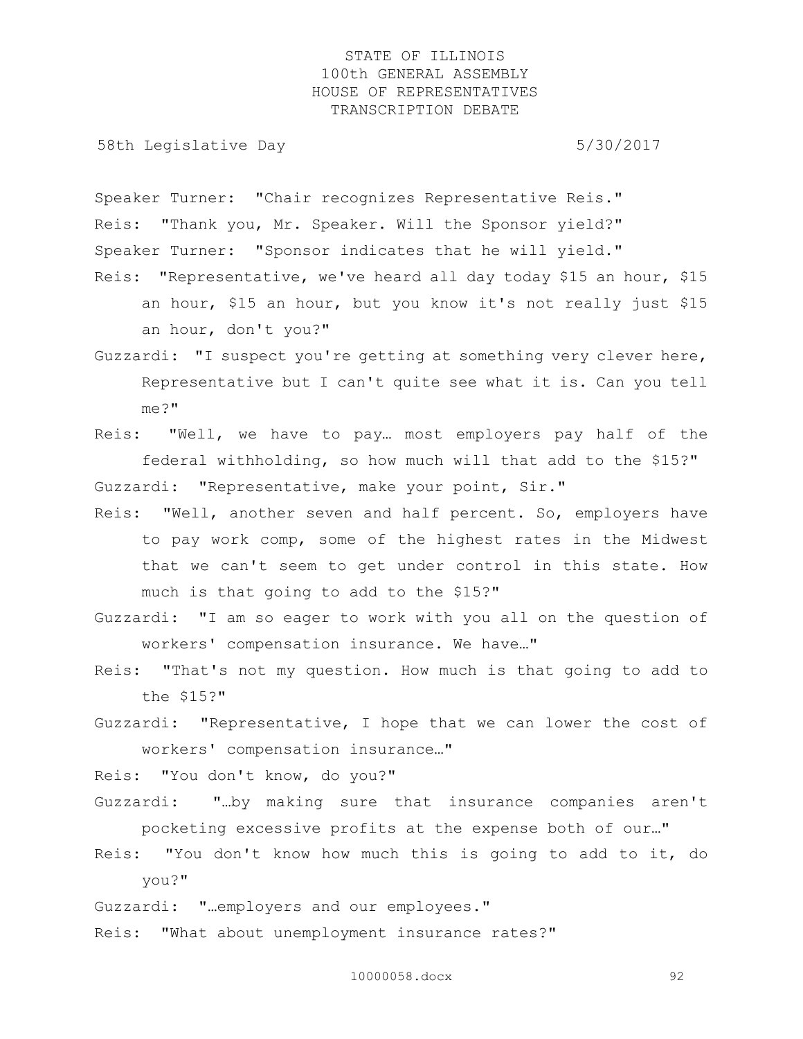Speaker Turner: "Chair recognizes Representative Reis."

Reis: "Thank you, Mr. Speaker. Will the Sponsor yield?"

Speaker Turner: "Sponsor indicates that he will yield."

Reis: "Representative, we've heard all day today $15 an hour, $15 an hour, $15 an hour, but you know it's not really just $15 an hour, don't you?"

Guzzardi: "I suspect you're getting at something very clever here, Representative but I can't quite see what it is. Can you tell me?"

Reis: "Well, we have to pay… most employers pay half of the federal withholding, so how much will that add to the $15?"

Guzzardi: "Representative, make your point, Sir."

Reis: "Well, another seven and half percent. So, employers have to pay work comp, some of the highest rates in the Midwest that we can't seem to get under control in this state. How much is that going to add to the $15?"

Guzzardi: "I am so eager to work with you all on the question of workers' compensation insurance. We have…"

Reis: "That's not my question. How much is that going to add to the $15?"

Guzzardi: "Representative, I hope that we can lower the cost of workers' compensation insurance…"

Reis: "You don't know, do you?"

Guzzardi: "…by making sure that insurance companies aren't pocketing excessive profits at the expense both of our…"

Reis: "You don't know how much this is going to add to it, do you?"

Guzzardi: "…employers and our employees."

Reis: "What about unemployment insurance rates?"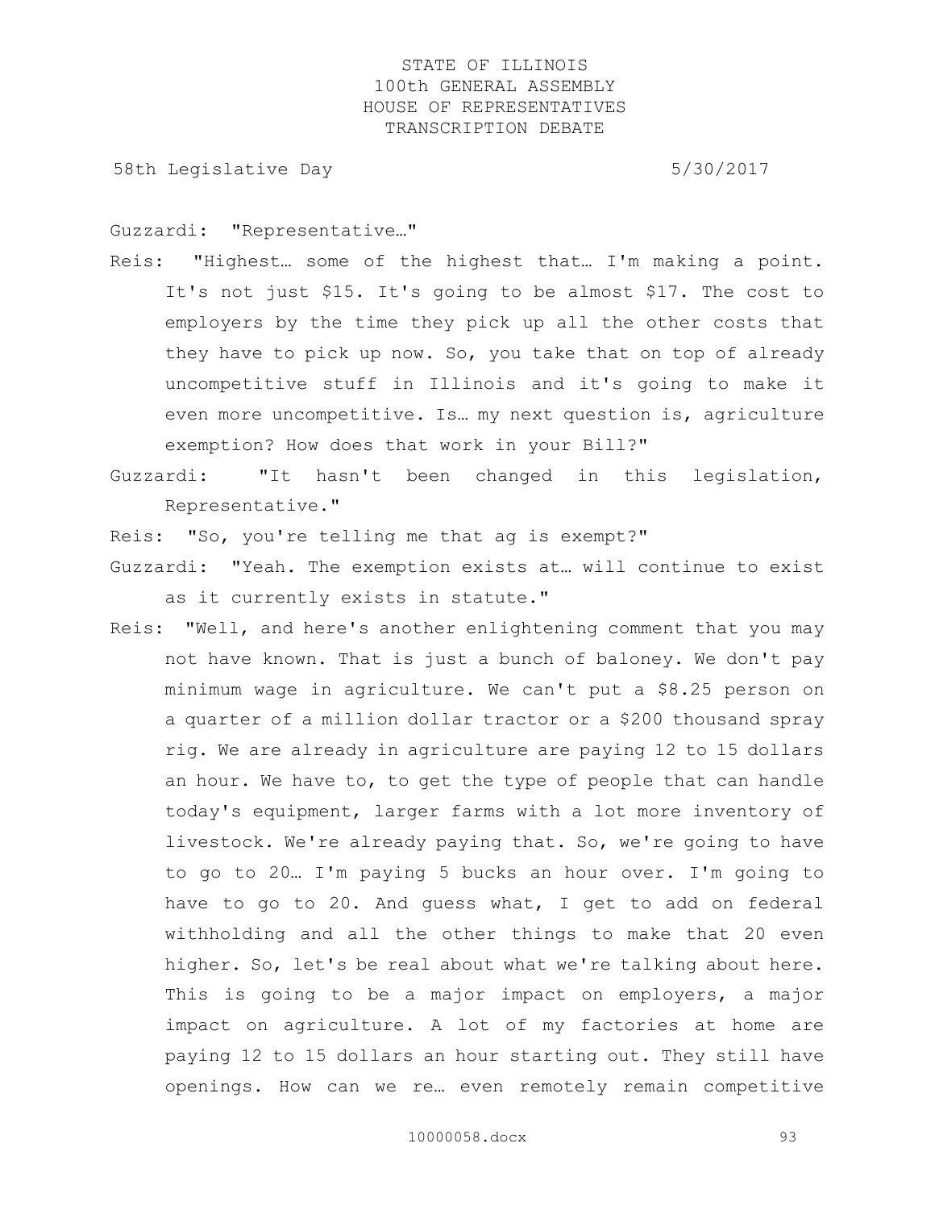Guzzardi: "Representative…"

Reis: "Highest… some of the highest that… I'm making a point. It's not just $15. It's going to be almost $17. The cost to employers by the time they pick up all the other costs that they have to pick up now. So, you take that on top of already uncompetitive stuff in Illinois and it's going to make it even more uncompetitive. Is… my next question is, agriculture exemption? How does that work in your Bill?"

Guzzardi: "It hasn't been changed in this legislation, Representative."

Reis: "So, you're telling me that ag is exempt?"

Guzzardi: "Yeah. The exemption exists at… will continue to exist as it currently exists in statute."

Reis: "Well, and here's another enlightening comment that you may not have known. That is just a bunch of baloney. We don't pay minimum wage in agriculture. We can't put a $8.25 person on a quarter of a million dollar tractor or a $200 thousand spray rig. We are already in agriculture are paying 12 to 15 dollars an hour. We have to, to get the type of people that can handle today's equipment, larger farms with a lot more inventory of livestock. We're already paying that. So, we're going to have to go to 20… I'm paying 5 bucks an hour over. I'm going to have to go to 20. And guess what, I get to add on federal withholding and all the other things to make that 20 even higher. So, let's be real about what we're talking about here. This is going to be a major impact on employers, a major impact on agriculture. A lot of my factories at home are paying 12 to 15 dollars an hour starting out. They still have openings. How can we re… even remotely remain competitive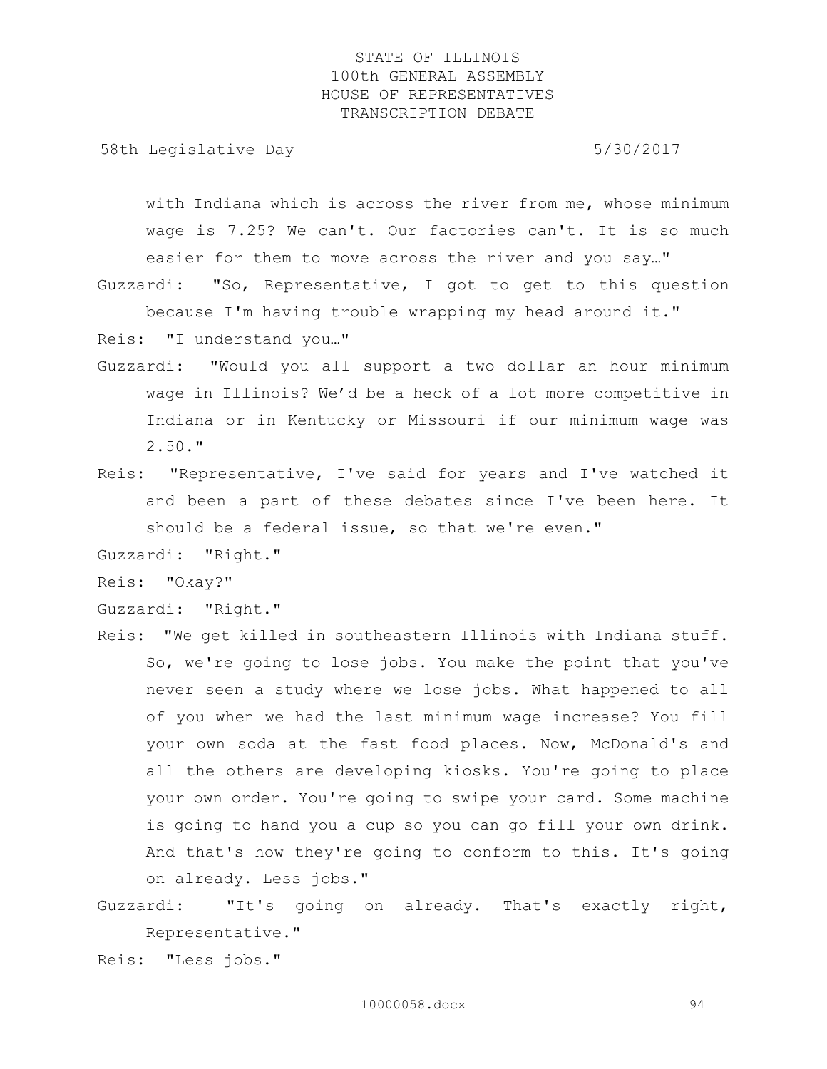with Indiana which is across the river from me, whose minimum wage is 7.25? We can't. Our factories can't. It is so much easier for them to move across the river and you say…"

Guzzardi: "So, Representative, I got to get to this question because I'm having trouble wrapping my head around it."

Reis: "I understand you…"

Guzzardi: "Would you all support a two dollar an hour minimum wage in Illinois? We'd be a heck of a lot more competitive in Indiana or in Kentucky or Missouri if our minimum wage was 2.50."

Reis: "Representative, I've said for years and I've watched it and been a part of these debates since I've been here. It should be a federal issue, so that we're even."

Guzzardi: "Right."

Reis: "Okay?"

Guzzardi: "Right."

Reis: "We get killed in southeastern Illinois with Indiana stuff. So, we're going to lose jobs. You make the point that you've never seen a study where we lose jobs. What happened to all of you when we had the last minimum wage increase? You fill your own soda at the fast food places. Now, McDonald's and all the others are developing kiosks. You're going to place your own order. You're going to swipe your card. Some machine is going to hand you a cup so you can go fill your own drink. And that's how they're going to conform to this. It's going on already. Less jobs."

Guzzardi: "It's going on already. That's exactly right, Representative."

Reis: "Less jobs."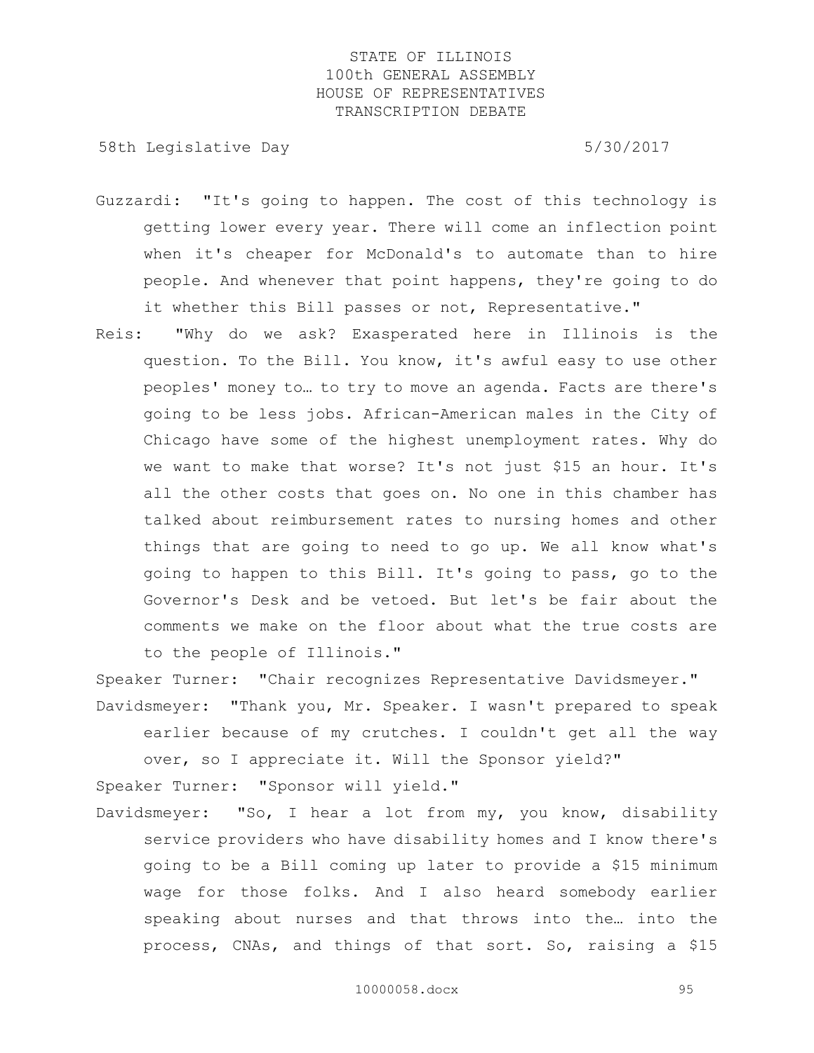Guzzardi: "It's going to happen. The cost of this technology is getting lower every year. There will come an inflection point when it's cheaper for McDonald's to automate than to hire people. And whenever that point happens, they're going to do it whether this Bill passes or not, Representative."

Reis: "Why do we ask? Exasperated here in Illinois is the question. To the Bill. You know, it's awful easy to use other peoples' money to… to try to move an agenda. Facts are there's going to be less jobs. African-American males in the City of Chicago have some of the highest unemployment rates. Why do we want to make that worse? It's not just $15 an hour. It's all the other costs that goes on. No one in this chamber has talked about reimbursement rates to nursing homes and other things that are going to need to go up. We all know what's going to happen to this Bill. It's going to pass, go to the Governor's Desk and be vetoed. But let's be fair about the comments we make on the floor about what the true costs are to the people of Illinois."

Speaker Turner: "Chair recognizes Representative Davidsmeyer."

Davidsmeyer: "Thank you, Mr. Speaker. I wasn't prepared to speak earlier because of my crutches. I couldn't get all the way over, so I appreciate it. Will the Sponsor yield?"

Speaker Turner: "Sponsor will yield."

Davidsmeyer: "So, I hear a lot from my, you know, disability service providers who have disability homes and I know there's going to be a Bill coming up later to provide a $15 minimum wage for those folks. And I also heard somebody earlier speaking about nurses and that throws into the… into the process, CNAs, and things of that sort. So, raising a $15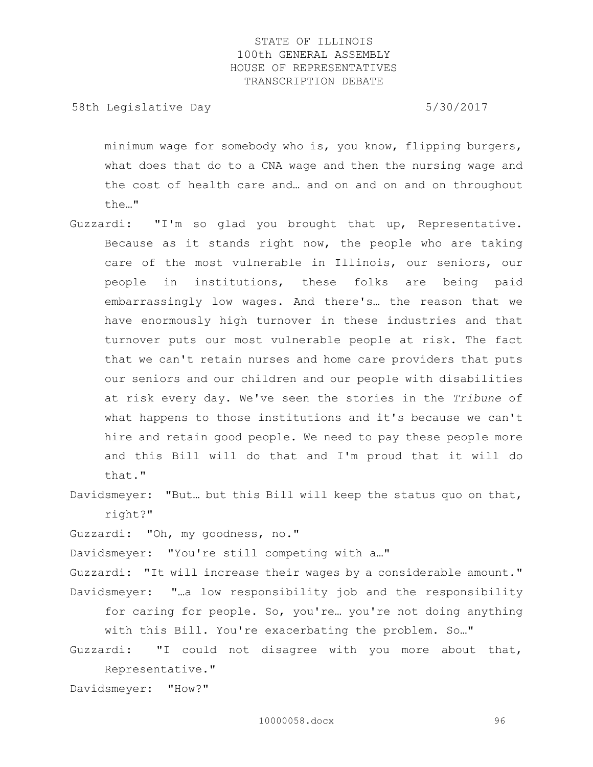minimum wage for somebody who is, you know, flipping burgers, what does that do to a CNA wage and then the nursing wage and the cost of health care and… and on and on and on throughout the…"

Guzzardi: "I'm so glad you brought that up, Representative. Because as it stands right now, the people who are taking care of the most vulnerable in Illinois, our seniors, our people in institutions, these folks are being paid embarrassingly low wages. And there's… the reason that we have enormously high turnover in these industries and that turnover puts our most vulnerable people at risk. The fact that we can't retain nurses and home care providers that puts our seniors and our children and our people with disabilities at risk every day. We've seen the stories in the *Tribune* of what happens to those institutions and it's because we can't hire and retain good people. We need to pay these people more and this Bill will do that and I'm proud that it will do that."

Davidsmeyer: "But… but this Bill will keep the status quo on that, right?"

Guzzardi: "Oh, my goodness, no."

Davidsmeyer: "You're still competing with a…"

Guzzardi: "It will increase their wages by a considerable amount."

Davidsmeyer: "…a low responsibility job and the responsibility for caring for people. So, you're… you're not doing anything with this Bill. You're exacerbating the problem. So…"

Guzzardi: "I could not disagree with you more about that, Representative."

Davidsmeyer: "How?"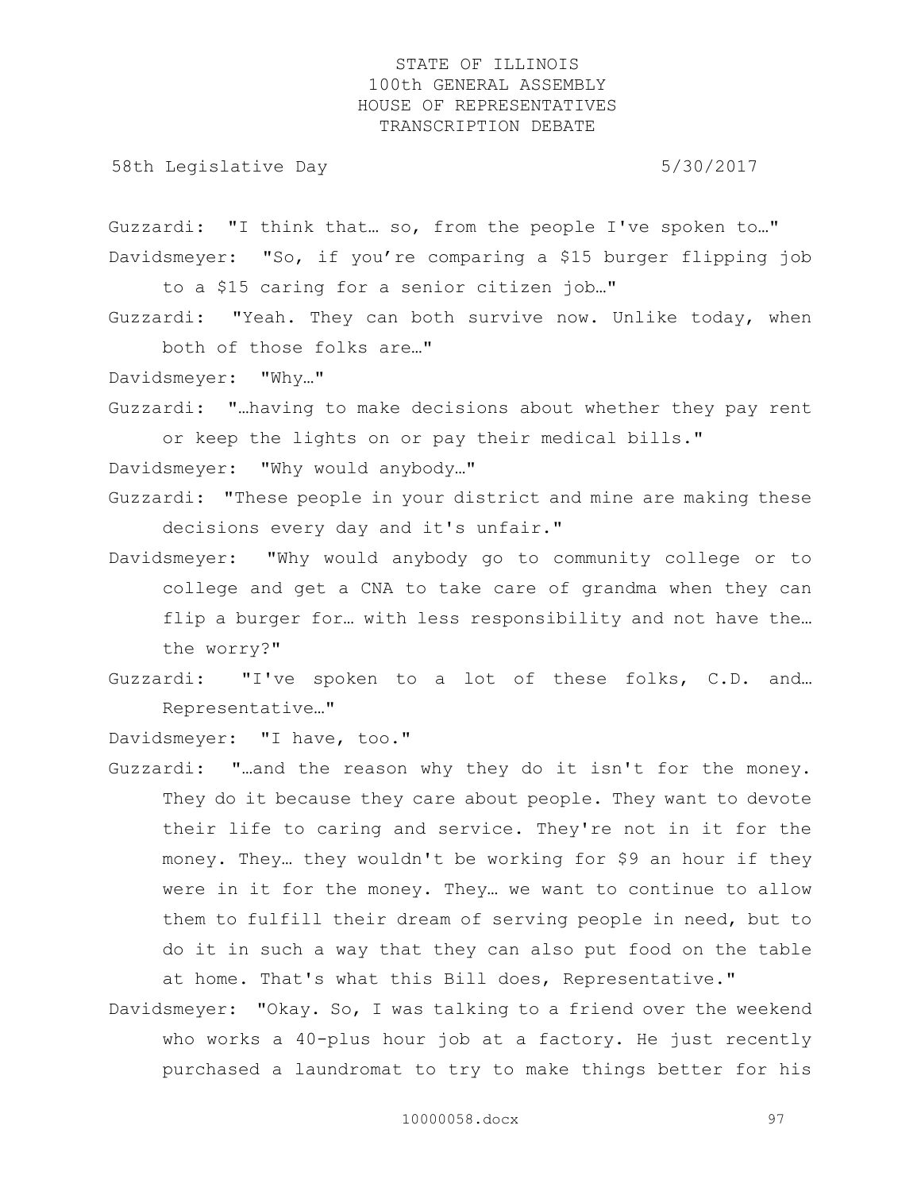Guzzardi: "I think that… so, from the people I've spoken to…"

Davidsmeyer: "So, if you're comparing a $15 burger flipping job to a $15 caring for a senior citizen job…"

Guzzardi: "Yeah. They can both survive now. Unlike today, when both of those folks are…"

Davidsmeyer: "Why…"

Guzzardi: "…having to make decisions about whether they pay rent or keep the lights on or pay their medical bills."

Davidsmeyer: "Why would anybody…"

Guzzardi: "These people in your district and mine are making these decisions every day and it's unfair."

Davidsmeyer: "Why would anybody go to community college or to college and get a CNA to take care of grandma when they can flip a burger for… with less responsibility and not have the… the worry?"

Guzzardi: "I've spoken to a lot of these folks, C.D. and… Representative…"

Davidsmeyer: "I have, too."

Guzzardi: "…and the reason why they do it isn't for the money. They do it because they care about people. They want to devote their life to caring and service. They're not in it for the money. They… they wouldn't be working for $9 an hour if they were in it for the money. They… we want to continue to allow them to fulfill their dream of serving people in need, but to do it in such a way that they can also put food on the table at home. That's what this Bill does, Representative."

Davidsmeyer: "Okay. So, I was talking to a friend over the weekend who works a 40-plus hour job at a factory. He just recently purchased a laundromat to try to make things better for his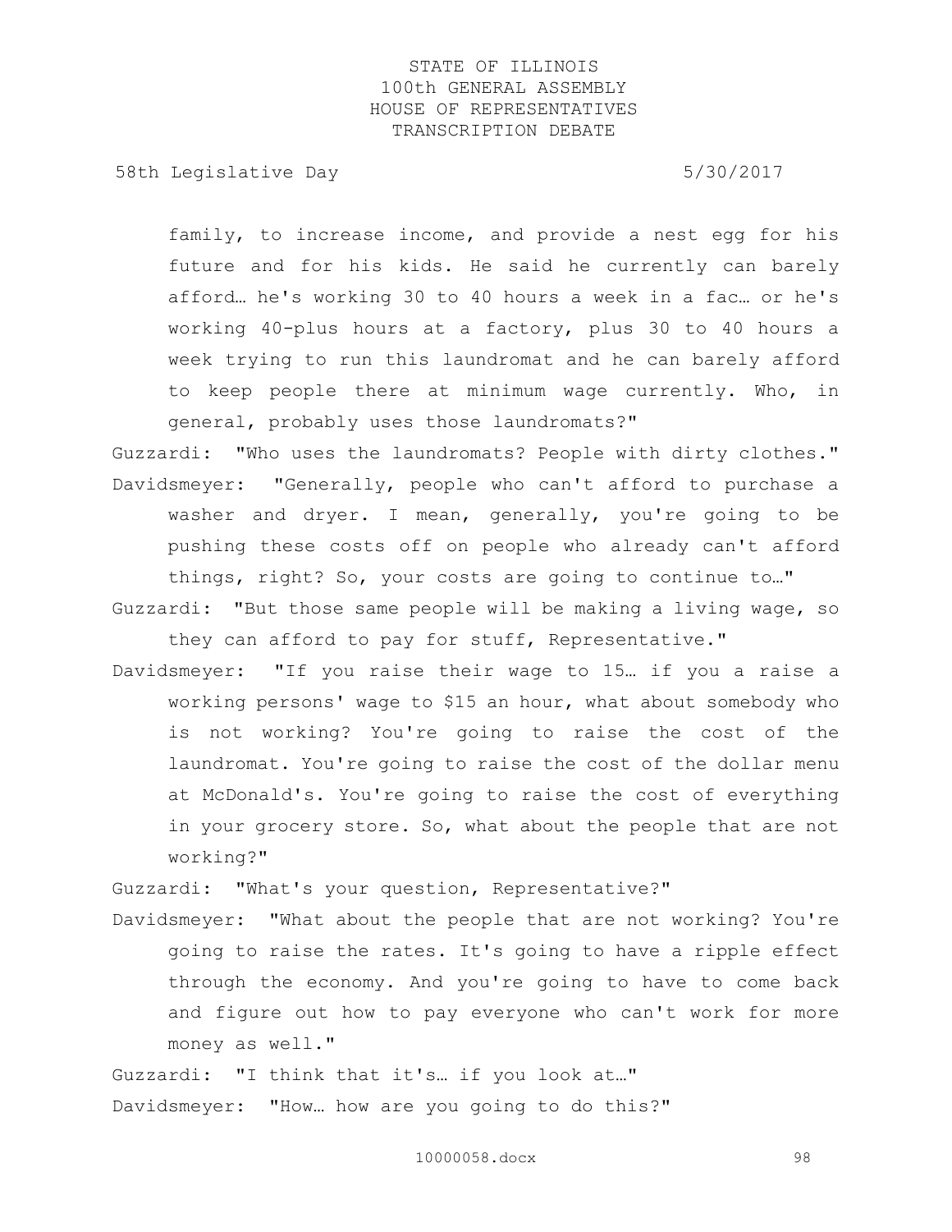family, to increase income, and provide a nest egg for his future and for his kids. He said he currently can barely afford… he's working 30 to 40 hours a week in a fac… or he's working 40-plus hours at a factory, plus 30 to 40 hours a week trying to run this laundromat and he can barely afford to keep people there at minimum wage currently. Who, in general, probably uses those laundromats?"

Guzzardi: "Who uses the laundromats? People with dirty clothes."

Davidsmeyer: "Generally, people who can't afford to purchase a washer and dryer. I mean, generally, you're going to be pushing these costs off on people who already can't afford things, right? So, your costs are going to continue to…"

Guzzardi: "But those same people will be making a living wage, so they can afford to pay for stuff, Representative."

Davidsmeyer: "If you raise their wage to 15… if you a raise a working persons' wage to $15 an hour, what about somebody who is not working? You're going to raise the cost of the laundromat. You're going to raise the cost of the dollar menu at McDonald's. You're going to raise the cost of everything in your grocery store. So, what about the people that are not working?"

Guzzardi: "What's your question, Representative?"

Davidsmeyer: "What about the people that are not working? You're going to raise the rates. It's going to have a ripple effect through the economy. And you're going to have to come back and figure out how to pay everyone who can't work for more money as well."

Guzzardi: "I think that it's… if you look at…"

Davidsmeyer: "How… how are you going to do this?"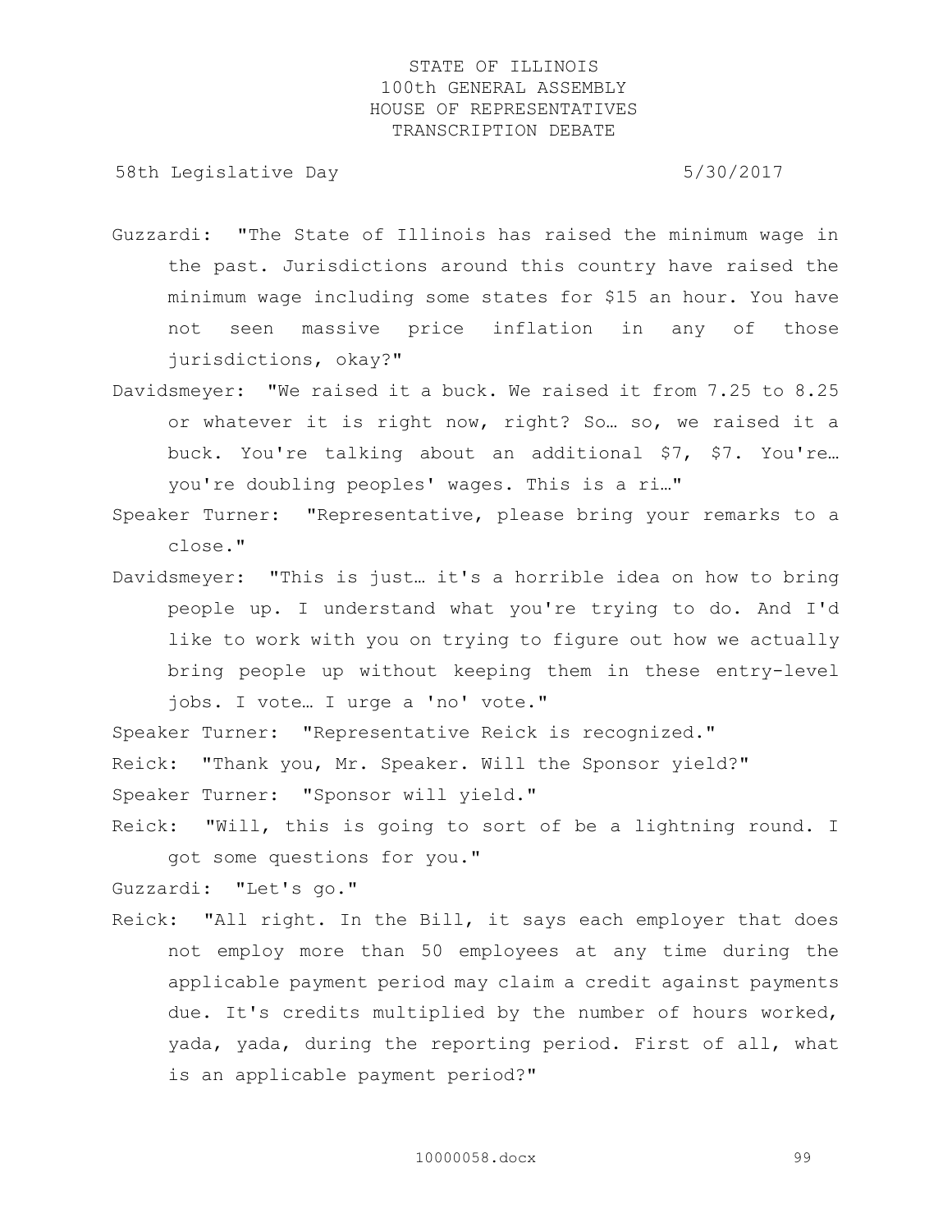Guzzardi: "The State of Illinois has raised the minimum wage in the past. Jurisdictions around this country have raised the minimum wage including some states for $15 an hour. You have not seen massive price inflation in any of those jurisdictions, okay?"

Davidsmeyer: "We raised it a buck. We raised it from 7.25 to 8.25 or whatever it is right now, right? So… so, we raised it a buck. You're talking about an additional $7, $7. You're… you're doubling peoples' wages. This is a ri…"

Speaker Turner: "Representative, please bring your remarks to a close."

Davidsmeyer: "This is just… it's a horrible idea on how to bring people up. I understand what you're trying to do. And I'd like to work with you on trying to figure out how we actually bring people up without keeping them in these entry-level jobs. I vote… I urge a 'no' vote."

Speaker Turner: "Representative Reick is recognized."

Reick: "Thank you, Mr. Speaker. Will the Sponsor yield?"

Speaker Turner: "Sponsor will yield."

Reick: "Will, this is going to sort of be a lightning round. I got some questions for you."

Guzzardi: "Let's go."

Reick: "All right. In the Bill, it says each employer that does not employ more than 50 employees at any time during the applicable payment period may claim a credit against payments due. It's credits multiplied by the number of hours worked, yada, yada, during the reporting period. First of all, what is an applicable payment period?"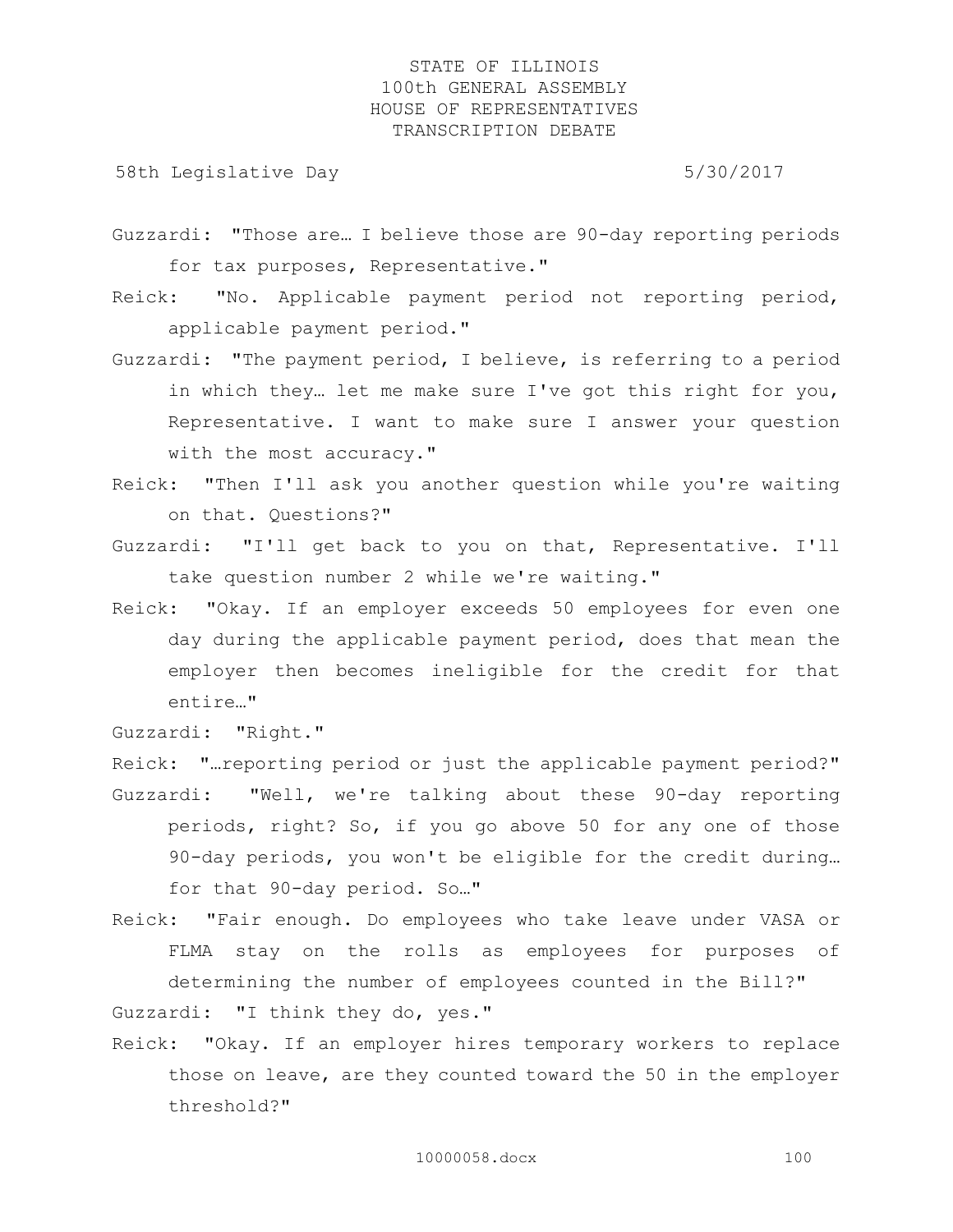Guzzardi: "Those are… I believe those are 90-day reporting periods for tax purposes, Representative."

Reick: "No. Applicable payment period not reporting period, applicable payment period."

Guzzardi: "The payment period, I believe, is referring to a period in which they… let me make sure I've got this right for you, Representative. I want to make sure I answer your question with the most accuracy."

Reick: "Then I'll ask you another question while you're waiting on that. Questions?"

Guzzardi: "I'll get back to you on that, Representative. I'll take question number 2 while we're waiting."

Reick: "Okay. If an employer exceeds 50 employees for even one day during the applicable payment period, does that mean the employer then becomes ineligible for the credit for that entire…"

Guzzardi: "Right."

Reick: "…reporting period or just the applicable payment period?"

Guzzardi: "Well, we're talking about these 90-day reporting periods, right? So, if you go above 50 for any one of those 90-day periods, you won't be eligible for the credit during… for that 90-day period. So…"

Reick: "Fair enough. Do employees who take leave under VASA or FLMA stay on the rolls as employees for purposes of determining the number of employees counted in the Bill?"

Guzzardi: "I think they do, yes."

Reick: "Okay. If an employer hires temporary workers to replace those on leave, are they counted toward the 50 in the employer threshold?"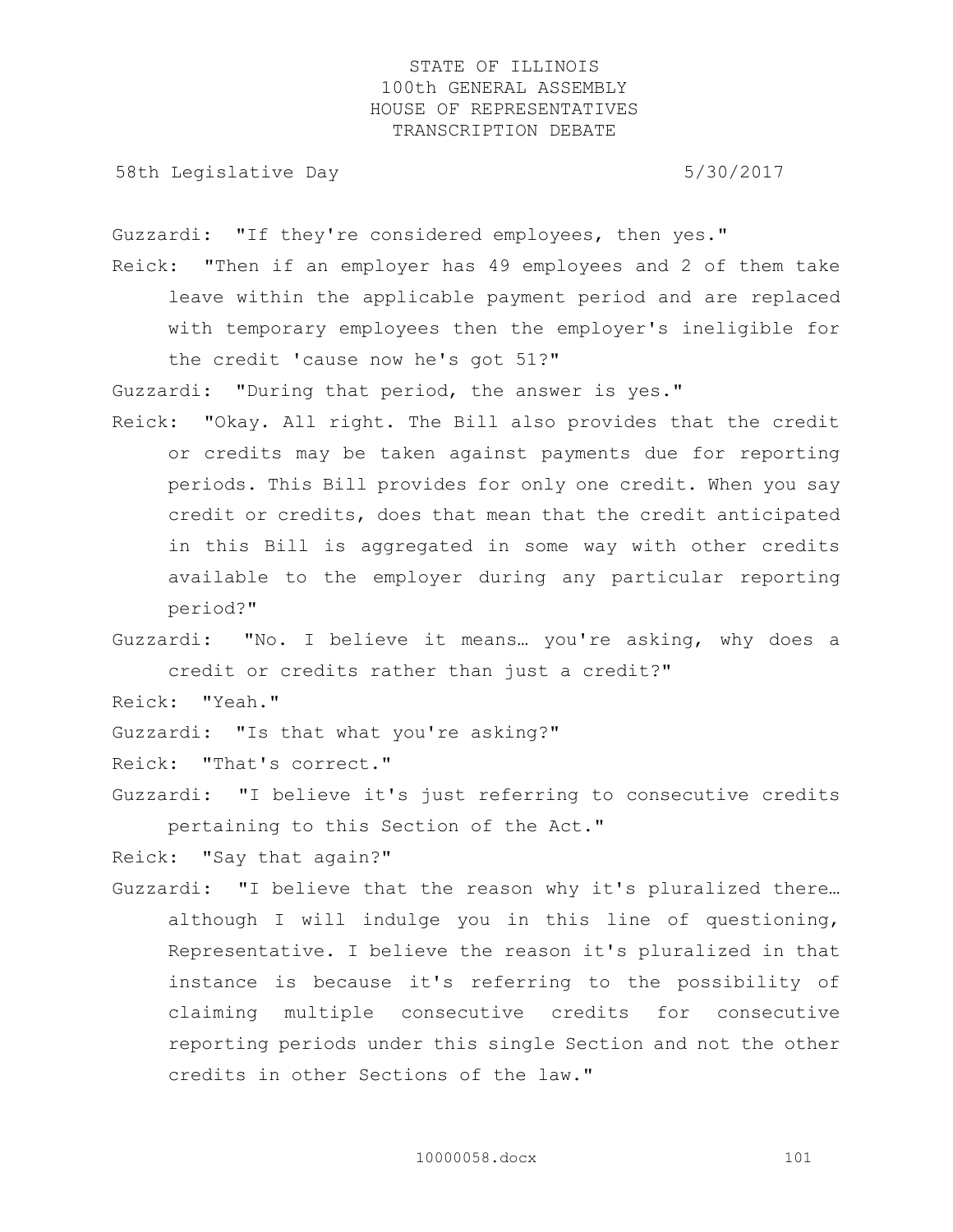Guzzardi: "If they're considered employees, then yes."

Reick: "Then if an employer has 49 employees and 2 of them take leave within the applicable payment period and are replaced with temporary employees then the employer's ineligible for the credit 'cause now he's got 51?"

Guzzardi: "During that period, the answer is yes."

Reick: "Okay. All right. The Bill also provides that the credit or credits may be taken against payments due for reporting periods. This Bill provides for only one credit. When you say credit or credits, does that mean that the credit anticipated in this Bill is aggregated in some way with other credits available to the employer during any particular reporting period?"

Guzzardi: "No. I believe it means… you're asking, why does a credit or credits rather than just a credit?"

Reick: "Yeah."

Guzzardi: "Is that what you're asking?"

Reick: "That's correct."

Guzzardi: "I believe it's just referring to consecutive credits pertaining to this Section of the Act."

Reick: "Say that again?"

Guzzardi: "I believe that the reason why it's pluralized there… although I will indulge you in this line of questioning, Representative. I believe the reason it's pluralized in that instance is because it's referring to the possibility of claiming multiple consecutive credits for consecutive reporting periods under this single Section and not the other credits in other Sections of the law."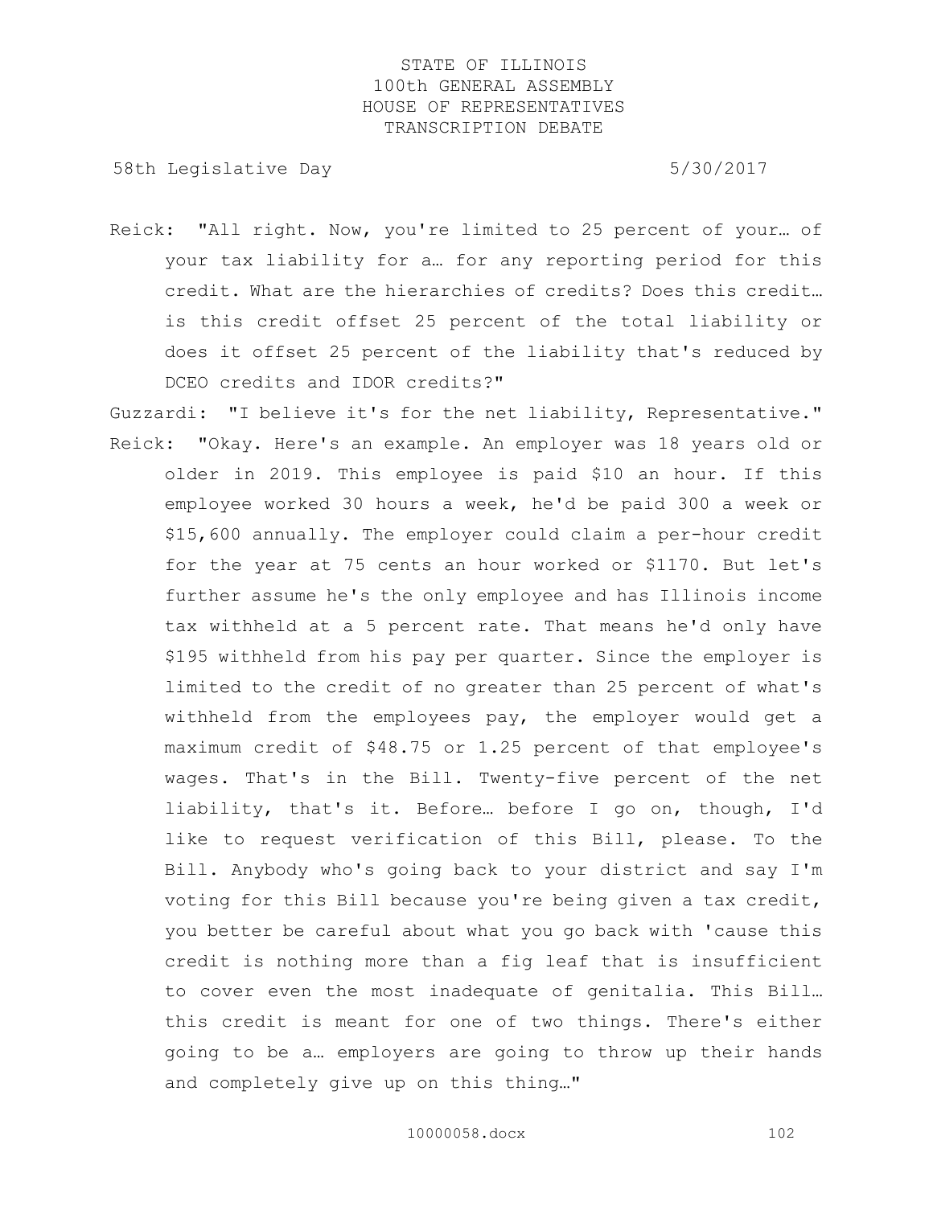Reick: "All right. Now, you're limited to 25 percent of your… of your tax liability for a… for any reporting period for this credit. What are the hierarchies of credits? Does this credit… is this credit offset 25 percent of the total liability or does it offset 25 percent of the liability that's reduced by DCEO credits and IDOR credits?"

Guzzardi: "I believe it's for the net liability, Representative."

Reick: "Okay. Here's an example. An employer was 18 years old or older in 2019. This employee is paid $10 an hour. If this employee worked 30 hours a week, he'd be paid 300 a week or $15,600 annually. The employer could claim a per-hour credit for the year at 75 cents an hour worked or $1170. But let's further assume he's the only employee and has Illinois income tax withheld at a 5 percent rate. That means he'd only have $195 withheld from his pay per quarter. Since the employer is limited to the credit of no greater than 25 percent of what's withheld from the employees pay, the employer would get a maximum credit of $48.75 or 1.25 percent of that employee's wages. That's in the Bill. Twenty-five percent of the net liability, that's it. Before… before I go on, though, I'd like to request verification of this Bill, please. To the Bill. Anybody who's going back to your district and say I'm voting for this Bill because you're being given a tax credit, you better be careful about what you go back with 'cause this credit is nothing more than a fig leaf that is insufficient to cover even the most inadequate of genitalia. This Bill… this credit is meant for one of two things. There's either going to be a… employers are going to throw up their hands and completely give up on this thing…"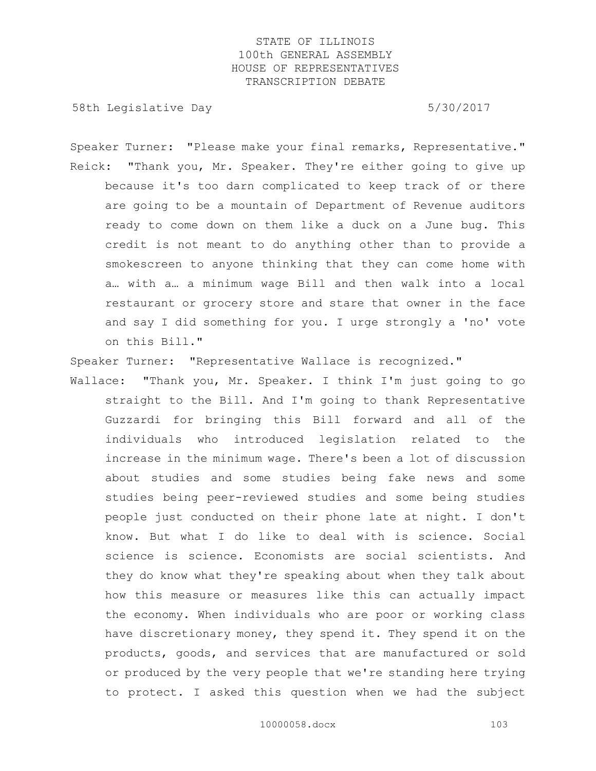Speaker Turner: "Please make your final remarks, Representative."

Reick: "Thank you, Mr. Speaker. They're either going to give up because it's too darn complicated to keep track of or there are going to be a mountain of Department of Revenue auditors ready to come down on them like a duck on a June bug. This credit is not meant to do anything other than to provide a smokescreen to anyone thinking that they can come home with a… with a… a minimum wage Bill and then walk into a local restaurant or grocery store and stare that owner in the face and say I did something for you. I urge strongly a 'no' vote on this Bill."

Speaker Turner: "Representative Wallace is recognized."

Wallace: "Thank you, Mr. Speaker. I think I'm just going to go straight to the Bill. And I'm going to thank Representative Guzzardi for bringing this Bill forward and all of the individuals who introduced legislation related to the increase in the minimum wage. There's been a lot of discussion about studies and some studies being fake news and some studies being peer-reviewed studies and some being studies people just conducted on their phone late at night. I don't know. But what I do like to deal with is science. Social science is science. Economists are social scientists. And they do know what they're speaking about when they talk about how this measure or measures like this can actually impact the economy. When individuals who are poor or working class have discretionary money, they spend it. They spend it on the products, goods, and services that are manufactured or sold or produced by the very people that we're standing here trying to protect. I asked this question when we had the subject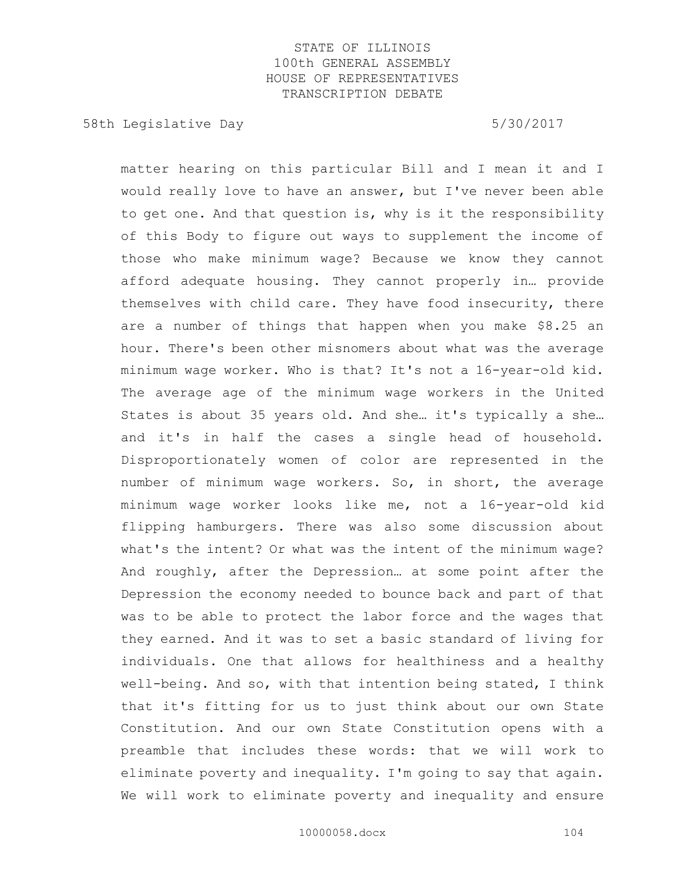matter hearing on this particular Bill and I mean it and I would really love to have an answer, but I've never been able to get one. And that question is, why is it the responsibility of this Body to figure out ways to supplement the income of those who make minimum wage? Because we know they cannot afford adequate housing. They cannot properly in… provide themselves with child care. They have food insecurity, there are a number of things that happen when you make $8.25 an hour. There's been other misnomers about what was the average minimum wage worker. Who is that? It's not a 16-year-old kid. The average age of the minimum wage workers in the United States is about 35 years old. And she… it's typically a she… and it's in half the cases a single head of household. Disproportionately women of color are represented in the number of minimum wage workers. So, in short, the average minimum wage worker looks like me, not a 16-year-old kid flipping hamburgers. There was also some discussion about what's the intent? Or what was the intent of the minimum wage? And roughly, after the Depression… at some point after the Depression the economy needed to bounce back and part of that was to be able to protect the labor force and the wages that they earned. And it was to set a basic standard of living for individuals. One that allows for healthiness and a healthy well-being. And so, with that intention being stated, I think that it's fitting for us to just think about our own State Constitution. And our own State Constitution opens with a preamble that includes these words: that we will work to eliminate poverty and inequality. I'm going to say that again. We will work to eliminate poverty and inequality and ensure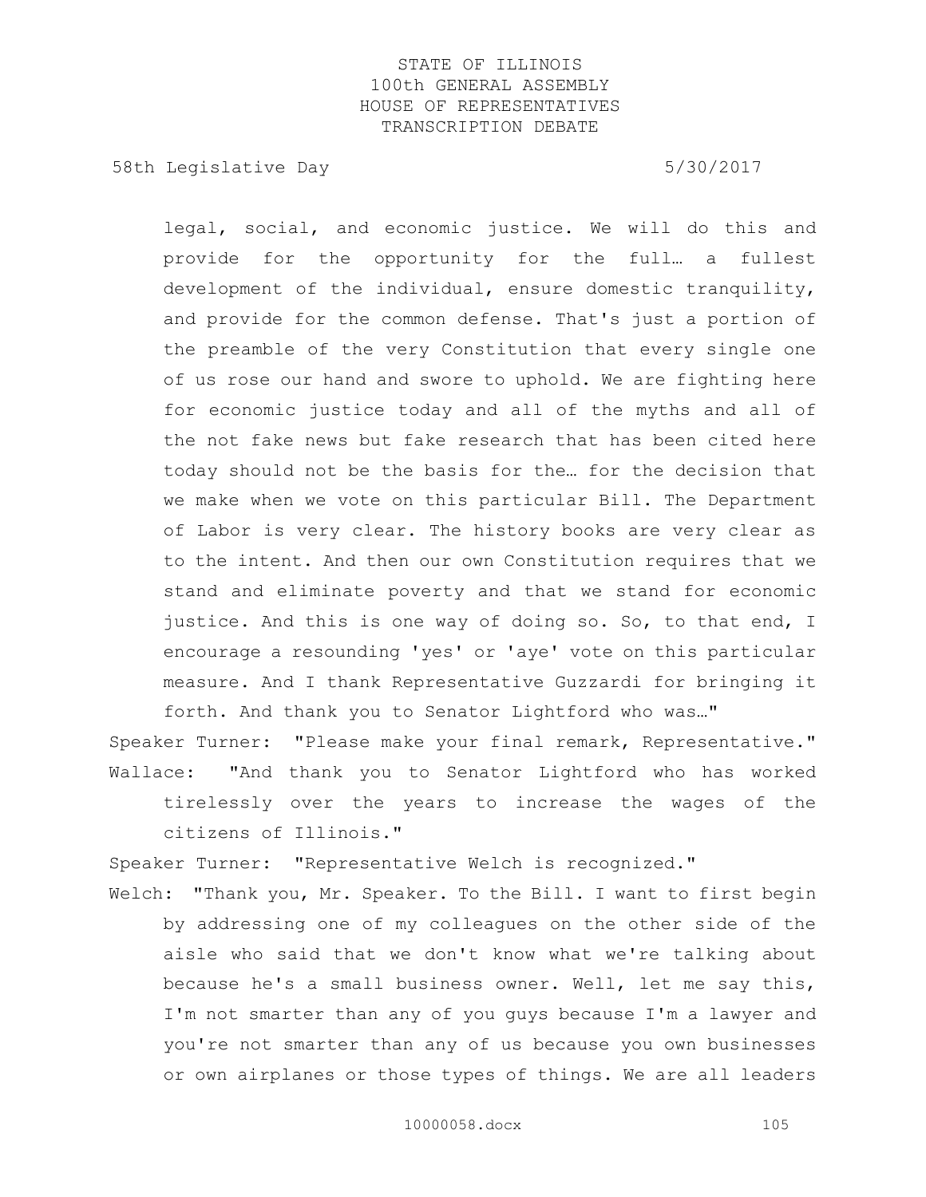legal, social, and economic justice. We will do this and provide for the opportunity for the full… a fullest development of the individual, ensure domestic tranquility, and provide for the common defense. That's just a portion of the preamble of the very Constitution that every single one of us rose our hand and swore to uphold. We are fighting here for economic justice today and all of the myths and all of the not fake news but fake research that has been cited here today should not be the basis for the… for the decision that we make when we vote on this particular Bill. The Department of Labor is very clear. The history books are very clear as to the intent. And then our own Constitution requires that we stand and eliminate poverty and that we stand for economic justice. And this is one way of doing so. So, to that end, I encourage a resounding 'yes' or 'aye' vote on this particular measure. And I thank Representative Guzzardi for bringing it forth. And thank you to Senator Lightford who was…"

Speaker Turner: "Please make your final remark, Representative."

Wallace: "And thank you to Senator Lightford who has worked tirelessly over the years to increase the wages of the citizens of Illinois."

Speaker Turner: "Representative Welch is recognized."

Welch: "Thank you, Mr. Speaker. To the Bill. I want to first begin by addressing one of my colleagues on the other side of the aisle who said that we don't know what we're talking about because he's a small business owner. Well, let me say this, I'm not smarter than any of you guys because I'm a lawyer and you're not smarter than any of us because you own businesses or own airplanes or those types of things. We are all leaders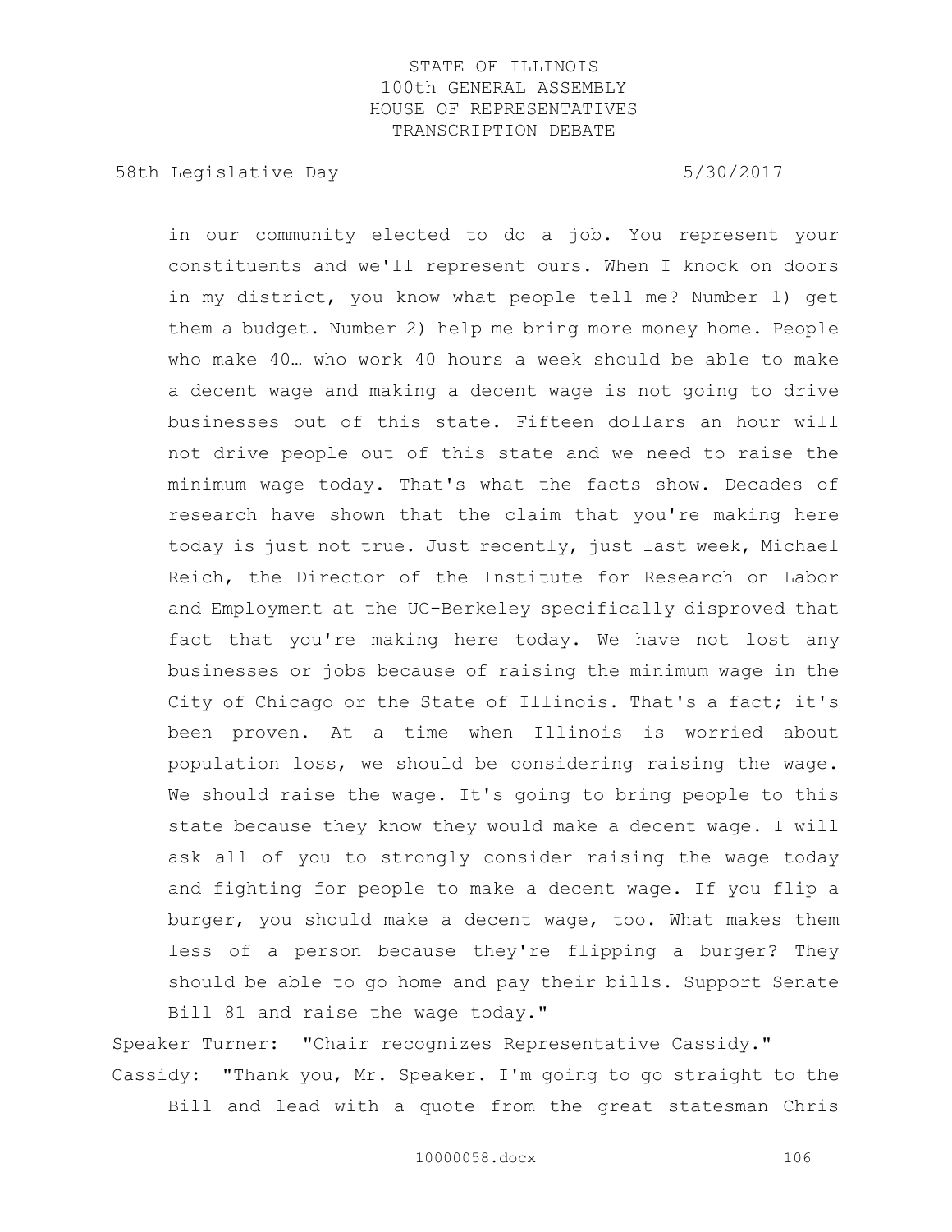in our community elected to do a job. You represent your constituents and we'll represent ours. When I knock on doors in my district, you know what people tell me? Number 1) get them a budget. Number 2) help me bring more money home. People who make 40… who work 40 hours a week should be able to make a decent wage and making a decent wage is not going to drive businesses out of this state. Fifteen dollars an hour will not drive people out of this state and we need to raise the minimum wage today. That's what the facts show. Decades of research have shown that the claim that you're making here today is just not true. Just recently, just last week, Michael Reich, the Director of the Institute for Research on Labor and Employment at the UC-Berkeley specifically disproved that fact that you're making here today. We have not lost any businesses or jobs because of raising the minimum wage in the City of Chicago or the State of Illinois. That's a fact; it's been proven. At a time when Illinois is worried about population loss, we should be considering raising the wage. We should raise the wage. It's going to bring people to this state because they know they would make a decent wage. I will ask all of you to strongly consider raising the wage today and fighting for people to make a decent wage. If you flip a burger, you should make a decent wage, too. What makes them less of a person because they're flipping a burger? They should be able to go home and pay their bills. Support Senate Bill 81 and raise the wage today."

Speaker Turner: "Chair recognizes Representative Cassidy."

Cassidy: "Thank you, Mr. Speaker. I'm going to go straight to the Bill and lead with a quote from the great statesman Chris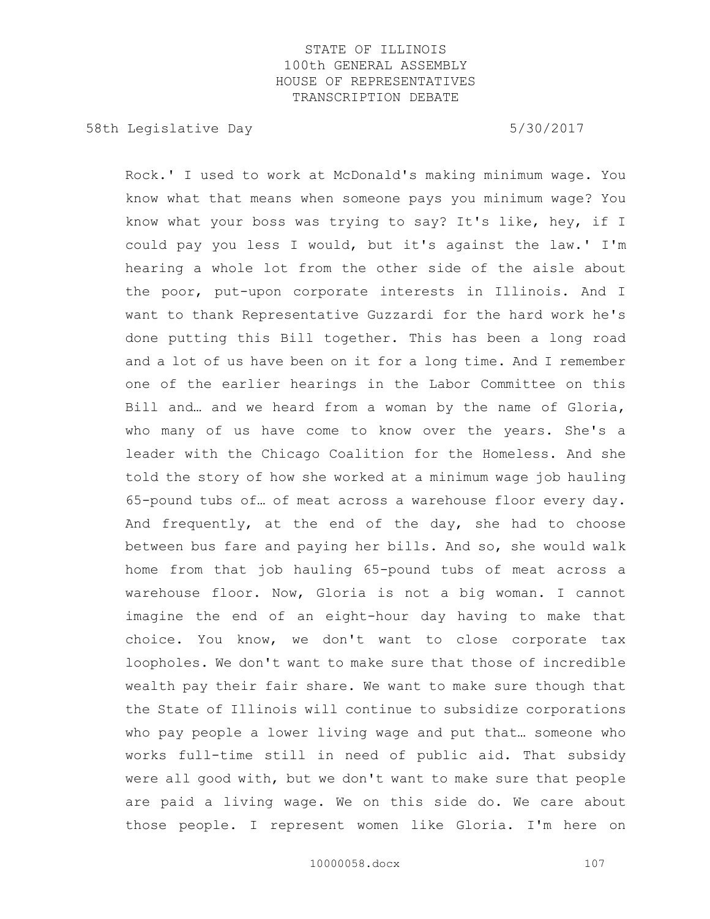Rock.' I used to work at McDonald's making minimum wage. You know what that means when someone pays you minimum wage? You know what your boss was trying to say? It's like, hey, if I could pay you less I would, but it's against the law.' I'm hearing a whole lot from the other side of the aisle about the poor, put-upon corporate interests in Illinois. And I want to thank Representative Guzzardi for the hard work he's done putting this Bill together. This has been a long road and a lot of us have been on it for a long time. And I remember one of the earlier hearings in the Labor Committee on this Bill and… and we heard from a woman by the name of Gloria, who many of us have come to know over the years. She's a leader with the Chicago Coalition for the Homeless. And she told the story of how she worked at a minimum wage job hauling 65-pound tubs of… of meat across a warehouse floor every day. And frequently, at the end of the day, she had to choose between bus fare and paying her bills. And so, she would walk home from that job hauling 65-pound tubs of meat across a warehouse floor. Now, Gloria is not a big woman. I cannot imagine the end of an eight-hour day having to make that choice. You know, we don't want to close corporate tax loopholes. We don't want to make sure that those of incredible wealth pay their fair share. We want to make sure though that the State of Illinois will continue to subsidize corporations who pay people a lower living wage and put that… someone who works full-time still in need of public aid. That subsidy were all good with, but we don't want to make sure that people are paid a living wage. We on this side do. We care about those people. I represent women like Gloria. I'm here on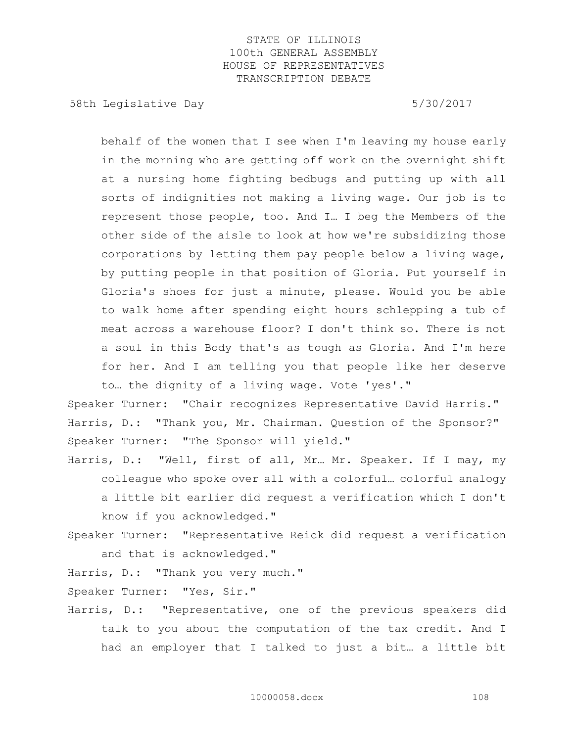behalf of the women that I see when I'm leaving my house early in the morning who are getting off work on the overnight shift at a nursing home fighting bedbugs and putting up with all sorts of indignities not making a living wage. Our job is to represent those people, too. And I… I beg the Members of the other side of the aisle to look at how we're subsidizing those corporations by letting them pay people below a living wage, by putting people in that position of Gloria. Put yourself in Gloria's shoes for just a minute, please. Would you be able to walk home after spending eight hours schlepping a tub of meat across a warehouse floor? I don't think so. There is not a soul in this Body that's as tough as Gloria. And I'm here for her. And I am telling you that people like her deserve to… the dignity of a living wage. Vote 'yes'."

Speaker Turner: "Chair recognizes Representative David Harris."

Harris, D.: "Thank you, Mr. Chairman. Question of the Sponsor?"

Speaker Turner: "The Sponsor will yield."

Harris, D.: "Well, first of all, Mr… Mr. Speaker. If I may, my colleague who spoke over all with a colorful… colorful analogy a little bit earlier did request a verification which I don't know if you acknowledged."

Speaker Turner: "Representative Reick did request a verification and that is acknowledged."

Harris, D.: "Thank you very much."

Speaker Turner: "Yes, Sir."

Harris, D.: "Representative, one of the previous speakers did talk to you about the computation of the tax credit. And I had an employer that I talked to just a bit… a little bit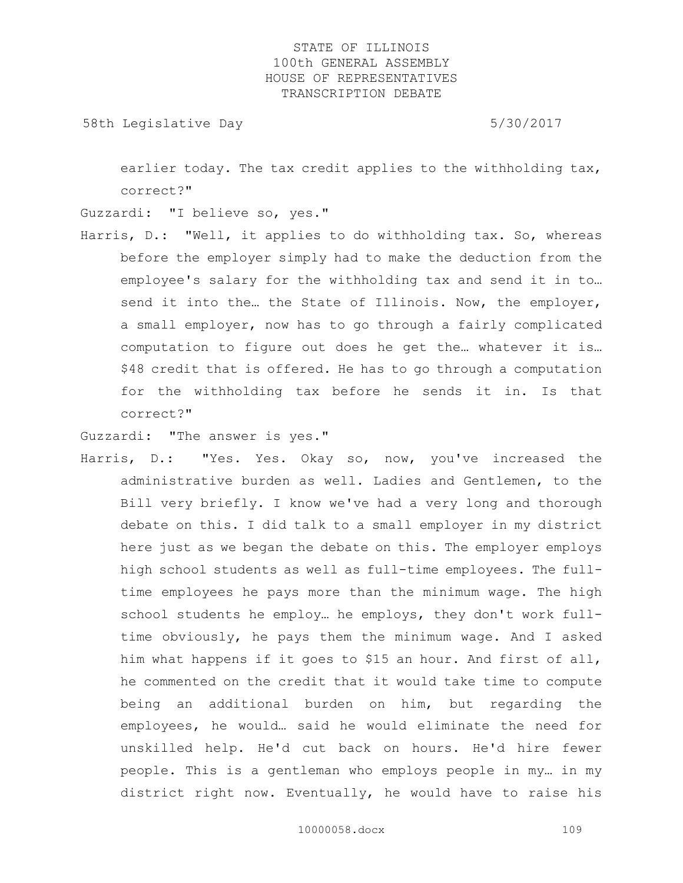earlier today. The tax credit applies to the withholding tax, correct?"

Guzzardi: "I believe so, yes."

Harris, D.: "Well, it applies to do withholding tax. So, whereas before the employer simply had to make the deduction from the employee's salary for the withholding tax and send it in to… send it into the… the State of Illinois. Now, the employer, a small employer, now has to go through a fairly complicated computation to figure out does he get the… whatever it is… $48 credit that is offered. He has to go through a computation for the withholding tax before he sends it in. Is that correct?"

Guzzardi: "The answer is yes."

Harris, D.: "Yes. Yes. Okay so, now, you've increased the administrative burden as well. Ladies and Gentlemen, to the Bill very briefly. I know we've had a very long and thorough debate on this. I did talk to a small employer in my district here just as we began the debate on this. The employer employs high school students as well as full-time employees. The full-time employees he pays more than the minimum wage. The high school students he employ… he employs, they don't work full-time obviously, he pays them the minimum wage. And I asked him what happens if it goes to $15 an hour. And first of all, he commented on the credit that it would take time to compute being an additional burden on him, but regarding the employees, he would… said he would eliminate the need for unskilled help. He'd cut back on hours. He'd hire fewer people. This is a gentleman who employs people in my… in my district right now. Eventually, he would have to raise his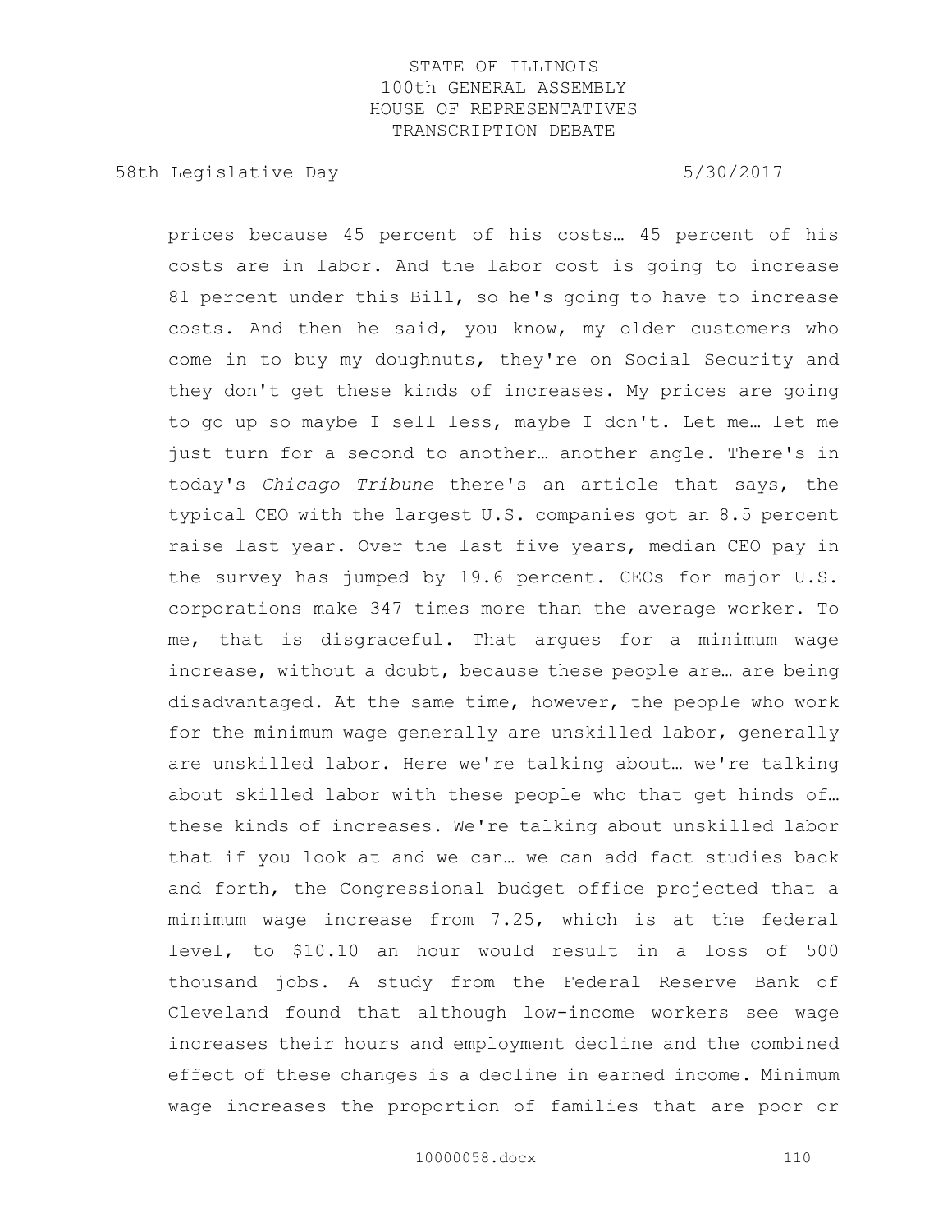prices because 45 percent of his costs… 45 percent of his costs are in labor. And the labor cost is going to increase 81 percent under this Bill, so he's going to have to increase costs. And then he said, you know, my older customers who come in to buy my doughnuts, they're on Social Security and they don't get these kinds of increases. My prices are going to go up so maybe I sell less, maybe I don't. Let me… let me just turn for a second to another… another angle. There's in today's *Chicago Tribune* there's an article that says, the typical CEO with the largest U.S. companies got an 8.5 percent raise last year. Over the last five years, median CEO pay in the survey has jumped by 19.6 percent. CEOs for major U.S. corporations make 347 times more than the average worker. To me, that is disgraceful. That argues for a minimum wage increase, without a doubt, because these people are… are being disadvantaged. At the same time, however, the people who work for the minimum wage generally are unskilled labor, generally are unskilled labor. Here we're talking about… we're talking about skilled labor with these people who that get hinds of… these kinds of increases. We're talking about unskilled labor that if you look at and we can… we can add fact studies back and forth, the Congressional budget office projected that a minimum wage increase from 7.25, which is at the federal level, to $10.10 an hour would result in a loss of 500 thousand jobs. A study from the Federal Reserve Bank of Cleveland found that although low-income workers see wage increases their hours and employment decline and the combined effect of these changes is a decline in earned income. Minimum wage increases the proportion of families that are poor or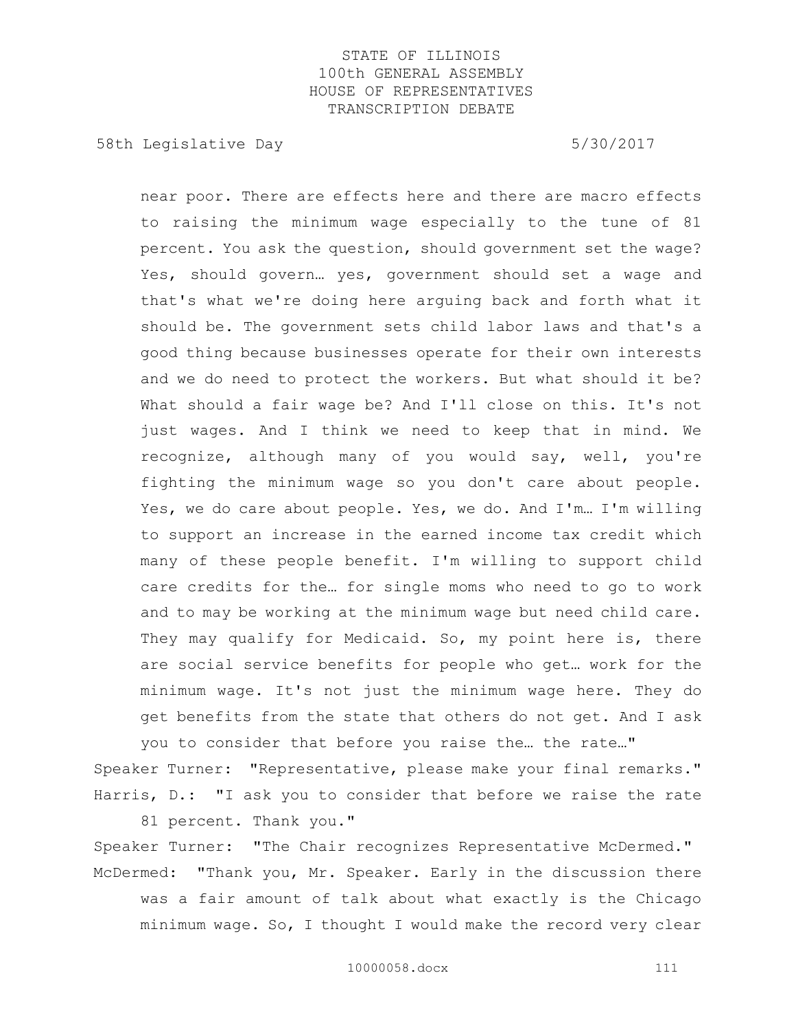near poor. There are effects here and there are macro effects to raising the minimum wage especially to the tune of 81 percent. You ask the question, should government set the wage? Yes, should govern… yes, government should set a wage and that's what we're doing here arguing back and forth what it should be. The government sets child labor laws and that's a good thing because businesses operate for their own interests and we do need to protect the workers. But what should it be? What should a fair wage be? And I'll close on this. It's not just wages. And I think we need to keep that in mind. We recognize, although many of you would say, well, you're fighting the minimum wage so you don't care about people. Yes, we do care about people. Yes, we do. And I'm… I'm willing to support an increase in the earned income tax credit which many of these people benefit. I'm willing to support child care credits for the… for single moms who need to go to work and to may be working at the minimum wage but need child care. They may qualify for Medicaid. So, my point here is, there are social service benefits for people who get… work for the minimum wage. It's not just the minimum wage here. They do get benefits from the state that others do not get. And I ask you to consider that before you raise the… the rate…"

Speaker Turner: "Representative, please make your final remarks."

Harris, D.: "I ask you to consider that before we raise the rate 81 percent. Thank you."

Speaker Turner: "The Chair recognizes Representative McDermed."

McDermed: "Thank you, Mr. Speaker. Early in the discussion there was a fair amount of talk about what exactly is the Chicago minimum wage. So, I thought I would make the record very clear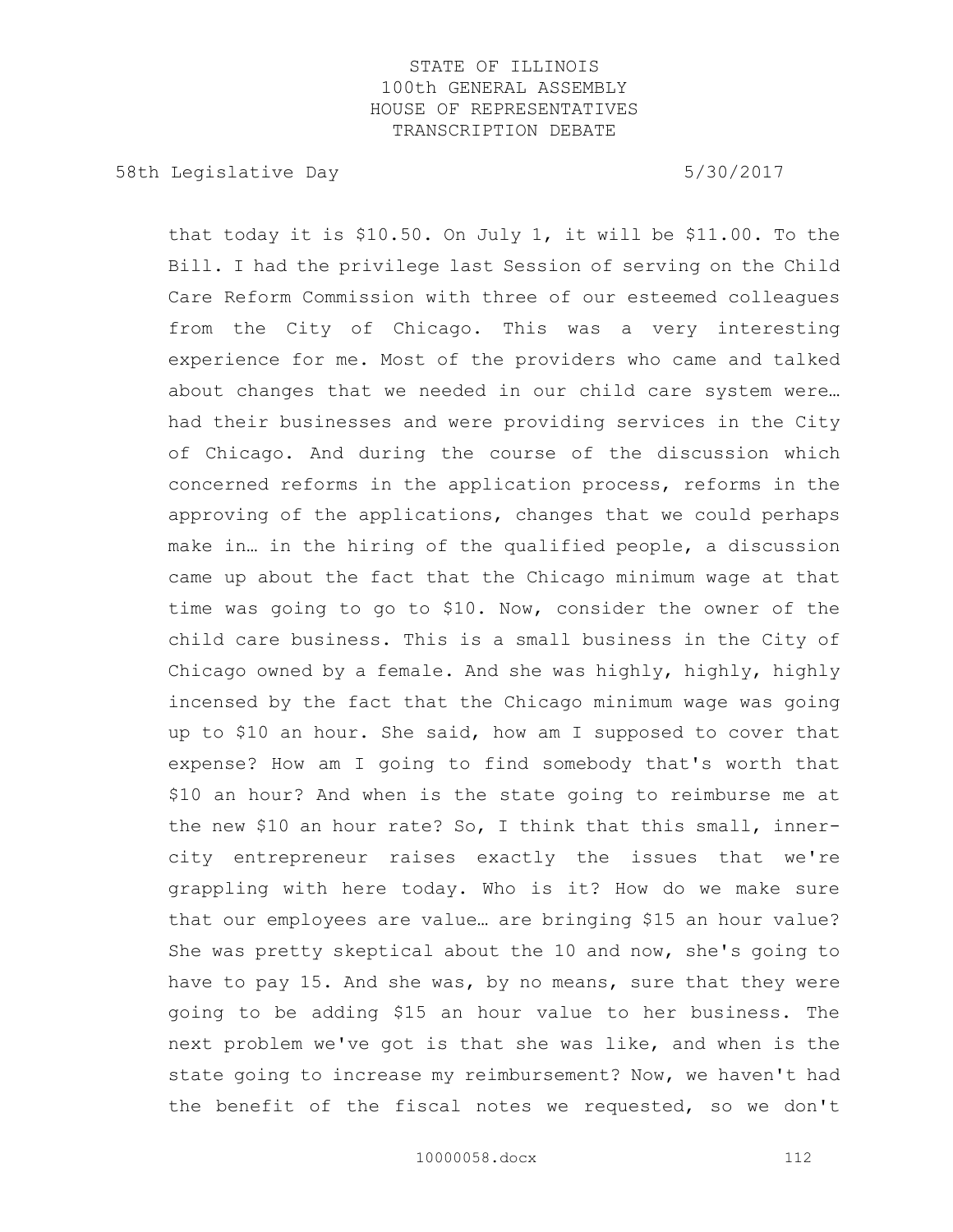that today it is $10.50. On July 1, it will be $11.00. To the Bill. I had the privilege last Session of serving on the Child Care Reform Commission with three of our esteemed colleagues from the City of Chicago. This was a very interesting experience for me. Most of the providers who came and talked about changes that we needed in our child care system were… had their businesses and were providing services in the City of Chicago. And during the course of the discussion which concerned reforms in the application process, reforms in the approving of the applications, changes that we could perhaps make in… in the hiring of the qualified people, a discussion came up about the fact that the Chicago minimum wage at that time was going to go to $10. Now, consider the owner of the child care business. This is a small business in the City of Chicago owned by a female. And she was highly, highly, highly incensed by the fact that the Chicago minimum wage was going up to $10 an hour. She said, how am I supposed to cover that expense? How am I going to find somebody that's worth that $10 an hour? And when is the state going to reimburse me at the new $10 an hour rate? So, I think that this small, inner-city entrepreneur raises exactly the issues that we're grappling with here today. Who is it? How do we make sure that our employees are value… are bringing $15 an hour value? She was pretty skeptical about the 10 and now, she's going to have to pay 15. And she was, by no means, sure that they were going to be adding $15 an hour value to her business. The next problem we've got is that she was like, and when is the state going to increase my reimbursement? Now, we haven't had the benefit of the fiscal notes we requested, so we don't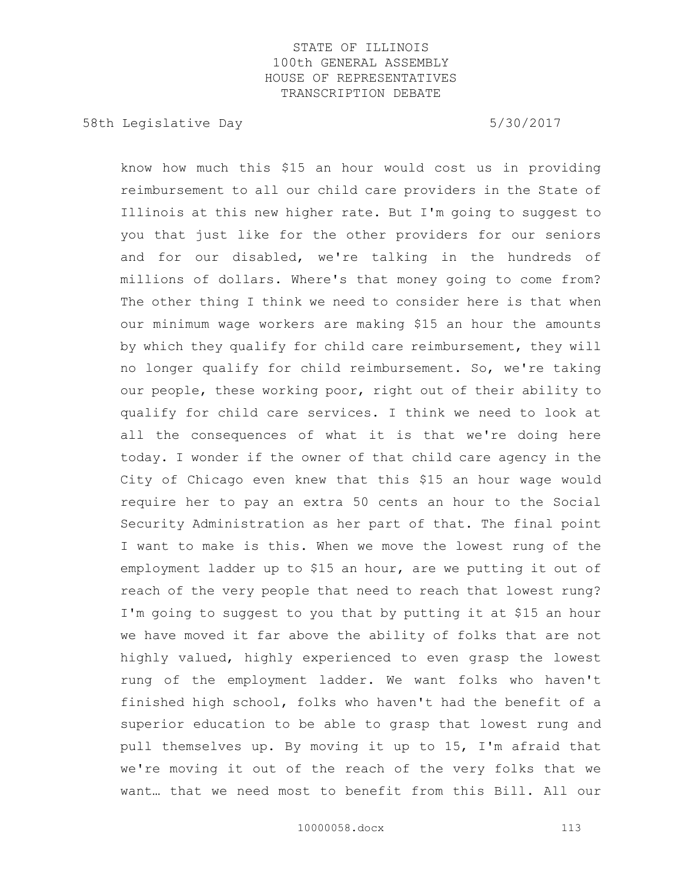know how much this $15 an hour would cost us in providing reimbursement to all our child care providers in the State of Illinois at this new higher rate. But I'm going to suggest to you that just like for the other providers for our seniors and for our disabled, we're talking in the hundreds of millions of dollars. Where's that money going to come from? The other thing I think we need to consider here is that when our minimum wage workers are making $15 an hour the amounts by which they qualify for child care reimbursement, they will no longer qualify for child reimbursement. So, we're taking our people, these working poor, right out of their ability to qualify for child care services. I think we need to look at all the consequences of what it is that we're doing here today. I wonder if the owner of that child care agency in the City of Chicago even knew that this $15 an hour wage would require her to pay an extra 50 cents an hour to the Social Security Administration as her part of that. The final point I want to make is this. When we move the lowest rung of the employment ladder up to $15 an hour, are we putting it out of reach of the very people that need to reach that lowest rung? I'm going to suggest to you that by putting it at $15 an hour we have moved it far above the ability of folks that are not highly valued, highly experienced to even grasp the lowest rung of the employment ladder. We want folks who haven't finished high school, folks who haven't had the benefit of a superior education to be able to grasp that lowest rung and pull themselves up. By moving it up to 15, I'm afraid that we're moving it out of the reach of the very folks that we want… that we need most to benefit from this Bill. All our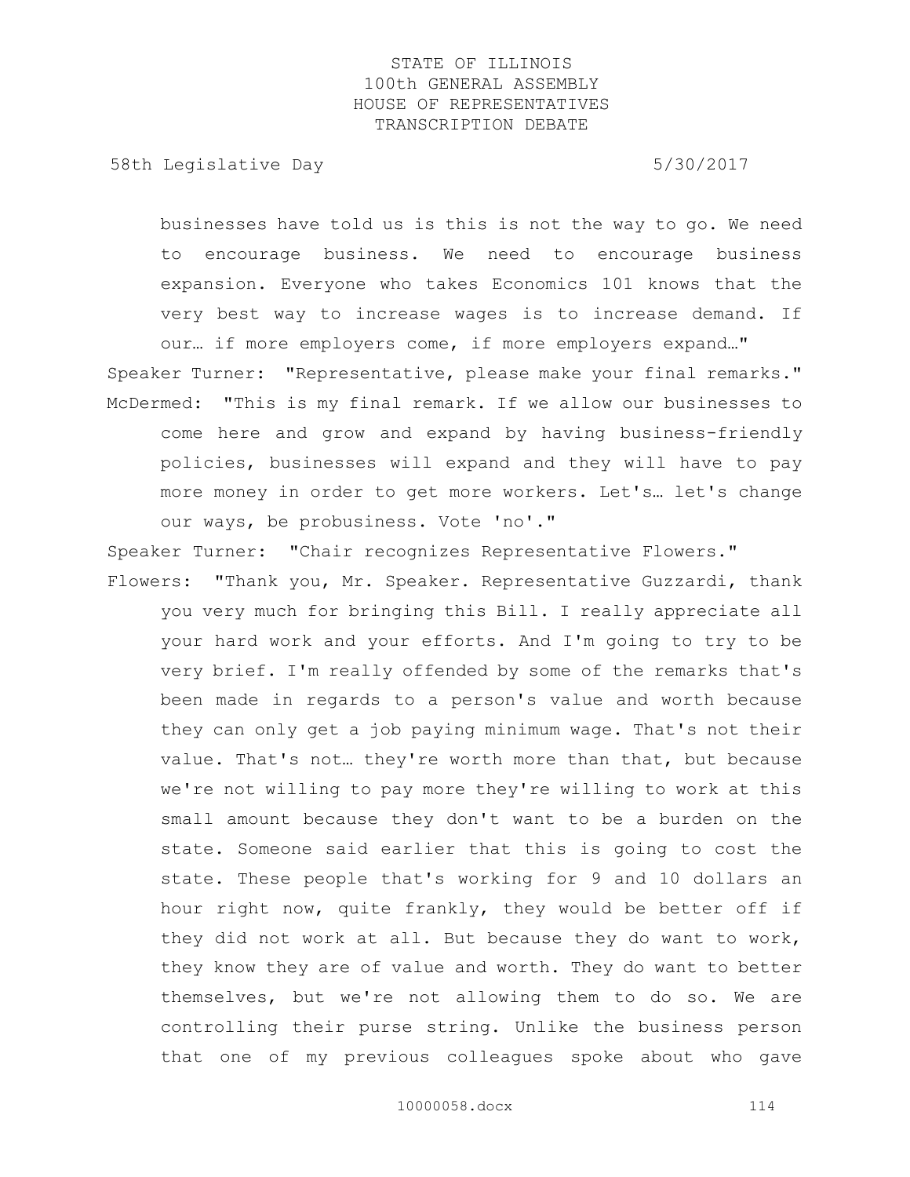businesses have told us is this is not the way to go. We need to encourage business. We need to encourage business expansion. Everyone who takes Economics 101 knows that the very best way to increase wages is to increase demand. If our… if more employers come, if more employers expand…"

Speaker Turner: "Representative, please make your final remarks."

McDermed: "This is my final remark. If we allow our businesses to come here and grow and expand by having business-friendly policies, businesses will expand and they will have to pay more money in order to get more workers. Let's… let's change our ways, be probusiness. Vote 'no'."

Speaker Turner: "Chair recognizes Representative Flowers."

Flowers: "Thank you, Mr. Speaker. Representative Guzzardi, thank you very much for bringing this Bill. I really appreciate all your hard work and your efforts. And I'm going to try to be very brief. I'm really offended by some of the remarks that's been made in regards to a person's value and worth because they can only get a job paying minimum wage. That's not their value. That's not… they're worth more than that, but because we're not willing to pay more they're willing to work at this small amount because they don't want to be a burden on the state. Someone said earlier that this is going to cost the state. These people that's working for 9 and 10 dollars an hour right now, quite frankly, they would be better off if they did not work at all. But because they do want to work, they know they are of value and worth. They do want to better themselves, but we're not allowing them to do so. We are controlling their purse string. Unlike the business person that one of my previous colleagues spoke about who gave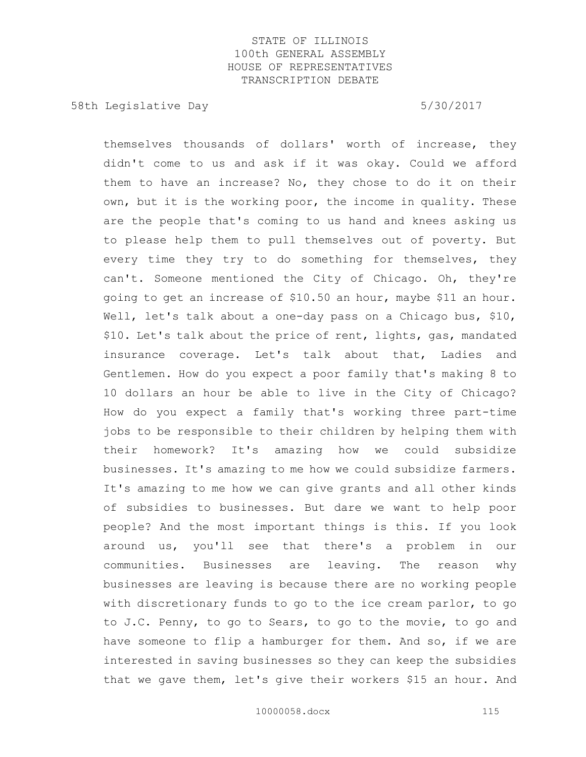themselves thousands of dollars' worth of increase, they didn't come to us and ask if it was okay. Could we afford them to have an increase? No, they chose to do it on their own, but it is the working poor, the income in quality. These are the people that's coming to us hand and knees asking us to please help them to pull themselves out of poverty. But every time they try to do something for themselves, they can't. Someone mentioned the City of Chicago. Oh, they're going to get an increase of $10.50 an hour, maybe $11 an hour. Well, let's talk about a one-day pass on a Chicago bus, $10, $10. Let's talk about the price of rent, lights, gas, mandated insurance coverage. Let's talk about that, Ladies and Gentlemen. How do you expect a poor family that's making 8 to 10 dollars an hour be able to live in the City of Chicago? How do you expect a family that's working three part-time jobs to be responsible to their children by helping them with their homework? It's amazing how we could subsidize businesses. It's amazing to me how we could subsidize farmers. It's amazing to me how we can give grants and all other kinds of subsidies to businesses. But dare we want to help poor people? And the most important things is this. If you look around us, you'll see that there's a problem in our communities. Businesses are leaving. The reason why businesses are leaving is because there are no working people with discretionary funds to go to the ice cream parlor, to go to J.C. Penny, to go to Sears, to go to the movie, to go and have someone to flip a hamburger for them. And so, if we are interested in saving businesses so they can keep the subsidies that we gave them, let's give their workers $15 an hour. And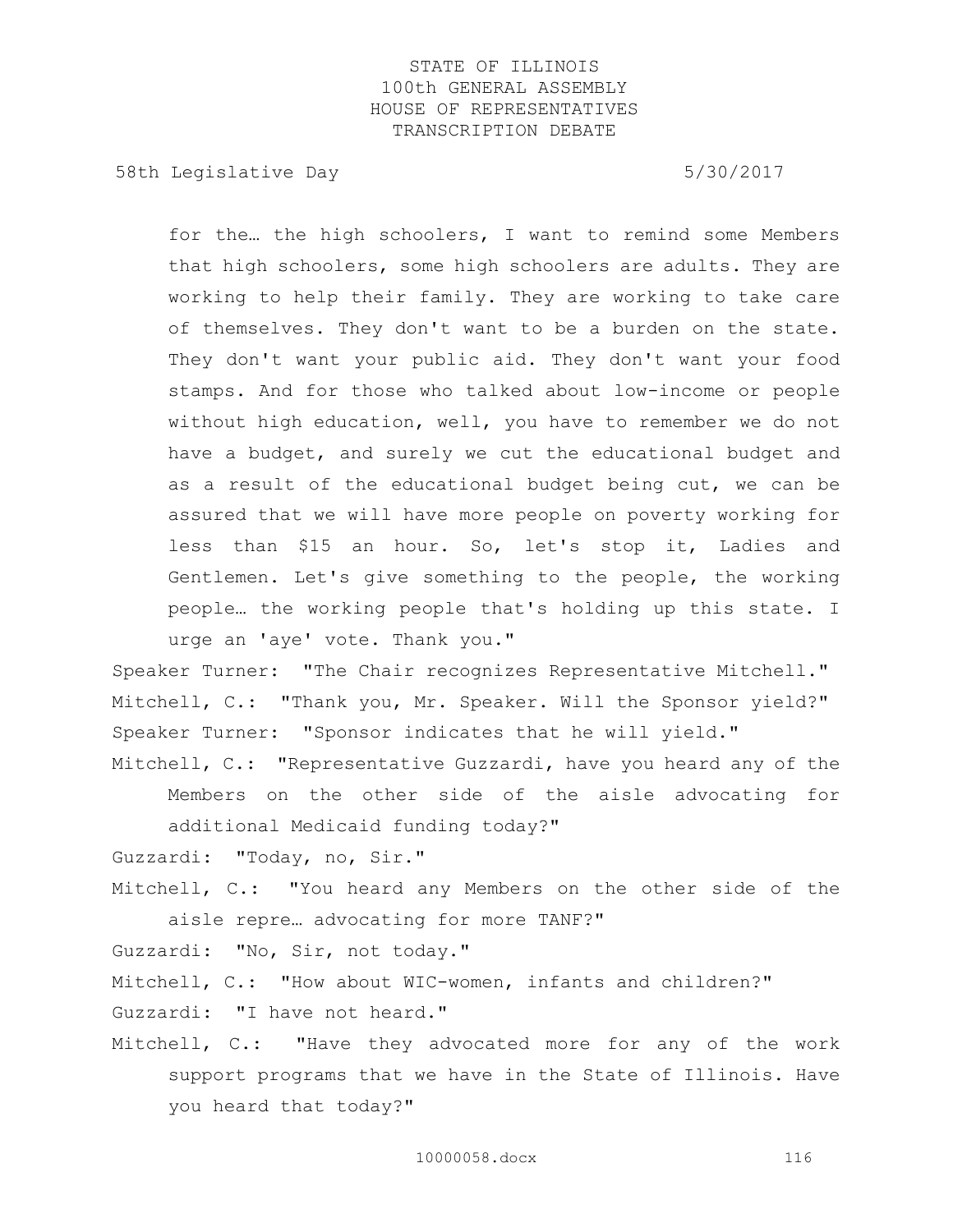for the… the high schoolers, I want to remind some Members that high schoolers, some high schoolers are adults. They are working to help their family. They are working to take care of themselves. They don't want to be a burden on the state. They don't want your public aid. They don't want your food stamps. And for those who talked about low-income or people without high education, well, you have to remember we do not have a budget, and surely we cut the educational budget and as a result of the educational budget being cut, we can be assured that we will have more people on poverty working for less than $15 an hour. So, let's stop it, Ladies and Gentlemen. Let's give something to the people, the working people… the working people that's holding up this state. I urge an 'aye' vote. Thank you."

Speaker Turner: "The Chair recognizes Representative Mitchell."

Mitchell, C.: "Thank you, Mr. Speaker. Will the Sponsor yield?"

Speaker Turner: "Sponsor indicates that he will yield."

Mitchell, C.: "Representative Guzzardi, have you heard any of the Members on the other side of the aisle advocating for additional Medicaid funding today?"

Guzzardi: "Today, no, Sir."

Mitchell, C.: "You heard any Members on the other side of the aisle repre… advocating for more TANF?"

Guzzardi: "No, Sir, not today."

Mitchell, C.: "How about WIC-women, infants and children?"

Guzzardi: "I have not heard."

Mitchell, C.: "Have they advocated more for any of the work support programs that we have in the State of Illinois. Have you heard that today?"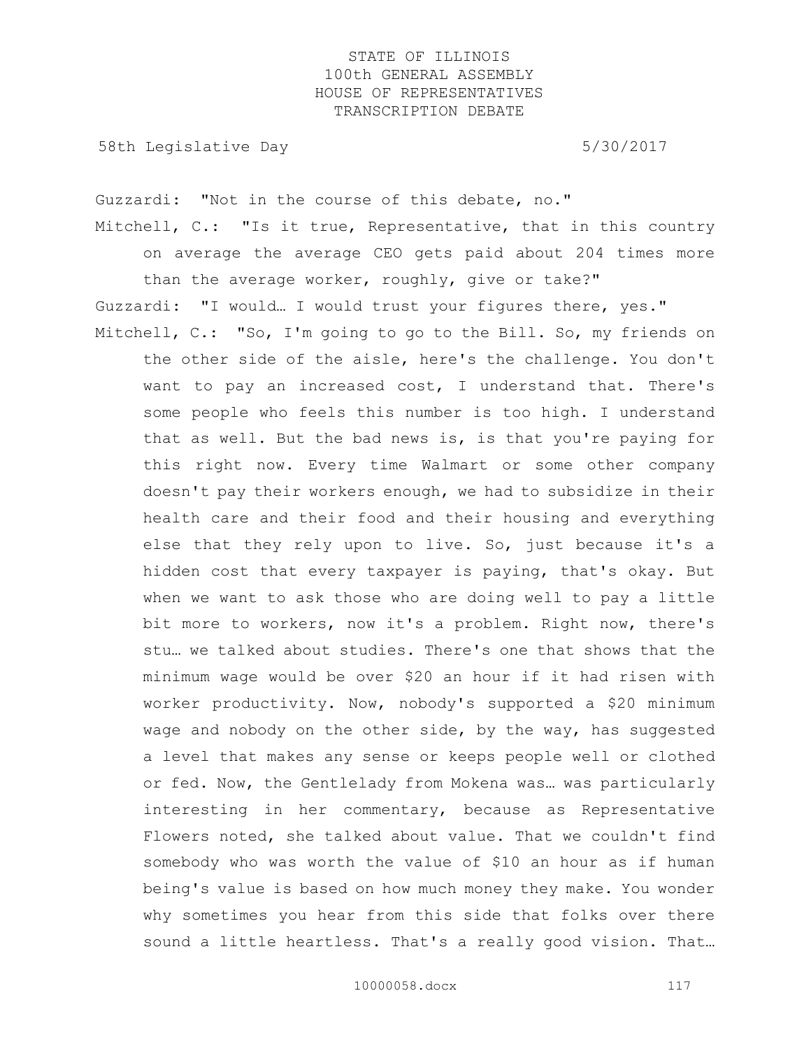Guzzardi: "Not in the course of this debate, no."

Mitchell, C.: "Is it true, Representative, that in this country on average the average CEO gets paid about 204 times more than the average worker, roughly, give or take?"

Guzzardi: "I would… I would trust your figures there, yes."

Mitchell, C.: "So, I'm going to go to the Bill. So, my friends on the other side of the aisle, here's the challenge. You don't want to pay an increased cost, I understand that. There's some people who feels this number is too high. I understand that as well. But the bad news is, is that you're paying for this right now. Every time Walmart or some other company doesn't pay their workers enough, we had to subsidize in their health care and their food and their housing and everything else that they rely upon to live. So, just because it's a hidden cost that every taxpayer is paying, that's okay. But when we want to ask those who are doing well to pay a little bit more to workers, now it's a problem. Right now, there's stu… we talked about studies. There's one that shows that the minimum wage would be over $20 an hour if it had risen with worker productivity. Now, nobody's supported a $20 minimum wage and nobody on the other side, by the way, has suggested a level that makes any sense or keeps people well or clothed or fed. Now, the Gentlelady from Mokena was… was particularly interesting in her commentary, because as Representative Flowers noted, she talked about value. That we couldn't find somebody who was worth the value of $10 an hour as if human being's value is based on how much money they make. You wonder why sometimes you hear from this side that folks over there sound a little heartless. That's a really good vision. That…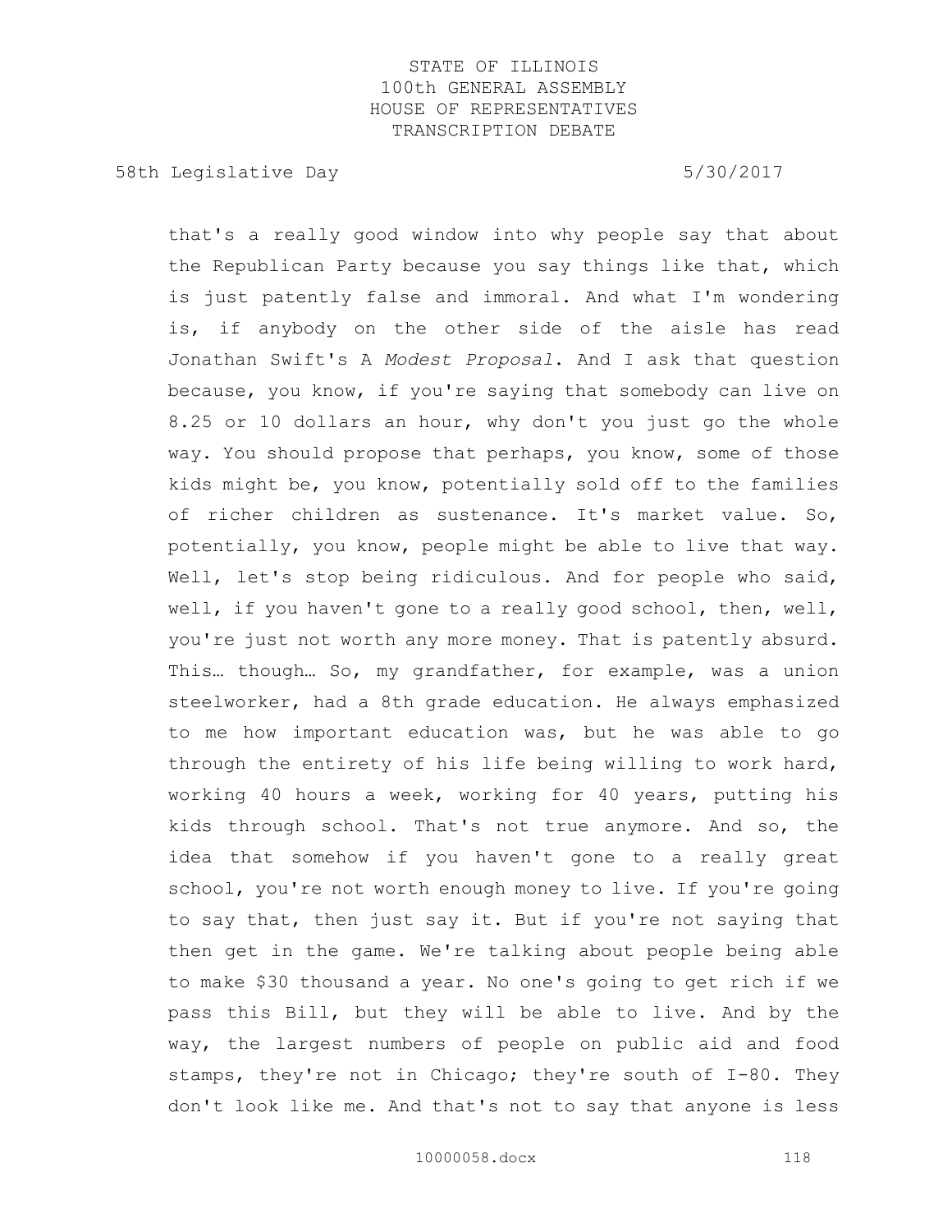that's a really good window into why people say that about the Republican Party because you say things like that, which is just patently false and immoral. And what I'm wondering is, if anybody on the other side of the aisle has read Jonathan Swift's A *Modest Proposal*. And I ask that question because, you know, if you're saying that somebody can live on 8.25 or 10 dollars an hour, why don't you just go the whole way. You should propose that perhaps, you know, some of those kids might be, you know, potentially sold off to the families of richer children as sustenance. It's market value. So, potentially, you know, people might be able to live that way. Well, let's stop being ridiculous. And for people who said, well, if you haven't gone to a really good school, then, well, you're just not worth any more money. That is patently absurd. This… though… So, my grandfather, for example, was a union steelworker, had a 8th grade education. He always emphasized to me how important education was, but he was able to go through the entirety of his life being willing to work hard, working 40 hours a week, working for 40 years, putting his kids through school. That's not true anymore. And so, the idea that somehow if you haven't gone to a really great school, you're not worth enough money to live. If you're going to say that, then just say it. But if you're not saying that then get in the game. We're talking about people being able to make $30 thousand a year. No one's going to get rich if we pass this Bill, but they will be able to live. And by the way, the largest numbers of people on public aid and food stamps, they're not in Chicago; they're south of I-80. They don't look like me. And that's not to say that anyone is less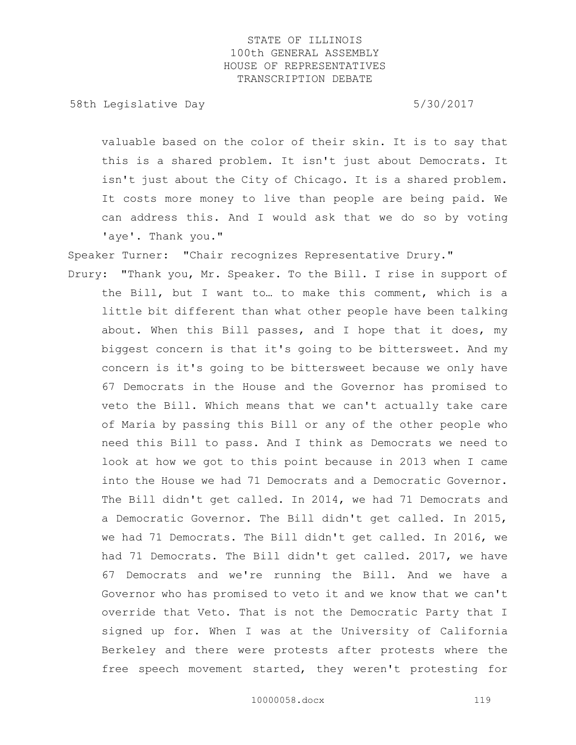valuable based on the color of their skin. It is to say that this is a shared problem. It isn't just about Democrats. It isn't just about the City of Chicago. It is a shared problem. It costs more money to live than people are being paid. We can address this. And I would ask that we do so by voting 'aye'. Thank you."

Speaker Turner: "Chair recognizes Representative Drury."

Drury: "Thank you, Mr. Speaker. To the Bill. I rise in support of the Bill, but I want to… to make this comment, which is a little bit different than what other people have been talking about. When this Bill passes, and I hope that it does, my biggest concern is that it's going to be bittersweet. And my concern is it's going to be bittersweet because we only have 67 Democrats in the House and the Governor has promised to veto the Bill. Which means that we can't actually take care of Maria by passing this Bill or any of the other people who need this Bill to pass. And I think as Democrats we need to look at how we got to this point because in 2013 when I came into the House we had 71 Democrats and a Democratic Governor. The Bill didn't get called. In 2014, we had 71 Democrats and a Democratic Governor. The Bill didn't get called. In 2015, we had 71 Democrats. The Bill didn't get called. In 2016, we had 71 Democrats. The Bill didn't get called. 2017, we have 67 Democrats and we're running the Bill. And we have a Governor who has promised to veto it and we know that we can't override that Veto. That is not the Democratic Party that I signed up for. When I was at the University of California Berkeley and there were protests after protests where the free speech movement started, they weren't protesting for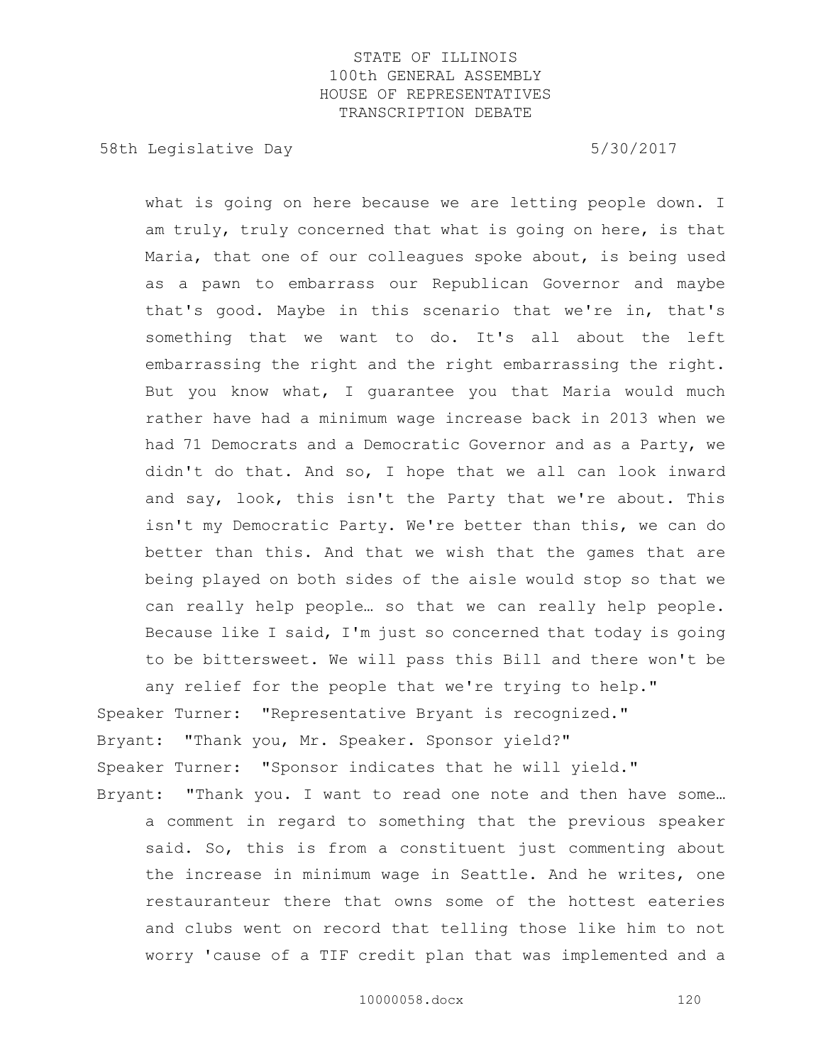what is going on here because we are letting people down. I am truly, truly concerned that what is going on here, is that Maria, that one of our colleagues spoke about, is being used as a pawn to embarrass our Republican Governor and maybe that's good. Maybe in this scenario that we're in, that's something that we want to do. It's all about the left embarrassing the right and the right embarrassing the right. But you know what, I guarantee you that Maria would much rather have had a minimum wage increase back in 2013 when we had 71 Democrats and a Democratic Governor and as a Party, we didn't do that. And so, I hope that we all can look inward and say, look, this isn't the Party that we're about. This isn't my Democratic Party. We're better than this, we can do better than this. And that we wish that the games that are being played on both sides of the aisle would stop so that we can really help people… so that we can really help people. Because like I said, I'm just so concerned that today is going to be bittersweet. We will pass this Bill and there won't be any relief for the people that we're trying to help."

Speaker Turner: "Representative Bryant is recognized."

Bryant: "Thank you, Mr. Speaker. Sponsor yield?"

Speaker Turner: "Sponsor indicates that he will yield."

Bryant: "Thank you. I want to read one note and then have some… a comment in regard to something that the previous speaker said. So, this is from a constituent just commenting about the increase in minimum wage in Seattle. And he writes, one restauranteur there that owns some of the hottest eateries and clubs went on record that telling those like him to not worry 'cause of a TIF credit plan that was implemented and a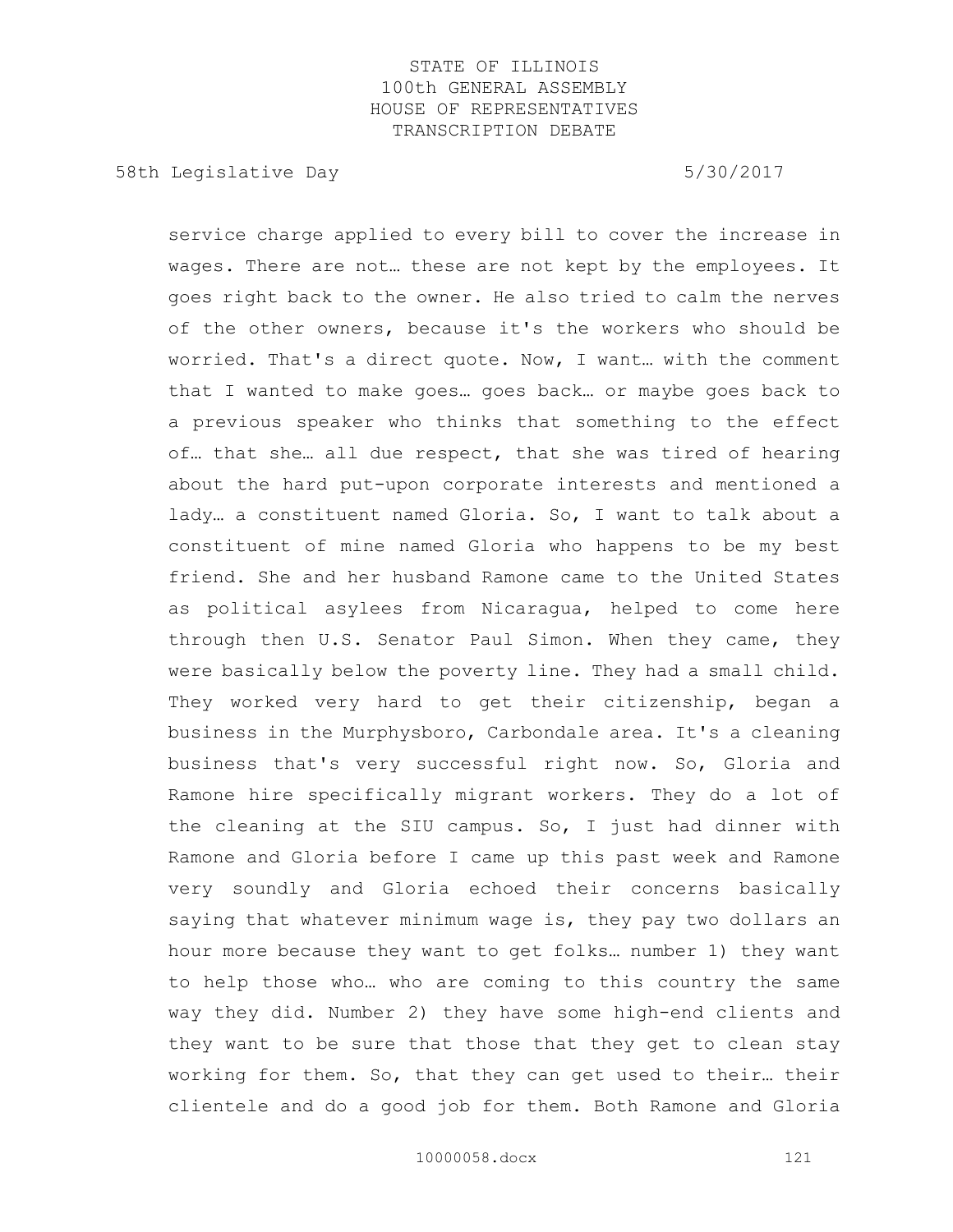service charge applied to every bill to cover the increase in wages. There are not… these are not kept by the employees. It goes right back to the owner. He also tried to calm the nerves of the other owners, because it's the workers who should be worried. That's a direct quote. Now, I want… with the comment that I wanted to make goes… goes back… or maybe goes back to a previous speaker who thinks that something to the effect of… that she… all due respect, that she was tired of hearing about the hard put-upon corporate interests and mentioned a lady… a constituent named Gloria. So, I want to talk about a constituent of mine named Gloria who happens to be my best friend. She and her husband Ramone came to the United States as political asylees from Nicaragua, helped to come here through then U.S. Senator Paul Simon. When they came, they were basically below the poverty line. They had a small child. They worked very hard to get their citizenship, began a business in the Murphysboro, Carbondale area. It's a cleaning business that's very successful right now. So, Gloria and Ramone hire specifically migrant workers. They do a lot of the cleaning at the SIU campus. So, I just had dinner with Ramone and Gloria before I came up this past week and Ramone very soundly and Gloria echoed their concerns basically saying that whatever minimum wage is, they pay two dollars an hour more because they want to get folks… number 1) they want to help those who… who are coming to this country the same way they did. Number 2) they have some high-end clients and they want to be sure that those that they get to clean stay working for them. So, that they can get used to their… their clientele and do a good job for them. Both Ramone and Gloria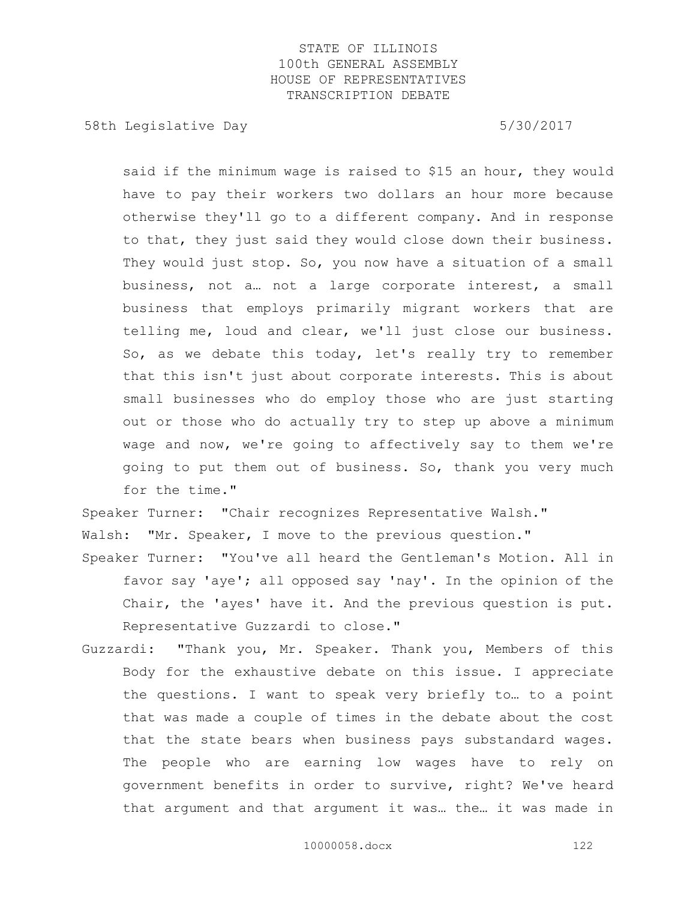said if the minimum wage is raised to $15 an hour, they would have to pay their workers two dollars an hour more because otherwise they'll go to a different company. And in response to that, they just said they would close down their business. They would just stop. So, you now have a situation of a small business, not a… not a large corporate interest, a small business that employs primarily migrant workers that are telling me, loud and clear, we'll just close our business. So, as we debate this today, let's really try to remember that this isn't just about corporate interests. This is about small businesses who do employ those who are just starting out or those who do actually try to step up above a minimum wage and now, we're going to affectively say to them we're going to put them out of business. So, thank you very much for the time."

Speaker Turner: "Chair recognizes Representative Walsh."

Walsh: "Mr. Speaker, I move to the previous question."

Speaker Turner: "You've all heard the Gentleman's Motion. All in favor say 'aye'; all opposed say 'nay'. In the opinion of the Chair, the 'ayes' have it. And the previous question is put. Representative Guzzardi to close."

Guzzardi: "Thank you, Mr. Speaker. Thank you, Members of this Body for the exhaustive debate on this issue. I appreciate the questions. I want to speak very briefly to… to a point that was made a couple of times in the debate about the cost that the state bears when business pays substandard wages. The people who are earning low wages have to rely on government benefits in order to survive, right? We've heard that argument and that argument it was… the… it was made in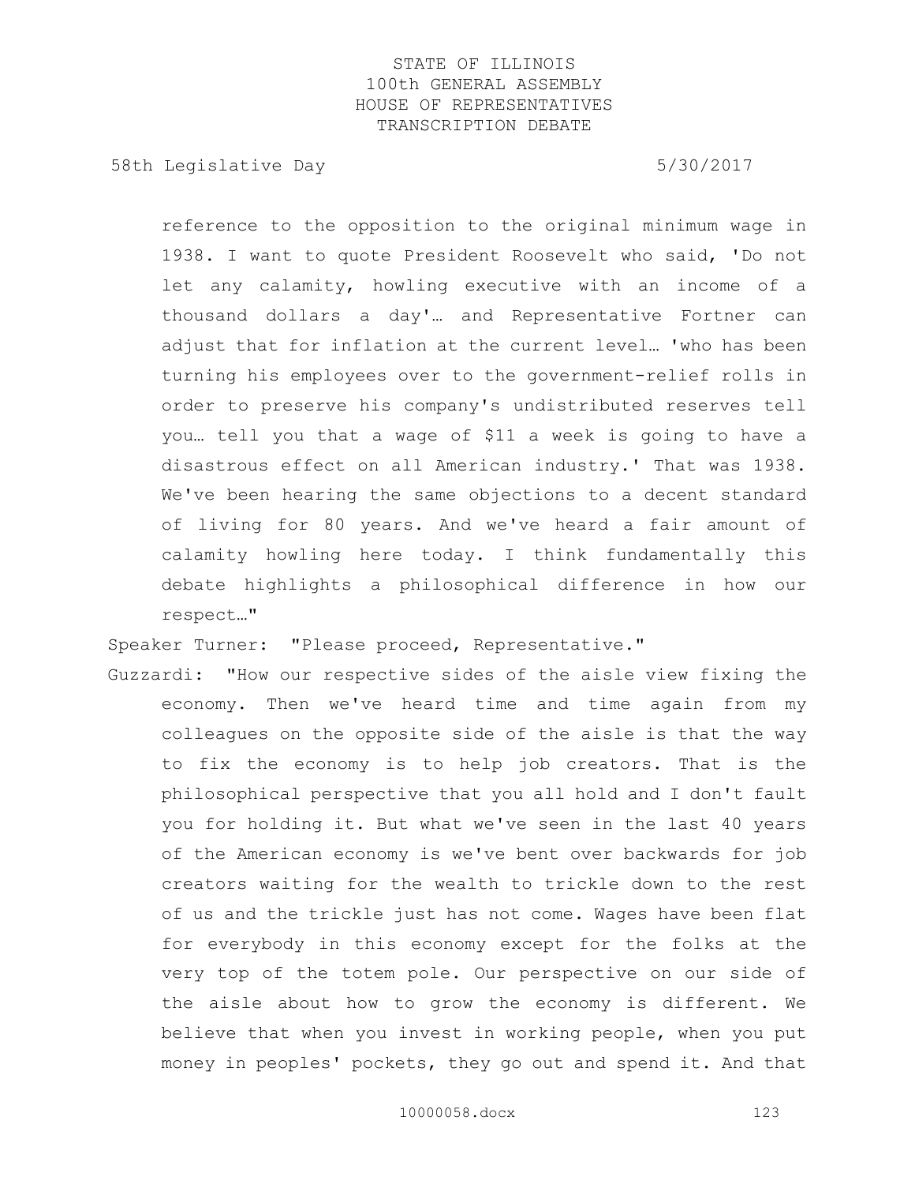reference to the opposition to the original minimum wage in 1938. I want to quote President Roosevelt who said, 'Do not let any calamity, howling executive with an income of a thousand dollars a day'… and Representative Fortner can adjust that for inflation at the current level… 'who has been turning his employees over to the government-relief rolls in order to preserve his company's undistributed reserves tell you… tell you that a wage of $11 a week is going to have a disastrous effect on all American industry.' That was 1938. We've been hearing the same objections to a decent standard of living for 80 years. And we've heard a fair amount of calamity howling here today. I think fundamentally this debate highlights a philosophical difference in how our respect…"

Speaker Turner: "Please proceed, Representative."

Guzzardi: "How our respective sides of the aisle view fixing the economy. Then we've heard time and time again from my colleagues on the opposite side of the aisle is that the way to fix the economy is to help job creators. That is the philosophical perspective that you all hold and I don't fault you for holding it. But what we've seen in the last 40 years of the American economy is we've bent over backwards for job creators waiting for the wealth to trickle down to the rest of us and the trickle just has not come. Wages have been flat for everybody in this economy except for the folks at the very top of the totem pole. Our perspective on our side of the aisle about how to grow the economy is different. We believe that when you invest in working people, when you put money in peoples' pockets, they go out and spend it. And that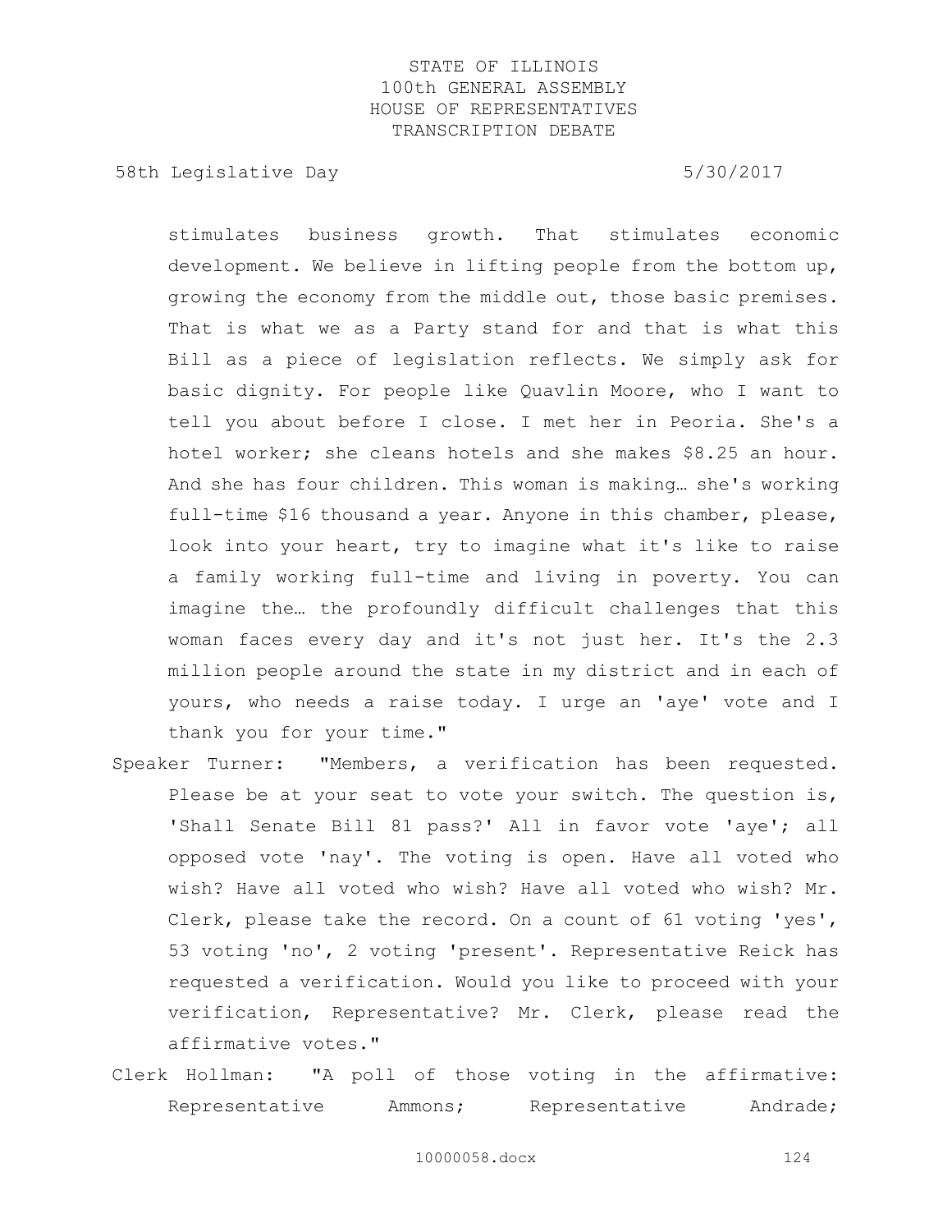stimulates business growth. That stimulates economic development. We believe in lifting people from the bottom up, growing the economy from the middle out, those basic premises. That is what we as a Party stand for and that is what this Bill as a piece of legislation reflects. We simply ask for basic dignity. For people like Quavlin Moore, who I want to tell you about before I close. I met her in Peoria. She's a hotel worker; she cleans hotels and she makes $8.25 an hour. And she has four children. This woman is making… she's working full-time $16 thousand a year. Anyone in this chamber, please, look into your heart, try to imagine what it's like to raise a family working full-time and living in poverty. You can imagine the… the profoundly difficult challenges that this woman faces every day and it's not just her. It's the 2.3 million people around the state in my district and in each of yours, who needs a raise today. I urge an 'aye' vote and I thank you for your time."

Speaker Turner: "Members, a verification has been requested. Please be at your seat to vote your switch. The question is, 'Shall Senate Bill 81 pass?' All in favor vote 'aye'; all opposed vote 'nay'. The voting is open. Have all voted who wish? Have all voted who wish? Have all voted who wish? Mr. Clerk, please take the record. On a count of 61 voting 'yes', 53 voting 'no', 2 voting 'present'. Representative Reick has requested a verification. Would you like to proceed with your verification, Representative? Mr. Clerk, please read the affirmative votes."

Clerk Hollman: "A poll of those voting in the affirmative: Representative Ammons; Representative Andrade;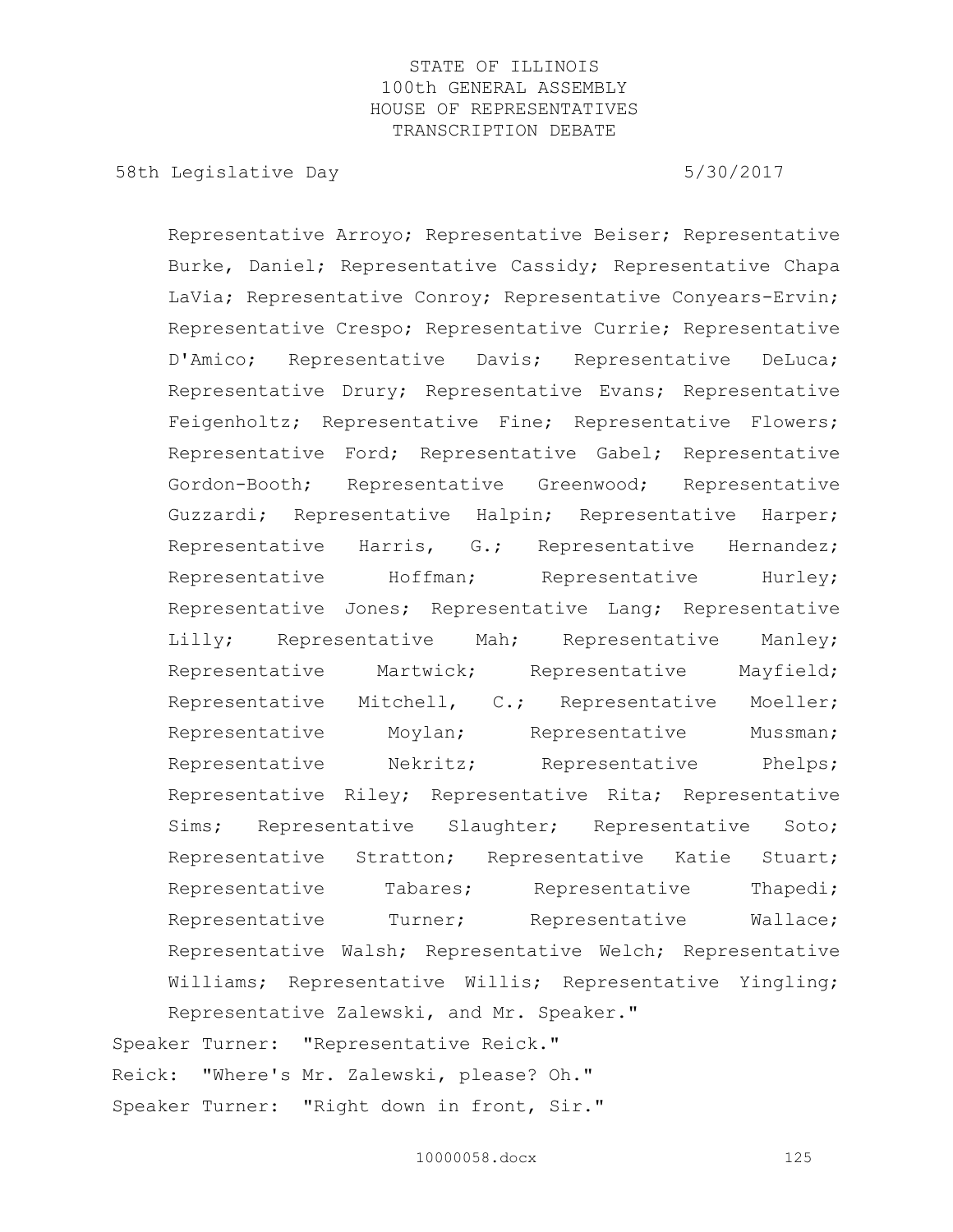Representative Arroyo; Representative Beiser; Representative Burke, Daniel; Representative Cassidy; Representative Chapa LaVia; Representative Conroy; Representative Conyears-Ervin; Representative Crespo; Representative Currie; Representative D'Amico; Representative Davis; Representative DeLuca; Representative Drury; Representative Evans; Representative Feigenholtz; Representative Fine; Representative Flowers; Representative Ford; Representative Gabel; Representative Gordon-Booth; Representative Greenwood; Representative Guzzardi; Representative Halpin; Representative Harper; Representative Harris, G.; Representative Hernandez; Representative Hoffman; Representative Hurley; Representative Jones; Representative Lang; Representative Lilly; Representative Mah; Representative Manley; Representative Martwick; Representative Mayfield; Representative Mitchell, C.; Representative Moeller; Representative Moylan; Representative Mussman; Representative Nekritz; Representative Phelps; Representative Riley; Representative Rita; Representative Sims; Representative Slaughter; Representative Soto; Representative Stratton; Representative Katie Stuart; Representative Tabares; Representative Thapedi; Representative Turner; Representative Wallace; Representative Walsh; Representative Welch; Representative Williams; Representative Willis; Representative Yingling; Representative Zalewski, and Mr. Speaker."

Speaker Turner: "Representative Reick."

Reick: "Where's Mr. Zalewski, please? Oh."

Speaker Turner: "Right down in front, Sir."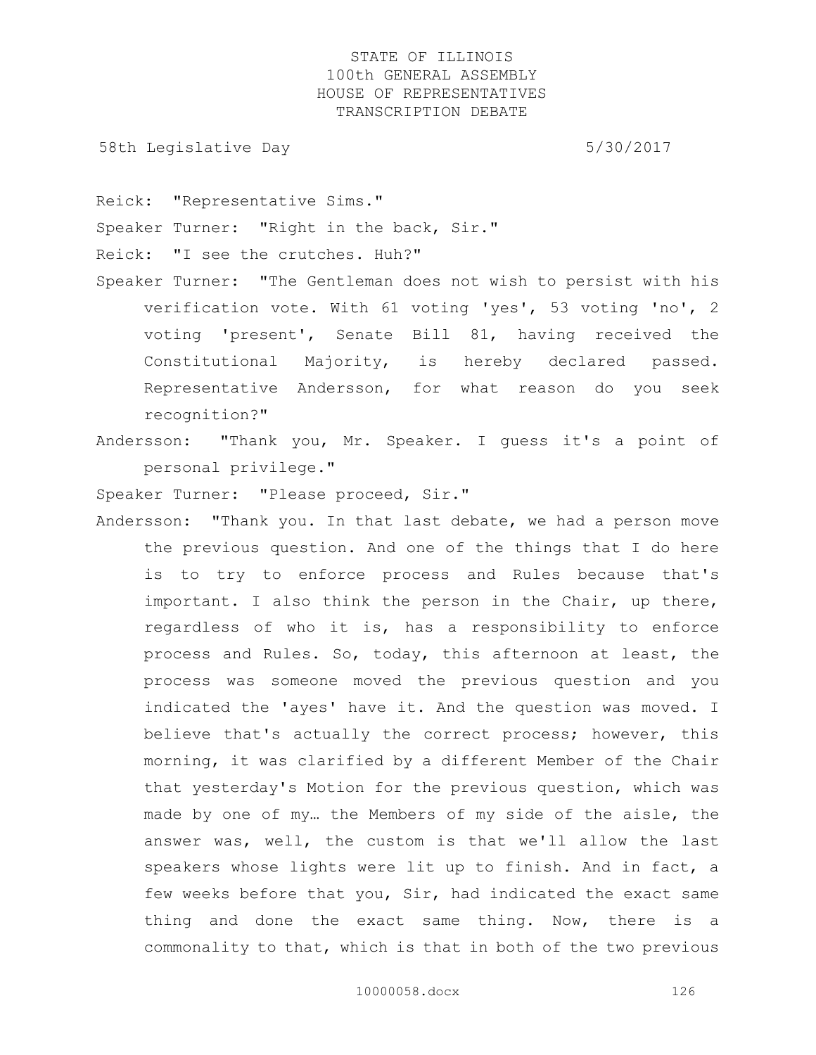Reick: "Representative Sims."

Speaker Turner: "Right in the back, Sir."

Reick: "I see the crutches. Huh?"

Speaker Turner: "The Gentleman does not wish to persist with his verification vote. With 61 voting 'yes', 53 voting 'no', 2 voting 'present', Senate Bill 81, having received the Constitutional Majority, is hereby declared passed. Representative Andersson, for what reason do you seek recognition?"

Andersson: "Thank you, Mr. Speaker. I guess it's a point of personal privilege."

Speaker Turner: "Please proceed, Sir."

Andersson: "Thank you. In that last debate, we had a person move the previous question. And one of the things that I do here is to try to enforce process and Rules because that's important. I also think the person in the Chair, up there, regardless of who it is, has a responsibility to enforce process and Rules. So, today, this afternoon at least, the process was someone moved the previous question and you indicated the 'ayes' have it. And the question was moved. I believe that's actually the correct process; however, this morning, it was clarified by a different Member of the Chair that yesterday's Motion for the previous question, which was made by one of my… the Members of my side of the aisle, the answer was, well, the custom is that we'll allow the last speakers whose lights were lit up to finish. And in fact, a few weeks before that you, Sir, had indicated the exact same thing and done the exact same thing. Now, there is a commonality to that, which is that in both of the two previous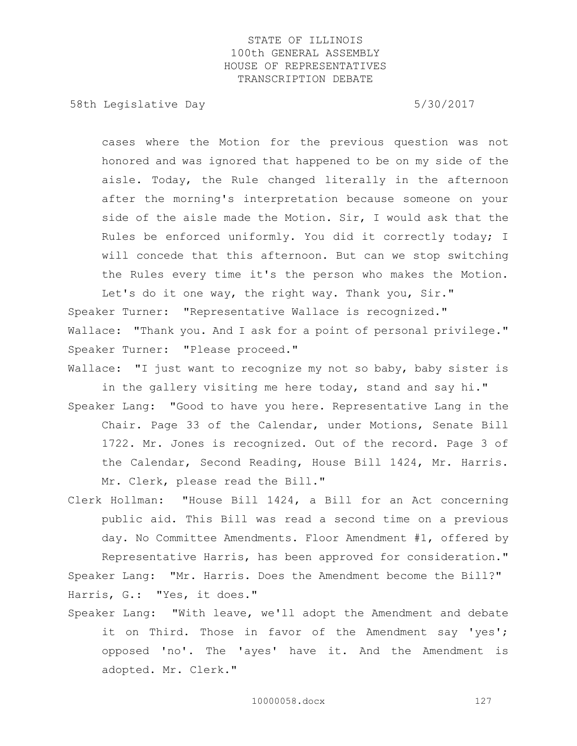cases where the Motion for the previous question was not honored and was ignored that happened to be on my side of the aisle. Today, the Rule changed literally in the afternoon after the morning's interpretation because someone on your side of the aisle made the Motion. Sir, I would ask that the Rules be enforced uniformly. You did it correctly today; I will concede that this afternoon. But can we stop switching the Rules every time it's the person who makes the Motion. Let's do it one way, the right way. Thank you, Sir."

Speaker Turner: "Representative Wallace is recognized."

Wallace: "Thank you. And I ask for a point of personal privilege."

Speaker Turner: "Please proceed."

Wallace: "I just want to recognize my not so baby, baby sister is in the gallery visiting me here today, stand and say hi."

Speaker Lang: "Good to have you here. Representative Lang in the Chair. Page 33 of the Calendar, under Motions, Senate Bill 1722. Mr. Jones is recognized. Out of the record. Page 3 of the Calendar, Second Reading, House Bill 1424, Mr. Harris. Mr. Clerk, please read the Bill."

Clerk Hollman: "House Bill 1424, a Bill for an Act concerning public aid. This Bill was read a second time on a previous day. No Committee Amendments. Floor Amendment #1, offered by Representative Harris, has been approved for consideration."

Speaker Lang: "Mr. Harris. Does the Amendment become the Bill?"

Harris, G.: "Yes, it does."

Speaker Lang: "With leave, we'll adopt the Amendment and debate it on Third. Those in favor of the Amendment say 'yes'; opposed 'no'. The 'ayes' have it. And the Amendment is adopted. Mr. Clerk."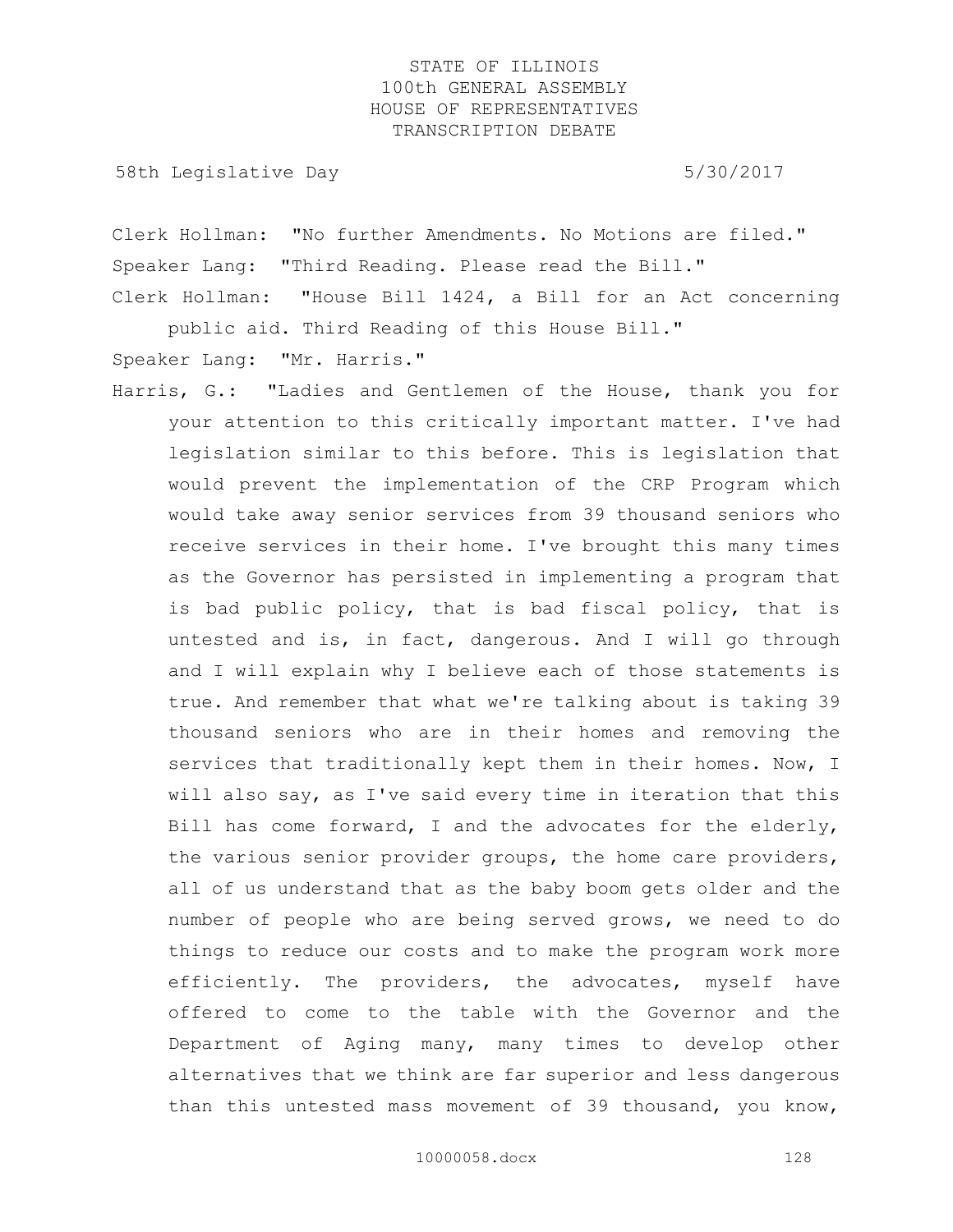Clerk Hollman: "No further Amendments. No Motions are filed."

Speaker Lang: "Third Reading. Please read the Bill."

Clerk Hollman: "House Bill 1424, a Bill for an Act concerning public aid. Third Reading of this House Bill."

Speaker Lang: "Mr. Harris."

Harris, G.: "Ladies and Gentlemen of the House, thank you for your attention to this critically important matter. I've had legislation similar to this before. This is legislation that would prevent the implementation of the CRP Program which would take away senior services from 39 thousand seniors who receive services in their home. I've brought this many times as the Governor has persisted in implementing a program that is bad public policy, that is bad fiscal policy, that is untested and is, in fact, dangerous. And I will go through and I will explain why I believe each of those statements is true. And remember that what we're talking about is taking 39 thousand seniors who are in their homes and removing the services that traditionally kept them in their homes. Now, I will also say, as I've said every time in iteration that this Bill has come forward, I and the advocates for the elderly, the various senior provider groups, the home care providers, all of us understand that as the baby boom gets older and the number of people who are being served grows, we need to do things to reduce our costs and to make the program work more efficiently. The providers, the advocates, myself have offered to come to the table with the Governor and the Department of Aging many, many times to develop other alternatives that we think are far superior and less dangerous than this untested mass movement of 39 thousand, you know,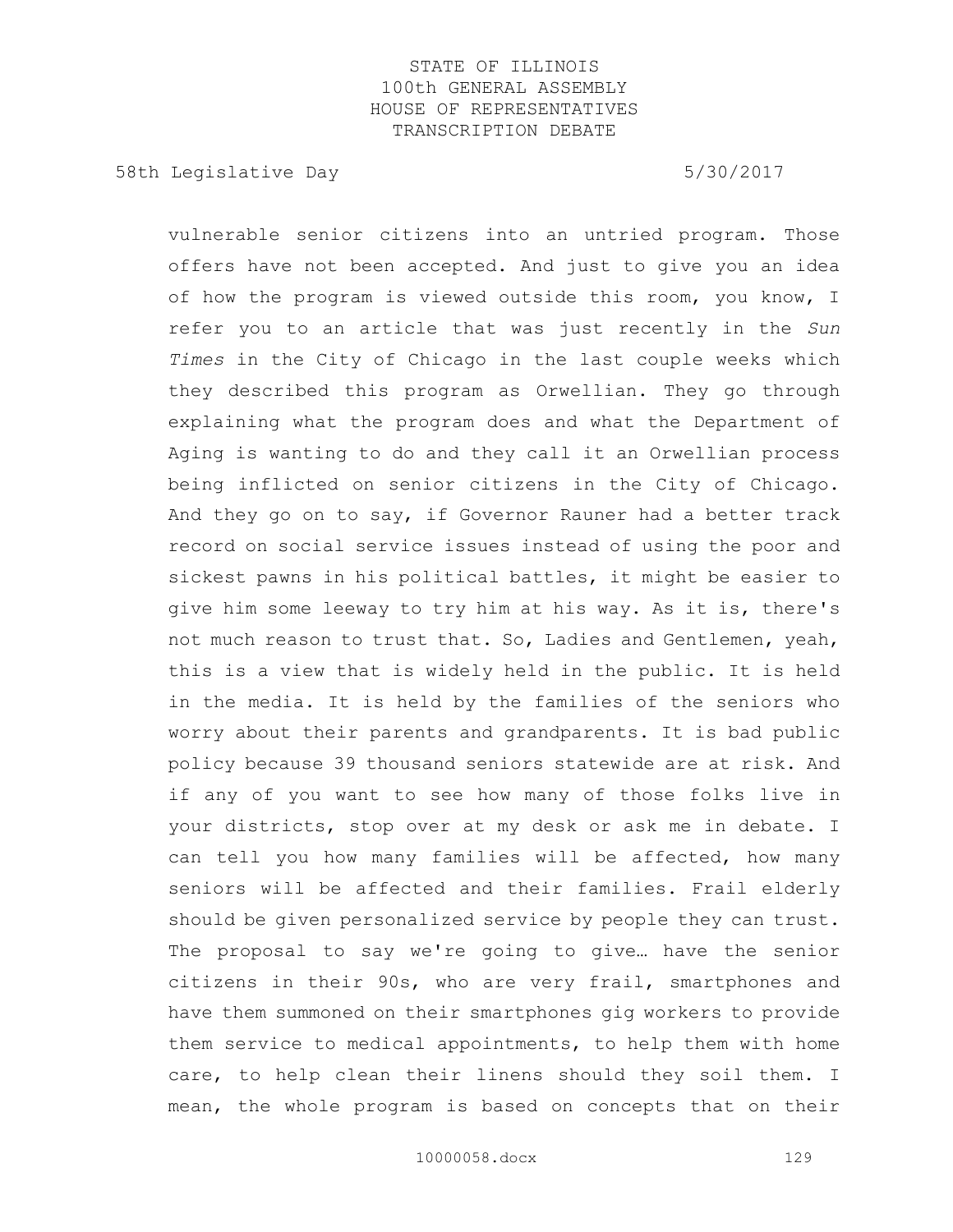vulnerable senior citizens into an untried program. Those offers have not been accepted. And just to give you an idea of how the program is viewed outside this room, you know, I refer you to an article that was just recently in the *Sun Times* in the City of Chicago in the last couple weeks which they described this program as Orwellian. They go through explaining what the program does and what the Department of Aging is wanting to do and they call it an Orwellian process being inflicted on senior citizens in the City of Chicago. And they go on to say, if Governor Rauner had a better track record on social service issues instead of using the poor and sickest pawns in his political battles, it might be easier to give him some leeway to try him at his way. As it is, there's not much reason to trust that. So, Ladies and Gentlemen, yeah, this is a view that is widely held in the public. It is held in the media. It is held by the families of the seniors who worry about their parents and grandparents. It is bad public policy because 39 thousand seniors statewide are at risk. And if any of you want to see how many of those folks live in your districts, stop over at my desk or ask me in debate. I can tell you how many families will be affected, how many seniors will be affected and their families. Frail elderly should be given personalized service by people they can trust. The proposal to say we're going to give… have the senior citizens in their 90s, who are very frail, smartphones and have them summoned on their smartphones gig workers to provide them service to medical appointments, to help them with home care, to help clean their linens should they soil them. I mean, the whole program is based on concepts that on their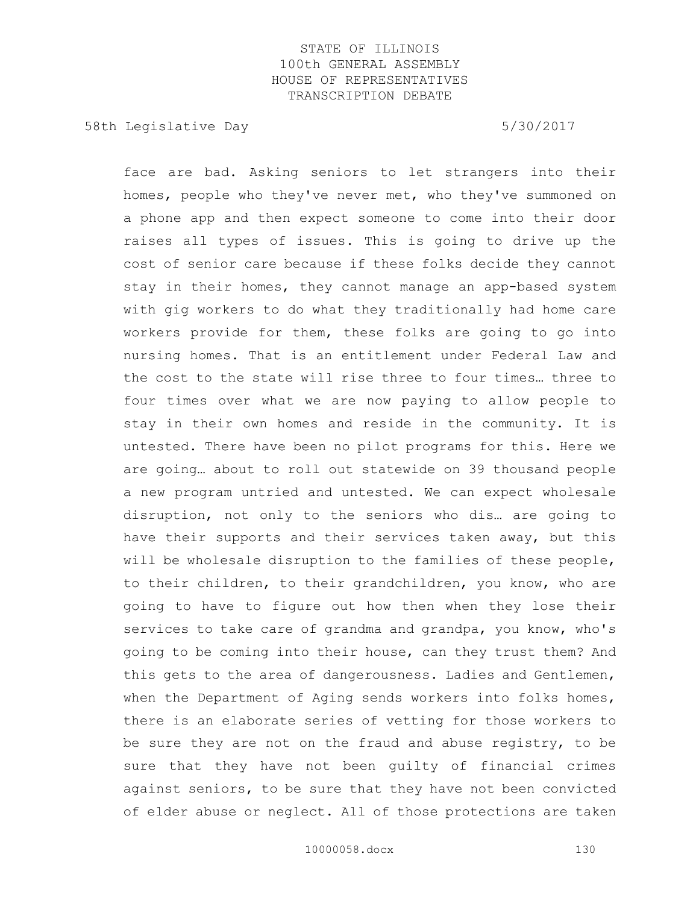face are bad. Asking seniors to let strangers into their homes, people who they've never met, who they've summoned on a phone app and then expect someone to come into their door raises all types of issues. This is going to drive up the cost of senior care because if these folks decide they cannot stay in their homes, they cannot manage an app-based system with gig workers to do what they traditionally had home care workers provide for them, these folks are going to go into nursing homes. That is an entitlement under Federal Law and the cost to the state will rise three to four times… three to four times over what we are now paying to allow people to stay in their own homes and reside in the community. It is untested. There have been no pilot programs for this. Here we are going… about to roll out statewide on 39 thousand people a new program untried and untested. We can expect wholesale disruption, not only to the seniors who dis… are going to have their supports and their services taken away, but this will be wholesale disruption to the families of these people, to their children, to their grandchildren, you know, who are going to have to figure out how then when they lose their services to take care of grandma and grandpa, you know, who's going to be coming into their house, can they trust them? And this gets to the area of dangerousness. Ladies and Gentlemen, when the Department of Aging sends workers into folks homes, there is an elaborate series of vetting for those workers to be sure they are not on the fraud and abuse registry, to be sure that they have not been guilty of financial crimes against seniors, to be sure that they have not been convicted of elder abuse or neglect. All of those protections are taken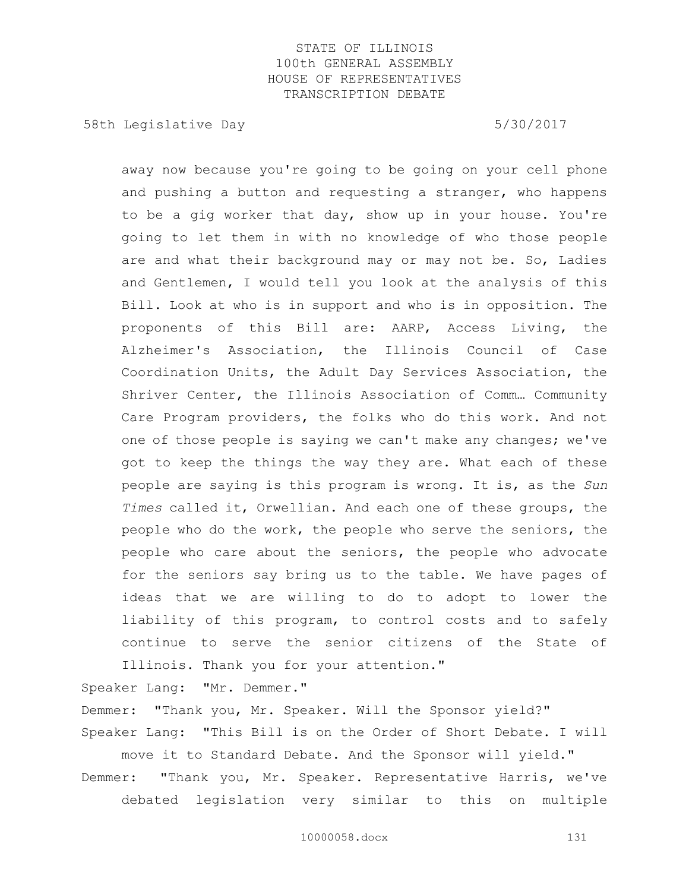away now because you're going to be going on your cell phone and pushing a button and requesting a stranger, who happens to be a gig worker that day, show up in your house. You're going to let them in with no knowledge of who those people are and what their background may or may not be. So, Ladies and Gentlemen, I would tell you look at the analysis of this Bill. Look at who is in support and who is in opposition. The proponents of this Bill are: AARP, Access Living, the Alzheimer's Association, the Illinois Council of Case Coordination Units, the Adult Day Services Association, the Shriver Center, the Illinois Association of Comm… Community Care Program providers, the folks who do this work. And not one of those people is saying we can't make any changes; we've got to keep the things the way they are. What each of these people are saying is this program is wrong. It is, as the *Sun Times* called it, Orwellian. And each one of these groups, the people who do the work, the people who serve the seniors, the people who care about the seniors, the people who advocate for the seniors say bring us to the table. We have pages of ideas that we are willing to do to adopt to lower the liability of this program, to control costs and to safely continue to serve the senior citizens of the State of Illinois. Thank you for your attention."

Speaker Lang: "Mr. Demmer."

Demmer: "Thank you, Mr. Speaker. Will the Sponsor yield?"

Speaker Lang: "This Bill is on the Order of Short Debate. I will move it to Standard Debate. And the Sponsor will yield."

Demmer: "Thank you, Mr. Speaker. Representative Harris, we've debated legislation very similar to this on multiple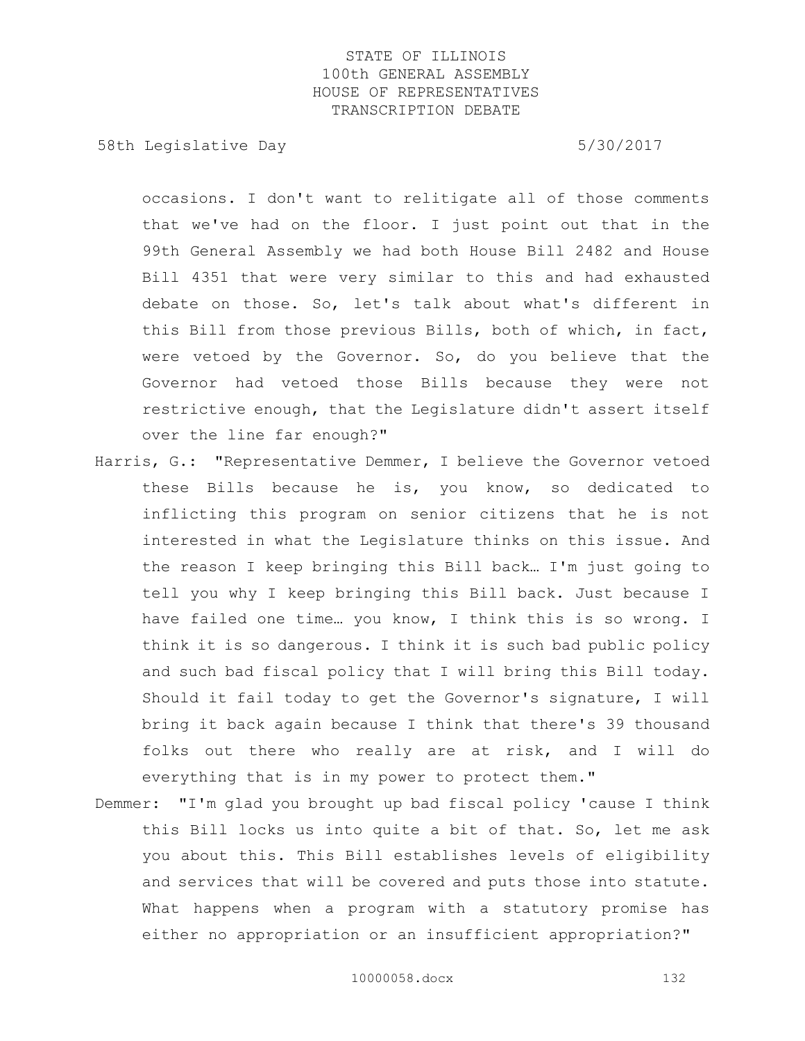occasions. I don't want to relitigate all of those comments that we've had on the floor. I just point out that in the 99th General Assembly we had both House Bill 2482 and House Bill 4351 that were very similar to this and had exhausted debate on those. So, let's talk about what's different in this Bill from those previous Bills, both of which, in fact, were vetoed by the Governor. So, do you believe that the Governor had vetoed those Bills because they were not restrictive enough, that the Legislature didn't assert itself over the line far enough?"

Harris, G.: "Representative Demmer, I believe the Governor vetoed these Bills because he is, you know, so dedicated to inflicting this program on senior citizens that he is not interested in what the Legislature thinks on this issue. And the reason I keep bringing this Bill back… I'm just going to tell you why I keep bringing this Bill back. Just because I have failed one time… you know, I think this is so wrong. I think it is so dangerous. I think it is such bad public policy and such bad fiscal policy that I will bring this Bill today. Should it fail today to get the Governor's signature, I will bring it back again because I think that there's 39 thousand folks out there who really are at risk, and I will do everything that is in my power to protect them."

Demmer: "I'm glad you brought up bad fiscal policy 'cause I think this Bill locks us into quite a bit of that. So, let me ask you about this. This Bill establishes levels of eligibility and services that will be covered and puts those into statute. What happens when a program with a statutory promise has either no appropriation or an insufficient appropriation?"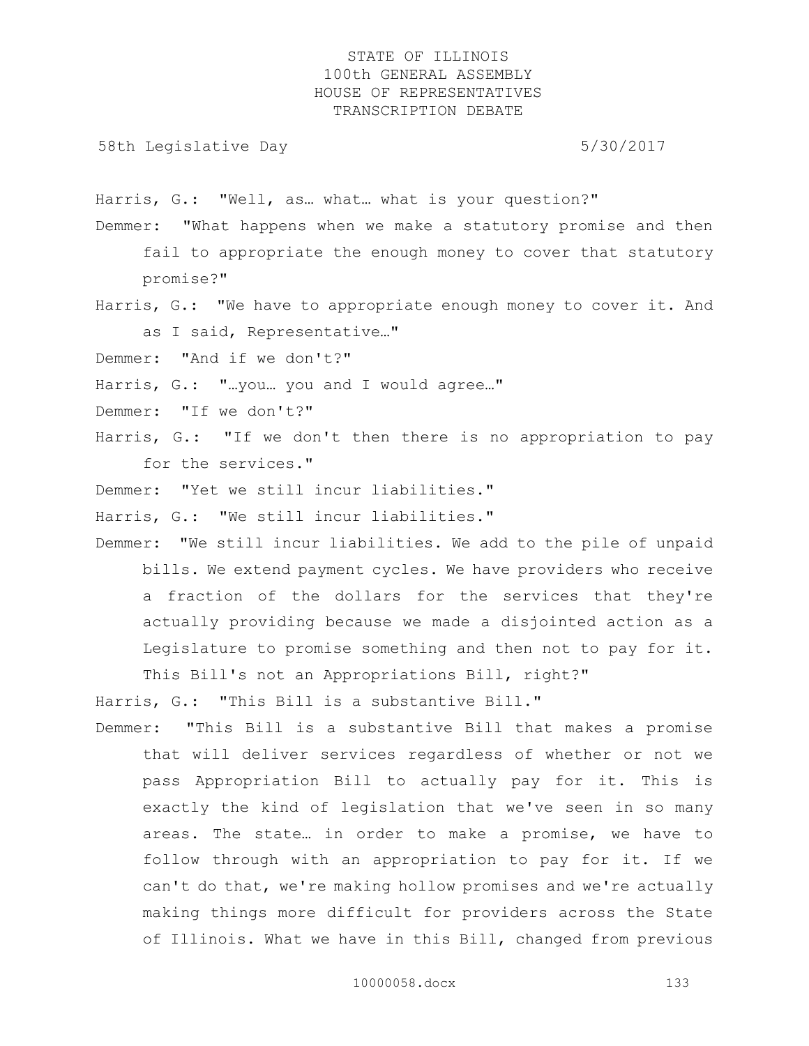Harris, G.: "Well, as… what… what is your question?"

Demmer: "What happens when we make a statutory promise and then fail to appropriate the enough money to cover that statutory promise?"

Harris, G.: "We have to appropriate enough money to cover it. And as I said, Representative…"

Demmer: "And if we don't?"

Harris, G.: "…you… you and I would agree…"

Demmer: "If we don't?"

Harris, G.: "If we don't then there is no appropriation to pay for the services."

Demmer: "Yet we still incur liabilities."

Harris, G.: "We still incur liabilities."

Demmer: "We still incur liabilities. We add to the pile of unpaid bills. We extend payment cycles. We have providers who receive a fraction of the dollars for the services that they're actually providing because we made a disjointed action as a Legislature to promise something and then not to pay for it. This Bill's not an Appropriations Bill, right?"

Harris, G.: "This Bill is a substantive Bill."

Demmer: "This Bill is a substantive Bill that makes a promise that will deliver services regardless of whether or not we pass Appropriation Bill to actually pay for it. This is exactly the kind of legislation that we've seen in so many areas. The state… in order to make a promise, we have to follow through with an appropriation to pay for it. If we can't do that, we're making hollow promises and we're actually making things more difficult for providers across the State of Illinois. What we have in this Bill, changed from previous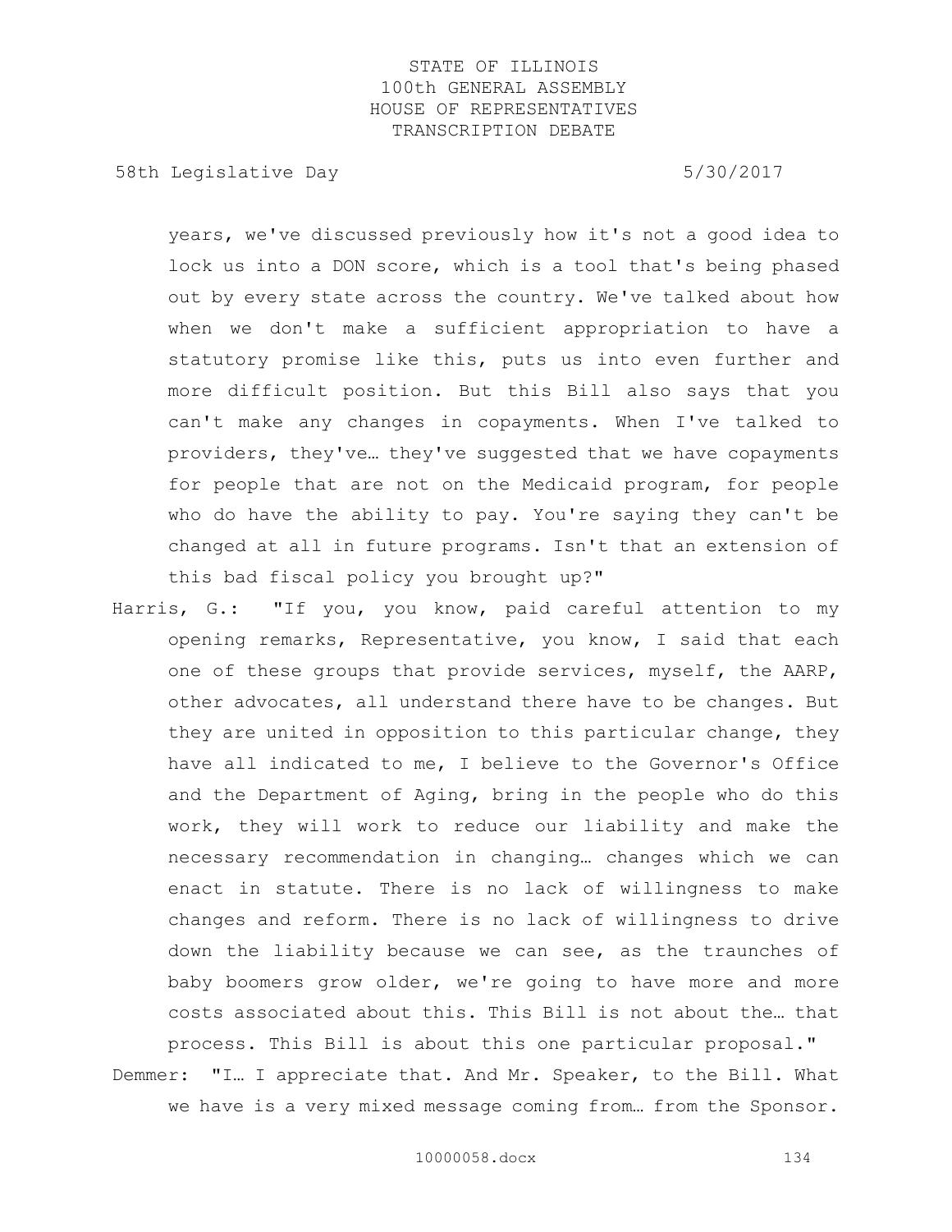years, we've discussed previously how it's not a good idea to lock us into a DON score, which is a tool that's being phased out by every state across the country. We've talked about how when we don't make a sufficient appropriation to have a statutory promise like this, puts us into even further and more difficult position. But this Bill also says that you can't make any changes in copayments. When I've talked to providers, they've… they've suggested that we have copayments for people that are not on the Medicaid program, for people who do have the ability to pay. You're saying they can't be changed at all in future programs. Isn't that an extension of this bad fiscal policy you brought up?"

Harris, G.: "If you, you know, paid careful attention to my opening remarks, Representative, you know, I said that each one of these groups that provide services, myself, the AARP, other advocates, all understand there have to be changes. But they are united in opposition to this particular change, they have all indicated to me, I believe to the Governor's Office and the Department of Aging, bring in the people who do this work, they will work to reduce our liability and make the necessary recommendation in changing… changes which we can enact in statute. There is no lack of willingness to make changes and reform. There is no lack of willingness to drive down the liability because we can see, as the traunches of baby boomers grow older, we're going to have more and more costs associated about this. This Bill is not about the… that process. This Bill is about this one particular proposal."

Demmer: "I… I appreciate that. And Mr. Speaker, to the Bill. What we have is a very mixed message coming from… from the Sponsor.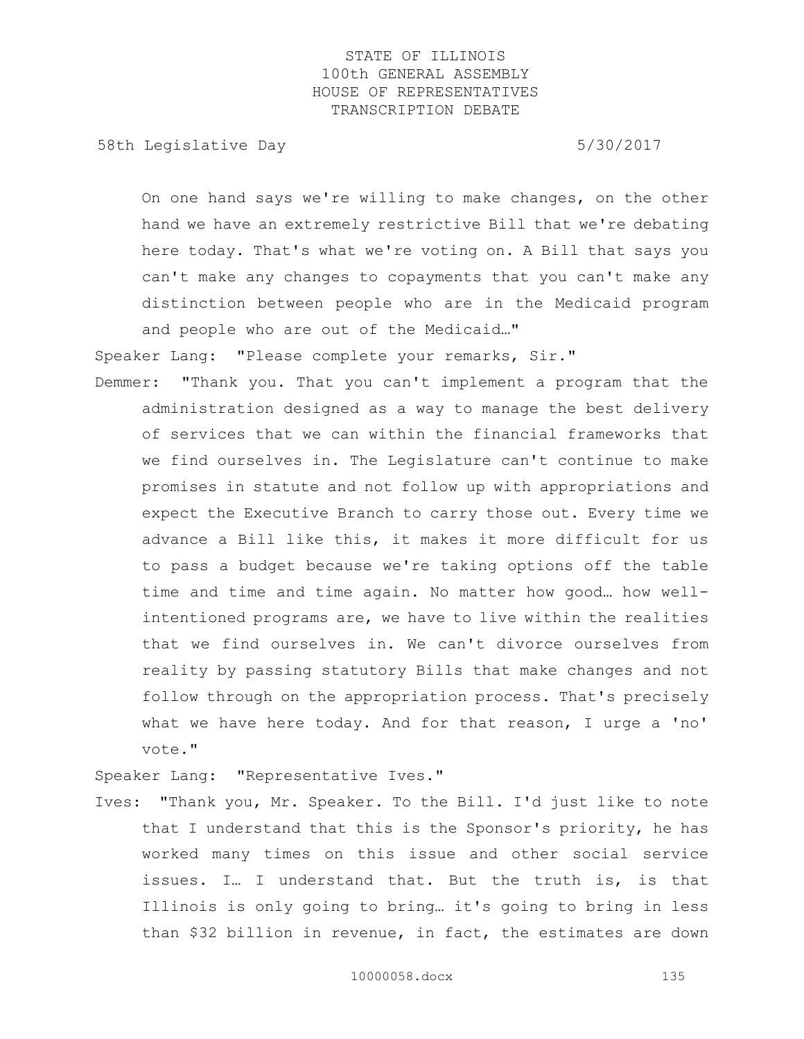On one hand says we're willing to make changes, on the other hand we have an extremely restrictive Bill that we're debating here today. That's what we're voting on. A Bill that says you can't make any changes to copayments that you can't make any distinction between people who are in the Medicaid program and people who are out of the Medicaid…"

Speaker Lang: "Please complete your remarks, Sir."

Demmer: "Thank you. That you can't implement a program that the administration designed as a way to manage the best delivery of services that we can within the financial frameworks that we find ourselves in. The Legislature can't continue to make promises in statute and not follow up with appropriations and expect the Executive Branch to carry those out. Every time we advance a Bill like this, it makes it more difficult for us to pass a budget because we're taking options off the table time and time and time again. No matter how good… how well-intentioned programs are, we have to live within the realities that we find ourselves in. We can't divorce ourselves from reality by passing statutory Bills that make changes and not follow through on the appropriation process. That's precisely what we have here today. And for that reason, I urge a 'no' vote."

Speaker Lang: "Representative Ives."

Ives: "Thank you, Mr. Speaker. To the Bill. I'd just like to note that I understand that this is the Sponsor's priority, he has worked many times on this issue and other social service issues. I… I understand that. But the truth is, is that Illinois is only going to bring… it's going to bring in less than $32 billion in revenue, in fact, the estimates are down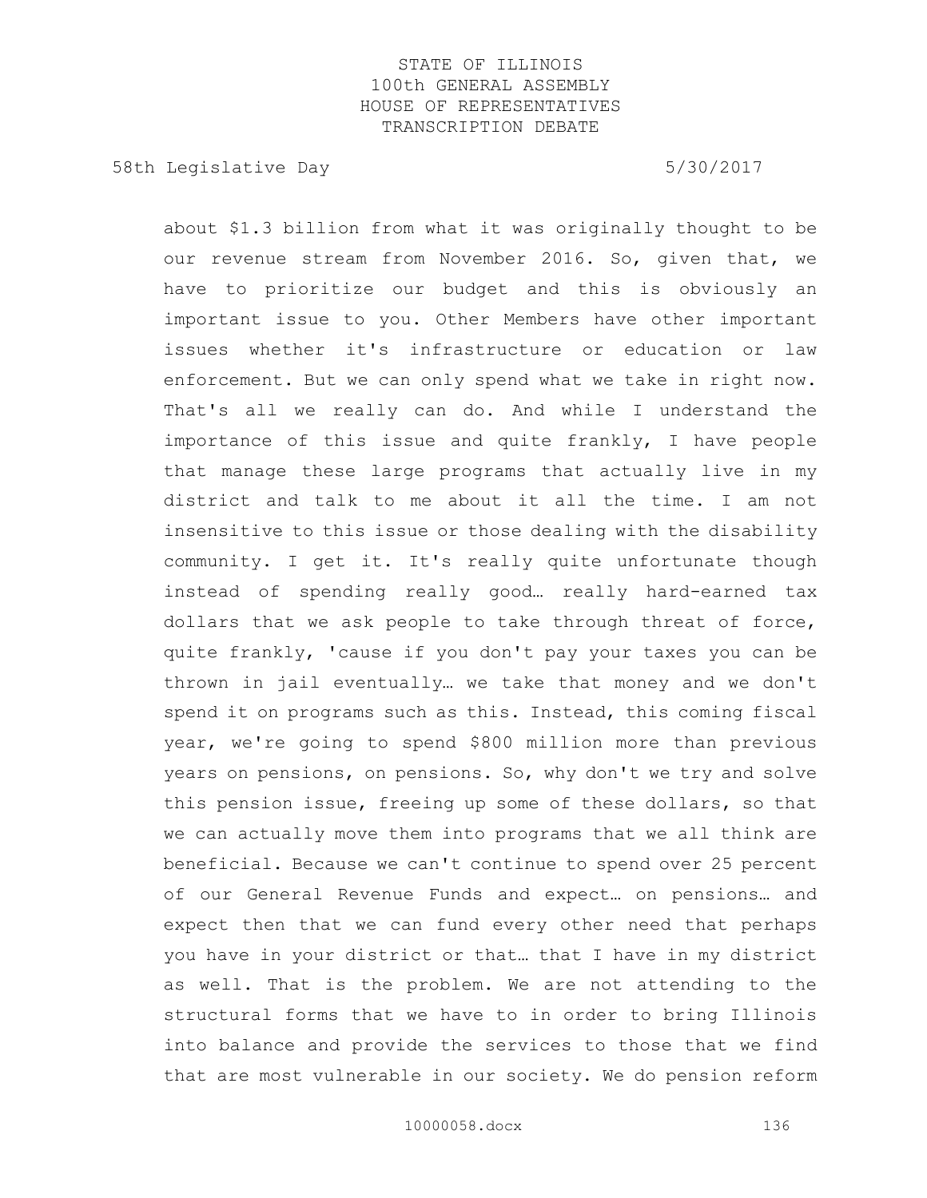about $1.3 billion from what it was originally thought to be our revenue stream from November 2016. So, given that, we have to prioritize our budget and this is obviously an important issue to you. Other Members have other important issues whether it's infrastructure or education or law enforcement. But we can only spend what we take in right now. That's all we really can do. And while I understand the importance of this issue and quite frankly, I have people that manage these large programs that actually live in my district and talk to me about it all the time. I am not insensitive to this issue or those dealing with the disability community. I get it. It's really quite unfortunate though instead of spending really good… really hard-earned tax dollars that we ask people to take through threat of force, quite frankly, 'cause if you don't pay your taxes you can be thrown in jail eventually… we take that money and we don't spend it on programs such as this. Instead, this coming fiscal year, we're going to spend $800 million more than previous years on pensions, on pensions. So, why don't we try and solve this pension issue, freeing up some of these dollars, so that we can actually move them into programs that we all think are beneficial. Because we can't continue to spend over 25 percent of our General Revenue Funds and expect… on pensions… and expect then that we can fund every other need that perhaps you have in your district or that… that I have in my district as well. That is the problem. We are not attending to the structural forms that we have to in order to bring Illinois into balance and provide the services to those that we find that are most vulnerable in our society. We do pension reform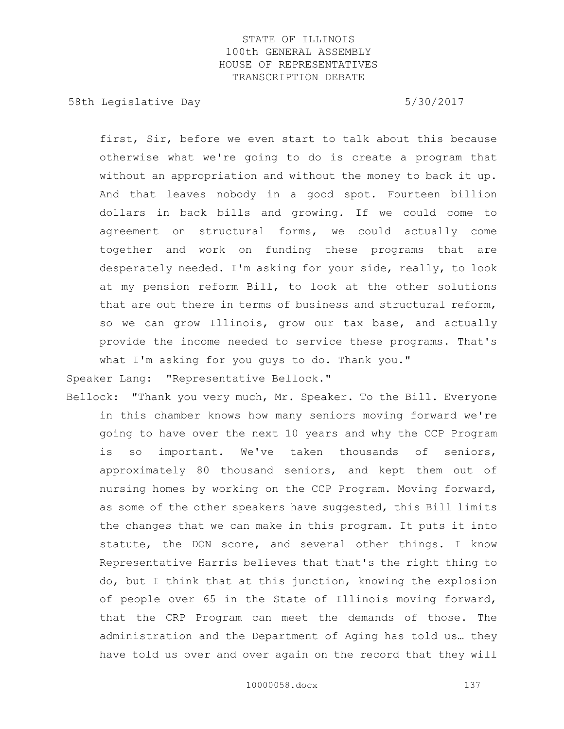first, Sir, before we even start to talk about this because otherwise what we're going to do is create a program that without an appropriation and without the money to back it up. And that leaves nobody in a good spot. Fourteen billion dollars in back bills and growing. If we could come to agreement on structural forms, we could actually come together and work on funding these programs that are desperately needed. I'm asking for your side, really, to look at my pension reform Bill, to look at the other solutions that are out there in terms of business and structural reform, so we can grow Illinois, grow our tax base, and actually provide the income needed to service these programs. That's what I'm asking for you guys to do. Thank you."

Speaker Lang: "Representative Bellock."

Bellock: "Thank you very much, Mr. Speaker. To the Bill. Everyone in this chamber knows how many seniors moving forward we're going to have over the next 10 years and why the CCP Program is so important. We've taken thousands of seniors, approximately 80 thousand seniors, and kept them out of nursing homes by working on the CCP Program. Moving forward, as some of the other speakers have suggested, this Bill limits the changes that we can make in this program. It puts it into statute, the DON score, and several other things. I know Representative Harris believes that that's the right thing to do, but I think that at this junction, knowing the explosion of people over 65 in the State of Illinois moving forward, that the CRP Program can meet the demands of those. The administration and the Department of Aging has told us… they have told us over and over again on the record that they will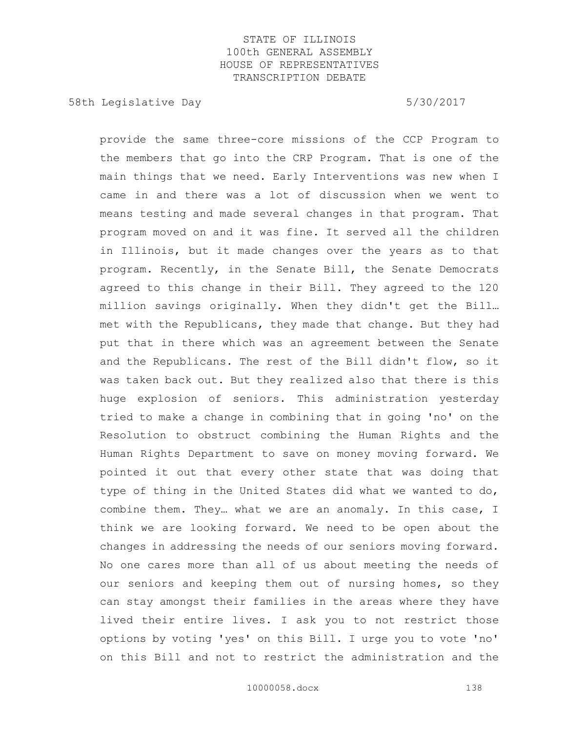provide the same three-core missions of the CCP Program to the members that go into the CRP Program. That is one of the main things that we need. Early Interventions was new when I came in and there was a lot of discussion when we went to means testing and made several changes in that program. That program moved on and it was fine. It served all the children in Illinois, but it made changes over the years as to that program. Recently, in the Senate Bill, the Senate Democrats agreed to this change in their Bill. They agreed to the 120 million savings originally. When they didn't get the Bill… met with the Republicans, they made that change. But they had put that in there which was an agreement between the Senate and the Republicans. The rest of the Bill didn't flow, so it was taken back out. But they realized also that there is this huge explosion of seniors. This administration yesterday tried to make a change in combining that in going 'no' on the Resolution to obstruct combining the Human Rights and the Human Rights Department to save on money moving forward. We pointed it out that every other state that was doing that type of thing in the United States did what we wanted to do, combine them. They… what we are an anomaly. In this case, I think we are looking forward. We need to be open about the changes in addressing the needs of our seniors moving forward. No one cares more than all of us about meeting the needs of our seniors and keeping them out of nursing homes, so they can stay amongst their families in the areas where they have lived their entire lives. I ask you to not restrict those options by voting 'yes' on this Bill. I urge you to vote 'no' on this Bill and not to restrict the administration and the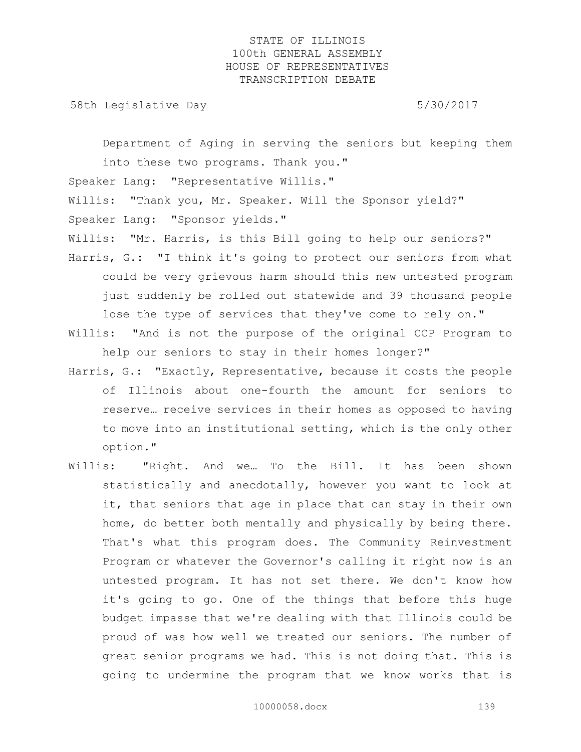Department of Aging in serving the seniors but keeping them into these two programs. Thank you."

Speaker Lang: "Representative Willis."

Willis: "Thank you, Mr. Speaker. Will the Sponsor yield?"

Speaker Lang: "Sponsor yields."

Willis: "Mr. Harris, is this Bill going to help our seniors?"

Harris, G.: "I think it's going to protect our seniors from what could be very grievous harm should this new untested program just suddenly be rolled out statewide and 39 thousand people lose the type of services that they've come to rely on."

Willis: "And is not the purpose of the original CCP Program to help our seniors to stay in their homes longer?"

Harris, G.: "Exactly, Representative, because it costs the people of Illinois about one-fourth the amount for seniors to reserve… receive services in their homes as opposed to having to move into an institutional setting, which is the only other option."

Willis: "Right. And we… To the Bill. It has been shown statistically and anecdotally, however you want to look at it, that seniors that age in place that can stay in their own home, do better both mentally and physically by being there. That's what this program does. The Community Reinvestment Program or whatever the Governor's calling it right now is an untested program. It has not set there. We don't know how it's going to go. One of the things that before this huge budget impasse that we're dealing with that Illinois could be proud of was how well we treated our seniors. The number of great senior programs we had. This is not doing that. This is going to undermine the program that we know works that is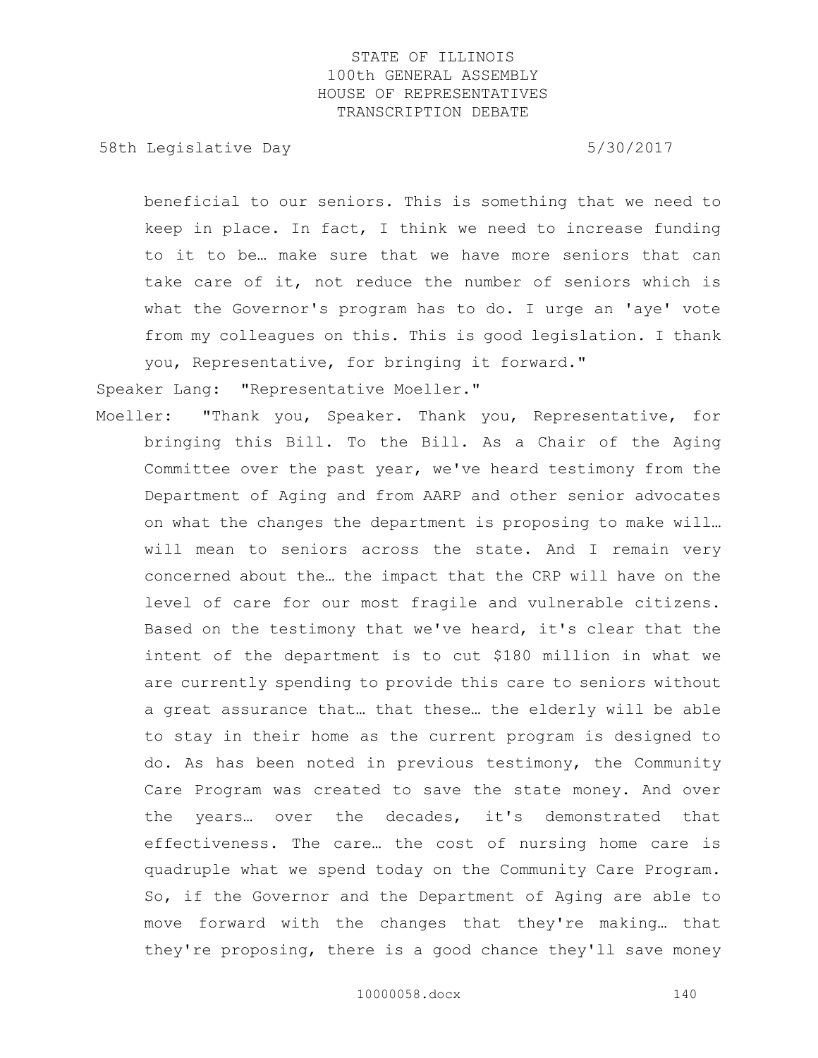beneficial to our seniors. This is something that we need to keep in place. In fact, I think we need to increase funding to it to be… make sure that we have more seniors that can take care of it, not reduce the number of seniors which is what the Governor's program has to do. I urge an 'aye' vote from my colleagues on this. This is good legislation. I thank you, Representative, for bringing it forward."

Speaker Lang: "Representative Moeller."

Moeller: "Thank you, Speaker. Thank you, Representative, for bringing this Bill. To the Bill. As a Chair of the Aging Committee over the past year, we've heard testimony from the Department of Aging and from AARP and other senior advocates on what the changes the department is proposing to make will… will mean to seniors across the state. And I remain very concerned about the… the impact that the CRP will have on the level of care for our most fragile and vulnerable citizens. Based on the testimony that we've heard, it's clear that the intent of the department is to cut $180 million in what we are currently spending to provide this care to seniors without a great assurance that… that these… the elderly will be able to stay in their home as the current program is designed to do. As has been noted in previous testimony, the Community Care Program was created to save the state money. And over the years… over the decades, it's demonstrated that effectiveness. The care… the cost of nursing home care is quadruple what we spend today on the Community Care Program. So, if the Governor and the Department of Aging are able to move forward with the changes that they're making… that they're proposing, there is a good chance they'll save money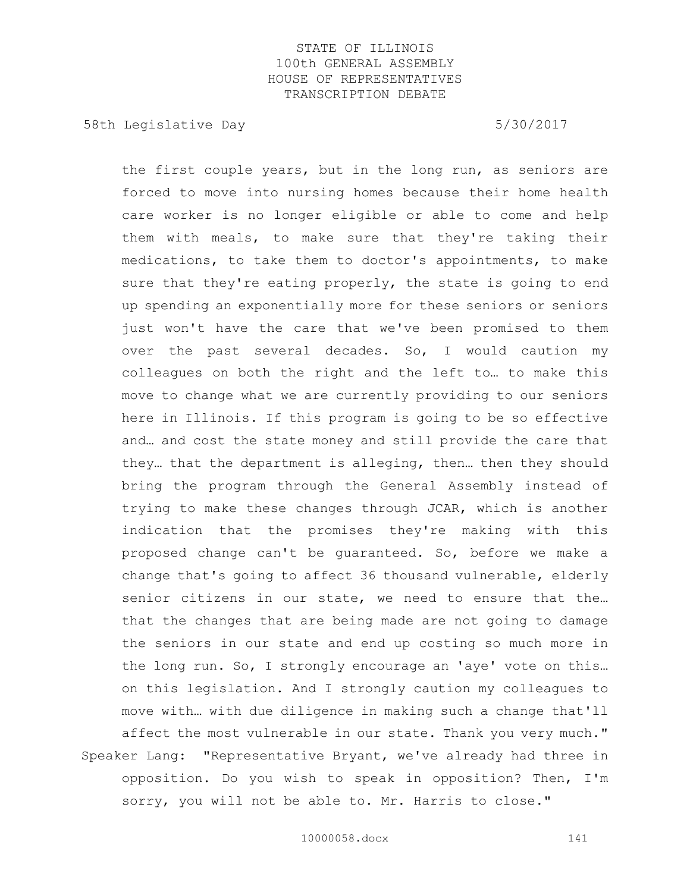the first couple years, but in the long run, as seniors are forced to move into nursing homes because their home health care worker is no longer eligible or able to come and help them with meals, to make sure that they're taking their medications, to take them to doctor's appointments, to make sure that they're eating properly, the state is going to end up spending an exponentially more for these seniors or seniors just won't have the care that we've been promised to them over the past several decades. So, I would caution my colleagues on both the right and the left to… to make this move to change what we are currently providing to our seniors here in Illinois. If this program is going to be so effective and… and cost the state money and still provide the care that they… that the department is alleging, then… then they should bring the program through the General Assembly instead of trying to make these changes through JCAR, which is another indication that the promises they're making with this proposed change can't be guaranteed. So, before we make a change that's going to affect 36 thousand vulnerable, elderly senior citizens in our state, we need to ensure that the… that the changes that are being made are not going to damage the seniors in our state and end up costing so much more in the long run. So, I strongly encourage an 'aye' vote on this… on this legislation. And I strongly caution my colleagues to move with… with due diligence in making such a change that'll affect the most vulnerable in our state. Thank you very much."

Speaker Lang: "Representative Bryant, we've already had three in opposition. Do you wish to speak in opposition? Then, I'm sorry, you will not be able to. Mr. Harris to close."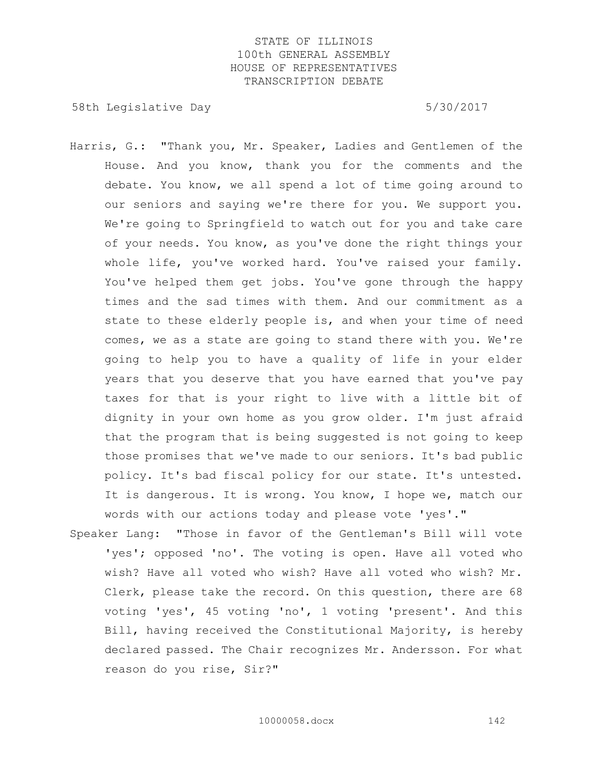Harris, G.: "Thank you, Mr. Speaker, Ladies and Gentlemen of the House. And you know, thank you for the comments and the debate. You know, we all spend a lot of time going around to our seniors and saying we're there for you. We support you. We're going to Springfield to watch out for you and take care of your needs. You know, as you've done the right things your whole life, you've worked hard. You've raised your family. You've helped them get jobs. You've gone through the happy times and the sad times with them. And our commitment as a state to these elderly people is, and when your time of need comes, we as a state are going to stand there with you. We're going to help you to have a quality of life in your elder years that you deserve that you have earned that you've pay taxes for that is your right to live with a little bit of dignity in your own home as you grow older. I'm just afraid that the program that is being suggested is not going to keep those promises that we've made to our seniors. It's bad public policy. It's bad fiscal policy for our state. It's untested. It is dangerous. It is wrong. You know, I hope we, match our words with our actions today and please vote 'yes'."

Speaker Lang: "Those in favor of the Gentleman's Bill will vote 'yes'; opposed 'no'. The voting is open. Have all voted who wish? Have all voted who wish? Have all voted who wish? Mr. Clerk, please take the record. On this question, there are 68 voting 'yes', 45 voting 'no', 1 voting 'present'. And this Bill, having received the Constitutional Majority, is hereby declared passed. The Chair recognizes Mr. Andersson. For what reason do you rise, Sir?"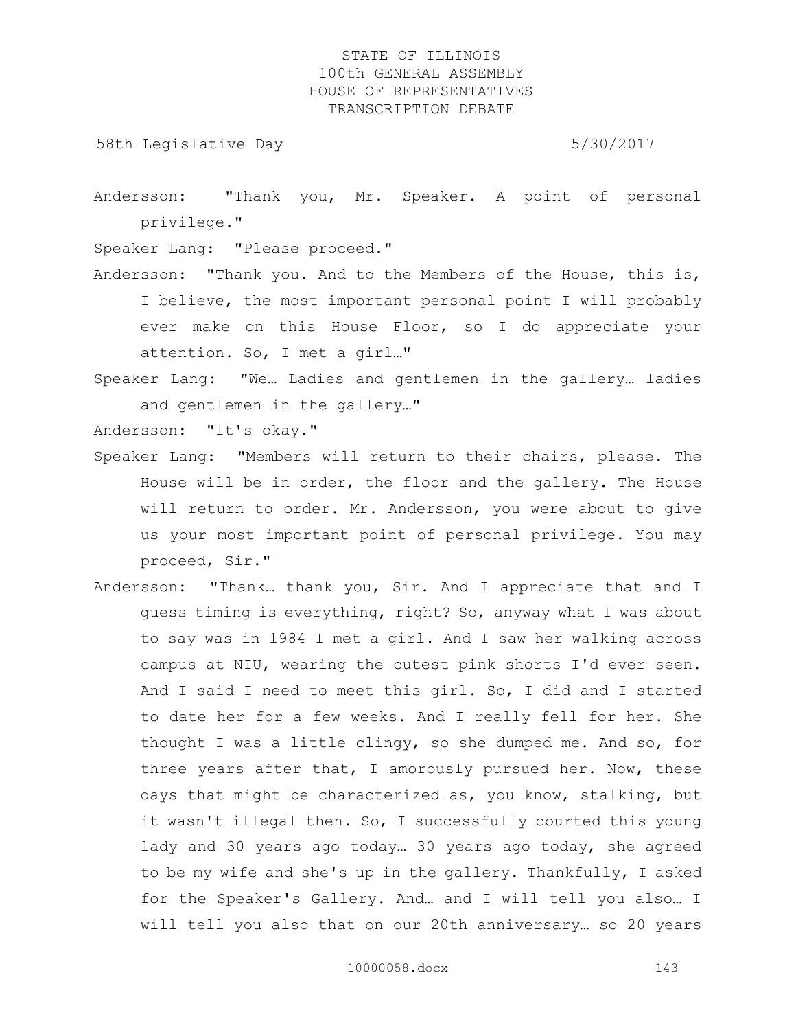Andersson: "Thank you, Mr. Speaker. A point of personal privilege."

Speaker Lang: "Please proceed."

Andersson: "Thank you. And to the Members of the House, this is, I believe, the most important personal point I will probably ever make on this House Floor, so I do appreciate your attention. So, I met a girl…"

Speaker Lang: "We… Ladies and gentlemen in the gallery… ladies and gentlemen in the gallery…"

Andersson: "It's okay."

Speaker Lang: "Members will return to their chairs, please. The House will be in order, the floor and the gallery. The House will return to order. Mr. Andersson, you were about to give us your most important point of personal privilege. You may proceed, Sir."

Andersson: "Thank… thank you, Sir. And I appreciate that and I guess timing is everything, right? So, anyway what I was about to say was in 1984 I met a girl. And I saw her walking across campus at NIU, wearing the cutest pink shorts I'd ever seen. And I said I need to meet this girl. So, I did and I started to date her for a few weeks. And I really fell for her. She thought I was a little clingy, so she dumped me. And so, for three years after that, I amorously pursued her. Now, these days that might be characterized as, you know, stalking, but it wasn't illegal then. So, I successfully courted this young lady and 30 years ago today… 30 years ago today, she agreed to be my wife and she's up in the gallery. Thankfully, I asked for the Speaker's Gallery. And… and I will tell you also… I will tell you also that on our 20th anniversary… so 20 years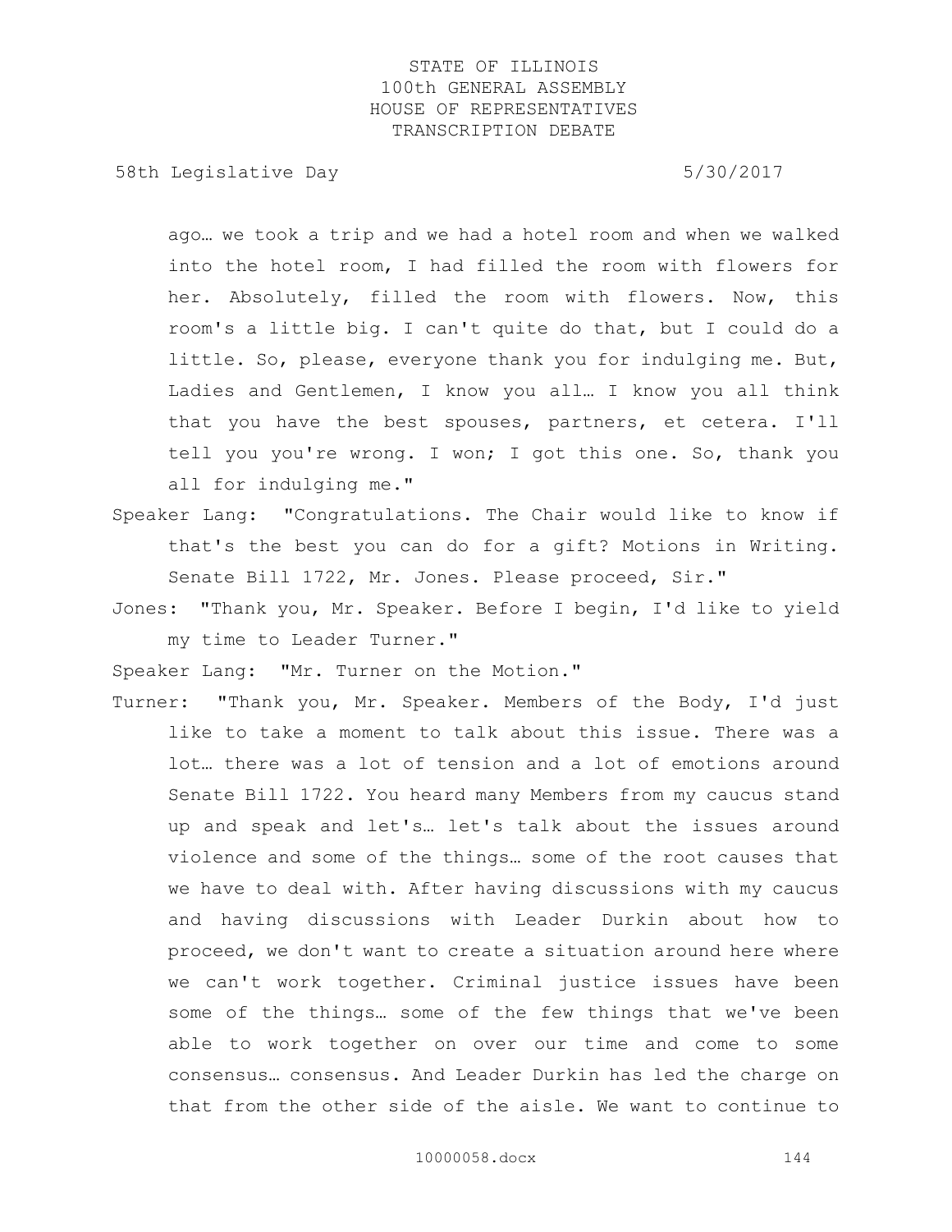ago… we took a trip and we had a hotel room and when we walked into the hotel room, I had filled the room with flowers for her. Absolutely, filled the room with flowers. Now, this room's a little big. I can't quite do that, but I could do a little. So, please, everyone thank you for indulging me. But, Ladies and Gentlemen, I know you all… I know you all think that you have the best spouses, partners, et cetera. I'll tell you you're wrong. I won; I got this one. So, thank you all for indulging me."

Speaker Lang: "Congratulations. The Chair would like to know if that's the best you can do for a gift? Motions in Writing. Senate Bill 1722, Mr. Jones. Please proceed, Sir."

Jones: "Thank you, Mr. Speaker. Before I begin, I'd like to yield my time to Leader Turner."

Speaker Lang: "Mr. Turner on the Motion."

Turner: "Thank you, Mr. Speaker. Members of the Body, I'd just like to take a moment to talk about this issue. There was a lot… there was a lot of tension and a lot of emotions around Senate Bill 1722. You heard many Members from my caucus stand up and speak and let's… let's talk about the issues around violence and some of the things… some of the root causes that we have to deal with. After having discussions with my caucus and having discussions with Leader Durkin about how to proceed, we don't want to create a situation around here where we can't work together. Criminal justice issues have been some of the things… some of the few things that we've been able to work together on over our time and come to some consensus… consensus. And Leader Durkin has led the charge on that from the other side of the aisle. We want to continue to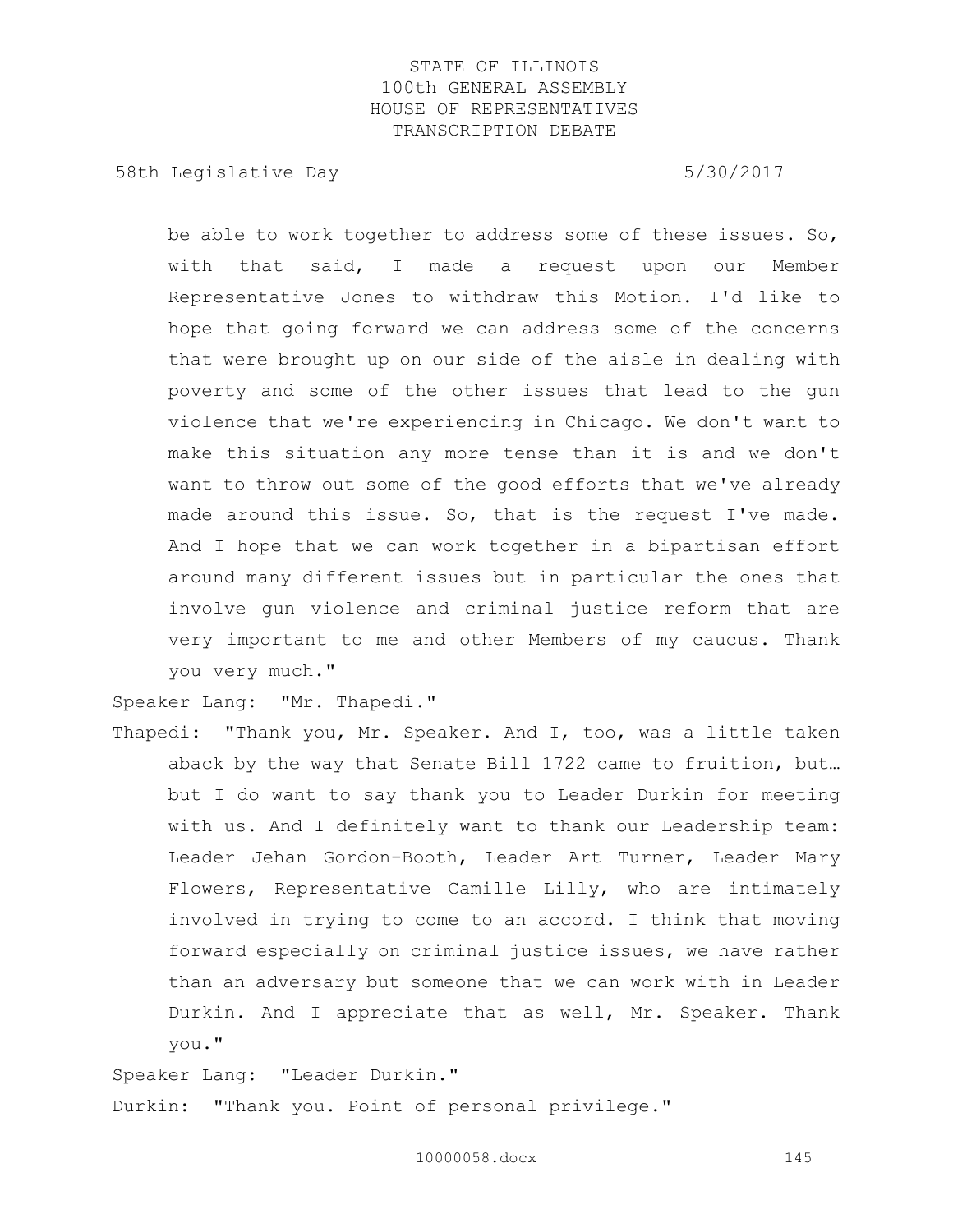be able to work together to address some of these issues. So, with that said, I made a request upon our Member Representative Jones to withdraw this Motion. I'd like to hope that going forward we can address some of the concerns that were brought up on our side of the aisle in dealing with poverty and some of the other issues that lead to the gun violence that we're experiencing in Chicago. We don't want to make this situation any more tense than it is and we don't want to throw out some of the good efforts that we've already made around this issue. So, that is the request I've made. And I hope that we can work together in a bipartisan effort around many different issues but in particular the ones that involve gun violence and criminal justice reform that are very important to me and other Members of my caucus. Thank you very much."

Speaker Lang: "Mr. Thapedi."

Thapedi: "Thank you, Mr. Speaker. And I, too, was a little taken aback by the way that Senate Bill 1722 came to fruition, but… but I do want to say thank you to Leader Durkin for meeting with us. And I definitely want to thank our Leadership team: Leader Jehan Gordon-Booth, Leader Art Turner, Leader Mary Flowers, Representative Camille Lilly, who are intimately involved in trying to come to an accord. I think that moving forward especially on criminal justice issues, we have rather than an adversary but someone that we can work with in Leader Durkin. And I appreciate that as well, Mr. Speaker. Thank you."

Speaker Lang: "Leader Durkin."

Durkin: "Thank you. Point of personal privilege."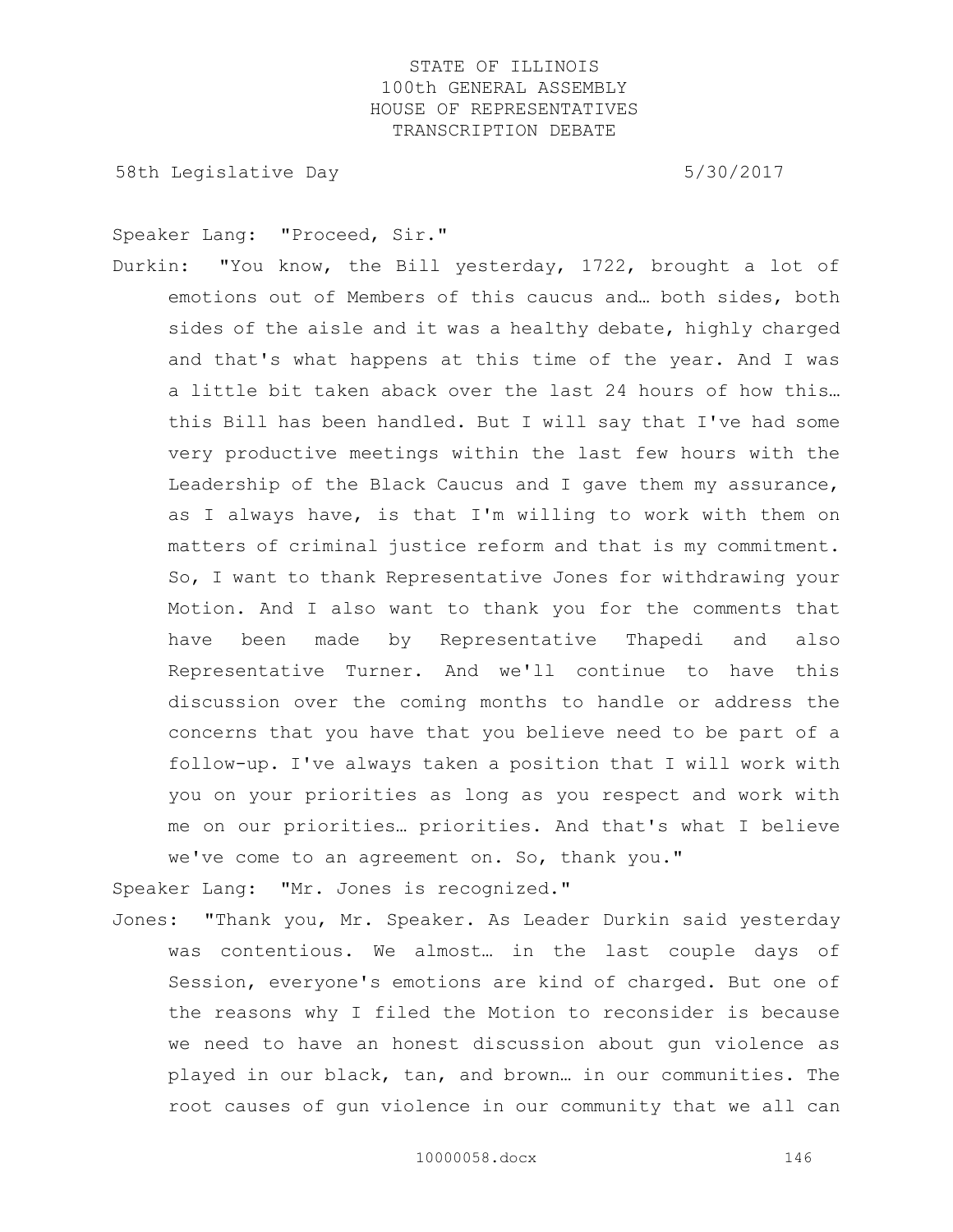Speaker Lang: "Proceed, Sir."

Durkin: "You know, the Bill yesterday, 1722, brought a lot of emotions out of Members of this caucus and… both sides, both sides of the aisle and it was a healthy debate, highly charged and that's what happens at this time of the year. And I was a little bit taken aback over the last 24 hours of how this… this Bill has been handled. But I will say that I've had some very productive meetings within the last few hours with the Leadership of the Black Caucus and I gave them my assurance, as I always have, is that I'm willing to work with them on matters of criminal justice reform and that is my commitment. So, I want to thank Representative Jones for withdrawing your Motion. And I also want to thank you for the comments that have been made by Representative Thapedi and also Representative Turner. And we'll continue to have this discussion over the coming months to handle or address the concerns that you have that you believe need to be part of a follow-up. I've always taken a position that I will work with you on your priorities as long as you respect and work with me on our priorities… priorities. And that's what I believe we've come to an agreement on. So, thank you."

Speaker Lang: "Mr. Jones is recognized."

Jones: "Thank you, Mr. Speaker. As Leader Durkin said yesterday was contentious. We almost… in the last couple days of Session, everyone's emotions are kind of charged. But one of the reasons why I filed the Motion to reconsider is because we need to have an honest discussion about gun violence as played in our black, tan, and brown… in our communities. The root causes of gun violence in our community that we all can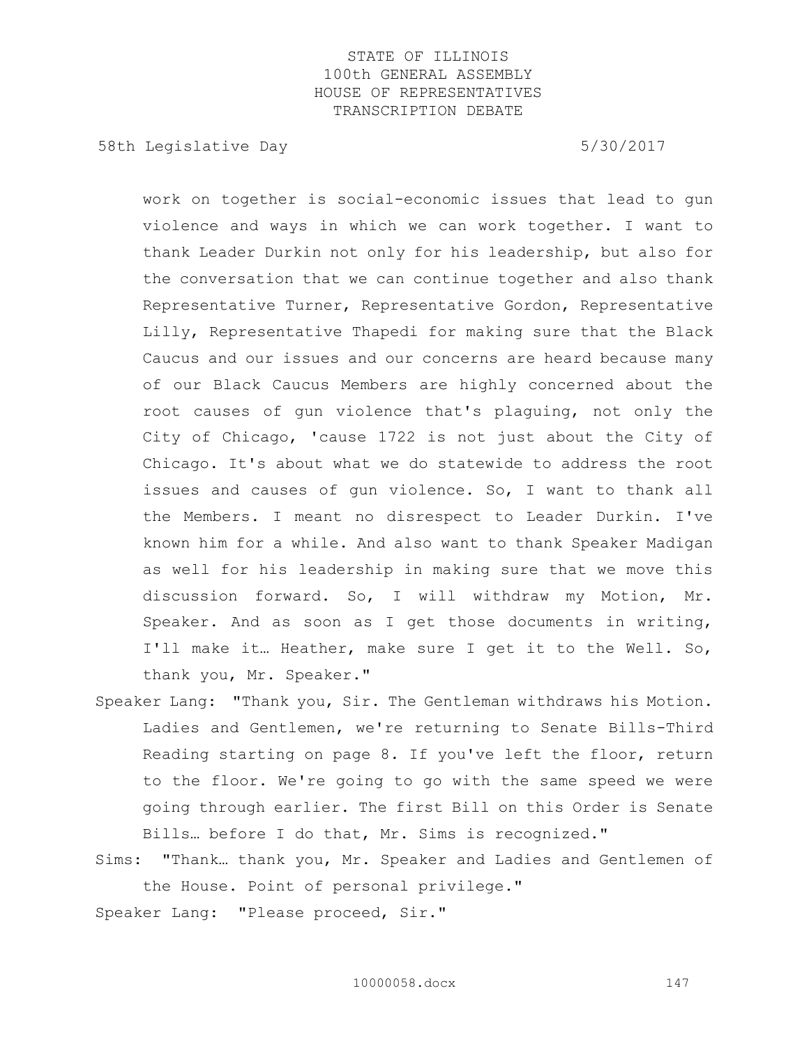work on together is social-economic issues that lead to gun violence and ways in which we can work together. I want to thank Leader Durkin not only for his leadership, but also for the conversation that we can continue together and also thank Representative Turner, Representative Gordon, Representative Lilly, Representative Thapedi for making sure that the Black Caucus and our issues and our concerns are heard because many of our Black Caucus Members are highly concerned about the root causes of gun violence that's plaguing, not only the City of Chicago, 'cause 1722 is not just about the City of Chicago. It's about what we do statewide to address the root issues and causes of gun violence. So, I want to thank all the Members. I meant no disrespect to Leader Durkin. I've known him for a while. And also want to thank Speaker Madigan as well for his leadership in making sure that we move this discussion forward. So, I will withdraw my Motion, Mr. Speaker. And as soon as I get those documents in writing, I'll make it… Heather, make sure I get it to the Well. So, thank you, Mr. Speaker."

Speaker Lang: "Thank you, Sir. The Gentleman withdraws his Motion. Ladies and Gentlemen, we're returning to Senate Bills-Third Reading starting on page 8. If you've left the floor, return to the floor. We're going to go with the same speed we were going through earlier. The first Bill on this Order is Senate Bills… before I do that, Mr. Sims is recognized."

Sims: "Thank… thank you, Mr. Speaker and Ladies and Gentlemen of the House. Point of personal privilege."

Speaker Lang: "Please proceed, Sir."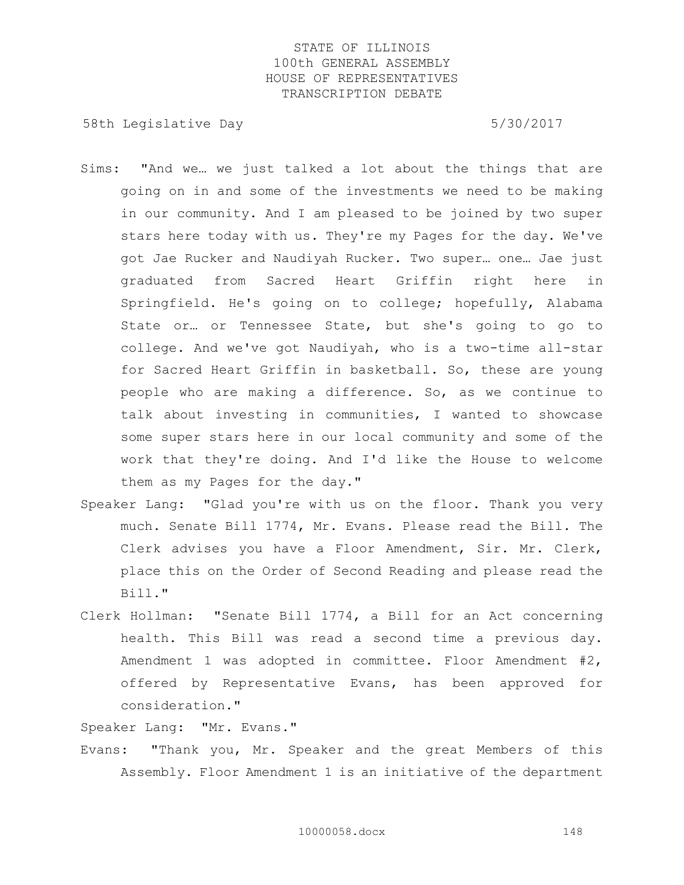Sims: "And we… we just talked a lot about the things that are going on in and some of the investments we need to be making in our community. And I am pleased to be joined by two super stars here today with us. They're my Pages for the day. We've got Jae Rucker and Naudiyah Rucker. Two super… one… Jae just graduated from Sacred Heart Griffin right here in Springfield. He's going on to college; hopefully, Alabama State or… or Tennessee State, but she's going to go to college. And we've got Naudiyah, who is a two-time all-star for Sacred Heart Griffin in basketball. So, these are young people who are making a difference. So, as we continue to talk about investing in communities, I wanted to showcase some super stars here in our local community and some of the work that they're doing. And I'd like the House to welcome them as my Pages for the day."

Speaker Lang: "Glad you're with us on the floor. Thank you very much. Senate Bill 1774, Mr. Evans. Please read the Bill. The Clerk advises you have a Floor Amendment, Sir. Mr. Clerk, place this on the Order of Second Reading and please read the Bill."

Clerk Hollman: "Senate Bill 1774, a Bill for an Act concerning health. This Bill was read a second time a previous day. Amendment 1 was adopted in committee. Floor Amendment #2, offered by Representative Evans, has been approved for consideration."

Speaker Lang: "Mr. Evans."

Evans: "Thank you, Mr. Speaker and the great Members of this Assembly. Floor Amendment 1 is an initiative of the department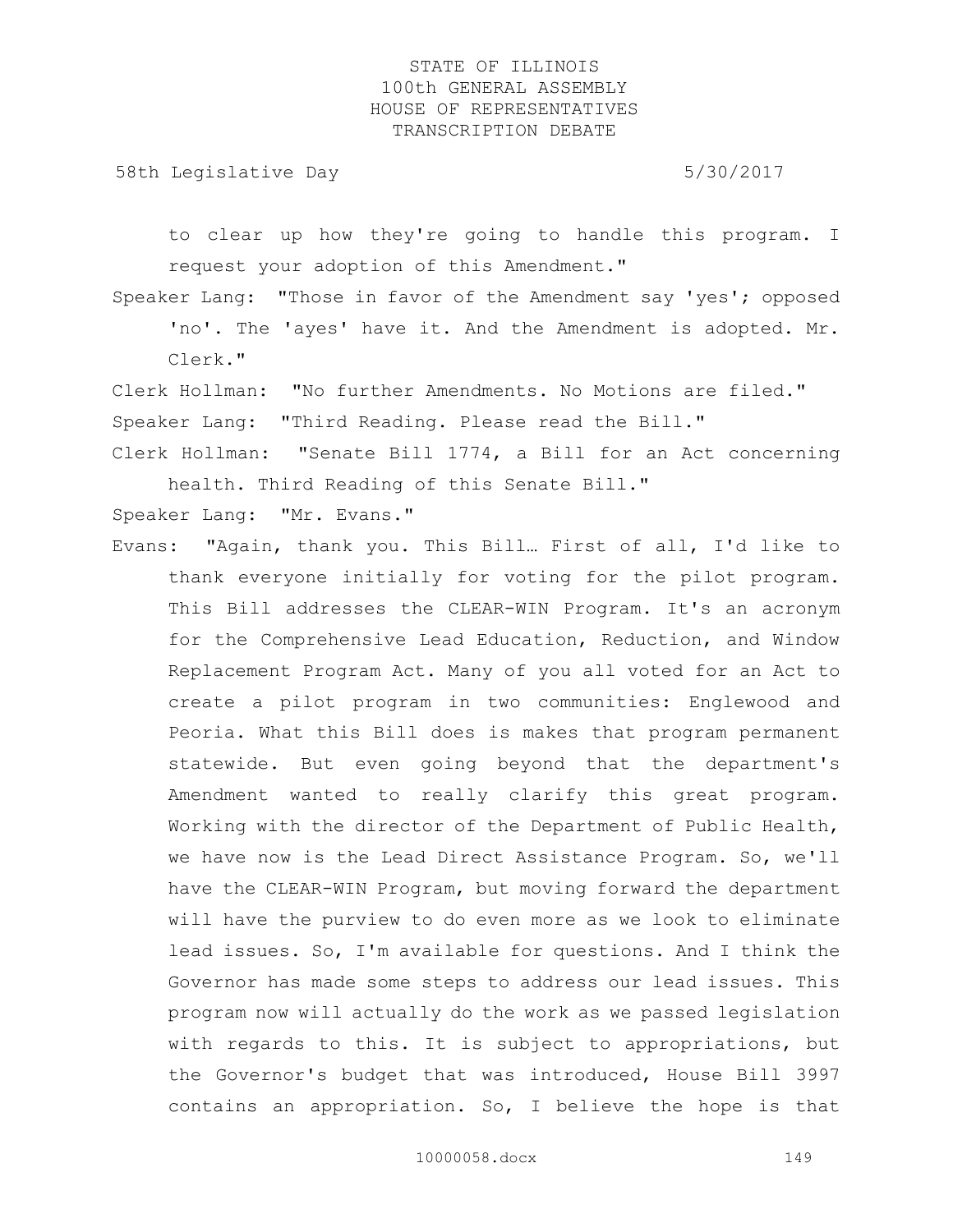to clear up how they're going to handle this program. I request your adoption of this Amendment."

Speaker Lang: "Those in favor of the Amendment say 'yes'; opposed 'no'. The 'ayes' have it. And the Amendment is adopted. Mr. Clerk."

Clerk Hollman: "No further Amendments. No Motions are filed."

Speaker Lang: "Third Reading. Please read the Bill."

Clerk Hollman: "Senate Bill 1774, a Bill for an Act concerning health. Third Reading of this Senate Bill."

Speaker Lang: "Mr. Evans."

Evans: "Again, thank you. This Bill… First of all, I'd like to thank everyone initially for voting for the pilot program. This Bill addresses the CLEAR-WIN Program. It's an acronym for the Comprehensive Lead Education, Reduction, and Window Replacement Program Act. Many of you all voted for an Act to create a pilot program in two communities: Englewood and Peoria. What this Bill does is makes that program permanent statewide. But even going beyond that the department's Amendment wanted to really clarify this great program. Working with the director of the Department of Public Health, we have now is the Lead Direct Assistance Program. So, we'll have the CLEAR-WIN Program, but moving forward the department will have the purview to do even more as we look to eliminate lead issues. So, I'm available for questions. And I think the Governor has made some steps to address our lead issues. This program now will actually do the work as we passed legislation with regards to this. It is subject to appropriations, but the Governor's budget that was introduced, House Bill 3997 contains an appropriation. So, I believe the hope is that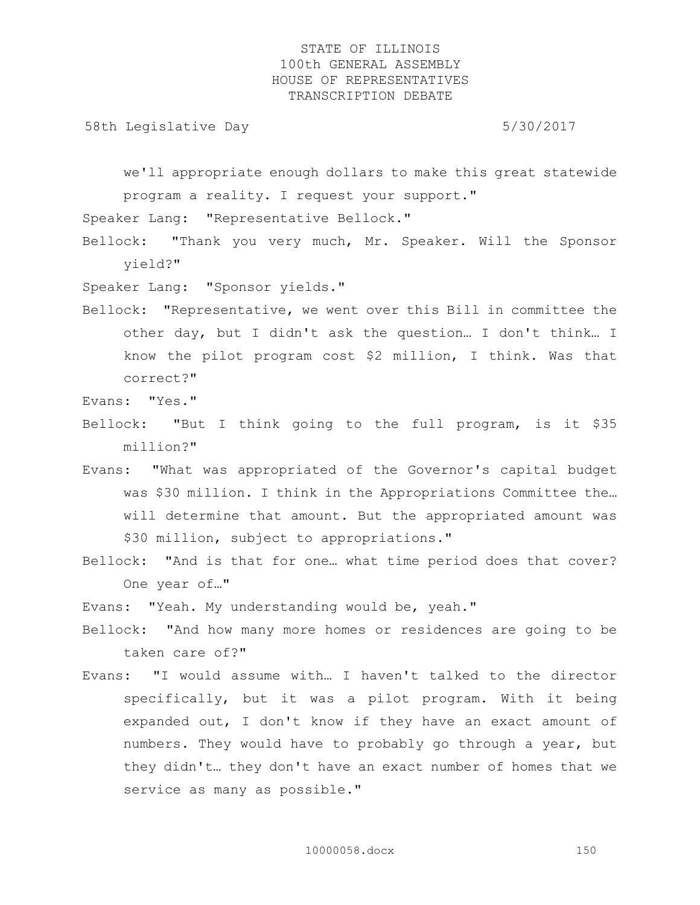we'll appropriate enough dollars to make this great statewide program a reality. I request your support."

Speaker Lang: "Representative Bellock."

Bellock: "Thank you very much, Mr. Speaker. Will the Sponsor yield?"

Speaker Lang: "Sponsor yields."

Bellock: "Representative, we went over this Bill in committee the other day, but I didn't ask the question… I don't think… I know the pilot program cost $2 million, I think. Was that correct?"

Evans: "Yes."

Bellock: "But I think going to the full program, is it $35 million?"

Evans: "What was appropriated of the Governor's capital budget was $30 million. I think in the Appropriations Committee the… will determine that amount. But the appropriated amount was $30 million, subject to appropriations."

Bellock: "And is that for one… what time period does that cover? One year of…"

Evans: "Yeah. My understanding would be, yeah."

Bellock: "And how many more homes or residences are going to be taken care of?"

Evans: "I would assume with… I haven't talked to the director specifically, but it was a pilot program. With it being expanded out, I don't know if they have an exact amount of numbers. They would have to probably go through a year, but they didn't… they don't have an exact number of homes that we service as many as possible."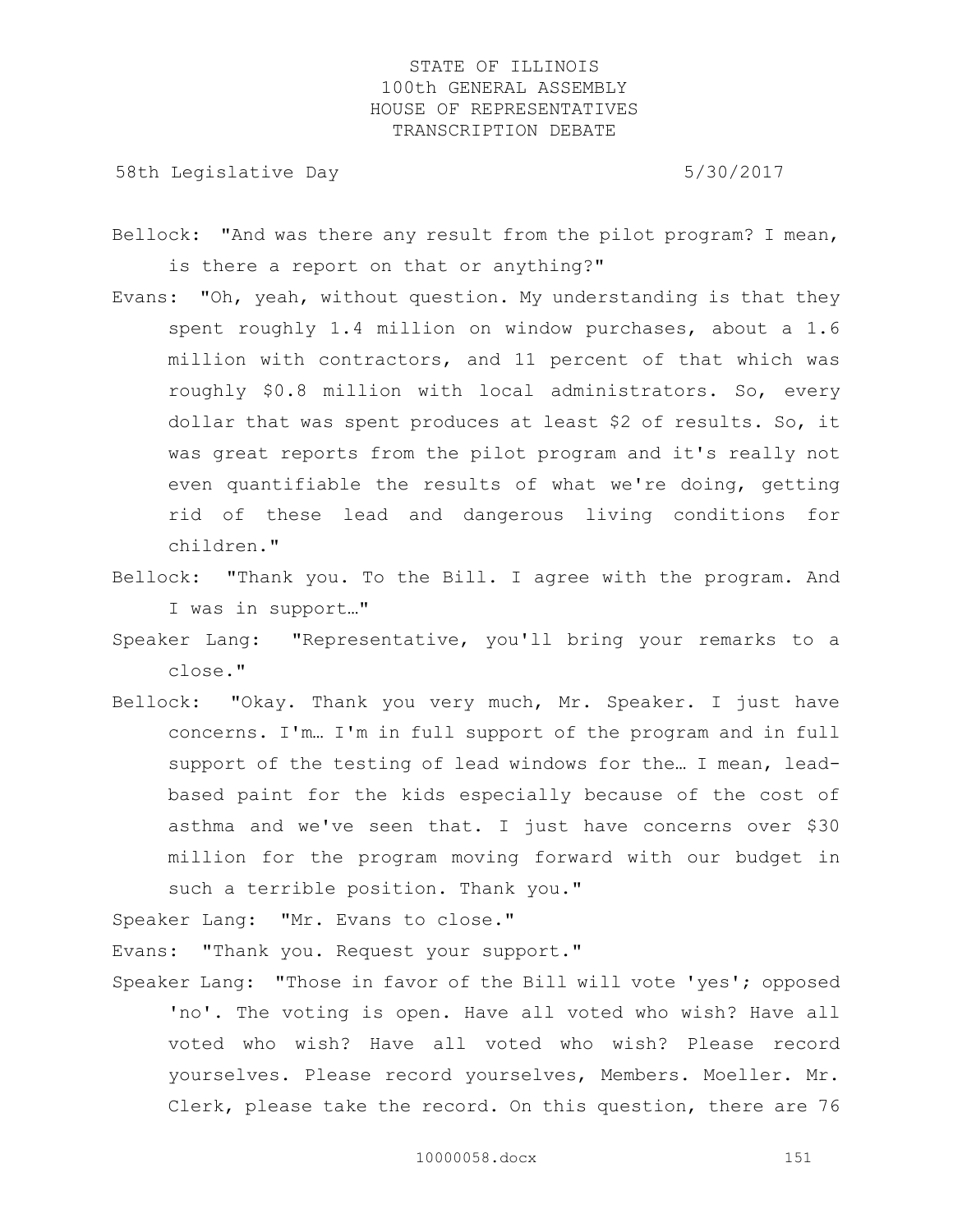Bellock: "And was there any result from the pilot program? I mean, is there a report on that or anything?"

Evans: "Oh, yeah, without question. My understanding is that they spent roughly 1.4 million on window purchases, about a 1.6 million with contractors, and 11 percent of that which was roughly $0.8 million with local administrators. So, every dollar that was spent produces at least $2 of results. So, it was great reports from the pilot program and it's really not even quantifiable the results of what we're doing, getting rid of these lead and dangerous living conditions for children."

Bellock: "Thank you. To the Bill. I agree with the program. And I was in support…"

Speaker Lang: "Representative, you'll bring your remarks to a close."

Bellock: "Okay. Thank you very much, Mr. Speaker. I just have concerns. I'm… I'm in full support of the program and in full support of the testing of lead windows for the… I mean, lead-based paint for the kids especially because of the cost of asthma and we've seen that. I just have concerns over $30 million for the program moving forward with our budget in such a terrible position. Thank you."

Speaker Lang: "Mr. Evans to close."

Evans: "Thank you. Request your support."

Speaker Lang: "Those in favor of the Bill will vote 'yes'; opposed 'no'. The voting is open. Have all voted who wish? Have all voted who wish? Have all voted who wish? Please record yourselves. Please record yourselves, Members. Moeller. Mr. Clerk, please take the record. On this question, there are 76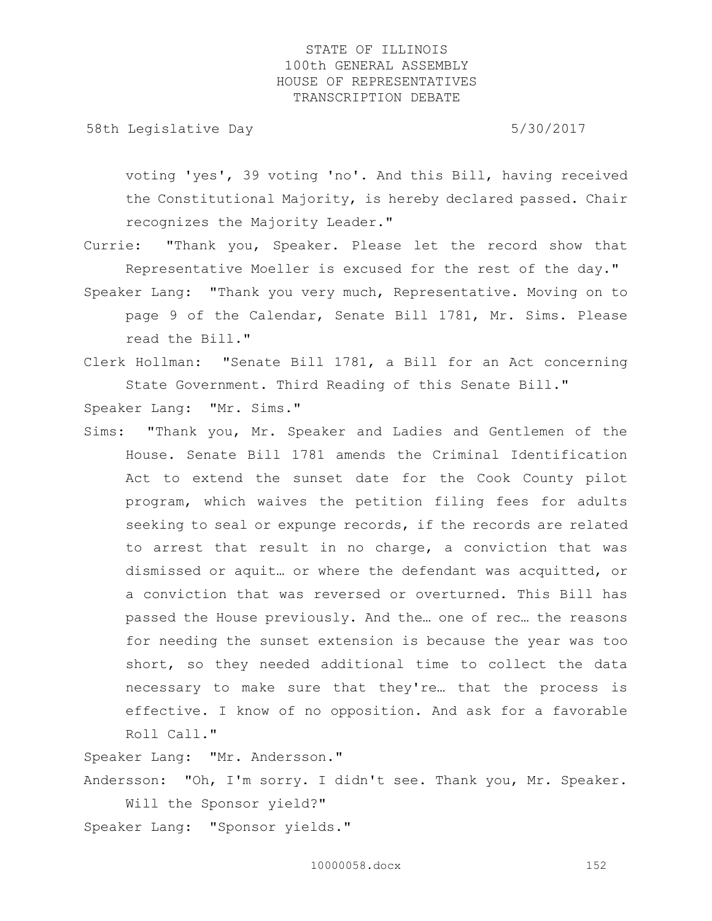voting 'yes', 39 voting 'no'. And this Bill, having received the Constitutional Majority, is hereby declared passed. Chair recognizes the Majority Leader."

Currie: "Thank you, Speaker. Please let the record show that Representative Moeller is excused for the rest of the day."

Speaker Lang: "Thank you very much, Representative. Moving on to page 9 of the Calendar, Senate Bill 1781, Mr. Sims. Please read the Bill."

Clerk Hollman: "Senate Bill 1781, a Bill for an Act concerning State Government. Third Reading of this Senate Bill."

Speaker Lang: "Mr. Sims."

Sims: "Thank you, Mr. Speaker and Ladies and Gentlemen of the House. Senate Bill 1781 amends the Criminal Identification Act to extend the sunset date for the Cook County pilot program, which waives the petition filing fees for adults seeking to seal or expunge records, if the records are related to arrest that result in no charge, a conviction that was dismissed or aquit… or where the defendant was acquitted, or a conviction that was reversed or overturned. This Bill has passed the House previously. And the… one of rec… the reasons for needing the sunset extension is because the year was too short, so they needed additional time to collect the data necessary to make sure that they're… that the process is effective. I know of no opposition. And ask for a favorable Roll Call."

Speaker Lang: "Mr. Andersson."

Andersson: "Oh, I'm sorry. I didn't see. Thank you, Mr. Speaker. Will the Sponsor yield?"

Speaker Lang: "Sponsor yields."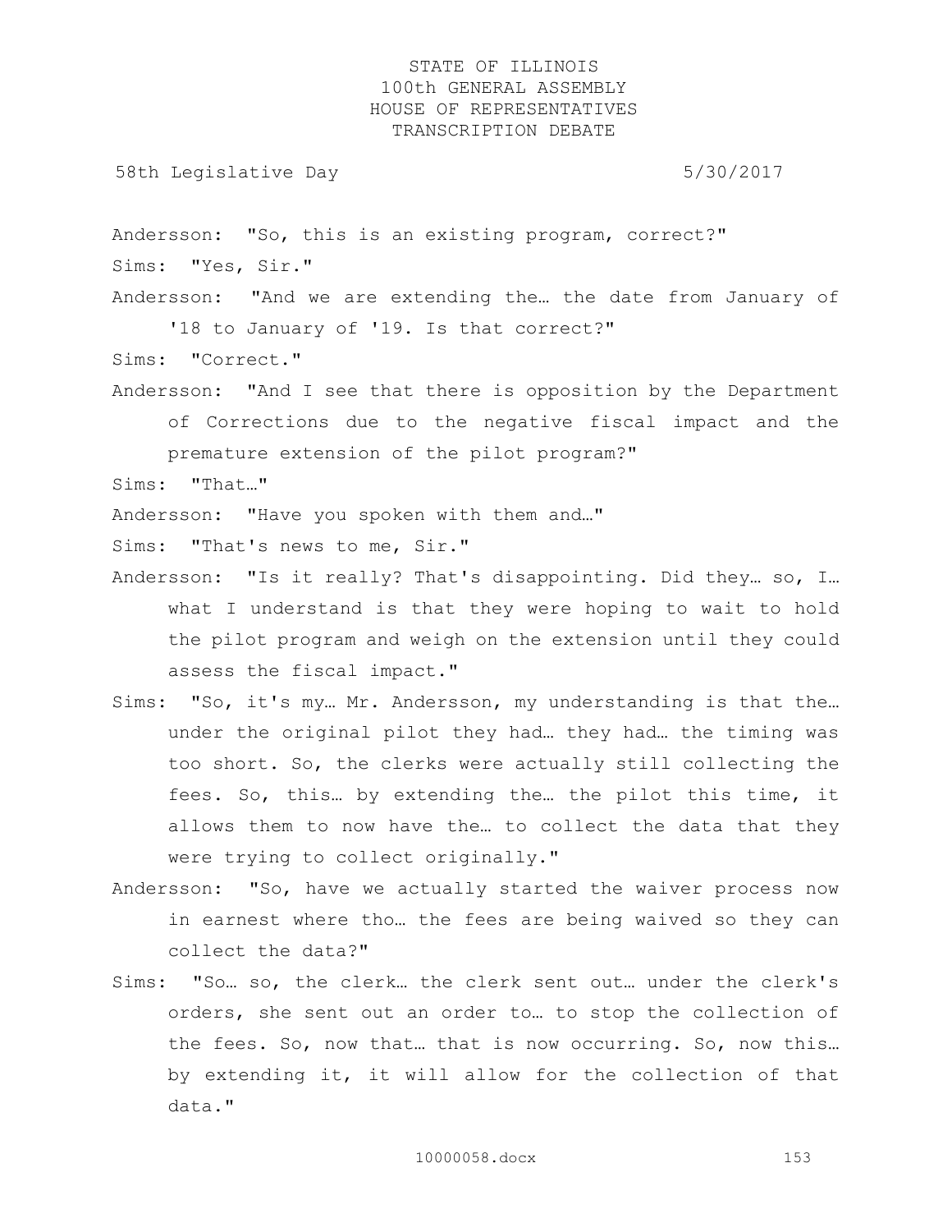Andersson: "So, this is an existing program, correct?"

Sims: "Yes, Sir."

Andersson: "And we are extending the… the date from January of '18 to January of '19. Is that correct?"

Sims: "Correct."

Andersson: "And I see that there is opposition by the Department of Corrections due to the negative fiscal impact and the premature extension of the pilot program?"

Sims: "That…"

Andersson: "Have you spoken with them and…"

Sims: "That's news to me, Sir."

Andersson: "Is it really? That's disappointing. Did they… so, I… what I understand is that they were hoping to wait to hold the pilot program and weigh on the extension until they could assess the fiscal impact."

Sims: "So, it's my… Mr. Andersson, my understanding is that the… under the original pilot they had… they had… the timing was too short. So, the clerks were actually still collecting the fees. So, this… by extending the… the pilot this time, it allows them to now have the… to collect the data that they were trying to collect originally."

Andersson: "So, have we actually started the waiver process now in earnest where tho… the fees are being waived so they can collect the data?"

Sims: "So… so, the clerk… the clerk sent out… under the clerk's orders, she sent out an order to… to stop the collection of the fees. So, now that… that is now occurring. So, now this… by extending it, it will allow for the collection of that data."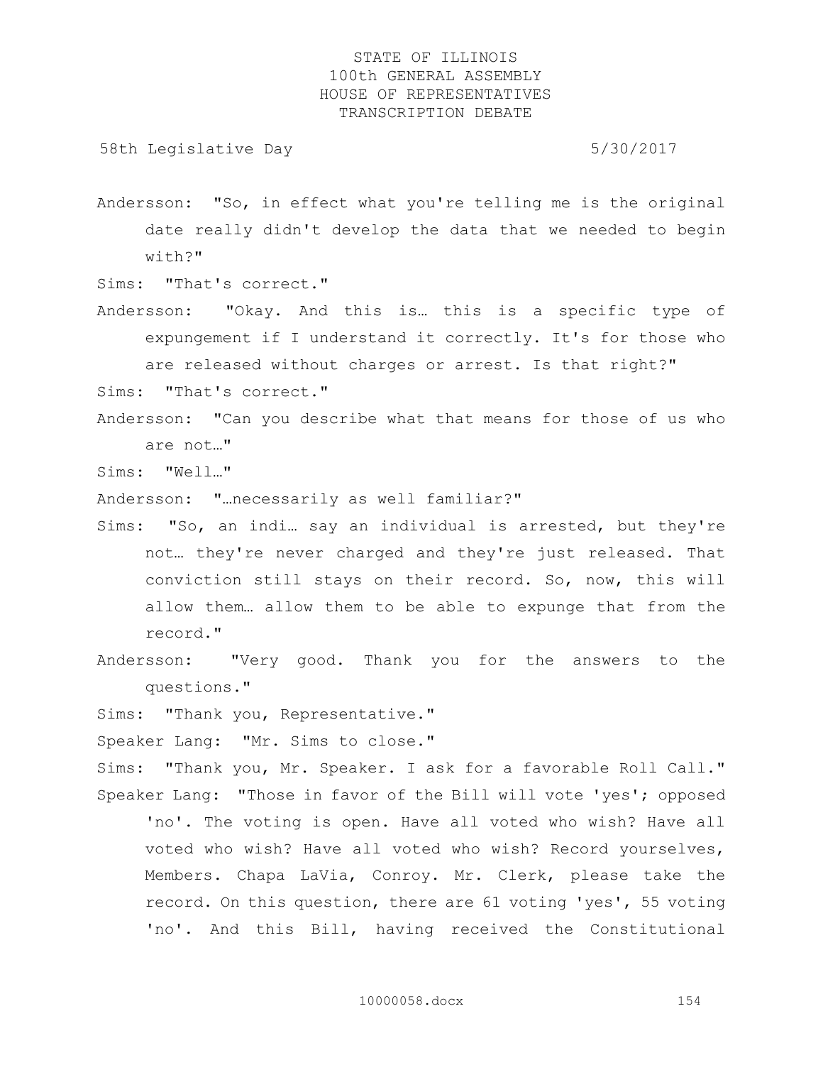Andersson: "So, in effect what you're telling me is the original date really didn't develop the data that we needed to begin with?"

Sims: "That's correct."

Andersson: "Okay. And this is… this is a specific type of expungement if I understand it correctly. It's for those who are released without charges or arrest. Is that right?"

Sims: "That's correct."

Andersson: "Can you describe what that means for those of us who are not…"

Sims: "Well…"

Andersson: "…necessarily as well familiar?"

Sims: "So, an indi… say an individual is arrested, but they're not… they're never charged and they're just released. That conviction still stays on their record. So, now, this will allow them… allow them to be able to expunge that from the record."

Andersson: "Very good. Thank you for the answers to the questions."

Sims: "Thank you, Representative."

Speaker Lang: "Mr. Sims to close."

Sims: "Thank you, Mr. Speaker. I ask for a favorable Roll Call."

Speaker Lang: "Those in favor of the Bill will vote 'yes'; opposed 'no'. The voting is open. Have all voted who wish? Have all voted who wish? Have all voted who wish? Record yourselves, Members. Chapa LaVia, Conroy. Mr. Clerk, please take the record. On this question, there are 61 voting 'yes', 55 voting 'no'. And this Bill, having received the Constitutional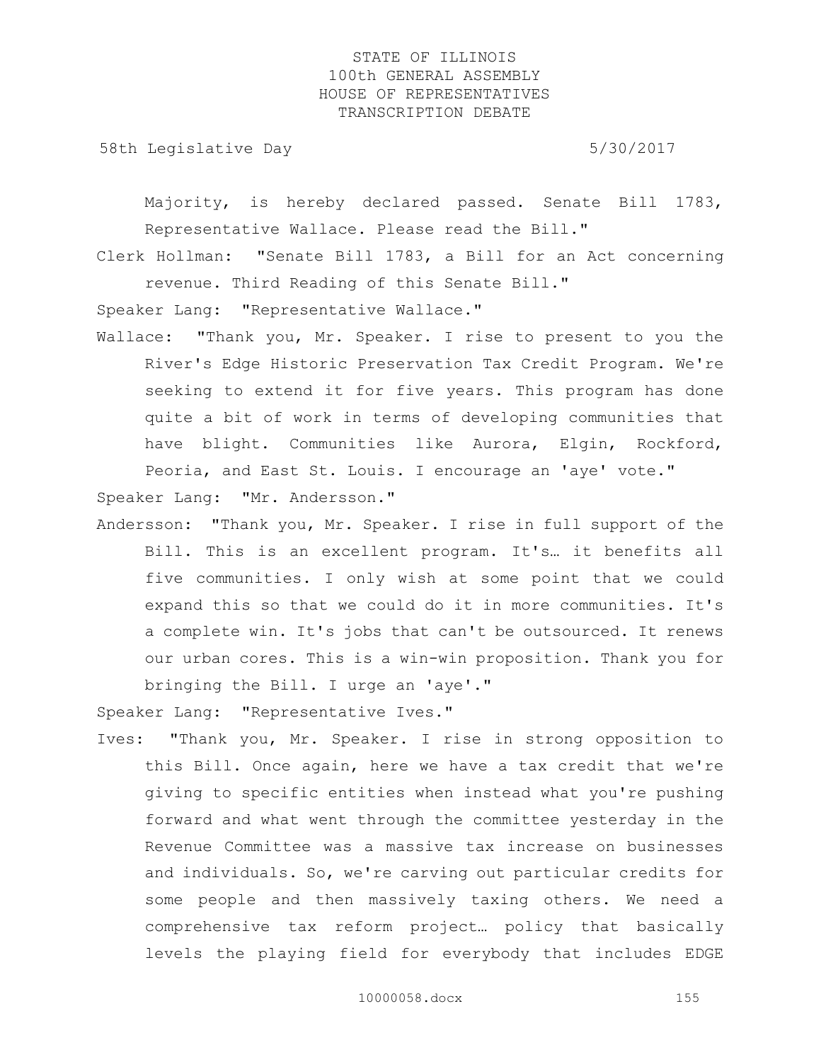Majority, is hereby declared passed. Senate Bill 1783, Representative Wallace. Please read the Bill."

Clerk Hollman: "Senate Bill 1783, a Bill for an Act concerning revenue. Third Reading of this Senate Bill."

Speaker Lang: "Representative Wallace."

Wallace: "Thank you, Mr. Speaker. I rise to present to you the River's Edge Historic Preservation Tax Credit Program. We're seeking to extend it for five years. This program has done quite a bit of work in terms of developing communities that have blight. Communities like Aurora, Elgin, Rockford, Peoria, and East St. Louis. I encourage an 'aye' vote."

Speaker Lang: "Mr. Andersson."

Andersson: "Thank you, Mr. Speaker. I rise in full support of the Bill. This is an excellent program. It's… it benefits all five communities. I only wish at some point that we could expand this so that we could do it in more communities. It's a complete win. It's jobs that can't be outsourced. It renews our urban cores. This is a win-win proposition. Thank you for bringing the Bill. I urge an 'aye'."

Speaker Lang: "Representative Ives."

Ives: "Thank you, Mr. Speaker. I rise in strong opposition to this Bill. Once again, here we have a tax credit that we're giving to specific entities when instead what you're pushing forward and what went through the committee yesterday in the Revenue Committee was a massive tax increase on businesses and individuals. So, we're carving out particular credits for some people and then massively taxing others. We need a comprehensive tax reform project… policy that basically levels the playing field for everybody that includes EDGE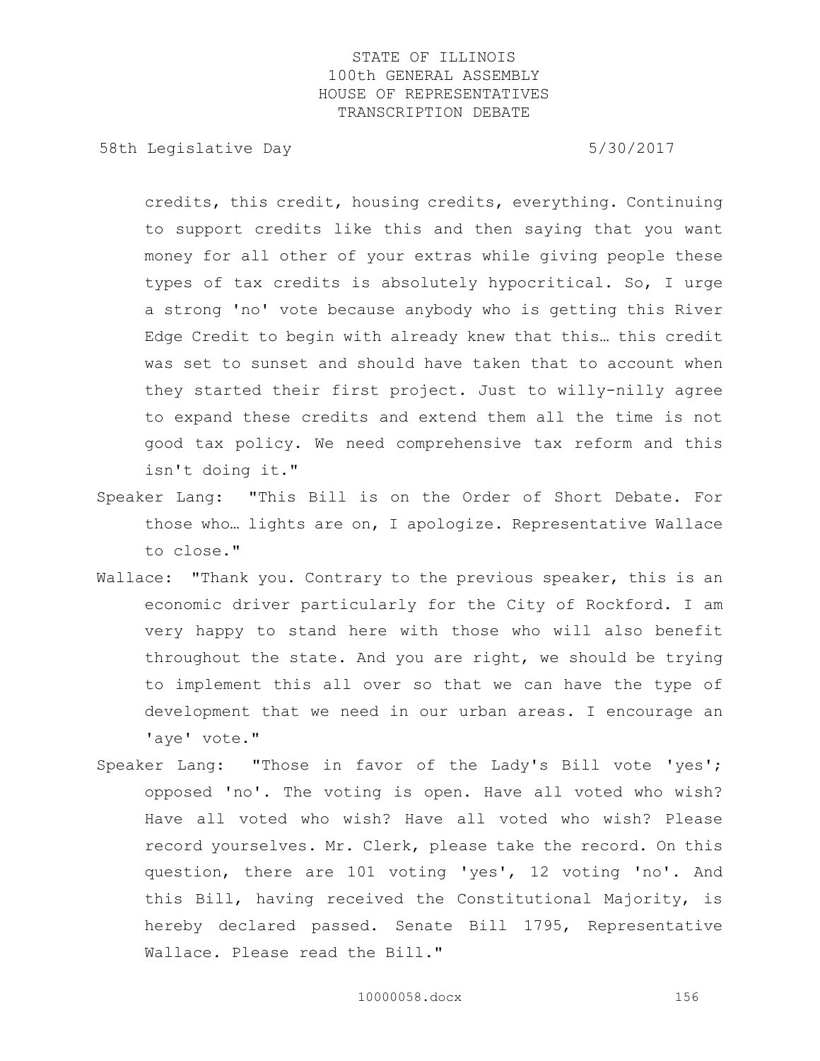credits, this credit, housing credits, everything. Continuing to support credits like this and then saying that you want money for all other of your extras while giving people these types of tax credits is absolutely hypocritical. So, I urge a strong 'no' vote because anybody who is getting this River Edge Credit to begin with already knew that this… this credit was set to sunset and should have taken that to account when they started their first project. Just to willy-nilly agree to expand these credits and extend them all the time is not good tax policy. We need comprehensive tax reform and this isn't doing it."

Speaker Lang: "This Bill is on the Order of Short Debate. For those who… lights are on, I apologize. Representative Wallace to close."

Wallace: "Thank you. Contrary to the previous speaker, this is an economic driver particularly for the City of Rockford. I am very happy to stand here with those who will also benefit throughout the state. And you are right, we should be trying to implement this all over so that we can have the type of development that we need in our urban areas. I encourage an 'aye' vote."

Speaker Lang: "Those in favor of the Lady's Bill vote 'yes'; opposed 'no'. The voting is open. Have all voted who wish? Have all voted who wish? Have all voted who wish? Please record yourselves. Mr. Clerk, please take the record. On this question, there are 101 voting 'yes', 12 voting 'no'. And this Bill, having received the Constitutional Majority, is hereby declared passed. Senate Bill 1795, Representative Wallace. Please read the Bill."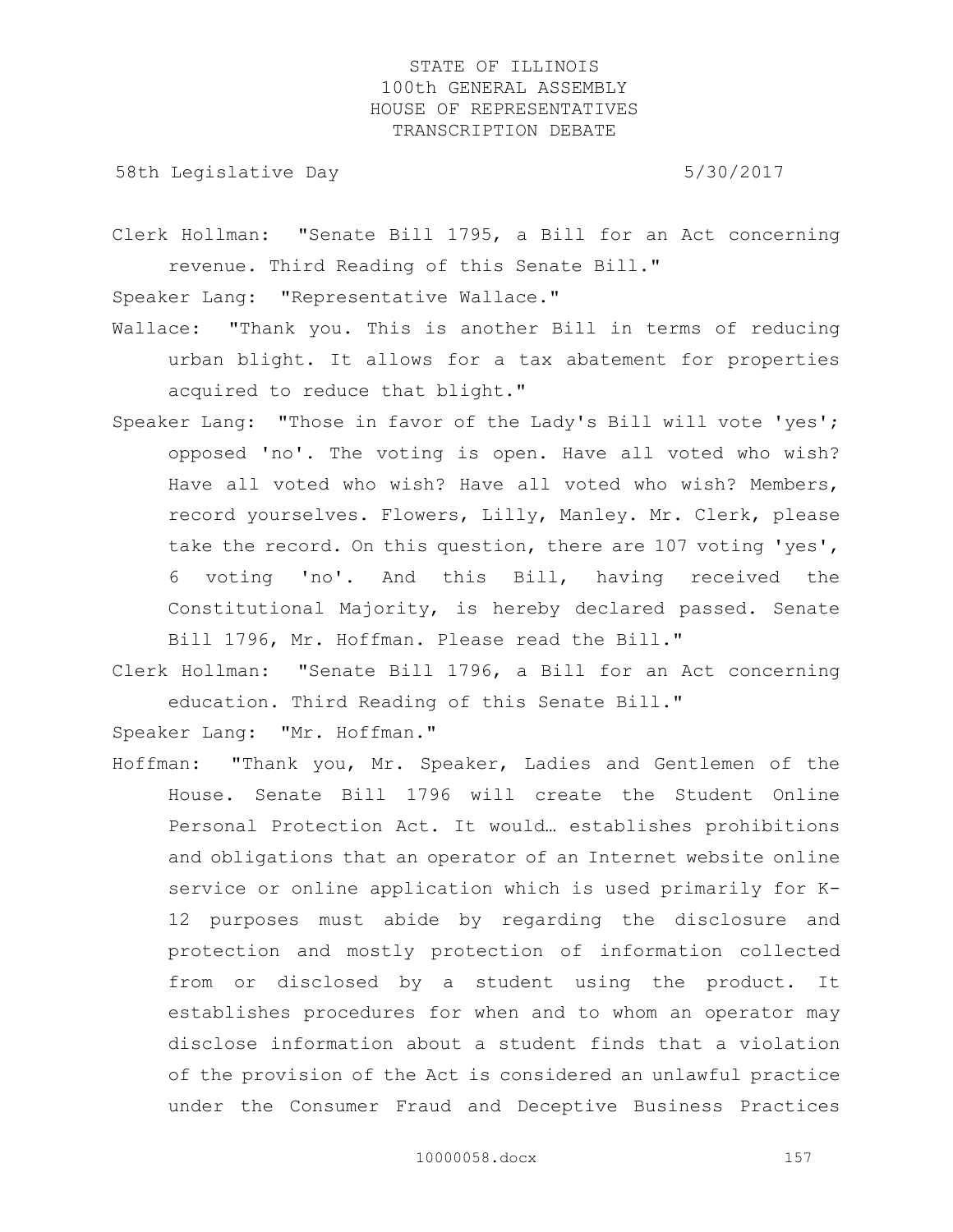Clerk Hollman: "Senate Bill 1795, a Bill for an Act concerning revenue. Third Reading of this Senate Bill."

Speaker Lang: "Representative Wallace."

Wallace: "Thank you. This is another Bill in terms of reducing urban blight. It allows for a tax abatement for properties acquired to reduce that blight."

Speaker Lang: "Those in favor of the Lady's Bill will vote 'yes'; opposed 'no'. The voting is open. Have all voted who wish? Have all voted who wish? Have all voted who wish? Members, record yourselves. Flowers, Lilly, Manley. Mr. Clerk, please take the record. On this question, there are 107 voting 'yes', 6 voting 'no'. And this Bill, having received the Constitutional Majority, is hereby declared passed. Senate Bill 1796, Mr. Hoffman. Please read the Bill."

Clerk Hollman: "Senate Bill 1796, a Bill for an Act concerning education. Third Reading of this Senate Bill."

Speaker Lang: "Mr. Hoffman."

Hoffman: "Thank you, Mr. Speaker, Ladies and Gentlemen of the House. Senate Bill 1796 will create the Student Online Personal Protection Act. It would… establishes prohibitions and obligations that an operator of an Internet website online service or online application which is used primarily for K-12 purposes must abide by regarding the disclosure and protection and mostly protection of information collected from or disclosed by a student using the product. It establishes procedures for when and to whom an operator may disclose information about a student finds that a violation of the provision of the Act is considered an unlawful practice under the Consumer Fraud and Deceptive Business Practices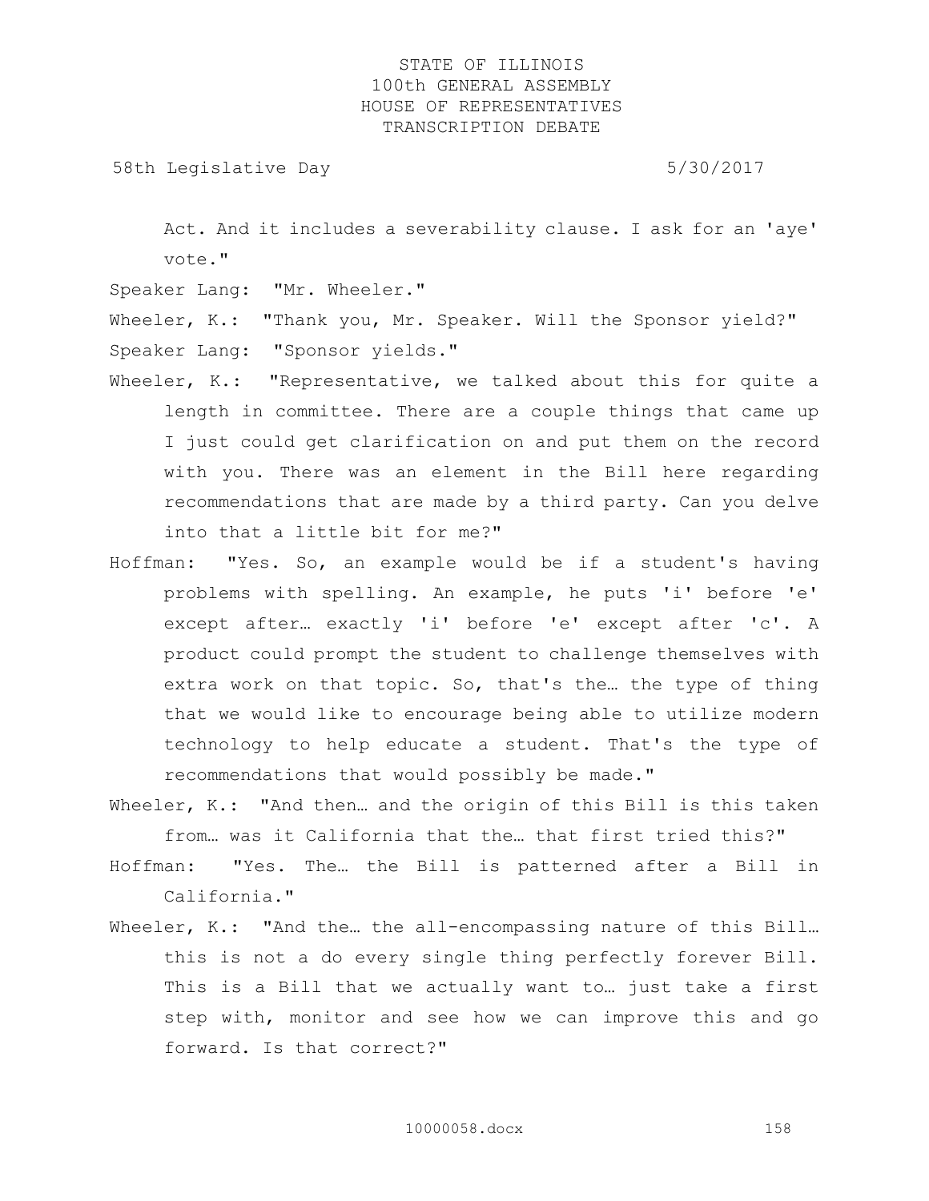Act. And it includes a severability clause. I ask for an 'aye' vote."

Speaker Lang: "Mr. Wheeler."

Wheeler, K.: "Thank you, Mr. Speaker. Will the Sponsor yield?"

Speaker Lang: "Sponsor yields."

Wheeler, K.: "Representative, we talked about this for quite a length in committee. There are a couple things that came up I just could get clarification on and put them on the record with you. There was an element in the Bill here regarding recommendations that are made by a third party. Can you delve into that a little bit for me?"

Hoffman: "Yes. So, an example would be if a student's having problems with spelling. An example, he puts 'i' before 'e' except after… exactly 'i' before 'e' except after 'c'. A product could prompt the student to challenge themselves with extra work on that topic. So, that's the… the type of thing that we would like to encourage being able to utilize modern technology to help educate a student. That's the type of recommendations that would possibly be made."

Wheeler, K.: "And then… and the origin of this Bill is this taken from… was it California that the… that first tried this?"

Hoffman: "Yes. The… the Bill is patterned after a Bill in California."

Wheeler, K.: "And the… the all-encompassing nature of this Bill… this is not a do every single thing perfectly forever Bill. This is a Bill that we actually want to… just take a first step with, monitor and see how we can improve this and go forward. Is that correct?"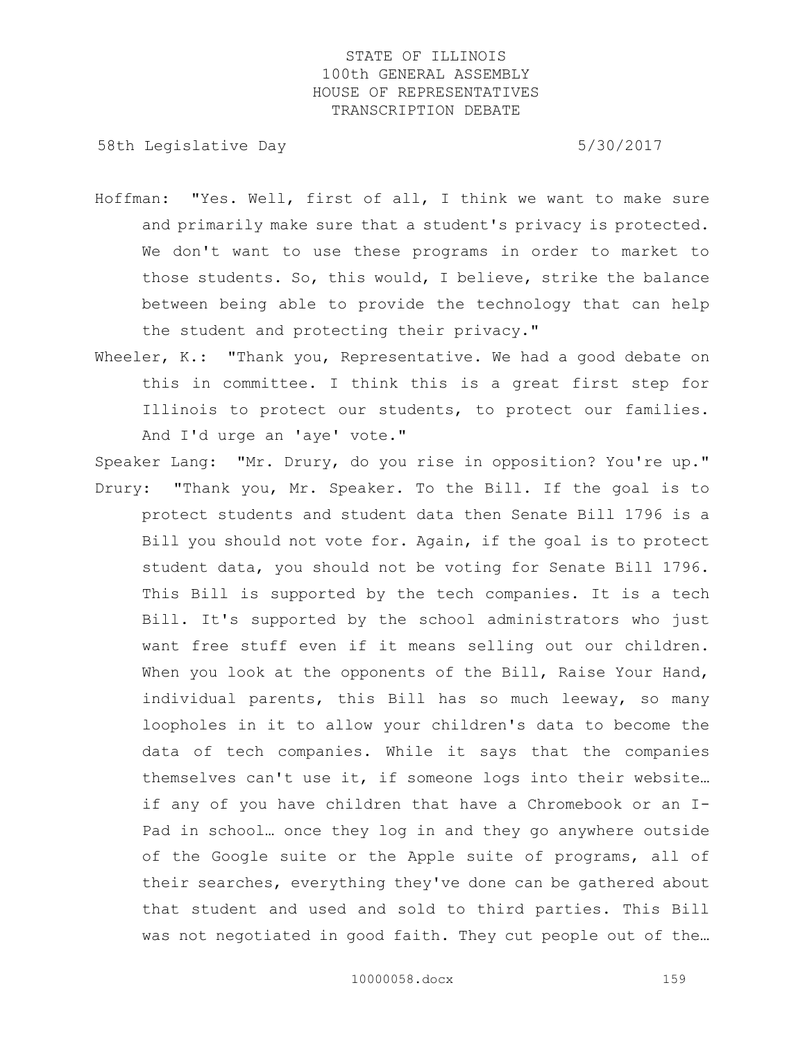Hoffman: "Yes. Well, first of all, I think we want to make sure and primarily make sure that a student's privacy is protected. We don't want to use these programs in order to market to those students. So, this would, I believe, strike the balance between being able to provide the technology that can help the student and protecting their privacy."

Wheeler, K.: "Thank you, Representative. We had a good debate on this in committee. I think this is a great first step for Illinois to protect our students, to protect our families. And I'd urge an 'aye' vote."

Speaker Lang: "Mr. Drury, do you rise in opposition? You're up."

Drury: "Thank you, Mr. Speaker. To the Bill. If the goal is to protect students and student data then Senate Bill 1796 is a Bill you should not vote for. Again, if the goal is to protect student data, you should not be voting for Senate Bill 1796. This Bill is supported by the tech companies. It is a tech Bill. It's supported by the school administrators who just want free stuff even if it means selling out our children. When you look at the opponents of the Bill, Raise Your Hand, individual parents, this Bill has so much leeway, so many loopholes in it to allow your children's data to become the data of tech companies. While it says that the companies themselves can't use it, if someone logs into their website… if any of you have children that have a Chromebook or an I-Pad in school… once they log in and they go anywhere outside of the Google suite or the Apple suite of programs, all of their searches, everything they've done can be gathered about that student and used and sold to third parties. This Bill was not negotiated in good faith. They cut people out of the…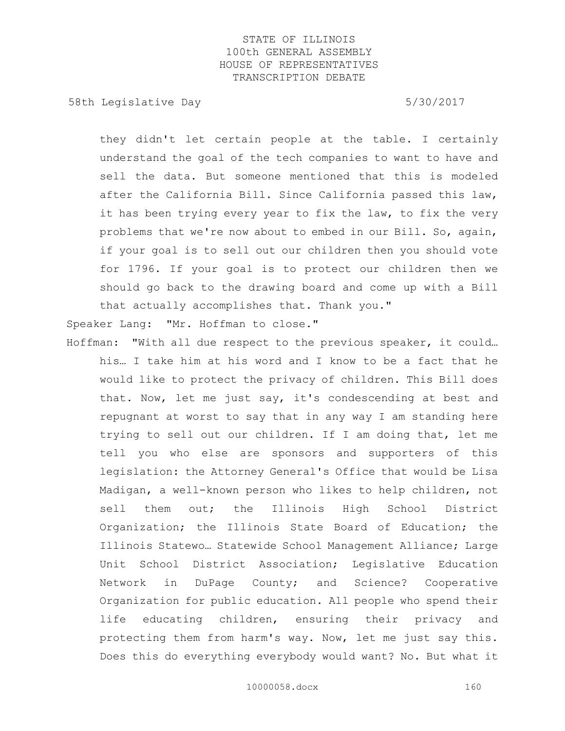they didn't let certain people at the table. I certainly understand the goal of the tech companies to want to have and sell the data. But someone mentioned that this is modeled after the California Bill. Since California passed this law, it has been trying every year to fix the law, to fix the very problems that we're now about to embed in our Bill. So, again, if your goal is to sell out our children then you should vote for 1796. If your goal is to protect our children then we should go back to the drawing board and come up with a Bill that actually accomplishes that. Thank you."

Speaker Lang: "Mr. Hoffman to close."

Hoffman: "With all due respect to the previous speaker, it could… his… I take him at his word and I know to be a fact that he would like to protect the privacy of children. This Bill does that. Now, let me just say, it's condescending at best and repugnant at worst to say that in any way I am standing here trying to sell out our children. If I am doing that, let me tell you who else are sponsors and supporters of this legislation: the Attorney General's Office that would be Lisa Madigan, a well-known person who likes to help children, not sell them out; the Illinois High School District Organization; the Illinois State Board of Education; the Illinois Statewo… Statewide School Management Alliance; Large Unit School District Association; Legislative Education Network in DuPage County; and Science? Cooperative Organization for public education. All people who spend their life educating children, ensuring their privacy and protecting them from harm's way. Now, let me just say this. Does this do everything everybody would want? No. But what it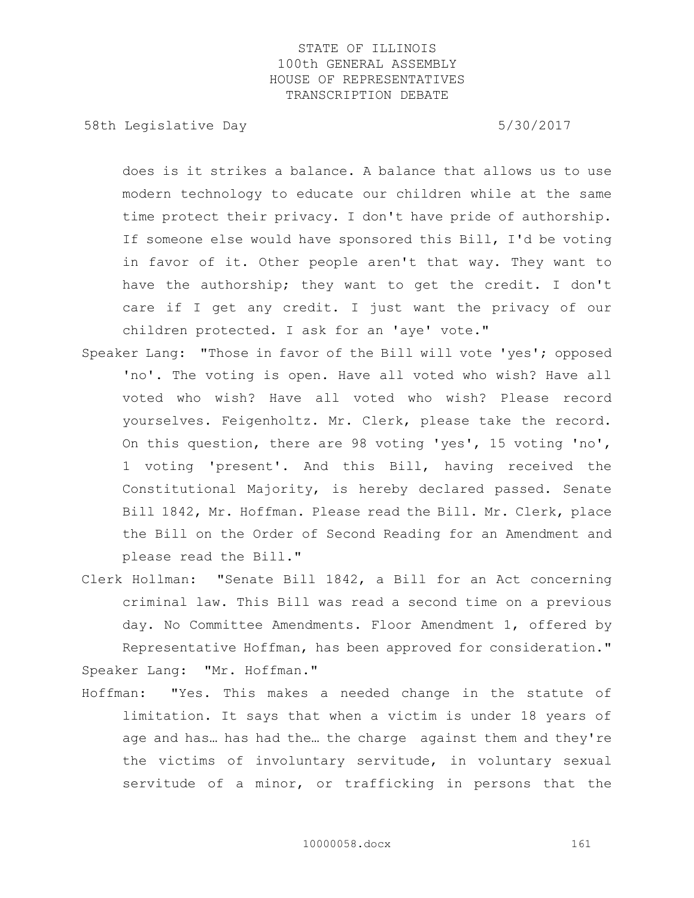does is it strikes a balance. A balance that allows us to use modern technology to educate our children while at the same time protect their privacy. I don't have pride of authorship. If someone else would have sponsored this Bill, I'd be voting in favor of it. Other people aren't that way. They want to have the authorship; they want to get the credit. I don't care if I get any credit. I just want the privacy of our children protected. I ask for an 'aye' vote."

Speaker Lang: "Those in favor of the Bill will vote 'yes'; opposed 'no'. The voting is open. Have all voted who wish? Have all voted who wish? Have all voted who wish? Please record yourselves. Feigenholtz. Mr. Clerk, please take the record. On this question, there are 98 voting 'yes', 15 voting 'no', 1 voting 'present'. And this Bill, having received the Constitutional Majority, is hereby declared passed. Senate Bill 1842, Mr. Hoffman. Please read the Bill. Mr. Clerk, place the Bill on the Order of Second Reading for an Amendment and please read the Bill."

Clerk Hollman: "Senate Bill 1842, a Bill for an Act concerning criminal law. This Bill was read a second time on a previous day. No Committee Amendments. Floor Amendment 1, offered by Representative Hoffman, has been approved for consideration."

Speaker Lang: "Mr. Hoffman."

Hoffman: "Yes. This makes a needed change in the statute of limitation. It says that when a victim is under 18 years of age and has… has had the… the charge against them and they're the victims of involuntary servitude, in voluntary sexual servitude of a minor, or trafficking in persons that the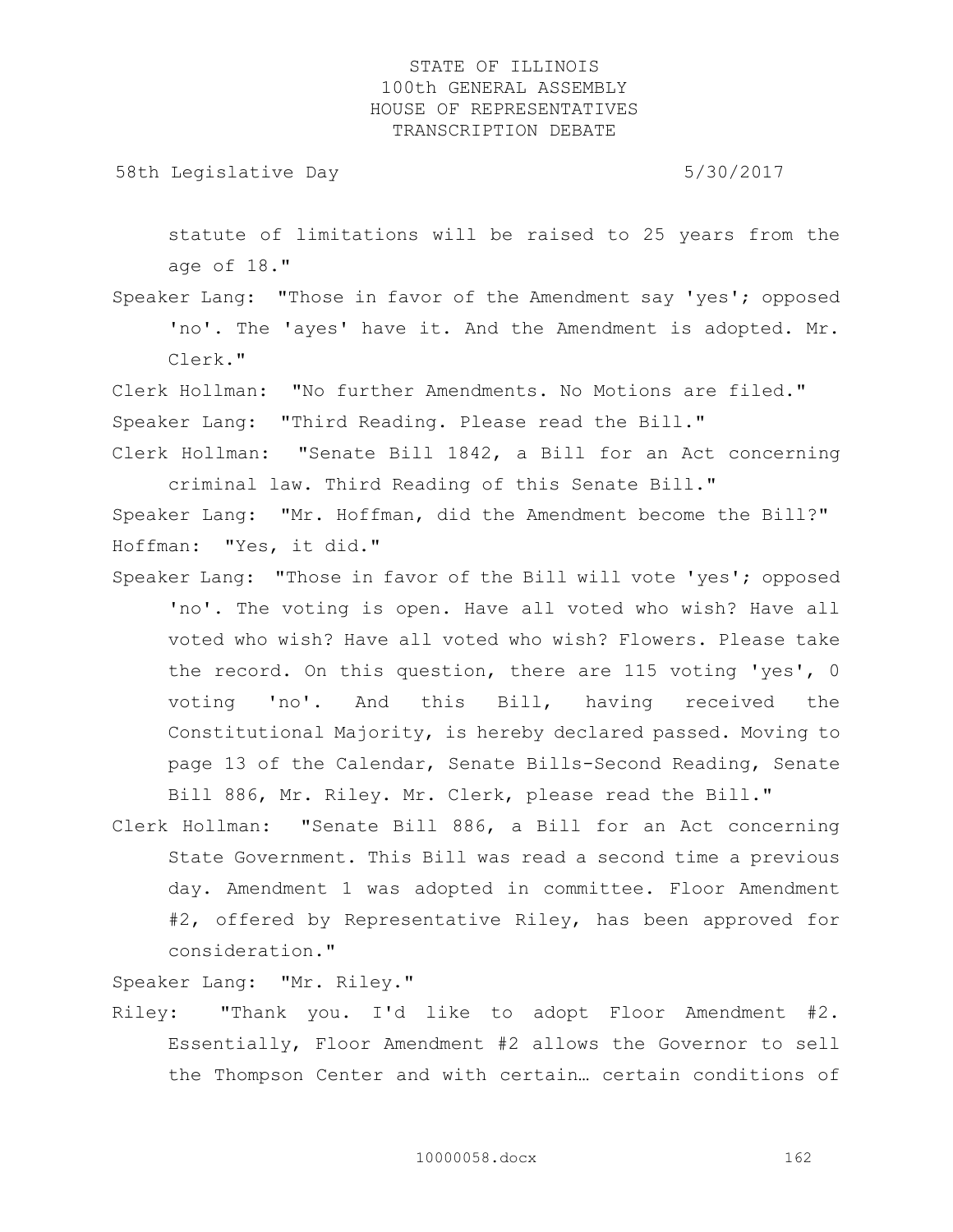statute of limitations will be raised to 25 years from the age of 18."

Speaker Lang: "Those in favor of the Amendment say 'yes'; opposed 'no'. The 'ayes' have it. And the Amendment is adopted. Mr. Clerk."

Clerk Hollman: "No further Amendments. No Motions are filed."

Speaker Lang: "Third Reading. Please read the Bill."

Clerk Hollman: "Senate Bill 1842, a Bill for an Act concerning criminal law. Third Reading of this Senate Bill."

Speaker Lang: "Mr. Hoffman, did the Amendment become the Bill?"

Hoffman: "Yes, it did."

Speaker Lang: "Those in favor of the Bill will vote 'yes'; opposed 'no'. The voting is open. Have all voted who wish? Have all voted who wish? Have all voted who wish? Flowers. Please take the record. On this question, there are 115 voting 'yes', 0 voting 'no'. And this Bill, having received the Constitutional Majority, is hereby declared passed. Moving to page 13 of the Calendar, Senate Bills-Second Reading, Senate Bill 886, Mr. Riley. Mr. Clerk, please read the Bill."

Clerk Hollman: "Senate Bill 886, a Bill for an Act concerning State Government. This Bill was read a second time a previous day. Amendment 1 was adopted in committee. Floor Amendment #2, offered by Representative Riley, has been approved for consideration."

Speaker Lang: "Mr. Riley."

Riley: "Thank you. I'd like to adopt Floor Amendment #2. Essentially, Floor Amendment #2 allows the Governor to sell the Thompson Center and with certain… certain conditions of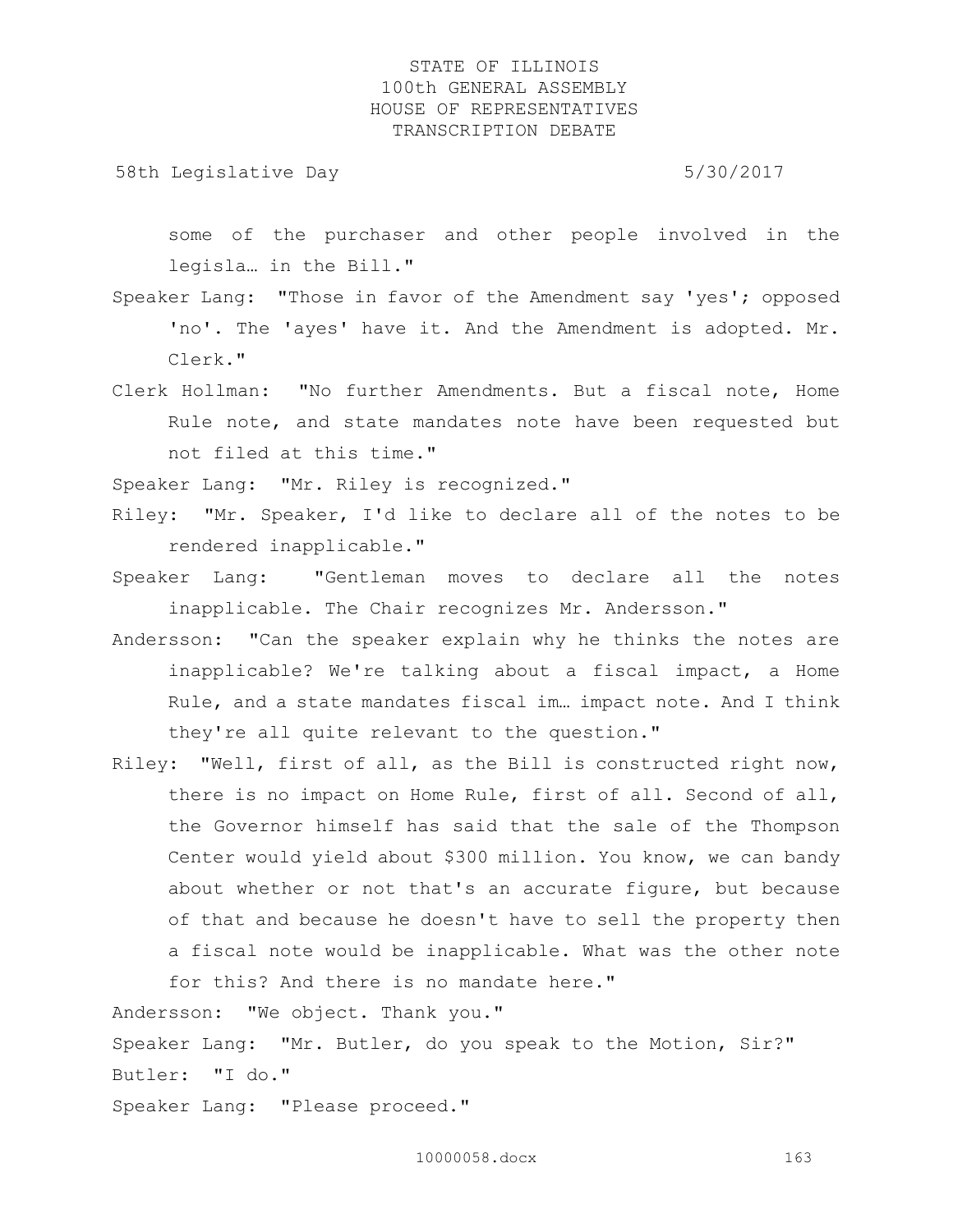some of the purchaser and other people involved in the legisla… in the Bill."

Speaker Lang: "Those in favor of the Amendment say 'yes'; opposed 'no'. The 'ayes' have it. And the Amendment is adopted. Mr. Clerk."

Clerk Hollman: "No further Amendments. But a fiscal note, Home Rule note, and state mandates note have been requested but not filed at this time."

Speaker Lang: "Mr. Riley is recognized."

Riley: "Mr. Speaker, I'd like to declare all of the notes to be rendered inapplicable."

Speaker Lang: "Gentleman moves to declare all the notes inapplicable. The Chair recognizes Mr. Andersson."

Andersson: "Can the speaker explain why he thinks the notes are inapplicable? We're talking about a fiscal impact, a Home Rule, and a state mandates fiscal im… impact note. And I think they're all quite relevant to the question."

Riley: "Well, first of all, as the Bill is constructed right now, there is no impact on Home Rule, first of all. Second of all, the Governor himself has said that the sale of the Thompson Center would yield about $300 million. You know, we can bandy about whether or not that's an accurate figure, but because of that and because he doesn't have to sell the property then a fiscal note would be inapplicable. What was the other note for this? And there is no mandate here."

Andersson: "We object. Thank you."

Speaker Lang: "Mr. Butler, do you speak to the Motion, Sir?"

Butler: "I do."

Speaker Lang: "Please proceed."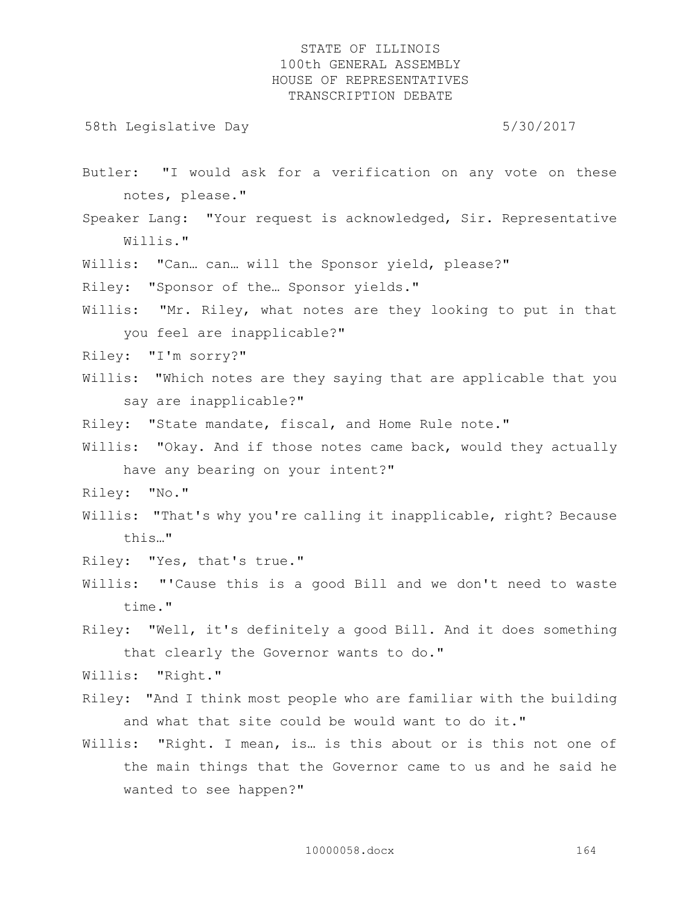Butler: "I would ask for a verification on any vote on these notes, please."

Speaker Lang: "Your request is acknowledged, Sir. Representative Willis."

Willis: "Can… can… will the Sponsor yield, please?"

Riley: "Sponsor of the… Sponsor yields."

Willis: "Mr. Riley, what notes are they looking to put in that you feel are inapplicable?"

Riley: "I'm sorry?"

Willis: "Which notes are they saying that are applicable that you say are inapplicable?"

Riley: "State mandate, fiscal, and Home Rule note."

Willis: "Okay. And if those notes came back, would they actually have any bearing on your intent?"

Riley: "No."

Willis: "That's why you're calling it inapplicable, right? Because this…"

Riley: "Yes, that's true."

Willis: "'Cause this is a good Bill and we don't need to waste time."

Riley: "Well, it's definitely a good Bill. And it does something that clearly the Governor wants to do."

Willis: "Right."

Riley: "And I think most people who are familiar with the building and what that site could be would want to do it."

Willis: "Right. I mean, is… is this about or is this not one of the main things that the Governor came to us and he said he wanted to see happen?"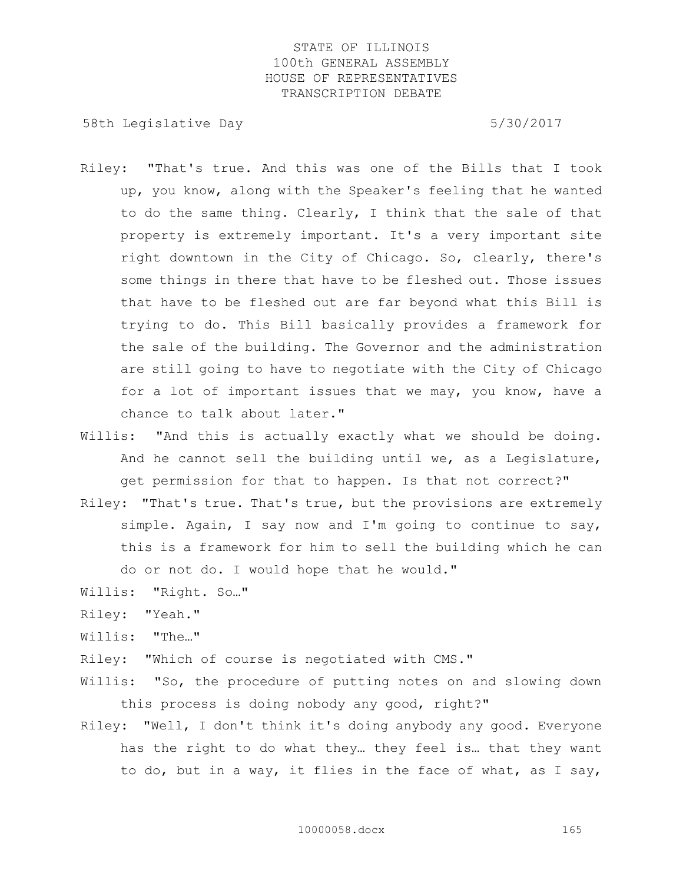Riley: "That's true. And this was one of the Bills that I took up, you know, along with the Speaker's feeling that he wanted to do the same thing. Clearly, I think that the sale of that property is extremely important. It's a very important site right downtown in the City of Chicago. So, clearly, there's some things in there that have to be fleshed out. Those issues that have to be fleshed out are far beyond what this Bill is trying to do. This Bill basically provides a framework for the sale of the building. The Governor and the administration are still going to have to negotiate with the City of Chicago for a lot of important issues that we may, you know, have a chance to talk about later."

Willis: "And this is actually exactly what we should be doing. And he cannot sell the building until we, as a Legislature, get permission for that to happen. Is that not correct?"

Riley: "That's true. That's true, but the provisions are extremely simple. Again, I say now and I'm going to continue to say, this is a framework for him to sell the building which he can do or not do. I would hope that he would."

Willis: "Right. So…"

Riley: "Yeah."

Willis: "The…"

Riley: "Which of course is negotiated with CMS."

Willis: "So, the procedure of putting notes on and slowing down this process is doing nobody any good, right?"

Riley: "Well, I don't think it's doing anybody any good. Everyone has the right to do what they… they feel is… that they want to do, but in a way, it flies in the face of what, as I say,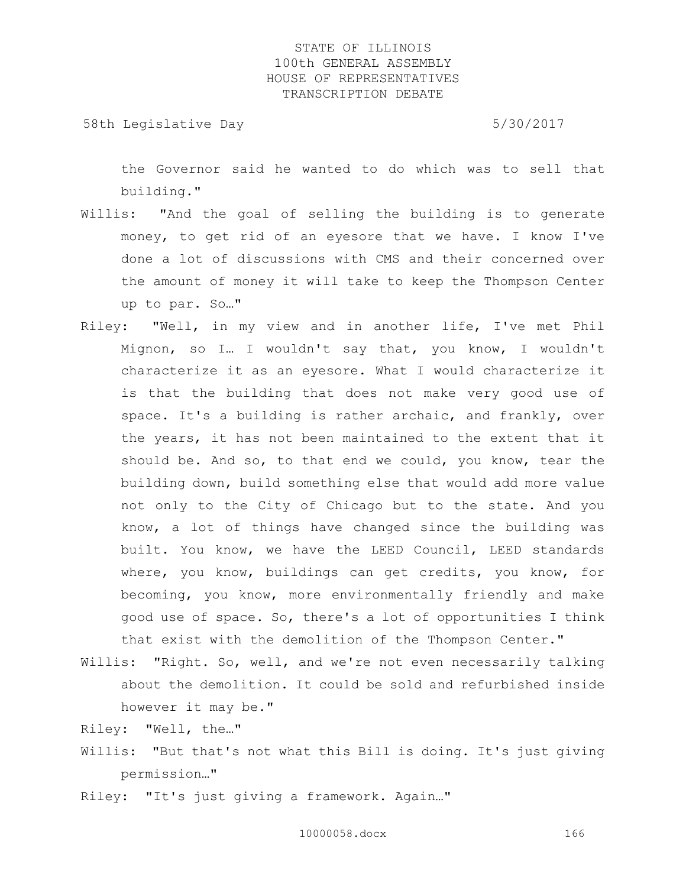the Governor said he wanted to do which was to sell that building."

Willis: "And the goal of selling the building is to generate money, to get rid of an eyesore that we have. I know I've done a lot of discussions with CMS and their concerned over the amount of money it will take to keep the Thompson Center up to par. So…"

Riley: "Well, in my view and in another life, I've met Phil Mignon, so I… I wouldn't say that, you know, I wouldn't characterize it as an eyesore. What I would characterize it is that the building that does not make very good use of space. It's a building is rather archaic, and frankly, over the years, it has not been maintained to the extent that it should be. And so, to that end we could, you know, tear the building down, build something else that would add more value not only to the City of Chicago but to the state. And you know, a lot of things have changed since the building was built. You know, we have the LEED Council, LEED standards where, you know, buildings can get credits, you know, for becoming, you know, more environmentally friendly and make good use of space. So, there's a lot of opportunities I think that exist with the demolition of the Thompson Center."

Willis: "Right. So, well, and we're not even necessarily talking about the demolition. It could be sold and refurbished inside however it may be."

Riley: "Well, the…"

Willis: "But that's not what this Bill is doing. It's just giving permission…"

Riley: "It's just giving a framework. Again…"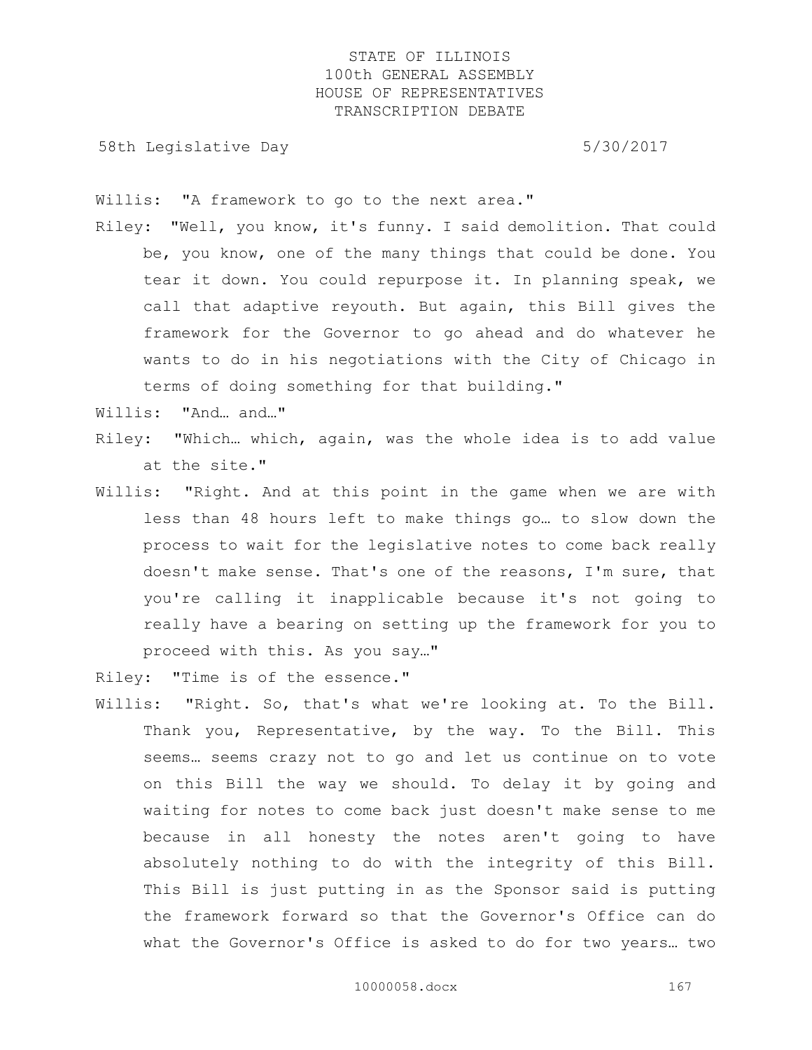Willis: "A framework to go to the next area."

Riley: "Well, you know, it's funny. I said demolition. That could be, you know, one of the many things that could be done. You tear it down. You could repurpose it. In planning speak, we call that adaptive reyouth. But again, this Bill gives the framework for the Governor to go ahead and do whatever he wants to do in his negotiations with the City of Chicago in terms of doing something for that building."

Willis: "And… and…"

Riley: "Which… which, again, was the whole idea is to add value at the site."

Willis: "Right. And at this point in the game when we are with less than 48 hours left to make things go… to slow down the process to wait for the legislative notes to come back really doesn't make sense. That's one of the reasons, I'm sure, that you're calling it inapplicable because it's not going to really have a bearing on setting up the framework for you to proceed with this. As you say…"

Riley: "Time is of the essence."

Willis: "Right. So, that's what we're looking at. To the Bill. Thank you, Representative, by the way. To the Bill. This seems… seems crazy not to go and let us continue on to vote on this Bill the way we should. To delay it by going and waiting for notes to come back just doesn't make sense to me because in all honesty the notes aren't going to have absolutely nothing to do with the integrity of this Bill. This Bill is just putting in as the Sponsor said is putting the framework forward so that the Governor's Office can do what the Governor's Office is asked to do for two years… two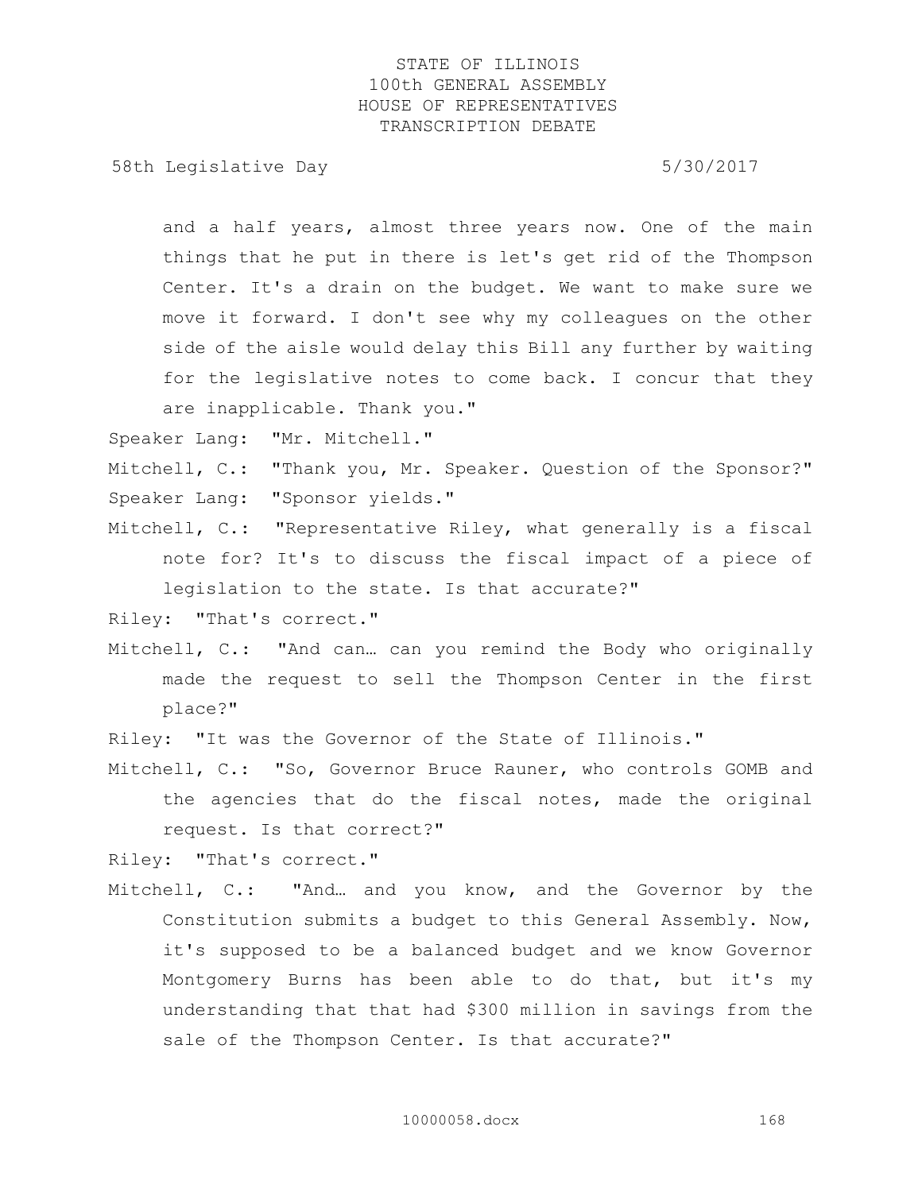and a half years, almost three years now. One of the main things that he put in there is let's get rid of the Thompson Center. It's a drain on the budget. We want to make sure we move it forward. I don't see why my colleagues on the other side of the aisle would delay this Bill any further by waiting for the legislative notes to come back. I concur that they are inapplicable. Thank you."

Speaker Lang: "Mr. Mitchell."

Mitchell, C.: "Thank you, Mr. Speaker. Question of the Sponsor?"

Speaker Lang: "Sponsor yields."

Mitchell, C.: "Representative Riley, what generally is a fiscal note for? It's to discuss the fiscal impact of a piece of legislation to the state. Is that accurate?"

Riley: "That's correct."

Mitchell, C.: "And can… can you remind the Body who originally made the request to sell the Thompson Center in the first place?"

Riley: "It was the Governor of the State of Illinois."

Mitchell, C.: "So, Governor Bruce Rauner, who controls GOMB and the agencies that do the fiscal notes, made the original request. Is that correct?"

Riley: "That's correct."

Mitchell, C.: "And… and you know, and the Governor by the Constitution submits a budget to this General Assembly. Now, it's supposed to be a balanced budget and we know Governor Montgomery Burns has been able to do that, but it's my understanding that that had $300 million in savings from the sale of the Thompson Center. Is that accurate?"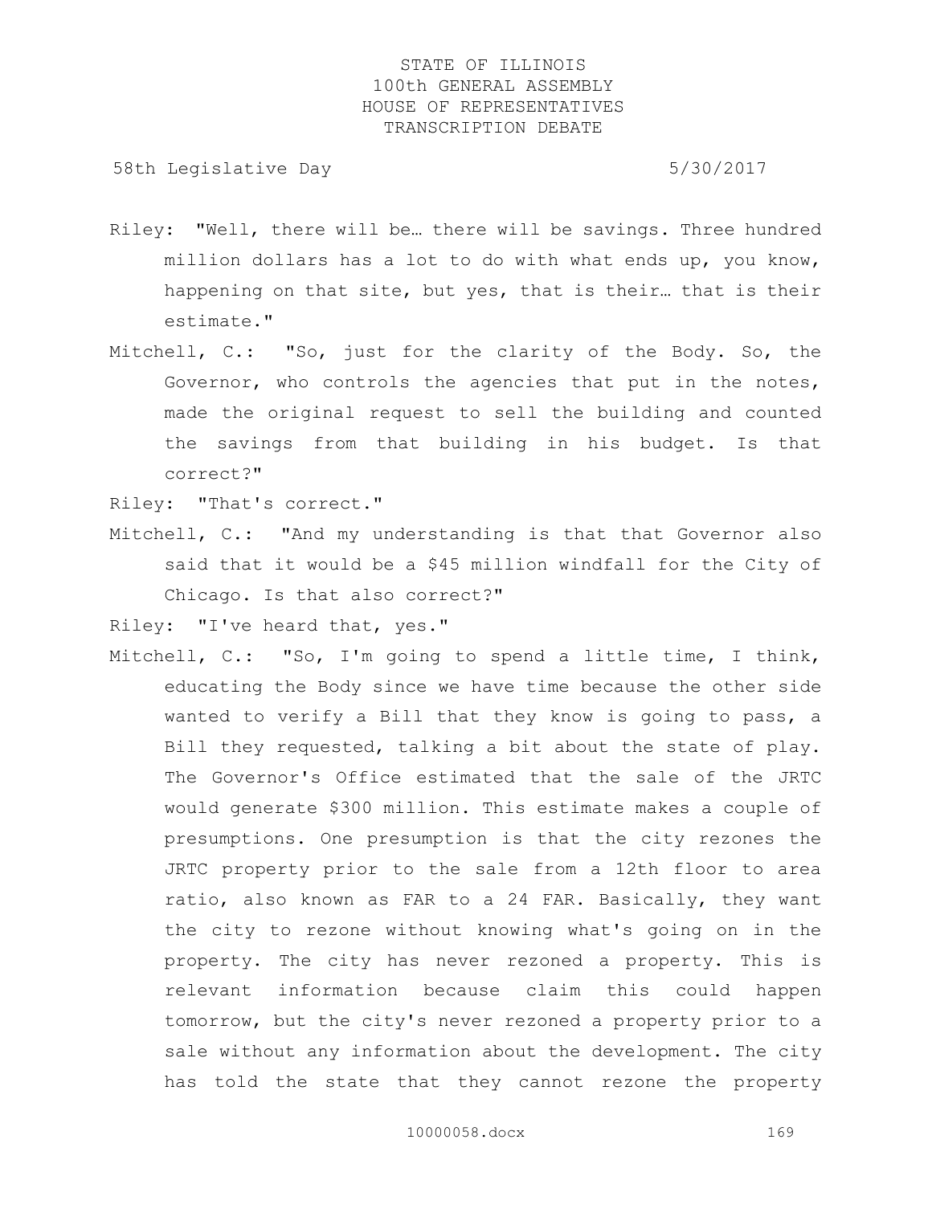Riley: "Well, there will be… there will be savings. Three hundred million dollars has a lot to do with what ends up, you know, happening on that site, but yes, that is their… that is their estimate."

Mitchell, C.: "So, just for the clarity of the Body. So, the Governor, who controls the agencies that put in the notes, made the original request to sell the building and counted the savings from that building in his budget. Is that correct?"

Riley: "That's correct."

Mitchell, C.: "And my understanding is that that Governor also said that it would be a $45 million windfall for the City of Chicago. Is that also correct?"

Riley: "I've heard that, yes."

Mitchell, C.: "So, I'm going to spend a little time, I think, educating the Body since we have time because the other side wanted to verify a Bill that they know is going to pass, a Bill they requested, talking a bit about the state of play. The Governor's Office estimated that the sale of the JRTC would generate $300 million. This estimate makes a couple of presumptions. One presumption is that the city rezones the JRTC property prior to the sale from a 12th floor to area ratio, also known as FAR to a 24 FAR. Basically, they want the city to rezone without knowing what's going on in the property. The city has never rezoned a property. This is relevant information because claim this could happen tomorrow, but the city's never rezoned a property prior to a sale without any information about the development. The city has told the state that they cannot rezone the property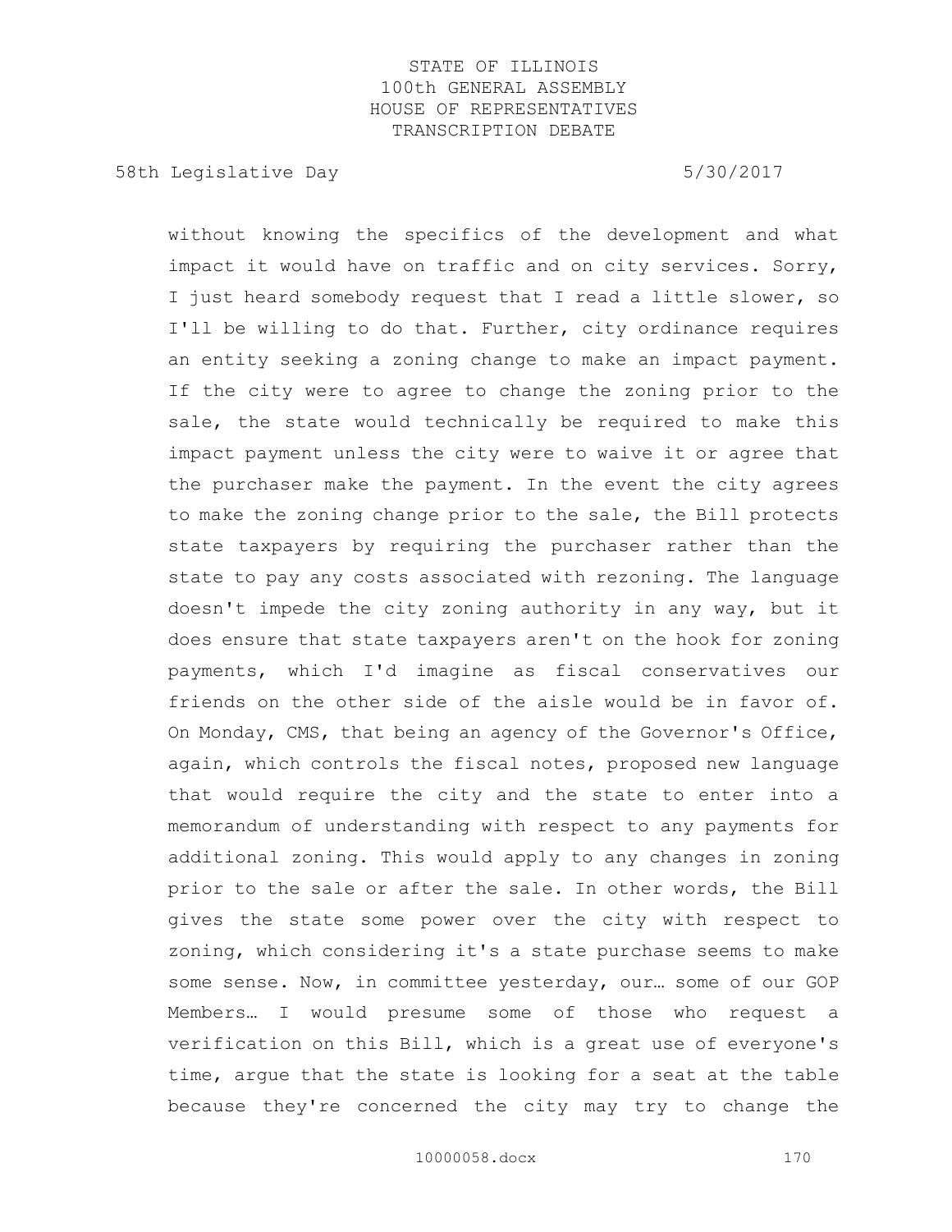without knowing the specifics of the development and what impact it would have on traffic and on city services. Sorry, I just heard somebody request that I read a little slower, so I'll be willing to do that. Further, city ordinance requires an entity seeking a zoning change to make an impact payment. If the city were to agree to change the zoning prior to the sale, the state would technically be required to make this impact payment unless the city were to waive it or agree that the purchaser make the payment. In the event the city agrees to make the zoning change prior to the sale, the Bill protects state taxpayers by requiring the purchaser rather than the state to pay any costs associated with rezoning. The language doesn't impede the city zoning authority in any way, but it does ensure that state taxpayers aren't on the hook for zoning payments, which I'd imagine as fiscal conservatives our friends on the other side of the aisle would be in favor of. On Monday, CMS, that being an agency of the Governor's Office, again, which controls the fiscal notes, proposed new language that would require the city and the state to enter into a memorandum of understanding with respect to any payments for additional zoning. This would apply to any changes in zoning prior to the sale or after the sale. In other words, the Bill gives the state some power over the city with respect to zoning, which considering it's a state purchase seems to make some sense. Now, in committee yesterday, our… some of our GOP Members… I would presume some of those who request a verification on this Bill, which is a great use of everyone's time, argue that the state is looking for a seat at the table because they're concerned the city may try to change the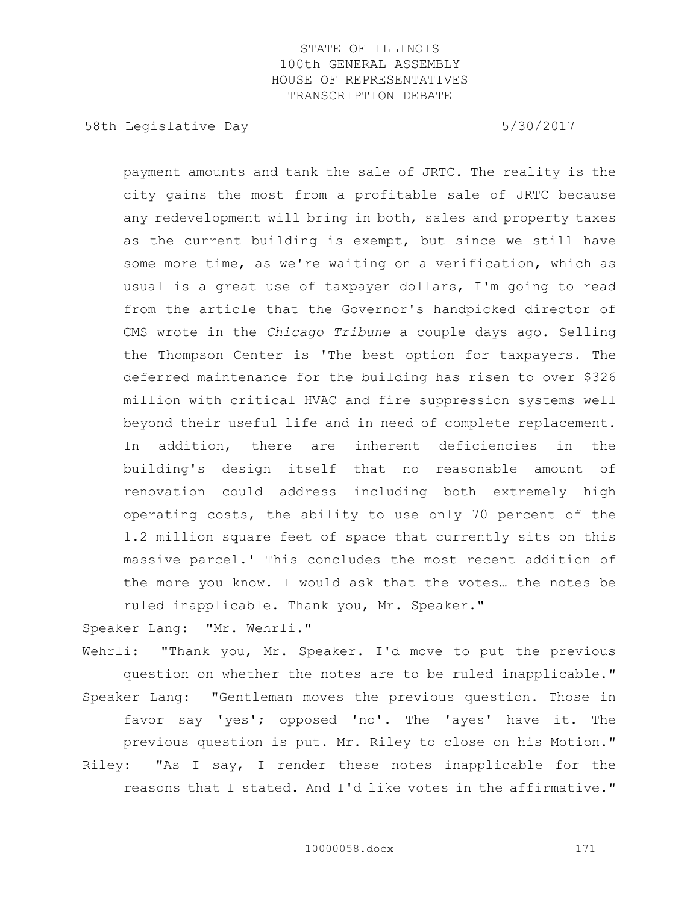payment amounts and tank the sale of JRTC. The reality is the city gains the most from a profitable sale of JRTC because any redevelopment will bring in both, sales and property taxes as the current building is exempt, but since we still have some more time, as we're waiting on a verification, which as usual is a great use of taxpayer dollars, I'm going to read from the article that the Governor's handpicked director of CMS wrote in the *Chicago Tribune* a couple days ago. Selling the Thompson Center is 'The best option for taxpayers. The deferred maintenance for the building has risen to over $326 million with critical HVAC and fire suppression systems well beyond their useful life and in need of complete replacement. In addition, there are inherent deficiencies in the building's design itself that no reasonable amount of renovation could address including both extremely high operating costs, the ability to use only 70 percent of the 1.2 million square feet of space that currently sits on this massive parcel.' This concludes the most recent addition of the more you know. I would ask that the votes… the notes be ruled inapplicable. Thank you, Mr. Speaker."

Speaker Lang: "Mr. Wehrli."

Wehrli: "Thank you, Mr. Speaker. I'd move to put the previous question on whether the notes are to be ruled inapplicable."

Speaker Lang: "Gentleman moves the previous question. Those in favor say 'yes'; opposed 'no'. The 'ayes' have it. The previous question is put. Mr. Riley to close on his Motion."

Riley: "As I say, I render these notes inapplicable for the reasons that I stated. And I'd like votes in the affirmative."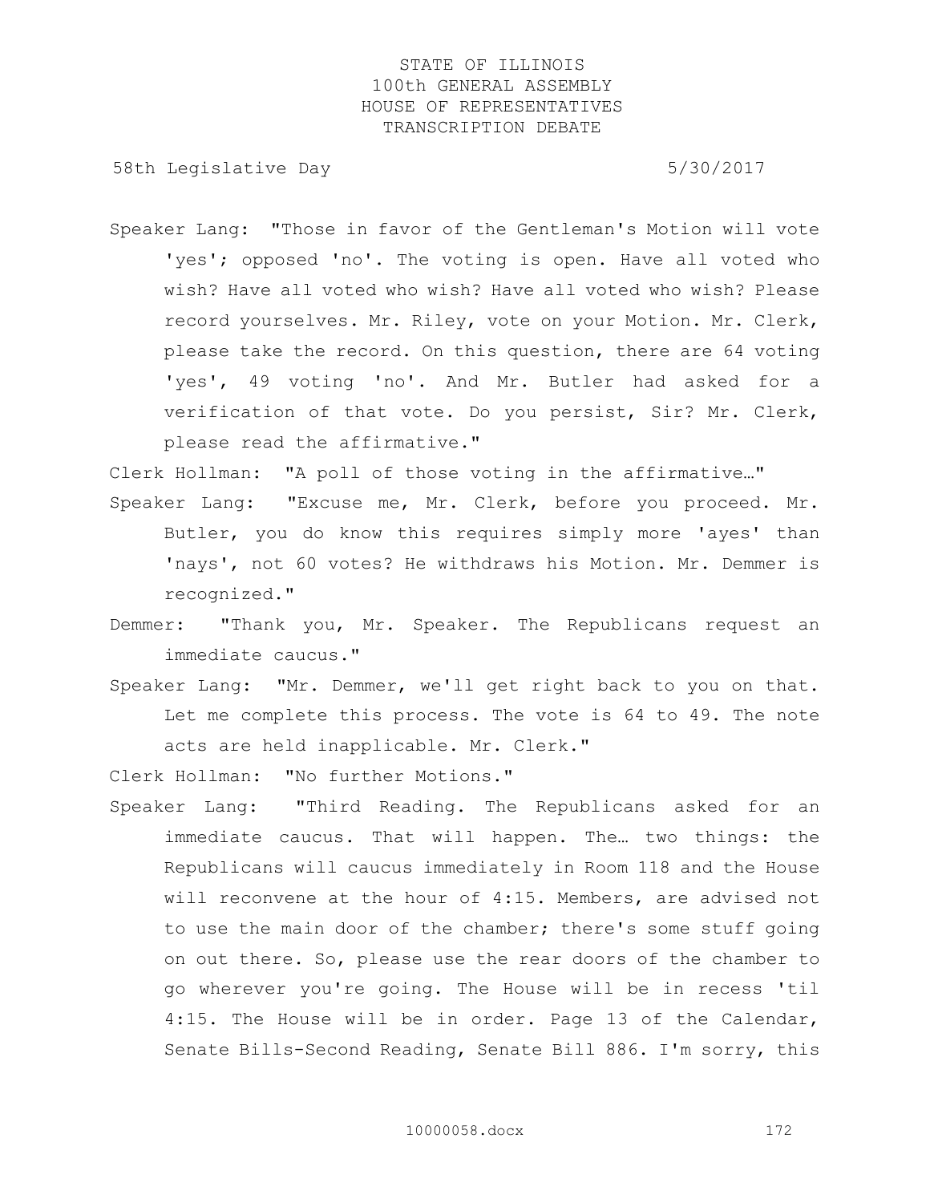Speaker Lang: "Those in favor of the Gentleman's Motion will vote 'yes'; opposed 'no'. The voting is open. Have all voted who wish? Have all voted who wish? Have all voted who wish? Please record yourselves. Mr. Riley, vote on your Motion. Mr. Clerk, please take the record. On this question, there are 64 voting 'yes', 49 voting 'no'. And Mr. Butler had asked for a verification of that vote. Do you persist, Sir? Mr. Clerk, please read the affirmative."

Clerk Hollman: "A poll of those voting in the affirmative…"

Speaker Lang: "Excuse me, Mr. Clerk, before you proceed. Mr. Butler, you do know this requires simply more 'ayes' than 'nays', not 60 votes? He withdraws his Motion. Mr. Demmer is recognized."

Demmer: "Thank you, Mr. Speaker. The Republicans request an immediate caucus."

Speaker Lang: "Mr. Demmer, we'll get right back to you on that. Let me complete this process. The vote is 64 to 49. The note acts are held inapplicable. Mr. Clerk."

Clerk Hollman: "No further Motions."

Speaker Lang: "Third Reading. The Republicans asked for an immediate caucus. That will happen. The… two things: the Republicans will caucus immediately in Room 118 and the House will reconvene at the hour of 4:15. Members, are advised not to use the main door of the chamber; there's some stuff going on out there. So, please use the rear doors of the chamber to go wherever you're going. The House will be in recess 'til 4:15. The House will be in order. Page 13 of the Calendar, Senate Bills-Second Reading, Senate Bill 886. I'm sorry, this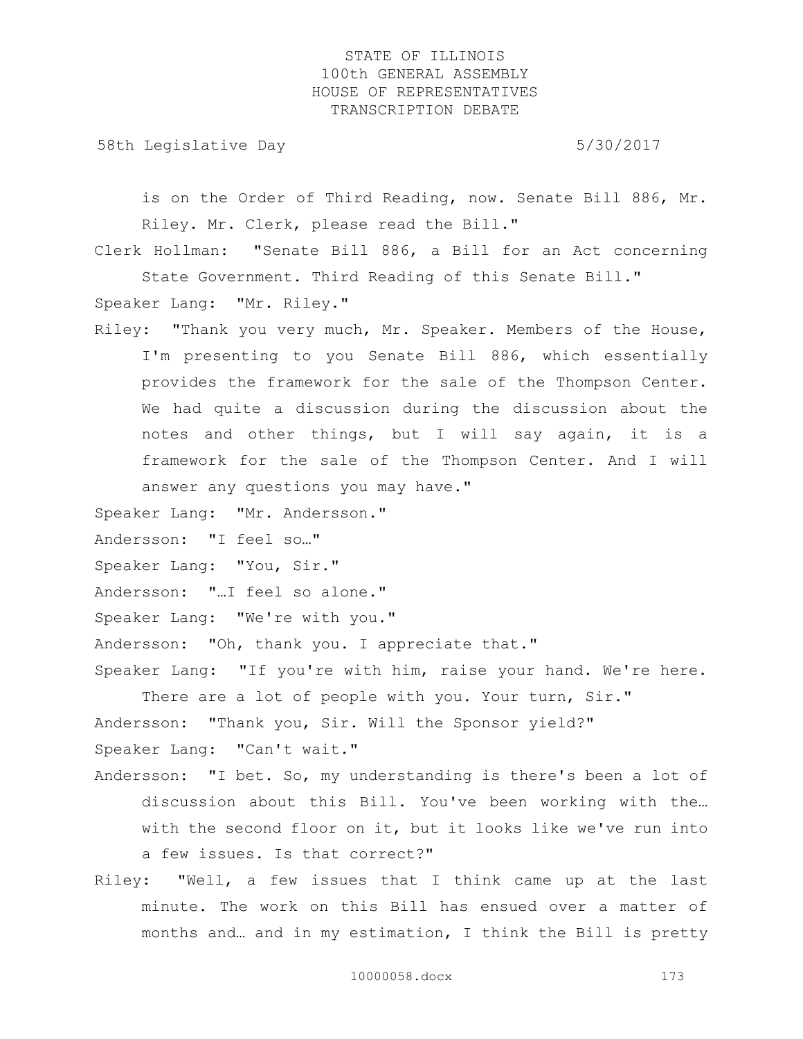is on the Order of Third Reading, now. Senate Bill 886, Mr. Riley. Mr. Clerk, please read the Bill."

Clerk Hollman: "Senate Bill 886, a Bill for an Act concerning State Government. Third Reading of this Senate Bill."

Speaker Lang: "Mr. Riley."

Riley: "Thank you very much, Mr. Speaker. Members of the House, I'm presenting to you Senate Bill 886, which essentially provides the framework for the sale of the Thompson Center. We had quite a discussion during the discussion about the notes and other things, but I will say again, it is a framework for the sale of the Thompson Center. And I will answer any questions you may have."

Speaker Lang: "Mr. Andersson."

Andersson: "I feel so…"

Speaker Lang: "You, Sir."

Andersson: "…I feel so alone."

Speaker Lang: "We're with you."

Andersson: "Oh, thank you. I appreciate that."

Speaker Lang: "If you're with him, raise your hand. We're here. There are a lot of people with you. Your turn, Sir."

Andersson: "Thank you, Sir. Will the Sponsor yield?"

Speaker Lang: "Can't wait."

Andersson: "I bet. So, my understanding is there's been a lot of discussion about this Bill. You've been working with the… with the second floor on it, but it looks like we've run into a few issues. Is that correct?"

Riley: "Well, a few issues that I think came up at the last minute. The work on this Bill has ensued over a matter of months and… and in my estimation, I think the Bill is pretty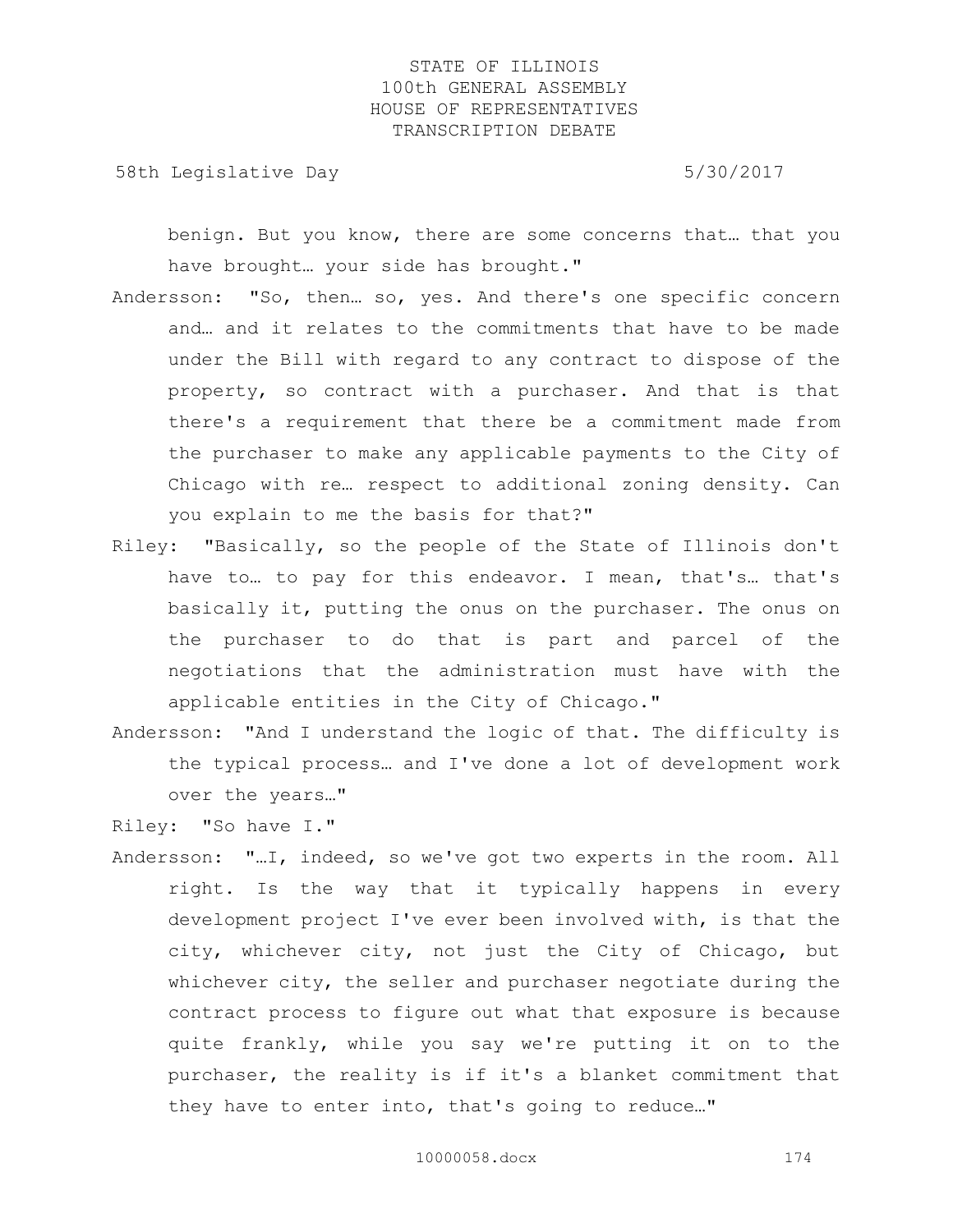benign. But you know, there are some concerns that… that you have brought… your side has brought."

Andersson: "So, then… so, yes. And there's one specific concern and… and it relates to the commitments that have to be made under the Bill with regard to any contract to dispose of the property, so contract with a purchaser. And that is that there's a requirement that there be a commitment made from the purchaser to make any applicable payments to the City of Chicago with re… respect to additional zoning density. Can you explain to me the basis for that?"

Riley: "Basically, so the people of the State of Illinois don't have to… to pay for this endeavor. I mean, that's… that's basically it, putting the onus on the purchaser. The onus on the purchaser to do that is part and parcel of the negotiations that the administration must have with the applicable entities in the City of Chicago."

Andersson: "And I understand the logic of that. The difficulty is the typical process… and I've done a lot of development work over the years…"

Riley: "So have I."

Andersson: "…I, indeed, so we've got two experts in the room. All right. Is the way that it typically happens in every development project I've ever been involved with, is that the city, whichever city, not just the City of Chicago, but whichever city, the seller and purchaser negotiate during the contract process to figure out what that exposure is because quite frankly, while you say we're putting it on to the purchaser, the reality is if it's a blanket commitment that they have to enter into, that's going to reduce…"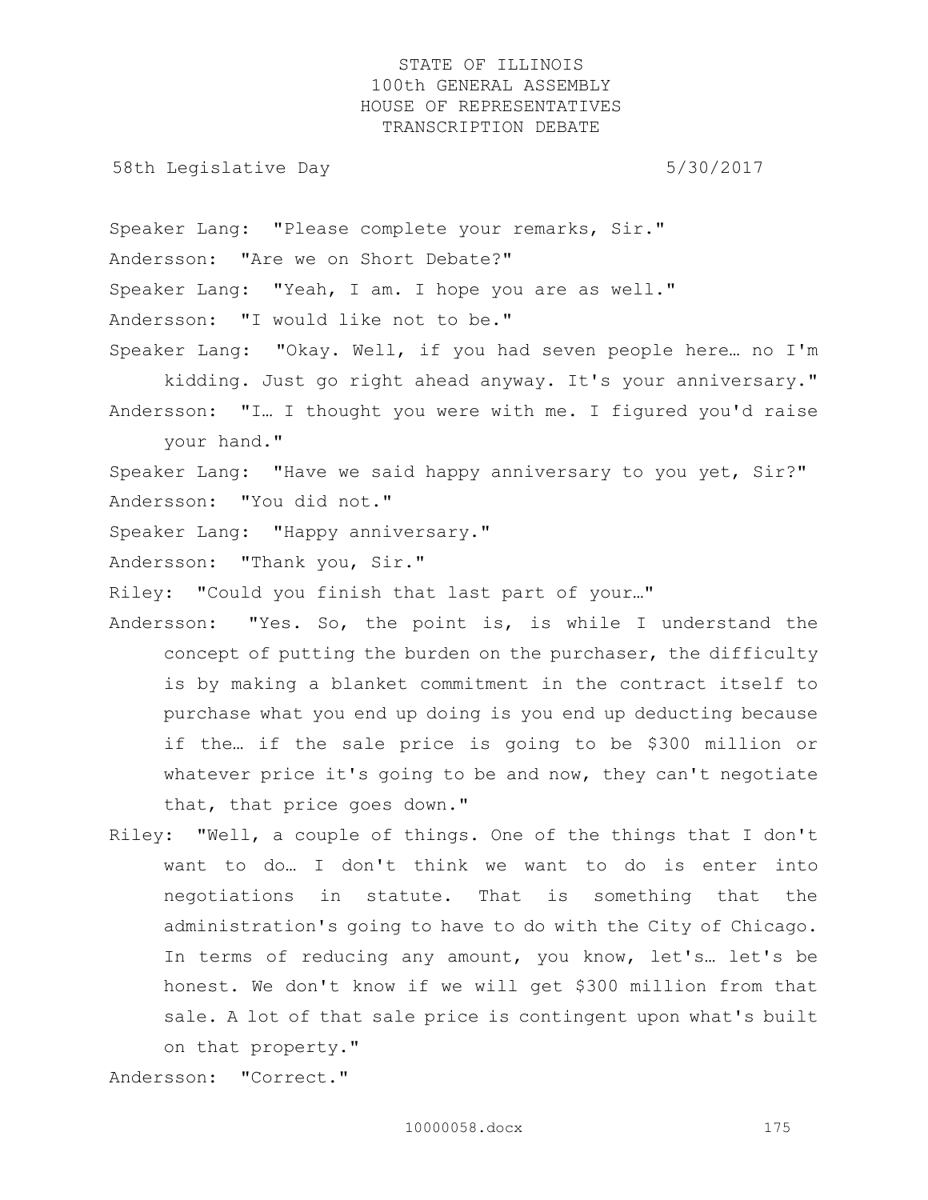Speaker Lang: "Please complete your remarks, Sir."

Andersson: "Are we on Short Debate?"

Speaker Lang: "Yeah, I am. I hope you are as well."

Andersson: "I would like not to be."

Speaker Lang: "Okay. Well, if you had seven people here… no I'm kidding. Just go right ahead anyway. It's your anniversary."

Andersson: "I… I thought you were with me. I figured you'd raise your hand."

Speaker Lang: "Have we said happy anniversary to you yet, Sir?"

Andersson: "You did not."

Speaker Lang: "Happy anniversary."

Andersson: "Thank you, Sir."

Riley: "Could you finish that last part of your…"

Andersson: "Yes. So, the point is, is while I understand the concept of putting the burden on the purchaser, the difficulty is by making a blanket commitment in the contract itself to purchase what you end up doing is you end up deducting because if the… if the sale price is going to be $300 million or whatever price it's going to be and now, they can't negotiate that, that price goes down."

Riley: "Well, a couple of things. One of the things that I don't want to do… I don't think we want to do is enter into negotiations in statute. That is something that the administration's going to have to do with the City of Chicago. In terms of reducing any amount, you know, let's… let's be honest. We don't know if we will get $300 million from that sale. A lot of that sale price is contingent upon what's built on that property."

Andersson: "Correct."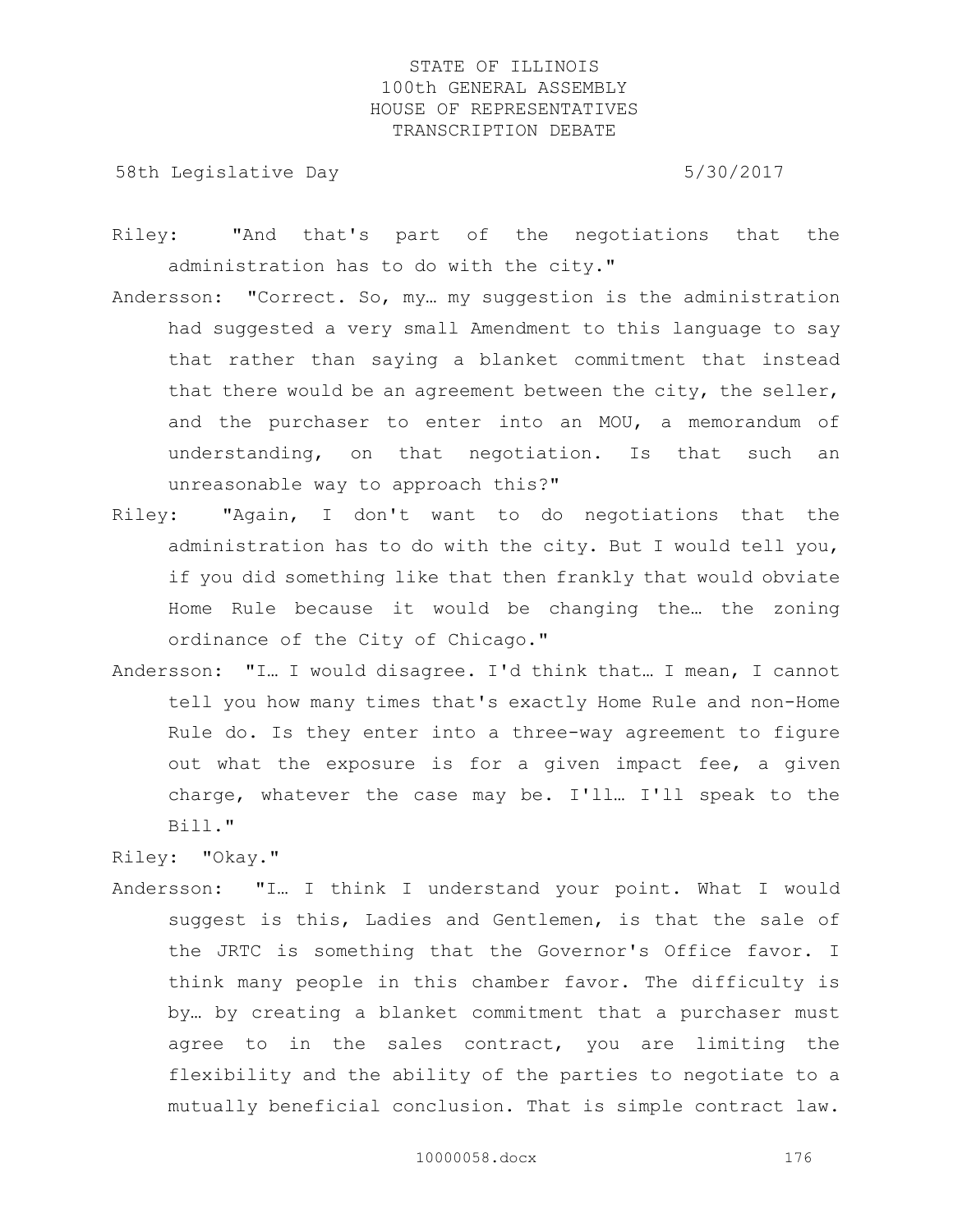Riley: "And that's part of the negotiations that the administration has to do with the city."

Andersson: "Correct. So, my… my suggestion is the administration had suggested a very small Amendment to this language to say that rather than saying a blanket commitment that instead that there would be an agreement between the city, the seller, and the purchaser to enter into an MOU, a memorandum of understanding, on that negotiation. Is that such an unreasonable way to approach this?"

Riley: "Again, I don't want to do negotiations that the administration has to do with the city. But I would tell you, if you did something like that then frankly that would obviate Home Rule because it would be changing the… the zoning ordinance of the City of Chicago."

Andersson: "I… I would disagree. I'd think that… I mean, I cannot tell you how many times that's exactly Home Rule and non-Home Rule do. Is they enter into a three-way agreement to figure out what the exposure is for a given impact fee, a given charge, whatever the case may be. I'll… I'll speak to the Bill."

Riley: "Okay."

Andersson: "I… I think I understand your point. What I would suggest is this, Ladies and Gentlemen, is that the sale of the JRTC is something that the Governor's Office favor. I think many people in this chamber favor. The difficulty is by… by creating a blanket commitment that a purchaser must agree to in the sales contract, you are limiting the flexibility and the ability of the parties to negotiate to a mutually beneficial conclusion. That is simple contract law.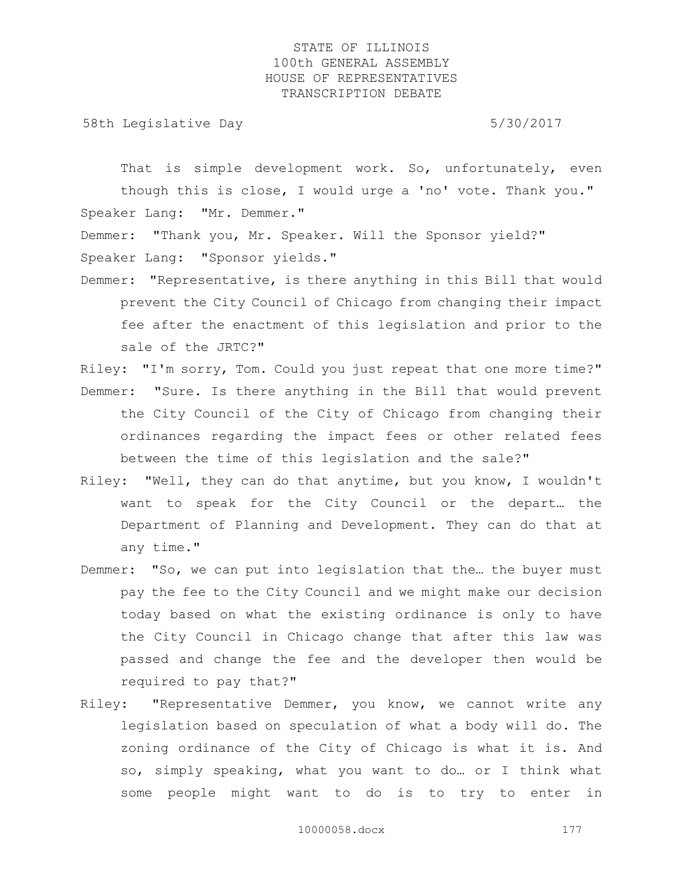That is simple development work. So, unfortunately, even though this is close, I would urge a 'no' vote. Thank you."

Speaker Lang: "Mr. Demmer."

Demmer: "Thank you, Mr. Speaker. Will the Sponsor yield?"

Speaker Lang: "Sponsor yields."

Demmer: "Representative, is there anything in this Bill that would prevent the City Council of Chicago from changing their impact fee after the enactment of this legislation and prior to the sale of the JRTC?"

Riley: "I'm sorry, Tom. Could you just repeat that one more time?"

Demmer: "Sure. Is there anything in the Bill that would prevent the City Council of the City of Chicago from changing their ordinances regarding the impact fees or other related fees between the time of this legislation and the sale?"

Riley: "Well, they can do that anytime, but you know, I wouldn't want to speak for the City Council or the depart… the Department of Planning and Development. They can do that at any time."

Demmer: "So, we can put into legislation that the… the buyer must pay the fee to the City Council and we might make our decision today based on what the existing ordinance is only to have the City Council in Chicago change that after this law was passed and change the fee and the developer then would be required to pay that?"

Riley: "Representative Demmer, you know, we cannot write any legislation based on speculation of what a body will do. The zoning ordinance of the City of Chicago is what it is. And so, simply speaking, what you want to do… or I think what some people might want to do is to try to enter in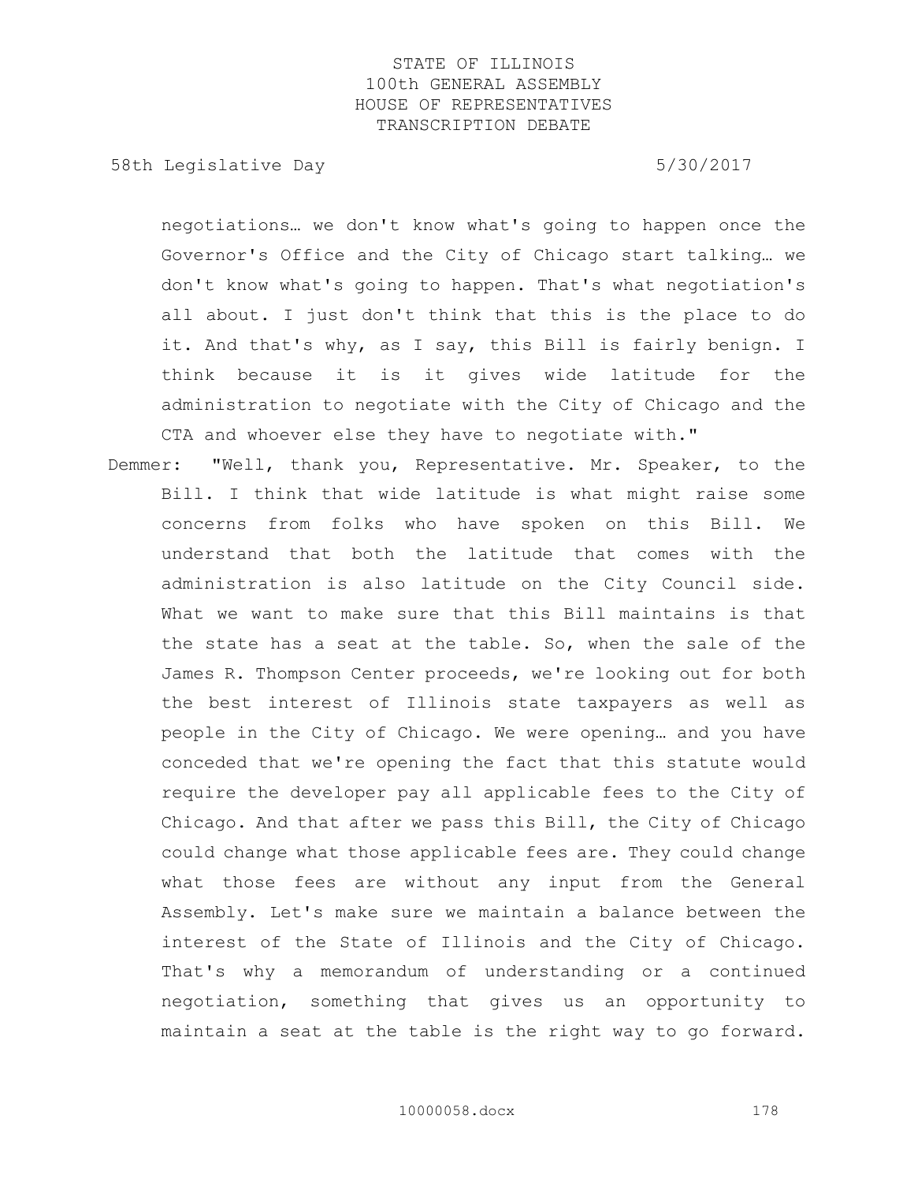negotiations… we don't know what's going to happen once the Governor's Office and the City of Chicago start talking… we don't know what's going to happen. That's what negotiation's all about. I just don't think that this is the place to do it. And that's why, as I say, this Bill is fairly benign. I think because it is it gives wide latitude for the administration to negotiate with the City of Chicago and the CTA and whoever else they have to negotiate with."

Demmer: "Well, thank you, Representative. Mr. Speaker, to the Bill. I think that wide latitude is what might raise some concerns from folks who have spoken on this Bill. We understand that both the latitude that comes with the administration is also latitude on the City Council side. What we want to make sure that this Bill maintains is that the state has a seat at the table. So, when the sale of the James R. Thompson Center proceeds, we're looking out for both the best interest of Illinois state taxpayers as well as people in the City of Chicago. We were opening… and you have conceded that we're opening the fact that this statute would require the developer pay all applicable fees to the City of Chicago. And that after we pass this Bill, the City of Chicago could change what those applicable fees are. They could change what those fees are without any input from the General Assembly. Let's make sure we maintain a balance between the interest of the State of Illinois and the City of Chicago. That's why a memorandum of understanding or a continued negotiation, something that gives us an opportunity to maintain a seat at the table is the right way to go forward.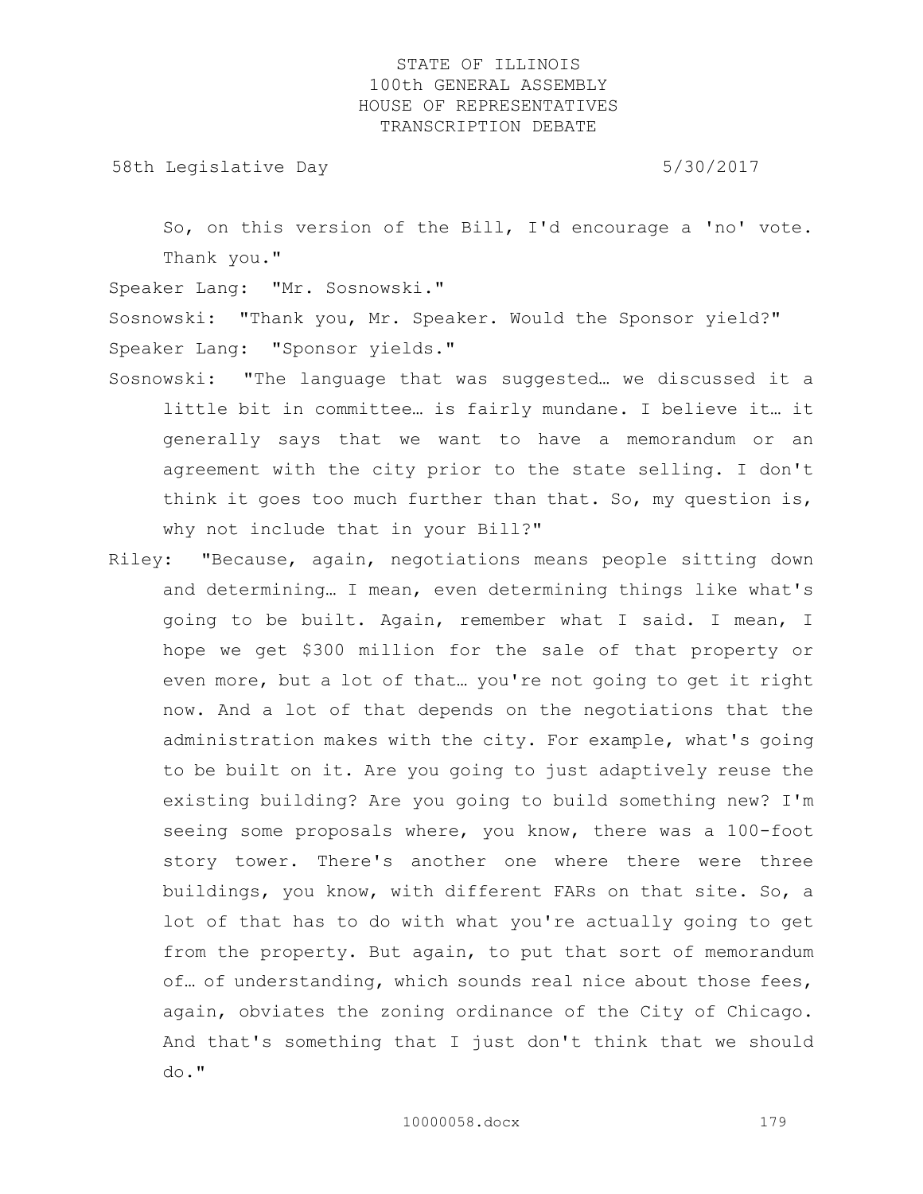So, on this version of the Bill, I'd encourage a 'no' vote. Thank you."

Speaker Lang: "Mr. Sosnowski."

Sosnowski: "Thank you, Mr. Speaker. Would the Sponsor yield?"

Speaker Lang: "Sponsor yields."

Sosnowski: "The language that was suggested… we discussed it a little bit in committee… is fairly mundane. I believe it… it generally says that we want to have a memorandum or an agreement with the city prior to the state selling. I don't think it goes too much further than that. So, my question is, why not include that in your Bill?"

Riley: "Because, again, negotiations means people sitting down and determining… I mean, even determining things like what's going to be built. Again, remember what I said. I mean, I hope we get $300 million for the sale of that property or even more, but a lot of that… you're not going to get it right now. And a lot of that depends on the negotiations that the administration makes with the city. For example, what's going to be built on it. Are you going to just adaptively reuse the existing building? Are you going to build something new? I'm seeing some proposals where, you know, there was a 100-foot story tower. There's another one where there were three buildings, you know, with different FARs on that site. So, a lot of that has to do with what you're actually going to get from the property. But again, to put that sort of memorandum of… of understanding, which sounds real nice about those fees, again, obviates the zoning ordinance of the City of Chicago. And that's something that I just don't think that we should do."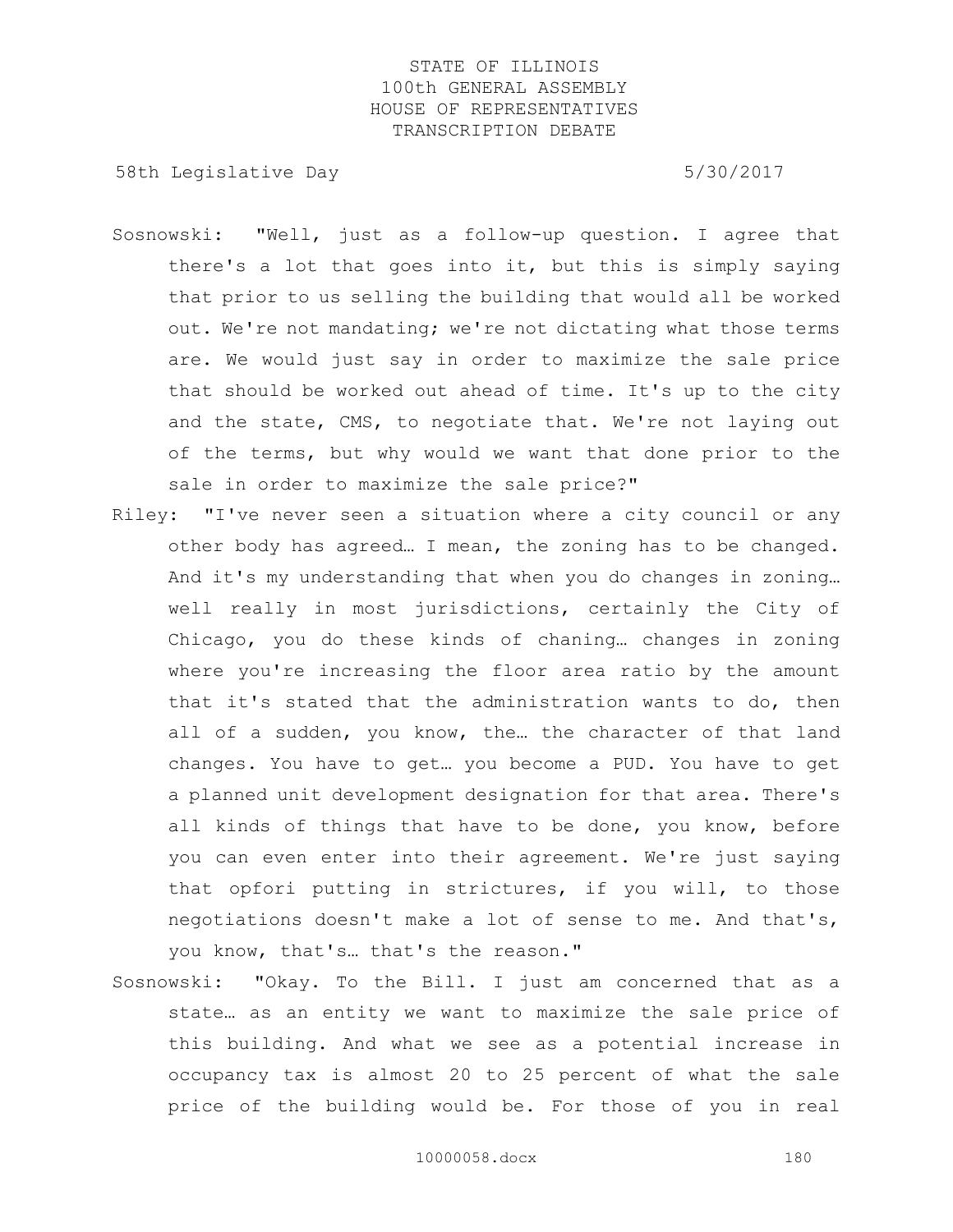Sosnowski: "Well, just as a follow-up question. I agree that there's a lot that goes into it, but this is simply saying that prior to us selling the building that would all be worked out. We're not mandating; we're not dictating what those terms are. We would just say in order to maximize the sale price that should be worked out ahead of time. It's up to the city and the state, CMS, to negotiate that. We're not laying out of the terms, but why would we want that done prior to the sale in order to maximize the sale price?"

Riley: "I've never seen a situation where a city council or any other body has agreed… I mean, the zoning has to be changed. And it's my understanding that when you do changes in zoning… well really in most jurisdictions, certainly the City of Chicago, you do these kinds of chaning… changes in zoning where you're increasing the floor area ratio by the amount that it's stated that the administration wants to do, then all of a sudden, you know, the… the character of that land changes. You have to get… you become a PUD. You have to get a planned unit development designation for that area. There's all kinds of things that have to be done, you know, before you can even enter into their agreement. We're just saying that opfori putting in strictures, if you will, to those negotiations doesn't make a lot of sense to me. And that's, you know, that's… that's the reason."

Sosnowski: "Okay. To the Bill. I just am concerned that as a state… as an entity we want to maximize the sale price of this building. And what we see as a potential increase in occupancy tax is almost 20 to 25 percent of what the sale price of the building would be. For those of you in real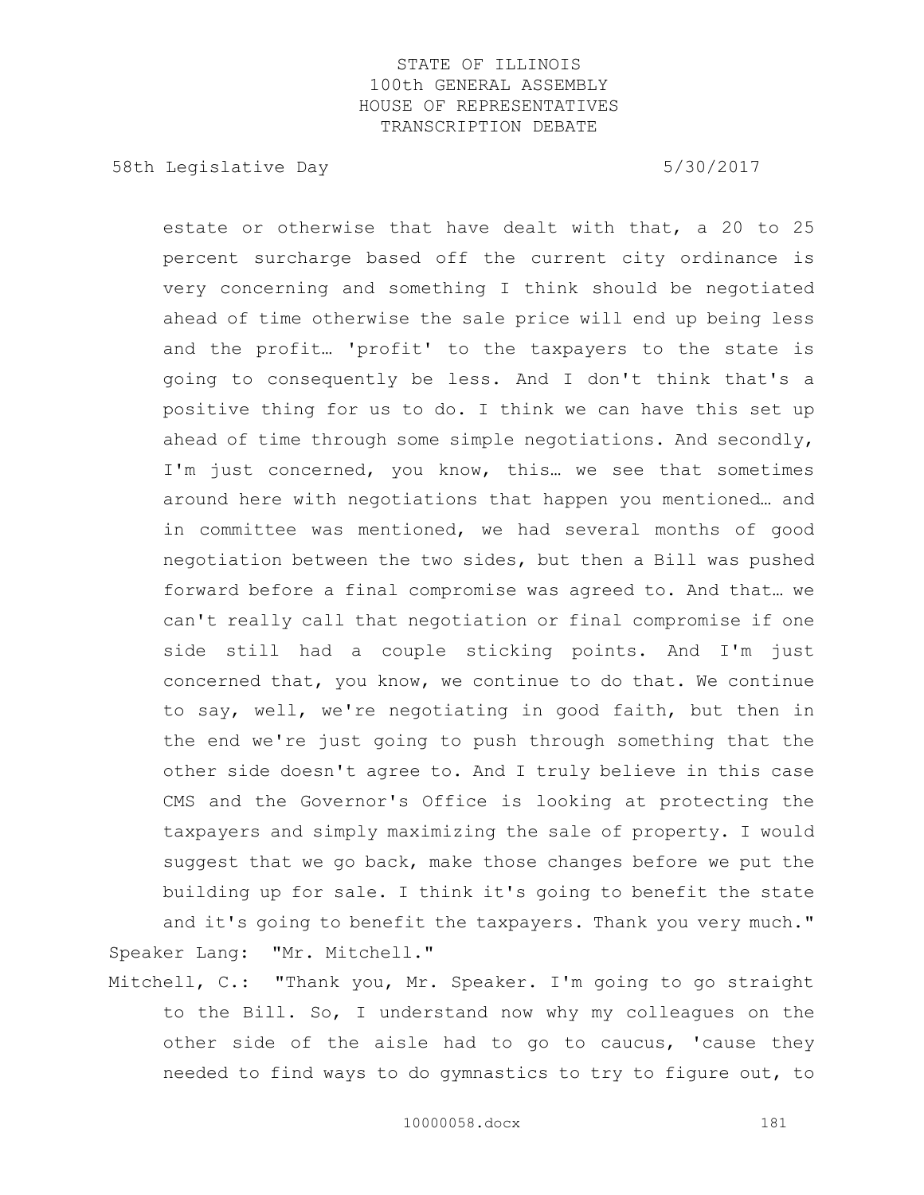estate or otherwise that have dealt with that, a 20 to 25 percent surcharge based off the current city ordinance is very concerning and something I think should be negotiated ahead of time otherwise the sale price will end up being less and the profit… 'profit' to the taxpayers to the state is going to consequently be less. And I don't think that's a positive thing for us to do. I think we can have this set up ahead of time through some simple negotiations. And secondly, I'm just concerned, you know, this… we see that sometimes around here with negotiations that happen you mentioned… and in committee was mentioned, we had several months of good negotiation between the two sides, but then a Bill was pushed forward before a final compromise was agreed to. And that… we can't really call that negotiation or final compromise if one side still had a couple sticking points. And I'm just concerned that, you know, we continue to do that. We continue to say, well, we're negotiating in good faith, but then in the end we're just going to push through something that the other side doesn't agree to. And I truly believe in this case CMS and the Governor's Office is looking at protecting the taxpayers and simply maximizing the sale of property. I would suggest that we go back, make those changes before we put the building up for sale. I think it's going to benefit the state and it's going to benefit the taxpayers. Thank you very much."

Speaker Lang: "Mr. Mitchell."

Mitchell, C.: "Thank you, Mr. Speaker. I'm going to go straight to the Bill. So, I understand now why my colleagues on the other side of the aisle had to go to caucus, 'cause they needed to find ways to do gymnastics to try to figure out, to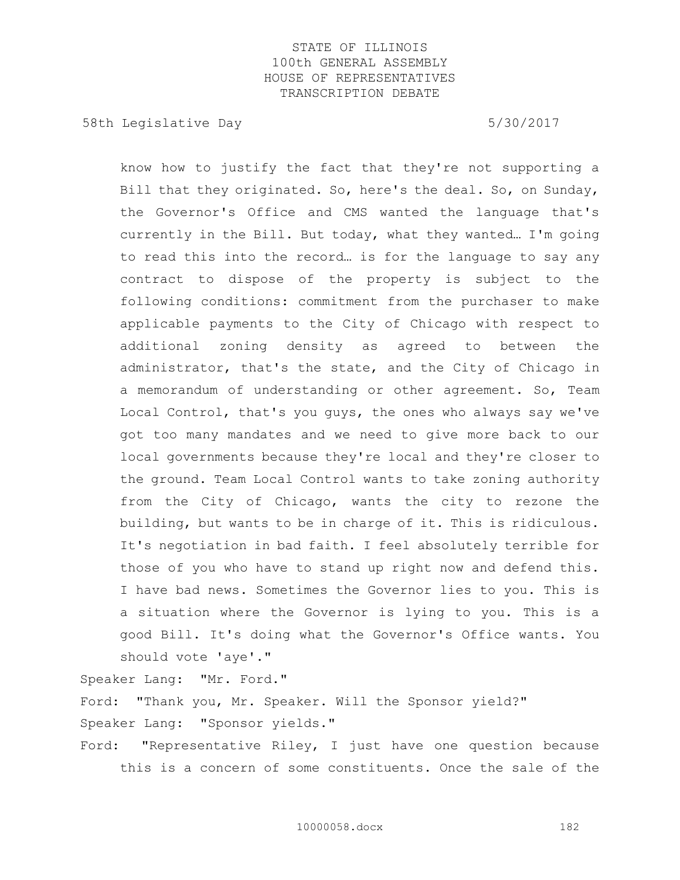know how to justify the fact that they're not supporting a Bill that they originated. So, here's the deal. So, on Sunday, the Governor's Office and CMS wanted the language that's currently in the Bill. But today, what they wanted… I'm going to read this into the record… is for the language to say any contract to dispose of the property is subject to the following conditions: commitment from the purchaser to make applicable payments to the City of Chicago with respect to additional zoning density as agreed to between the administrator, that's the state, and the City of Chicago in a memorandum of understanding or other agreement. So, Team Local Control, that's you guys, the ones who always say we've got too many mandates and we need to give more back to our local governments because they're local and they're closer to the ground. Team Local Control wants to take zoning authority from the City of Chicago, wants the city to rezone the building, but wants to be in charge of it. This is ridiculous. It's negotiation in bad faith. I feel absolutely terrible for those of you who have to stand up right now and defend this. I have bad news. Sometimes the Governor lies to you. This is a situation where the Governor is lying to you. This is a good Bill. It's doing what the Governor's Office wants. You should vote 'aye'."

Speaker Lang: "Mr. Ford."

Ford: "Thank you, Mr. Speaker. Will the Sponsor yield?"

Speaker Lang: "Sponsor yields."

Ford: "Representative Riley, I just have one question because this is a concern of some constituents. Once the sale of the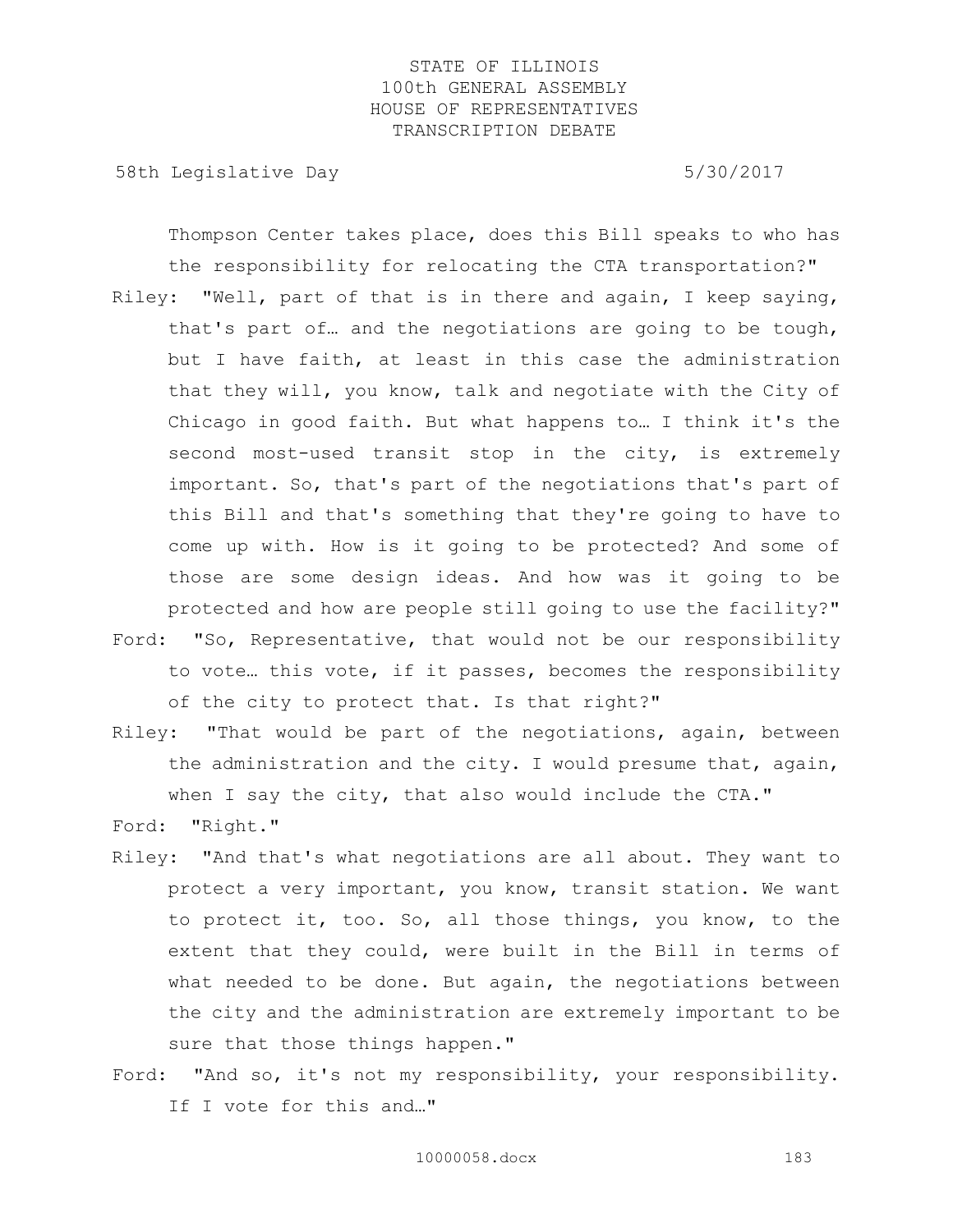Thompson Center takes place, does this Bill speaks to who has the responsibility for relocating the CTA transportation?"

Riley: "Well, part of that is in there and again, I keep saying, that's part of… and the negotiations are going to be tough, but I have faith, at least in this case the administration that they will, you know, talk and negotiate with the City of Chicago in good faith. But what happens to… I think it's the second most-used transit stop in the city, is extremely important. So, that's part of the negotiations that's part of this Bill and that's something that they're going to have to come up with. How is it going to be protected? And some of those are some design ideas. And how was it going to be protected and how are people still going to use the facility?"

Ford: "So, Representative, that would not be our responsibility to vote… this vote, if it passes, becomes the responsibility of the city to protect that. Is that right?"

Riley: "That would be part of the negotiations, again, between the administration and the city. I would presume that, again, when I say the city, that also would include the CTA."

Ford: "Right."

Riley: "And that's what negotiations are all about. They want to protect a very important, you know, transit station. We want to protect it, too. So, all those things, you know, to the extent that they could, were built in the Bill in terms of what needed to be done. But again, the negotiations between the city and the administration are extremely important to be sure that those things happen."

Ford: "And so, it's not my responsibility, your responsibility. If I vote for this and…"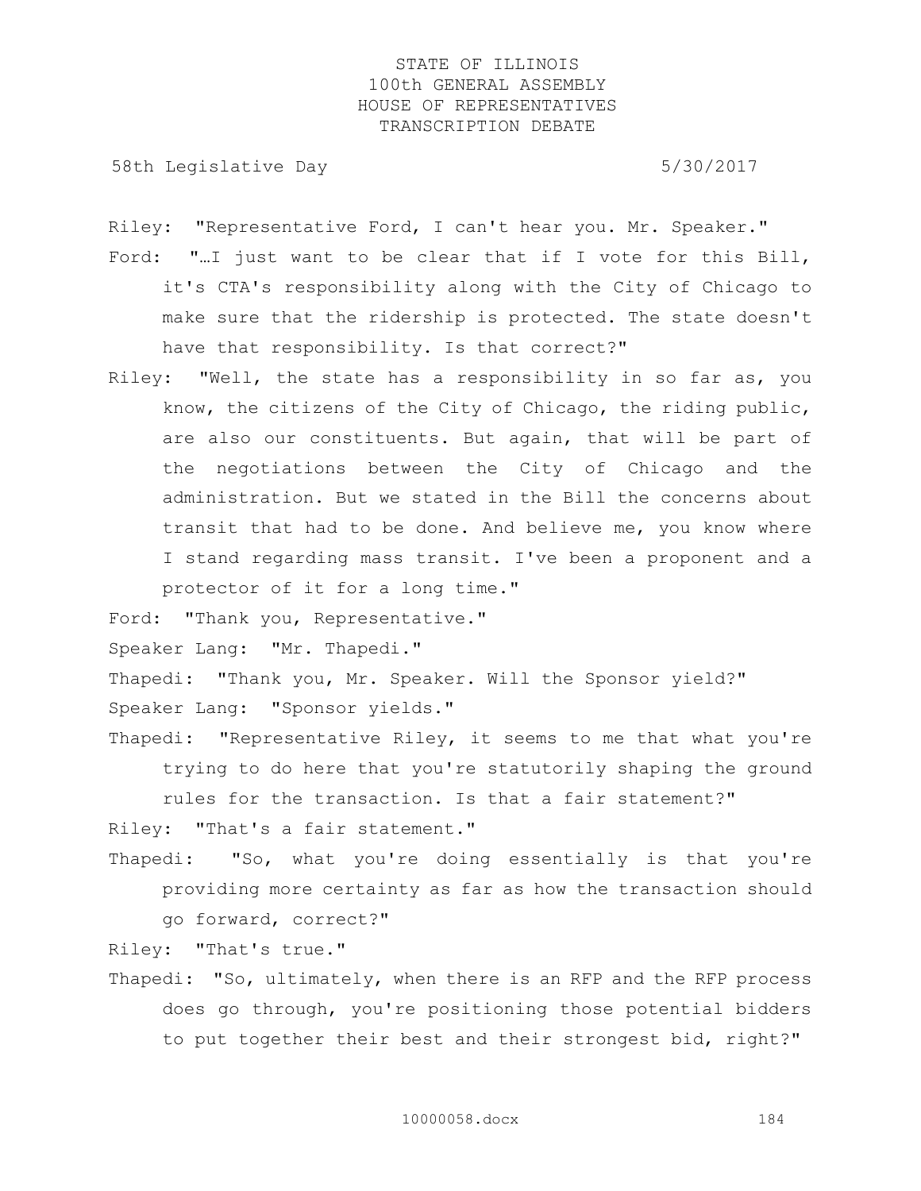Riley: "Representative Ford, I can't hear you. Mr. Speaker."

Ford: "…I just want to be clear that if I vote for this Bill, it's CTA's responsibility along with the City of Chicago to make sure that the ridership is protected. The state doesn't have that responsibility. Is that correct?"

Riley: "Well, the state has a responsibility in so far as, you know, the citizens of the City of Chicago, the riding public, are also our constituents. But again, that will be part of the negotiations between the City of Chicago and the administration. But we stated in the Bill the concerns about transit that had to be done. And believe me, you know where I stand regarding mass transit. I've been a proponent and a protector of it for a long time."

Ford: "Thank you, Representative."

Speaker Lang: "Mr. Thapedi."

Thapedi: "Thank you, Mr. Speaker. Will the Sponsor yield?"

Speaker Lang: "Sponsor yields."

Thapedi: "Representative Riley, it seems to me that what you're trying to do here that you're statutorily shaping the ground rules for the transaction. Is that a fair statement?"

Riley: "That's a fair statement."

Thapedi: "So, what you're doing essentially is that you're providing more certainty as far as how the transaction should go forward, correct?"

Riley: "That's true."

Thapedi: "So, ultimately, when there is an RFP and the RFP process does go through, you're positioning those potential bidders to put together their best and their strongest bid, right?"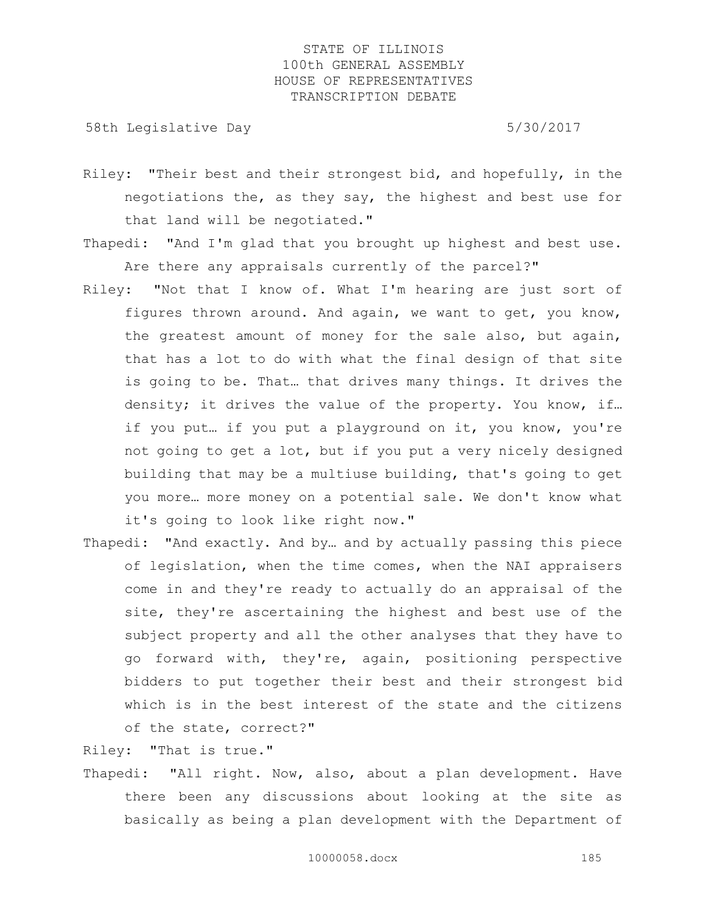Riley: "Their best and their strongest bid, and hopefully, in the negotiations the, as they say, the highest and best use for that land will be negotiated."

Thapedi: "And I'm glad that you brought up highest and best use. Are there any appraisals currently of the parcel?"

Riley: "Not that I know of. What I'm hearing are just sort of figures thrown around. And again, we want to get, you know, the greatest amount of money for the sale also, but again, that has a lot to do with what the final design of that site is going to be. That… that drives many things. It drives the density; it drives the value of the property. You know, if… if you put… if you put a playground on it, you know, you're not going to get a lot, but if you put a very nicely designed building that may be a multiuse building, that's going to get you more… more money on a potential sale. We don't know what it's going to look like right now."

Thapedi: "And exactly. And by… and by actually passing this piece of legislation, when the time comes, when the NAI appraisers come in and they're ready to actually do an appraisal of the site, they're ascertaining the highest and best use of the subject property and all the other analyses that they have to go forward with, they're, again, positioning perspective bidders to put together their best and their strongest bid which is in the best interest of the state and the citizens of the state, correct?"

Riley: "That is true."

Thapedi: "All right. Now, also, about a plan development. Have there been any discussions about looking at the site as basically as being a plan development with the Department of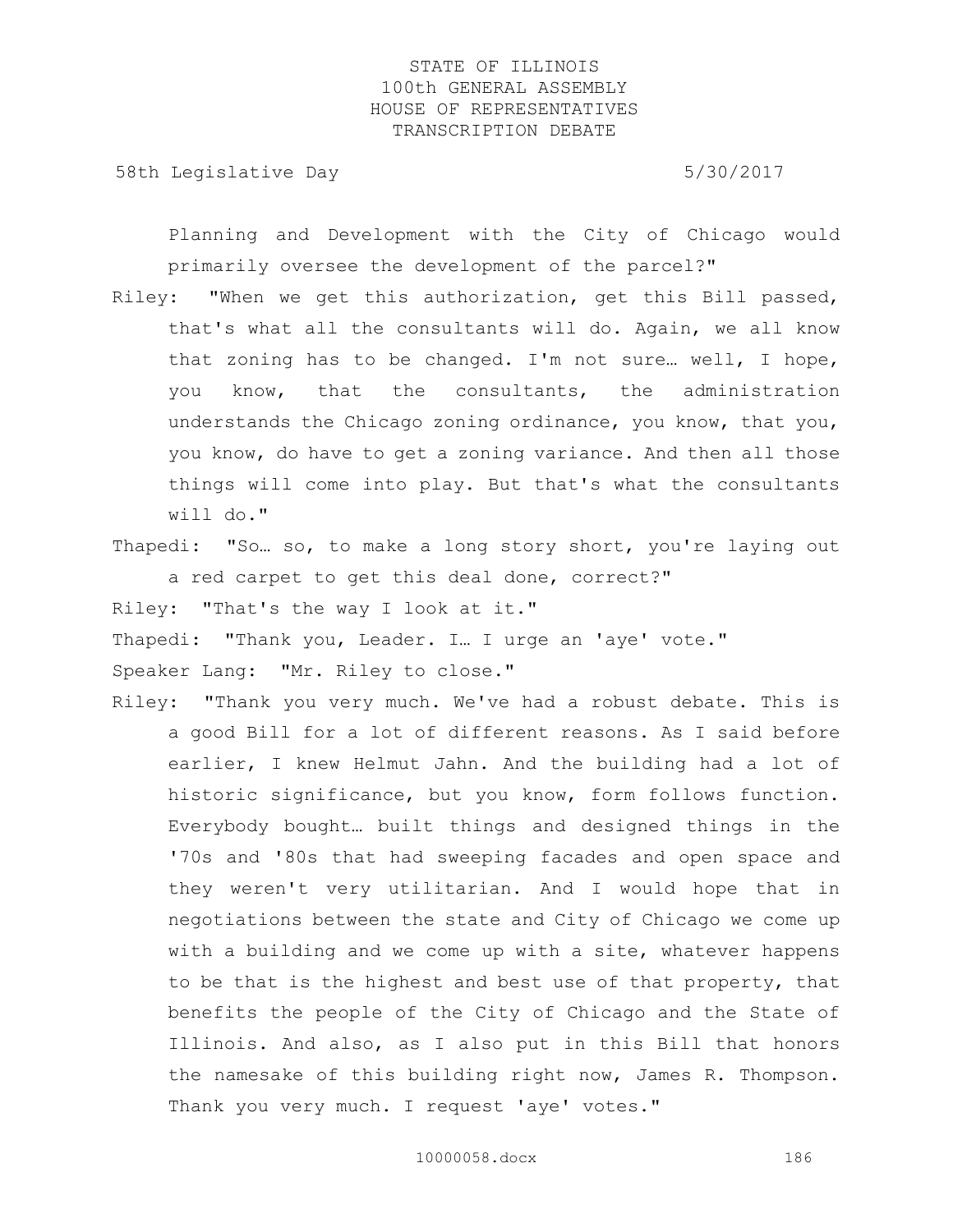Planning and Development with the City of Chicago would primarily oversee the development of the parcel?"

Riley: "When we get this authorization, get this Bill passed, that's what all the consultants will do. Again, we all know that zoning has to be changed. I'm not sure… well, I hope, you know, that the consultants, the administration understands the Chicago zoning ordinance, you know, that you, you know, do have to get a zoning variance. And then all those things will come into play. But that's what the consultants will do."

Thapedi: "So… so, to make a long story short, you're laying out a red carpet to get this deal done, correct?"

Riley: "That's the way I look at it."

Thapedi: "Thank you, Leader. I… I urge an 'aye' vote."

Speaker Lang: "Mr. Riley to close."

Riley: "Thank you very much. We've had a robust debate. This is a good Bill for a lot of different reasons. As I said before earlier, I knew Helmut Jahn. And the building had a lot of historic significance, but you know, form follows function. Everybody bought… built things and designed things in the '70s and '80s that had sweeping facades and open space and they weren't very utilitarian. And I would hope that in negotiations between the state and City of Chicago we come up with a building and we come up with a site, whatever happens to be that is the highest and best use of that property, that benefits the people of the City of Chicago and the State of Illinois. And also, as I also put in this Bill that honors the namesake of this building right now, James R. Thompson. Thank you very much. I request 'aye' votes."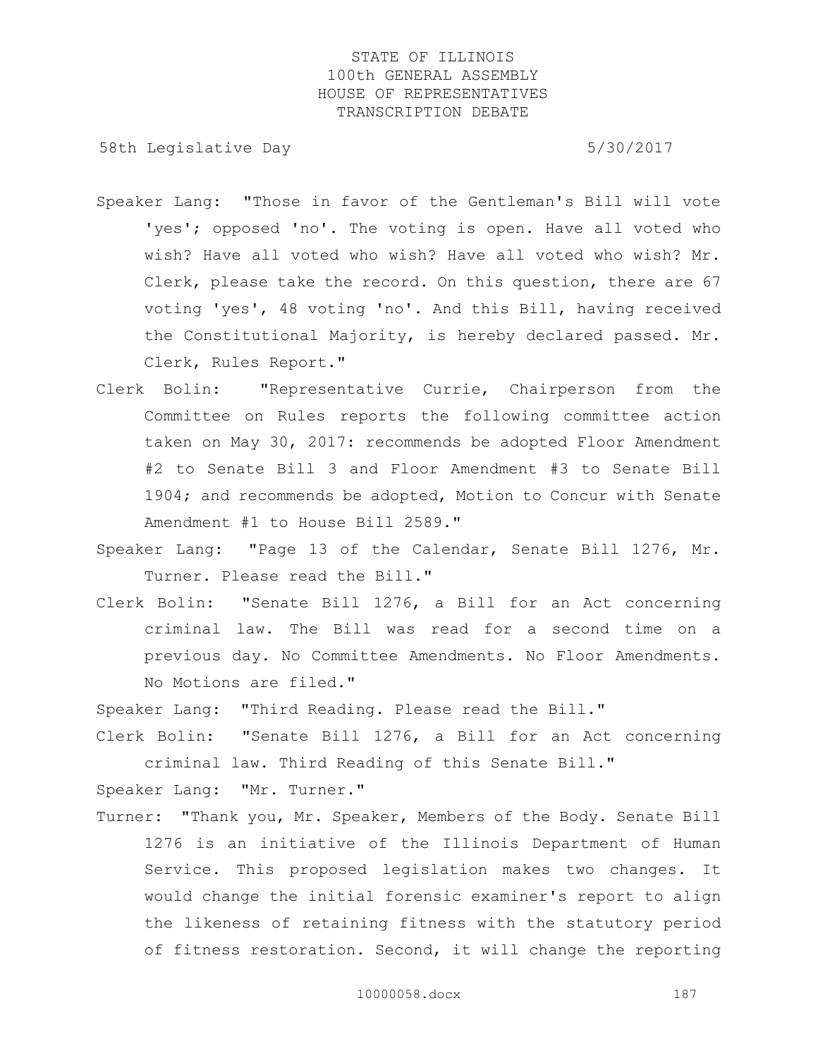Speaker Lang: "Those in favor of the Gentleman's Bill will vote 'yes'; opposed 'no'. The voting is open. Have all voted who wish? Have all voted who wish? Have all voted who wish? Mr. Clerk, please take the record. On this question, there are 67 voting 'yes', 48 voting 'no'. And this Bill, having received the Constitutional Majority, is hereby declared passed. Mr. Clerk, Rules Report."

Clerk Bolin: "Representative Currie, Chairperson from the Committee on Rules reports the following committee action taken on May 30, 2017: recommends be adopted Floor Amendment #2 to Senate Bill 3 and Floor Amendment #3 to Senate Bill 1904; and recommends be adopted, Motion to Concur with Senate Amendment #1 to House Bill 2589."

Speaker Lang: "Page 13 of the Calendar, Senate Bill 1276, Mr. Turner. Please read the Bill."

Clerk Bolin: "Senate Bill 1276, a Bill for an Act concerning criminal law. The Bill was read for a second time on a previous day. No Committee Amendments. No Floor Amendments. No Motions are filed."

Speaker Lang: "Third Reading. Please read the Bill."

Clerk Bolin: "Senate Bill 1276, a Bill for an Act concerning criminal law. Third Reading of this Senate Bill."

Speaker Lang: "Mr. Turner."

Turner: "Thank you, Mr. Speaker, Members of the Body. Senate Bill 1276 is an initiative of the Illinois Department of Human Service. This proposed legislation makes two changes. It would change the initial forensic examiner's report to align the likeness of retaining fitness with the statutory period of fitness restoration. Second, it will change the reporting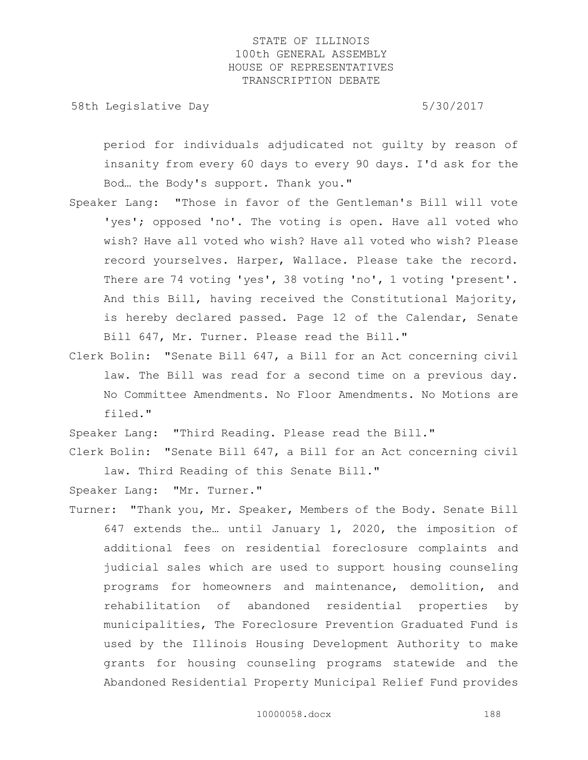period for individuals adjudicated not guilty by reason of insanity from every 60 days to every 90 days. I'd ask for the Bod… the Body's support. Thank you."

Speaker Lang: "Those in favor of the Gentleman's Bill will vote 'yes'; opposed 'no'. The voting is open. Have all voted who wish? Have all voted who wish? Have all voted who wish? Please record yourselves. Harper, Wallace. Please take the record. There are 74 voting 'yes', 38 voting 'no', 1 voting 'present'. And this Bill, having received the Constitutional Majority, is hereby declared passed. Page 12 of the Calendar, Senate Bill 647, Mr. Turner. Please read the Bill."

Clerk Bolin: "Senate Bill 647, a Bill for an Act concerning civil law. The Bill was read for a second time on a previous day. No Committee Amendments. No Floor Amendments. No Motions are filed."

Speaker Lang: "Third Reading. Please read the Bill."

Clerk Bolin: "Senate Bill 647, a Bill for an Act concerning civil law. Third Reading of this Senate Bill."

Speaker Lang: "Mr. Turner."

Turner: "Thank you, Mr. Speaker, Members of the Body. Senate Bill 647 extends the… until January 1, 2020, the imposition of additional fees on residential foreclosure complaints and judicial sales which are used to support housing counseling programs for homeowners and maintenance, demolition, and rehabilitation of abandoned residential properties by municipalities, The Foreclosure Prevention Graduated Fund is used by the Illinois Housing Development Authority to make grants for housing counseling programs statewide and the Abandoned Residential Property Municipal Relief Fund provides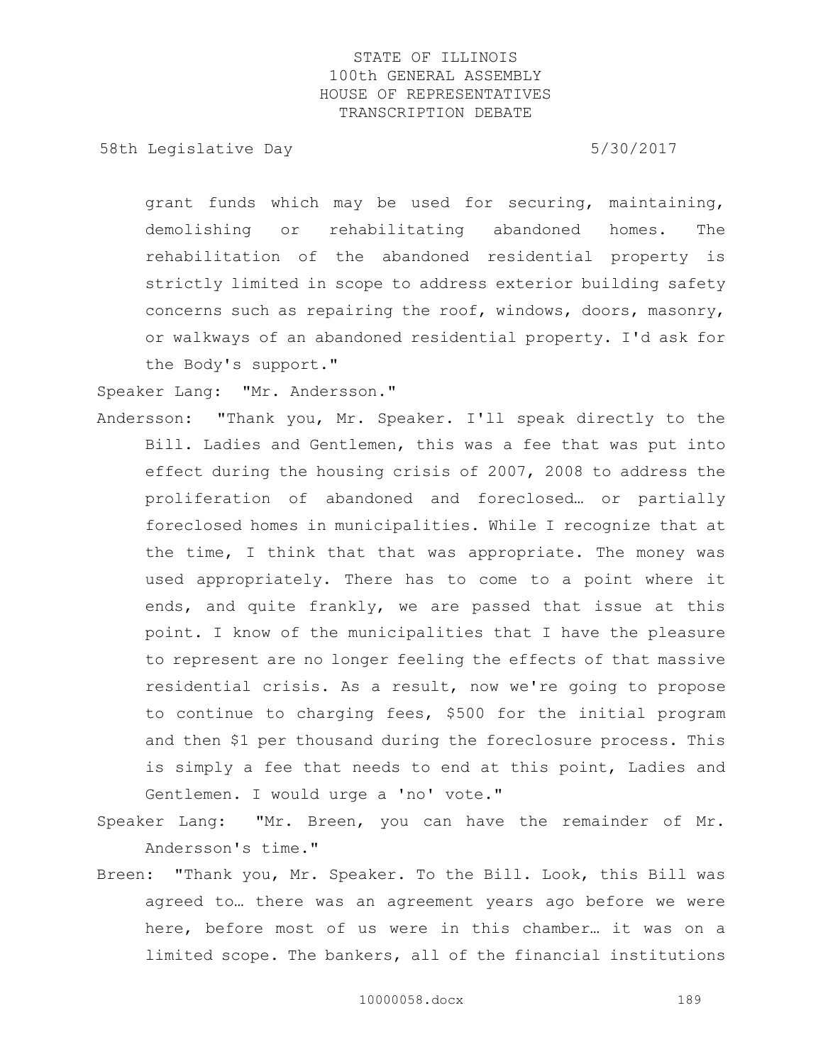grant funds which may be used for securing, maintaining, demolishing or rehabilitating abandoned homes. The rehabilitation of the abandoned residential property is strictly limited in scope to address exterior building safety concerns such as repairing the roof, windows, doors, masonry, or walkways of an abandoned residential property. I'd ask for the Body's support."

Speaker Lang: "Mr. Andersson."

Andersson: "Thank you, Mr. Speaker. I'll speak directly to the Bill. Ladies and Gentlemen, this was a fee that was put into effect during the housing crisis of 2007, 2008 to address the proliferation of abandoned and foreclosed… or partially foreclosed homes in municipalities. While I recognize that at the time, I think that that was appropriate. The money was used appropriately. There has to come to a point where it ends, and quite frankly, we are passed that issue at this point. I know of the municipalities that I have the pleasure to represent are no longer feeling the effects of that massive residential crisis. As a result, now we're going to propose to continue to charging fees, $500 for the initial program and then $1 per thousand during the foreclosure process. This is simply a fee that needs to end at this point, Ladies and Gentlemen. I would urge a 'no' vote."

Speaker Lang: "Mr. Breen, you can have the remainder of Mr. Andersson's time."

Breen: "Thank you, Mr. Speaker. To the Bill. Look, this Bill was agreed to… there was an agreement years ago before we were here, before most of us were in this chamber… it was on a limited scope. The bankers, all of the financial institutions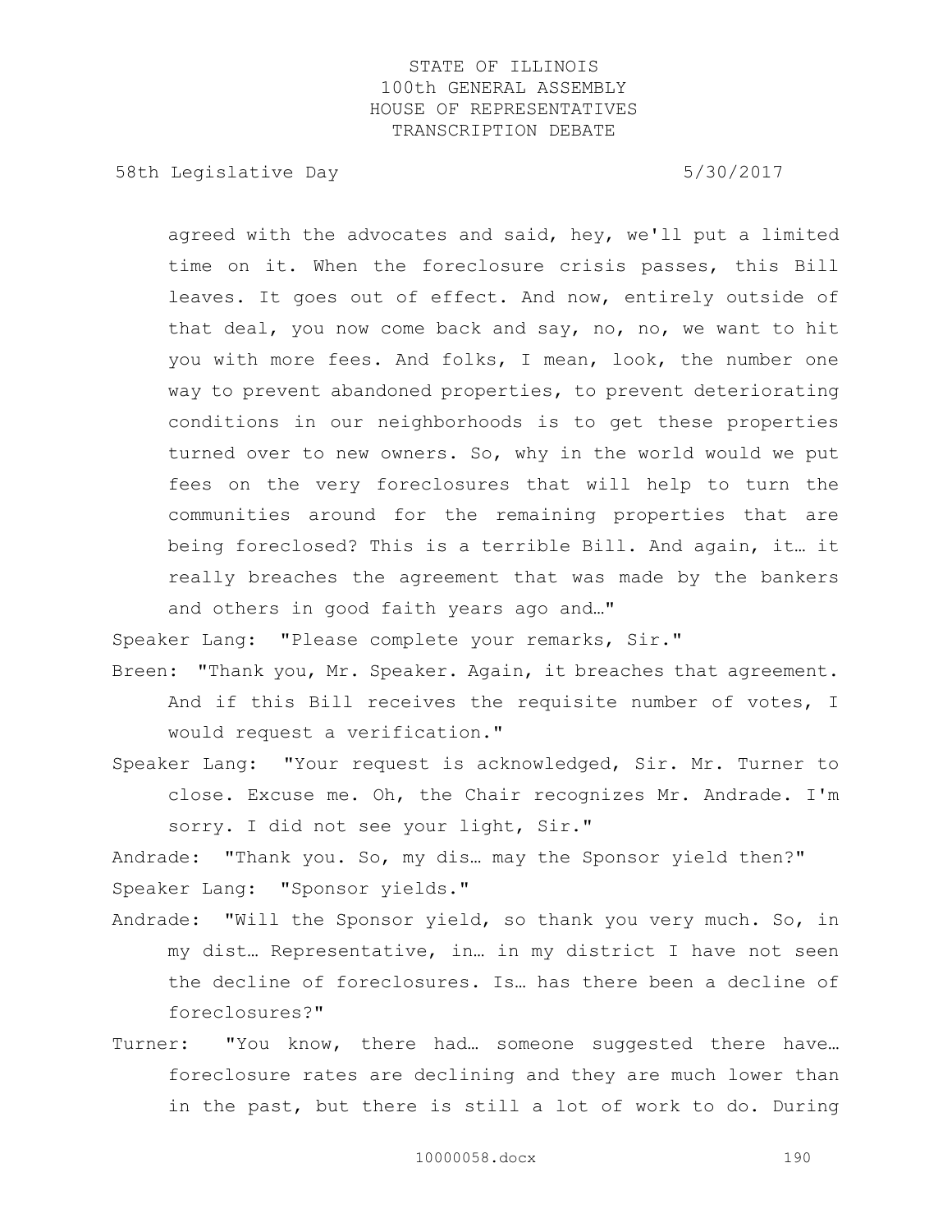agreed with the advocates and said, hey, we'll put a limited time on it. When the foreclosure crisis passes, this Bill leaves. It goes out of effect. And now, entirely outside of that deal, you now come back and say, no, no, we want to hit you with more fees. And folks, I mean, look, the number one way to prevent abandoned properties, to prevent deteriorating conditions in our neighborhoods is to get these properties turned over to new owners. So, why in the world would we put fees on the very foreclosures that will help to turn the communities around for the remaining properties that are being foreclosed? This is a terrible Bill. And again, it… it really breaches the agreement that was made by the bankers and others in good faith years ago and…"

Speaker Lang: "Please complete your remarks, Sir."

Breen: "Thank you, Mr. Speaker. Again, it breaches that agreement. And if this Bill receives the requisite number of votes, I would request a verification."

Speaker Lang: "Your request is acknowledged, Sir. Mr. Turner to close. Excuse me. Oh, the Chair recognizes Mr. Andrade. I'm sorry. I did not see your light, Sir."

Andrade: "Thank you. So, my dis… may the Sponsor yield then?"

Speaker Lang: "Sponsor yields."

Andrade: "Will the Sponsor yield, so thank you very much. So, in my dist… Representative, in… in my district I have not seen the decline of foreclosures. Is… has there been a decline of foreclosures?"

Turner: "You know, there had… someone suggested there have… foreclosure rates are declining and they are much lower than in the past, but there is still a lot of work to do. During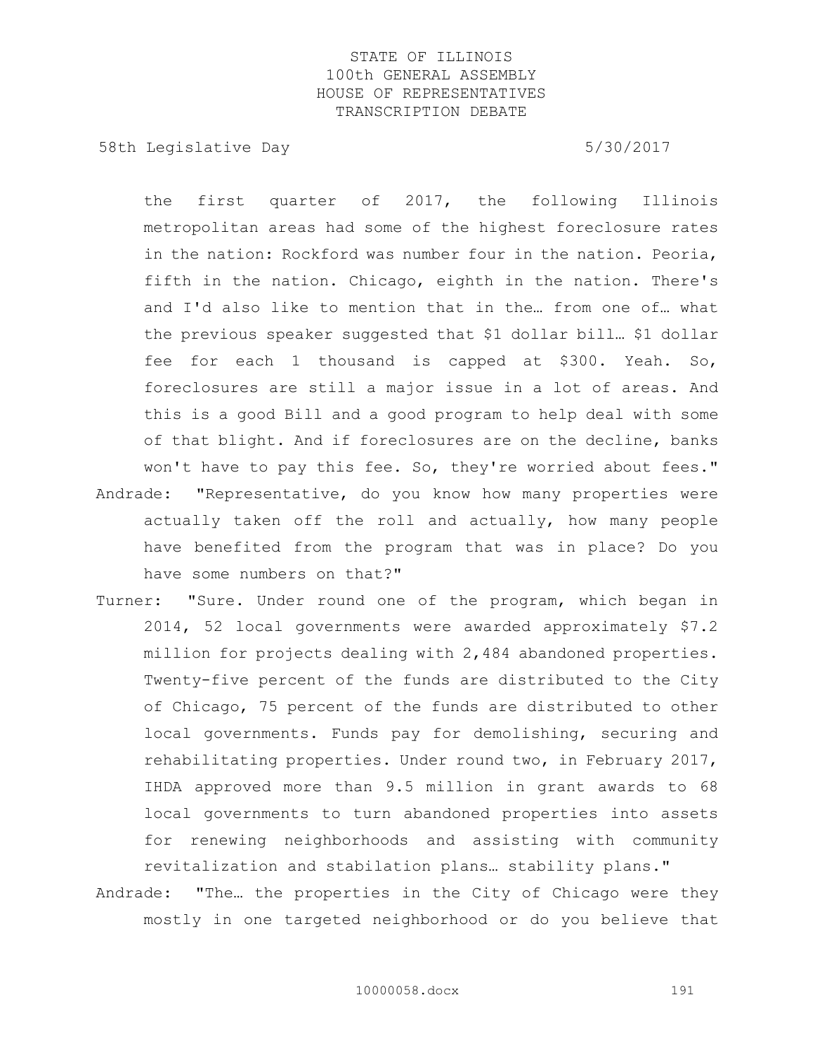the first quarter of 2017, the following Illinois metropolitan areas had some of the highest foreclosure rates in the nation: Rockford was number four in the nation. Peoria, fifth in the nation. Chicago, eighth in the nation. There's and I'd also like to mention that in the… from one of… what the previous speaker suggested that $1 dollar bill… $1 dollar fee for each 1 thousand is capped at $300. Yeah. So, foreclosures are still a major issue in a lot of areas. And this is a good Bill and a good program to help deal with some of that blight. And if foreclosures are on the decline, banks won't have to pay this fee. So, they're worried about fees."

Andrade: "Representative, do you know how many properties were actually taken off the roll and actually, how many people have benefited from the program that was in place? Do you have some numbers on that?"

Turner: "Sure. Under round one of the program, which began in 2014, 52 local governments were awarded approximately $7.2 million for projects dealing with 2,484 abandoned properties. Twenty-five percent of the funds are distributed to the City of Chicago, 75 percent of the funds are distributed to other local governments. Funds pay for demolishing, securing and rehabilitating properties. Under round two, in February 2017, IHDA approved more than 9.5 million in grant awards to 68 local governments to turn abandoned properties into assets for renewing neighborhoods and assisting with community revitalization and stabilation plans… stability plans."

Andrade: "The… the properties in the City of Chicago were they mostly in one targeted neighborhood or do you believe that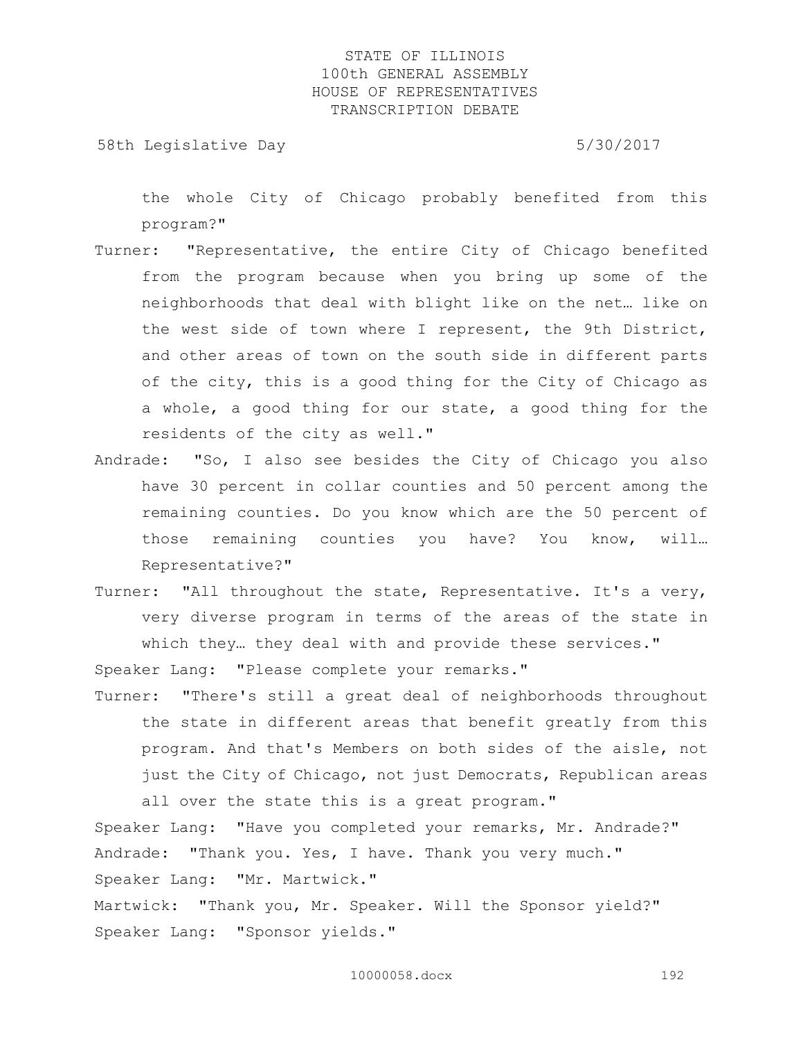the whole City of Chicago probably benefited from this program?"

Turner: "Representative, the entire City of Chicago benefited from the program because when you bring up some of the neighborhoods that deal with blight like on the net… like on the west side of town where I represent, the 9th District, and other areas of town on the south side in different parts of the city, this is a good thing for the City of Chicago as a whole, a good thing for our state, a good thing for the residents of the city as well."

Andrade: "So, I also see besides the City of Chicago you also have 30 percent in collar counties and 50 percent among the remaining counties. Do you know which are the 50 percent of those remaining counties you have? You know, will… Representative?"

Turner: "All throughout the state, Representative. It's a very, very diverse program in terms of the areas of the state in which they… they deal with and provide these services."

Speaker Lang: "Please complete your remarks."

Turner: "There's still a great deal of neighborhoods throughout the state in different areas that benefit greatly from this program. And that's Members on both sides of the aisle, not just the City of Chicago, not just Democrats, Republican areas all over the state this is a great program."

Speaker Lang: "Have you completed your remarks, Mr. Andrade?"

Andrade: "Thank you. Yes, I have. Thank you very much."

Speaker Lang: "Mr. Martwick."

Martwick: "Thank you, Mr. Speaker. Will the Sponsor yield?"

Speaker Lang: "Sponsor yields."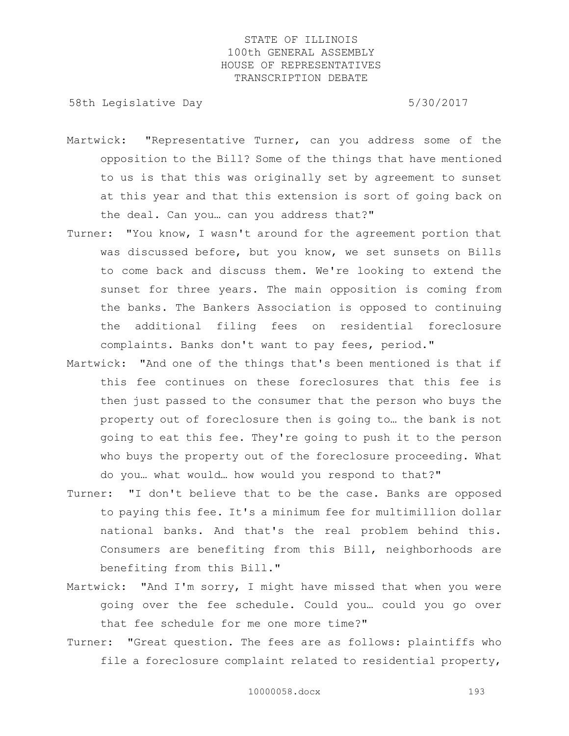Martwick: "Representative Turner, can you address some of the opposition to the Bill? Some of the things that have mentioned to us is that this was originally set by agreement to sunset at this year and that this extension is sort of going back on the deal. Can you… can you address that?"

Turner: "You know, I wasn't around for the agreement portion that was discussed before, but you know, we set sunsets on Bills to come back and discuss them. We're looking to extend the sunset for three years. The main opposition is coming from the banks. The Bankers Association is opposed to continuing the additional filing fees on residential foreclosure complaints. Banks don't want to pay fees, period."

Martwick: "And one of the things that's been mentioned is that if this fee continues on these foreclosures that this fee is then just passed to the consumer that the person who buys the property out of foreclosure then is going to… the bank is not going to eat this fee. They're going to push it to the person who buys the property out of the foreclosure proceeding. What do you… what would… how would you respond to that?"

Turner: "I don't believe that to be the case. Banks are opposed to paying this fee. It's a minimum fee for multimillion dollar national banks. And that's the real problem behind this. Consumers are benefiting from this Bill, neighborhoods are benefiting from this Bill."

Martwick: "And I'm sorry, I might have missed that when you were going over the fee schedule. Could you… could you go over that fee schedule for me one more time?"

Turner: "Great question. The fees are as follows: plaintiffs who file a foreclosure complaint related to residential property,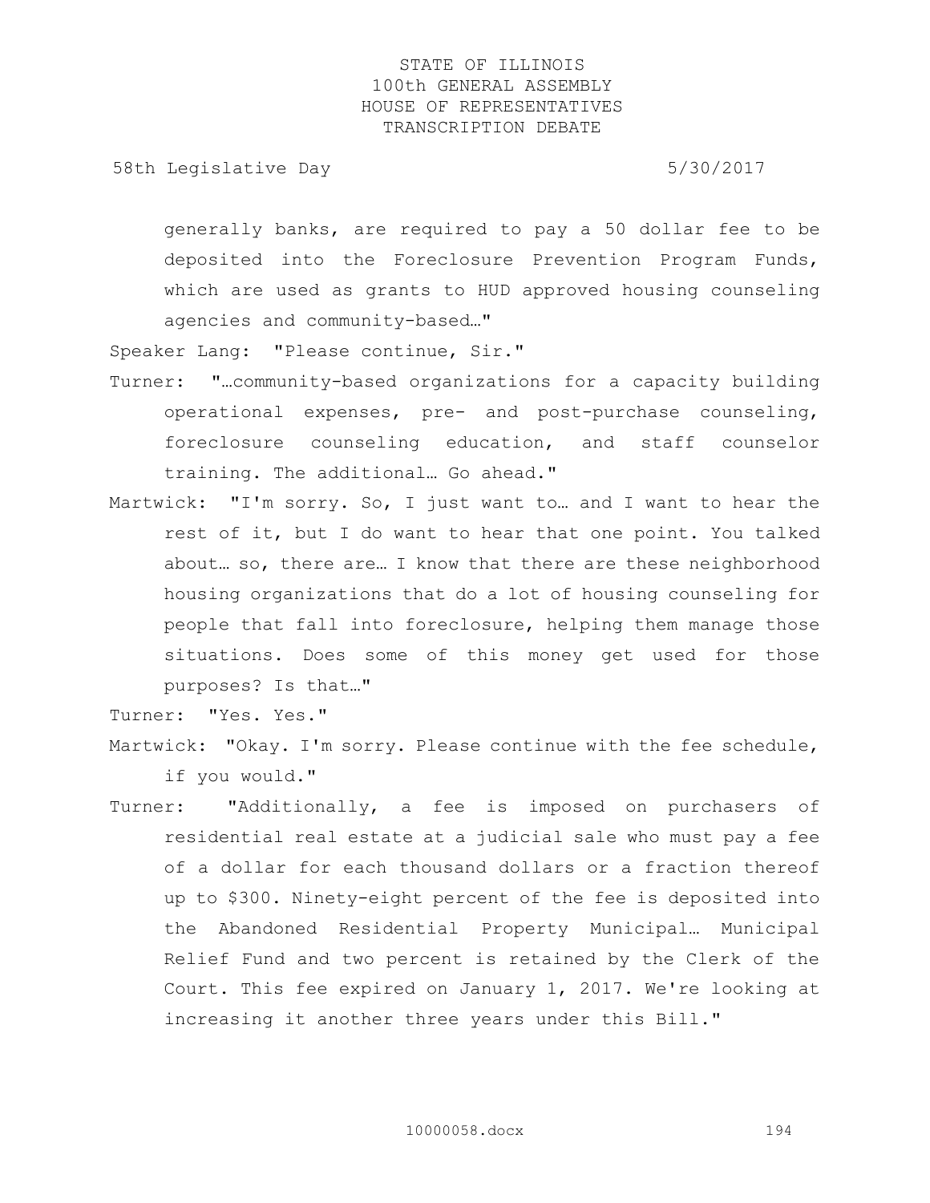generally banks, are required to pay a 50 dollar fee to be deposited into the Foreclosure Prevention Program Funds, which are used as grants to HUD approved housing counseling agencies and community-based…"

Speaker Lang: "Please continue, Sir."

Turner: "…community-based organizations for a capacity building operational expenses, pre- and post-purchase counseling, foreclosure counseling education, and staff counselor training. The additional… Go ahead."

Martwick: "I'm sorry. So, I just want to… and I want to hear the rest of it, but I do want to hear that one point. You talked about… so, there are… I know that there are these neighborhood housing organizations that do a lot of housing counseling for people that fall into foreclosure, helping them manage those situations. Does some of this money get used for those purposes? Is that…"

Turner: "Yes. Yes."

Martwick: "Okay. I'm sorry. Please continue with the fee schedule, if you would."

Turner: "Additionally, a fee is imposed on purchasers of residential real estate at a judicial sale who must pay a fee of a dollar for each thousand dollars or a fraction thereof up to $300. Ninety-eight percent of the fee is deposited into the Abandoned Residential Property Municipal… Municipal Relief Fund and two percent is retained by the Clerk of the Court. This fee expired on January 1, 2017. We're looking at increasing it another three years under this Bill."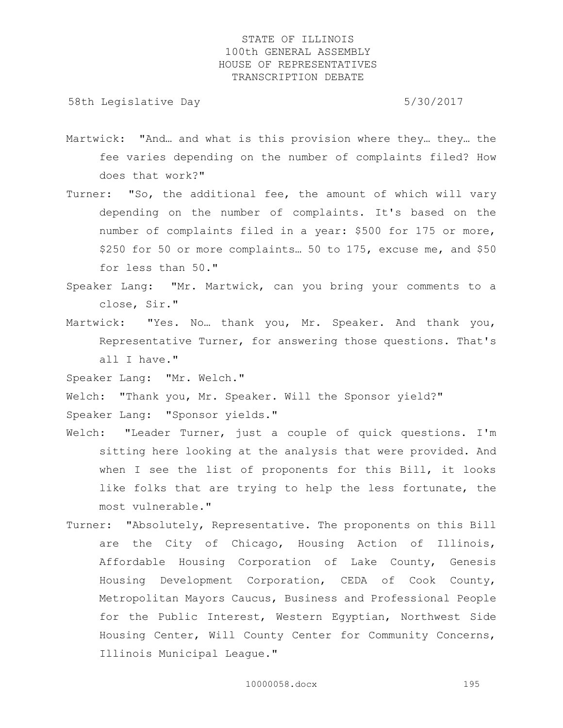Martwick: "And… and what is this provision where they… they… the fee varies depending on the number of complaints filed? How does that work?"

Turner: "So, the additional fee, the amount of which will vary depending on the number of complaints. It's based on the number of complaints filed in a year: $500 for 175 or more, $250 for 50 or more complaints… 50 to 175, excuse me, and $50 for less than 50."

Speaker Lang: "Mr. Martwick, can you bring your comments to a close, Sir."

Martwick: "Yes. No… thank you, Mr. Speaker. And thank you, Representative Turner, for answering those questions. That's all I have."

Speaker Lang: "Mr. Welch."

Welch: "Thank you, Mr. Speaker. Will the Sponsor yield?"

Speaker Lang: "Sponsor yields."

Welch: "Leader Turner, just a couple of quick questions. I'm sitting here looking at the analysis that were provided. And when I see the list of proponents for this Bill, it looks like folks that are trying to help the less fortunate, the most vulnerable."

Turner: "Absolutely, Representative. The proponents on this Bill are the City of Chicago, Housing Action of Illinois, Affordable Housing Corporation of Lake County, Genesis Housing Development Corporation, CEDA of Cook County, Metropolitan Mayors Caucus, Business and Professional People for the Public Interest, Western Egyptian, Northwest Side Housing Center, Will County Center for Community Concerns, Illinois Municipal League."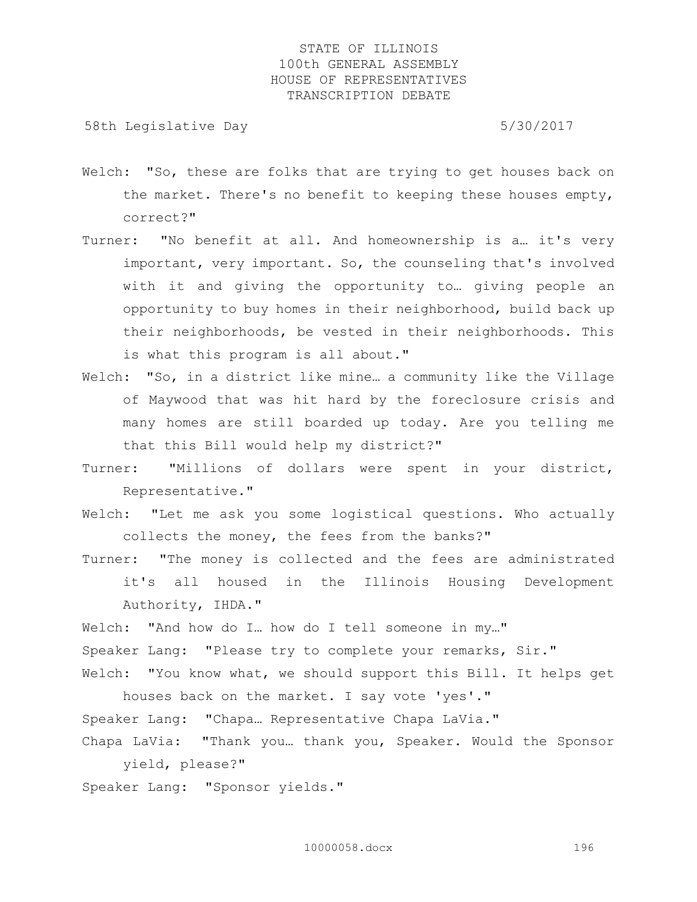Welch: "So, these are folks that are trying to get houses back on the market. There's no benefit to keeping these houses empty, correct?"

Turner: "No benefit at all. And homeownership is a… it's very important, very important. So, the counseling that's involved with it and giving the opportunity to… giving people an opportunity to buy homes in their neighborhood, build back up their neighborhoods, be vested in their neighborhoods. This is what this program is all about."

Welch: "So, in a district like mine… a community like the Village of Maywood that was hit hard by the foreclosure crisis and many homes are still boarded up today. Are you telling me that this Bill would help my district?"

Turner: "Millions of dollars were spent in your district, Representative."

Welch: "Let me ask you some logistical questions. Who actually collects the money, the fees from the banks?"

Turner: "The money is collected and the fees are administrated it's all housed in the Illinois Housing Development Authority, IHDA."

Welch: "And how do I… how do I tell someone in my…"

Speaker Lang: "Please try to complete your remarks, Sir."

Welch: "You know what, we should support this Bill. It helps get houses back on the market. I say vote 'yes'."

Speaker Lang: "Chapa… Representative Chapa LaVia."

Chapa LaVia: "Thank you… thank you, Speaker. Would the Sponsor yield, please?"

Speaker Lang: "Sponsor yields."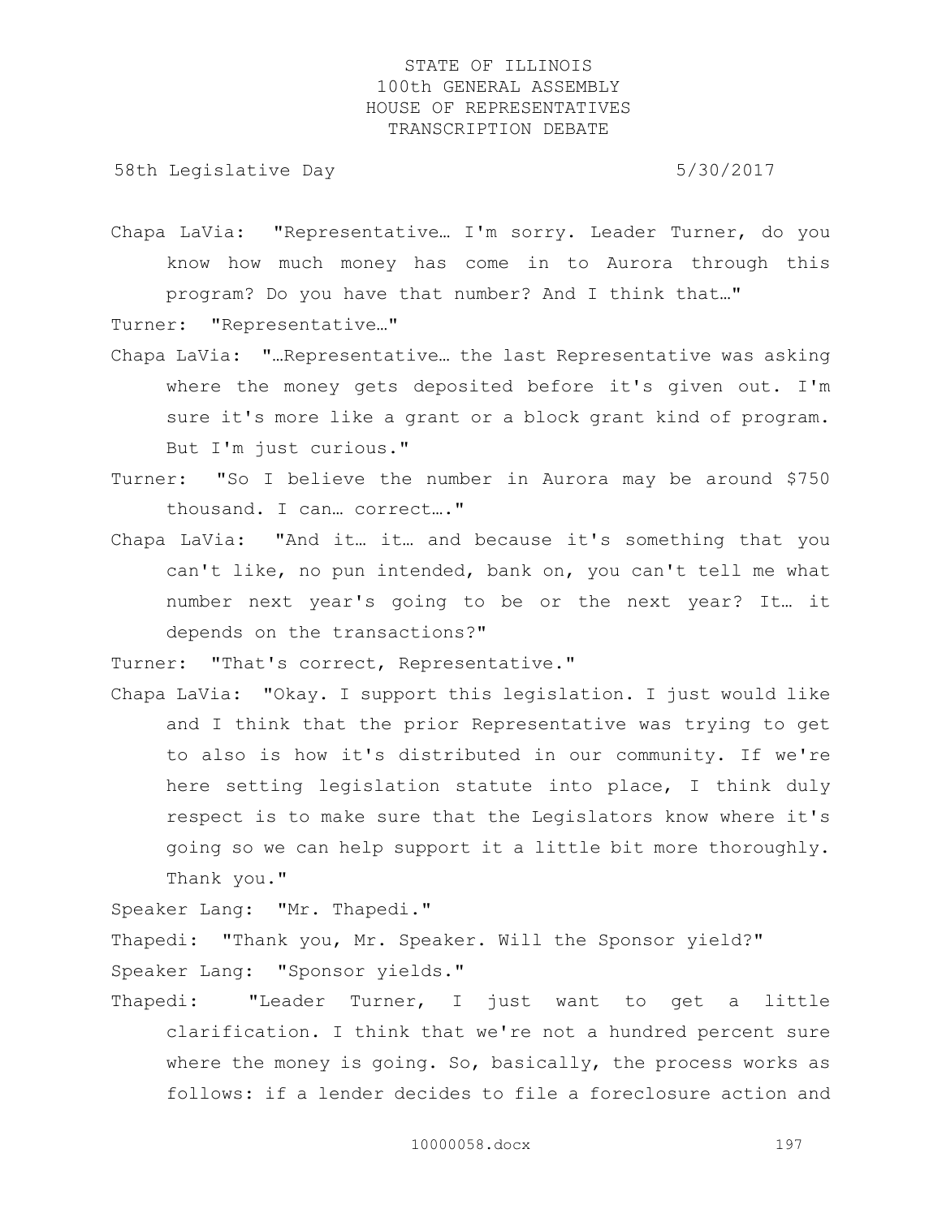Chapa LaVia: "Representative… I'm sorry. Leader Turner, do you know how much money has come in to Aurora through this program? Do you have that number? And I think that…"

Turner: "Representative…"

Chapa LaVia: "…Representative… the last Representative was asking where the money gets deposited before it's given out. I'm sure it's more like a grant or a block grant kind of program. But I'm just curious."

Turner: "So I believe the number in Aurora may be around $750 thousand. I can… correct…."

Chapa LaVia: "And it… it… and because it's something that you can't like, no pun intended, bank on, you can't tell me what number next year's going to be or the next year? It… it depends on the transactions?"

Turner: "That's correct, Representative."

Chapa LaVia: "Okay. I support this legislation. I just would like and I think that the prior Representative was trying to get to also is how it's distributed in our community. If we're here setting legislation statute into place, I think duly respect is to make sure that the Legislators know where it's going so we can help support it a little bit more thoroughly. Thank you."

Speaker Lang: "Mr. Thapedi."

Thapedi: "Thank you, Mr. Speaker. Will the Sponsor yield?"

Speaker Lang: "Sponsor yields."

Thapedi: "Leader Turner, I just want to get a little clarification. I think that we're not a hundred percent sure where the money is going. So, basically, the process works as follows: if a lender decides to file a foreclosure action and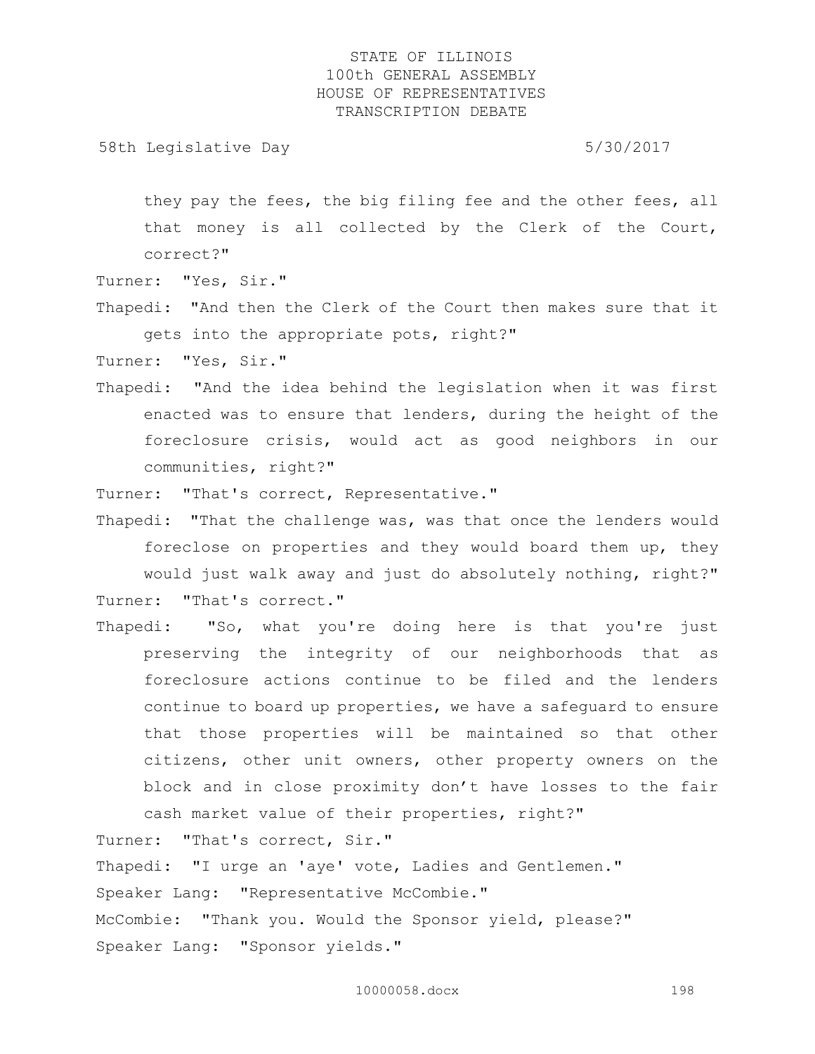they pay the fees, the big filing fee and the other fees, all that money is all collected by the Clerk of the Court, correct?"

Turner: "Yes, Sir."

Thapedi: "And then the Clerk of the Court then makes sure that it gets into the appropriate pots, right?"

Turner: "Yes, Sir."

Thapedi: "And the idea behind the legislation when it was first enacted was to ensure that lenders, during the height of the foreclosure crisis, would act as good neighbors in our communities, right?"

Turner: "That's correct, Representative."

Thapedi: "That the challenge was, was that once the lenders would foreclose on properties and they would board them up, they would just walk away and just do absolutely nothing, right?"

Turner: "That's correct."

Thapedi: "So, what you're doing here is that you're just preserving the integrity of our neighborhoods that as foreclosure actions continue to be filed and the lenders continue to board up properties, we have a safeguard to ensure that those properties will be maintained so that other citizens, other unit owners, other property owners on the block and in close proximity don't have losses to the fair cash market value of their properties, right?"

Turner: "That's correct, Sir."

Thapedi: "I urge an 'aye' vote, Ladies and Gentlemen."

Speaker Lang: "Representative McCombie."

McCombie: "Thank you. Would the Sponsor yield, please?"

Speaker Lang: "Sponsor yields."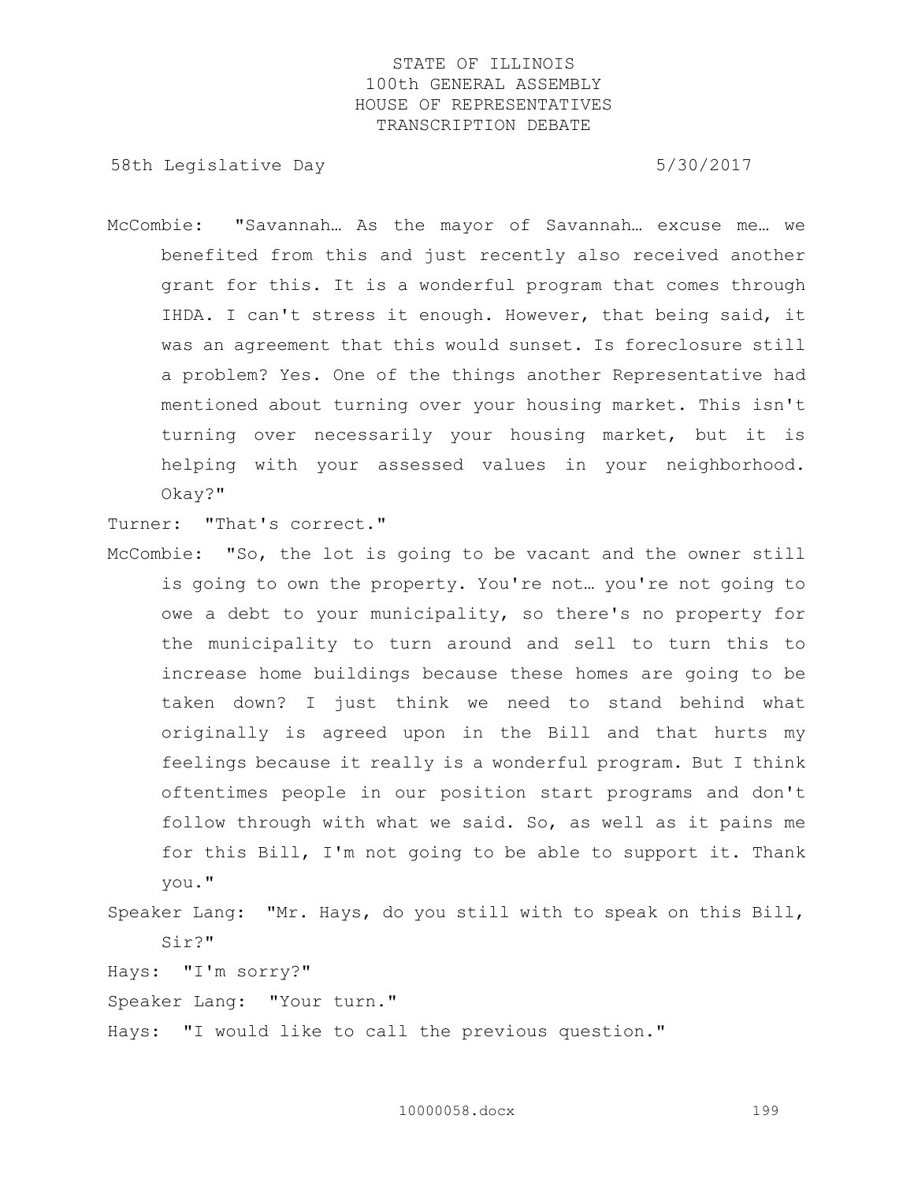McCombie: "Savannah… As the mayor of Savannah… excuse me… we benefited from this and just recently also received another grant for this. It is a wonderful program that comes through IHDA. I can't stress it enough. However, that being said, it was an agreement that this would sunset. Is foreclosure still a problem? Yes. One of the things another Representative had mentioned about turning over your housing market. This isn't turning over necessarily your housing market, but it is helping with your assessed values in your neighborhood. Okay?"

Turner: "That's correct."

McCombie: "So, the lot is going to be vacant and the owner still is going to own the property. You're not… you're not going to owe a debt to your municipality, so there's no property for the municipality to turn around and sell to turn this to increase home buildings because these homes are going to be taken down? I just think we need to stand behind what originally is agreed upon in the Bill and that hurts my feelings because it really is a wonderful program. But I think oftentimes people in our position start programs and don't follow through with what we said. So, as well as it pains me for this Bill, I'm not going to be able to support it. Thank you."

Speaker Lang: "Mr. Hays, do you still with to speak on this Bill, Sir?"

Hays: "I'm sorry?"

Speaker Lang: "Your turn."

Hays: "I would like to call the previous question."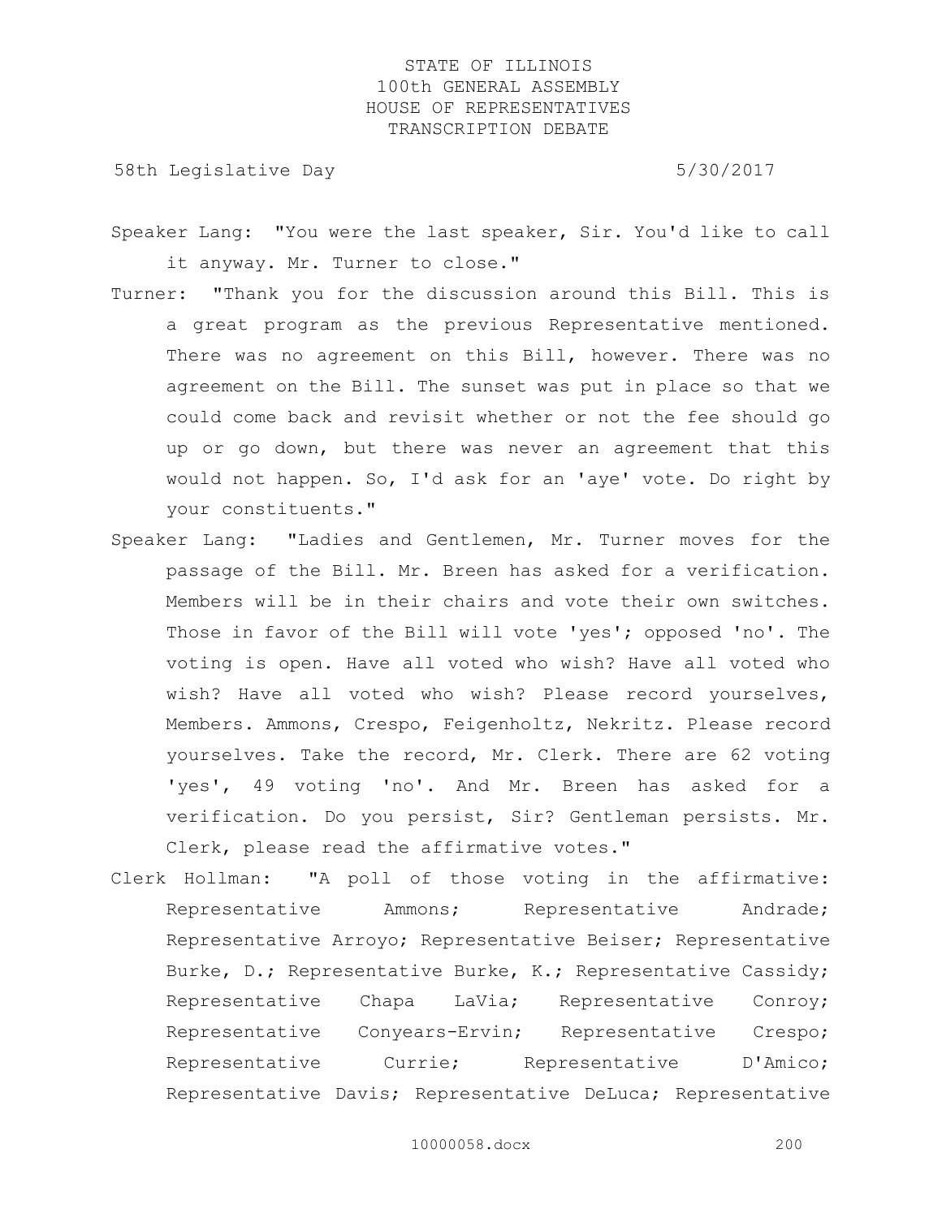Speaker Lang: "You were the last speaker, Sir. You'd like to call it anyway. Mr. Turner to close."

Turner: "Thank you for the discussion around this Bill. This is a great program as the previous Representative mentioned. There was no agreement on this Bill, however. There was no agreement on the Bill. The sunset was put in place so that we could come back and revisit whether or not the fee should go up or go down, but there was never an agreement that this would not happen. So, I'd ask for an 'aye' vote. Do right by your constituents."

Speaker Lang: "Ladies and Gentlemen, Mr. Turner moves for the passage of the Bill. Mr. Breen has asked for a verification. Members will be in their chairs and vote their own switches. Those in favor of the Bill will vote 'yes'; opposed 'no'. The voting is open. Have all voted who wish? Have all voted who wish? Have all voted who wish? Please record yourselves, Members. Ammons, Crespo, Feigenholtz, Nekritz. Please record yourselves. Take the record, Mr. Clerk. There are 62 voting 'yes', 49 voting 'no'. And Mr. Breen has asked for a verification. Do you persist, Sir? Gentleman persists. Mr. Clerk, please read the affirmative votes."

Clerk Hollman: "A poll of those voting in the affirmative: Representative Ammons; Representative Andrade; Representative Arroyo; Representative Beiser; Representative Burke, D.; Representative Burke, K.; Representative Cassidy; Representative Chapa LaVia; Representative Conroy; Representative Conyears-Ervin; Representative Crespo; Representative Currie; Representative D'Amico; Representative Davis; Representative DeLuca; Representative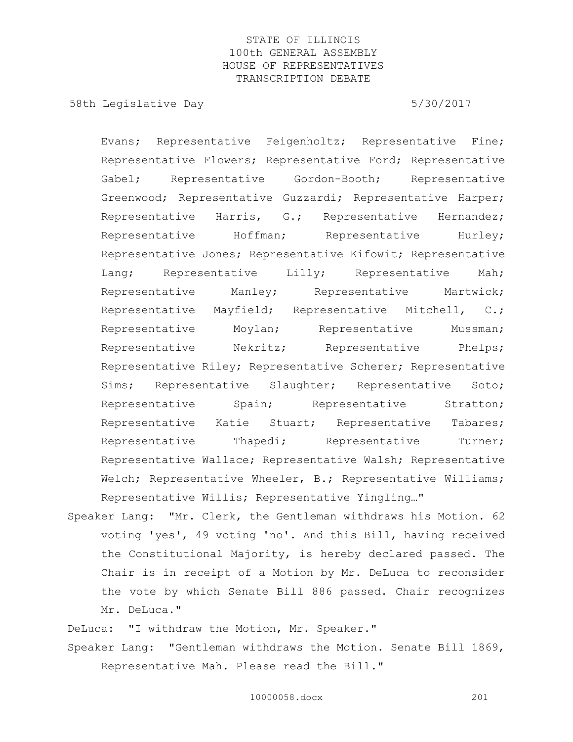Evans; Representative Feigenholtz; Representative Fine; Representative Flowers; Representative Ford; Representative Gabel; Representative Gordon-Booth; Representative Greenwood; Representative Guzzardi; Representative Harper; Representative Harris, G.; Representative Hernandez; Representative Hoffman; Representative Hurley; Representative Jones; Representative Kifowit; Representative Lang; Representative Lilly; Representative Mah; Representative Manley; Representative Martwick; Representative Mayfield; Representative Mitchell, C.; Representative Moylan; Representative Mussman; Representative Nekritz; Representative Phelps; Representative Riley; Representative Scherer; Representative Sims; Representative Slaughter; Representative Soto; Representative Spain; Representative Stratton; Representative Katie Stuart; Representative Tabares; Representative Thapedi; Representative Turner; Representative Wallace; Representative Walsh; Representative Welch; Representative Wheeler, B.; Representative Williams; Representative Willis; Representative Yingling…"

Speaker Lang: "Mr. Clerk, the Gentleman withdraws his Motion. 62 voting 'yes', 49 voting 'no'. And this Bill, having received the Constitutional Majority, is hereby declared passed. The Chair is in receipt of a Motion by Mr. DeLuca to reconsider the vote by which Senate Bill 886 passed. Chair recognizes Mr. DeLuca."

DeLuca: "I withdraw the Motion, Mr. Speaker."

Speaker Lang: "Gentleman withdraws the Motion. Senate Bill 1869, Representative Mah. Please read the Bill."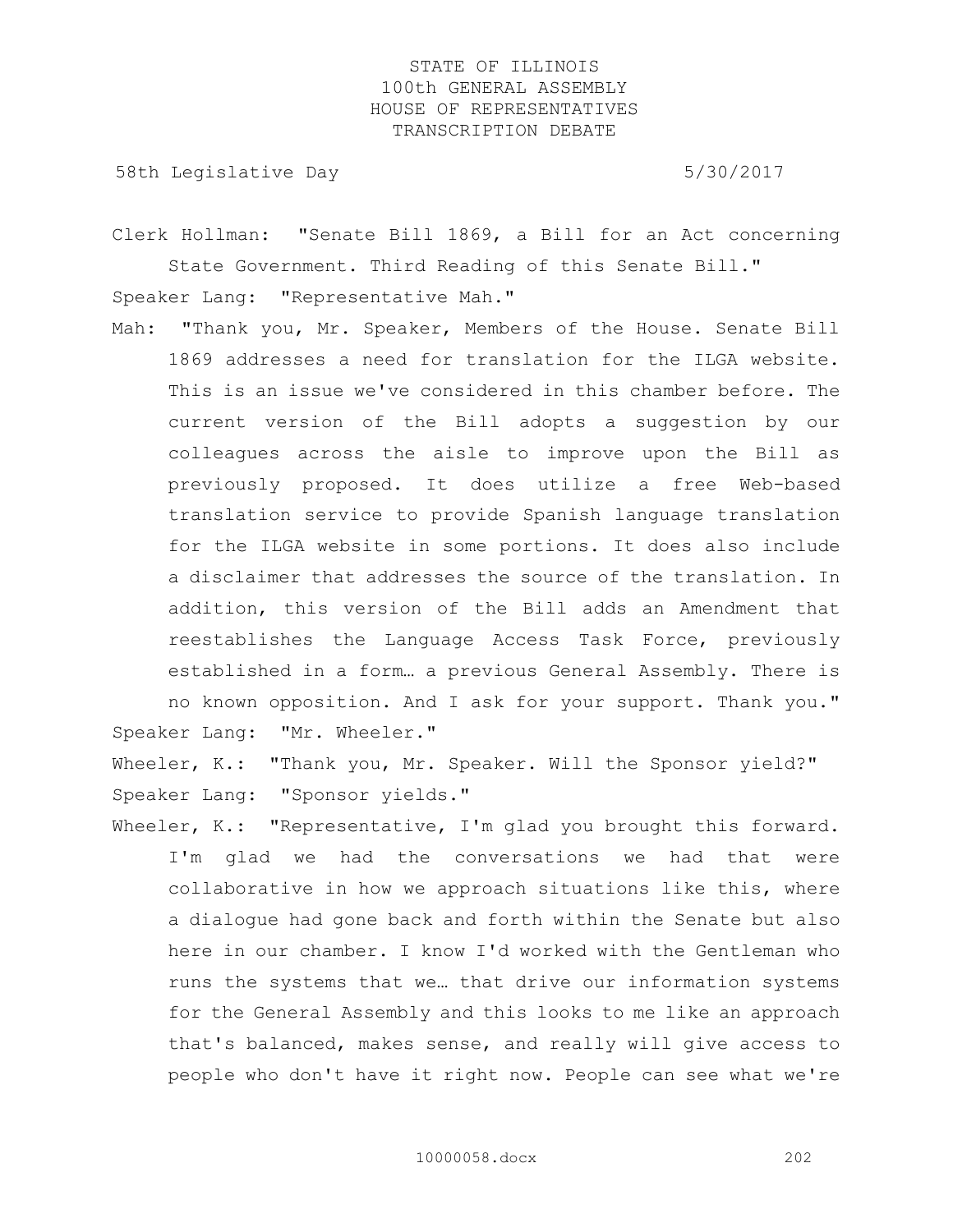Clerk Hollman: "Senate Bill 1869, a Bill for an Act concerning State Government. Third Reading of this Senate Bill."

Speaker Lang: "Representative Mah."

Mah: "Thank you, Mr. Speaker, Members of the House. Senate Bill 1869 addresses a need for translation for the ILGA website. This is an issue we've considered in this chamber before. The current version of the Bill adopts a suggestion by our colleagues across the aisle to improve upon the Bill as previously proposed. It does utilize a free Web-based translation service to provide Spanish language translation for the ILGA website in some portions. It does also include a disclaimer that addresses the source of the translation. In addition, this version of the Bill adds an Amendment that reestablishes the Language Access Task Force, previously established in a form… a previous General Assembly. There is no known opposition. And I ask for your support. Thank you."

Speaker Lang: "Mr. Wheeler."

Wheeler, K.: "Thank you, Mr. Speaker. Will the Sponsor yield?"

Speaker Lang: "Sponsor yields."

Wheeler, K.: "Representative, I'm glad you brought this forward. I'm glad we had the conversations we had that were collaborative in how we approach situations like this, where a dialogue had gone back and forth within the Senate but also here in our chamber. I know I'd worked with the Gentleman who runs the systems that we… that drive our information systems for the General Assembly and this looks to me like an approach that's balanced, makes sense, and really will give access to people who don't have it right now. People can see what we're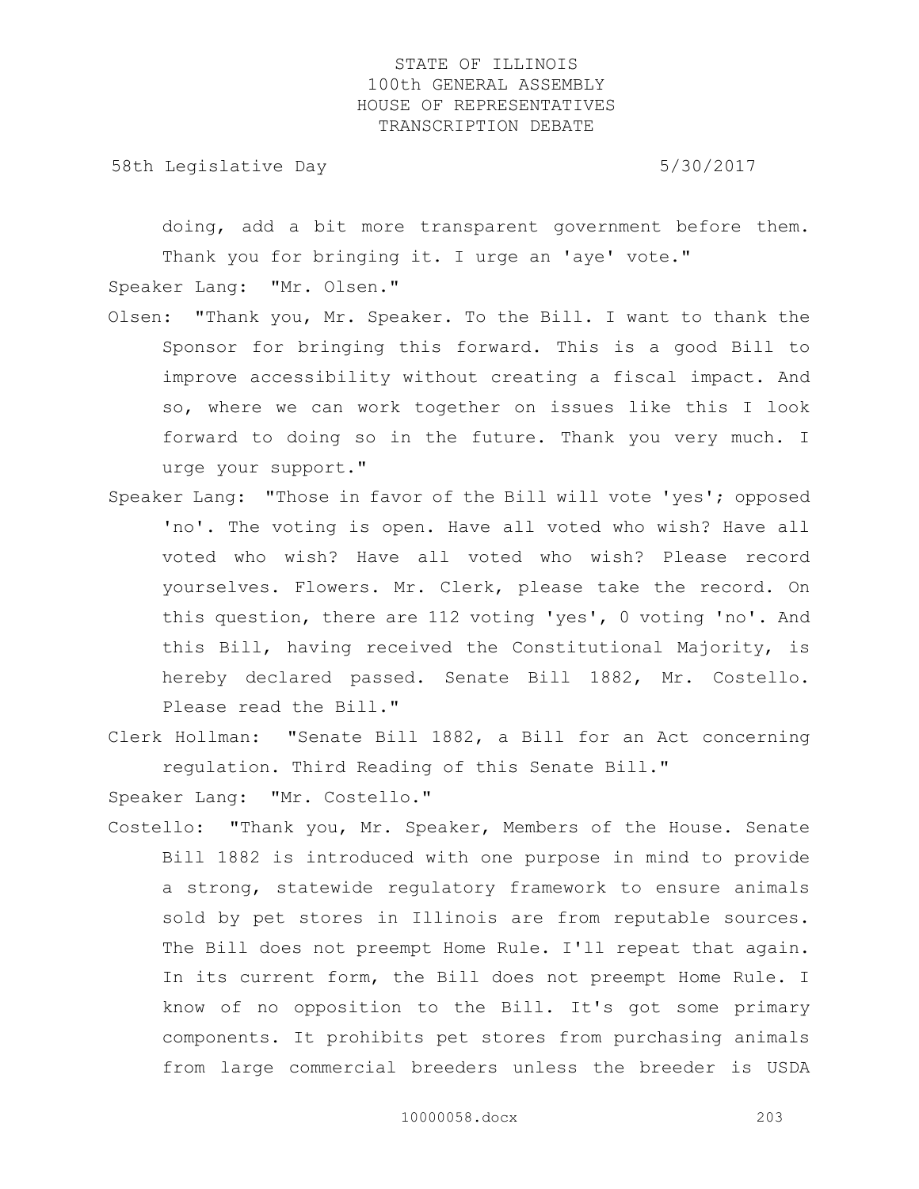doing, add a bit more transparent government before them. Thank you for bringing it. I urge an 'aye' vote."

Speaker Lang: "Mr. Olsen."

Olsen: "Thank you, Mr. Speaker. To the Bill. I want to thank the Sponsor for bringing this forward. This is a good Bill to improve accessibility without creating a fiscal impact. And so, where we can work together on issues like this I look forward to doing so in the future. Thank you very much. I urge your support."

Speaker Lang: "Those in favor of the Bill will vote 'yes'; opposed 'no'. The voting is open. Have all voted who wish? Have all voted who wish? Have all voted who wish? Please record yourselves. Flowers. Mr. Clerk, please take the record. On this question, there are 112 voting 'yes', 0 voting 'no'. And this Bill, having received the Constitutional Majority, is hereby declared passed. Senate Bill 1882, Mr. Costello. Please read the Bill."

Clerk Hollman: "Senate Bill 1882, a Bill for an Act concerning regulation. Third Reading of this Senate Bill."

Speaker Lang: "Mr. Costello."

Costello: "Thank you, Mr. Speaker, Members of the House. Senate Bill 1882 is introduced with one purpose in mind to provide a strong, statewide regulatory framework to ensure animals sold by pet stores in Illinois are from reputable sources. The Bill does not preempt Home Rule. I'll repeat that again. In its current form, the Bill does not preempt Home Rule. I know of no opposition to the Bill. It's got some primary components. It prohibits pet stores from purchasing animals from large commercial breeders unless the breeder is USDA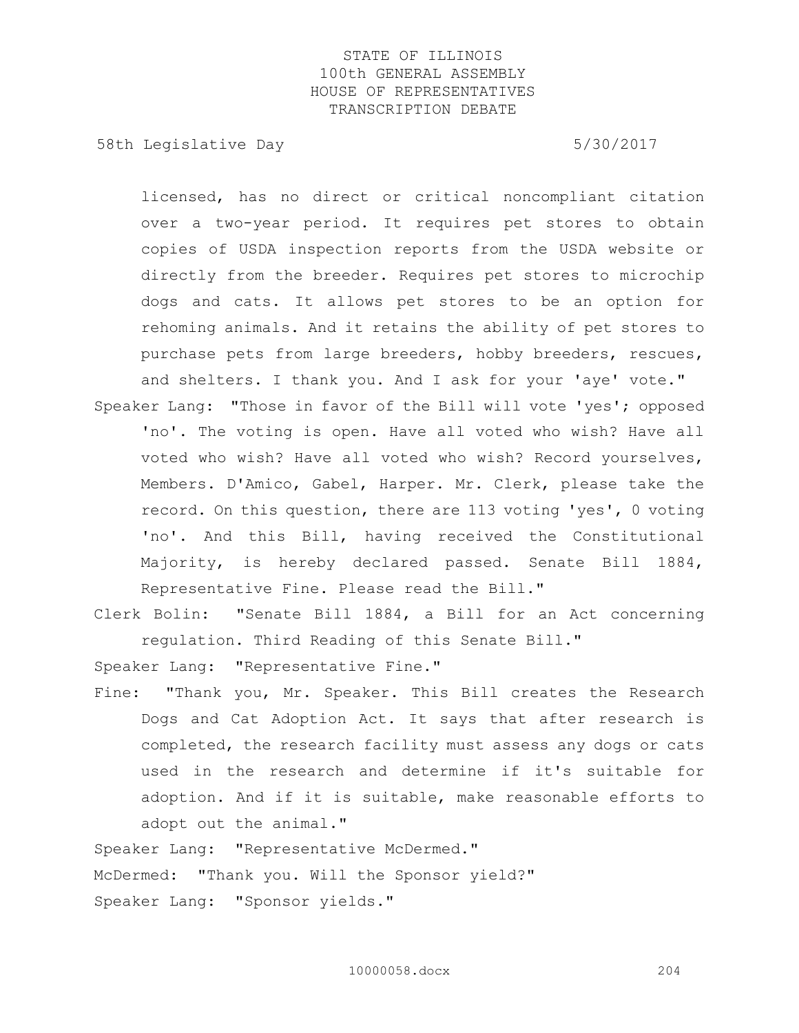licensed, has no direct or critical noncompliant citation over a two-year period. It requires pet stores to obtain copies of USDA inspection reports from the USDA website or directly from the breeder. Requires pet stores to microchip dogs and cats. It allows pet stores to be an option for rehoming animals. And it retains the ability of pet stores to purchase pets from large breeders, hobby breeders, rescues, and shelters. I thank you. And I ask for your 'aye' vote."

Speaker Lang: "Those in favor of the Bill will vote 'yes'; opposed 'no'. The voting is open. Have all voted who wish? Have all voted who wish? Have all voted who wish? Record yourselves, Members. D'Amico, Gabel, Harper. Mr. Clerk, please take the record. On this question, there are 113 voting 'yes', 0 voting 'no'. And this Bill, having received the Constitutional Majority, is hereby declared passed. Senate Bill 1884, Representative Fine. Please read the Bill."

Clerk Bolin: "Senate Bill 1884, a Bill for an Act concerning regulation. Third Reading of this Senate Bill."

Speaker Lang: "Representative Fine."

Fine: "Thank you, Mr. Speaker. This Bill creates the Research Dogs and Cat Adoption Act. It says that after research is completed, the research facility must assess any dogs or cats used in the research and determine if it's suitable for adoption. And if it is suitable, make reasonable efforts to adopt out the animal."

Speaker Lang: "Representative McDermed."

McDermed: "Thank you. Will the Sponsor yield?"

Speaker Lang: "Sponsor yields."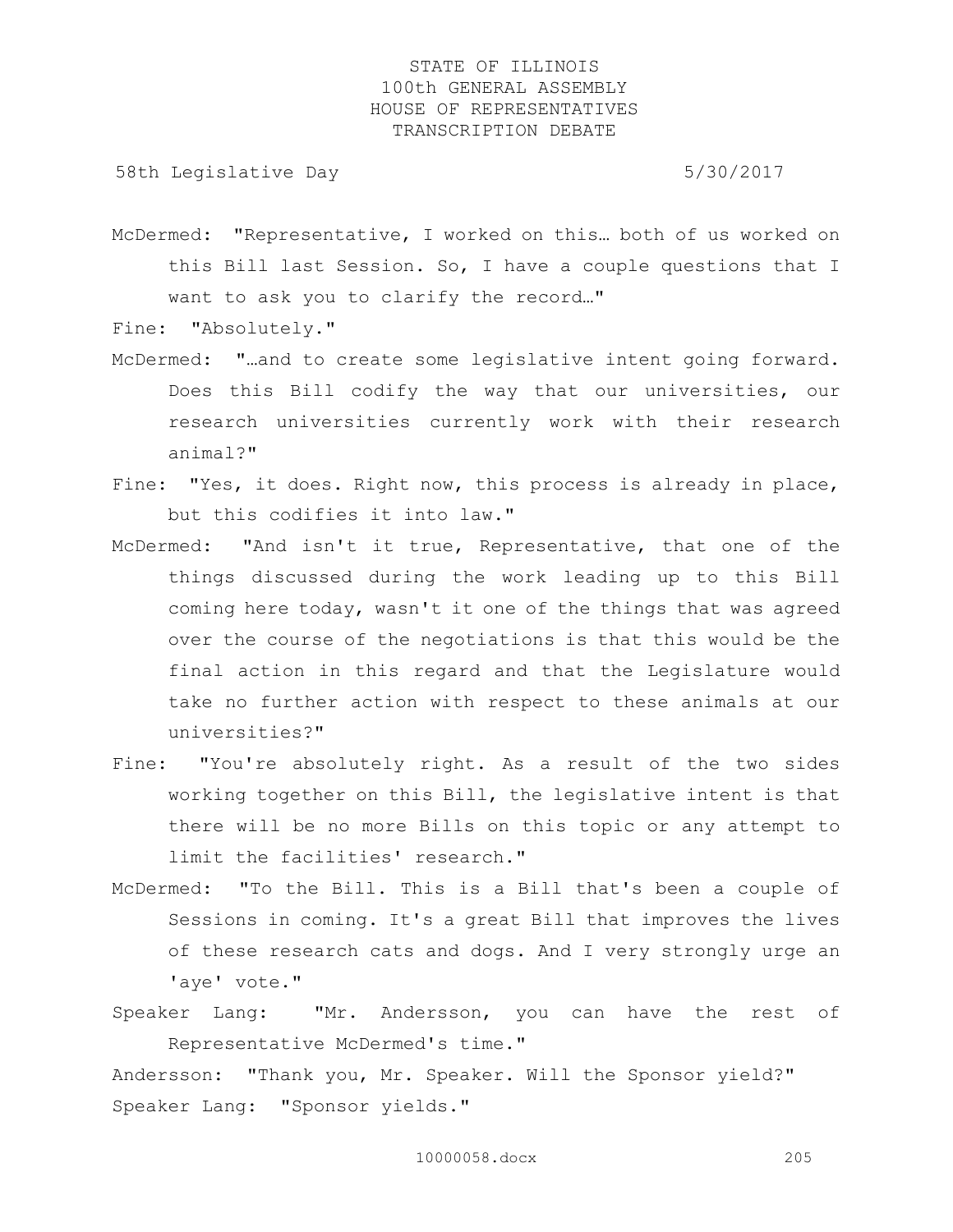McDermed: "Representative, I worked on this… both of us worked on this Bill last Session. So, I have a couple questions that I want to ask you to clarify the record…"

Fine: "Absolutely."

McDermed: "…and to create some legislative intent going forward. Does this Bill codify the way that our universities, our research universities currently work with their research animal?"

Fine: "Yes, it does. Right now, this process is already in place, but this codifies it into law."

McDermed: "And isn't it true, Representative, that one of the things discussed during the work leading up to this Bill coming here today, wasn't it one of the things that was agreed over the course of the negotiations is that this would be the final action in this regard and that the Legislature would take no further action with respect to these animals at our universities?"

Fine: "You're absolutely right. As a result of the two sides working together on this Bill, the legislative intent is that there will be no more Bills on this topic or any attempt to limit the facilities' research."

McDermed: "To the Bill. This is a Bill that's been a couple of Sessions in coming. It's a great Bill that improves the lives of these research cats and dogs. And I very strongly urge an 'aye' vote."

Speaker Lang: "Mr. Andersson, you can have the rest of Representative McDermed's time."

Andersson: "Thank you, Mr. Speaker. Will the Sponsor yield?"

Speaker Lang: "Sponsor yields."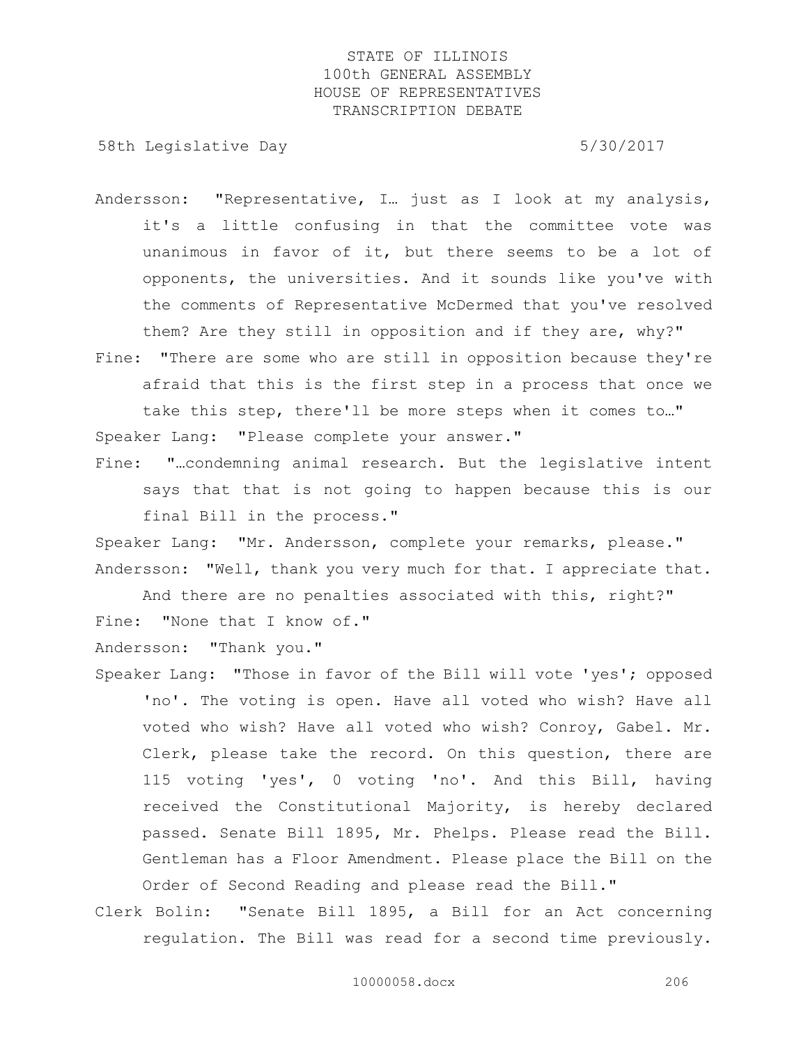Andersson: "Representative, I… just as I look at my analysis, it's a little confusing in that the committee vote was unanimous in favor of it, but there seems to be a lot of opponents, the universities. And it sounds like you've with the comments of Representative McDermed that you've resolved them? Are they still in opposition and if they are, why?"

Fine: "There are some who are still in opposition because they're afraid that this is the first step in a process that once we take this step, there'll be more steps when it comes to…"

Speaker Lang: "Please complete your answer."

Fine: "…condemning animal research. But the legislative intent says that that is not going to happen because this is our final Bill in the process."

Speaker Lang: "Mr. Andersson, complete your remarks, please."

Andersson: "Well, thank you very much for that. I appreciate that. And there are no penalties associated with this, right?"

Fine: "None that I know of."

Andersson: "Thank you."

Speaker Lang: "Those in favor of the Bill will vote 'yes'; opposed 'no'. The voting is open. Have all voted who wish? Have all voted who wish? Have all voted who wish? Conroy, Gabel. Mr. Clerk, please take the record. On this question, there are 115 voting 'yes', 0 voting 'no'. And this Bill, having received the Constitutional Majority, is hereby declared passed. Senate Bill 1895, Mr. Phelps. Please read the Bill. Gentleman has a Floor Amendment. Please place the Bill on the Order of Second Reading and please read the Bill."

Clerk Bolin: "Senate Bill 1895, a Bill for an Act concerning regulation. The Bill was read for a second time previously.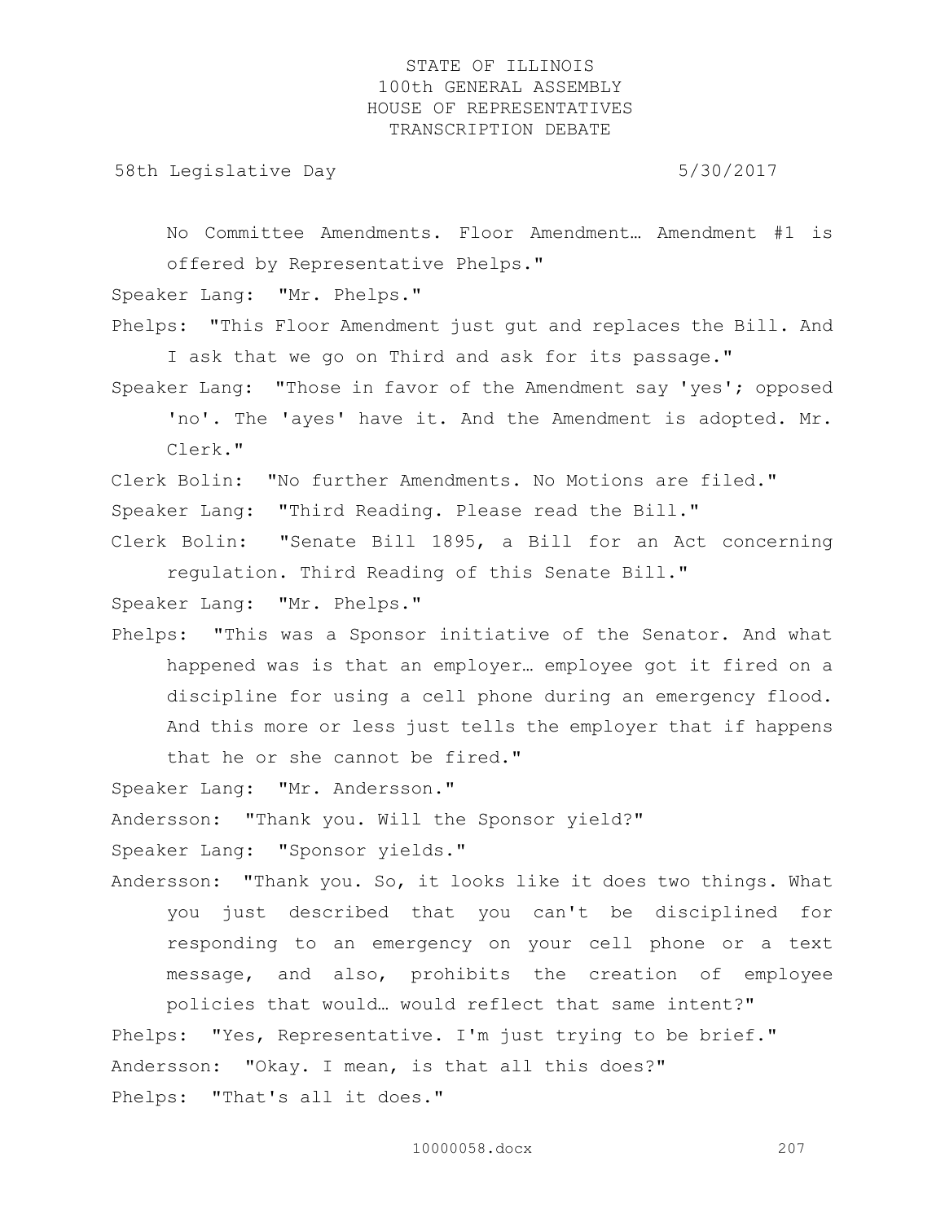No Committee Amendments. Floor Amendment… Amendment #1 is offered by Representative Phelps."

Speaker Lang: "Mr. Phelps."

Phelps: "This Floor Amendment just gut and replaces the Bill. And I ask that we go on Third and ask for its passage."

Speaker Lang: "Those in favor of the Amendment say 'yes'; opposed 'no'. The 'ayes' have it. And the Amendment is adopted. Mr. Clerk."

Clerk Bolin: "No further Amendments. No Motions are filed."

Speaker Lang: "Third Reading. Please read the Bill."

Clerk Bolin: "Senate Bill 1895, a Bill for an Act concerning regulation. Third Reading of this Senate Bill."

Speaker Lang: "Mr. Phelps."

Phelps: "This was a Sponsor initiative of the Senator. And what happened was is that an employer… employee got it fired on a discipline for using a cell phone during an emergency flood. And this more or less just tells the employer that if happens that he or she cannot be fired."

Speaker Lang: "Mr. Andersson."

Andersson: "Thank you. Will the Sponsor yield?"

Speaker Lang: "Sponsor yields."

Andersson: "Thank you. So, it looks like it does two things. What you just described that you can't be disciplined for responding to an emergency on your cell phone or a text message, and also, prohibits the creation of employee policies that would… would reflect that same intent?"

Phelps: "Yes, Representative. I'm just trying to be brief."

Andersson: "Okay. I mean, is that all this does?"

Phelps: "That's all it does."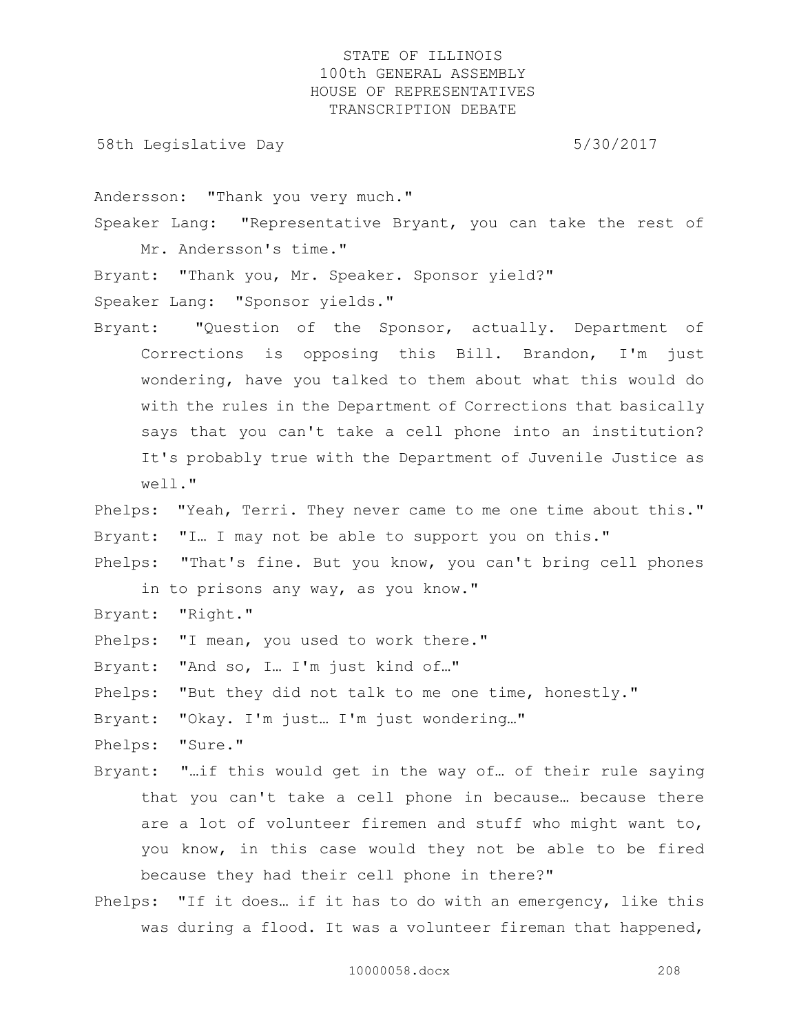Andersson: "Thank you very much."

Speaker Lang: "Representative Bryant, you can take the rest of Mr. Andersson's time."

Bryant: "Thank you, Mr. Speaker. Sponsor yield?"

Speaker Lang: "Sponsor yields."

Bryant: "Question of the Sponsor, actually. Department of Corrections is opposing this Bill. Brandon, I'm just wondering, have you talked to them about what this would do with the rules in the Department of Corrections that basically says that you can't take a cell phone into an institution? It's probably true with the Department of Juvenile Justice as well."

Phelps: "Yeah, Terri. They never came to me one time about this."

Bryant: "I… I may not be able to support you on this."

Phelps: "That's fine. But you know, you can't bring cell phones in to prisons any way, as you know."

Bryant: "Right."

Phelps: "I mean, you used to work there."

Bryant: "And so, I… I'm just kind of…"

Phelps: "But they did not talk to me one time, honestly."

Bryant: "Okay. I'm just… I'm just wondering…"

Phelps: "Sure."

Bryant: "…if this would get in the way of… of their rule saying that you can't take a cell phone in because… because there are a lot of volunteer firemen and stuff who might want to, you know, in this case would they not be able to be fired because they had their cell phone in there?"

Phelps: "If it does… if it has to do with an emergency, like this was during a flood. It was a volunteer fireman that happened,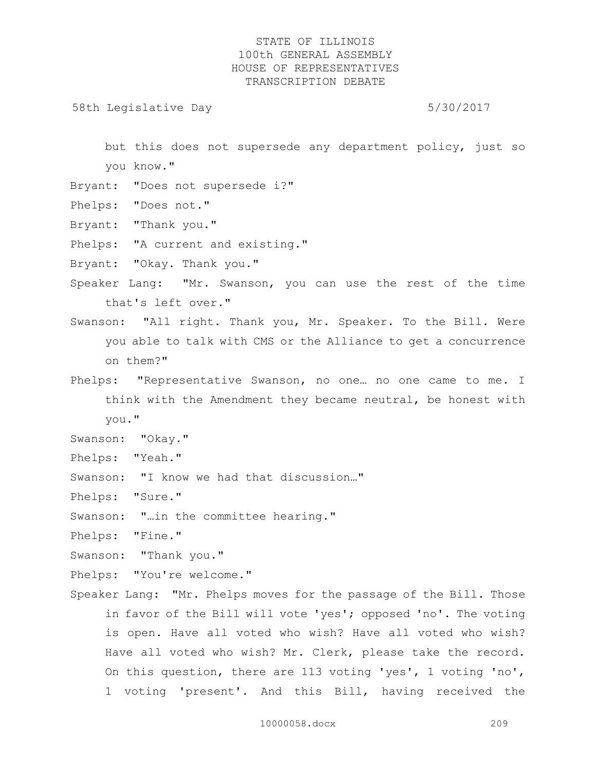but this does not supersede any department policy, just so you know."

Bryant: "Does not supersede i?"

Phelps: "Does not."

Bryant: "Thank you."

Phelps: "A current and existing."

Bryant: "Okay. Thank you."

Speaker Lang: "Mr. Swanson, you can use the rest of the time that's left over."

Swanson: "All right. Thank you, Mr. Speaker. To the Bill. Were you able to talk with CMS or the Alliance to get a concurrence on them?"

Phelps: "Representative Swanson, no one… no one came to me. I think with the Amendment they became neutral, be honest with you."

Swanson: "Okay."

Phelps: "Yeah."

Swanson: "I know we had that discussion…"

Phelps: "Sure."

Swanson: "…in the committee hearing."

Phelps: "Fine."

Swanson: "Thank you."

Phelps: "You're welcome."

Speaker Lang: "Mr. Phelps moves for the passage of the Bill. Those in favor of the Bill will vote 'yes'; opposed 'no'. The voting is open. Have all voted who wish? Have all voted who wish? Have all voted who wish? Mr. Clerk, please take the record. On this question, there are 113 voting 'yes', 1 voting 'no', 1 voting 'present'. And this Bill, having received the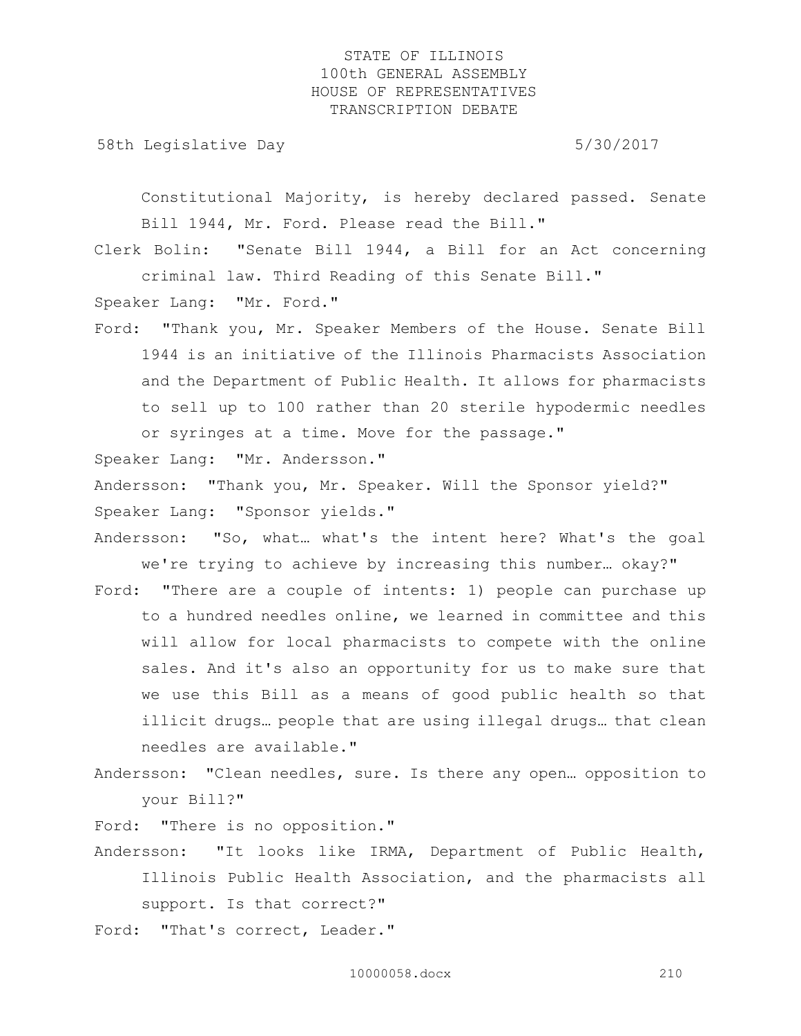Constitutional Majority, is hereby declared passed. Senate Bill 1944, Mr. Ford. Please read the Bill."

Clerk Bolin: "Senate Bill 1944, a Bill for an Act concerning criminal law. Third Reading of this Senate Bill."

Speaker Lang: "Mr. Ford."

Ford: "Thank you, Mr. Speaker Members of the House. Senate Bill 1944 is an initiative of the Illinois Pharmacists Association and the Department of Public Health. It allows for pharmacists to sell up to 100 rather than 20 sterile hypodermic needles or syringes at a time. Move for the passage."

Speaker Lang: "Mr. Andersson."

Andersson: "Thank you, Mr. Speaker. Will the Sponsor yield?"

Speaker Lang: "Sponsor yields."

Andersson: "So, what… what's the intent here? What's the goal we're trying to achieve by increasing this number… okay?"

Ford: "There are a couple of intents: 1) people can purchase up to a hundred needles online, we learned in committee and this will allow for local pharmacists to compete with the online sales. And it's also an opportunity for us to make sure that we use this Bill as a means of good public health so that illicit drugs… people that are using illegal drugs… that clean needles are available."

Andersson: "Clean needles, sure. Is there any open… opposition to your Bill?"

Ford: "There is no opposition."

Andersson: "It looks like IRMA, Department of Public Health, Illinois Public Health Association, and the pharmacists all support. Is that correct?"

Ford: "That's correct, Leader."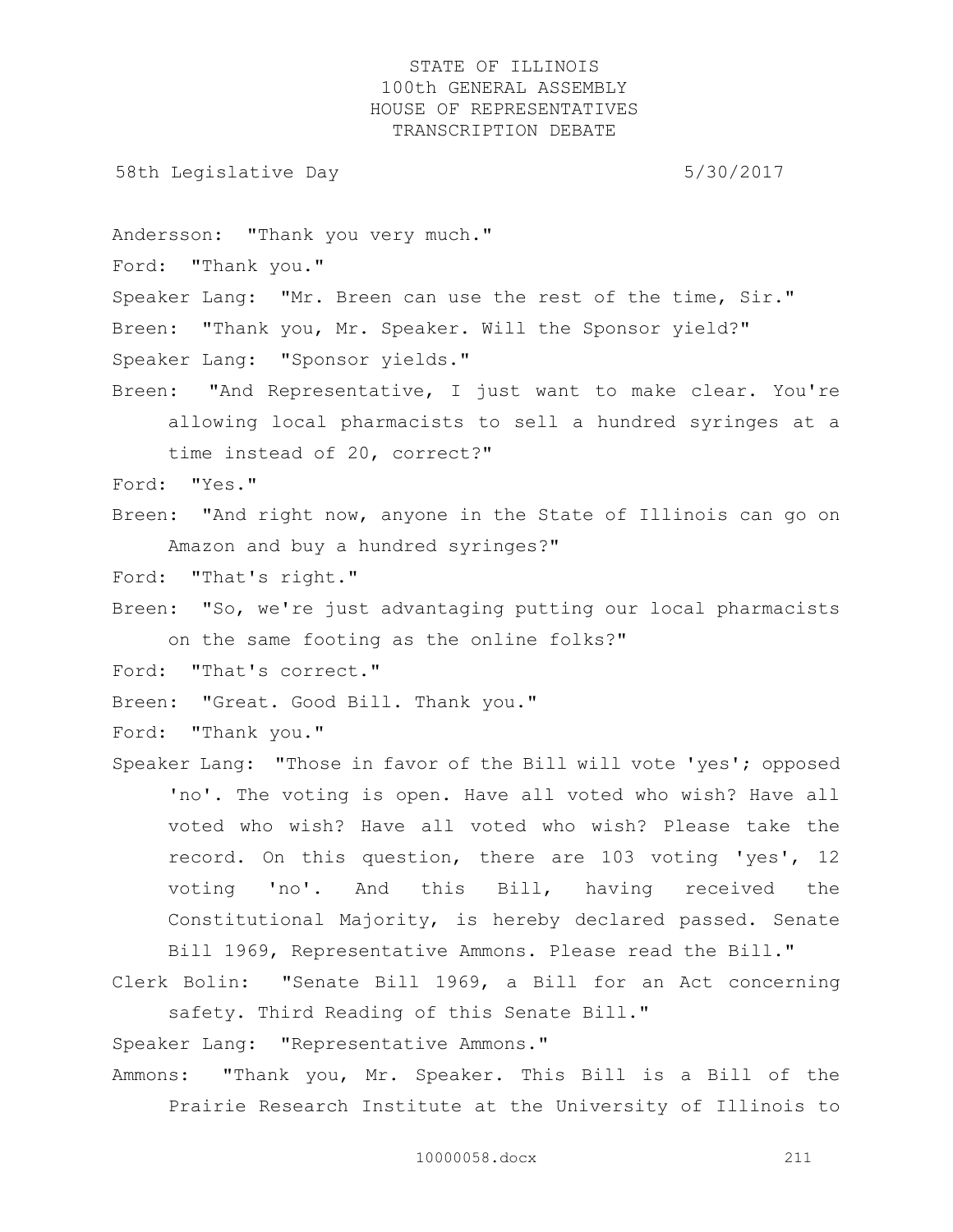Andersson: "Thank you very much."

Ford: "Thank you."

Speaker Lang: "Mr. Breen can use the rest of the time, Sir."

Breen: "Thank you, Mr. Speaker. Will the Sponsor yield?"

Speaker Lang: "Sponsor yields."

Breen: "And Representative, I just want to make clear. You're allowing local pharmacists to sell a hundred syringes at a time instead of 20, correct?"

Ford: "Yes."

Breen: "And right now, anyone in the State of Illinois can go on Amazon and buy a hundred syringes?"

Ford: "That's right."

Breen: "So, we're just advantaging putting our local pharmacists on the same footing as the online folks?"

Ford: "That's correct."

Breen: "Great. Good Bill. Thank you."

Ford: "Thank you."

Speaker Lang: "Those in favor of the Bill will vote 'yes'; opposed 'no'. The voting is open. Have all voted who wish? Have all voted who wish? Have all voted who wish? Please take the record. On this question, there are 103 voting 'yes', 12 voting 'no'. And this Bill, having received the Constitutional Majority, is hereby declared passed. Senate Bill 1969, Representative Ammons. Please read the Bill."

Clerk Bolin: "Senate Bill 1969, a Bill for an Act concerning safety. Third Reading of this Senate Bill."

Speaker Lang: "Representative Ammons."

Ammons: "Thank you, Mr. Speaker. This Bill is a Bill of the Prairie Research Institute at the University of Illinois to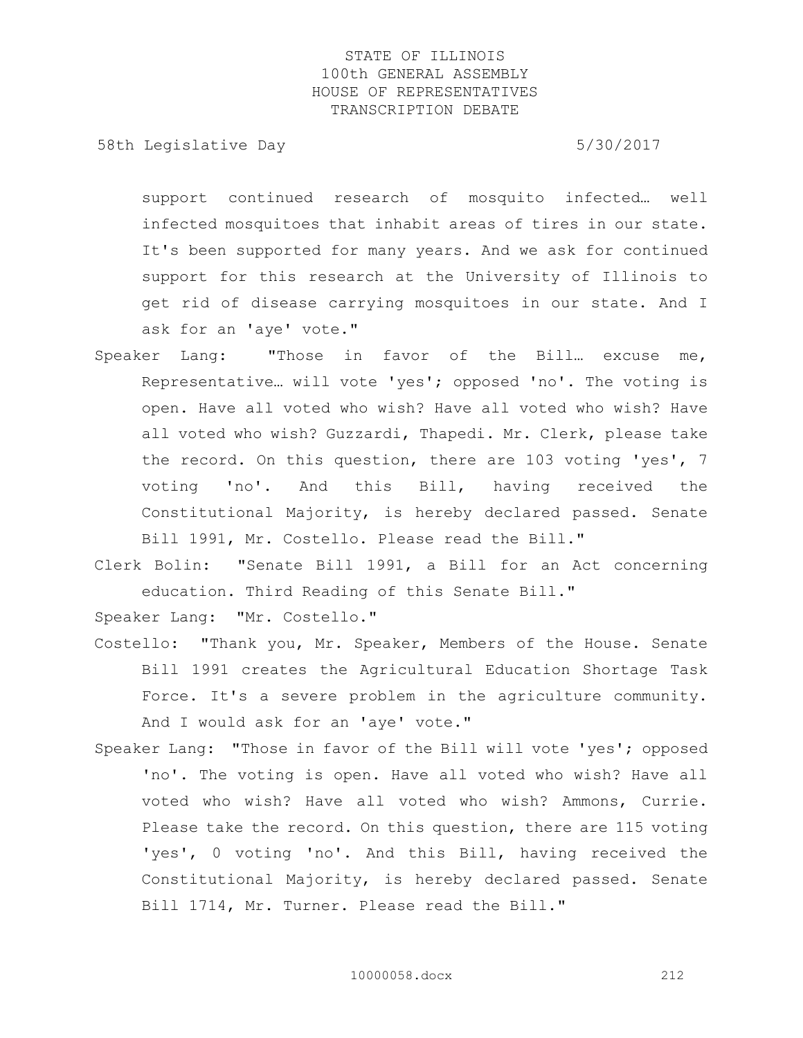support continued research of mosquito infected… well infected mosquitoes that inhabit areas of tires in our state. It's been supported for many years. And we ask for continued support for this research at the University of Illinois to get rid of disease carrying mosquitoes in our state. And I ask for an 'aye' vote."

Speaker Lang: "Those in favor of the Bill… excuse me, Representative… will vote 'yes'; opposed 'no'. The voting is open. Have all voted who wish? Have all voted who wish? Have all voted who wish? Guzzardi, Thapedi. Mr. Clerk, please take the record. On this question, there are 103 voting 'yes', 7 voting 'no'. And this Bill, having received the Constitutional Majority, is hereby declared passed. Senate Bill 1991, Mr. Costello. Please read the Bill."

Clerk Bolin: "Senate Bill 1991, a Bill for an Act concerning education. Third Reading of this Senate Bill."

Speaker Lang: "Mr. Costello."

Costello: "Thank you, Mr. Speaker, Members of the House. Senate Bill 1991 creates the Agricultural Education Shortage Task Force. It's a severe problem in the agriculture community. And I would ask for an 'aye' vote."

Speaker Lang: "Those in favor of the Bill will vote 'yes'; opposed 'no'. The voting is open. Have all voted who wish? Have all voted who wish? Have all voted who wish? Ammons, Currie. Please take the record. On this question, there are 115 voting 'yes', 0 voting 'no'. And this Bill, having received the Constitutional Majority, is hereby declared passed. Senate Bill 1714, Mr. Turner. Please read the Bill."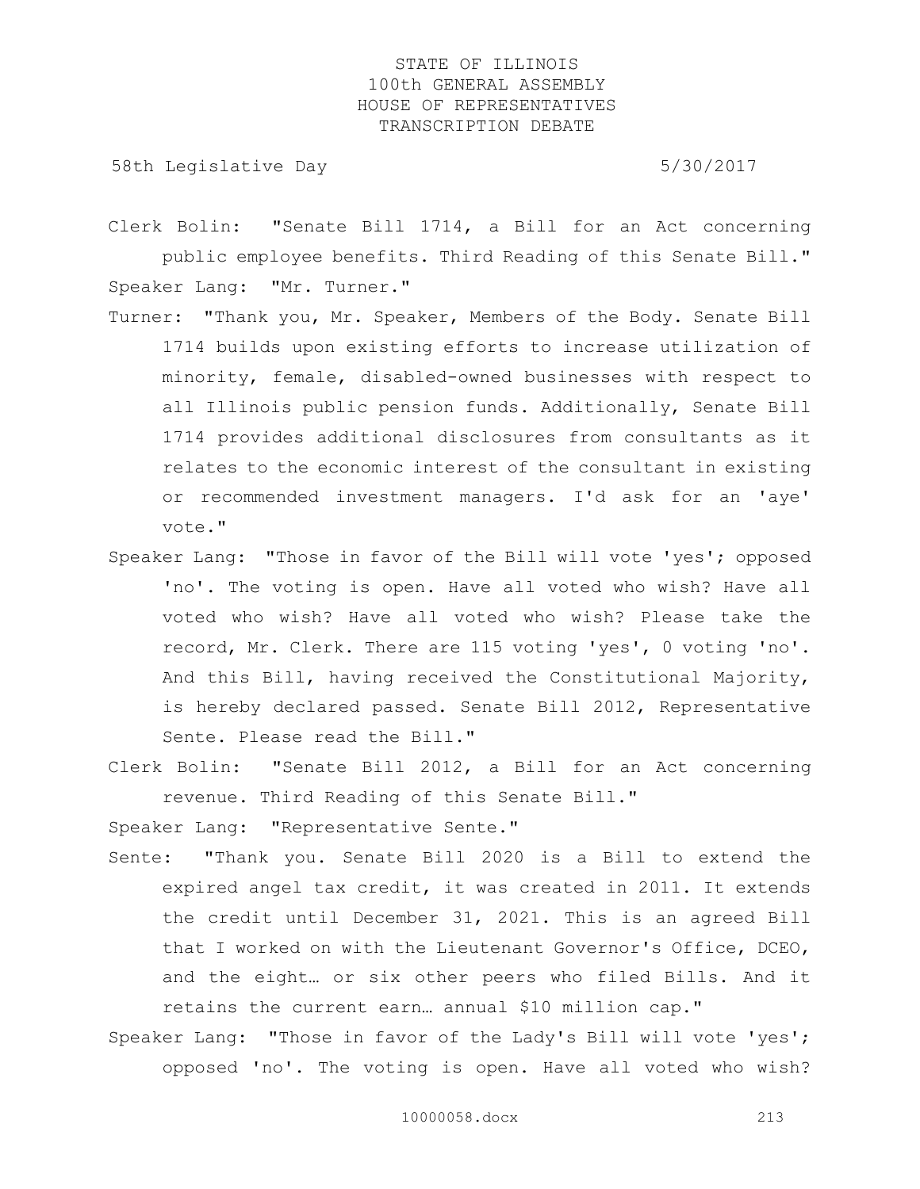Clerk Bolin: "Senate Bill 1714, a Bill for an Act concerning public employee benefits. Third Reading of this Senate Bill."

Speaker Lang: "Mr. Turner."

Turner: "Thank you, Mr. Speaker, Members of the Body. Senate Bill 1714 builds upon existing efforts to increase utilization of minority, female, disabled-owned businesses with respect to all Illinois public pension funds. Additionally, Senate Bill 1714 provides additional disclosures from consultants as it relates to the economic interest of the consultant in existing or recommended investment managers. I'd ask for an 'aye' vote."

Speaker Lang: "Those in favor of the Bill will vote 'yes'; opposed 'no'. The voting is open. Have all voted who wish? Have all voted who wish? Have all voted who wish? Please take the record, Mr. Clerk. There are 115 voting 'yes', 0 voting 'no'. And this Bill, having received the Constitutional Majority, is hereby declared passed. Senate Bill 2012, Representative Sente. Please read the Bill."

Clerk Bolin: "Senate Bill 2012, a Bill for an Act concerning revenue. Third Reading of this Senate Bill."

Speaker Lang: "Representative Sente."

Sente: "Thank you. Senate Bill 2020 is a Bill to extend the expired angel tax credit, it was created in 2011. It extends the credit until December 31, 2021. This is an agreed Bill that I worked on with the Lieutenant Governor's Office, DCEO, and the eight… or six other peers who filed Bills. And it retains the current earn… annual $10 million cap."

Speaker Lang: "Those in favor of the Lady's Bill will vote 'yes'; opposed 'no'. The voting is open. Have all voted who wish?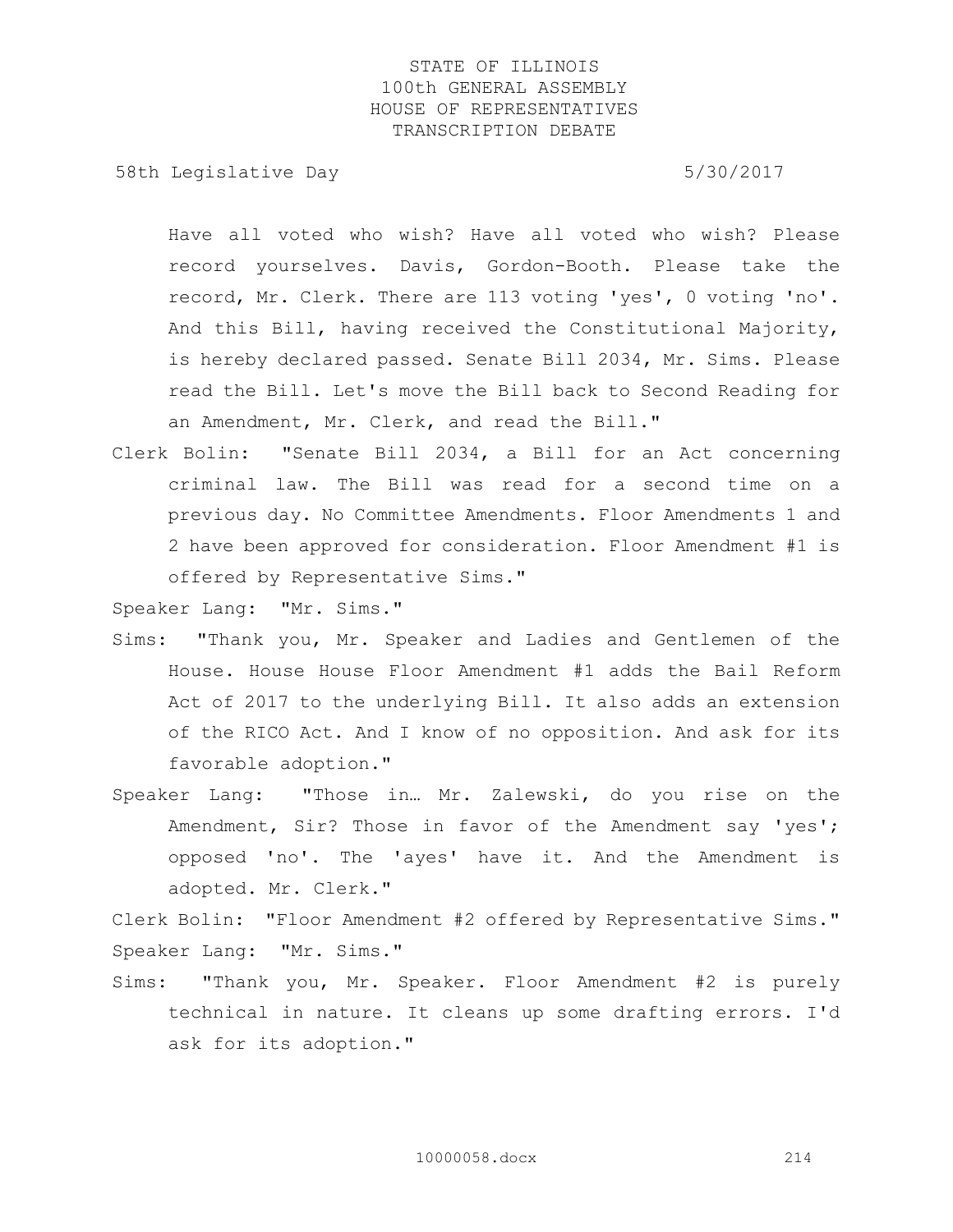Have all voted who wish? Have all voted who wish? Please record yourselves. Davis, Gordon-Booth. Please take the record, Mr. Clerk. There are 113 voting 'yes', 0 voting 'no'. And this Bill, having received the Constitutional Majority, is hereby declared passed. Senate Bill 2034, Mr. Sims. Please read the Bill. Let's move the Bill back to Second Reading for an Amendment, Mr. Clerk, and read the Bill."

Clerk Bolin: "Senate Bill 2034, a Bill for an Act concerning criminal law. The Bill was read for a second time on a previous day. No Committee Amendments. Floor Amendments 1 and 2 have been approved for consideration. Floor Amendment #1 is offered by Representative Sims."

Speaker Lang: "Mr. Sims."

Sims: "Thank you, Mr. Speaker and Ladies and Gentlemen of the House. House House Floor Amendment #1 adds the Bail Reform Act of 2017 to the underlying Bill. It also adds an extension of the RICO Act. And I know of no opposition. And ask for its favorable adoption."

Speaker Lang: "Those in… Mr. Zalewski, do you rise on the Amendment, Sir? Those in favor of the Amendment say 'yes'; opposed 'no'. The 'ayes' have it. And the Amendment is adopted. Mr. Clerk."

Clerk Bolin: "Floor Amendment #2 offered by Representative Sims."

Speaker Lang: "Mr. Sims."

Sims: "Thank you, Mr. Speaker. Floor Amendment #2 is purely technical in nature. It cleans up some drafting errors. I'd ask for its adoption."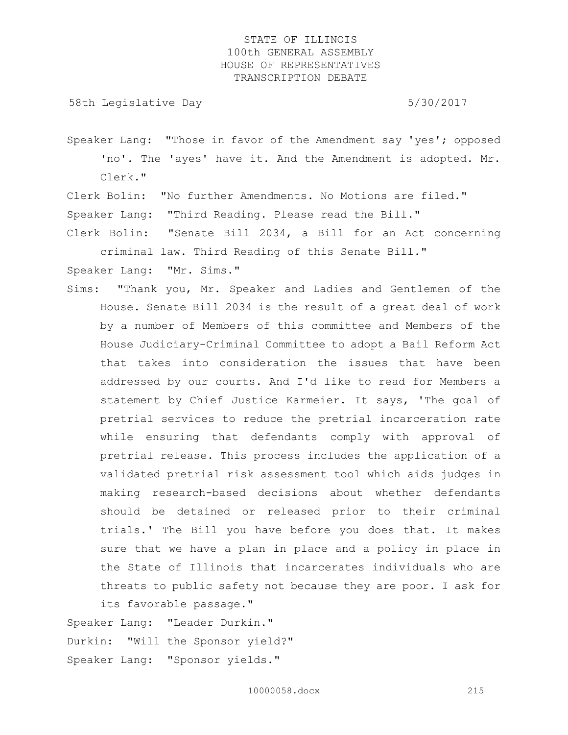Speaker Lang: "Those in favor of the Amendment say 'yes'; opposed 'no'. The 'ayes' have it. And the Amendment is adopted. Mr. Clerk."

Clerk Bolin: "No further Amendments. No Motions are filed."

Speaker Lang: "Third Reading. Please read the Bill."

Clerk Bolin: "Senate Bill 2034, a Bill for an Act concerning criminal law. Third Reading of this Senate Bill."

Speaker Lang: "Mr. Sims."

Sims: "Thank you, Mr. Speaker and Ladies and Gentlemen of the House. Senate Bill 2034 is the result of a great deal of work by a number of Members of this committee and Members of the House Judiciary-Criminal Committee to adopt a Bail Reform Act that takes into consideration the issues that have been addressed by our courts. And I'd like to read for Members a statement by Chief Justice Karmeier. It says, 'The goal of pretrial services to reduce the pretrial incarceration rate while ensuring that defendants comply with approval of pretrial release. This process includes the application of a validated pretrial risk assessment tool which aids judges in making research-based decisions about whether defendants should be detained or released prior to their criminal trials.' The Bill you have before you does that. It makes sure that we have a plan in place and a policy in place in the State of Illinois that incarcerates individuals who are threats to public safety not because they are poor. I ask for its favorable passage."

Speaker Lang: "Leader Durkin."

Durkin: "Will the Sponsor yield?"

Speaker Lang: "Sponsor yields."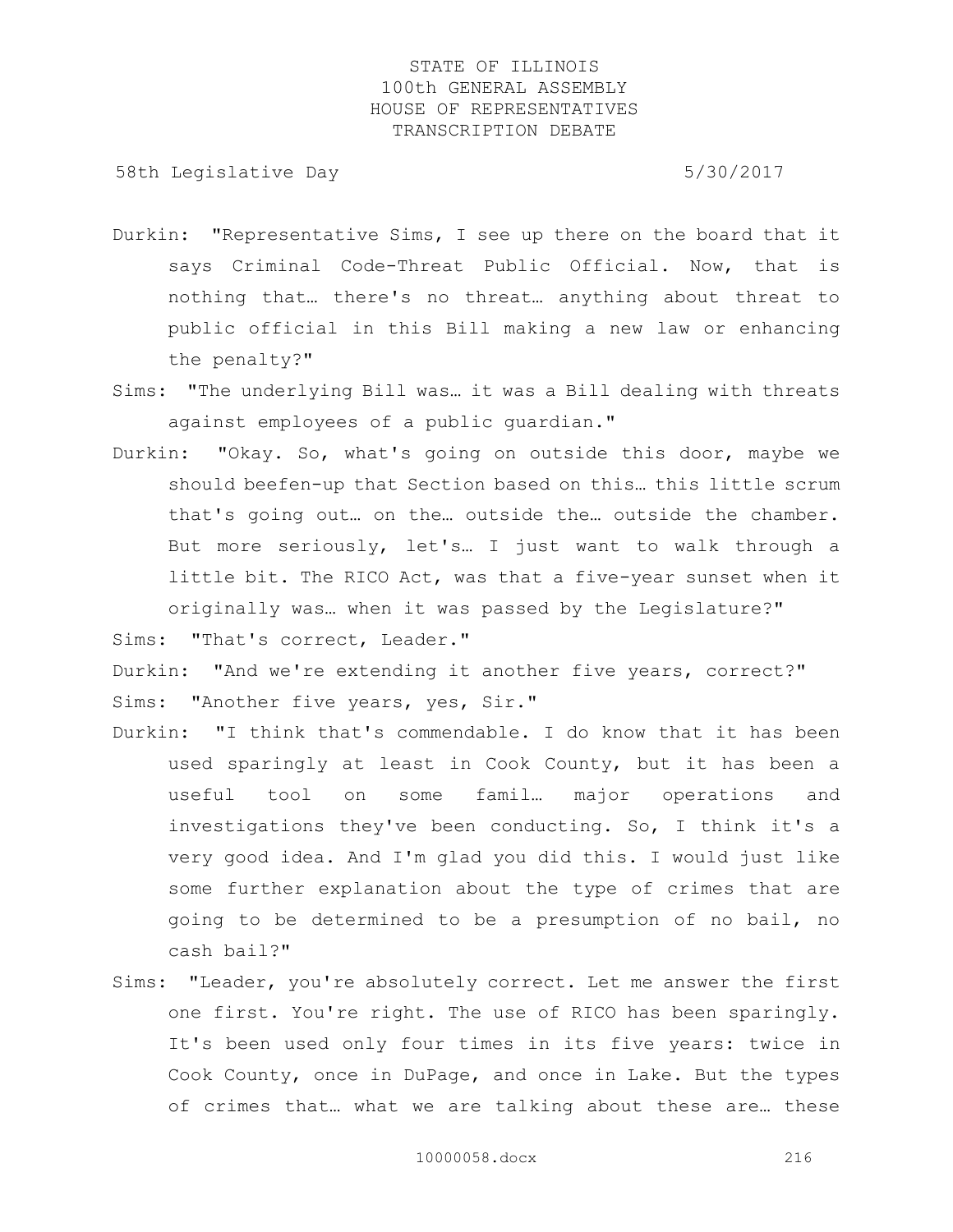Durkin: "Representative Sims, I see up there on the board that it says Criminal Code-Threat Public Official. Now, that is nothing that… there's no threat… anything about threat to public official in this Bill making a new law or enhancing the penalty?"

Sims: "The underlying Bill was… it was a Bill dealing with threats against employees of a public guardian."

Durkin: "Okay. So, what's going on outside this door, maybe we should beefen-up that Section based on this… this little scrum that's going out… on the… outside the… outside the chamber. But more seriously, let's… I just want to walk through a little bit. The RICO Act, was that a five-year sunset when it originally was… when it was passed by the Legislature?"

Sims: "That's correct, Leader."

Durkin: "And we're extending it another five years, correct?"

Sims: "Another five years, yes, Sir."

Durkin: "I think that's commendable. I do know that it has been used sparingly at least in Cook County, but it has been a useful tool on some famil… major operations and investigations they've been conducting. So, I think it's a very good idea. And I'm glad you did this. I would just like some further explanation about the type of crimes that are going to be determined to be a presumption of no bail, no cash bail?"

Sims: "Leader, you're absolutely correct. Let me answer the first one first. You're right. The use of RICO has been sparingly. It's been used only four times in its five years: twice in Cook County, once in DuPage, and once in Lake. But the types of crimes that… what we are talking about these are… these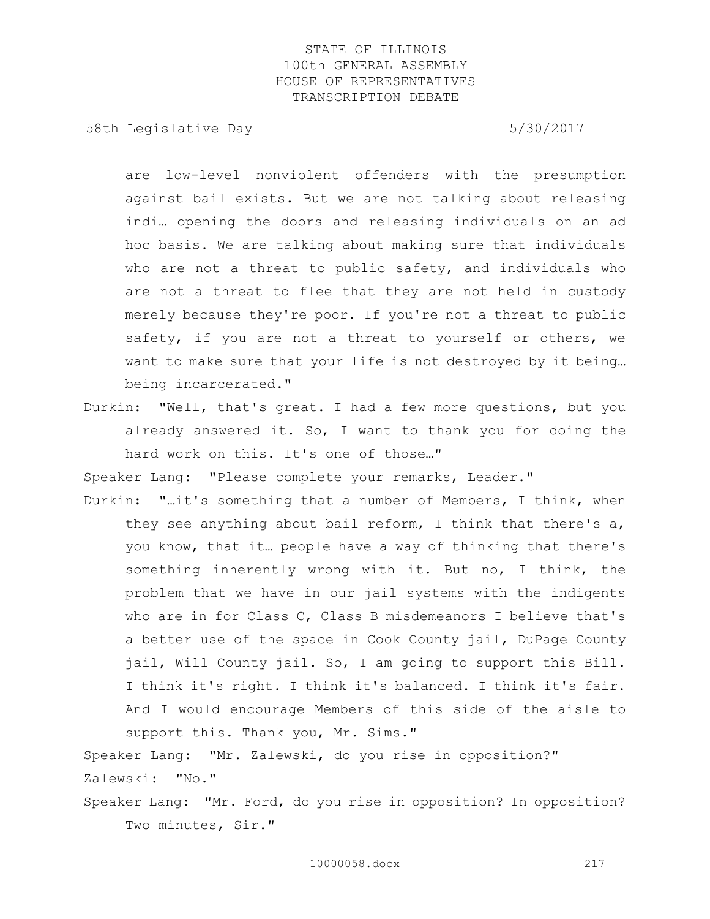are low-level nonviolent offenders with the presumption against bail exists. But we are not talking about releasing indi… opening the doors and releasing individuals on an ad hoc basis. We are talking about making sure that individuals who are not a threat to public safety, and individuals who are not a threat to flee that they are not held in custody merely because they're poor. If you're not a threat to public safety, if you are not a threat to yourself or others, we want to make sure that your life is not destroyed by it being… being incarcerated."

Durkin: "Well, that's great. I had a few more questions, but you already answered it. So, I want to thank you for doing the hard work on this. It's one of those…"

Speaker Lang: "Please complete your remarks, Leader."

Durkin: "…it's something that a number of Members, I think, when they see anything about bail reform, I think that there's a, you know, that it… people have a way of thinking that there's something inherently wrong with it. But no, I think, the problem that we have in our jail systems with the indigents who are in for Class C, Class B misdemeanors I believe that's a better use of the space in Cook County jail, DuPage County jail, Will County jail. So, I am going to support this Bill. I think it's right. I think it's balanced. I think it's fair. And I would encourage Members of this side of the aisle to support this. Thank you, Mr. Sims."

Speaker Lang: "Mr. Zalewski, do you rise in opposition?"

Zalewski: "No."

Speaker Lang: "Mr. Ford, do you rise in opposition? In opposition? Two minutes, Sir."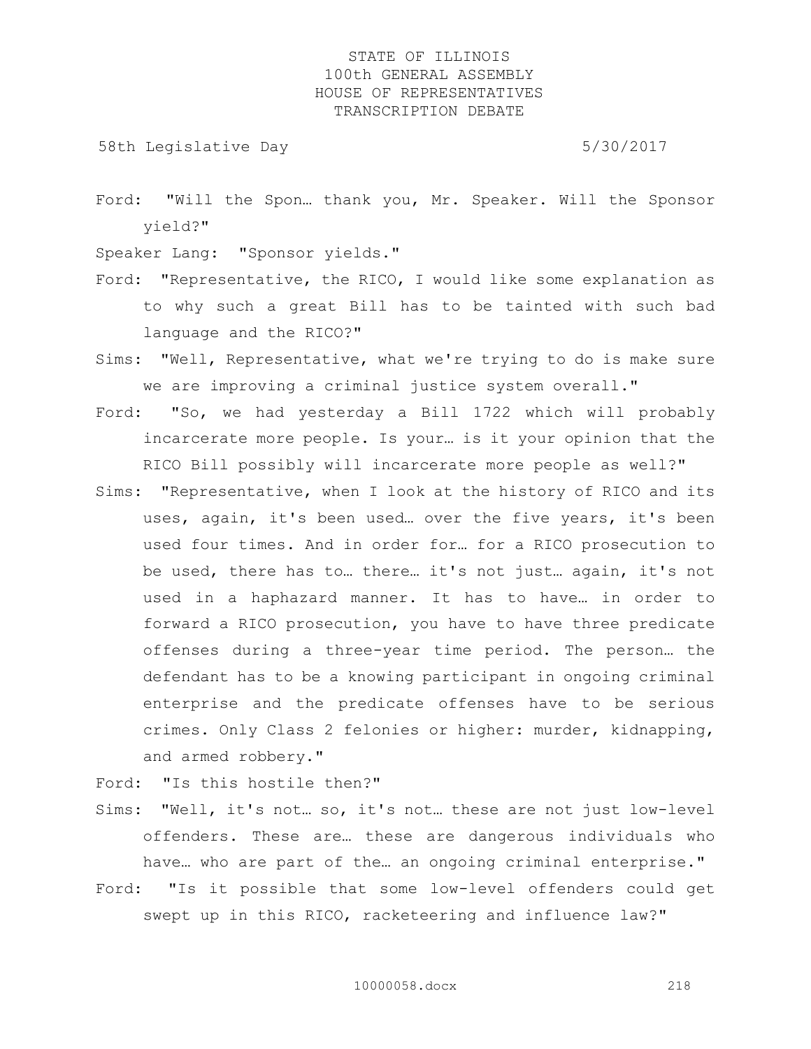Ford: "Will the Spon… thank you, Mr. Speaker. Will the Sponsor yield?"

Speaker Lang: "Sponsor yields."

Ford: "Representative, the RICO, I would like some explanation as to why such a great Bill has to be tainted with such bad language and the RICO?"

Sims: "Well, Representative, what we're trying to do is make sure we are improving a criminal justice system overall."

Ford: "So, we had yesterday a Bill 1722 which will probably incarcerate more people. Is your… is it your opinion that the RICO Bill possibly will incarcerate more people as well?"

Sims: "Representative, when I look at the history of RICO and its uses, again, it's been used… over the five years, it's been used four times. And in order for… for a RICO prosecution to be used, there has to… there… it's not just… again, it's not used in a haphazard manner. It has to have… in order to forward a RICO prosecution, you have to have three predicate offenses during a three-year time period. The person… the defendant has to be a knowing participant in ongoing criminal enterprise and the predicate offenses have to be serious crimes. Only Class 2 felonies or higher: murder, kidnapping, and armed robbery."

Ford: "Is this hostile then?"

Sims: "Well, it's not… so, it's not… these are not just low-level offenders. These are… these are dangerous individuals who have… who are part of the… an ongoing criminal enterprise."

Ford: "Is it possible that some low-level offenders could get swept up in this RICO, racketeering and influence law?"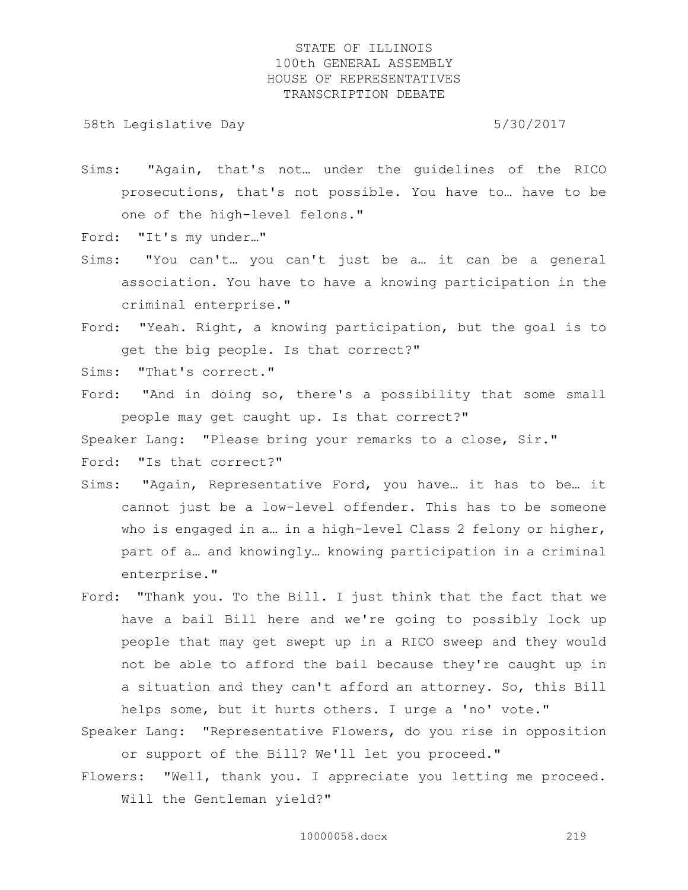Sims: "Again, that's not… under the guidelines of the RICO prosecutions, that's not possible. You have to… have to be one of the high-level felons."

Ford: "It's my under…"

Sims: "You can't… you can't just be a… it can be a general association. You have to have a knowing participation in the criminal enterprise."

Ford: "Yeah. Right, a knowing participation, but the goal is to get the big people. Is that correct?"

Sims: "That's correct."

Ford: "And in doing so, there's a possibility that some small people may get caught up. Is that correct?"

Speaker Lang: "Please bring your remarks to a close, Sir."

Ford: "Is that correct?"

Sims: "Again, Representative Ford, you have… it has to be… it cannot just be a low-level offender. This has to be someone who is engaged in a… in a high-level Class 2 felony or higher, part of a… and knowingly… knowing participation in a criminal enterprise."

Ford: "Thank you. To the Bill. I just think that the fact that we have a bail Bill here and we're going to possibly lock up people that may get swept up in a RICO sweep and they would not be able to afford the bail because they're caught up in a situation and they can't afford an attorney. So, this Bill helps some, but it hurts others. I urge a 'no' vote."

Speaker Lang: "Representative Flowers, do you rise in opposition or support of the Bill? We'll let you proceed."

Flowers: "Well, thank you. I appreciate you letting me proceed. Will the Gentleman yield?"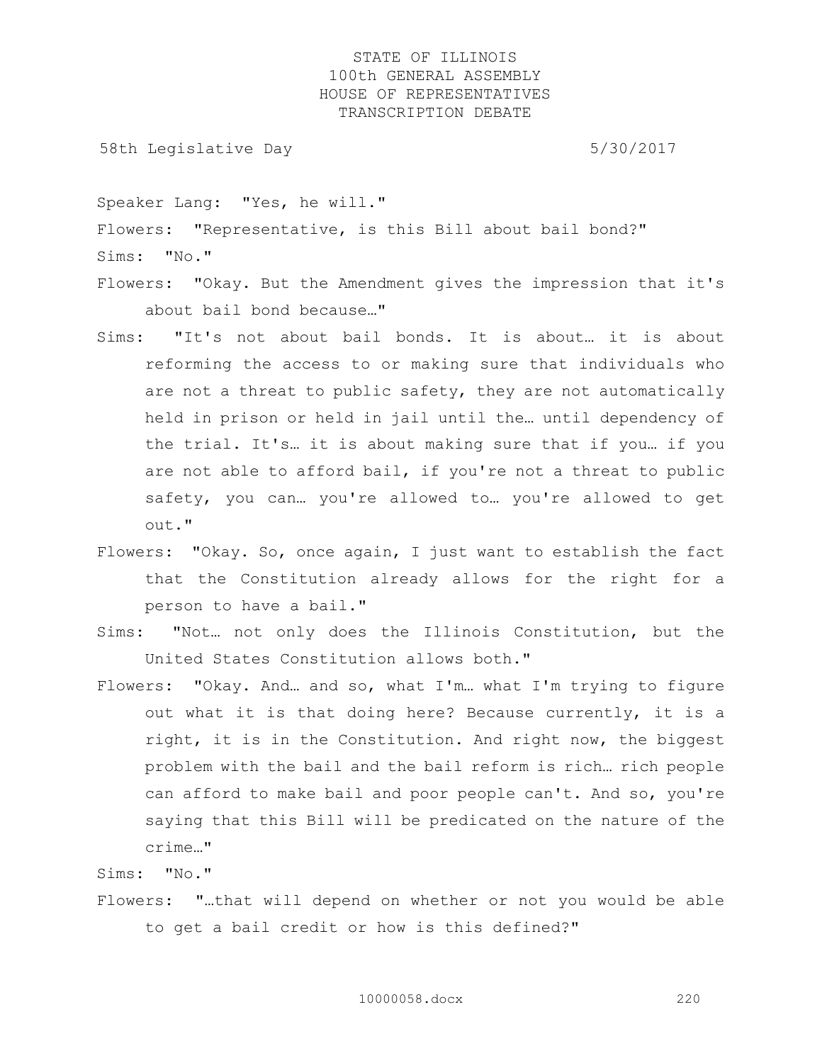Speaker Lang: "Yes, he will."

Flowers: "Representative, is this Bill about bail bond?"

Sims: "No."

Flowers: "Okay. But the Amendment gives the impression that it's about bail bond because…"

Sims: "It's not about bail bonds. It is about… it is about reforming the access to or making sure that individuals who are not a threat to public safety, they are not automatically held in prison or held in jail until the… until dependency of the trial. It's… it is about making sure that if you… if you are not able to afford bail, if you're not a threat to public safety, you can… you're allowed to… you're allowed to get out."

Flowers: "Okay. So, once again, I just want to establish the fact that the Constitution already allows for the right for a person to have a bail."

Sims: "Not… not only does the Illinois Constitution, but the United States Constitution allows both."

Flowers: "Okay. And… and so, what I'm… what I'm trying to figure out what it is that doing here? Because currently, it is a right, it is in the Constitution. And right now, the biggest problem with the bail and the bail reform is rich… rich people can afford to make bail and poor people can't. And so, you're saying that this Bill will be predicated on the nature of the crime…"

Sims: "No."

Flowers: "…that will depend on whether or not you would be able to get a bail credit or how is this defined?"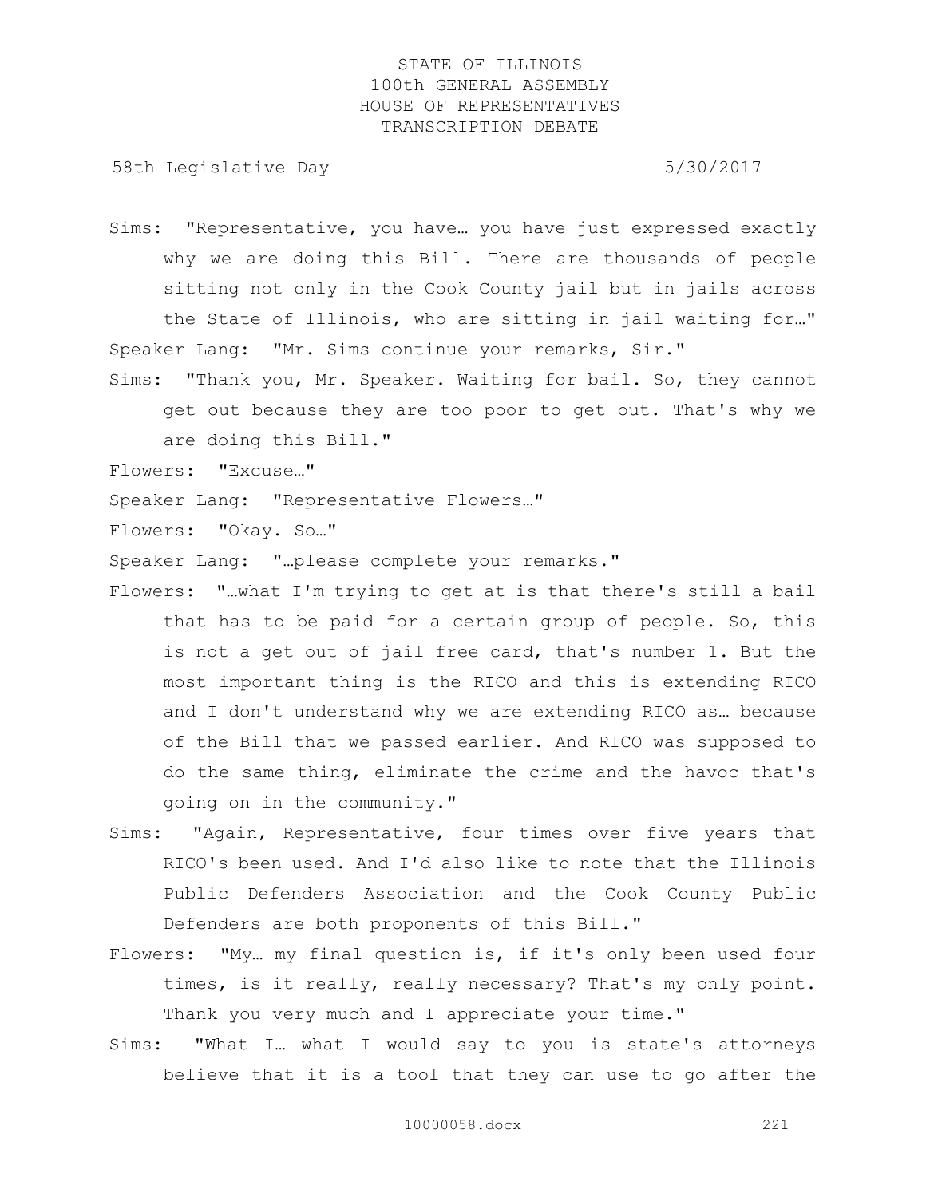Sims: "Representative, you have… you have just expressed exactly why we are doing this Bill. There are thousands of people sitting not only in the Cook County jail but in jails across the State of Illinois, who are sitting in jail waiting for…"

Speaker Lang: "Mr. Sims continue your remarks, Sir."

Sims: "Thank you, Mr. Speaker. Waiting for bail. So, they cannot get out because they are too poor to get out. That's why we are doing this Bill."

Flowers: "Excuse…"

Speaker Lang: "Representative Flowers…"

Flowers: "Okay. So…"

Speaker Lang: "…please complete your remarks."

Flowers: "…what I'm trying to get at is that there's still a bail that has to be paid for a certain group of people. So, this is not a get out of jail free card, that's number 1. But the most important thing is the RICO and this is extending RICO and I don't understand why we are extending RICO as… because of the Bill that we passed earlier. And RICO was supposed to do the same thing, eliminate the crime and the havoc that's going on in the community."

Sims: "Again, Representative, four times over five years that RICO's been used. And I'd also like to note that the Illinois Public Defenders Association and the Cook County Public Defenders are both proponents of this Bill."

Flowers: "My… my final question is, if it's only been used four times, is it really, really necessary? That's my only point. Thank you very much and I appreciate your time."

Sims: "What I… what I would say to you is state's attorneys believe that it is a tool that they can use to go after the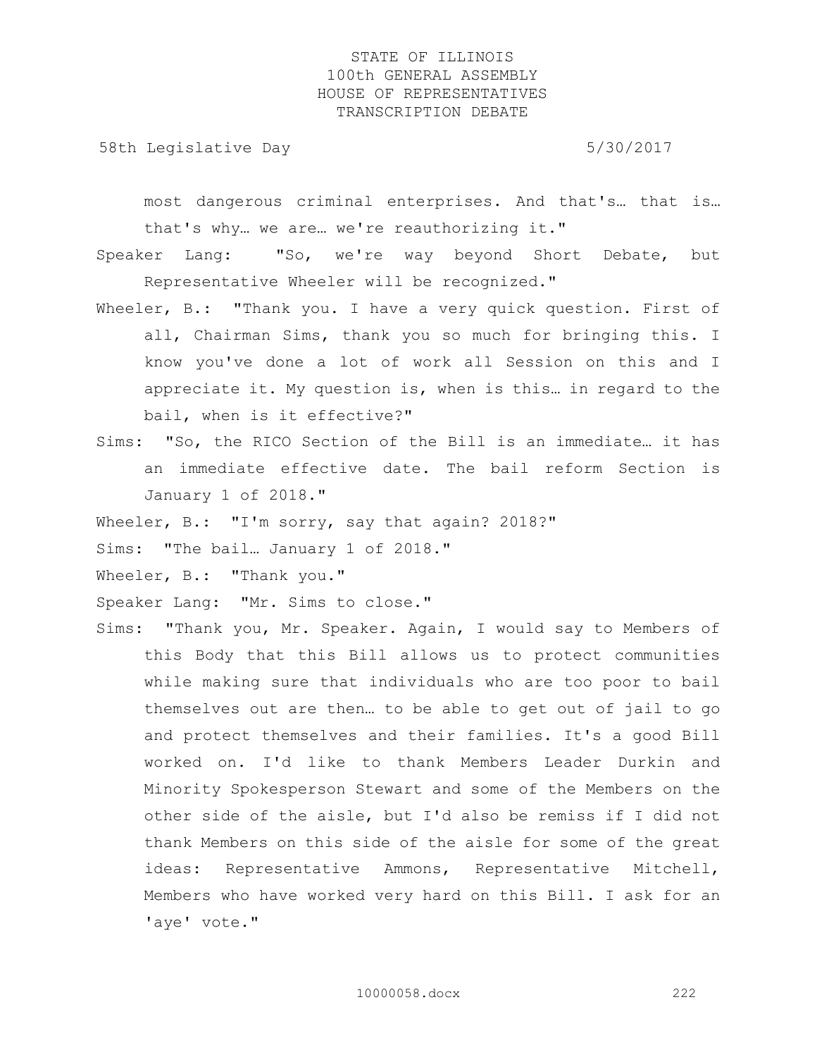most dangerous criminal enterprises. And that's… that is… that's why… we are… we're reauthorizing it."

Speaker Lang: "So, we're way beyond Short Debate, but Representative Wheeler will be recognized."

Wheeler, B.: "Thank you. I have a very quick question. First of all, Chairman Sims, thank you so much for bringing this. I know you've done a lot of work all Session on this and I appreciate it. My question is, when is this… in regard to the bail, when is it effective?"

Sims: "So, the RICO Section of the Bill is an immediate… it has an immediate effective date. The bail reform Section is January 1 of 2018."

Wheeler, B.: "I'm sorry, say that again? 2018?"

Sims: "The bail… January 1 of 2018."

Wheeler, B.: "Thank you."

Speaker Lang: "Mr. Sims to close."

Sims: "Thank you, Mr. Speaker. Again, I would say to Members of this Body that this Bill allows us to protect communities while making sure that individuals who are too poor to bail themselves out are then… to be able to get out of jail to go and protect themselves and their families. It's a good Bill worked on. I'd like to thank Members Leader Durkin and Minority Spokesperson Stewart and some of the Members on the other side of the aisle, but I'd also be remiss if I did not thank Members on this side of the aisle for some of the great ideas: Representative Ammons, Representative Mitchell, Members who have worked very hard on this Bill. I ask for an 'aye' vote."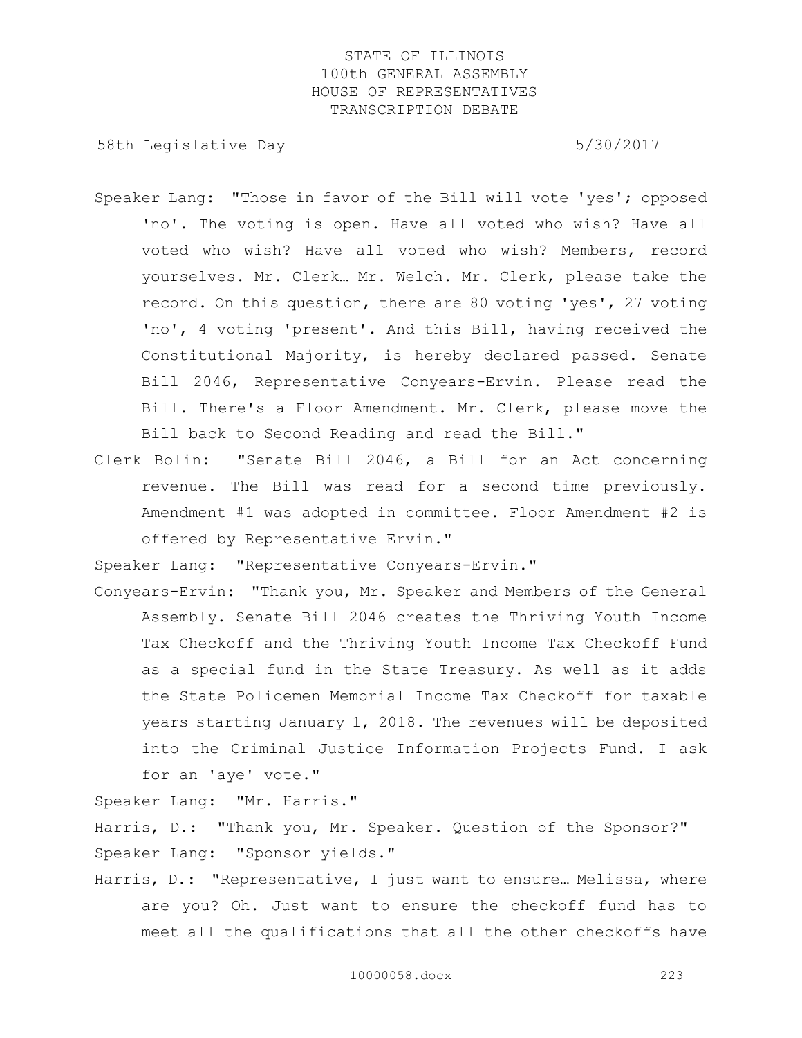Speaker Lang: "Those in favor of the Bill will vote 'yes'; opposed 'no'. The voting is open. Have all voted who wish? Have all voted who wish? Have all voted who wish? Members, record yourselves. Mr. Clerk… Mr. Welch. Mr. Clerk, please take the record. On this question, there are 80 voting 'yes', 27 voting 'no', 4 voting 'present'. And this Bill, having received the Constitutional Majority, is hereby declared passed. Senate Bill 2046, Representative Conyears-Ervin. Please read the Bill. There's a Floor Amendment. Mr. Clerk, please move the Bill back to Second Reading and read the Bill."

Clerk Bolin: "Senate Bill 2046, a Bill for an Act concerning revenue. The Bill was read for a second time previously. Amendment #1 was adopted in committee. Floor Amendment #2 is offered by Representative Ervin."

Speaker Lang: "Representative Conyears-Ervin."

Conyears-Ervin: "Thank you, Mr. Speaker and Members of the General Assembly. Senate Bill 2046 creates the Thriving Youth Income Tax Checkoff and the Thriving Youth Income Tax Checkoff Fund as a special fund in the State Treasury. As well as it adds the State Policemen Memorial Income Tax Checkoff for taxable years starting January 1, 2018. The revenues will be deposited into the Criminal Justice Information Projects Fund. I ask for an 'aye' vote."

Speaker Lang: "Mr. Harris."

Harris, D.: "Thank you, Mr. Speaker. Question of the Sponsor?"

Speaker Lang: "Sponsor yields."

Harris, D.: "Representative, I just want to ensure… Melissa, where are you? Oh. Just want to ensure the checkoff fund has to meet all the qualifications that all the other checkoffs have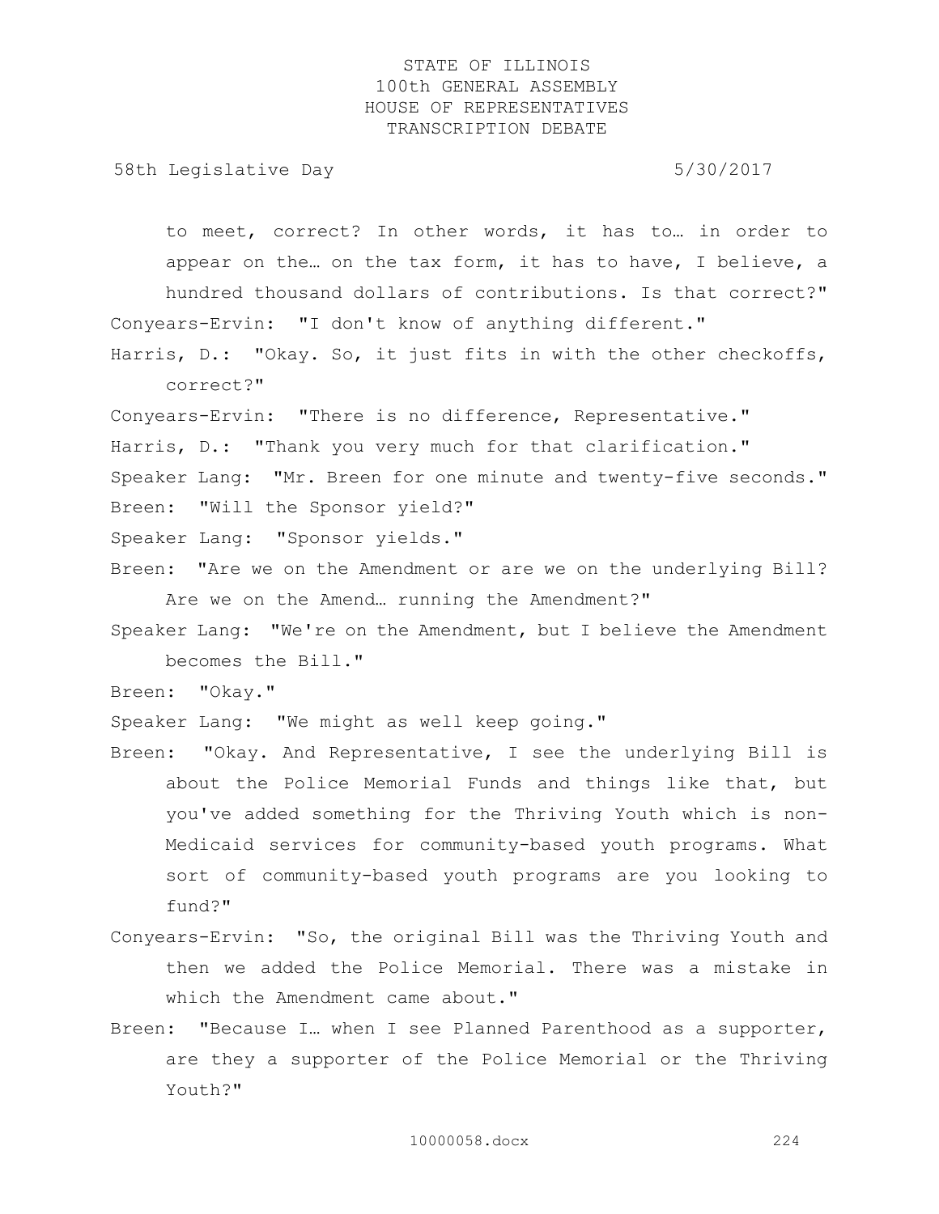to meet, correct? In other words, it has to… in order to appear on the… on the tax form, it has to have, I believe, a hundred thousand dollars of contributions. Is that correct?"

Conyears-Ervin: "I don't know of anything different."

Harris, D.: "Okay. So, it just fits in with the other checkoffs, correct?"

Conyears-Ervin: "There is no difference, Representative."

Harris, D.: "Thank you very much for that clarification."

Speaker Lang: "Mr. Breen for one minute and twenty-five seconds."

Breen: "Will the Sponsor yield?"

Speaker Lang: "Sponsor yields."

Breen: "Are we on the Amendment or are we on the underlying Bill? Are we on the Amend… running the Amendment?"

Speaker Lang: "We're on the Amendment, but I believe the Amendment becomes the Bill."

Breen: "Okay."

Speaker Lang: "We might as well keep going."

Breen: "Okay. And Representative, I see the underlying Bill is about the Police Memorial Funds and things like that, but you've added something for the Thriving Youth which is non-Medicaid services for community-based youth programs. What sort of community-based youth programs are you looking to fund?"

Conyears-Ervin: "So, the original Bill was the Thriving Youth and then we added the Police Memorial. There was a mistake in which the Amendment came about."

Breen: "Because I… when I see Planned Parenthood as a supporter, are they a supporter of the Police Memorial or the Thriving Youth?"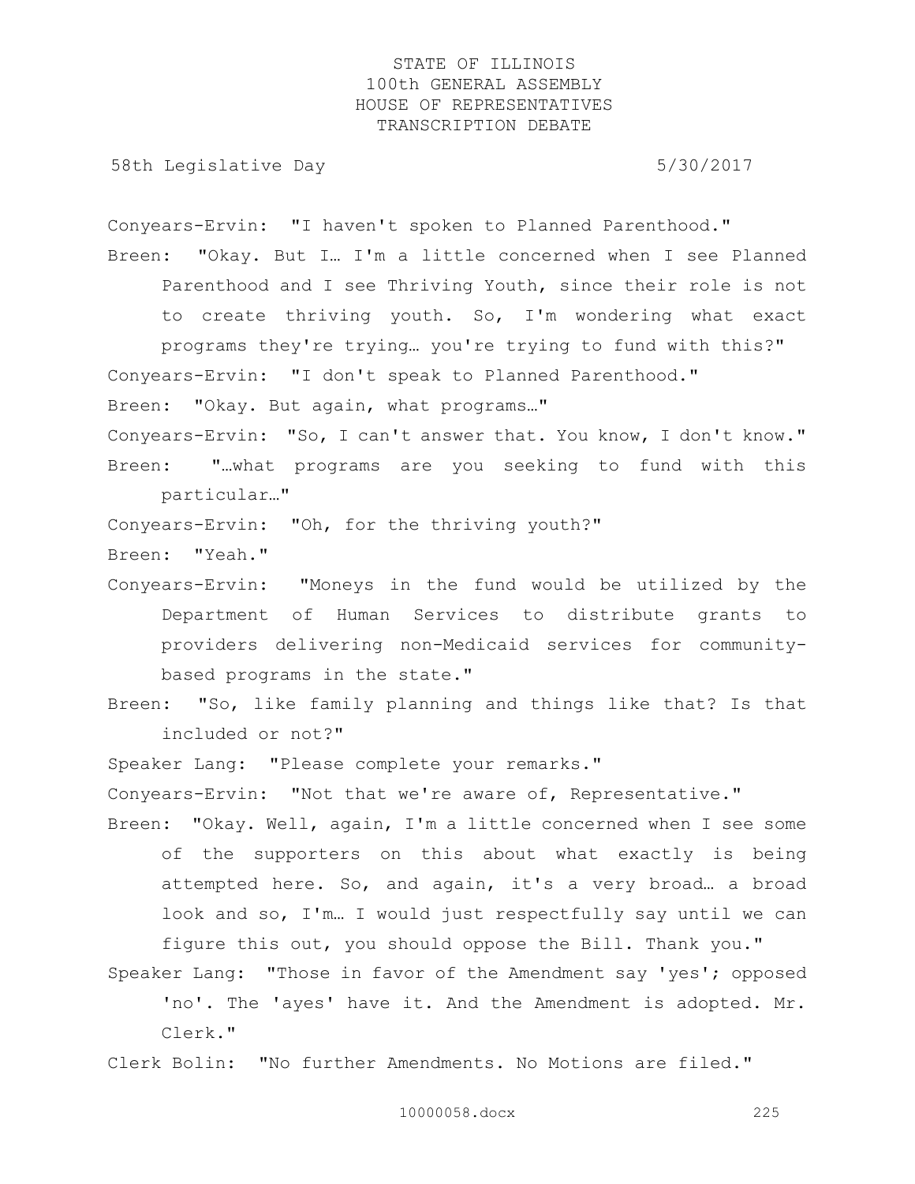Conyears-Ervin: "I haven't spoken to Planned Parenthood."

Breen: "Okay. But I… I'm a little concerned when I see Planned Parenthood and I see Thriving Youth, since their role is not to create thriving youth. So, I'm wondering what exact programs they're trying… you're trying to fund with this?"

Conyears-Ervin: "I don't speak to Planned Parenthood."

Breen: "Okay. But again, what programs…"

Conyears-Ervin: "So, I can't answer that. You know, I don't know."

Breen: "…what programs are you seeking to fund with this particular…"

Conyears-Ervin: "Oh, for the thriving youth?"

Breen: "Yeah."

Conyears-Ervin: "Moneys in the fund would be utilized by the Department of Human Services to distribute grants to providers delivering non-Medicaid services for community-based programs in the state."

Breen: "So, like family planning and things like that? Is that included or not?"

Speaker Lang: "Please complete your remarks."

Conyears-Ervin: "Not that we're aware of, Representative."

Breen: "Okay. Well, again, I'm a little concerned when I see some of the supporters on this about what exactly is being attempted here. So, and again, it's a very broad… a broad look and so, I'm… I would just respectfully say until we can figure this out, you should oppose the Bill. Thank you."

Speaker Lang: "Those in favor of the Amendment say 'yes'; opposed 'no'. The 'ayes' have it. And the Amendment is adopted. Mr. Clerk."

Clerk Bolin: "No further Amendments. No Motions are filed."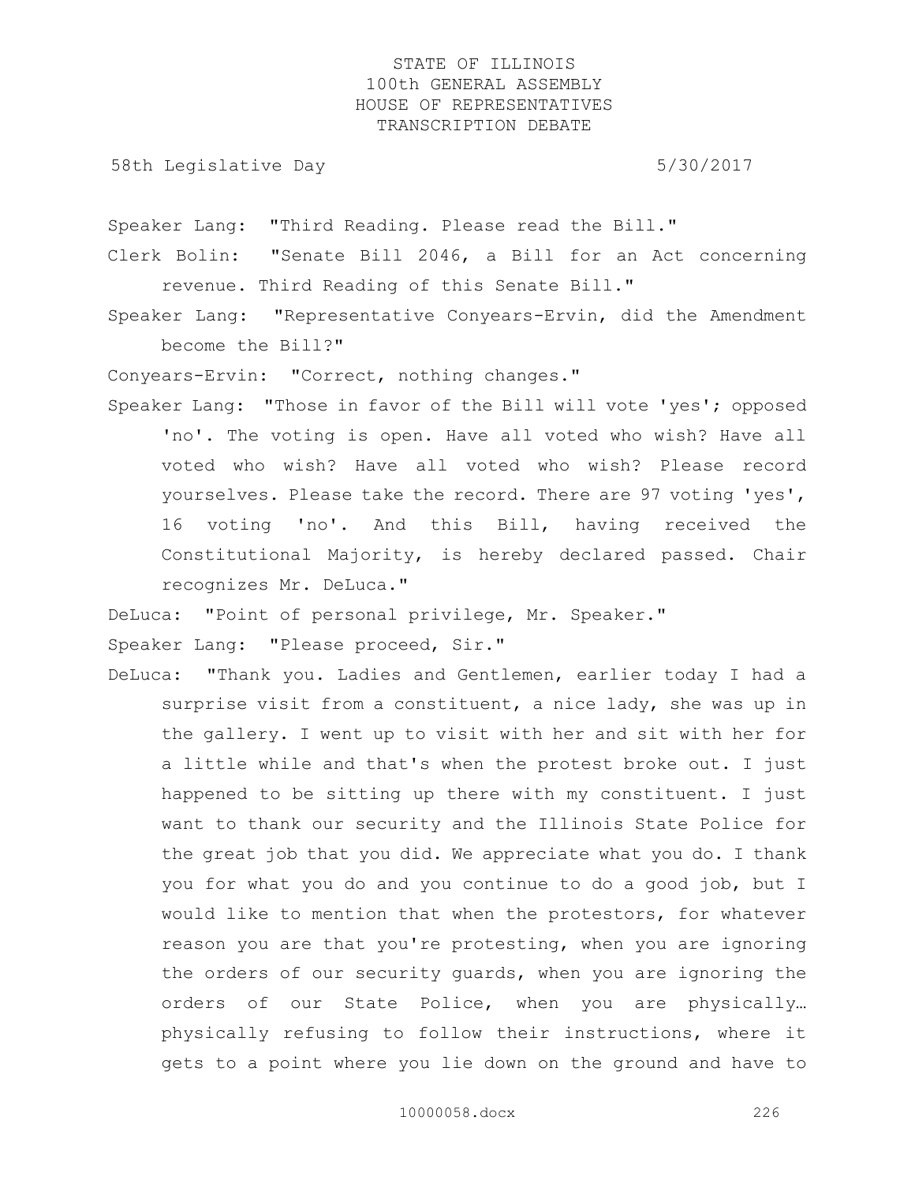Speaker Lang: "Third Reading. Please read the Bill."

Clerk Bolin: "Senate Bill 2046, a Bill for an Act concerning revenue. Third Reading of this Senate Bill."

Speaker Lang: "Representative Conyears-Ervin, did the Amendment become the Bill?"

Conyears-Ervin: "Correct, nothing changes."

Speaker Lang: "Those in favor of the Bill will vote 'yes'; opposed 'no'. The voting is open. Have all voted who wish? Have all voted who wish? Have all voted who wish? Please record yourselves. Please take the record. There are 97 voting 'yes', 16 voting 'no'. And this Bill, having received the Constitutional Majority, is hereby declared passed. Chair recognizes Mr. DeLuca."

DeLuca: "Point of personal privilege, Mr. Speaker."

Speaker Lang: "Please proceed, Sir."

DeLuca: "Thank you. Ladies and Gentlemen, earlier today I had a surprise visit from a constituent, a nice lady, she was up in the gallery. I went up to visit with her and sit with her for a little while and that's when the protest broke out. I just happened to be sitting up there with my constituent. I just want to thank our security and the Illinois State Police for the great job that you did. We appreciate what you do. I thank you for what you do and you continue to do a good job, but I would like to mention that when the protestors, for whatever reason you are that you're protesting, when you are ignoring the orders of our security guards, when you are ignoring the orders of our State Police, when you are physically… physically refusing to follow their instructions, where it gets to a point where you lie down on the ground and have to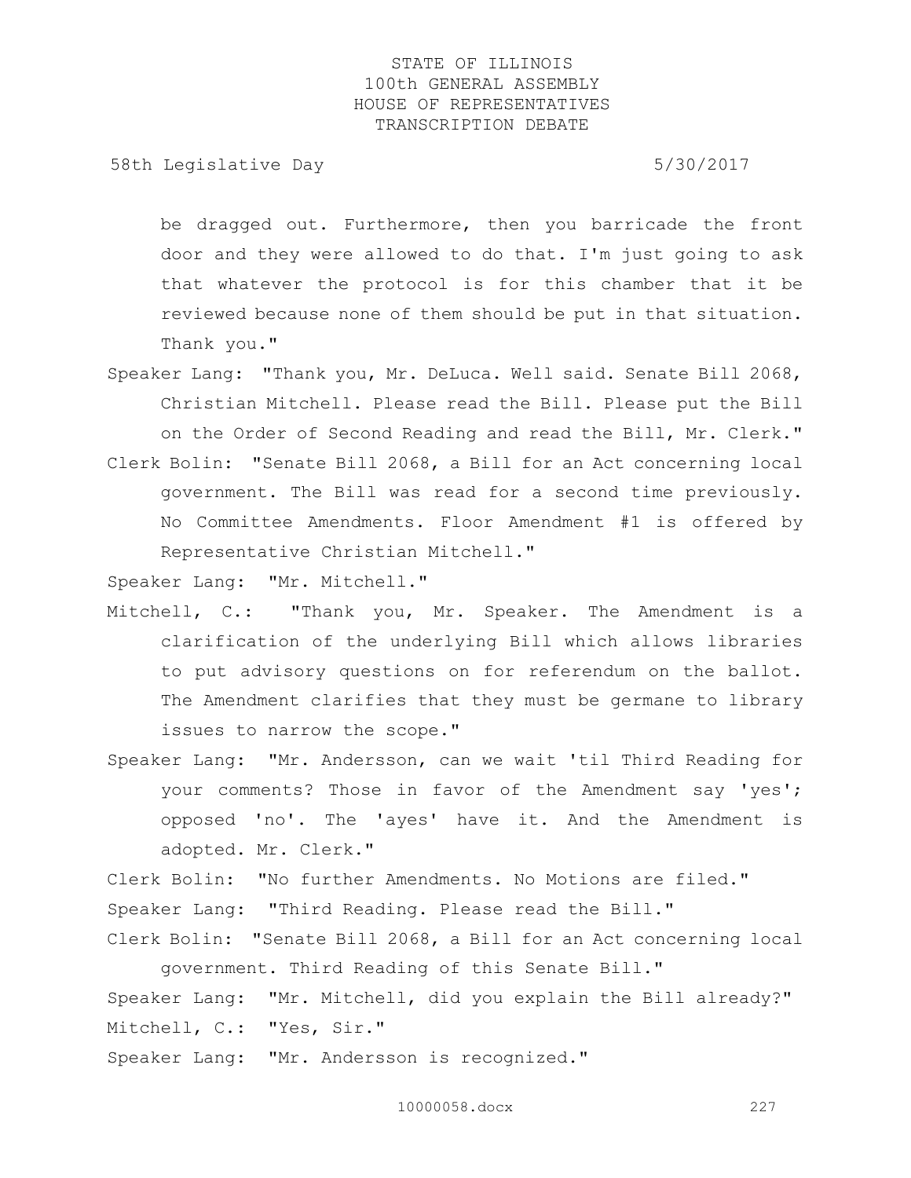be dragged out. Furthermore, then you barricade the front door and they were allowed to do that. I'm just going to ask that whatever the protocol is for this chamber that it be reviewed because none of them should be put in that situation. Thank you."

Speaker Lang: "Thank you, Mr. DeLuca. Well said. Senate Bill 2068, Christian Mitchell. Please read the Bill. Please put the Bill on the Order of Second Reading and read the Bill, Mr. Clerk."

Clerk Bolin: "Senate Bill 2068, a Bill for an Act concerning local government. The Bill was read for a second time previously. No Committee Amendments. Floor Amendment #1 is offered by Representative Christian Mitchell."

Speaker Lang: "Mr. Mitchell."

Mitchell, C.: "Thank you, Mr. Speaker. The Amendment is a clarification of the underlying Bill which allows libraries to put advisory questions on for referendum on the ballot. The Amendment clarifies that they must be germane to library issues to narrow the scope."

Speaker Lang: "Mr. Andersson, can we wait 'til Third Reading for your comments? Those in favor of the Amendment say 'yes'; opposed 'no'. The 'ayes' have it. And the Amendment is adopted. Mr. Clerk."

Clerk Bolin: "No further Amendments. No Motions are filed."

Speaker Lang: "Third Reading. Please read the Bill."

Clerk Bolin: "Senate Bill 2068, a Bill for an Act concerning local government. Third Reading of this Senate Bill."

Speaker Lang: "Mr. Mitchell, did you explain the Bill already?"

Mitchell, C.: "Yes, Sir."

Speaker Lang: "Mr. Andersson is recognized."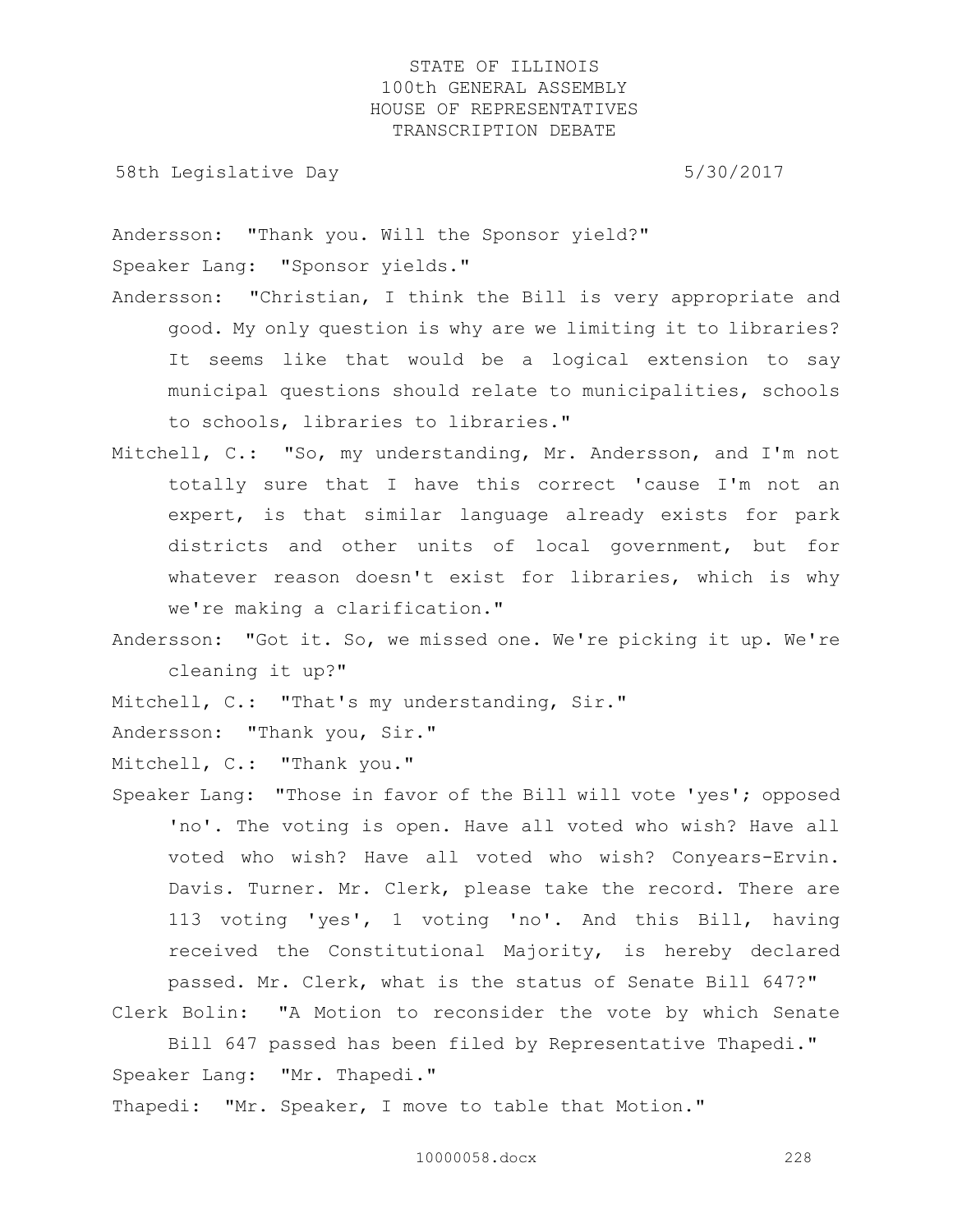Andersson: "Thank you. Will the Sponsor yield?"

Speaker Lang: "Sponsor yields."

Andersson: "Christian, I think the Bill is very appropriate and good. My only question is why are we limiting it to libraries? It seems like that would be a logical extension to say municipal questions should relate to municipalities, schools to schools, libraries to libraries."

Mitchell, C.: "So, my understanding, Mr. Andersson, and I'm not totally sure that I have this correct 'cause I'm not an expert, is that similar language already exists for park districts and other units of local government, but for whatever reason doesn't exist for libraries, which is why we're making a clarification."

Andersson: "Got it. So, we missed one. We're picking it up. We're cleaning it up?"

Mitchell, C.: "That's my understanding, Sir."

Andersson: "Thank you, Sir."

Mitchell, C.: "Thank you."

Speaker Lang: "Those in favor of the Bill will vote 'yes'; opposed 'no'. The voting is open. Have all voted who wish? Have all voted who wish? Have all voted who wish? Have all voted who wish? Conyears-Ervin. Davis. Turner. Mr. Clerk, please take the record. There are 113 voting 'yes', 1 voting 'no'. And this Bill, having received the Constitutional Majority, is hereby declared passed. Mr. Clerk, what is the status of Senate Bill 647?"

Clerk Bolin: "A Motion to reconsider the vote by which Senate Bill 647 passed has been filed by Representative Thapedi."

Speaker Lang: "Mr. Thapedi."

Thapedi: "Mr. Speaker, I move to table that Motion."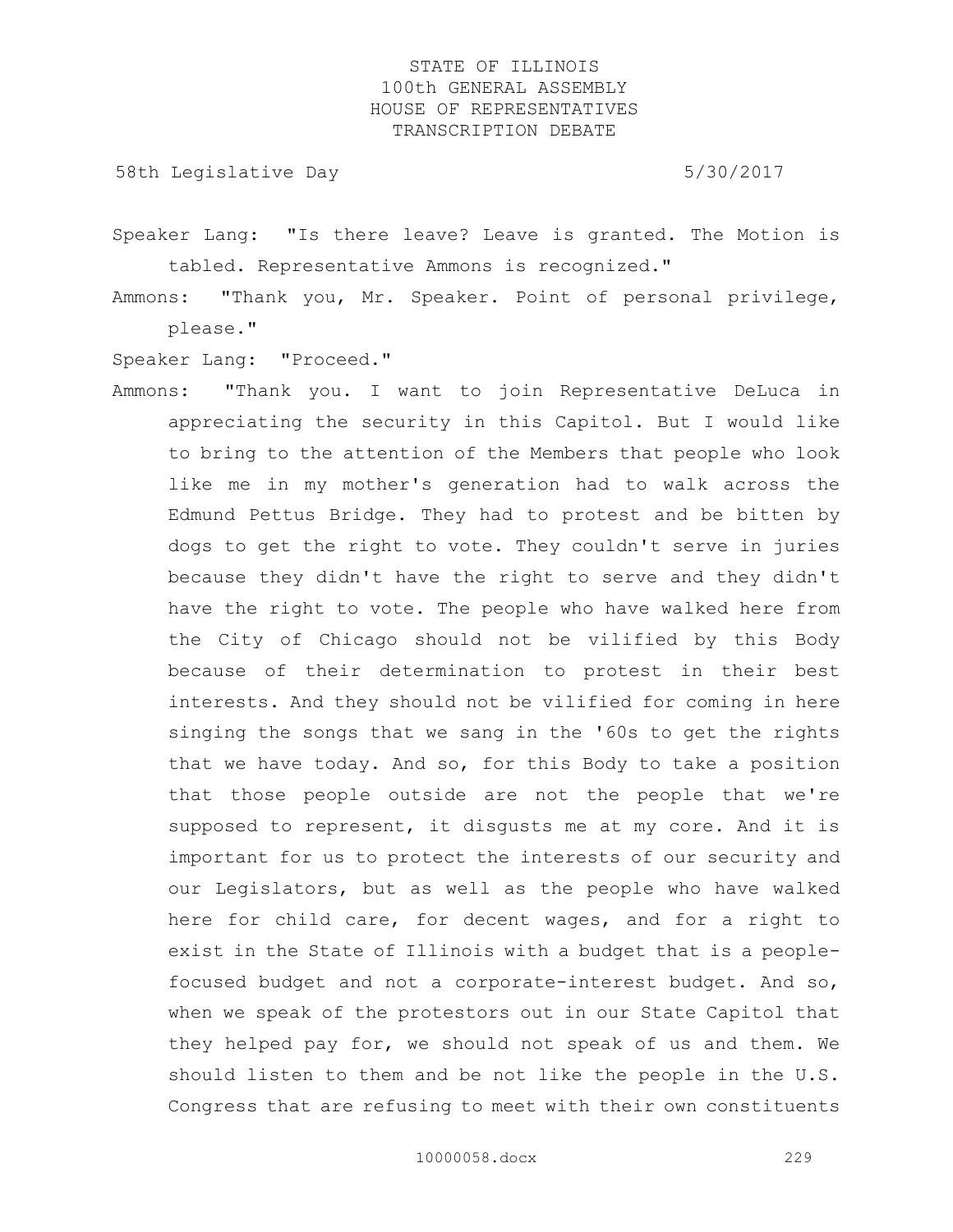Speaker Lang: "Is there leave? Leave is granted. The Motion is tabled. Representative Ammons is recognized."

Ammons: "Thank you, Mr. Speaker. Point of personal privilege, please."

Speaker Lang: "Proceed."

Ammons: "Thank you. I want to join Representative DeLuca in appreciating the security in this Capitol. But I would like to bring to the attention of the Members that people who look like me in my mother's generation had to walk across the Edmund Pettus Bridge. They had to protest and be bitten by dogs to get the right to vote. They couldn't serve in juries because they didn't have the right to serve and they didn't have the right to vote. The people who have walked here from the City of Chicago should not be vilified by this Body because of their determination to protest in their best interests. And they should not be vilified for coming in here singing the songs that we sang in the '60s to get the rights that we have today. And so, for this Body to take a position that those people outside are not the people that we're supposed to represent, it disgusts me at my core. And it is important for us to protect the interests of our security and our Legislators, but as well as the people who have walked here for child care, for decent wages, and for a right to exist in the State of Illinois with a budget that is a people-focused budget and not a corporate-interest budget. And so, when we speak of the protestors out in our State Capitol that they helped pay for, we should not speak of us and them. We should listen to them and be not like the people in the U.S. Congress that are refusing to meet with their own constituents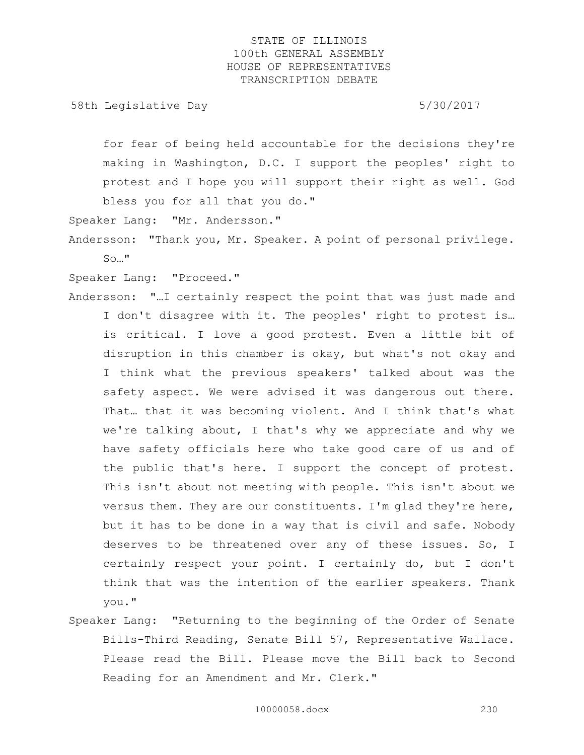for fear of being held accountable for the decisions they're making in Washington, D.C. I support the peoples' right to protest and I hope you will support their right as well. God bless you for all that you do."

Speaker Lang: "Mr. Andersson."

Andersson: "Thank you, Mr. Speaker. A point of personal privilege. So…"

Speaker Lang: "Proceed."

Andersson: "…I certainly respect the point that was just made and I don't disagree with it. The peoples' right to protest is… is critical. I love a good protest. Even a little bit of disruption in this chamber is okay, but what's not okay and I think what the previous speakers' talked about was the safety aspect. We were advised it was dangerous out there. That… that it was becoming violent. And I think that's what we're talking about, I that's why we appreciate and why we have safety officials here who take good care of us and of the public that's here. I support the concept of protest. This isn't about not meeting with people. This isn't about we versus them. They are our constituents. I'm glad they're here, but it has to be done in a way that is civil and safe. Nobody deserves to be threatened over any of these issues. So, I certainly respect your point. I certainly do, but I don't think that was the intention of the earlier speakers. Thank you."

Speaker Lang: "Returning to the beginning of the Order of Senate Bills-Third Reading, Senate Bill 57, Representative Wallace. Please read the Bill. Please move the Bill back to Second Reading for an Amendment and Mr. Clerk."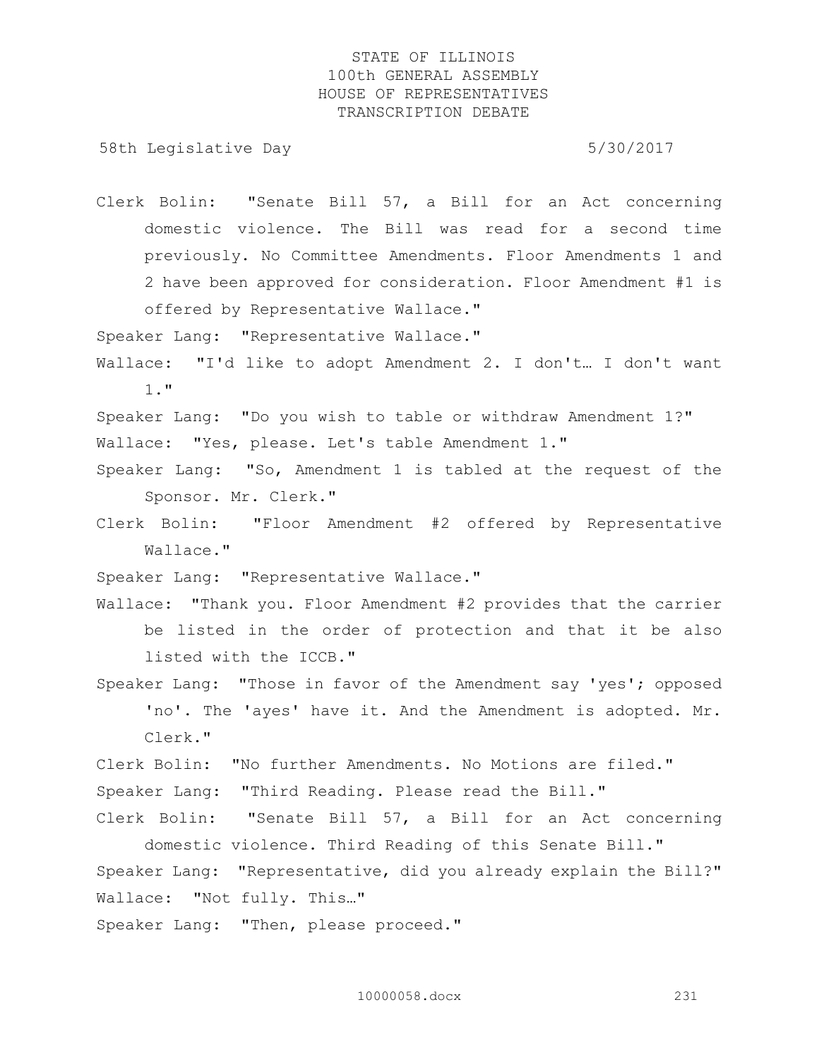Clerk Bolin: "Senate Bill 57, a Bill for an Act concerning domestic violence. The Bill was read for a second time previously. No Committee Amendments. Floor Amendments 1 and 2 have been approved for consideration. Floor Amendment #1 is offered by Representative Wallace."

Speaker Lang: "Representative Wallace."

Wallace: "I'd like to adopt Amendment 2. I don't… I don't want 1."

Speaker Lang: "Do you wish to table or withdraw Amendment 1?"

Wallace: "Yes, please. Let's table Amendment 1."

Speaker Lang: "So, Amendment 1 is tabled at the request of the Sponsor. Mr. Clerk."

Clerk Bolin: "Floor Amendment #2 offered by Representative Wallace."

Speaker Lang: "Representative Wallace."

Wallace: "Thank you. Floor Amendment #2 provides that the carrier be listed in the order of protection and that it be also listed with the ICCB."

Speaker Lang: "Those in favor of the Amendment say 'yes'; opposed 'no'. The 'ayes' have it. And the Amendment is adopted. Mr. Clerk."

Clerk Bolin: "No further Amendments. No Motions are filed."

Speaker Lang: "Third Reading. Please read the Bill."

Clerk Bolin: "Senate Bill 57, a Bill for an Act concerning domestic violence. Third Reading of this Senate Bill."

Speaker Lang: "Representative, did you already explain the Bill?"

Wallace: "Not fully. This…"

Speaker Lang: "Then, please proceed."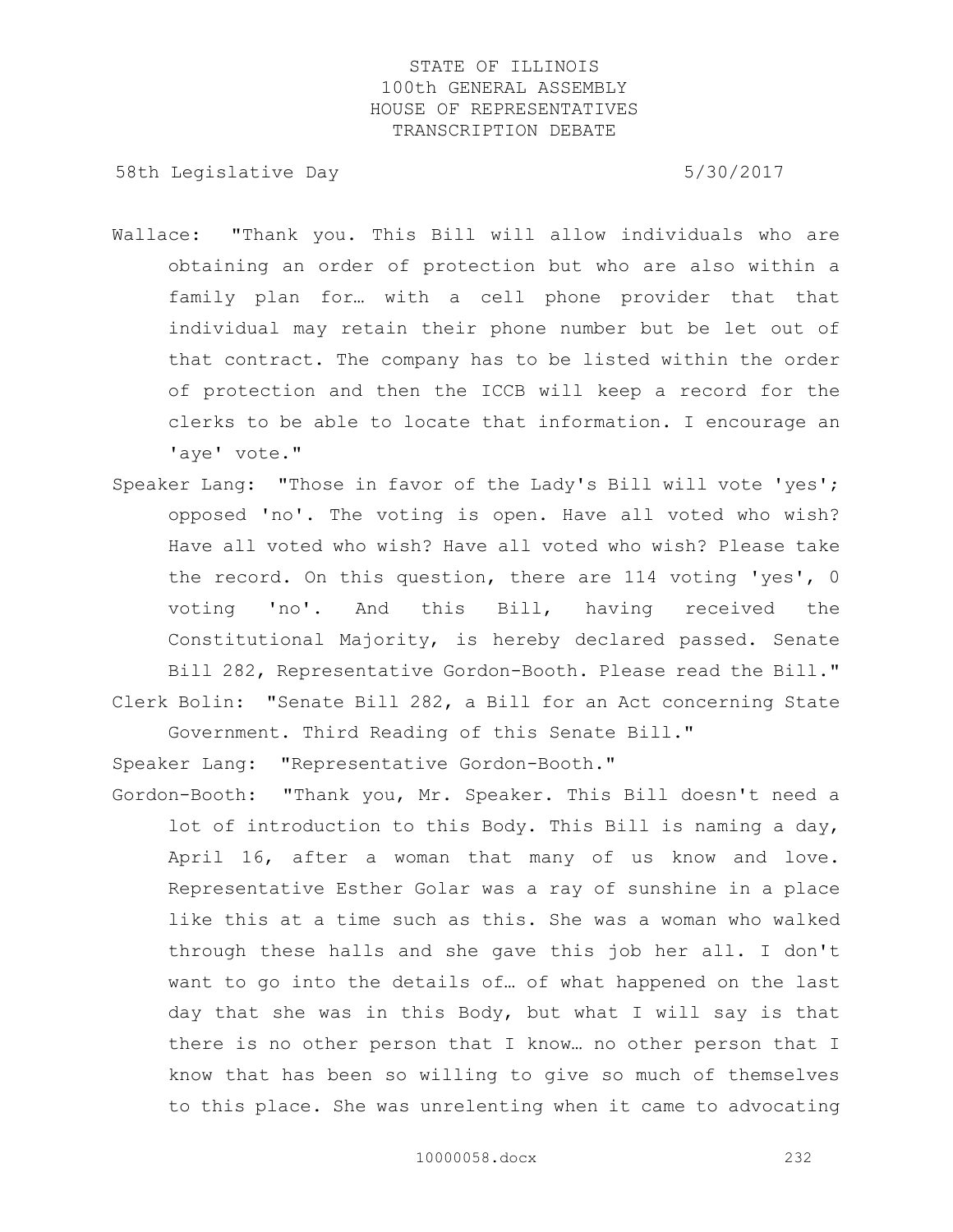Wallace: "Thank you. This Bill will allow individuals who are obtaining an order of protection but who are also within a family plan for… with a cell phone provider that that individual may retain their phone number but be let out of that contract. The company has to be listed within the order of protection and then the ICCB will keep a record for the clerks to be able to locate that information. I encourage an 'aye' vote."

Speaker Lang: "Those in favor of the Lady's Bill will vote 'yes'; opposed 'no'. The voting is open. Have all voted who wish? Have all voted who wish? Have all voted who wish? Please take the record. On this question, there are 114 voting 'yes', 0 voting 'no'. And this Bill, having received the Constitutional Majority, is hereby declared passed. Senate Bill 282, Representative Gordon-Booth. Please read the Bill."

Clerk Bolin: "Senate Bill 282, a Bill for an Act concerning State Government. Third Reading of this Senate Bill."

Speaker Lang: "Representative Gordon-Booth."

Gordon-Booth: "Thank you, Mr. Speaker. This Bill doesn't need a lot of introduction to this Body. This Bill is naming a day, April 16, after a woman that many of us know and love. Representative Esther Golar was a ray of sunshine in a place like this at a time such as this. She was a woman who walked through these halls and she gave this job her all. I don't want to go into the details of… of what happened on the last day that she was in this Body, but what I will say is that there is no other person that I know… no other person that I know that has been so willing to give so much of themselves to this place. She was unrelenting when it came to advocating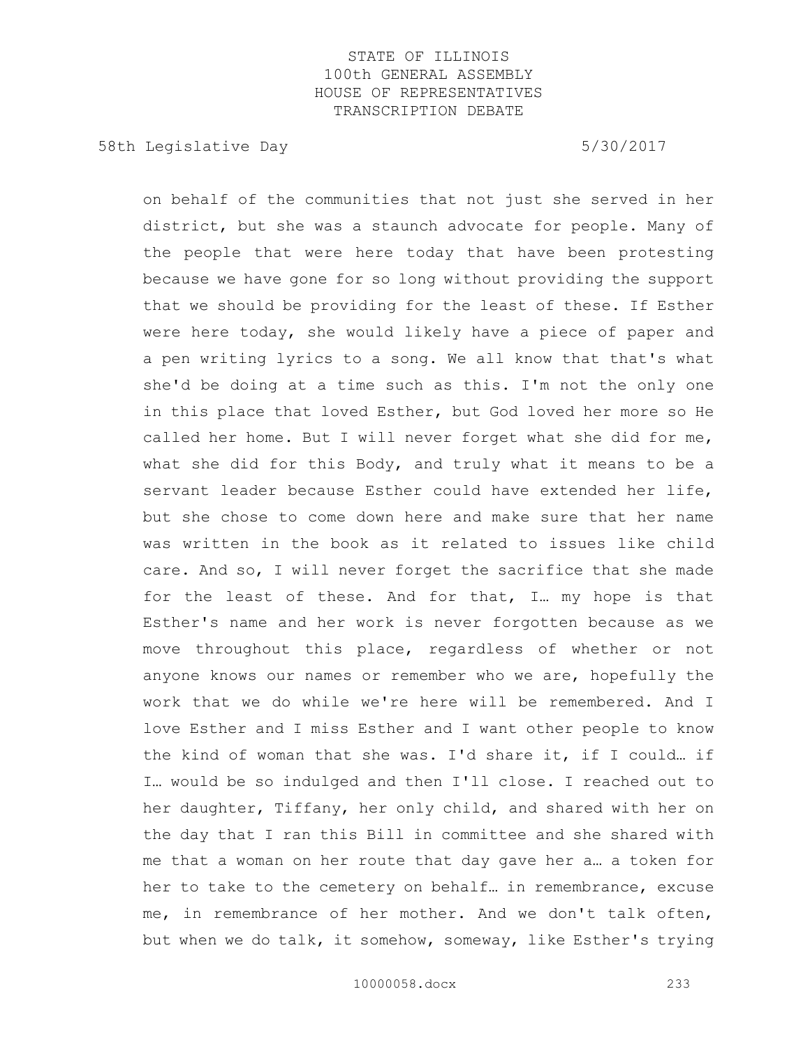on behalf of the communities that not just she served in her district, but she was a staunch advocate for people. Many of the people that were here today that have been protesting because we have gone for so long without providing the support that we should be providing for the least of these. If Esther were here today, she would likely have a piece of paper and a pen writing lyrics to a song. We all know that that's what she'd be doing at a time such as this. I'm not the only one in this place that loved Esther, but God loved her more so He called her home. But I will never forget what she did for me, what she did for this Body, and truly what it means to be a servant leader because Esther could have extended her life, but she chose to come down here and make sure that her name was written in the book as it related to issues like child care. And so, I will never forget the sacrifice that she made for the least of these. And for that, I… my hope is that Esther's name and her work is never forgotten because as we move throughout this place, regardless of whether or not anyone knows our names or remember who we are, hopefully the work that we do while we're here will be remembered. And I love Esther and I miss Esther and I want other people to know the kind of woman that she was. I'd share it, if I could… if I… would be so indulged and then I'll close. I reached out to her daughter, Tiffany, her only child, and shared with her on the day that I ran this Bill in committee and she shared with me that a woman on her route that day gave her a… a token for her to take to the cemetery on behalf… in remembrance, excuse me, in remembrance of her mother. And we don't talk often, but when we do talk, it somehow, someway, like Esther's trying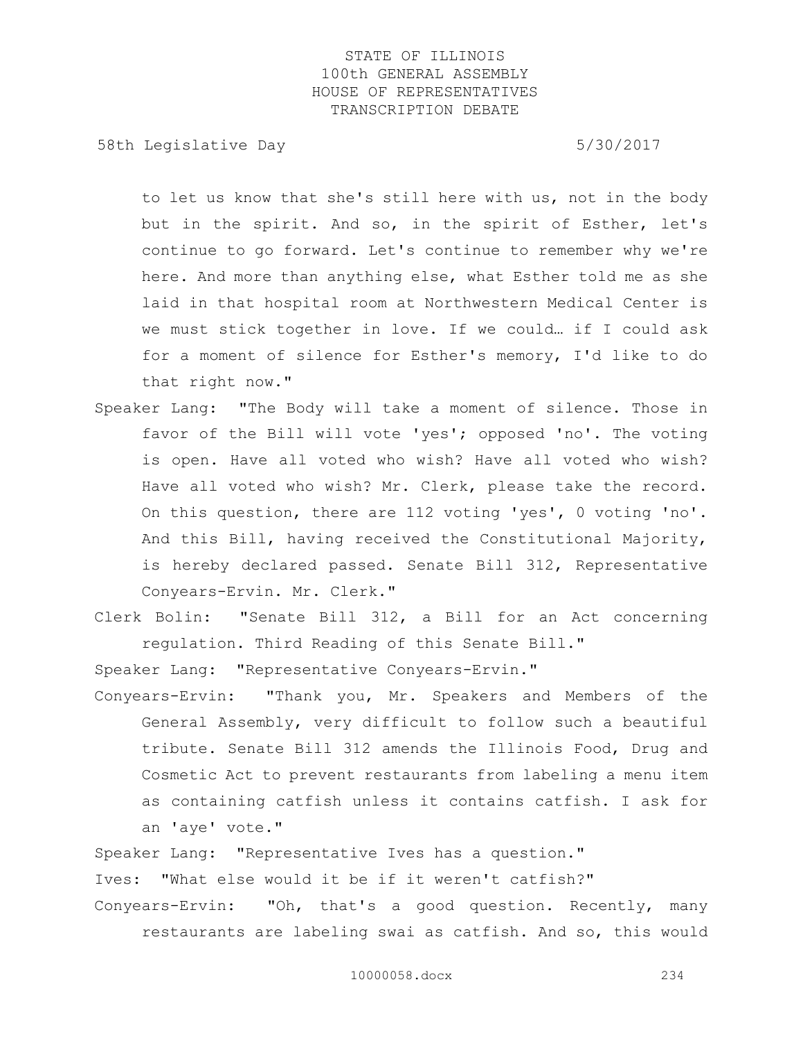to let us know that she's still here with us, not in the body but in the spirit. And so, in the spirit of Esther, let's continue to go forward. Let's continue to remember why we're here. And more than anything else, what Esther told me as she laid in that hospital room at Northwestern Medical Center is we must stick together in love. If we could… if I could ask for a moment of silence for Esther's memory, I'd like to do that right now."

Speaker Lang: "The Body will take a moment of silence. Those in favor of the Bill will vote 'yes'; opposed 'no'. The voting is open. Have all voted who wish? Have all voted who wish? Have all voted who wish? Mr. Clerk, please take the record. On this question, there are 112 voting 'yes', 0 voting 'no'. And this Bill, having received the Constitutional Majority, is hereby declared passed. Senate Bill 312, Representative Conyears-Ervin. Mr. Clerk."

Clerk Bolin: "Senate Bill 312, a Bill for an Act concerning regulation. Third Reading of this Senate Bill."

Speaker Lang: "Representative Conyears-Ervin."

Conyears-Ervin: "Thank you, Mr. Speakers and Members of the General Assembly, very difficult to follow such a beautiful tribute. Senate Bill 312 amends the Illinois Food, Drug and Cosmetic Act to prevent restaurants from labeling a menu item as containing catfish unless it contains catfish. I ask for an 'aye' vote."

Speaker Lang: "Representative Ives has a question."

Ives: "What else would it be if it weren't catfish?"

Conyears-Ervin: "Oh, that's a good question. Recently, many restaurants are labeling swai as catfish. And so, this would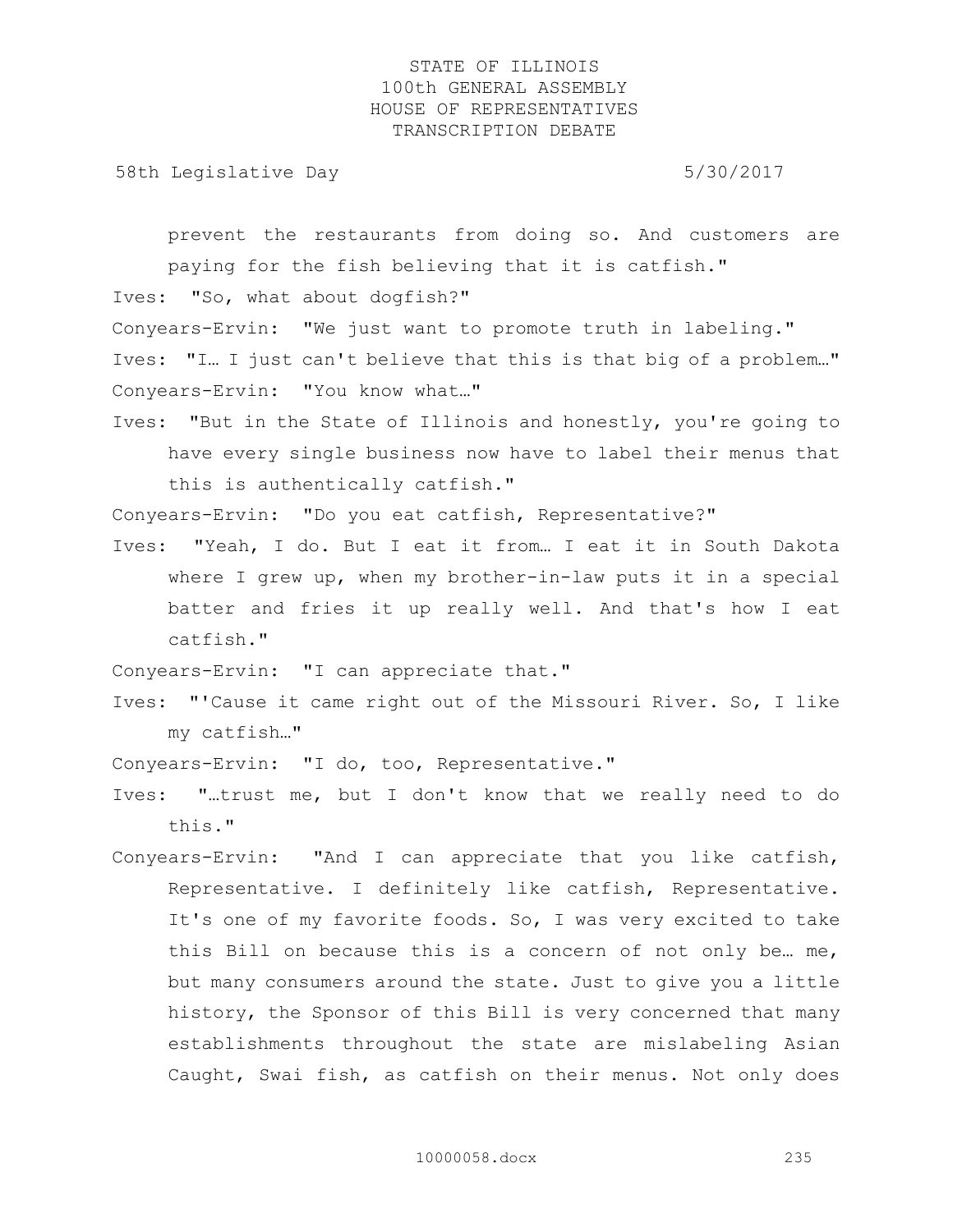prevent the restaurants from doing so. And customers are paying for the fish believing that it is catfish."

Ives: "So, what about dogfish?"

Conyears-Ervin: "We just want to promote truth in labeling."

Ives: "I… I just can't believe that this is that big of a problem…"

Conyears-Ervin: "You know what…"

Ives: "But in the State of Illinois and honestly, you're going to have every single business now have to label their menus that this is authentically catfish."

Conyears-Ervin: "Do you eat catfish, Representative?"

Ives: "Yeah, I do. But I eat it from… I eat it in South Dakota where I grew up, when my brother-in-law puts it in a special batter and fries it up really well. And that's how I eat catfish."

Conyears-Ervin: "I can appreciate that."

Ives: "'Cause it came right out of the Missouri River. So, I like my catfish…"

Conyears-Ervin: "I do, too, Representative."

Ives: "…trust me, but I don't know that we really need to do this."

Conyears-Ervin: "And I can appreciate that you like catfish, Representative. I definitely like catfish, Representative. It's one of my favorite foods. So, I was very excited to take this Bill on because this is a concern of not only be… me, but many consumers around the state. Just to give you a little history, the Sponsor of this Bill is very concerned that many establishments throughout the state are mislabeling Asian Caught, Swai fish, as catfish on their menus. Not only does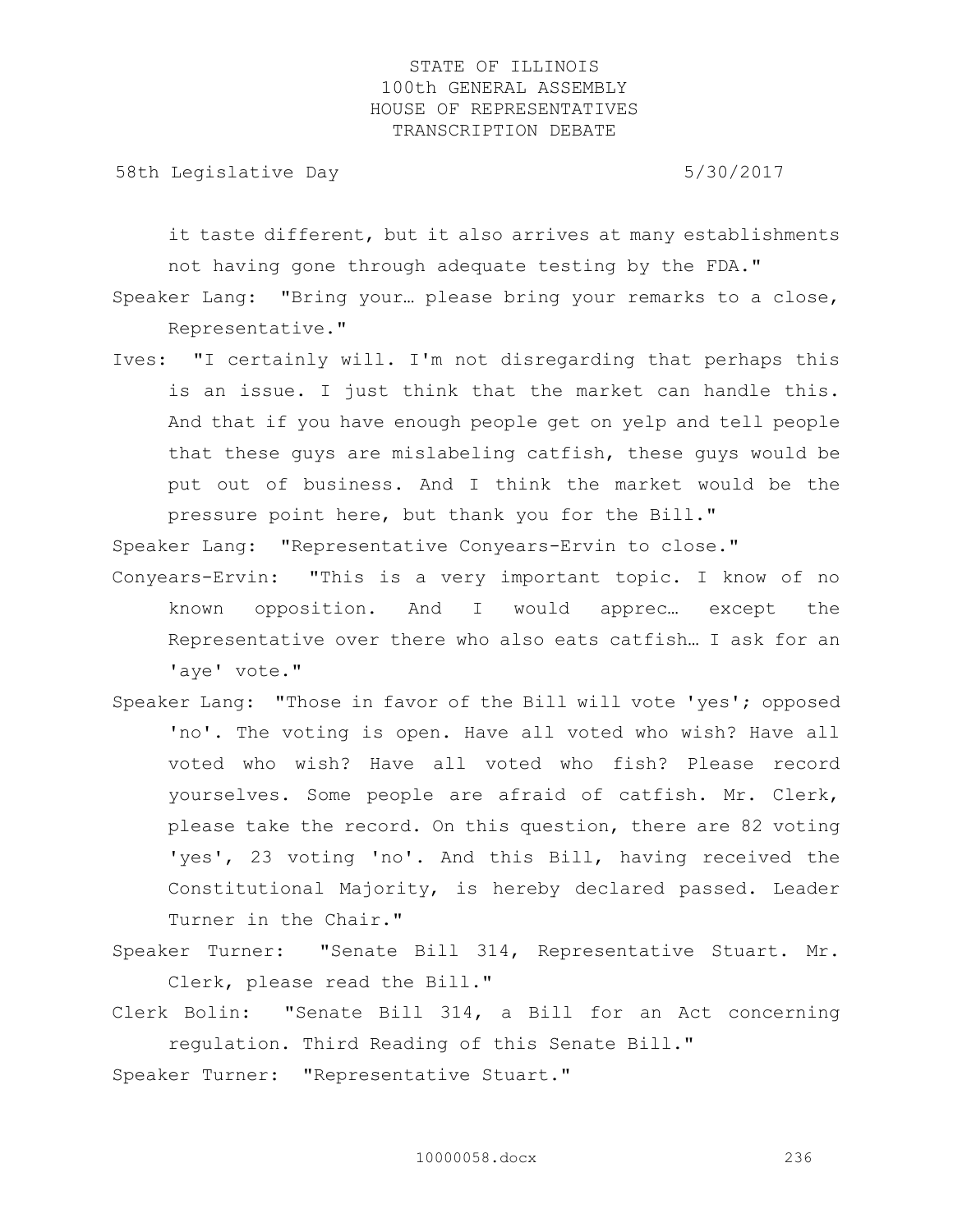it taste different, but it also arrives at many establishments not having gone through adequate testing by the FDA."

Speaker Lang: "Bring your… please bring your remarks to a close, Representative."

Ives: "I certainly will. I'm not disregarding that perhaps this is an issue. I just think that the market can handle this. And that if you have enough people get on yelp and tell people that these guys are mislabeling catfish, these guys would be put out of business. And I think the market would be the pressure point here, but thank you for the Bill."

Speaker Lang: "Representative Conyears-Ervin to close."

Conyears-Ervin: "This is a very important topic. I know of no known opposition. And I would apprec… except the Representative over there who also eats catfish… I ask for an 'aye' vote."

Speaker Lang: "Those in favor of the Bill will vote 'yes'; opposed 'no'. The voting is open. Have all voted who wish? Have all voted who wish? Have all voted who fish? Please record yourselves. Some people are afraid of catfish. Mr. Clerk, please take the record. On this question, there are 82 voting 'yes', 23 voting 'no'. And this Bill, having received the Constitutional Majority, is hereby declared passed. Leader Turner in the Chair."

Speaker Turner: "Senate Bill 314, Representative Stuart. Mr. Clerk, please read the Bill."

Clerk Bolin: "Senate Bill 314, a Bill for an Act concerning regulation. Third Reading of this Senate Bill."

Speaker Turner: "Representative Stuart."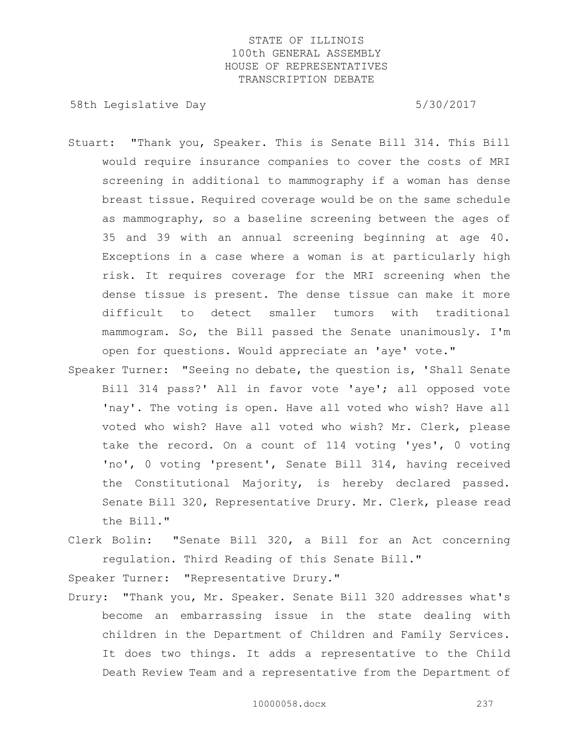Stuart: "Thank you, Speaker. This is Senate Bill 314. This Bill would require insurance companies to cover the costs of MRI screening in additional to mammography if a woman has dense breast tissue. Required coverage would be on the same schedule as mammography, so a baseline screening between the ages of 35 and 39 with an annual screening beginning at age 40. Exceptions in a case where a woman is at particularly high risk. It requires coverage for the MRI screening when the dense tissue is present. The dense tissue can make it more difficult to detect smaller tumors with traditional mammogram. So, the Bill passed the Senate unanimously. I'm open for questions. Would appreciate an 'aye' vote."

Speaker Turner: "Seeing no debate, the question is, 'Shall Senate Bill 314 pass?' All in favor vote 'aye'; all opposed vote 'nay'. The voting is open. Have all voted who wish? Have all voted who wish? Have all voted who wish? Mr. Clerk, please take the record. On a count of 114 voting 'yes', 0 voting 'no', 0 voting 'present', Senate Bill 314, having received the Constitutional Majority, is hereby declared passed. Senate Bill 320, Representative Drury. Mr. Clerk, please read the Bill."

Clerk Bolin: "Senate Bill 320, a Bill for an Act concerning regulation. Third Reading of this Senate Bill."

Speaker Turner: "Representative Drury."

Drury: "Thank you, Mr. Speaker. Senate Bill 320 addresses what's become an embarrassing issue in the state dealing with children in the Department of Children and Family Services. It does two things. It adds a representative to the Child Death Review Team and a representative from the Department of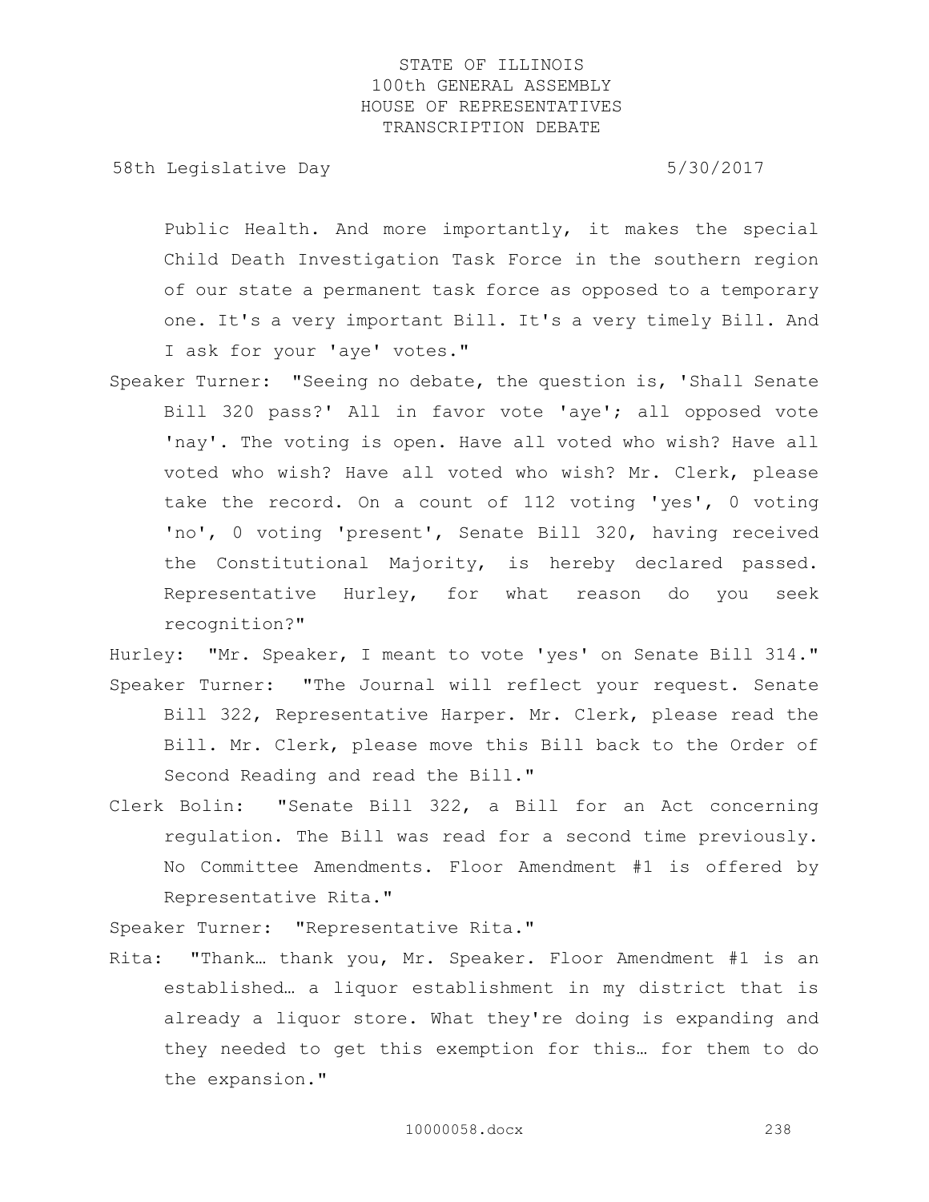Public Health. And more importantly, it makes the special Child Death Investigation Task Force in the southern region of our state a permanent task force as opposed to a temporary one. It's a very important Bill. It's a very timely Bill. And I ask for your 'aye' votes."

Speaker Turner: "Seeing no debate, the question is, 'Shall Senate Bill 320 pass?' All in favor vote 'aye'; all opposed vote 'nay'. The voting is open. Have all voted who wish? Have all voted who wish? Have all voted who wish? Mr. Clerk, please take the record. On a count of 112 voting 'yes', 0 voting 'no', 0 voting 'present', Senate Bill 320, having received the Constitutional Majority, is hereby declared passed. Representative Hurley, for what reason do you seek recognition?"

Hurley: "Mr. Speaker, I meant to vote 'yes' on Senate Bill 314."

Speaker Turner: "The Journal will reflect your request. Senate Bill 322, Representative Harper. Mr. Clerk, please read the Bill. Mr. Clerk, please move this Bill back to the Order of Second Reading and read the Bill."

Clerk Bolin: "Senate Bill 322, a Bill for an Act concerning regulation. The Bill was read for a second time previously. No Committee Amendments. Floor Amendment #1 is offered by Representative Rita."

Speaker Turner: "Representative Rita."

Rita: "Thank… thank you, Mr. Speaker. Floor Amendment #1 is an established… a liquor establishment in my district that is already a liquor store. What they're doing is expanding and they needed to get this exemption for this… for them to do the expansion."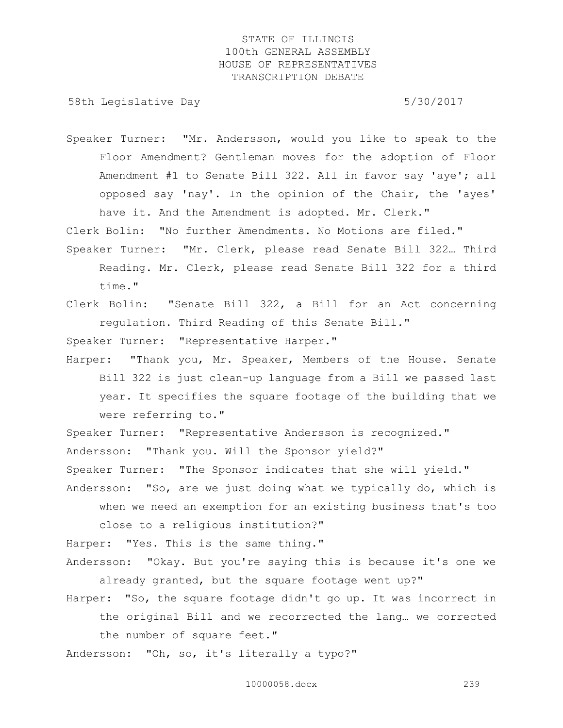Speaker Turner: "Mr. Andersson, would you like to speak to the Floor Amendment? Gentleman moves for the adoption of Floor Amendment #1 to Senate Bill 322. All in favor say 'aye'; all opposed say 'nay'. In the opinion of the Chair, the 'ayes' have it. And the Amendment is adopted. Mr. Clerk."

Clerk Bolin: "No further Amendments. No Motions are filed."

Speaker Turner: "Mr. Clerk, please read Senate Bill 322… Third Reading. Mr. Clerk, please read Senate Bill 322 for a third time."

Clerk Bolin: "Senate Bill 322, a Bill for an Act concerning regulation. Third Reading of this Senate Bill."

Speaker Turner: "Representative Harper."

Harper: "Thank you, Mr. Speaker, Members of the House. Senate Bill 322 is just clean-up language from a Bill we passed last year. It specifies the square footage of the building that we were referring to."

Speaker Turner: "Representative Andersson is recognized."

Andersson: "Thank you. Will the Sponsor yield?"

Speaker Turner: "The Sponsor indicates that she will yield."

Andersson: "So, are we just doing what we typically do, which is when we need an exemption for an existing business that's too close to a religious institution?"

Harper: "Yes. This is the same thing."

Andersson: "Okay. But you're saying this is because it's one we already granted, but the square footage went up?"

Harper: "So, the square footage didn't go up. It was incorrect in the original Bill and we recorrected the lang… we corrected the number of square feet."

Andersson: "Oh, so, it's literally a typo?"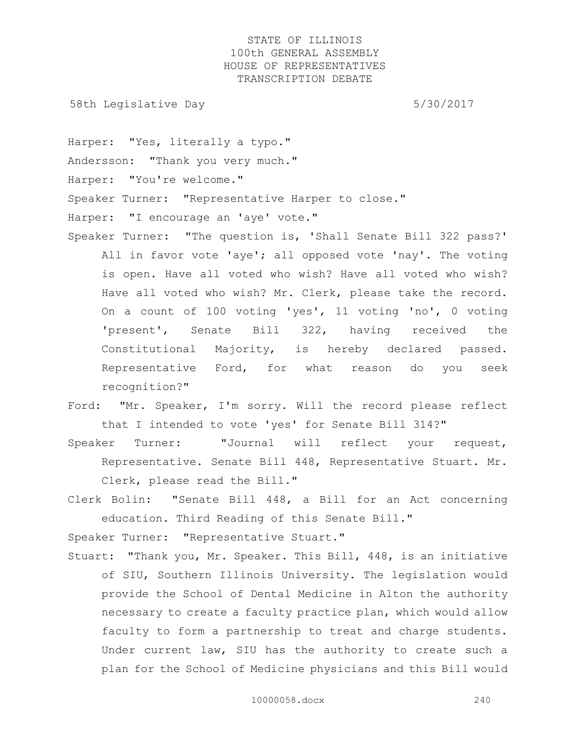Harper: "Yes, literally a typo."

Andersson: "Thank you very much."

Harper: "You're welcome."

Speaker Turner: "Representative Harper to close."

Harper: "I encourage an 'aye' vote."

Speaker Turner: "The question is, 'Shall Senate Bill 322 pass?' All in favor vote 'aye'; all opposed vote 'nay'. The voting is open. Have all voted who wish? Have all voted who wish? Have all voted who wish? Mr. Clerk, please take the record. On a count of 100 voting 'yes', 11 voting 'no', 0 voting 'present', Senate Bill 322, having received the Constitutional Majority, is hereby declared passed. Representative Ford, for what reason do you seek recognition?"

Ford: "Mr. Speaker, I'm sorry. Will the record please reflect that I intended to vote 'yes' for Senate Bill 314?"

Speaker Turner: "Journal will reflect your request, Representative. Senate Bill 448, Representative Stuart. Mr. Clerk, please read the Bill."

Clerk Bolin: "Senate Bill 448, a Bill for an Act concerning education. Third Reading of this Senate Bill."

Speaker Turner: "Representative Stuart."

Stuart: "Thank you, Mr. Speaker. This Bill, 448, is an initiative of SIU, Southern Illinois University. The legislation would provide the School of Dental Medicine in Alton the authority necessary to create a faculty practice plan, which would allow faculty to form a partnership to treat and charge students. Under current law, SIU has the authority to create such a plan for the School of Medicine physicians and this Bill would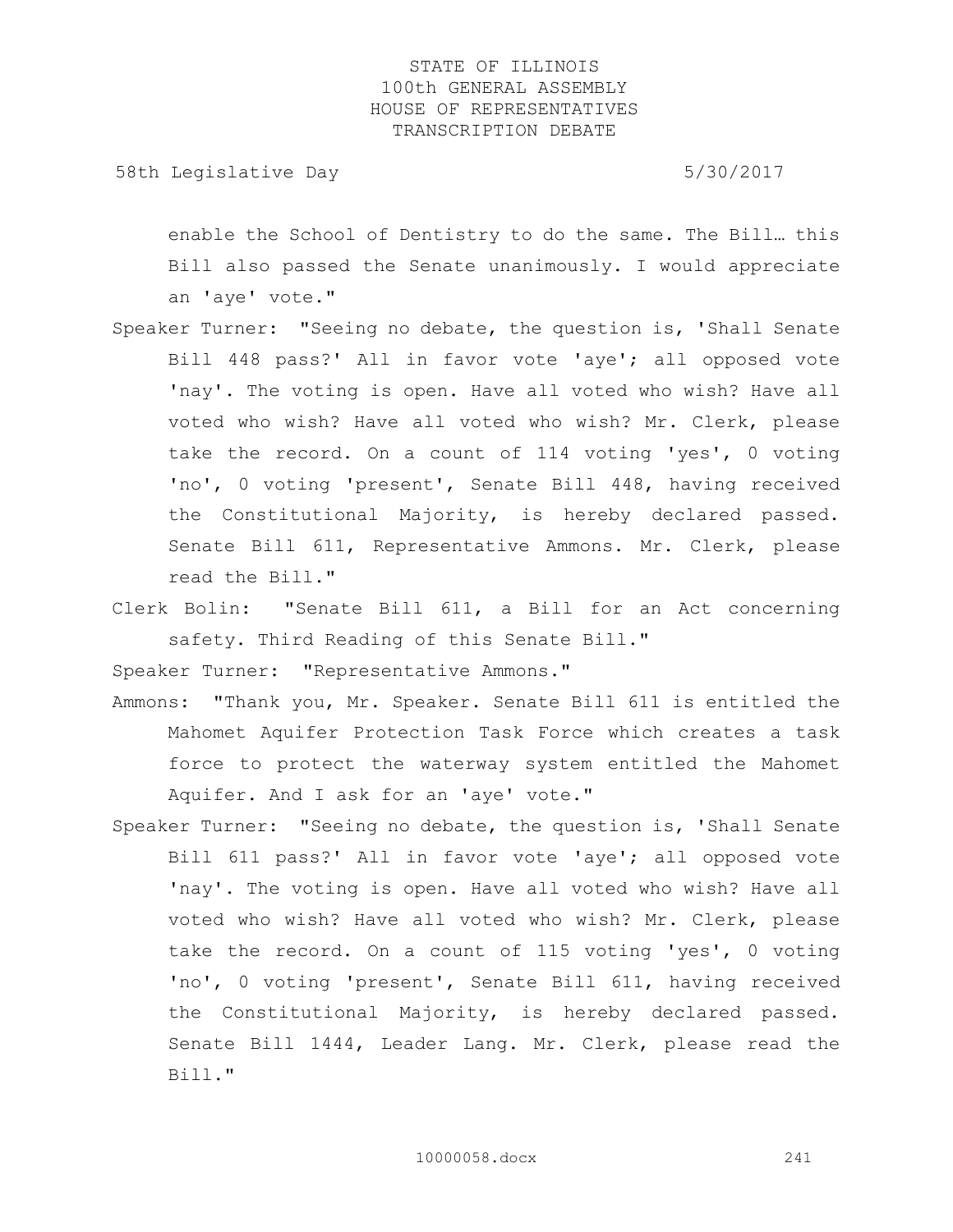enable the School of Dentistry to do the same. The Bill… this Bill also passed the Senate unanimously. I would appreciate an 'aye' vote."

Speaker Turner: "Seeing no debate, the question is, 'Shall Senate Bill 448 pass?' All in favor vote 'aye'; all opposed vote 'nay'. The voting is open. Have all voted who wish? Have all voted who wish? Have all voted who wish? Mr. Clerk, please take the record. On a count of 114 voting 'yes', 0 voting 'no', 0 voting 'present', Senate Bill 448, having received the Constitutional Majority, is hereby declared passed. Senate Bill 611, Representative Ammons. Mr. Clerk, please read the Bill."

Clerk Bolin: "Senate Bill 611, a Bill for an Act concerning safety. Third Reading of this Senate Bill."

Speaker Turner: "Representative Ammons."

Ammons: "Thank you, Mr. Speaker. Senate Bill 611 is entitled the Mahomet Aquifer Protection Task Force which creates a task force to protect the waterway system entitled the Mahomet Aquifer. And I ask for an 'aye' vote."

Speaker Turner: "Seeing no debate, the question is, 'Shall Senate Bill 611 pass?' All in favor vote 'aye'; all opposed vote 'nay'. The voting is open. Have all voted who wish? Have all voted who wish? Have all voted who wish? Mr. Clerk, please take the record. On a count of 115 voting 'yes', 0 voting 'no', 0 voting 'present', Senate Bill 611, having received the Constitutional Majority, is hereby declared passed. Senate Bill 1444, Leader Lang. Mr. Clerk, please read the Bill."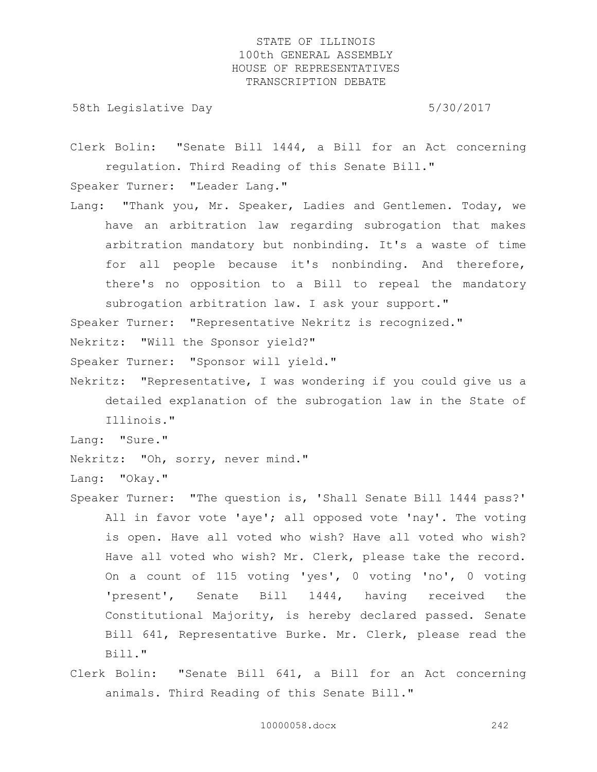Clerk Bolin: "Senate Bill 1444, a Bill for an Act concerning regulation. Third Reading of this Senate Bill."

Speaker Turner: "Leader Lang."

Lang: "Thank you, Mr. Speaker, Ladies and Gentlemen. Today, we have an arbitration law regarding subrogation that makes arbitration mandatory but nonbinding. It's a waste of time for all people because it's nonbinding. And therefore, there's no opposition to a Bill to repeal the mandatory subrogation arbitration law. I ask your support."

Speaker Turner: "Representative Nekritz is recognized."

Nekritz: "Will the Sponsor yield?"

Speaker Turner: "Sponsor will yield."

Nekritz: "Representative, I was wondering if you could give us a detailed explanation of the subrogation law in the State of Illinois."

Lang: "Sure."

Nekritz: "Oh, sorry, never mind."

Lang: "Okay."

Speaker Turner: "The question is, 'Shall Senate Bill 1444 pass?' All in favor vote 'aye'; all opposed vote 'nay'. The voting is open. Have all voted who wish? Have all voted who wish? Have all voted who wish? Mr. Clerk, please take the record. On a count of 115 voting 'yes', 0 voting 'no', 0 voting 'present', Senate Bill 1444, having received the Constitutional Majority, is hereby declared passed. Senate Bill 641, Representative Burke. Mr. Clerk, please read the Bill."

Clerk Bolin: "Senate Bill 641, a Bill for an Act concerning animals. Third Reading of this Senate Bill."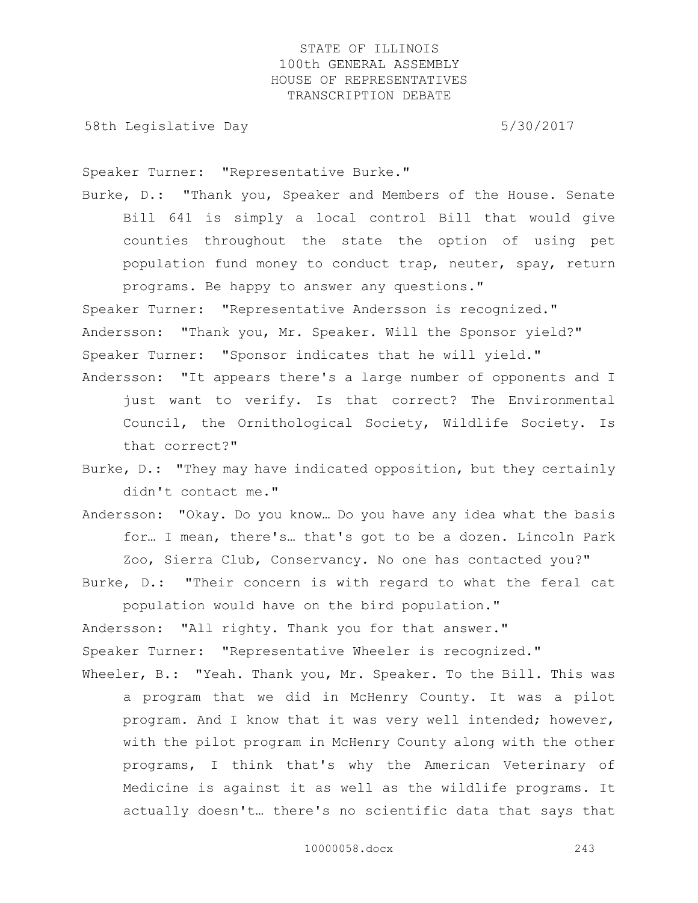Speaker Turner: "Representative Burke."

Burke, D.: "Thank you, Speaker and Members of the House. Senate Bill 641 is simply a local control Bill that would give counties throughout the state the option of using pet population fund money to conduct trap, neuter, spay, return programs. Be happy to answer any questions."

Speaker Turner: "Representative Andersson is recognized."

Andersson: "Thank you, Mr. Speaker. Will the Sponsor yield?"

Speaker Turner: "Sponsor indicates that he will yield."

Andersson: "It appears there's a large number of opponents and I just want to verify. Is that correct? The Environmental Council, the Ornithological Society, Wildlife Society. Is that correct?"

Burke, D.: "They may have indicated opposition, but they certainly didn't contact me."

Andersson: "Okay. Do you know… Do you have any idea what the basis for… I mean, there's… that's got to be a dozen. Lincoln Park Zoo, Sierra Club, Conservancy. No one has contacted you?"

Burke, D.: "Their concern is with regard to what the feral cat population would have on the bird population."

Andersson: "All righty. Thank you for that answer."

Speaker Turner: "Representative Wheeler is recognized."

Wheeler, B.: "Yeah. Thank you, Mr. Speaker. To the Bill. This was a program that we did in McHenry County. It was a pilot program. And I know that it was very well intended; however, with the pilot program in McHenry County along with the other programs, I think that's why the American Veterinary of Medicine is against it as well as the wildlife programs. It actually doesn't… there's no scientific data that says that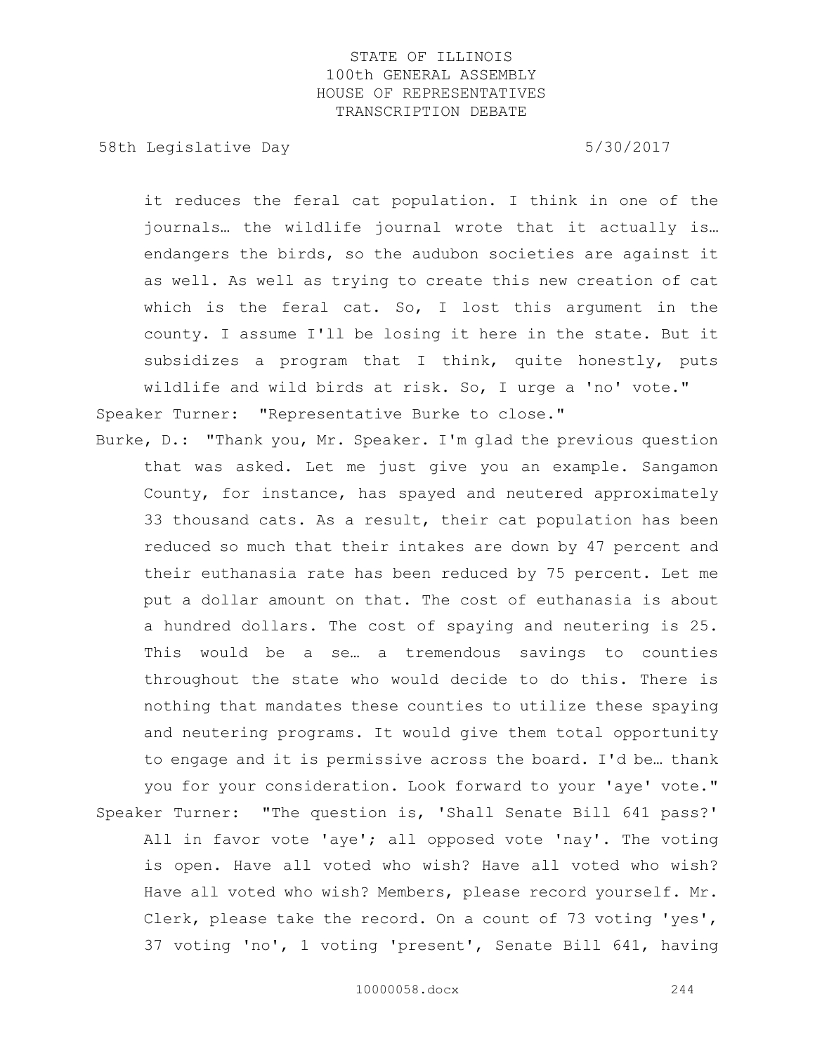it reduces the feral cat population. I think in one of the journals… the wildlife journal wrote that it actually is… endangers the birds, so the audubon societies are against it as well. As well as trying to create this new creation of cat which is the feral cat. So, I lost this argument in the county. I assume I'll be losing it here in the state. But it subsidizes a program that I think, quite honestly, puts wildlife and wild birds at risk. So, I urge a 'no' vote."

Speaker Turner: "Representative Burke to close."

Burke, D.: "Thank you, Mr. Speaker. I'm glad the previous question that was asked. Let me just give you an example. Sangamon County, for instance, has spayed and neutered approximately 33 thousand cats. As a result, their cat population has been reduced so much that their intakes are down by 47 percent and their euthanasia rate has been reduced by 75 percent. Let me put a dollar amount on that. The cost of euthanasia is about a hundred dollars. The cost of spaying and neutering is 25. This would be a se… a tremendous savings to counties throughout the state who would decide to do this. There is nothing that mandates these counties to utilize these spaying and neutering programs. It would give them total opportunity to engage and it is permissive across the board. I'd be… thank you for your consideration. Look forward to your 'aye' vote."

Speaker Turner: "The question is, 'Shall Senate Bill 641 pass?' All in favor vote 'aye'; all opposed vote 'nay'. The voting is open. Have all voted who wish? Have all voted who wish? Have all voted who wish? Members, please record yourself. Mr. Clerk, please take the record. On a count of 73 voting 'yes', 37 voting 'no', 1 voting 'present', Senate Bill 641, having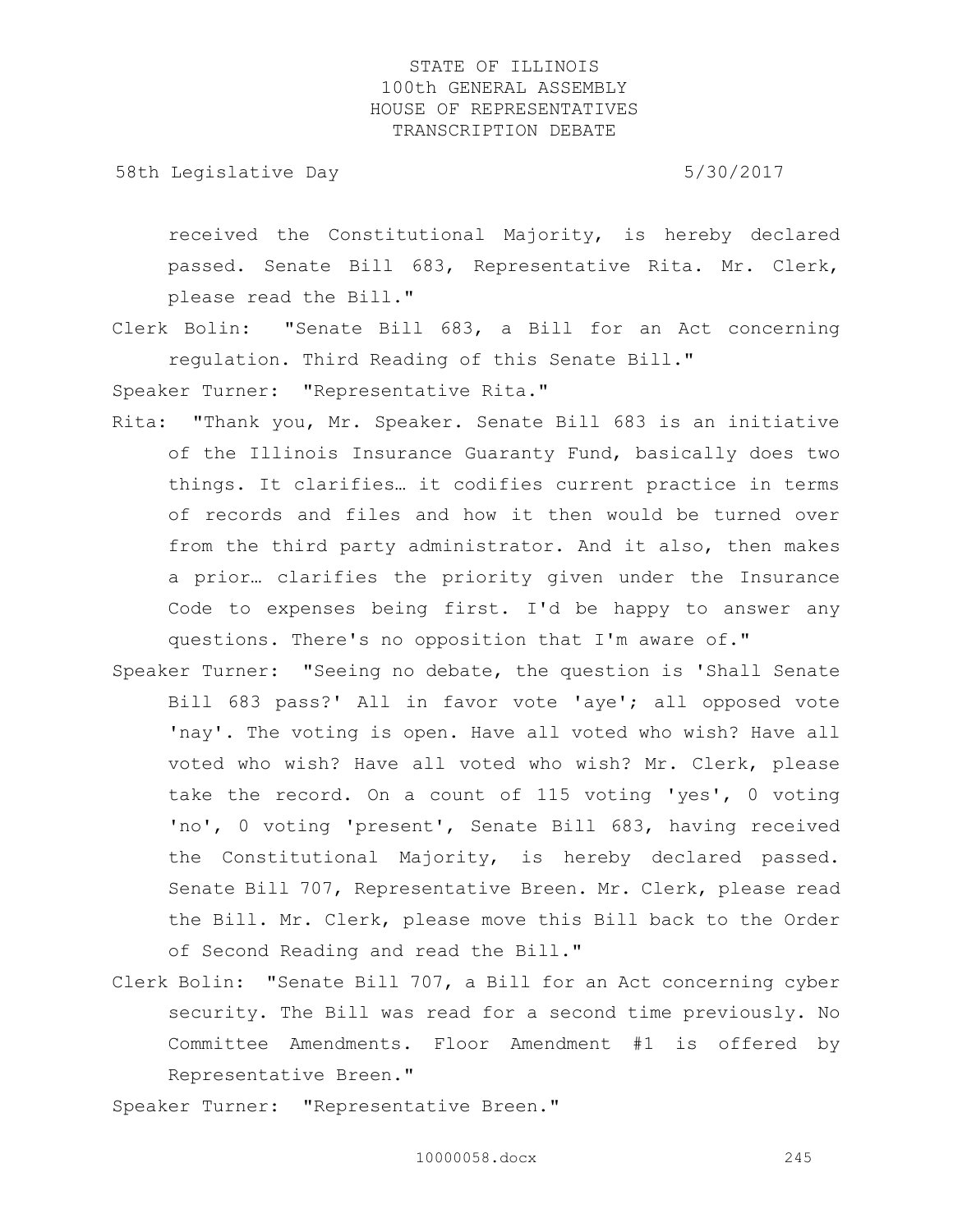received the Constitutional Majority, is hereby declared passed. Senate Bill 683, Representative Rita. Mr. Clerk, please read the Bill."

Clerk Bolin: "Senate Bill 683, a Bill for an Act concerning regulation. Third Reading of this Senate Bill."

Speaker Turner: "Representative Rita."

Rita: "Thank you, Mr. Speaker. Senate Bill 683 is an initiative of the Illinois Insurance Guaranty Fund, basically does two things. It clarifies… it codifies current practice in terms of records and files and how it then would be turned over from the third party administrator. And it also, then makes a prior… clarifies the priority given under the Insurance Code to expenses being first. I'd be happy to answer any questions. There's no opposition that I'm aware of."

Speaker Turner: "Seeing no debate, the question is 'Shall Senate Bill 683 pass?' All in favor vote 'aye'; all opposed vote 'nay'. The voting is open. Have all voted who wish? Have all voted who wish? Have all voted who wish? Mr. Clerk, please take the record. On a count of 115 voting 'yes', 0 voting 'no', 0 voting 'present', Senate Bill 683, having received the Constitutional Majority, is hereby declared passed. Senate Bill 707, Representative Breen. Mr. Clerk, please read the Bill. Mr. Clerk, please move this Bill back to the Order of Second Reading and read the Bill."

Clerk Bolin: "Senate Bill 707, a Bill for an Act concerning cyber security. The Bill was read for a second time previously. No Committee Amendments. Floor Amendment #1 is offered by Representative Breen."

Speaker Turner: "Representative Breen."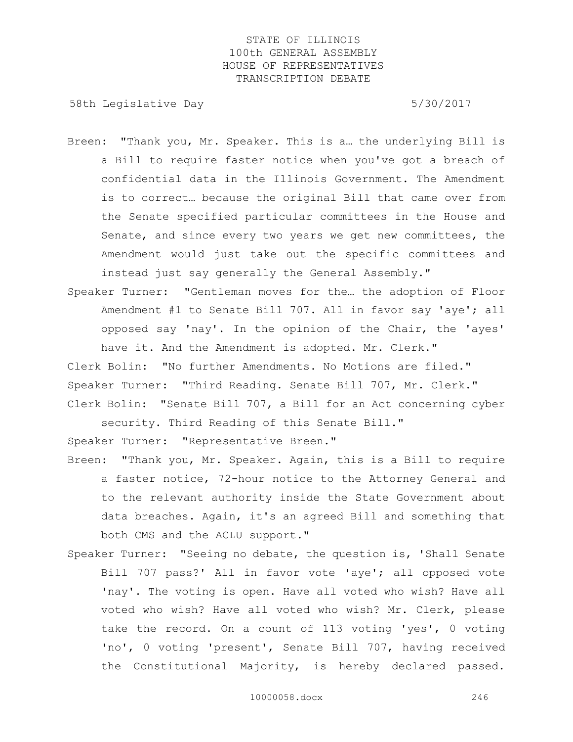Breen: "Thank you, Mr. Speaker. This is a… the underlying Bill is a Bill to require faster notice when you've got a breach of confidential data in the Illinois Government. The Amendment is to correct… because the original Bill that came over from the Senate specified particular committees in the House and Senate, and since every two years we get new committees, the Amendment would just take out the specific committees and instead just say generally the General Assembly."

Speaker Turner: "Gentleman moves for the… the adoption of Floor Amendment #1 to Senate Bill 707. All in favor say 'aye'; all opposed say 'nay'. In the opinion of the Chair, the 'ayes' have it. And the Amendment is adopted. Mr. Clerk."

Clerk Bolin: "No further Amendments. No Motions are filed."

Speaker Turner: "Third Reading. Senate Bill 707, Mr. Clerk."

Clerk Bolin: "Senate Bill 707, a Bill for an Act concerning cyber security. Third Reading of this Senate Bill."

Speaker Turner: "Representative Breen."

Breen: "Thank you, Mr. Speaker. Again, this is a Bill to require a faster notice, 72-hour notice to the Attorney General and to the relevant authority inside the State Government about data breaches. Again, it's an agreed Bill and something that both CMS and the ACLU support."

Speaker Turner: "Seeing no debate, the question is, 'Shall Senate Bill 707 pass?' All in favor vote 'aye'; all opposed vote 'nay'. The voting is open. Have all voted who wish? Have all voted who wish? Have all voted who wish? Mr. Clerk, please take the record. On a count of 113 voting 'yes', 0 voting 'no', 0 voting 'present', Senate Bill 707, having received the Constitutional Majority, is hereby declared passed.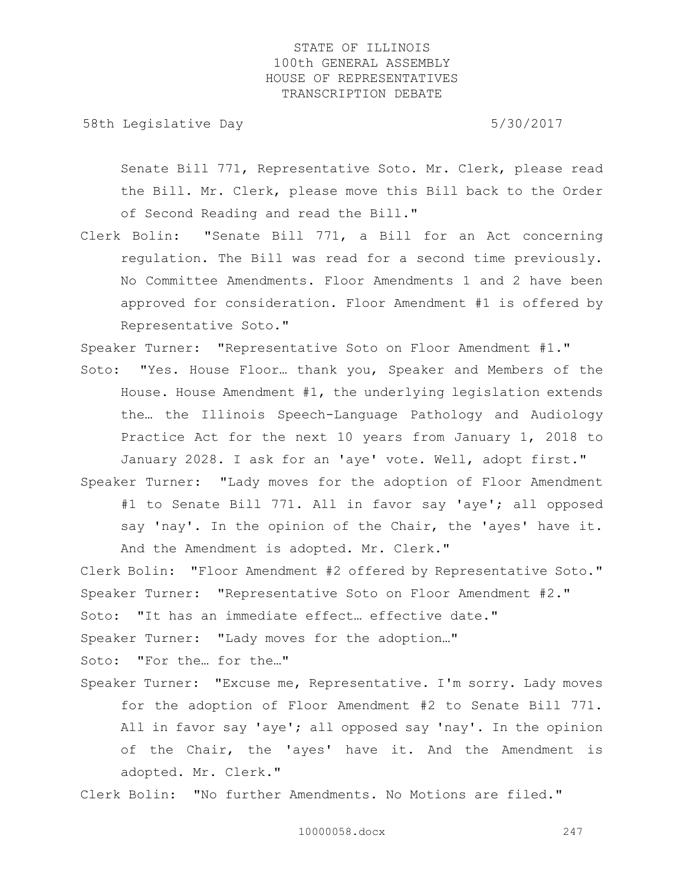Senate Bill 771, Representative Soto. Mr. Clerk, please read the Bill. Mr. Clerk, please move this Bill back to the Order of Second Reading and read the Bill."

Clerk Bolin: "Senate Bill 771, a Bill for an Act concerning regulation. The Bill was read for a second time previously. No Committee Amendments. Floor Amendments 1 and 2 have been approved for consideration. Floor Amendment #1 is offered by Representative Soto."

Speaker Turner: "Representative Soto on Floor Amendment #1."

Soto: "Yes. House Floor… thank you, Speaker and Members of the House. House Amendment #1, the underlying legislation extends the… the Illinois Speech-Language Pathology and Audiology Practice Act for the next 10 years from January 1, 2018 to January 2028. I ask for an 'aye' vote. Well, adopt first."

Speaker Turner: "Lady moves for the adoption of Floor Amendment #1 to Senate Bill 771. All in favor say 'aye'; all opposed say 'nay'. In the opinion of the Chair, the 'ayes' have it. And the Amendment is adopted. Mr. Clerk."

Clerk Bolin: "Floor Amendment #2 offered by Representative Soto."

Speaker Turner: "Representative Soto on Floor Amendment #2."

Soto: "It has an immediate effect… effective date."

Speaker Turner: "Lady moves for the adoption…"

Soto: "For the… for the…"

Speaker Turner: "Excuse me, Representative. I'm sorry. Lady moves for the adoption of Floor Amendment #2 to Senate Bill 771. All in favor say 'aye'; all opposed say 'nay'. In the opinion of the Chair, the 'ayes' have it. And the Amendment is adopted. Mr. Clerk."

Clerk Bolin: "No further Amendments. No Motions are filed."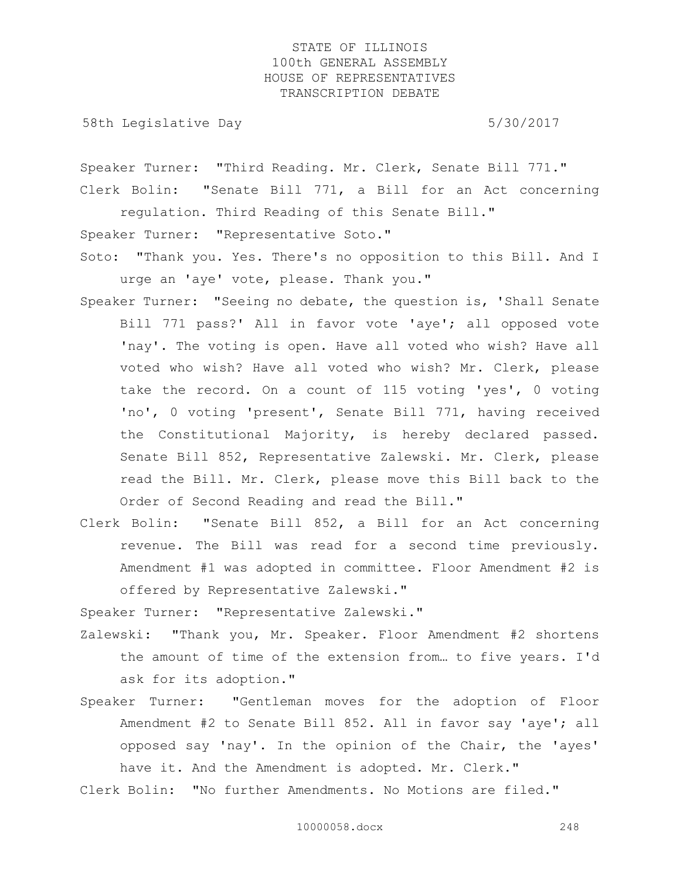Speaker Turner: "Third Reading. Mr. Clerk, Senate Bill 771."

Clerk Bolin: "Senate Bill 771, a Bill for an Act concerning regulation. Third Reading of this Senate Bill."

Speaker Turner: "Representative Soto."

Soto: "Thank you. Yes. There's no opposition to this Bill. And I urge an 'aye' vote, please. Thank you."

Speaker Turner: "Seeing no debate, the question is, 'Shall Senate Bill 771 pass?' All in favor vote 'aye'; all opposed vote 'nay'. The voting is open. Have all voted who wish? Have all voted who wish? Have all voted who wish? Mr. Clerk, please take the record. On a count of 115 voting 'yes', 0 voting 'no', 0 voting 'present', Senate Bill 771, having received the Constitutional Majority, is hereby declared passed. Senate Bill 852, Representative Zalewski. Mr. Clerk, please read the Bill. Mr. Clerk, please move this Bill back to the Order of Second Reading and read the Bill."

Clerk Bolin: "Senate Bill 852, a Bill for an Act concerning revenue. The Bill was read for a second time previously. Amendment #1 was adopted in committee. Floor Amendment #2 is offered by Representative Zalewski."

Speaker Turner: "Representative Zalewski."

Zalewski: "Thank you, Mr. Speaker. Floor Amendment #2 shortens the amount of time of the extension from… to five years. I'd ask for its adoption."

Speaker Turner: "Gentleman moves for the adoption of Floor Amendment #2 to Senate Bill 852. All in favor say 'aye'; all opposed say 'nay'. In the opinion of the Chair, the 'ayes' have it. And the Amendment is adopted. Mr. Clerk."

Clerk Bolin: "No further Amendments. No Motions are filed."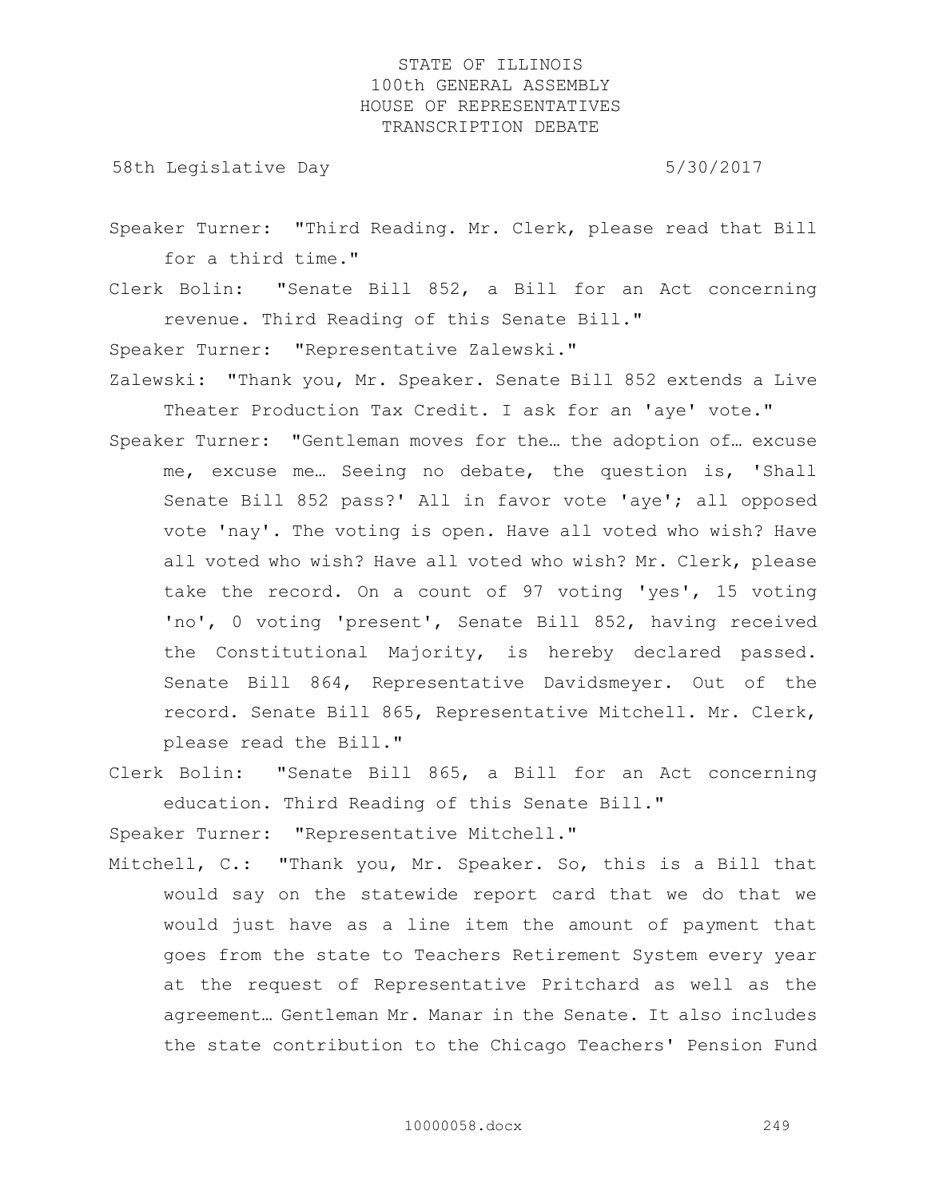Speaker Turner: "Third Reading. Mr. Clerk, please read that Bill for a third time."

Clerk Bolin: "Senate Bill 852, a Bill for an Act concerning revenue. Third Reading of this Senate Bill."

Speaker Turner: "Representative Zalewski."

Zalewski: "Thank you, Mr. Speaker. Senate Bill 852 extends a Live Theater Production Tax Credit. I ask for an 'aye' vote."

Speaker Turner: "Gentleman moves for the… the adoption of… excuse me, excuse me… Seeing no debate, the question is, 'Shall Senate Bill 852 pass?' All in favor vote 'aye'; all opposed vote 'nay'. The voting is open. Have all voted who wish? Have all voted who wish? Have all voted who wish? Mr. Clerk, please take the record. On a count of 97 voting 'yes', 15 voting 'no', 0 voting 'present', Senate Bill 852, having received the Constitutional Majority, is hereby declared passed. Senate Bill 864, Representative Davidsmeyer. Out of the record. Senate Bill 865, Representative Mitchell. Mr. Clerk, please read the Bill."

Clerk Bolin: "Senate Bill 865, a Bill for an Act concerning education. Third Reading of this Senate Bill."

Speaker Turner: "Representative Mitchell."

Mitchell, C.: "Thank you, Mr. Speaker. So, this is a Bill that would say on the statewide report card that we do that we would just have as a line item the amount of payment that goes from the state to Teachers Retirement System every year at the request of Representative Pritchard as well as the agreement… Gentleman Mr. Manar in the Senate. It also includes the state contribution to the Chicago Teachers' Pension Fund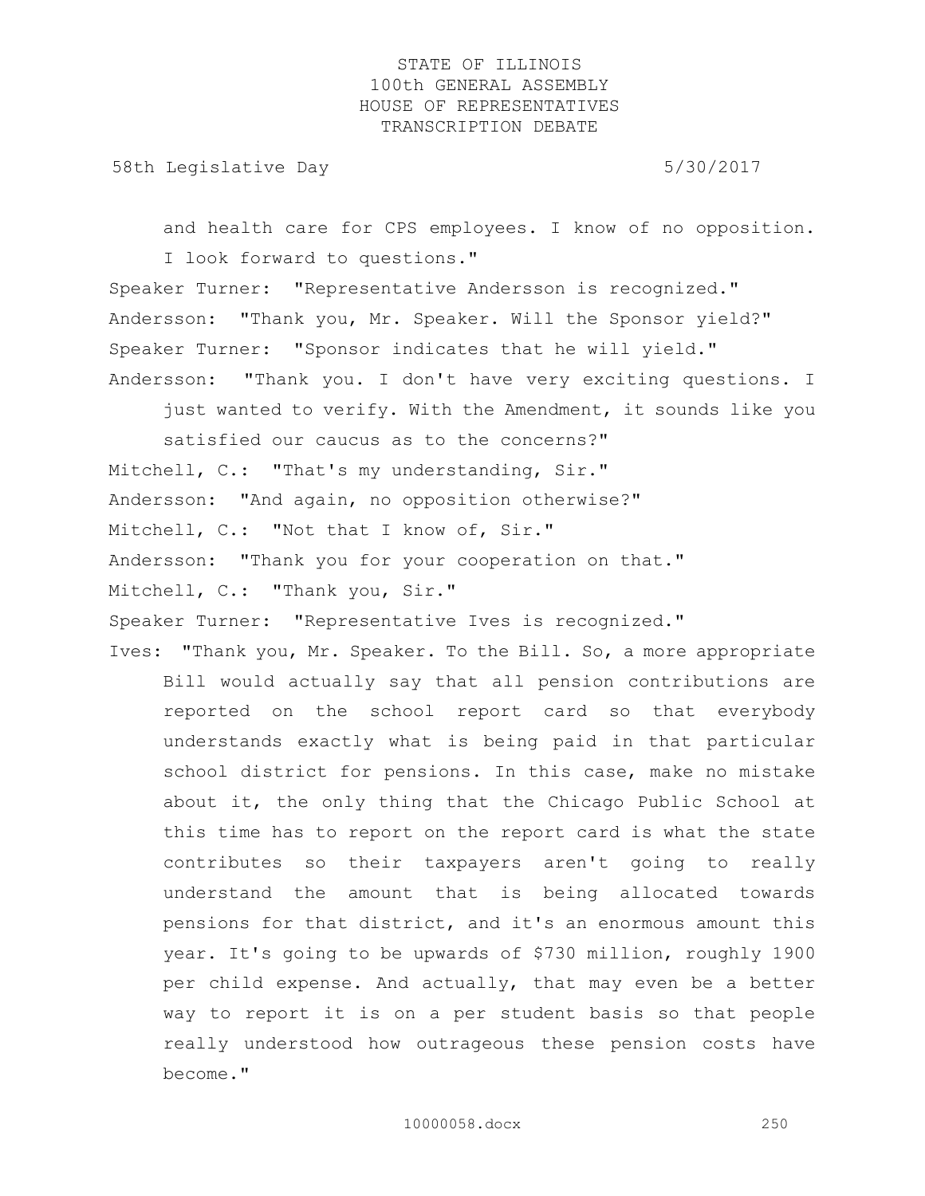and health care for CPS employees. I know of no opposition. I look forward to questions."

Speaker Turner: "Representative Andersson is recognized."

Andersson: "Thank you, Mr. Speaker. Will the Sponsor yield?"

Speaker Turner: "Sponsor indicates that he will yield."

Andersson: "Thank you. I don't have very exciting questions. I just wanted to verify. With the Amendment, it sounds like you satisfied our caucus as to the concerns?"

Mitchell, C.: "That's my understanding, Sir."

Andersson: "And again, no opposition otherwise?"

Mitchell, C.: "Not that I know of, Sir."

Andersson: "Thank you for your cooperation on that."

Mitchell, C.: "Thank you, Sir."

Speaker Turner: "Representative Ives is recognized."

Ives: "Thank you, Mr. Speaker. To the Bill. So, a more appropriate Bill would actually say that all pension contributions are reported on the school report card so that everybody understands exactly what is being paid in that particular school district for pensions. In this case, make no mistake about it, the only thing that the Chicago Public School at this time has to report on the report card is what the state contributes so their taxpayers aren't going to really understand the amount that is being allocated towards pensions for that district, and it's an enormous amount this year. It's going to be upwards of $730 million, roughly 1900 per child expense. And actually, that may even be a better way to report it is on a per student basis so that people really understood how outrageous these pension costs have become."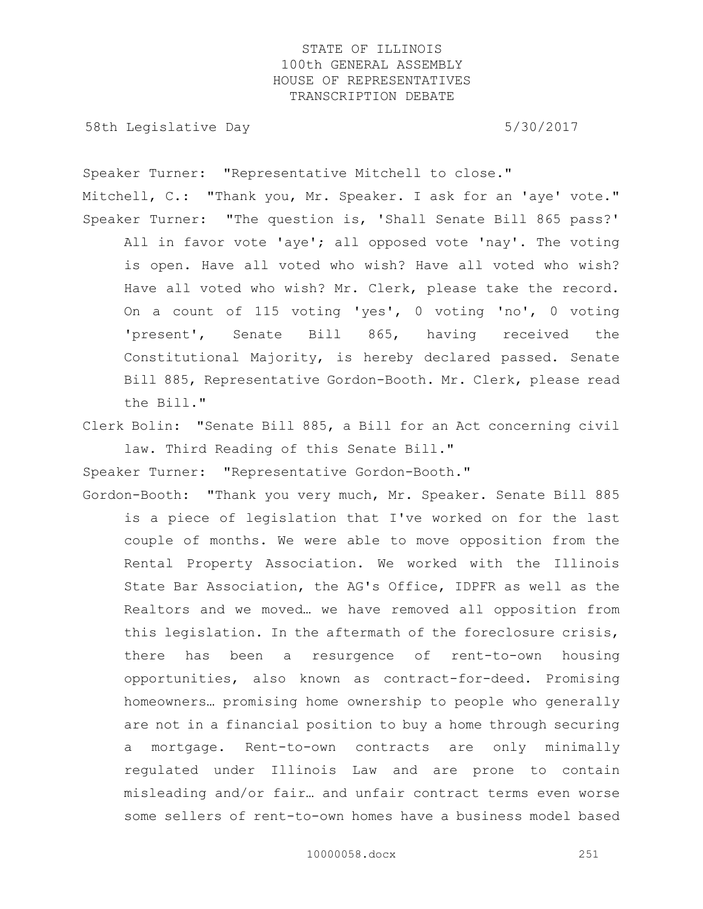Speaker Turner: "Representative Mitchell to close."

Mitchell, C.: "Thank you, Mr. Speaker. I ask for an 'aye' vote."

Speaker Turner: "The question is, 'Shall Senate Bill 865 pass?' All in favor vote 'aye'; all opposed vote 'nay'. The voting is open. Have all voted who wish? Have all voted who wish? Have all voted who wish? Mr. Clerk, please take the record. On a count of 115 voting 'yes', 0 voting 'no', 0 voting 'present', Senate Bill 865, having received the Constitutional Majority, is hereby declared passed. Senate Bill 885, Representative Gordon-Booth. Mr. Clerk, please read the Bill."

Clerk Bolin: "Senate Bill 885, a Bill for an Act concerning civil law. Third Reading of this Senate Bill."

Speaker Turner: "Representative Gordon-Booth."

Gordon-Booth: "Thank you very much, Mr. Speaker. Senate Bill 885 is a piece of legislation that I've worked on for the last couple of months. We were able to move opposition from the Rental Property Association. We worked with the Illinois State Bar Association, the AG's Office, IDPFR as well as the Realtors and we moved… we have removed all opposition from this legislation. In the aftermath of the foreclosure crisis, there has been a resurgence of rent-to-own housing opportunities, also known as contract-for-deed. Promising homeowners… promising home ownership to people who generally are not in a financial position to buy a home through securing a mortgage. Rent-to-own contracts are only minimally regulated under Illinois Law and are prone to contain misleading and/or fair… and unfair contract terms even worse some sellers of rent-to-own homes have a business model based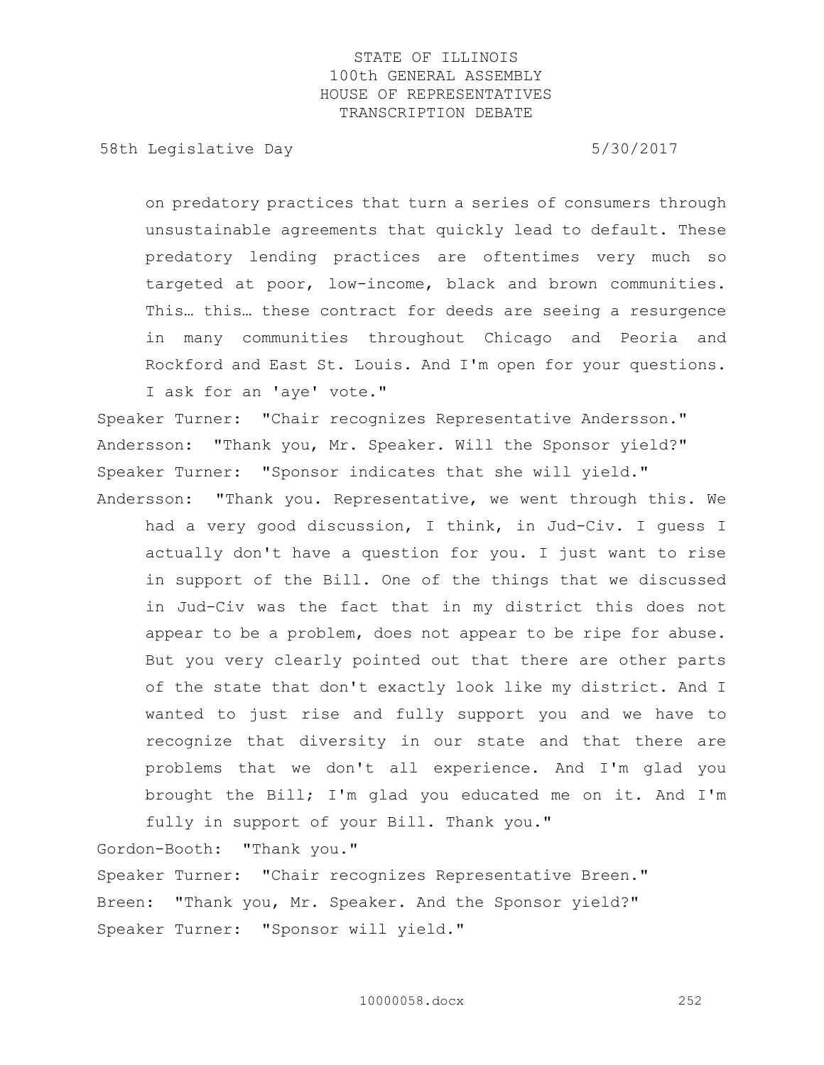on predatory practices that turn a series of consumers through unsustainable agreements that quickly lead to default. These predatory lending practices are oftentimes very much so targeted at poor, low-income, black and brown communities. This… this… these contract for deeds are seeing a resurgence in many communities throughout Chicago and Peoria and Rockford and East St. Louis. And I'm open for your questions. I ask for an 'aye' vote."

Speaker Turner: "Chair recognizes Representative Andersson."

Andersson: "Thank you, Mr. Speaker. Will the Sponsor yield?"

Speaker Turner: "Sponsor indicates that she will yield."

Andersson: "Thank you. Representative, we went through this. We had a very good discussion, I think, in Jud-Civ. I guess I actually don't have a question for you. I just want to rise in support of the Bill. One of the things that we discussed in Jud-Civ was the fact that in my district this does not appear to be a problem, does not appear to be ripe for abuse. But you very clearly pointed out that there are other parts of the state that don't exactly look like my district. And I wanted to just rise and fully support you and we have to recognize that diversity in our state and that there are problems that we don't all experience. And I'm glad you brought the Bill; I'm glad you educated me on it. And I'm fully in support of your Bill. Thank you."

Gordon-Booth: "Thank you."

Speaker Turner: "Chair recognizes Representative Breen."

Breen: "Thank you, Mr. Speaker. And the Sponsor yield?"

Speaker Turner: "Sponsor will yield."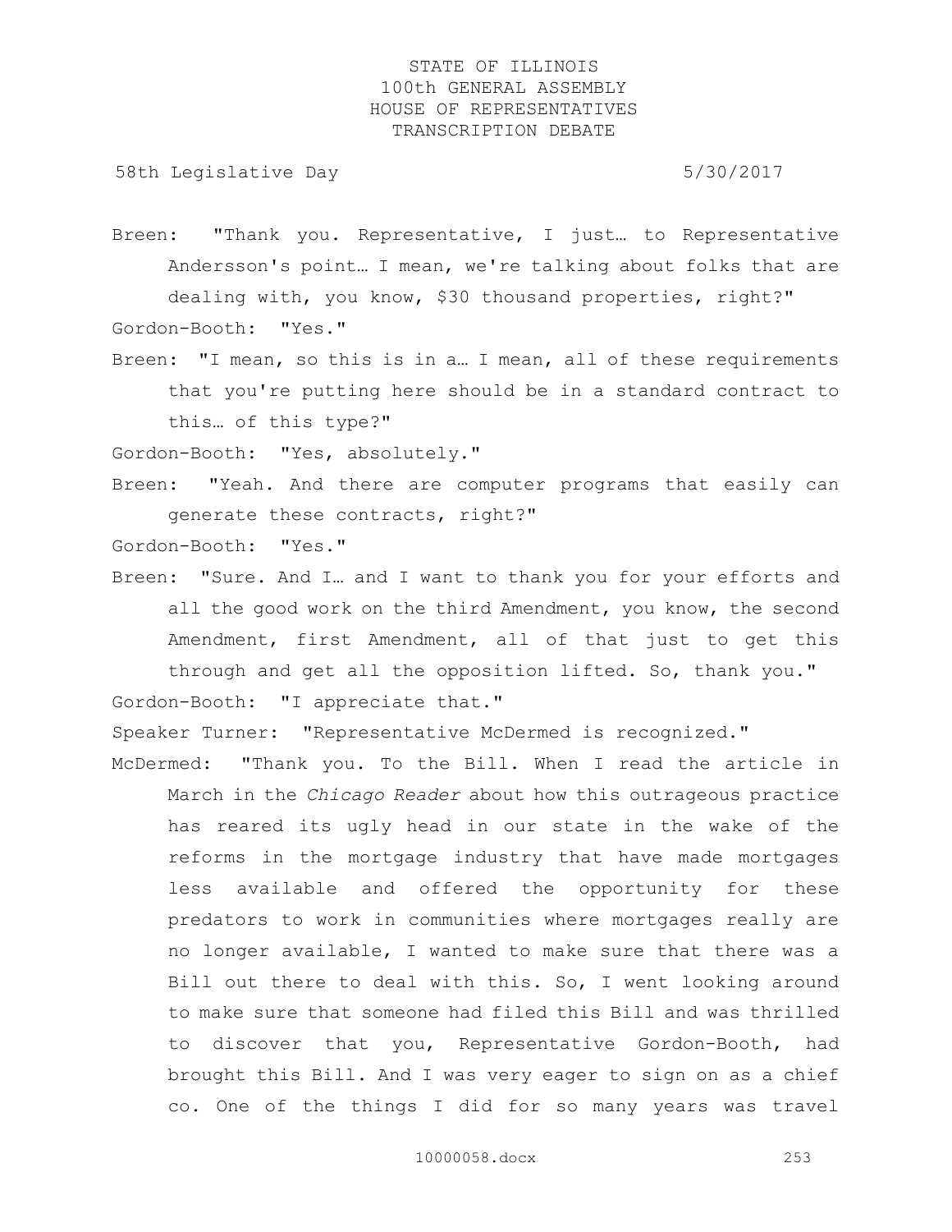Breen: "Thank you. Representative, I just… to Representative Andersson's point… I mean, we're talking about folks that are dealing with, you know, $30 thousand properties, right?"

Gordon-Booth: "Yes."

Breen: "I mean, so this is in a… I mean, all of these requirements that you're putting here should be in a standard contract to this… of this type?"

Gordon-Booth: "Yes, absolutely."

Breen: "Yeah. And there are computer programs that easily can generate these contracts, right?"

Gordon-Booth: "Yes."

Breen: "Sure. And I… and I want to thank you for your efforts and all the good work on the third Amendment, you know, the second Amendment, first Amendment, all of that just to get this through and get all the opposition lifted. So, thank you."

Gordon-Booth: "I appreciate that."

Speaker Turner: "Representative McDermed is recognized."

McDermed: "Thank you. To the Bill. When I read the article in March in the *Chicago Reader* about how this outrageous practice has reared its ugly head in our state in the wake of the reforms in the mortgage industry that have made mortgages less available and offered the opportunity for these predators to work in communities where mortgages really are no longer available, I wanted to make sure that there was a Bill out there to deal with this. So, I went looking around to make sure that someone had filed this Bill and was thrilled to discover that you, Representative Gordon-Booth, had brought this Bill. And I was very eager to sign on as a chief co. One of the things I did for so many years was travel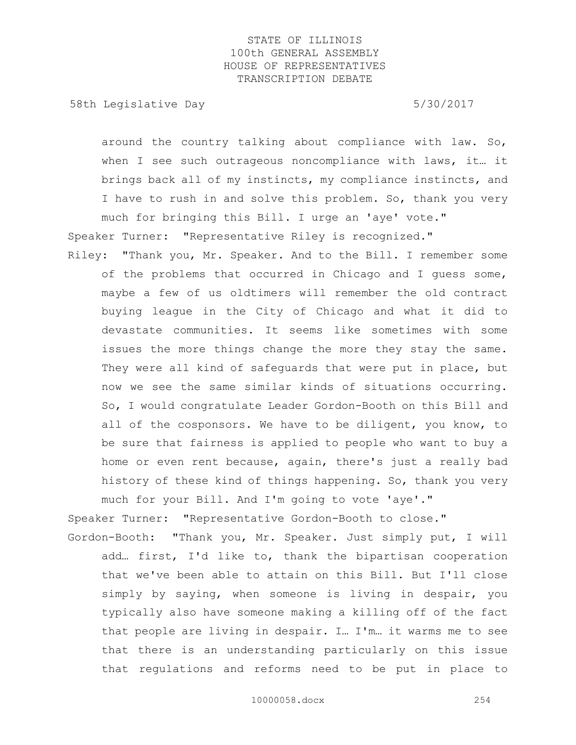around the country talking about compliance with law. So, when I see such outrageous noncompliance with laws, it… it brings back all of my instincts, my compliance instincts, and I have to rush in and solve this problem. So, thank you very much for bringing this Bill. I urge an 'aye' vote."

Speaker Turner: "Representative Riley is recognized."

Riley: "Thank you, Mr. Speaker. And to the Bill. I remember some of the problems that occurred in Chicago and I guess some, maybe a few of us oldtimers will remember the old contract buying league in the City of Chicago and what it did to devastate communities. It seems like sometimes with some issues the more things change the more they stay the same. They were all kind of safeguards that were put in place, but now we see the same similar kinds of situations occurring. So, I would congratulate Leader Gordon-Booth on this Bill and all of the cosponsors. We have to be diligent, you know, to be sure that fairness is applied to people who want to buy a home or even rent because, again, there's just a really bad history of these kind of things happening. So, thank you very much for your Bill. And I'm going to vote 'aye'."

Speaker Turner: "Representative Gordon-Booth to close."

Gordon-Booth: "Thank you, Mr. Speaker. Just simply put, I will add… first, I'd like to, thank the bipartisan cooperation that we've been able to attain on this Bill. But I'll close simply by saying, when someone is living in despair, you typically also have someone making a killing off of the fact that people are living in despair. I… I'm… it warms me to see that there is an understanding particularly on this issue that regulations and reforms need to be put in place to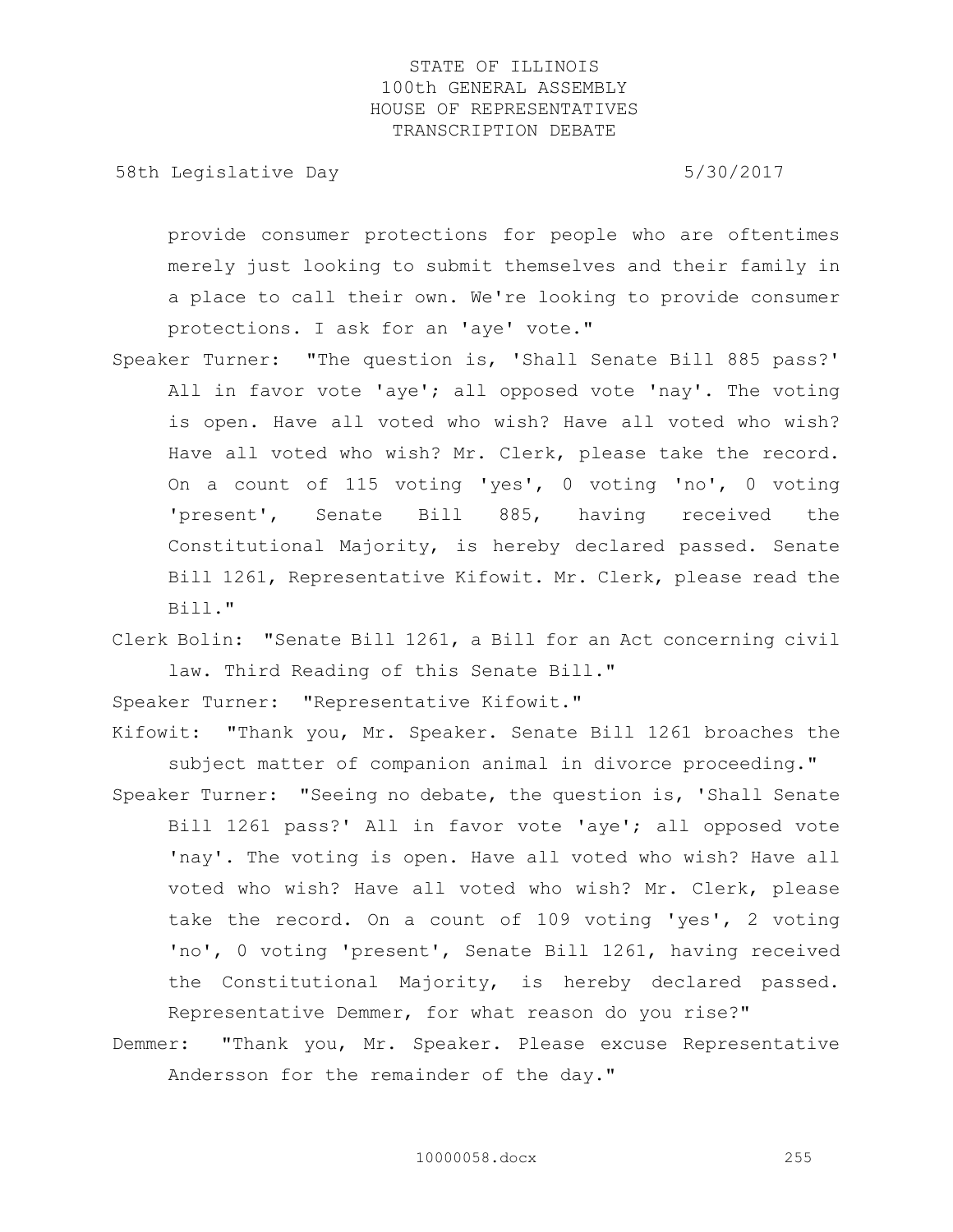provide consumer protections for people who are oftentimes merely just looking to submit themselves and their family in a place to call their own. We're looking to provide consumer protections. I ask for an 'aye' vote."

Speaker Turner: "The question is, 'Shall Senate Bill 885 pass?' All in favor vote 'aye'; all opposed vote 'nay'. The voting is open. Have all voted who wish? Have all voted who wish? Have all voted who wish? Mr. Clerk, please take the record. On a count of 115 voting 'yes', 0 voting 'no', 0 voting 'present', Senate Bill 885, having received the Constitutional Majority, is hereby declared passed. Senate Bill 1261, Representative Kifowit. Mr. Clerk, please read the Bill."

Clerk Bolin: "Senate Bill 1261, a Bill for an Act concerning civil law. Third Reading of this Senate Bill."

Speaker Turner: "Representative Kifowit."

Kifowit: "Thank you, Mr. Speaker. Senate Bill 1261 broaches the subject matter of companion animal in divorce proceeding."

Speaker Turner: "Seeing no debate, the question is, 'Shall Senate Bill 1261 pass?' All in favor vote 'aye'; all opposed vote 'nay'. The voting is open. Have all voted who wish? Have all voted who wish? Have all voted who wish? Mr. Clerk, please take the record. On a count of 109 voting 'yes', 2 voting 'no', 0 voting 'present', Senate Bill 1261, having received the Constitutional Majority, is hereby declared passed. Representative Demmer, for what reason do you rise?"

Demmer: "Thank you, Mr. Speaker. Please excuse Representative Andersson for the remainder of the day."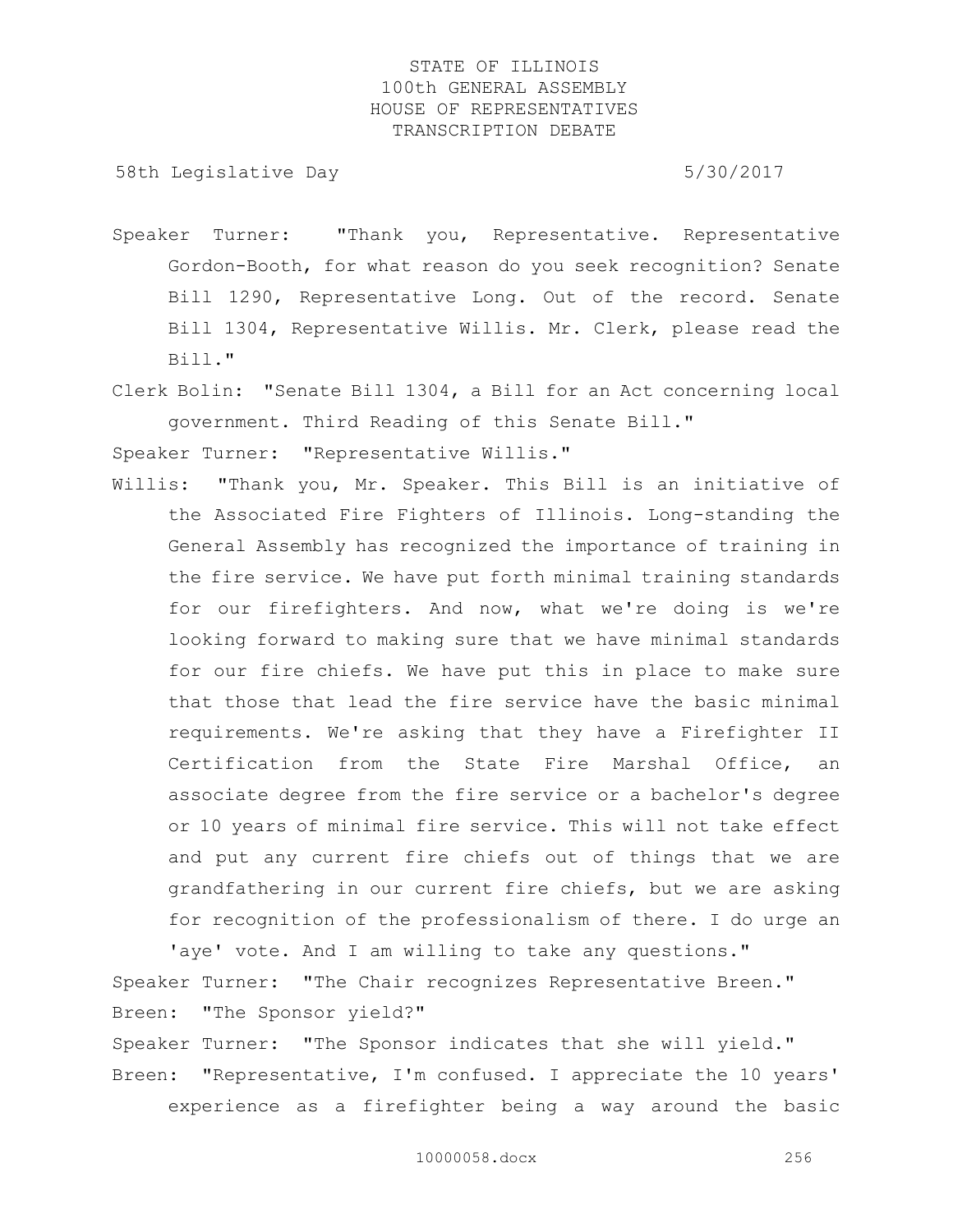Speaker Turner: "Thank you, Representative. Representative Gordon-Booth, for what reason do you seek recognition? Senate Bill 1290, Representative Long. Out of the record. Senate Bill 1304, Representative Willis. Mr. Clerk, please read the Bill."

Clerk Bolin: "Senate Bill 1304, a Bill for an Act concerning local government. Third Reading of this Senate Bill."

Speaker Turner: "Representative Willis."

Willis: "Thank you, Mr. Speaker. This Bill is an initiative of the Associated Fire Fighters of Illinois. Long-standing the General Assembly has recognized the importance of training in the fire service. We have put forth minimal training standards for our firefighters. And now, what we're doing is we're looking forward to making sure that we have minimal standards for our fire chiefs. We have put this in place to make sure that those that lead the fire service have the basic minimal requirements. We're asking that they have a Firefighter II Certification from the State Fire Marshal Office, an associate degree from the fire service or a bachelor's degree or 10 years of minimal fire service. This will not take effect and put any current fire chiefs out of things that we are grandfathering in our current fire chiefs, but we are asking for recognition of the professionalism of there. I do urge an 'aye' vote. And I am willing to take any questions."

Speaker Turner: "The Chair recognizes Representative Breen."

Breen: "The Sponsor yield?"

Speaker Turner: "The Sponsor indicates that she will yield."

Breen: "Representative, I'm confused. I appreciate the 10 years' experience as a firefighter being a way around the basic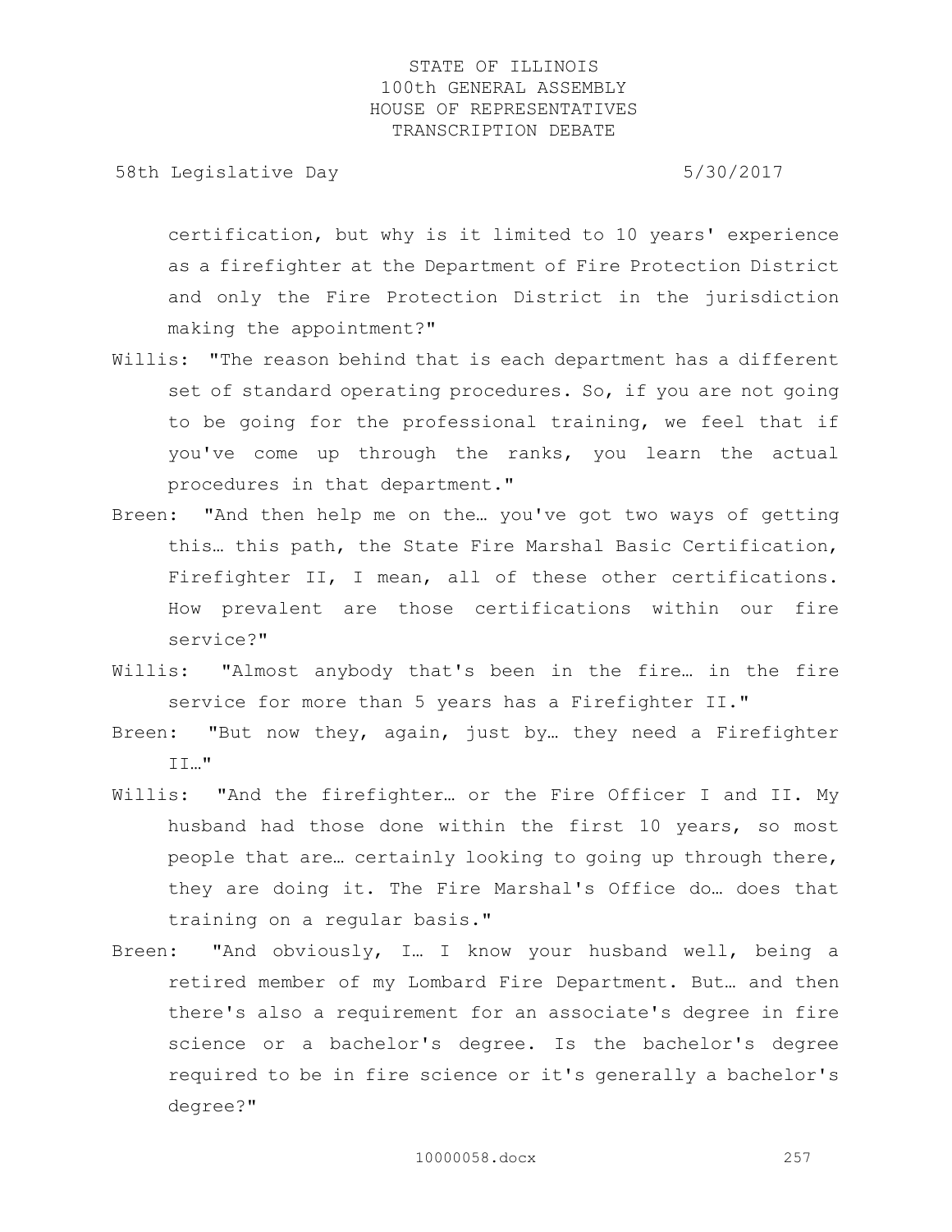certification, but why is it limited to 10 years' experience as a firefighter at the Department of Fire Protection District and only the Fire Protection District in the jurisdiction making the appointment?"

Willis: "The reason behind that is each department has a different set of standard operating procedures. So, if you are not going to be going for the professional training, we feel that if you've come up through the ranks, you learn the actual procedures in that department."

Breen: "And then help me on the… you've got two ways of getting this… this path, the State Fire Marshal Basic Certification, Firefighter II, I mean, all of these other certifications. How prevalent are those certifications within our fire service?"

Willis: "Almost anybody that's been in the fire… in the fire service for more than 5 years has a Firefighter II."

Breen: "But now they, again, just by… they need a Firefighter II…"

Willis: "And the firefighter… or the Fire Officer I and II. My husband had those done within the first 10 years, so most people that are… certainly looking to going up through there, they are doing it. The Fire Marshal's Office do… does that training on a regular basis."

Breen: "And obviously, I… I know your husband well, being a retired member of my Lombard Fire Department. But… and then there's also a requirement for an associate's degree in fire science or a bachelor's degree. Is the bachelor's degree required to be in fire science or it's generally a bachelor's degree?"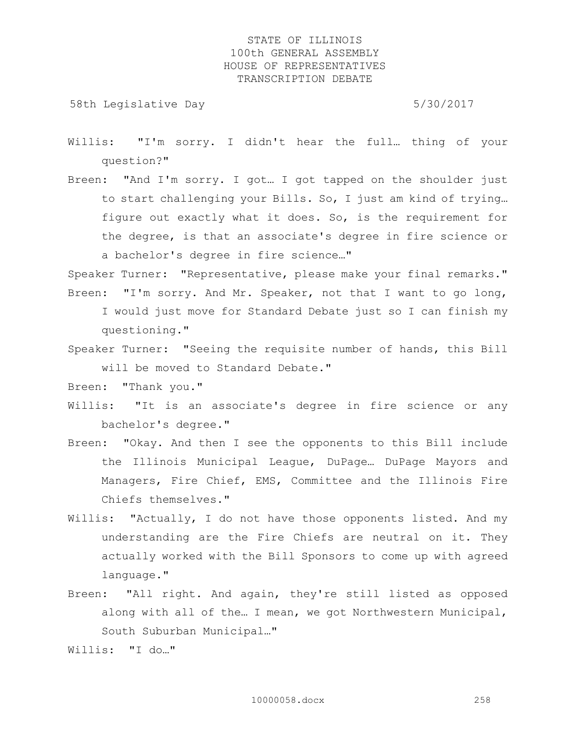Willis: "I'm sorry. I didn't hear the full… thing of your question?"

Breen: "And I'm sorry. I got… I got tapped on the shoulder just to start challenging your Bills. So, I just am kind of trying… figure out exactly what it does. So, is the requirement for the degree, is that an associate's degree in fire science or a bachelor's degree in fire science…"

Speaker Turner: "Representative, please make your final remarks."

Breen: "I'm sorry. And Mr. Speaker, not that I want to go long, I would just move for Standard Debate just so I can finish my questioning."

Speaker Turner: "Seeing the requisite number of hands, this Bill will be moved to Standard Debate."

Breen: "Thank you."

Willis: "It is an associate's degree in fire science or any bachelor's degree."

Breen: "Okay. And then I see the opponents to this Bill include the Illinois Municipal League, DuPage… DuPage Mayors and Managers, Fire Chief, EMS, Committee and the Illinois Fire Chiefs themselves."

Willis: "Actually, I do not have those opponents listed. And my understanding are the Fire Chiefs are neutral on it. They actually worked with the Bill Sponsors to come up with agreed language."

Breen: "All right. And again, they're still listed as opposed along with all of the… I mean, we got Northwestern Municipal, South Suburban Municipal…"

Willis: "I do…"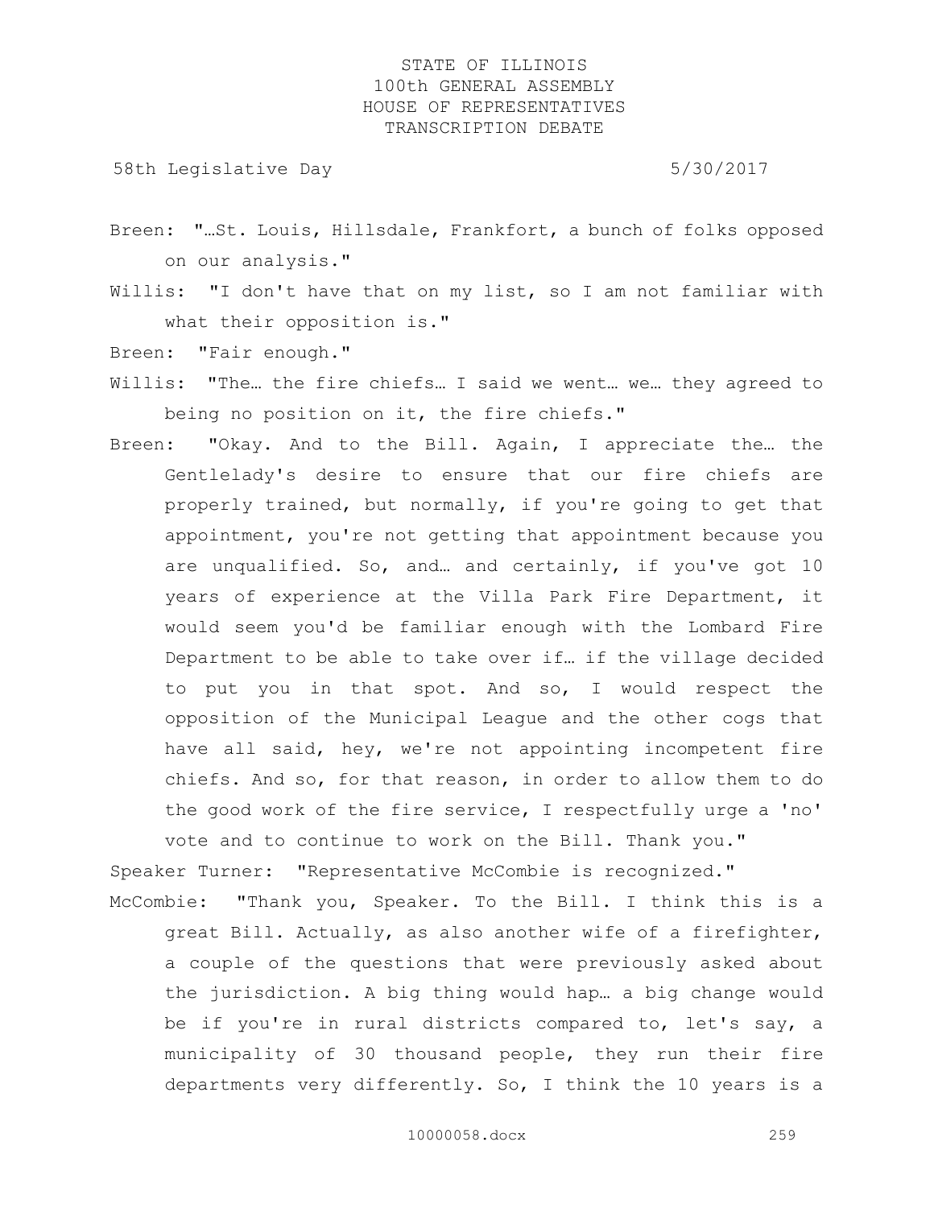Breen: "…St. Louis, Hillsdale, Frankfort, a bunch of folks opposed on our analysis."

Willis: "I don't have that on my list, so I am not familiar with what their opposition is."

Breen: "Fair enough."

Willis: "The… the fire chiefs… I said we went… we… they agreed to being no position on it, the fire chiefs."

Breen: "Okay. And to the Bill. Again, I appreciate the… the Gentlelady's desire to ensure that our fire chiefs are properly trained, but normally, if you're going to get that appointment, you're not getting that appointment because you are unqualified. So, and… and certainly, if you've got 10 years of experience at the Villa Park Fire Department, it would seem you'd be familiar enough with the Lombard Fire Department to be able to take over if… if the village decided to put you in that spot. And so, I would respect the opposition of the Municipal League and the other cogs that have all said, hey, we're not appointing incompetent fire chiefs. And so, for that reason, in order to allow them to do the good work of the fire service, I respectfully urge a 'no' vote and to continue to work on the Bill. Thank you."

Speaker Turner: "Representative McCombie is recognized."

McCombie: "Thank you, Speaker. To the Bill. I think this is a great Bill. Actually, as also another wife of a firefighter, a couple of the questions that were previously asked about the jurisdiction. A big thing would hap… a big change would be if you're in rural districts compared to, let's say, a municipality of 30 thousand people, they run their fire departments very differently. So, I think the 10 years is a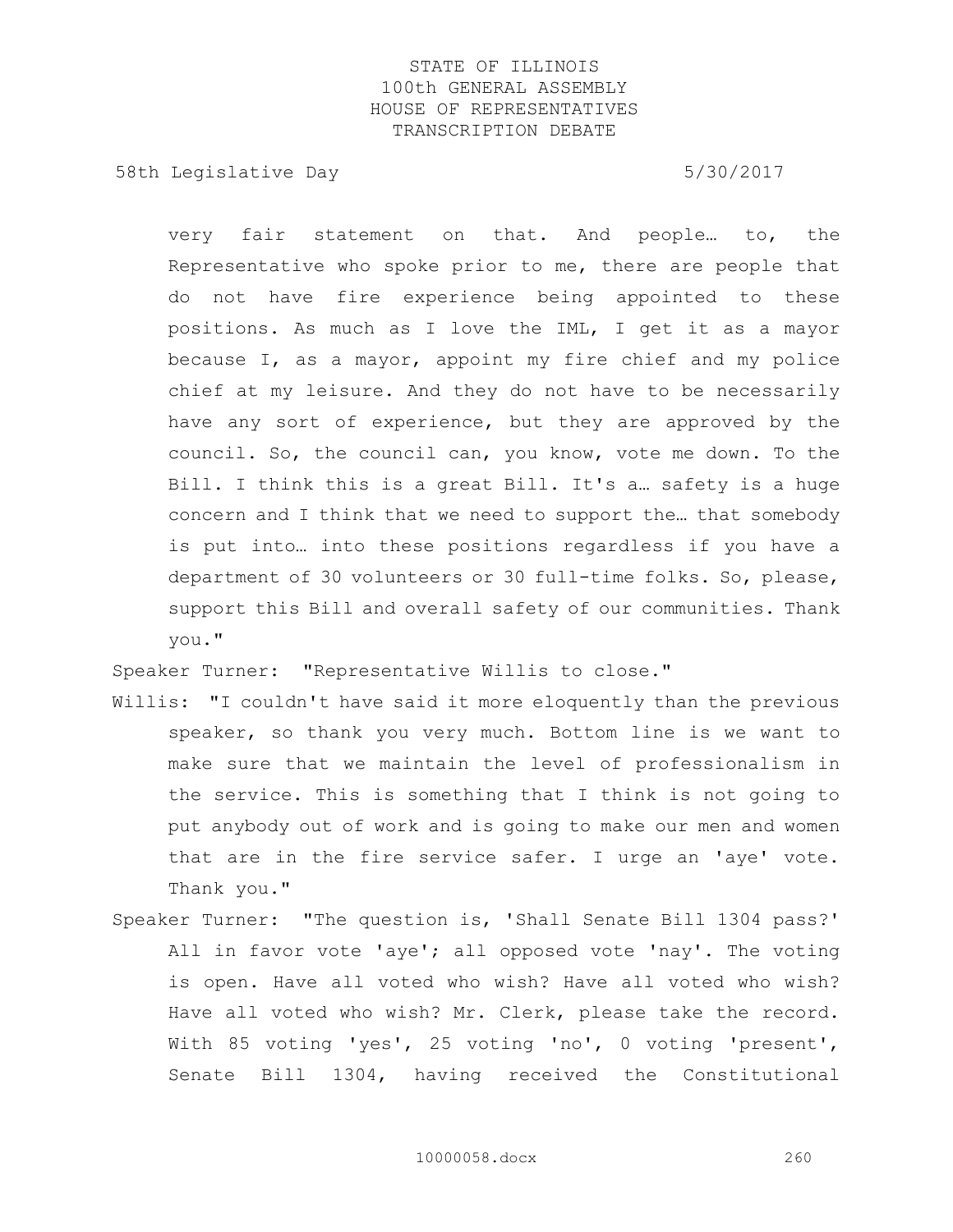very fair statement on that. And people… to, the Representative who spoke prior to me, there are people that do not have fire experience being appointed to these positions. As much as I love the IML, I get it as a mayor because I, as a mayor, appoint my fire chief and my police chief at my leisure. And they do not have to be necessarily have any sort of experience, but they are approved by the council. So, the council can, you know, vote me down. To the Bill. I think this is a great Bill. It's a… safety is a huge concern and I think that we need to support the… that somebody is put into… into these positions regardless if you have a department of 30 volunteers or 30 full-time folks. So, please, support this Bill and overall safety of our communities. Thank you."

Speaker Turner: "Representative Willis to close."

Willis: "I couldn't have said it more eloquently than the previous speaker, so thank you very much. Bottom line is we want to make sure that we maintain the level of professionalism in the service. This is something that I think is not going to put anybody out of work and is going to make our men and women that are in the fire service safer. I urge an 'aye' vote. Thank you."

Speaker Turner: "The question is, 'Shall Senate Bill 1304 pass?' All in favor vote 'aye'; all opposed vote 'nay'. The voting is open. Have all voted who wish? Have all voted who wish? Have all voted who wish? Mr. Clerk, please take the record. With 85 voting 'yes', 25 voting 'no', 0 voting 'present', Senate Bill 1304, having received the Constitutional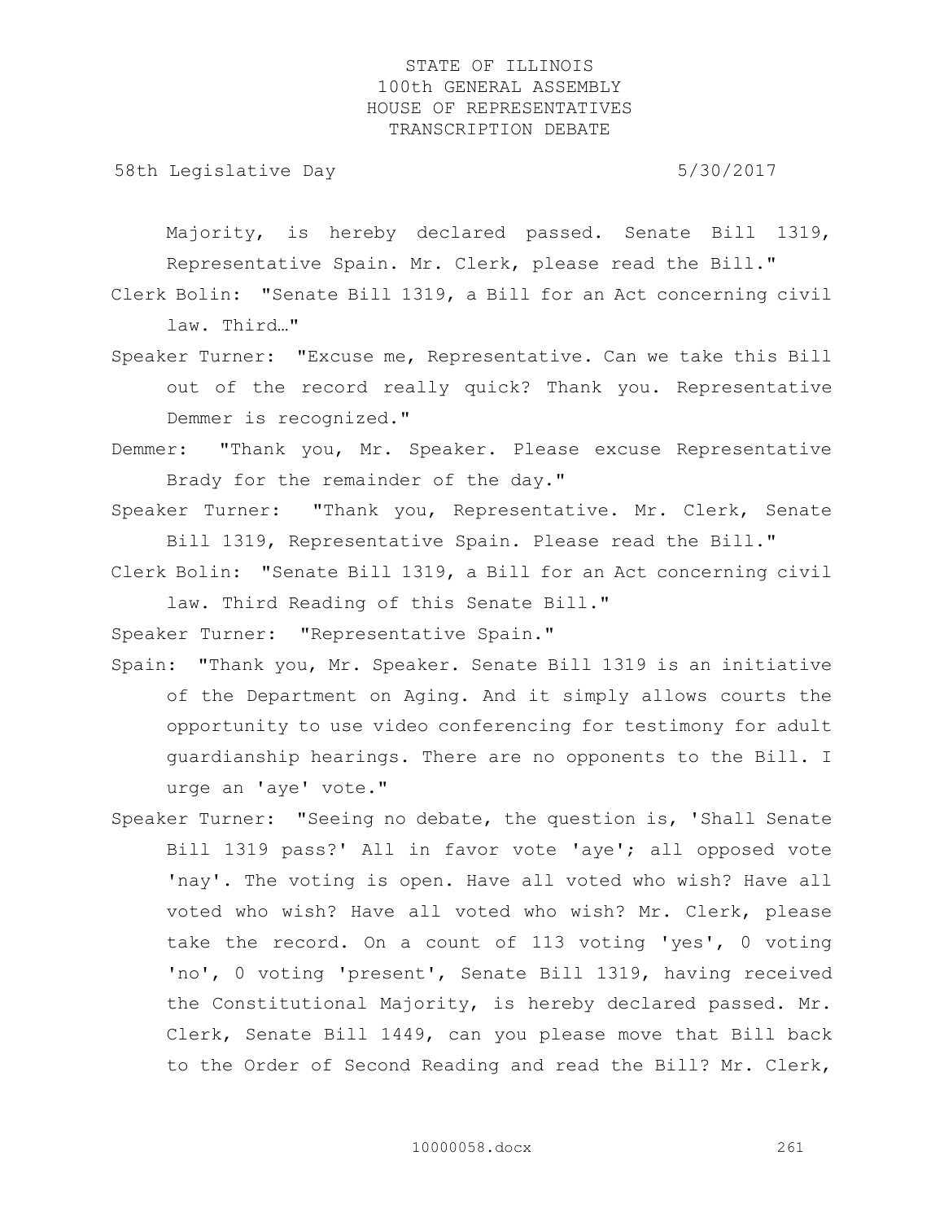Majority, is hereby declared passed. Senate Bill 1319, Representative Spain. Mr. Clerk, please read the Bill."

Clerk Bolin: "Senate Bill 1319, a Bill for an Act concerning civil law. Third…"

Speaker Turner: "Excuse me, Representative. Can we take this Bill out of the record really quick? Thank you. Representative Demmer is recognized."

Demmer: "Thank you, Mr. Speaker. Please excuse Representative Brady for the remainder of the day."

Speaker Turner: "Thank you, Representative. Mr. Clerk, Senate Bill 1319, Representative Spain. Please read the Bill."

Clerk Bolin: "Senate Bill 1319, a Bill for an Act concerning civil law. Third Reading of this Senate Bill."

Speaker Turner: "Representative Spain."

Spain: "Thank you, Mr. Speaker. Senate Bill 1319 is an initiative of the Department on Aging. And it simply allows courts the opportunity to use video conferencing for testimony for adult guardianship hearings. There are no opponents to the Bill. I urge an 'aye' vote."

Speaker Turner: "Seeing no debate, the question is, 'Shall Senate Bill 1319 pass?' All in favor vote 'aye'; all opposed vote 'nay'. The voting is open. Have all voted who wish? Have all voted who wish? Have all voted who wish? Mr. Clerk, please take the record. On a count of 113 voting 'yes', 0 voting 'no', 0 voting 'present', Senate Bill 1319, having received the Constitutional Majority, is hereby declared passed. Mr. Clerk, Senate Bill 1449, can you please move that Bill back to the Order of Second Reading and read the Bill? Mr. Clerk,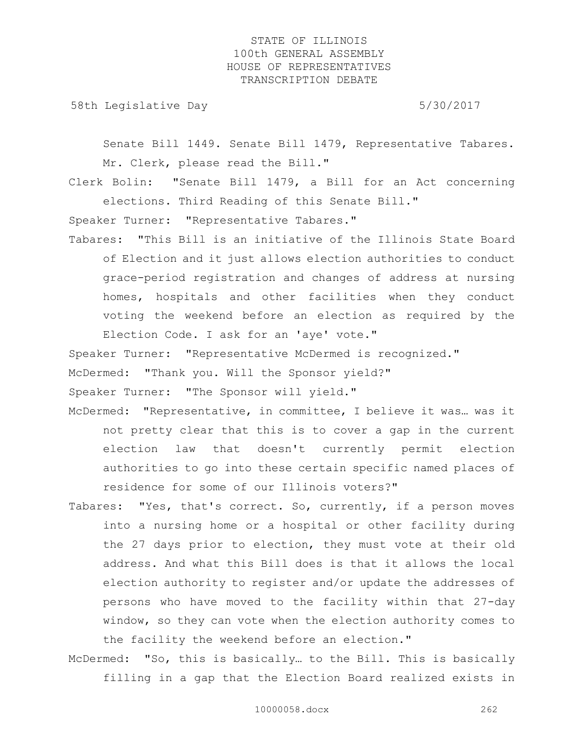Senate Bill 1449. Senate Bill 1479, Representative Tabares. Mr. Clerk, please read the Bill."

Clerk Bolin: "Senate Bill 1479, a Bill for an Act concerning elections. Third Reading of this Senate Bill."

Speaker Turner: "Representative Tabares."

Tabares: "This Bill is an initiative of the Illinois State Board of Election and it just allows election authorities to conduct grace-period registration and changes of address at nursing homes, hospitals and other facilities when they conduct voting the weekend before an election as required by the Election Code. I ask for an 'aye' vote."

Speaker Turner: "Representative McDermed is recognized."

McDermed: "Thank you. Will the Sponsor yield?"

Speaker Turner: "The Sponsor will yield."

McDermed: "Representative, in committee, I believe it was… was it not pretty clear that this is to cover a gap in the current election law that doesn't currently permit election authorities to go into these certain specific named places of residence for some of our Illinois voters?"

Tabares: "Yes, that's correct. So, currently, if a person moves into a nursing home or a hospital or other facility during the 27 days prior to election, they must vote at their old address. And what this Bill does is that it allows the local election authority to register and/or update the addresses of persons who have moved to the facility within that 27-day window, so they can vote when the election authority comes to the facility the weekend before an election."

McDermed: "So, this is basically… to the Bill. This is basically filling in a gap that the Election Board realized exists in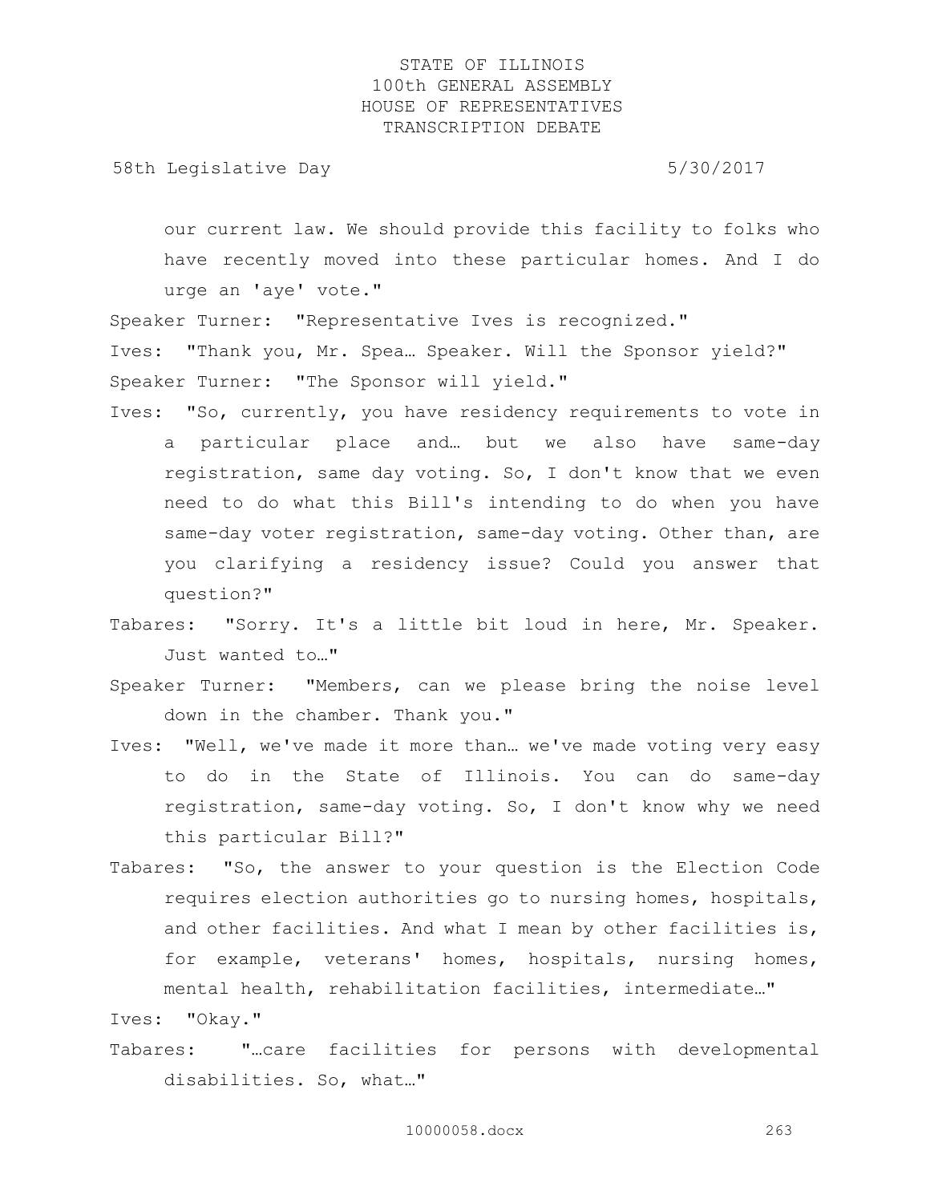our current law. We should provide this facility to folks who have recently moved into these particular homes. And I do urge an 'aye' vote."

Speaker Turner: "Representative Ives is recognized."

Ives: "Thank you, Mr. Spea… Speaker. Will the Sponsor yield?"

Speaker Turner: "The Sponsor will yield."

Ives: "So, currently, you have residency requirements to vote in a particular place and… but we also have same-day registration, same day voting. So, I don't know that we even need to do what this Bill's intending to do when you have same-day voter registration, same-day voting. Other than, are you clarifying a residency issue? Could you answer that question?"

Tabares: "Sorry. It's a little bit loud in here, Mr. Speaker. Just wanted to…"

Speaker Turner: "Members, can we please bring the noise level down in the chamber. Thank you."

Ives: "Well, we've made it more than… we've made voting very easy to do in the State of Illinois. You can do same-day registration, same-day voting. So, I don't know why we need this particular Bill?"

Tabares: "So, the answer to your question is the Election Code requires election authorities go to nursing homes, hospitals, and other facilities. And what I mean by other facilities is, for example, veterans' homes, hospitals, nursing homes, mental health, rehabilitation facilities, intermediate…"

Ives: "Okay."

Tabares: "…care facilities for persons with developmental disabilities. So, what…"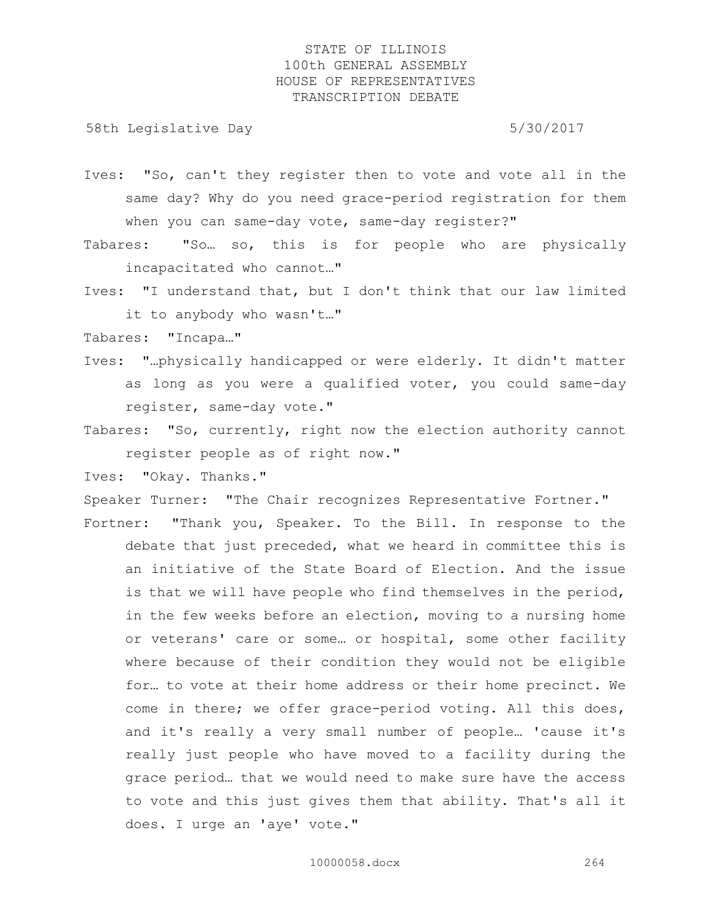Ives: "So, can't they register then to vote and vote all in the same day? Why do you need grace-period registration for them when you can same-day vote, same-day register?"

Tabares: "So… so, this is for people who are physically incapacitated who cannot…"

Ives: "I understand that, but I don't think that our law limited it to anybody who wasn't…"

Tabares: "Incapa…"

Ives: "…physically handicapped or were elderly. It didn't matter as long as you were a qualified voter, you could same-day register, same-day vote."

Tabares: "So, currently, right now the election authority cannot register people as of right now."

Ives: "Okay. Thanks."

Speaker Turner: "The Chair recognizes Representative Fortner."

Fortner: "Thank you, Speaker. To the Bill. In response to the debate that just preceded, what we heard in committee this is an initiative of the State Board of Election. And the issue is that we will have people who find themselves in the period, in the few weeks before an election, moving to a nursing home or veterans' care or some… or hospital, some other facility where because of their condition they would not be eligible for… to vote at their home address or their home precinct. We come in there; we offer grace-period voting. All this does, and it's really a very small number of people… 'cause it's really just people who have moved to a facility during the grace period… that we would need to make sure have the access to vote and this just gives them that ability. That's all it does. I urge an 'aye' vote."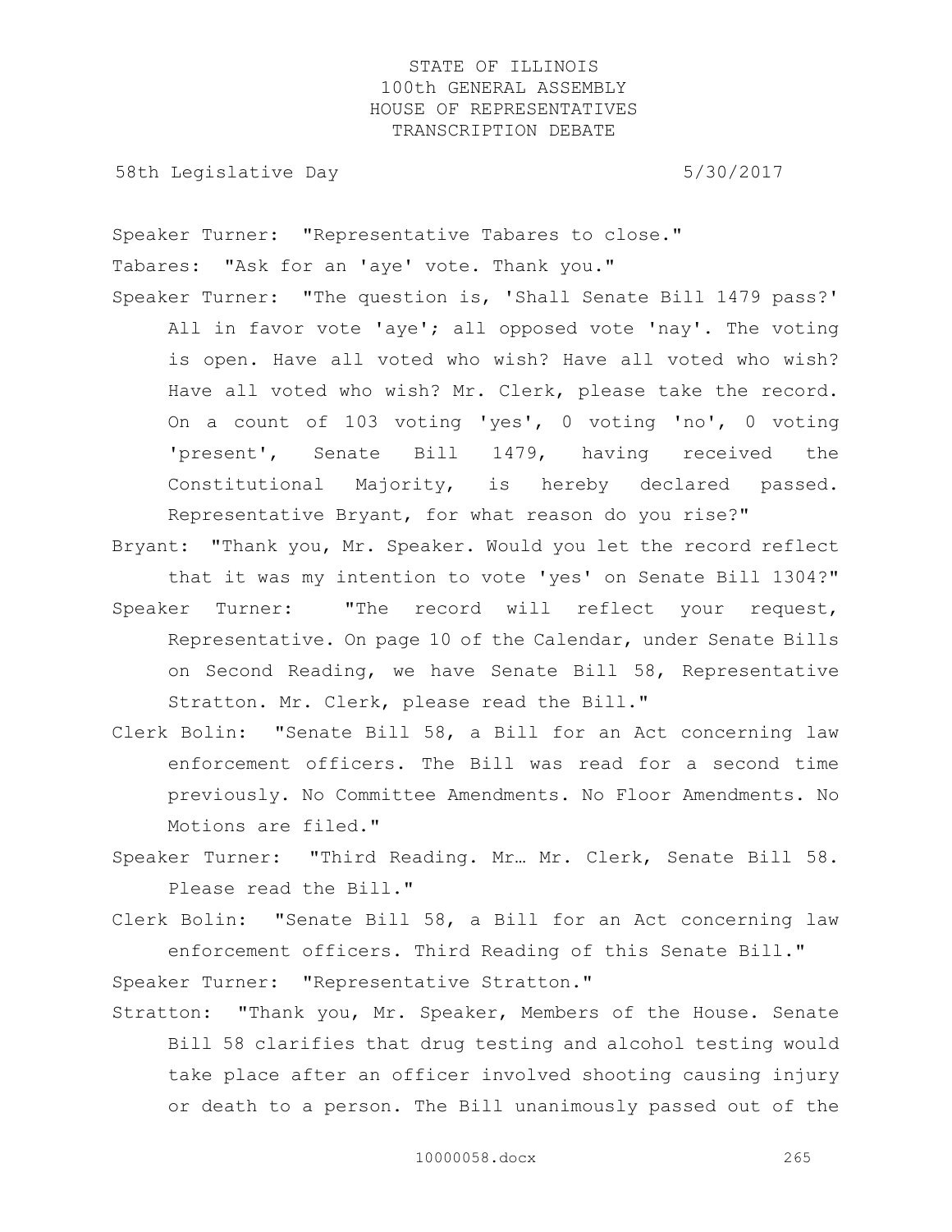Speaker Turner: "Representative Tabares to close."

Tabares: "Ask for an 'aye' vote. Thank you."

Speaker Turner: "The question is, 'Shall Senate Bill 1479 pass?' All in favor vote 'aye'; all opposed vote 'nay'. The voting is open. Have all voted who wish? Have all voted who wish? Have all voted who wish? Mr. Clerk, please take the record. On a count of 103 voting 'yes', 0 voting 'no', 0 voting 'present', Senate Bill 1479, having received the Constitutional Majority, is hereby declared passed. Representative Bryant, for what reason do you rise?"

Bryant: "Thank you, Mr. Speaker. Would you let the record reflect that it was my intention to vote 'yes' on Senate Bill 1304?"

Speaker Turner: "The record will reflect your request, Representative. On page 10 of the Calendar, under Senate Bills on Second Reading, we have Senate Bill 58, Representative Stratton. Mr. Clerk, please read the Bill."

Clerk Bolin: "Senate Bill 58, a Bill for an Act concerning law enforcement officers. The Bill was read for a second time previously. No Committee Amendments. No Floor Amendments. No Motions are filed."

Speaker Turner: "Third Reading. Mr… Mr. Clerk, Senate Bill 58. Please read the Bill."

Clerk Bolin: "Senate Bill 58, a Bill for an Act concerning law enforcement officers. Third Reading of this Senate Bill."

Speaker Turner: "Representative Stratton."

Stratton: "Thank you, Mr. Speaker, Members of the House. Senate Bill 58 clarifies that drug testing and alcohol testing would take place after an officer involved shooting causing injury or death to a person. The Bill unanimously passed out of the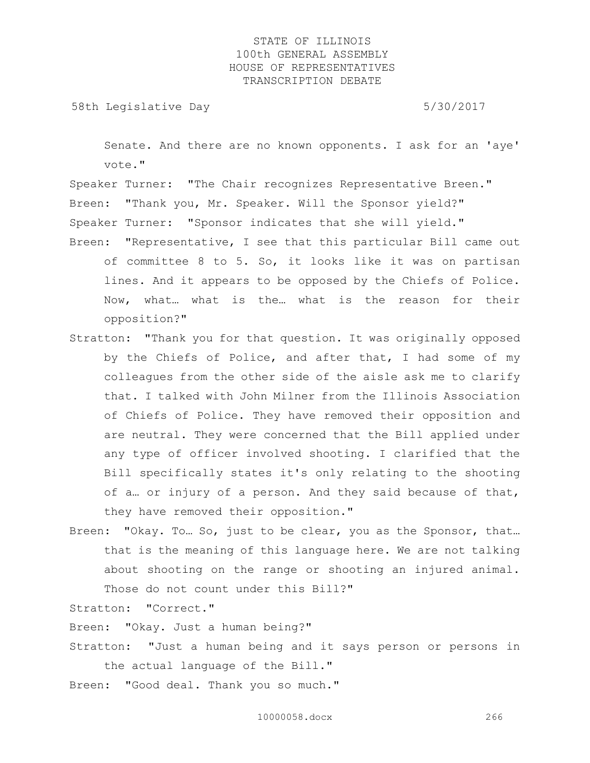Senate. And there are no known opponents. I ask for an 'aye' vote."

Speaker Turner: "The Chair recognizes Representative Breen."

Breen: "Thank you, Mr. Speaker. Will the Sponsor yield?"

Speaker Turner: "Sponsor indicates that she will yield."

Breen: "Representative, I see that this particular Bill came out of committee 8 to 5. So, it looks like it was on partisan lines. And it appears to be opposed by the Chiefs of Police. Now, what… what is the… what is the reason for their opposition?"

Stratton: "Thank you for that question. It was originally opposed by the Chiefs of Police, and after that, I had some of my colleagues from the other side of the aisle ask me to clarify that. I talked with John Milner from the Illinois Association of Chiefs of Police. They have removed their opposition and are neutral. They were concerned that the Bill applied under any type of officer involved shooting. I clarified that the Bill specifically states it's only relating to the shooting of a… or injury of a person. And they said because of that, they have removed their opposition."

Breen: "Okay. To… So, just to be clear, you as the Sponsor, that… that is the meaning of this language here. We are not talking about shooting on the range or shooting an injured animal. Those do not count under this Bill?"

Stratton: "Correct."

Breen: "Okay. Just a human being?"

Stratton: "Just a human being and it says person or persons in the actual language of the Bill."

Breen: "Good deal. Thank you so much."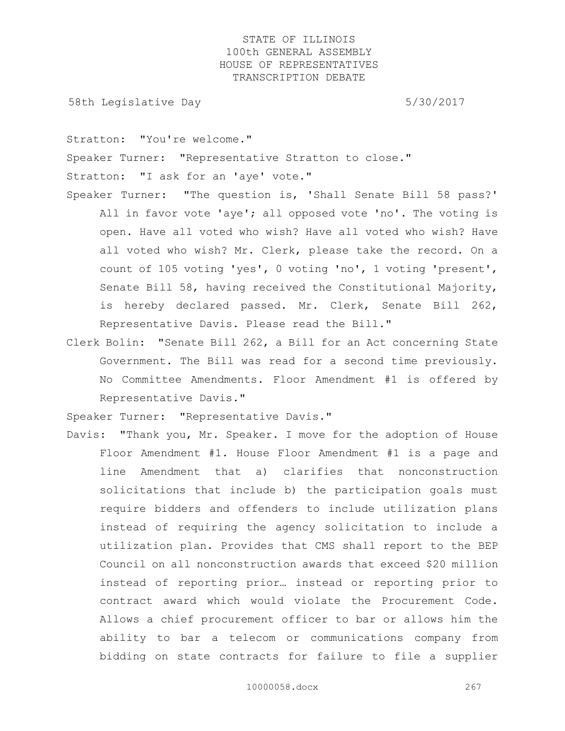Stratton: "You're welcome."

Speaker Turner: "Representative Stratton to close."

Stratton: "I ask for an 'aye' vote."

Speaker Turner: "The question is, 'Shall Senate Bill 58 pass?' All in favor vote 'aye'; all opposed vote 'no'. The voting is open. Have all voted who wish? Have all voted who wish? Have all voted who wish? Mr. Clerk, please take the record. On a count of 105 voting 'yes', 0 voting 'no', 1 voting 'present', Senate Bill 58, having received the Constitutional Majority, is hereby declared passed. Mr. Clerk, Senate Bill 262, Representative Davis. Please read the Bill."

Clerk Bolin: "Senate Bill 262, a Bill for an Act concerning State Government. The Bill was read for a second time previously. No Committee Amendments. Floor Amendment #1 is offered by Representative Davis."

Speaker Turner: "Representative Davis."

Davis: "Thank you, Mr. Speaker. I move for the adoption of House Floor Amendment #1. House Floor Amendment #1 is a page and line Amendment that a) clarifies that nonconstruction solicitations that include b) the participation goals must require bidders and offenders to include utilization plans instead of requiring the agency solicitation to include a utilization plan. Provides that CMS shall report to the BEP Council on all nonconstruction awards that exceed $20 million instead of reporting prior… instead or reporting prior to contract award which would violate the Procurement Code. Allows a chief procurement officer to bar or allows him the ability to bar a telecom or communications company from bidding on state contracts for failure to file a supplier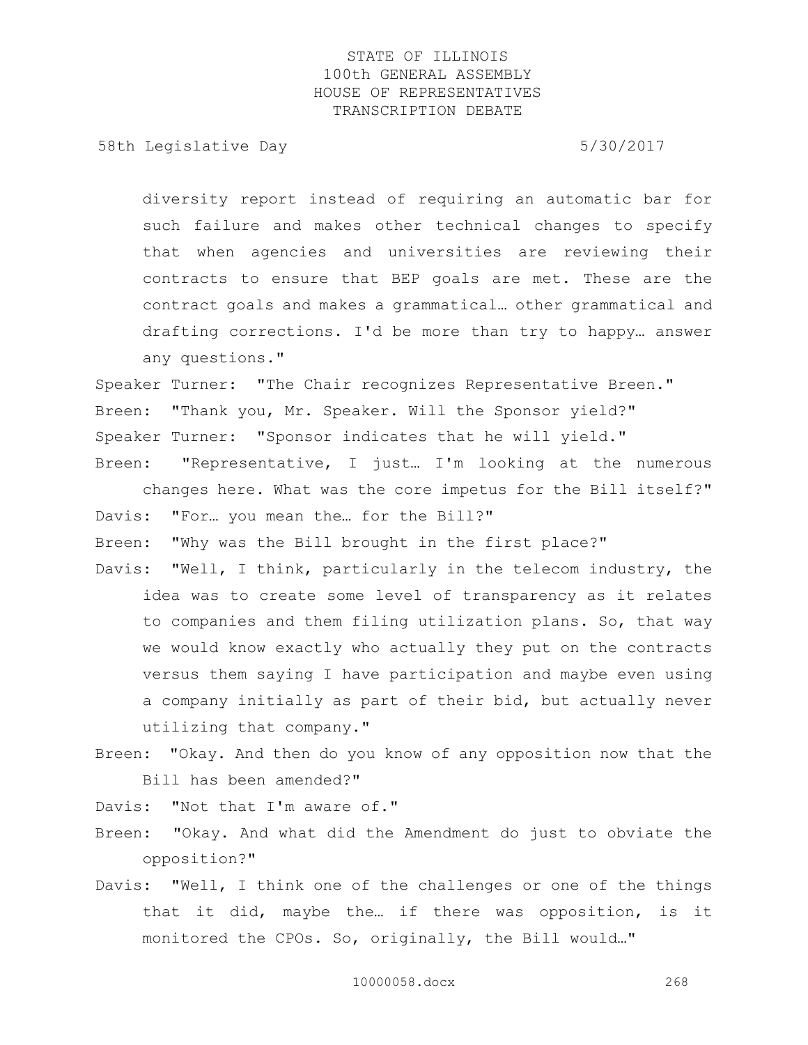diversity report instead of requiring an automatic bar for such failure and makes other technical changes to specify that when agencies and universities are reviewing their contracts to ensure that BEP goals are met. These are the contract goals and makes a grammatical… other grammatical and drafting corrections. I'd be more than try to happy… answer any questions."

Speaker Turner: "The Chair recognizes Representative Breen."

Breen: "Thank you, Mr. Speaker. Will the Sponsor yield?"

Speaker Turner: "Sponsor indicates that he will yield."

Breen: "Representative, I just… I'm looking at the numerous changes here. What was the core impetus for the Bill itself?"

Davis: "For… you mean the… for the Bill?"

Breen: "Why was the Bill brought in the first place?"

Davis: "Well, I think, particularly in the telecom industry, the idea was to create some level of transparency as it relates to companies and them filing utilization plans. So, that way we would know exactly who actually they put on the contracts versus them saying I have participation and maybe even using a company initially as part of their bid, but actually never utilizing that company."

Breen: "Okay. And then do you know of any opposition now that the Bill has been amended?"

Davis: "Not that I'm aware of."

Breen: "Okay. And what did the Amendment do just to obviate the opposition?"

Davis: "Well, I think one of the challenges or one of the things that it did, maybe the… if there was opposition, is it monitored the CPOs. So, originally, the Bill would…"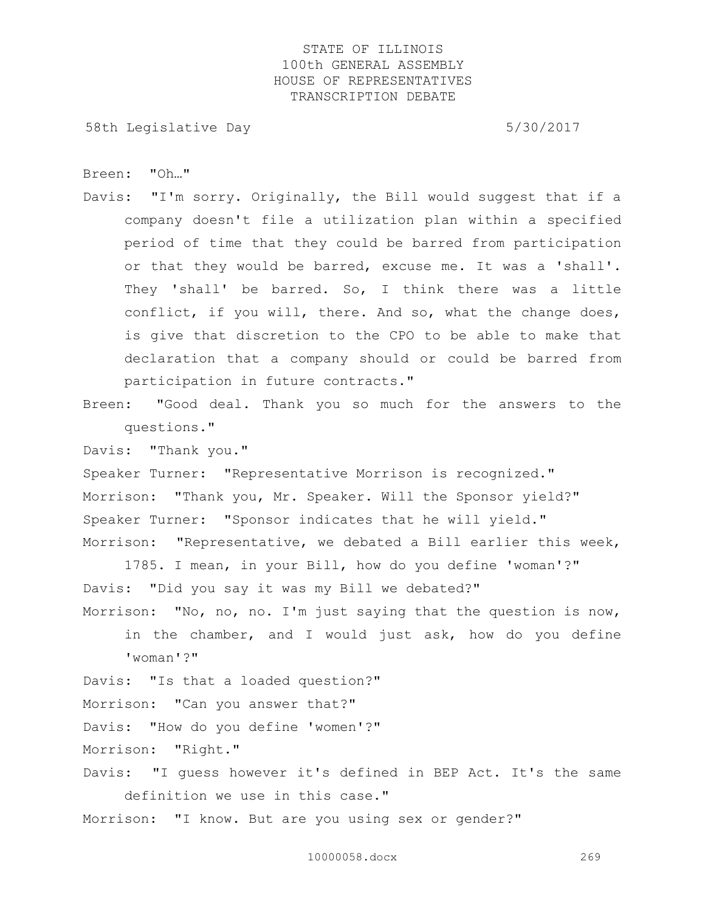Breen: "Oh…"

Davis: "I'm sorry. Originally, the Bill would suggest that if a company doesn't file a utilization plan within a specified period of time that they could be barred from participation or that they would be barred, excuse me. It was a 'shall'. They 'shall' be barred. So, I think there was a little conflict, if you will, there. And so, what the change does, is give that discretion to the CPO to be able to make that declaration that a company should or could be barred from participation in future contracts."

Breen: "Good deal. Thank you so much for the answers to the questions."

Davis: "Thank you."

Speaker Turner: "Representative Morrison is recognized."

Morrison: "Thank you, Mr. Speaker. Will the Sponsor yield?"

Speaker Turner: "Sponsor indicates that he will yield."

Morrison: "Representative, we debated a Bill earlier this week, 1785. I mean, in your Bill, how do you define 'woman'?"

Davis: "Did you say it was my Bill we debated?"

Morrison: "No, no, no. I'm just saying that the question is now, in the chamber, and I would just ask, how do you define 'woman'?"

Davis: "Is that a loaded question?"

Morrison: "Can you answer that?"

Davis: "How do you define 'women'?"

Morrison: "Right."

Davis: "I guess however it's defined in BEP Act. It's the same definition we use in this case."

Morrison: "I know. But are you using sex or gender?"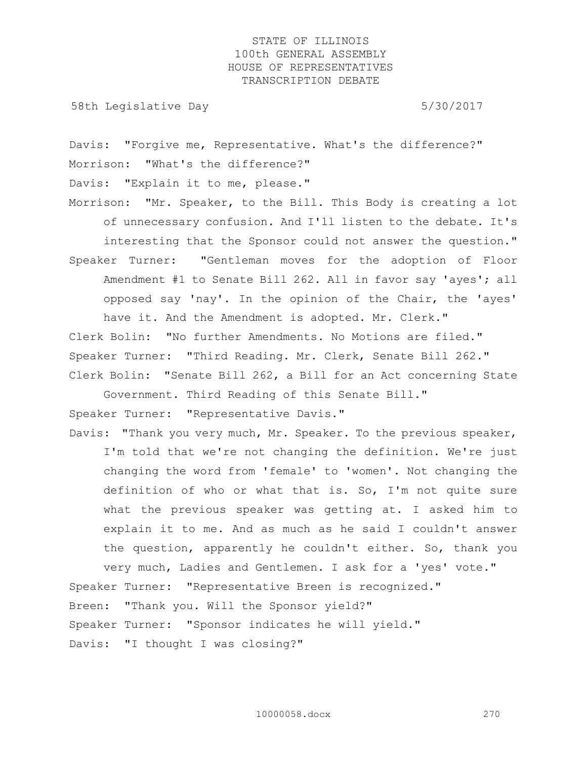Davis: "Forgive me, Representative. What's the difference?"

Morrison: "What's the difference?"

Davis: "Explain it to me, please."

Morrison: "Mr. Speaker, to the Bill. This Body is creating a lot of unnecessary confusion. And I'll listen to the debate. It's interesting that the Sponsor could not answer the question."

Speaker Turner: "Gentleman moves for the adoption of Floor Amendment #1 to Senate Bill 262. All in favor say 'ayes'; all opposed say 'nay'. In the opinion of the Chair, the 'ayes' have it. And the Amendment is adopted. Mr. Clerk."

Clerk Bolin: "No further Amendments. No Motions are filed."

Speaker Turner: "Third Reading. Mr. Clerk, Senate Bill 262."

Clerk Bolin: "Senate Bill 262, a Bill for an Act concerning State Government. Third Reading of this Senate Bill."

Speaker Turner: "Representative Davis."

Davis: "Thank you very much, Mr. Speaker. To the previous speaker, I'm told that we're not changing the definition. We're just changing the word from 'female' to 'women'. Not changing the definition of who or what that is. So, I'm not quite sure what the previous speaker was getting at. I asked him to explain it to me. And as much as he said I couldn't answer the question, apparently he couldn't either. So, thank you very much, Ladies and Gentlemen. I ask for a 'yes' vote."

Speaker Turner: "Representative Breen is recognized."

Breen: "Thank you. Will the Sponsor yield?"

Speaker Turner: "Sponsor indicates he will yield."

Davis: "I thought I was closing?"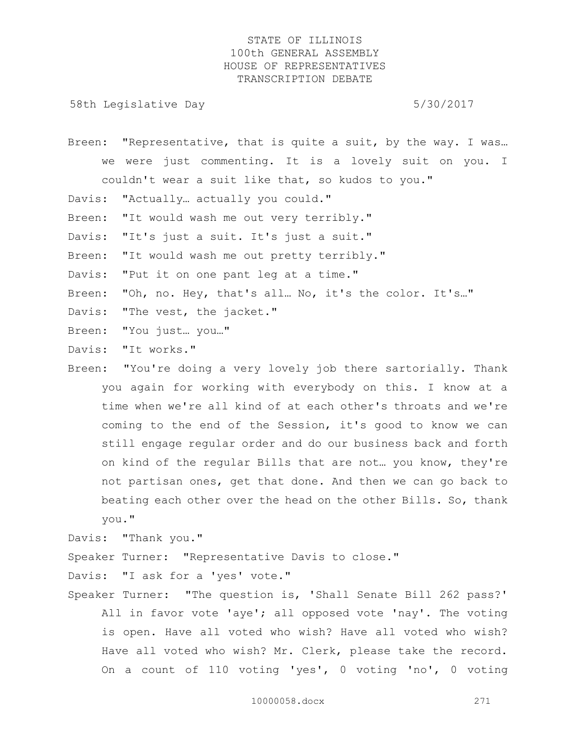Breen: "Representative, that is quite a suit, by the way. I was… we were just commenting. It is a lovely suit on you. I couldn't wear a suit like that, so kudos to you."

Davis: "Actually… actually you could."

Breen: "It would wash me out very terribly."

Davis: "It's just a suit. It's just a suit."

Breen: "It would wash me out pretty terribly."

Davis: "Put it on one pant leg at a time."

Breen: "Oh, no. Hey, that's all… No, it's the color. It's…"

Davis: "The vest, the jacket."

Breen: "You just… you…"

Davis: "It works."

Breen: "You're doing a very lovely job there sartorially. Thank you again for working with everybody on this. I know at a time when we're all kind of at each other's throats and we're coming to the end of the Session, it's good to know we can still engage regular order and do our business back and forth on kind of the regular Bills that are not… you know, they're not partisan ones, get that done. And then we can go back to beating each other over the head on the other Bills. So, thank you."

Davis: "Thank you."

Speaker Turner: "Representative Davis to close."

Davis: "I ask for a 'yes' vote."

Speaker Turner: "The question is, 'Shall Senate Bill 262 pass?' All in favor vote 'aye'; all opposed vote 'nay'. The voting is open. Have all voted who wish? Have all voted who wish? Have all voted who wish? Mr. Clerk, please take the record. On a count of 110 voting 'yes', 0 voting 'no', 0 voting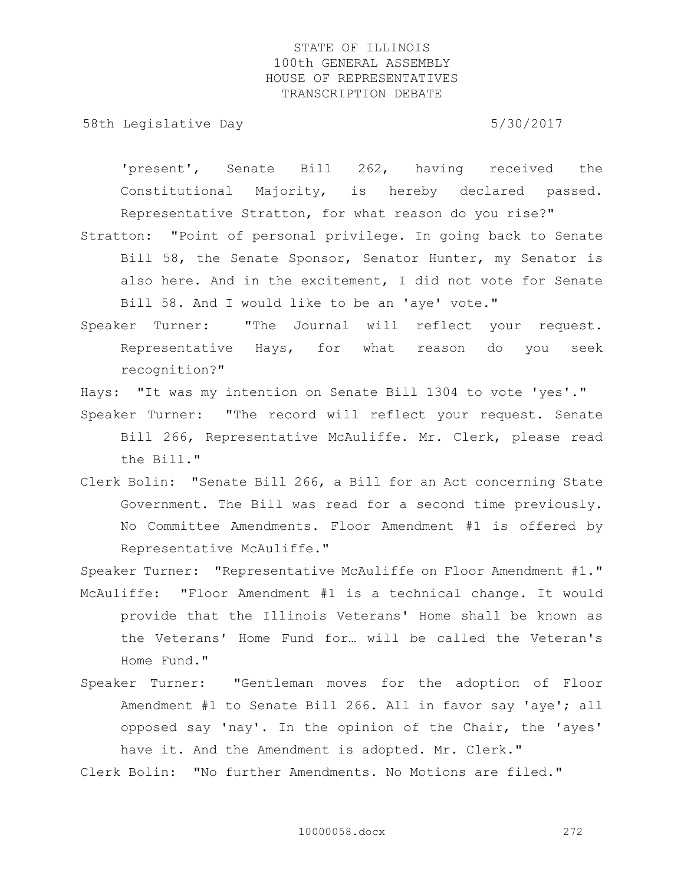'present', Senate Bill 262, having received the Constitutional Majority, is hereby declared passed. Representative Stratton, for what reason do you rise?"

Stratton: "Point of personal privilege. In going back to Senate Bill 58, the Senate Sponsor, Senator Hunter, my Senator is also here. And in the excitement, I did not vote for Senate Bill 58. And I would like to be an 'aye' vote."

Speaker Turner: "The Journal will reflect your request. Representative Hays, for what reason do you seek recognition?"

Hays: "It was my intention on Senate Bill 1304 to vote 'yes'."

Speaker Turner: "The record will reflect your request. Senate Bill 266, Representative McAuliffe. Mr. Clerk, please read the Bill."

Clerk Bolin: "Senate Bill 266, a Bill for an Act concerning State Government. The Bill was read for a second time previously. No Committee Amendments. Floor Amendment #1 is offered by Representative McAuliffe."

Speaker Turner: "Representative McAuliffe on Floor Amendment #1."

McAuliffe: "Floor Amendment #1 is a technical change. It would provide that the Illinois Veterans' Home shall be known as the Veterans' Home Fund for… will be called the Veteran's Home Fund."

Speaker Turner: "Gentleman moves for the adoption of Floor Amendment #1 to Senate Bill 266. All in favor say 'aye'; all opposed say 'nay'. In the opinion of the Chair, the 'ayes' have it. And the Amendment is adopted. Mr. Clerk."

Clerk Bolin: "No further Amendments. No Motions are filed."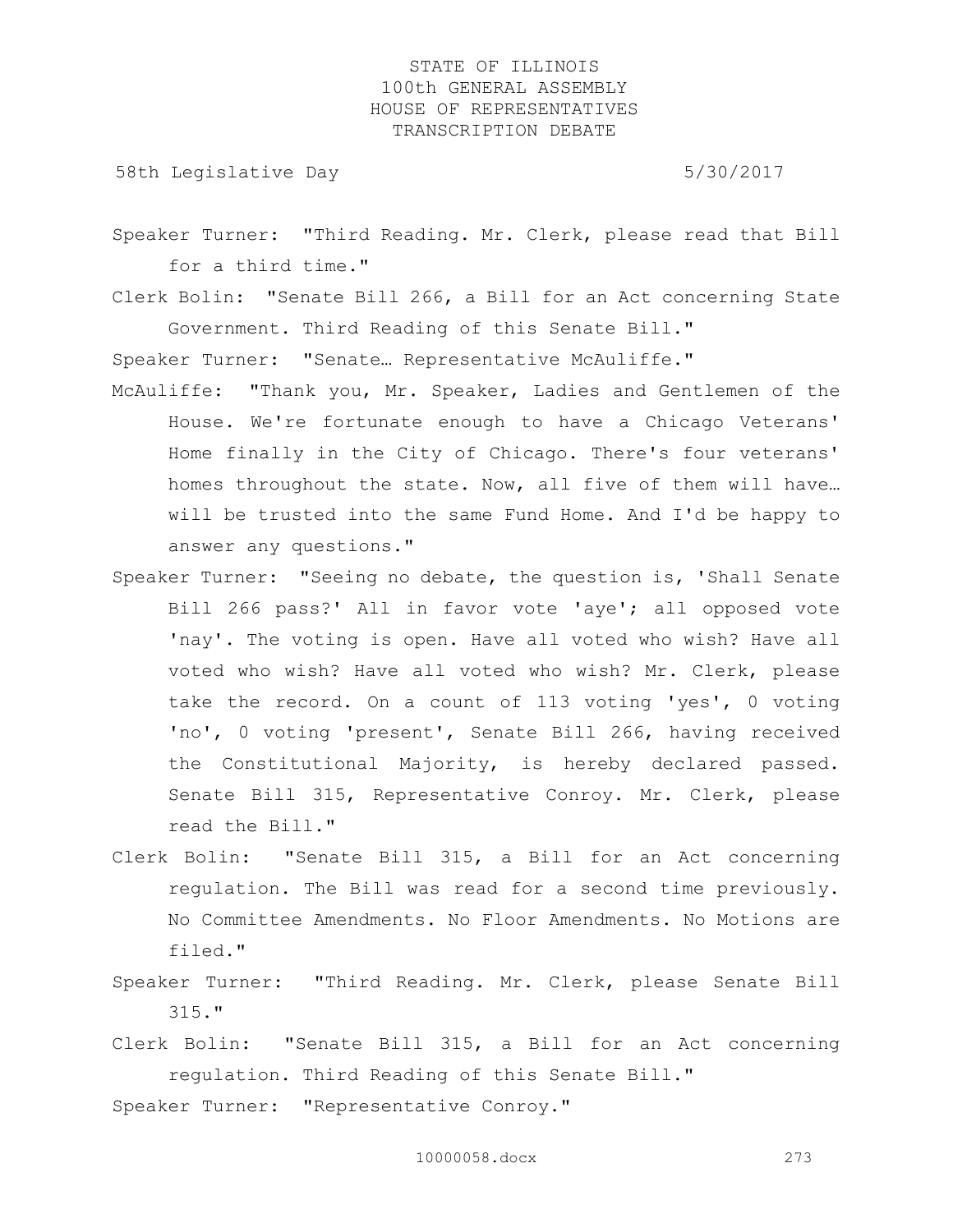Speaker Turner: "Third Reading. Mr. Clerk, please read that Bill for a third time."

Clerk Bolin: "Senate Bill 266, a Bill for an Act concerning State Government. Third Reading of this Senate Bill."

Speaker Turner: "Senate… Representative McAuliffe."

McAuliffe: "Thank you, Mr. Speaker, Ladies and Gentlemen of the House. We're fortunate enough to have a Chicago Veterans' Home finally in the City of Chicago. There's four veterans' homes throughout the state. Now, all five of them will have… will be trusted into the same Fund Home. And I'd be happy to answer any questions."

Speaker Turner: "Seeing no debate, the question is, 'Shall Senate Bill 266 pass?' All in favor vote 'aye'; all opposed vote 'nay'. The voting is open. Have all voted who wish? Have all voted who wish? Have all voted who wish? Mr. Clerk, please take the record. On a count of 113 voting 'yes', 0 voting 'no', 0 voting 'present', Senate Bill 266, having received the Constitutional Majority, is hereby declared passed. Senate Bill 315, Representative Conroy. Mr. Clerk, please read the Bill."

Clerk Bolin: "Senate Bill 315, a Bill for an Act concerning regulation. The Bill was read for a second time previously. No Committee Amendments. No Floor Amendments. No Motions are filed."

Speaker Turner: "Third Reading. Mr. Clerk, please Senate Bill 315."

Clerk Bolin: "Senate Bill 315, a Bill for an Act concerning regulation. Third Reading of this Senate Bill."

Speaker Turner: "Representative Conroy."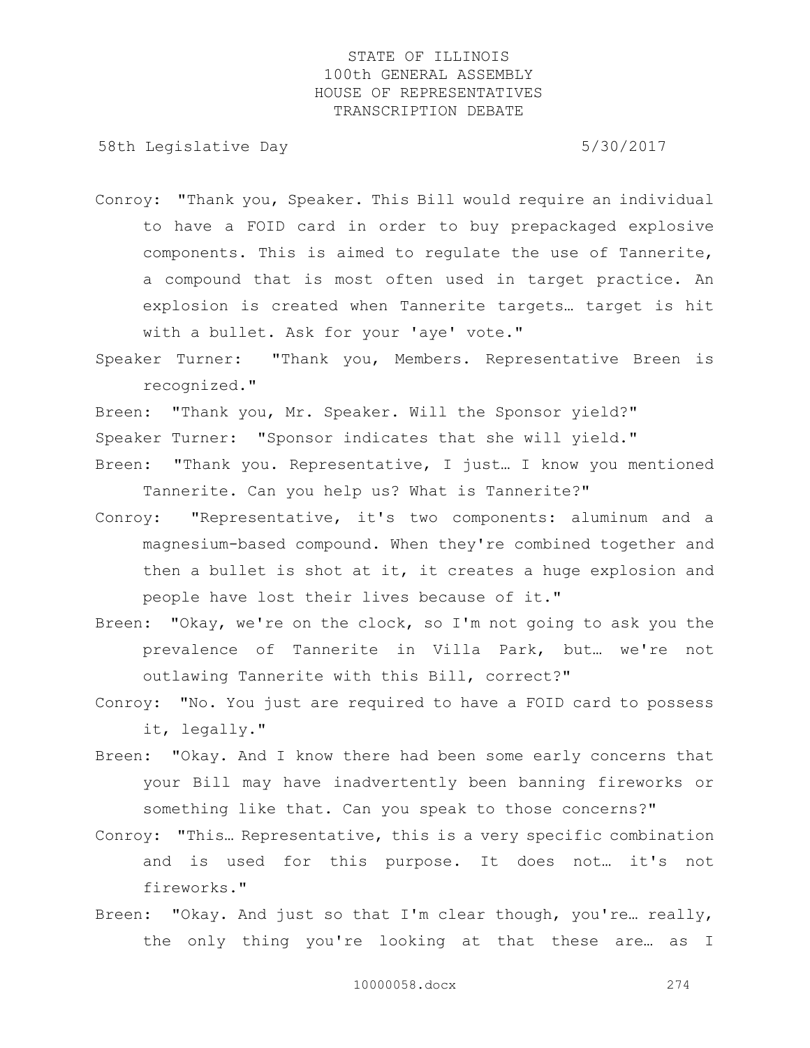Conroy: "Thank you, Speaker. This Bill would require an individual to have a FOID card in order to buy prepackaged explosive components. This is aimed to regulate the use of Tannerite, a compound that is most often used in target practice. An explosion is created when Tannerite targets… target is hit with a bullet. Ask for your 'aye' vote."

Speaker Turner: "Thank you, Members. Representative Breen is recognized."

Breen: "Thank you, Mr. Speaker. Will the Sponsor yield?"

Speaker Turner: "Sponsor indicates that she will yield."

Breen: "Thank you. Representative, I just… I know you mentioned Tannerite. Can you help us? What is Tannerite?"

Conroy: "Representative, it's two components: aluminum and a magnesium-based compound. When they're combined together and then a bullet is shot at it, it creates a huge explosion and people have lost their lives because of it."

Breen: "Okay, we're on the clock, so I'm not going to ask you the prevalence of Tannerite in Villa Park, but… we're not outlawing Tannerite with this Bill, correct?"

Conroy: "No. You just are required to have a FOID card to possess it, legally."

Breen: "Okay. And I know there had been some early concerns that your Bill may have inadvertently been banning fireworks or something like that. Can you speak to those concerns?"

Conroy: "This… Representative, this is a very specific combination and is used for this purpose. It does not… it's not fireworks."

Breen: "Okay. And just so that I'm clear though, you're… really, the only thing you're looking at that these are… as I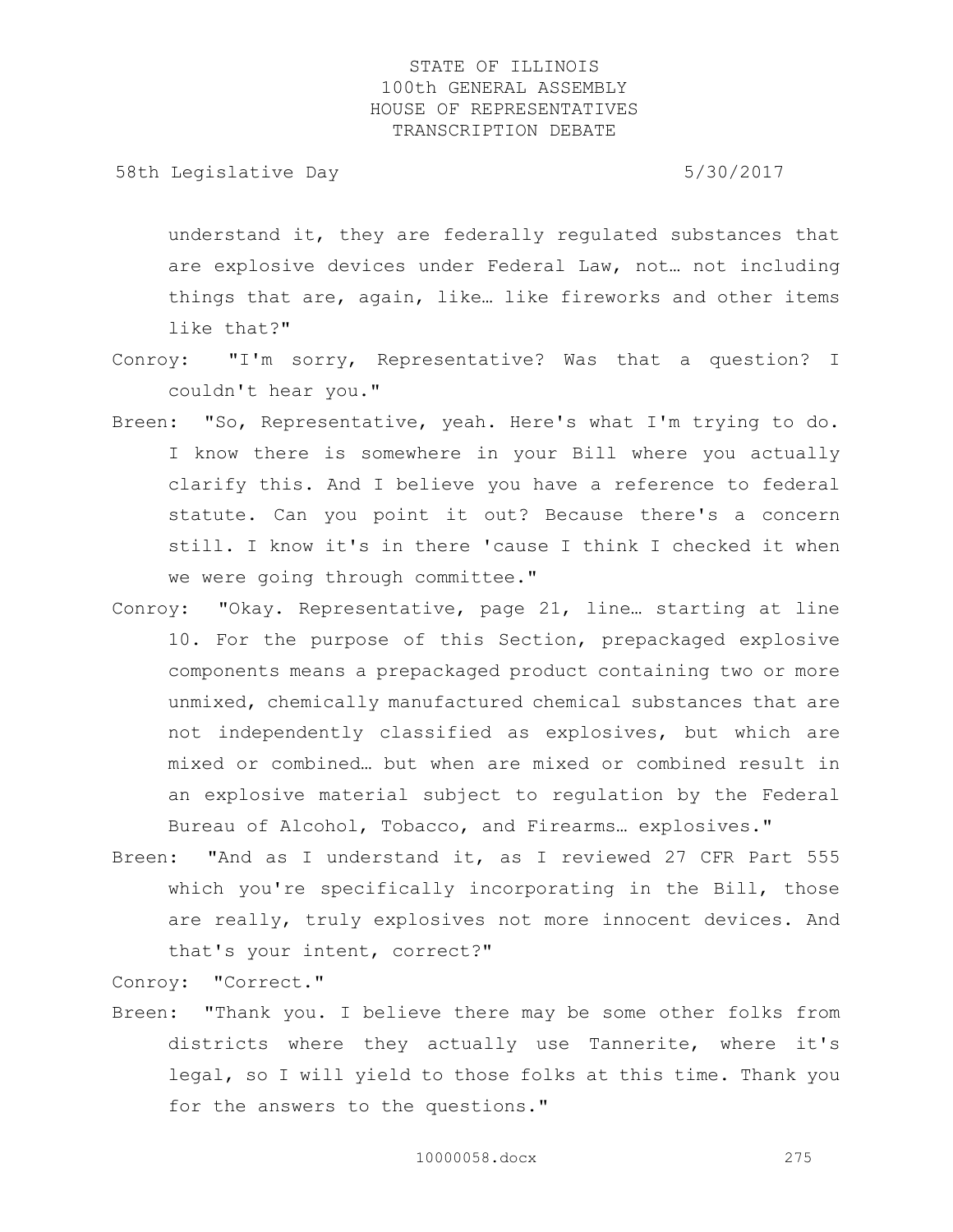understand it, they are federally regulated substances that are explosive devices under Federal Law, not… not including things that are, again, like… like fireworks and other items like that?"

Conroy: "I'm sorry, Representative? Was that a question? I couldn't hear you."

Breen: "So, Representative, yeah. Here's what I'm trying to do. I know there is somewhere in your Bill where you actually clarify this. And I believe you have a reference to federal statute. Can you point it out? Because there's a concern still. I know it's in there 'cause I think I checked it when we were going through committee."

Conroy: "Okay. Representative, page 21, line… starting at line 10. For the purpose of this Section, prepackaged explosive components means a prepackaged product containing two or more unmixed, chemically manufactured chemical substances that are not independently classified as explosives, but which are mixed or combined… but when are mixed or combined result in an explosive material subject to regulation by the Federal Bureau of Alcohol, Tobacco, and Firearms… explosives."

Breen: "And as I understand it, as I reviewed 27 CFR Part 555 which you're specifically incorporating in the Bill, those are really, truly explosives not more innocent devices. And that's your intent, correct?"

Conroy: "Correct."

Breen: "Thank you. I believe there may be some other folks from districts where they actually use Tannerite, where it's legal, so I will yield to those folks at this time. Thank you for the answers to the questions."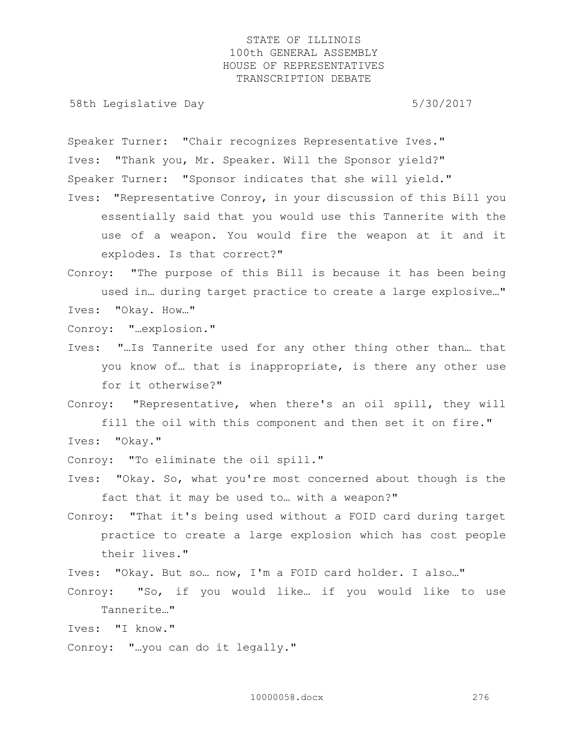Speaker Turner: "Chair recognizes Representative Ives."

Ives: "Thank you, Mr. Speaker. Will the Sponsor yield?"

Speaker Turner: "Sponsor indicates that she will yield."

Ives: "Representative Conroy, in your discussion of this Bill you essentially said that you would use this Tannerite with the use of a weapon. You would fire the weapon at it and it explodes. Is that correct?"

Conroy: "The purpose of this Bill is because it has been being used in… during target practice to create a large explosive…"

Ives: "Okay. How…"

Conroy: "…explosion."

Ives: "…Is Tannerite used for any other thing other than… that you know of… that is inappropriate, is there any other use for it otherwise?"

Conroy: "Representative, when there's an oil spill, they will fill the oil with this component and then set it on fire."

Ives: "Okay."

Conroy: "To eliminate the oil spill."

Ives: "Okay. So, what you're most concerned about though is the fact that it may be used to… with a weapon?"

Conroy: "That it's being used without a FOID card during target practice to create a large explosion which has cost people their lives."

Ives: "Okay. But so… now, I'm a FOID card holder. I also…"

Conroy: "So, if you would like… if you would like to use Tannerite…"

Ives: "I know."

Conroy: "…you can do it legally."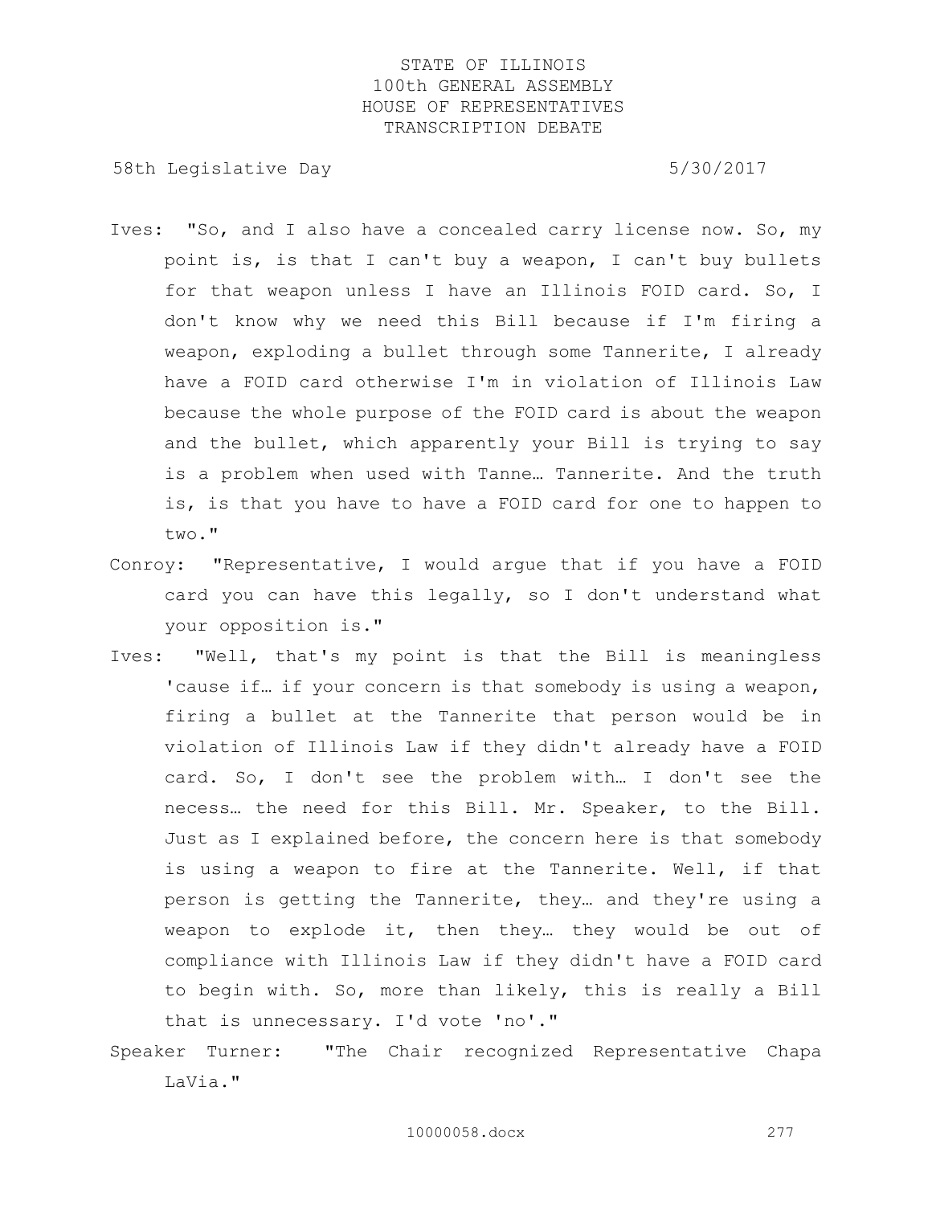Ives: "So, and I also have a concealed carry license now. So, my point is, is that I can't buy a weapon, I can't buy bullets for that weapon unless I have an Illinois FOID card. So, I don't know why we need this Bill because if I'm firing a weapon, exploding a bullet through some Tannerite, I already have a FOID card otherwise I'm in violation of Illinois Law because the whole purpose of the FOID card is about the weapon and the bullet, which apparently your Bill is trying to say is a problem when used with Tanne… Tannerite. And the truth is, is that you have to have a FOID card for one to happen to two."

Conroy: "Representative, I would argue that if you have a FOID card you can have this legally, so I don't understand what your opposition is."

Ives: "Well, that's my point is that the Bill is meaningless 'cause if… if your concern is that somebody is using a weapon, firing a bullet at the Tannerite that person would be in violation of Illinois Law if they didn't already have a FOID card. So, I don't see the problem with… I don't see the necess… the need for this Bill. Mr. Speaker, to the Bill. Just as I explained before, the concern here is that somebody is using a weapon to fire at the Tannerite. Well, if that person is getting the Tannerite, they… and they're using a weapon to explode it, then they… they would be out of compliance with Illinois Law if they didn't have a FOID card to begin with. So, more than likely, this is really a Bill that is unnecessary. I'd vote 'no'."

Speaker Turner: "The Chair recognized Representative Chapa LaVia."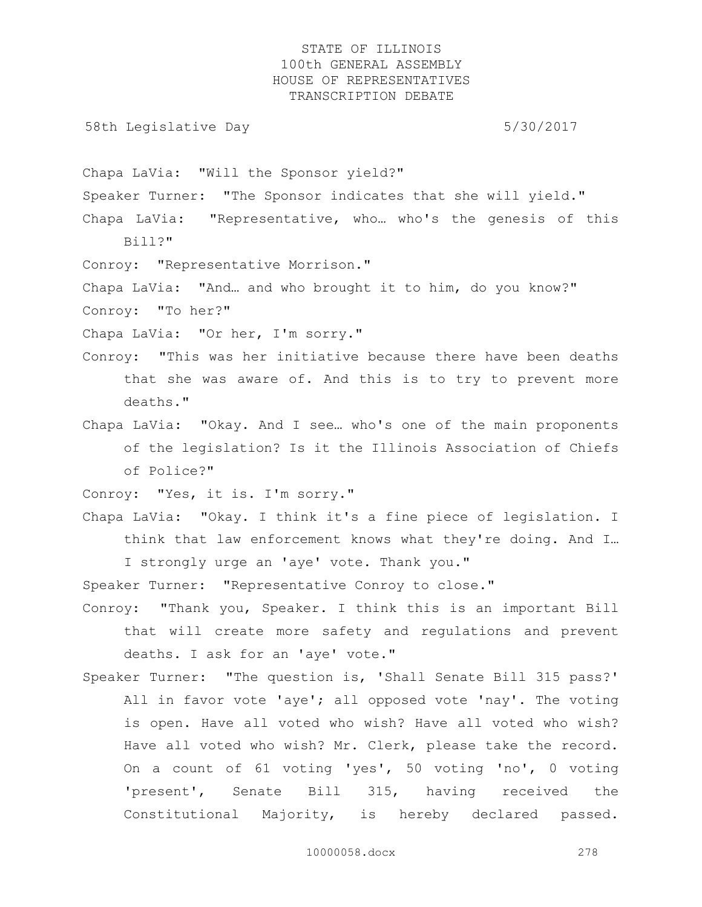Chapa LaVia: "Will the Sponsor yield?"

Speaker Turner: "The Sponsor indicates that she will yield."

Chapa LaVia: "Representative, who… who's the genesis of this Bill?"

Conroy: "Representative Morrison."

Chapa LaVia: "And… and who brought it to him, do you know?"

Conroy: "To her?"

Chapa LaVia: "Or her, I'm sorry."

Conroy: "This was her initiative because there have been deaths that she was aware of. And this is to try to prevent more deaths."

Chapa LaVia: "Okay. And I see… who's one of the main proponents of the legislation? Is it the Illinois Association of Chiefs of Police?"

Conroy: "Yes, it is. I'm sorry."

Chapa LaVia: "Okay. I think it's a fine piece of legislation. I think that law enforcement knows what they're doing. And I… I strongly urge an 'aye' vote. Thank you."

Speaker Turner: "Representative Conroy to close."

Conroy: "Thank you, Speaker. I think this is an important Bill that will create more safety and regulations and prevent deaths. I ask for an 'aye' vote."

Speaker Turner: "The question is, 'Shall Senate Bill 315 pass?' All in favor vote 'aye'; all opposed vote 'nay'. The voting is open. Have all voted who wish? Have all voted who wish? Have all voted who wish? Mr. Clerk, please take the record. On a count of 61 voting 'yes', 50 voting 'no', 0 voting 'present', Senate Bill 315, having received the Constitutional Majority, is hereby declared passed.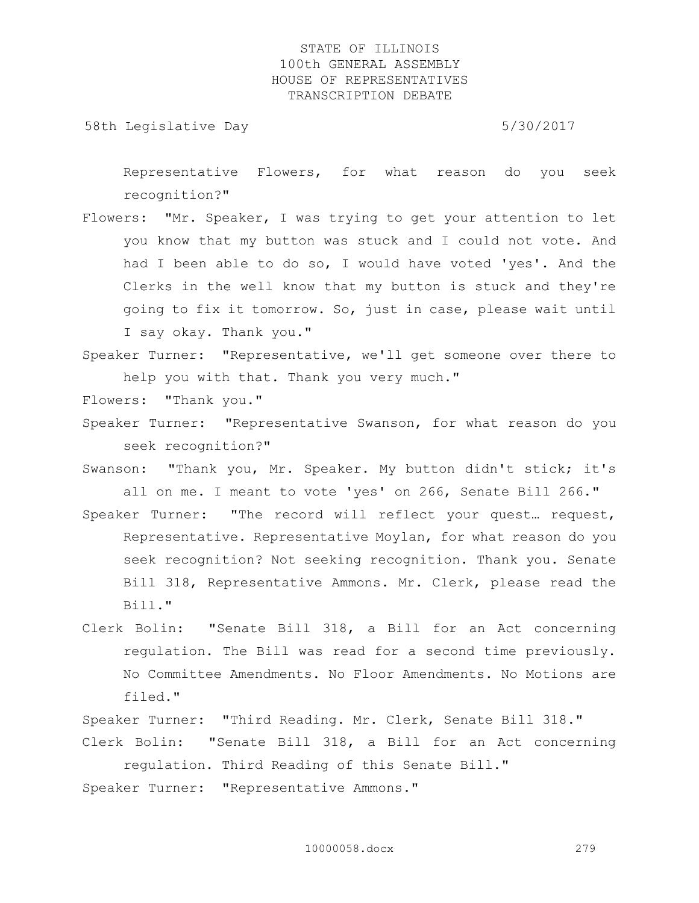Representative Flowers, for what reason do you seek recognition?"

Flowers: "Mr. Speaker, I was trying to get your attention to let you know that my button was stuck and I could not vote. And had I been able to do so, I would have voted 'yes'. And the Clerks in the well know that my button is stuck and they're going to fix it tomorrow. So, just in case, please wait until I say okay. Thank you."

Speaker Turner: "Representative, we'll get someone over there to help you with that. Thank you very much."

Flowers: "Thank you."

Speaker Turner: "Representative Swanson, for what reason do you seek recognition?"

Swanson: "Thank you, Mr. Speaker. My button didn't stick; it's all on me. I meant to vote 'yes' on 266, Senate Bill 266."

Speaker Turner: "The record will reflect your quest… request, Representative. Representative Moylan, for what reason do you seek recognition? Not seeking recognition. Thank you. Senate Bill 318, Representative Ammons. Mr. Clerk, please read the Bill."

Clerk Bolin: "Senate Bill 318, a Bill for an Act concerning regulation. The Bill was read for a second time previously. No Committee Amendments. No Floor Amendments. No Motions are filed."

Speaker Turner: "Third Reading. Mr. Clerk, Senate Bill 318."

Clerk Bolin: "Senate Bill 318, a Bill for an Act concerning regulation. Third Reading of this Senate Bill."

Speaker Turner: "Representative Ammons."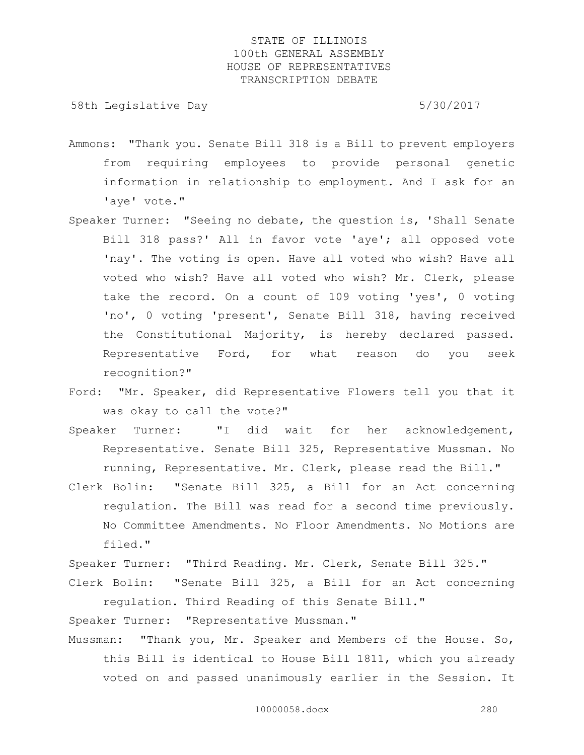Ammons: "Thank you. Senate Bill 318 is a Bill to prevent employers from requiring employees to provide personal genetic information in relationship to employment. And I ask for an 'aye' vote."

Speaker Turner: "Seeing no debate, the question is, 'Shall Senate Bill 318 pass?' All in favor vote 'aye'; all opposed vote 'nay'. The voting is open. Have all voted who wish? Have all voted who wish? Have all voted who wish? Mr. Clerk, please take the record. On a count of 109 voting 'yes', 0 voting 'no', 0 voting 'present', Senate Bill 318, having received the Constitutional Majority, is hereby declared passed. Representative Ford, for what reason do you seek recognition?"

Ford: "Mr. Speaker, did Representative Flowers tell you that it was okay to call the vote?"

Speaker Turner: "I did wait for her acknowledgement, Representative. Senate Bill 325, Representative Mussman. No running, Representative. Mr. Clerk, please read the Bill."

Clerk Bolin: "Senate Bill 325, a Bill for an Act concerning regulation. The Bill was read for a second time previously. No Committee Amendments. No Floor Amendments. No Motions are filed."

Speaker Turner: "Third Reading. Mr. Clerk, Senate Bill 325."

Clerk Bolin: "Senate Bill 325, a Bill for an Act concerning regulation. Third Reading of this Senate Bill."

Speaker Turner: "Representative Mussman."

Mussman: "Thank you, Mr. Speaker and Members of the House. So, this Bill is identical to House Bill 1811, which you already voted on and passed unanimously earlier in the Session. It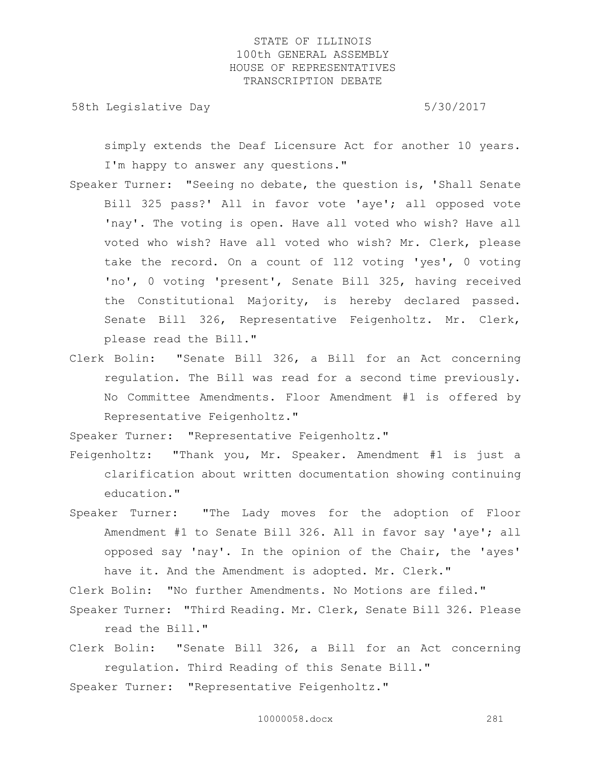simply extends the Deaf Licensure Act for another 10 years. I'm happy to answer any questions."

Speaker Turner: "Seeing no debate, the question is, 'Shall Senate Bill 325 pass?' All in favor vote 'aye'; all opposed vote 'nay'. The voting is open. Have all voted who wish? Have all voted who wish? Have all voted who wish? Mr. Clerk, please take the record. On a count of 112 voting 'yes', 0 voting 'no', 0 voting 'present', Senate Bill 325, having received the Constitutional Majority, is hereby declared passed. Senate Bill 326, Representative Feigenholtz. Mr. Clerk, please read the Bill."

Clerk Bolin: "Senate Bill 326, a Bill for an Act concerning regulation. The Bill was read for a second time previously. No Committee Amendments. Floor Amendment #1 is offered by Representative Feigenholtz."

Speaker Turner: "Representative Feigenholtz."

Feigenholtz: "Thank you, Mr. Speaker. Amendment #1 is just a clarification about written documentation showing continuing education."

Speaker Turner: "The Lady moves for the adoption of Floor Amendment #1 to Senate Bill 326. All in favor say 'aye'; all opposed say 'nay'. In the opinion of the Chair, the 'ayes' have it. And the Amendment is adopted. Mr. Clerk."

Clerk Bolin: "No further Amendments. No Motions are filed."

Speaker Turner: "Third Reading. Mr. Clerk, Senate Bill 326. Please read the Bill."

Clerk Bolin: "Senate Bill 326, a Bill for an Act concerning regulation. Third Reading of this Senate Bill."

Speaker Turner: "Representative Feigenholtz."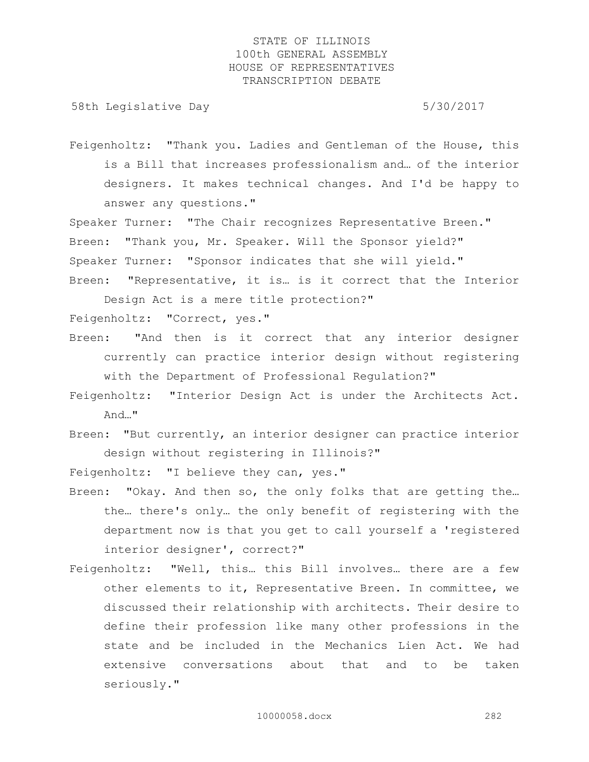Feigenholtz: "Thank you. Ladies and Gentleman of the House, this is a Bill that increases professionalism and… of the interior designers. It makes technical changes. And I'd be happy to answer any questions."

Speaker Turner: "The Chair recognizes Representative Breen."

Breen: "Thank you, Mr. Speaker. Will the Sponsor yield?"

Speaker Turner: "Sponsor indicates that she will yield."

Breen: "Representative, it is… is it correct that the Interior Design Act is a mere title protection?"

Feigenholtz: "Correct, yes."

Breen: "And then is it correct that any interior designer currently can practice interior design without registering with the Department of Professional Regulation?"

Feigenholtz: "Interior Design Act is under the Architects Act. And…"

Breen: "But currently, an interior designer can practice interior design without registering in Illinois?"

Feigenholtz: "I believe they can, yes."

Breen: "Okay. And then so, the only folks that are getting the… the… there's only… the only benefit of registering with the department now is that you get to call yourself a 'registered interior designer', correct?"

Feigenholtz: "Well, this… this Bill involves… there are a few other elements to it, Representative Breen. In committee, we discussed their relationship with architects. Their desire to define their profession like many other professions in the state and be included in the Mechanics Lien Act. We had extensive conversations about that and to be taken seriously."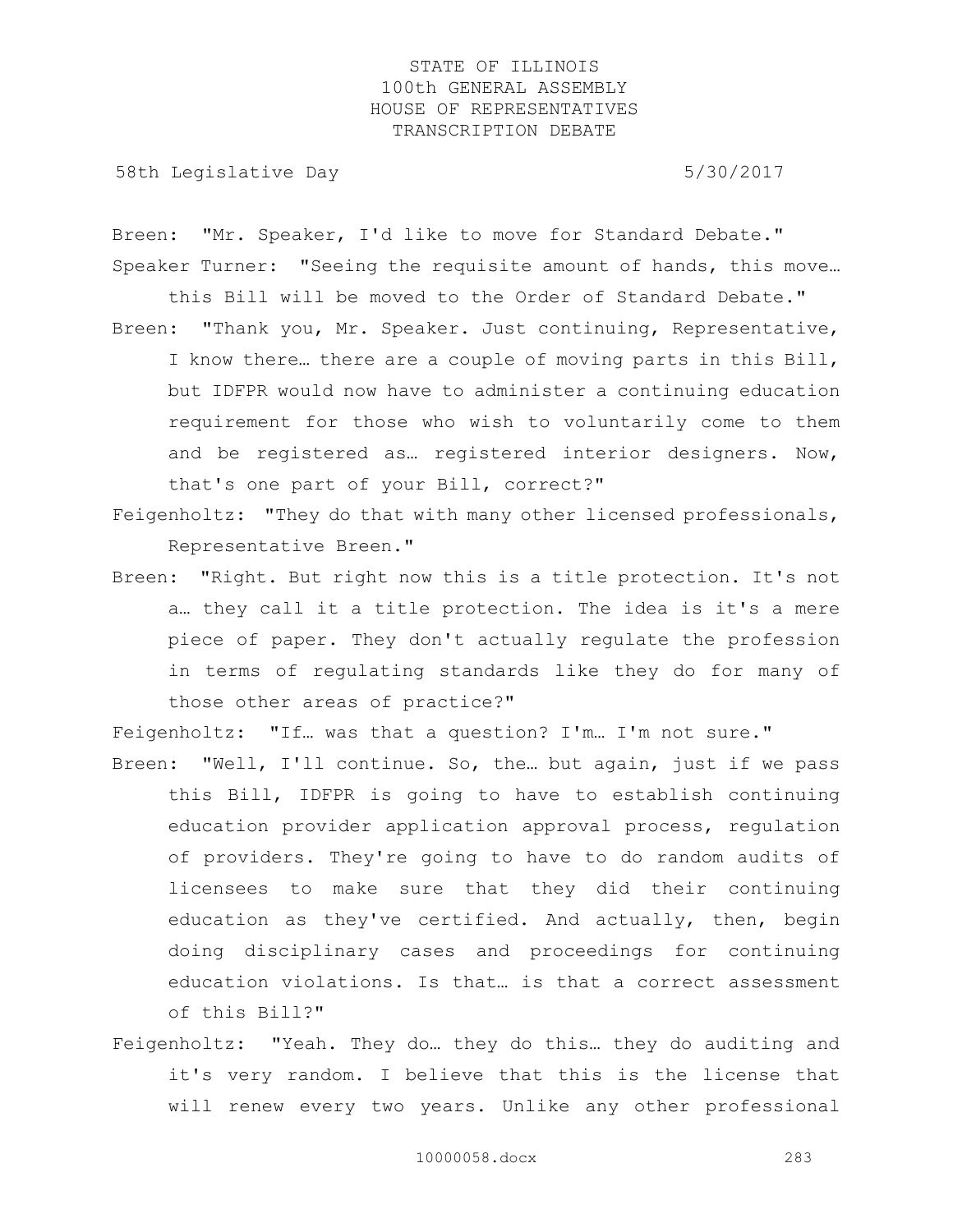Breen: "Mr. Speaker, I'd like to move for Standard Debate."

Speaker Turner: "Seeing the requisite amount of hands, this move… this Bill will be moved to the Order of Standard Debate."

Breen: "Thank you, Mr. Speaker. Just continuing, Representative, I know there… there are a couple of moving parts in this Bill, but IDFPR would now have to administer a continuing education requirement for those who wish to voluntarily come to them and be registered as… registered interior designers. Now, that's one part of your Bill, correct?"

Feigenholtz: "They do that with many other licensed professionals, Representative Breen."

Breen: "Right. But right now this is a title protection. It's not a… they call it a title protection. The idea is it's a mere piece of paper. They don't actually regulate the profession in terms of regulating standards like they do for many of those other areas of practice?"

Feigenholtz: "If… was that a question? I'm… I'm not sure."

Breen: "Well, I'll continue. So, the… but again, just if we pass this Bill, IDFPR is going to have to establish continuing education provider application approval process, regulation of providers. They're going to have to do random audits of licensees to make sure that they did their continuing education as they've certified. And actually, then, begin doing disciplinary cases and proceedings for continuing education violations. Is that… is that a correct assessment of this Bill?"

Feigenholtz: "Yeah. They do… they do this… they do auditing and it's very random. I believe that this is the license that will renew every two years. Unlike any other professional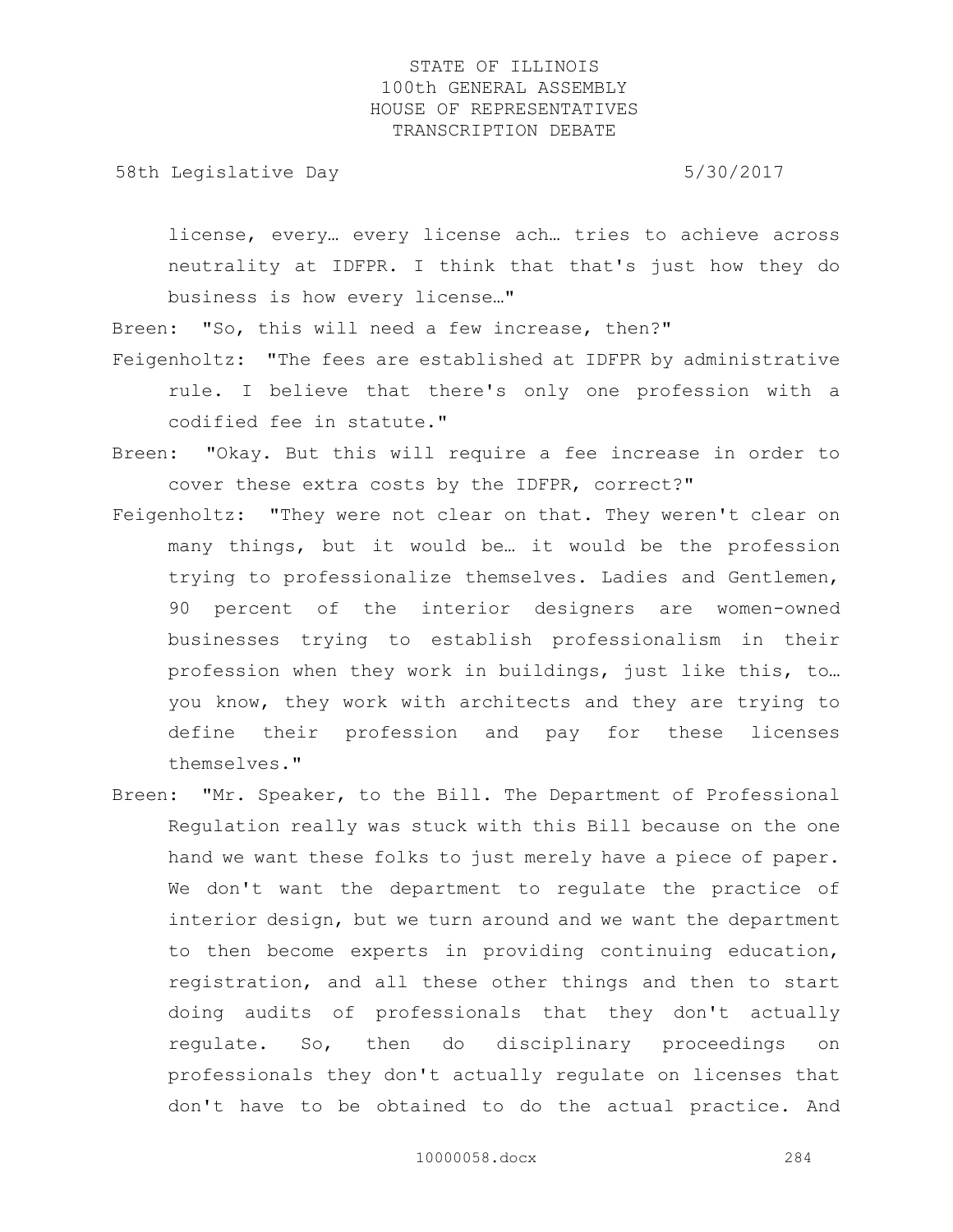license, every… every license ach… tries to achieve across neutrality at IDFPR. I think that that's just how they do business is how every license…"

Breen: "So, this will need a few increase, then?"

Feigenholtz: "The fees are established at IDFPR by administrative rule. I believe that there's only one profession with a codified fee in statute."

Breen: "Okay. But this will require a fee increase in order to cover these extra costs by the IDFPR, correct?"

Feigenholtz: "They were not clear on that. They weren't clear on many things, but it would be… it would be the profession trying to professionalize themselves. Ladies and Gentlemen, 90 percent of the interior designers are women-owned businesses trying to establish professionalism in their profession when they work in buildings, just like this, to… you know, they work with architects and they are trying to define their profession and pay for these licenses themselves."

Breen: "Mr. Speaker, to the Bill. The Department of Professional Regulation really was stuck with this Bill because on the one hand we want these folks to just merely have a piece of paper. We don't want the department to regulate the practice of interior design, but we turn around and we want the department to then become experts in providing continuing education, registration, and all these other things and then to start doing audits of professionals that they don't actually regulate. So, then do disciplinary proceedings on professionals they don't actually regulate on licenses that don't have to be obtained to do the actual practice. And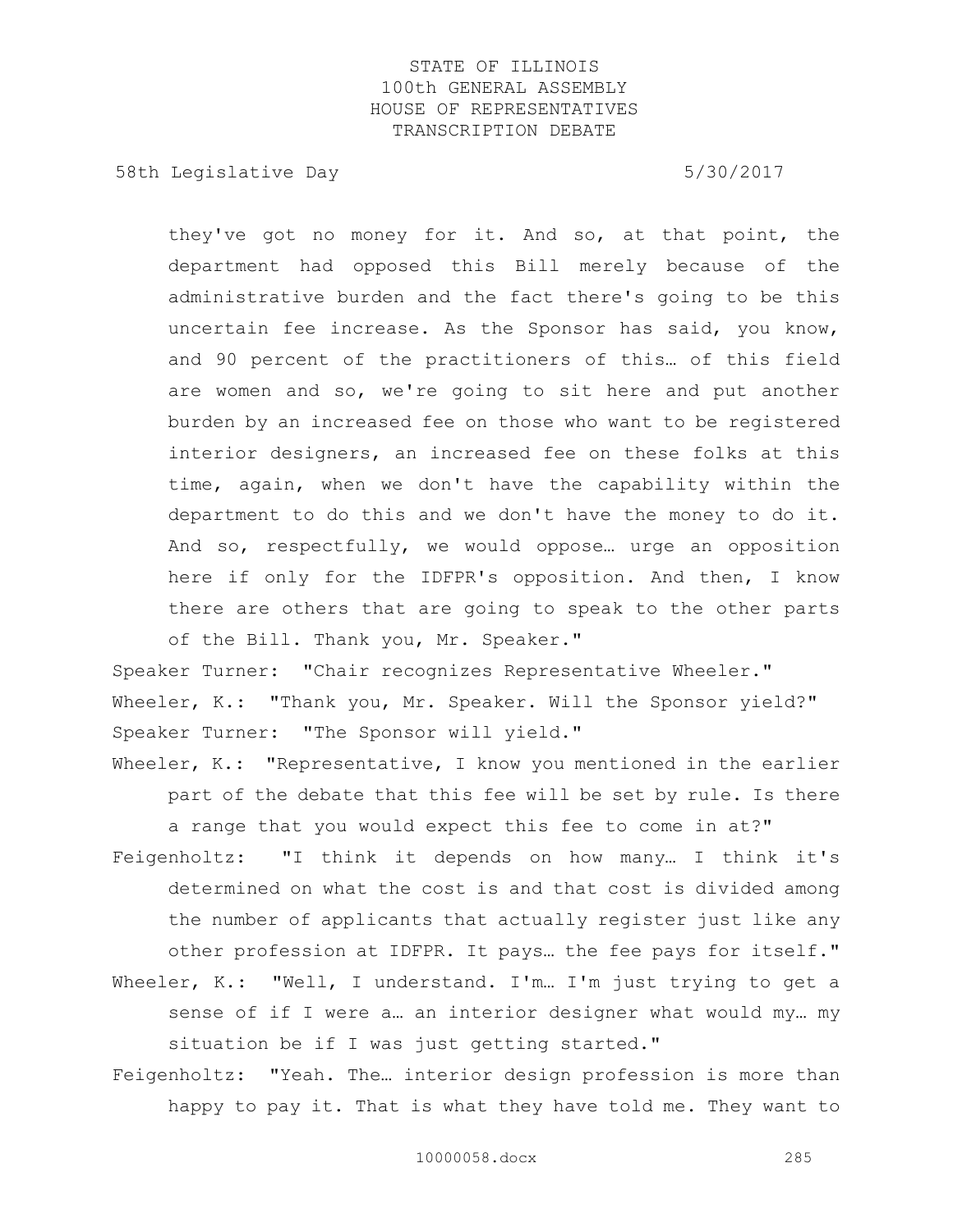they've got no money for it. And so, at that point, the department had opposed this Bill merely because of the administrative burden and the fact there's going to be this uncertain fee increase. As the Sponsor has said, you know, and 90 percent of the practitioners of this… of this field are women and so, we're going to sit here and put another burden by an increased fee on those who want to be registered interior designers, an increased fee on these folks at this time, again, when we don't have the capability within the department to do this and we don't have the money to do it. And so, respectfully, we would oppose… urge an opposition here if only for the IDFPR's opposition. And then, I know there are others that are going to speak to the other parts of the Bill. Thank you, Mr. Speaker."

Speaker Turner: "Chair recognizes Representative Wheeler."

Wheeler, K.: "Thank you, Mr. Speaker. Will the Sponsor yield?"

Speaker Turner: "The Sponsor will yield."

Wheeler, K.: "Representative, I know you mentioned in the earlier part of the debate that this fee will be set by rule. Is there a range that you would expect this fee to come in at?"

Feigenholtz: "I think it depends on how many… I think it's determined on what the cost is and that cost is divided among the number of applicants that actually register just like any other profession at IDFPR. It pays… the fee pays for itself."

Wheeler, K.: "Well, I understand. I'm… I'm just trying to get a sense of if I were a… an interior designer what would my… my situation be if I was just getting started."

Feigenholtz: "Yeah. The… interior design profession is more than happy to pay it. That is what they have told me. They want to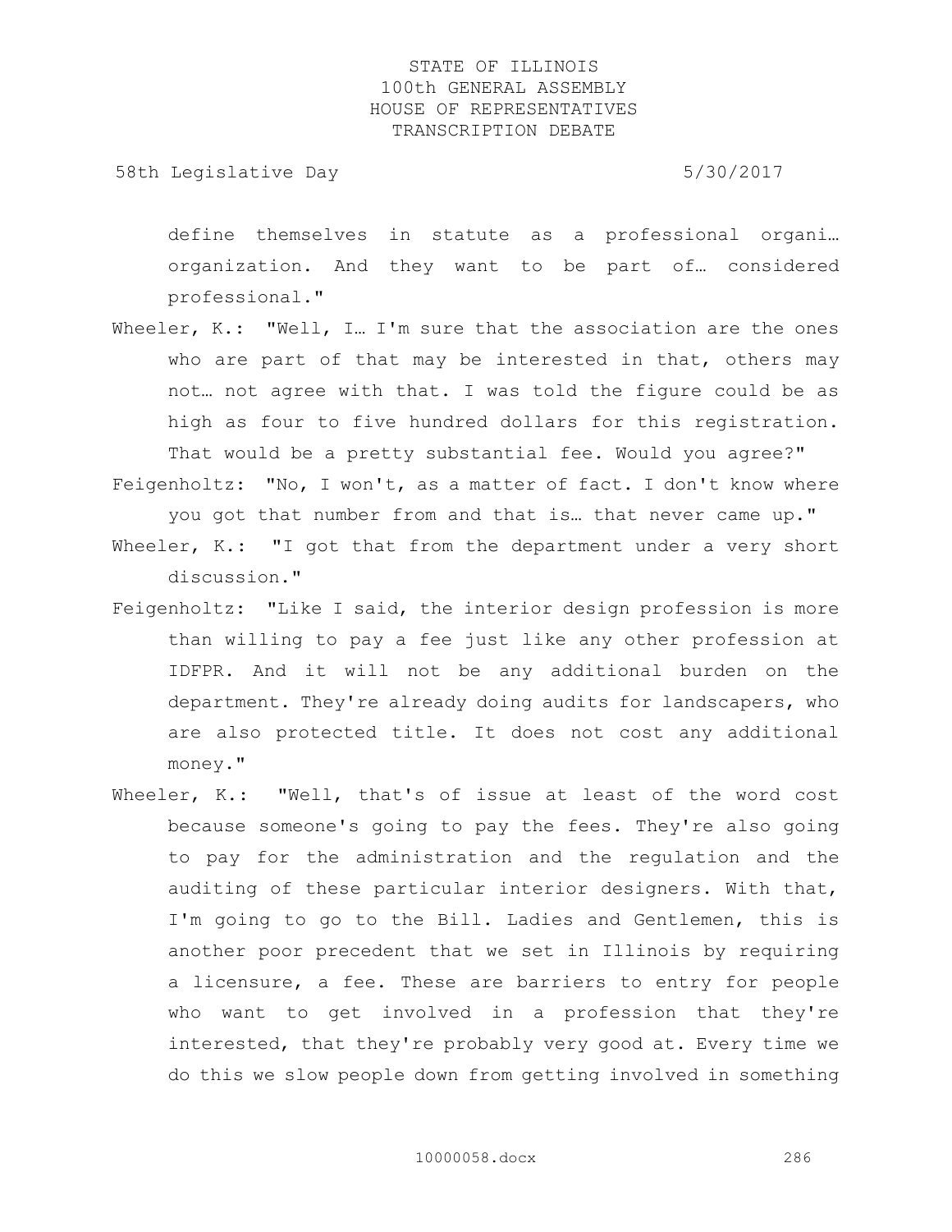define themselves in statute as a professional organi… organization. And they want to be part of… considered professional."

Wheeler, K.: "Well, I… I'm sure that the association are the ones who are part of that may be interested in that, others may not… not agree with that. I was told the figure could be as high as four to five hundred dollars for this registration. That would be a pretty substantial fee. Would you agree?"

Feigenholtz: "No, I won't, as a matter of fact. I don't know where you got that number from and that is… that never came up."

Wheeler, K.: "I got that from the department under a very short discussion."

Feigenholtz: "Like I said, the interior design profession is more than willing to pay a fee just like any other profession at IDFPR. And it will not be any additional burden on the department. They're already doing audits for landscapers, who are also protected title. It does not cost any additional money."

Wheeler, K.: "Well, that's of issue at least of the word cost because someone's going to pay the fees. They're also going to pay for the administration and the regulation and the auditing of these particular interior designers. With that, I'm going to go to the Bill. Ladies and Gentlemen, this is another poor precedent that we set in Illinois by requiring a licensure, a fee. These are barriers to entry for people who want to get involved in a profession that they're interested, that they're probably very good at. Every time we do this we slow people down from getting involved in something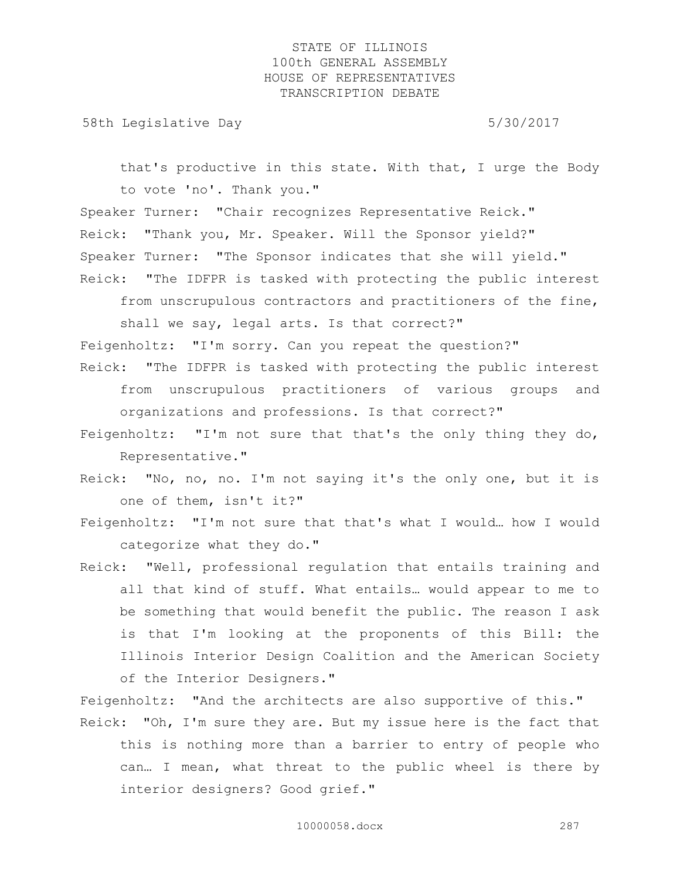that's productive in this state. With that, I urge the Body to vote 'no'. Thank you."

Speaker Turner: "Chair recognizes Representative Reick."

Reick: "Thank you, Mr. Speaker. Will the Sponsor yield?"

Speaker Turner: "The Sponsor indicates that she will yield."

Reick: "The IDFPR is tasked with protecting the public interest from unscrupulous contractors and practitioners of the fine, shall we say, legal arts. Is that correct?"

Feigenholtz: "I'm sorry. Can you repeat the question?"

Reick: "The IDFPR is tasked with protecting the public interest from unscrupulous practitioners of various groups and organizations and professions. Is that correct?"

Feigenholtz: "I'm not sure that that's the only thing they do, Representative."

Reick: "No, no, no. I'm not saying it's the only one, but it is one of them, isn't it?"

Feigenholtz: "I'm not sure that that's what I would… how I would categorize what they do."

Reick: "Well, professional regulation that entails training and all that kind of stuff. What entails… would appear to me to be something that would benefit the public. The reason I ask is that I'm looking at the proponents of this Bill: the Illinois Interior Design Coalition and the American Society of the Interior Designers."

Feigenholtz: "And the architects are also supportive of this."

Reick: "Oh, I'm sure they are. But my issue here is the fact that this is nothing more than a barrier to entry of people who can… I mean, what threat to the public wheel is there by interior designers? Good grief."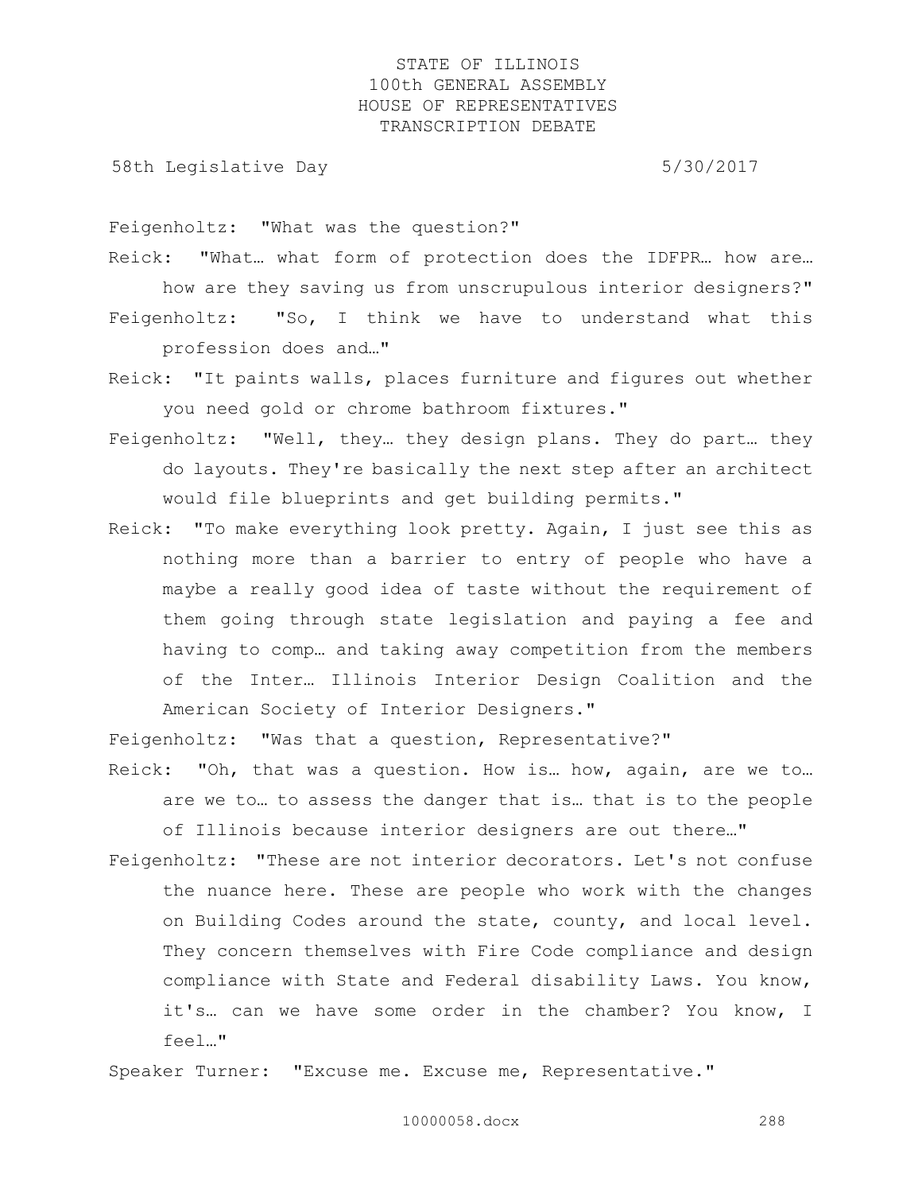Feigenholtz: "What was the question?"

Reick: "What… what form of protection does the IDFPR… how are… how are they saving us from unscrupulous interior designers?"

Feigenholtz: "So, I think we have to understand what this profession does and…"

Reick: "It paints walls, places furniture and figures out whether you need gold or chrome bathroom fixtures."

Feigenholtz: "Well, they… they design plans. They do part… they do layouts. They're basically the next step after an architect would file blueprints and get building permits."

Reick: "To make everything look pretty. Again, I just see this as nothing more than a barrier to entry of people who have a maybe a really good idea of taste without the requirement of them going through state legislation and paying a fee and having to comp… and taking away competition from the members of the Inter… Illinois Interior Design Coalition and the American Society of Interior Designers."

Feigenholtz: "Was that a question, Representative?"

Reick: "Oh, that was a question. How is… how, again, are we to… are we to… to assess the danger that is… that is to the people of Illinois because interior designers are out there…"

Feigenholtz: "These are not interior decorators. Let's not confuse the nuance here. These are people who work with the changes on Building Codes around the state, county, and local level. They concern themselves with Fire Code compliance and design compliance with State and Federal disability Laws. You know, it's… can we have some order in the chamber? You know, I feel…"

Speaker Turner: "Excuse me. Excuse me, Representative."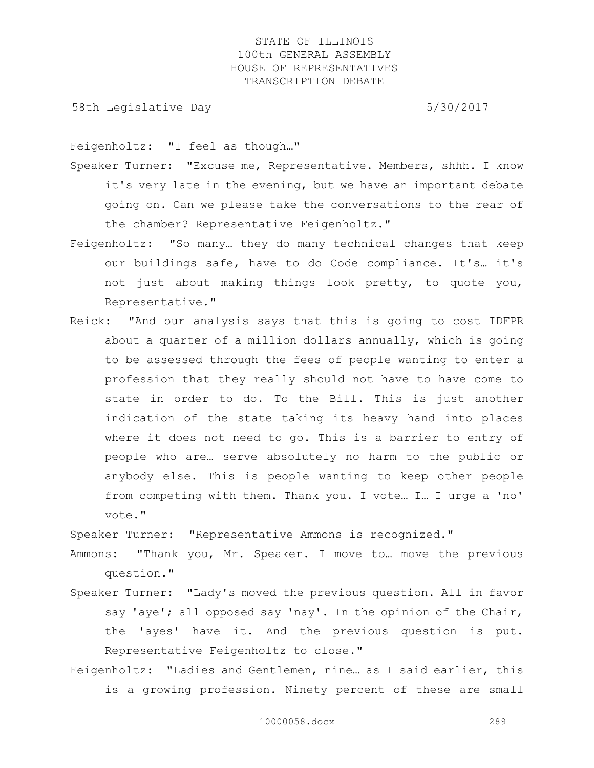Feigenholtz: "I feel as though…"

Speaker Turner: "Excuse me, Representative. Members, shhh. I know it's very late in the evening, but we have an important debate going on. Can we please take the conversations to the rear of the chamber? Representative Feigenholtz."

Feigenholtz: "So many… they do many technical changes that keep our buildings safe, have to do Code compliance. It's… it's not just about making things look pretty, to quote you, Representative."

Reick: "And our analysis says that this is going to cost IDFPR about a quarter of a million dollars annually, which is going to be assessed through the fees of people wanting to enter a profession that they really should not have to have come to state in order to do. To the Bill. This is just another indication of the state taking its heavy hand into places where it does not need to go. This is a barrier to entry of people who are… serve absolutely no harm to the public or anybody else. This is people wanting to keep other people from competing with them. Thank you. I vote… I… I urge a 'no' vote."

Speaker Turner: "Representative Ammons is recognized."

Ammons: "Thank you, Mr. Speaker. I move to… move the previous question."

Speaker Turner: "Lady's moved the previous question. All in favor say 'aye'; all opposed say 'nay'. In the opinion of the Chair, the 'ayes' have it. And the previous question is put. Representative Feigenholtz to close."

Feigenholtz: "Ladies and Gentlemen, nine… as I said earlier, this is a growing profession. Ninety percent of these are small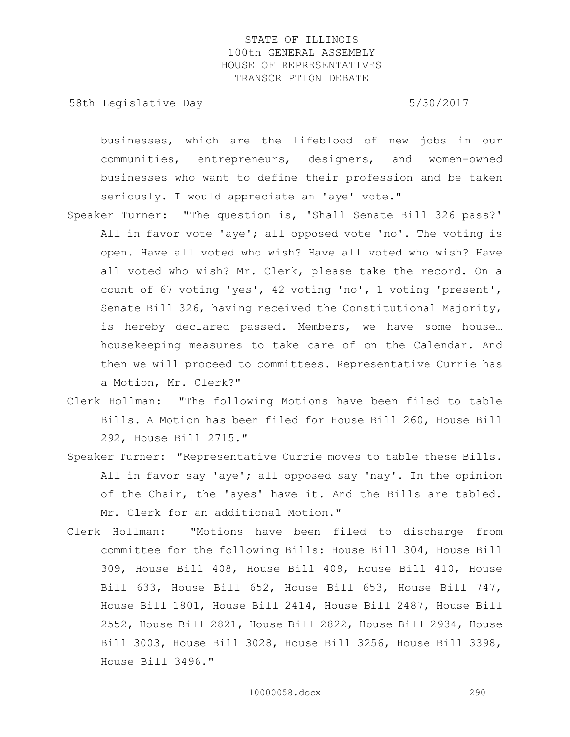businesses, which are the lifeblood of new jobs in our communities, entrepreneurs, designers, and women-owned businesses who want to define their profession and be taken seriously. I would appreciate an 'aye' vote."

Speaker Turner: "The question is, 'Shall Senate Bill 326 pass?' All in favor vote 'aye'; all opposed vote 'no'. The voting is open. Have all voted who wish? Have all voted who wish? Have all voted who wish? Mr. Clerk, please take the record. On a count of 67 voting 'yes', 42 voting 'no', 1 voting 'present', Senate Bill 326, having received the Constitutional Majority, is hereby declared passed. Members, we have some house… housekeeping measures to take care of on the Calendar. And then we will proceed to committees. Representative Currie has a Motion, Mr. Clerk?"

Clerk Hollman: "The following Motions have been filed to table Bills. A Motion has been filed for House Bill 260, House Bill 292, House Bill 2715."

Speaker Turner: "Representative Currie moves to table these Bills. All in favor say 'aye'; all opposed say 'nay'. In the opinion of the Chair, the 'ayes' have it. And the Bills are tabled. Mr. Clerk for an additional Motion."

Clerk Hollman: "Motions have been filed to discharge from committee for the following Bills: House Bill 304, House Bill 309, House Bill 408, House Bill 409, House Bill 410, House Bill 633, House Bill 652, House Bill 653, House Bill 747, House Bill 1801, House Bill 2414, House Bill 2487, House Bill 2552, House Bill 2821, House Bill 2822, House Bill 2934, House Bill 3003, House Bill 3028, House Bill 3256, House Bill 3398, House Bill 3496."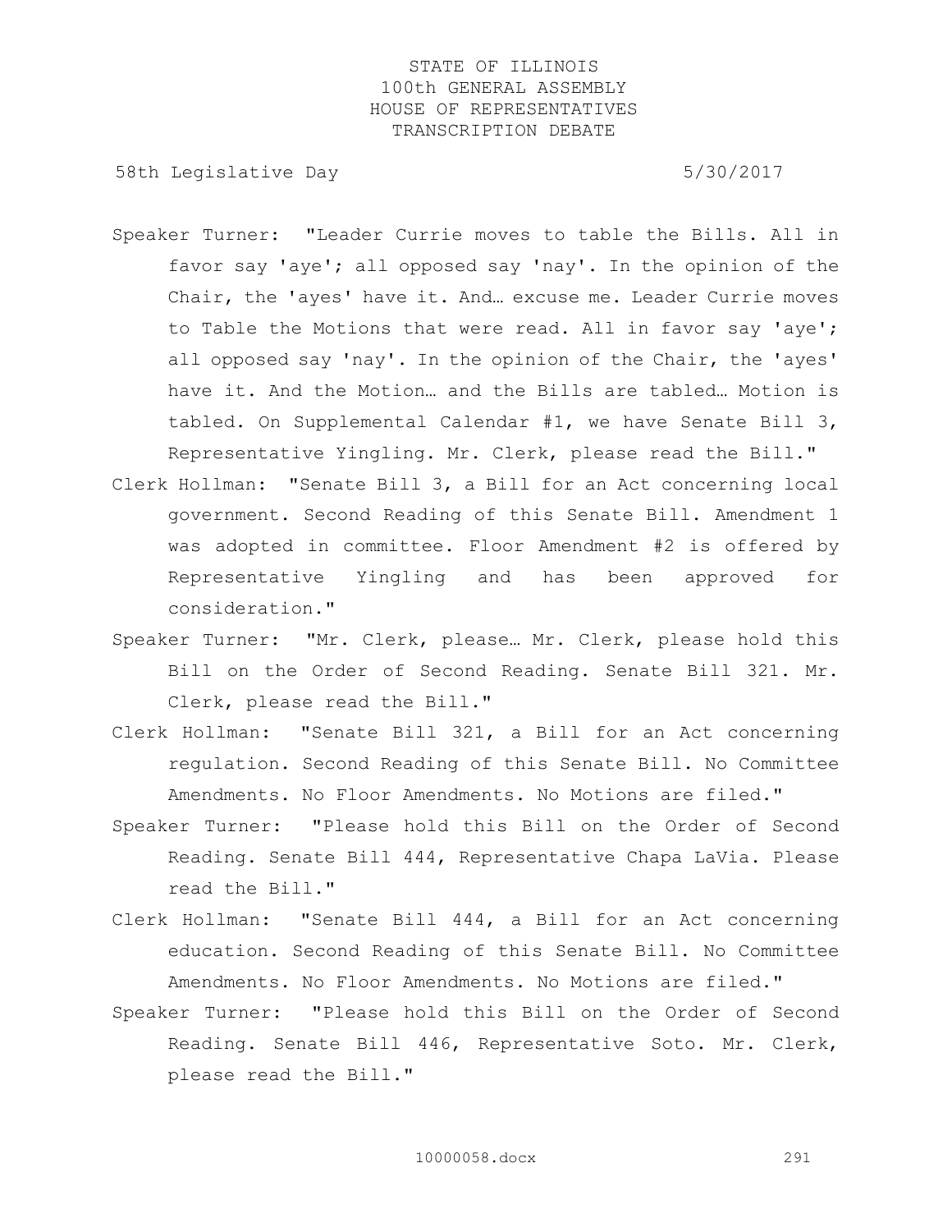Speaker Turner: "Leader Currie moves to table the Bills. All in favor say 'aye'; all opposed say 'nay'. In the opinion of the Chair, the 'ayes' have it. And… excuse me. Leader Currie moves to Table the Motions that were read. All in favor say 'aye'; all opposed say 'nay'. In the opinion of the Chair, the 'ayes' have it. And the Motion… and the Bills are tabled… Motion is tabled. On Supplemental Calendar #1, we have Senate Bill 3, Representative Yingling. Mr. Clerk, please read the Bill."

Clerk Hollman: "Senate Bill 3, a Bill for an Act concerning local government. Second Reading of this Senate Bill. Amendment 1 was adopted in committee. Floor Amendment #2 is offered by Representative Yingling and has been approved for consideration."

Speaker Turner: "Mr. Clerk, please… Mr. Clerk, please hold this Bill on the Order of Second Reading. Senate Bill 321. Mr. Clerk, please read the Bill."

Clerk Hollman: "Senate Bill 321, a Bill for an Act concerning regulation. Second Reading of this Senate Bill. No Committee Amendments. No Floor Amendments. No Motions are filed."

Speaker Turner: "Please hold this Bill on the Order of Second Reading. Senate Bill 444, Representative Chapa LaVia. Please read the Bill."

Clerk Hollman: "Senate Bill 444, a Bill for an Act concerning education. Second Reading of this Senate Bill. No Committee Amendments. No Floor Amendments. No Motions are filed."

Speaker Turner: "Please hold this Bill on the Order of Second Reading. Senate Bill 446, Representative Soto. Mr. Clerk, please read the Bill."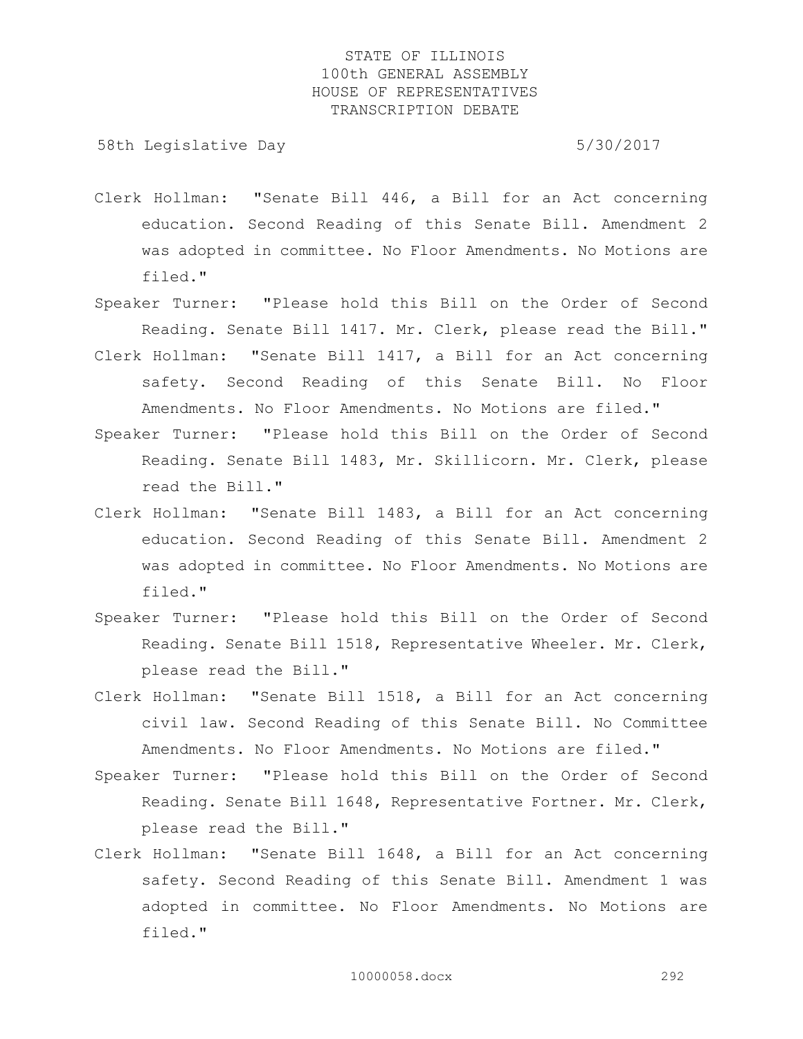Clerk Hollman: "Senate Bill 446, a Bill for an Act concerning education. Second Reading of this Senate Bill. Amendment 2 was adopted in committee. No Floor Amendments. No Motions are filed."

Speaker Turner: "Please hold this Bill on the Order of Second Reading. Senate Bill 1417. Mr. Clerk, please read the Bill."

Clerk Hollman: "Senate Bill 1417, a Bill for an Act concerning safety. Second Reading of this Senate Bill. No Floor Amendments. No Floor Amendments. No Motions are filed."

Speaker Turner: "Please hold this Bill on the Order of Second Reading. Senate Bill 1483, Mr. Skillicorn. Mr. Clerk, please read the Bill."

Clerk Hollman: "Senate Bill 1483, a Bill for an Act concerning education. Second Reading of this Senate Bill. Amendment 2 was adopted in committee. No Floor Amendments. No Motions are filed."

Speaker Turner: "Please hold this Bill on the Order of Second Reading. Senate Bill 1518, Representative Wheeler. Mr. Clerk, please read the Bill."

Clerk Hollman: "Senate Bill 1518, a Bill for an Act concerning civil law. Second Reading of this Senate Bill. No Committee Amendments. No Floor Amendments. No Motions are filed."

Speaker Turner: "Please hold this Bill on the Order of Second Reading. Senate Bill 1648, Representative Fortner. Mr. Clerk, please read the Bill."

Clerk Hollman: "Senate Bill 1648, a Bill for an Act concerning safety. Second Reading of this Senate Bill. Amendment 1 was adopted in committee. No Floor Amendments. No Motions are filed."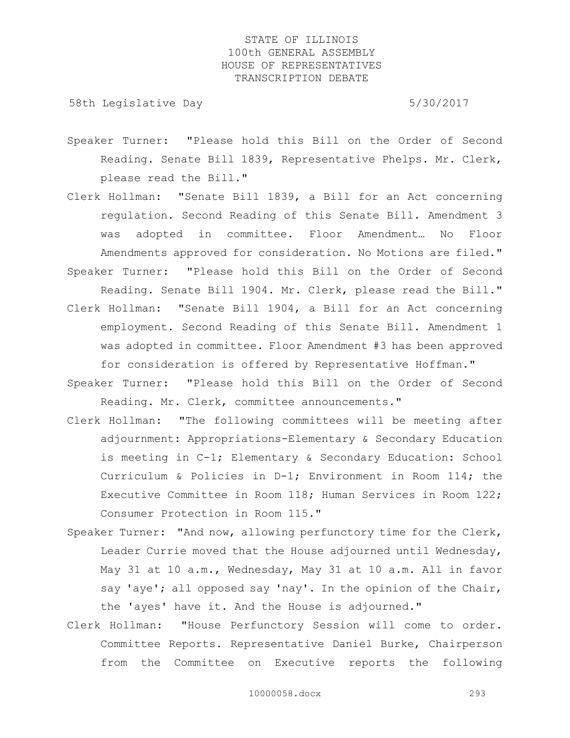Speaker Turner: "Please hold this Bill on the Order of Second Reading. Senate Bill 1839, Representative Phelps. Mr. Clerk, please read the Bill."

Clerk Hollman: "Senate Bill 1839, a Bill for an Act concerning regulation. Second Reading of this Senate Bill. Amendment 3 was adopted in committee. Floor Amendment… No Floor Amendments approved for consideration. No Motions are filed."

Speaker Turner: "Please hold this Bill on the Order of Second Reading. Senate Bill 1904. Mr. Clerk, please read the Bill."

Clerk Hollman: "Senate Bill 1904, a Bill for an Act concerning employment. Second Reading of this Senate Bill. Amendment 1 was adopted in committee. Floor Amendment #3 has been approved for consideration is offered by Representative Hoffman."

Speaker Turner: "Please hold this Bill on the Order of Second Reading. Mr. Clerk, committee announcements."

Clerk Hollman: "The following committees will be meeting after adjournment: Appropriations-Elementary & Secondary Education is meeting in C-1; Elementary & Secondary Education: School Curriculum & Policies in D-1; Environment in Room 114; the Executive Committee in Room 118; Human Services in Room 122; Consumer Protection in Room 115."

Speaker Turner: "And now, allowing perfunctory time for the Clerk, Leader Currie moved that the House adjourned until Wednesday, May 31 at 10 a.m., Wednesday, May 31 at 10 a.m. All in favor say 'aye'; all opposed say 'nay'. In the opinion of the Chair, the 'ayes' have it. And the House is adjourned."

Clerk Hollman: "House Perfunctory Session will come to order. Committee Reports. Representative Daniel Burke, Chairperson from the Committee on Executive reports the following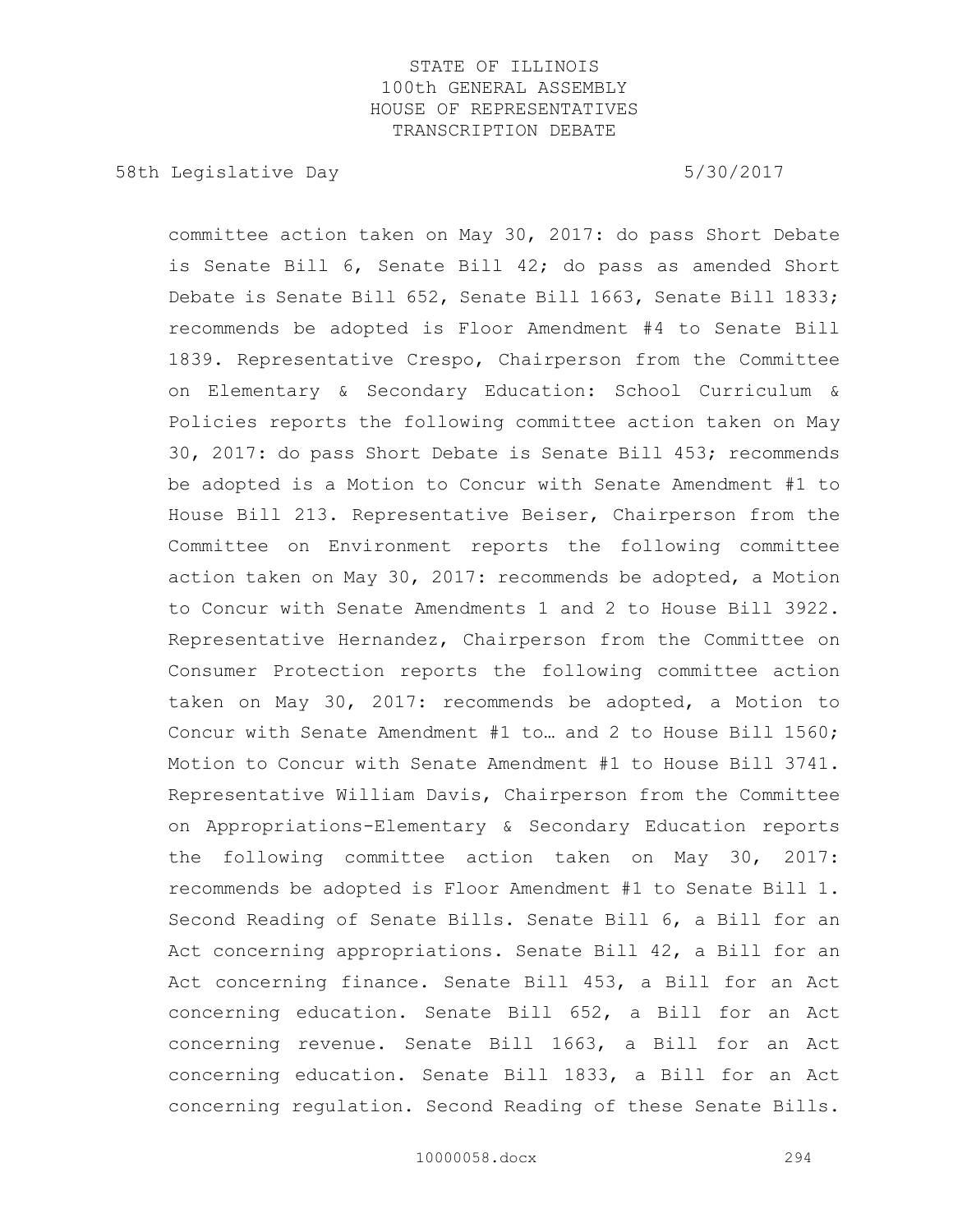committee action taken on May 30, 2017: do pass Short Debate is Senate Bill 6, Senate Bill 42; do pass as amended Short Debate is Senate Bill 652, Senate Bill 1663, Senate Bill 1833; recommends be adopted is Floor Amendment #4 to Senate Bill 1839. Representative Crespo, Chairperson from the Committee on Elementary & Secondary Education: School Curriculum & Policies reports the following committee action taken on May 30, 2017: do pass Short Debate is Senate Bill 453; recommends be adopted is a Motion to Concur with Senate Amendment #1 to House Bill 213. Representative Beiser, Chairperson from the Committee on Environment reports the following committee action taken on May 30, 2017: recommends be adopted, a Motion to Concur with Senate Amendments 1 and 2 to House Bill 3922. Representative Hernandez, Chairperson from the Committee on Consumer Protection reports the following committee action taken on May 30, 2017: recommends be adopted, a Motion to Concur with Senate Amendment #1 to… and 2 to House Bill 1560; Motion to Concur with Senate Amendment #1 to House Bill 3741. Representative William Davis, Chairperson from the Committee on Appropriations-Elementary & Secondary Education reports the following committee action taken on May 30, 2017: recommends be adopted is Floor Amendment #1 to Senate Bill 1. Second Reading of Senate Bills. Senate Bill 6, a Bill for an Act concerning appropriations. Senate Bill 42, a Bill for an Act concerning finance. Senate Bill 453, a Bill for an Act concerning education. Senate Bill 652, a Bill for an Act concerning revenue. Senate Bill 1663, a Bill for an Act concerning education. Senate Bill 1833, a Bill for an Act concerning regulation. Second Reading of these Senate Bills.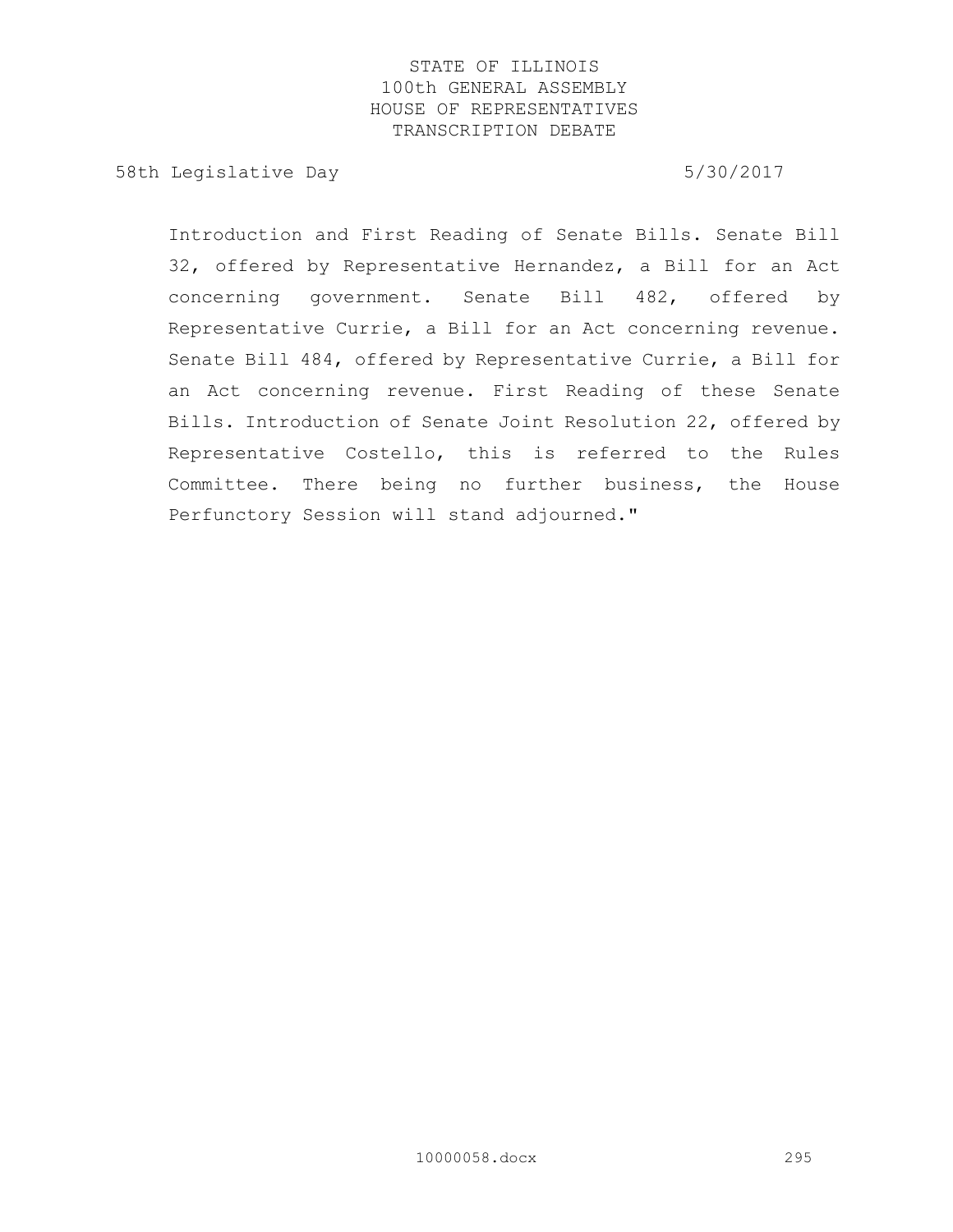Introduction and First Reading of Senate Bills. Senate Bill 32, offered by Representative Hernandez, a Bill for an Act concerning government. Senate Bill 482, offered by Representative Currie, a Bill for an Act concerning revenue. Senate Bill 484, offered by Representative Currie, a Bill for an Act concerning revenue. First Reading of these Senate Bills. Introduction of Senate Joint Resolution 22, offered by Representative Costello, this is referred to the Rules Committee. There being no further business, the House Perfunctory Session will stand adjourned."